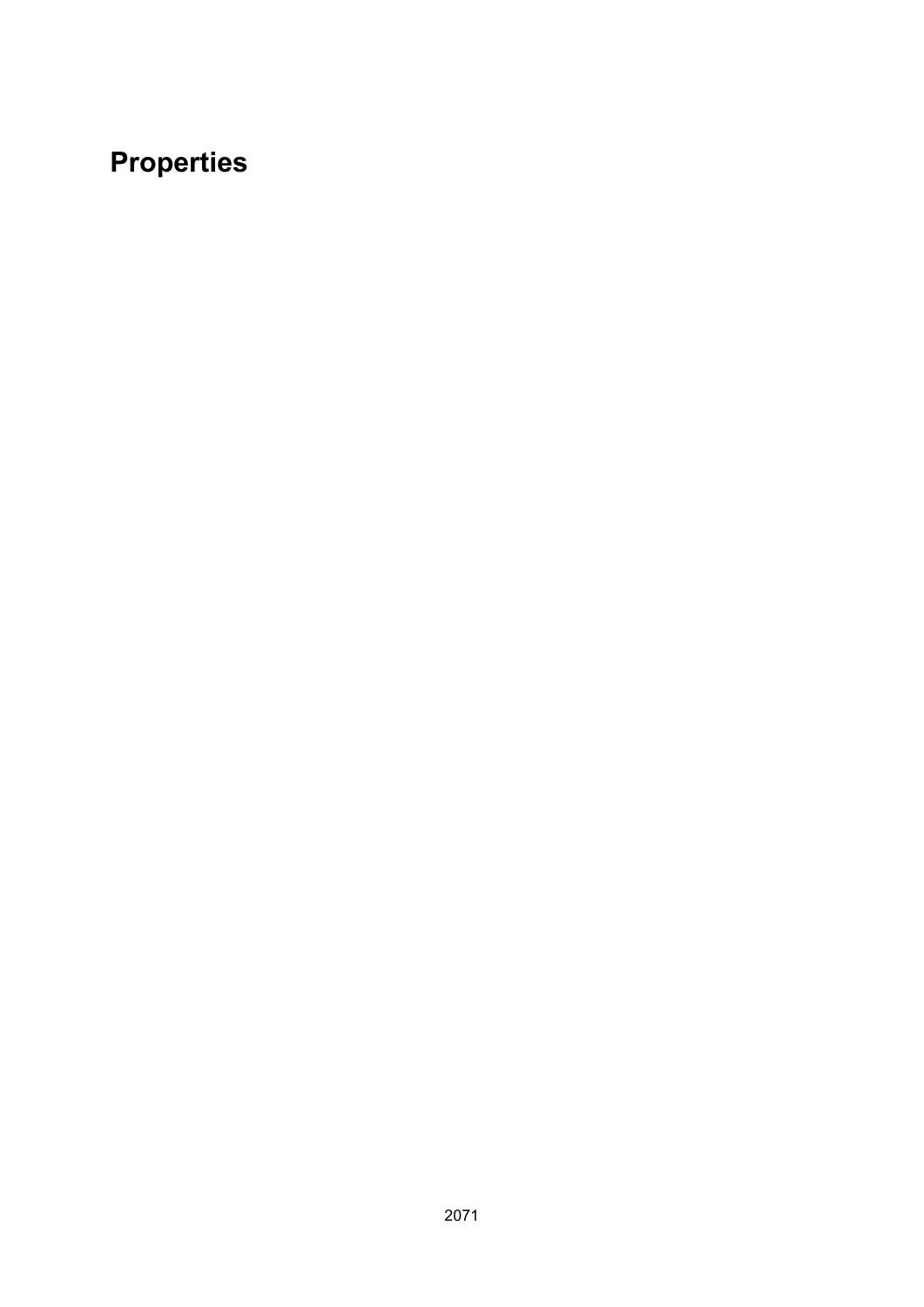# Properties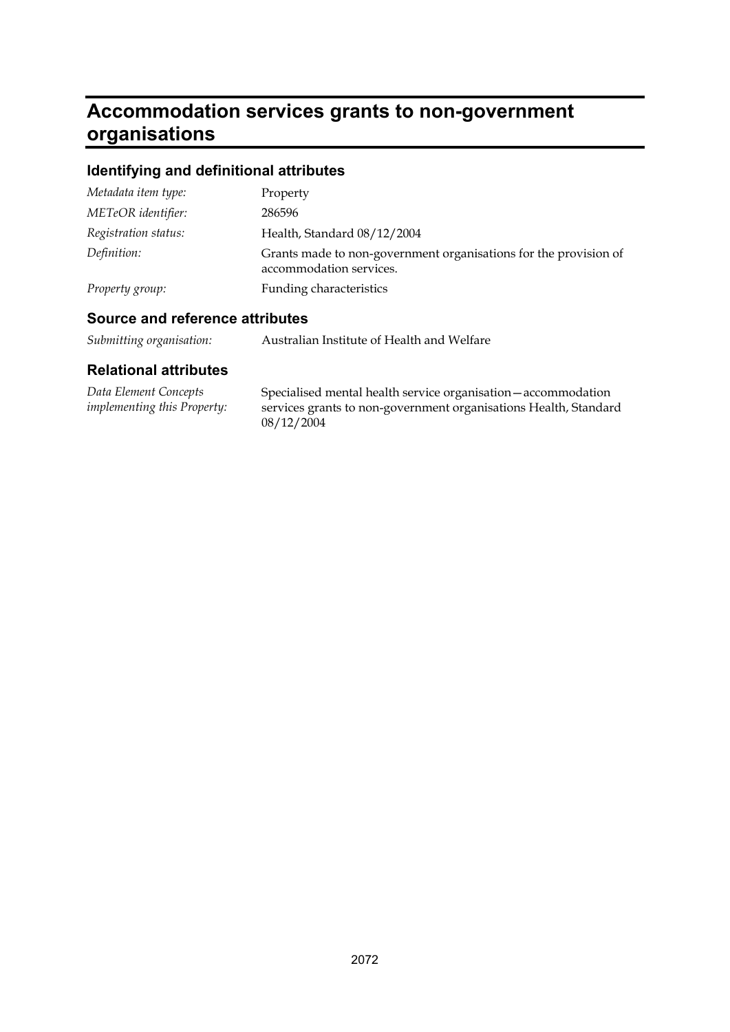# Accommodation services grants to non-government organisations

## Identifying and definitional attributes

| | |
|---|---|
| *Metadata item type:* | Property |
| *METeOR identifier:* | 286596 |
| *Registration status:* | Health, Standard 08/12/2004 |
| *Definition:* | Grants made to non-government organisations for the provision of accommodation services. |
| *Property group:* | Funding characteristics |

## Source and reference attributes

| | |
|---|---|
| *Submitting organisation:* | Australian Institute of Health and Welfare |

## Relational attributes

| | |
|---|---|
| *Data Element Concepts implementing this Property:* | Specialised mental health service organisation—accommodation services grants to non-government organisations Health, Standard 08/12/2004 |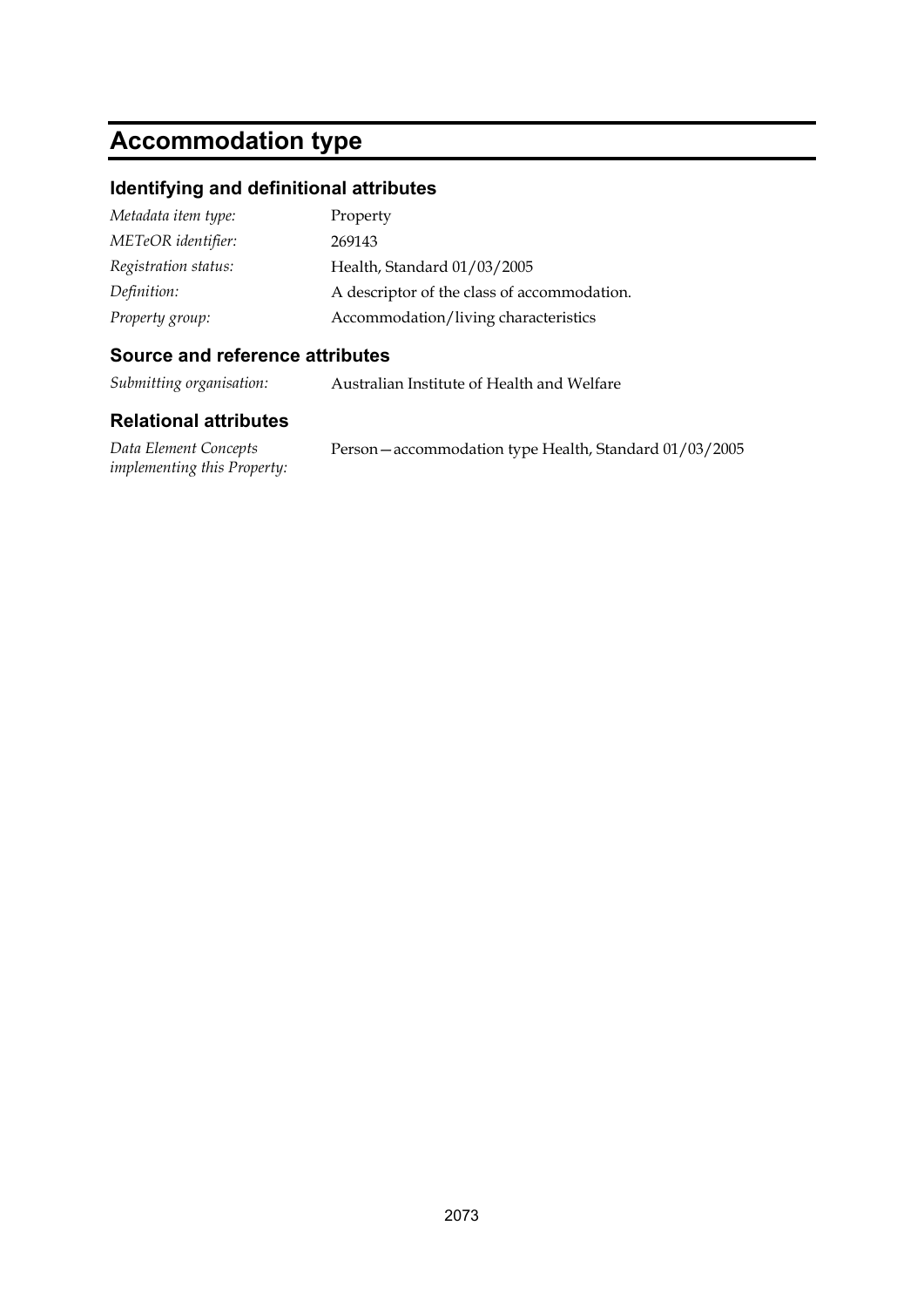# Accommodation type

## Identifying and definitional attributes

| | |
|---|---|
| *Metadata item type:* | Property |
| *METeOR identifier:* | 269143 |
| *Registration status:* | Health, Standard 01/03/2005 |
| *Definition:* | A descriptor of the class of accommodation. |
| *Property group:* | Accommodation/living characteristics |

## Source and reference attributes

| | |
|---|---|
| *Submitting organisation:* | Australian Institute of Health and Welfare |

## Relational attributes

| | |
|---|---|
| *Data Element Concepts implementing this Property:* | Person—accommodation type Health, Standard 01/03/2005 |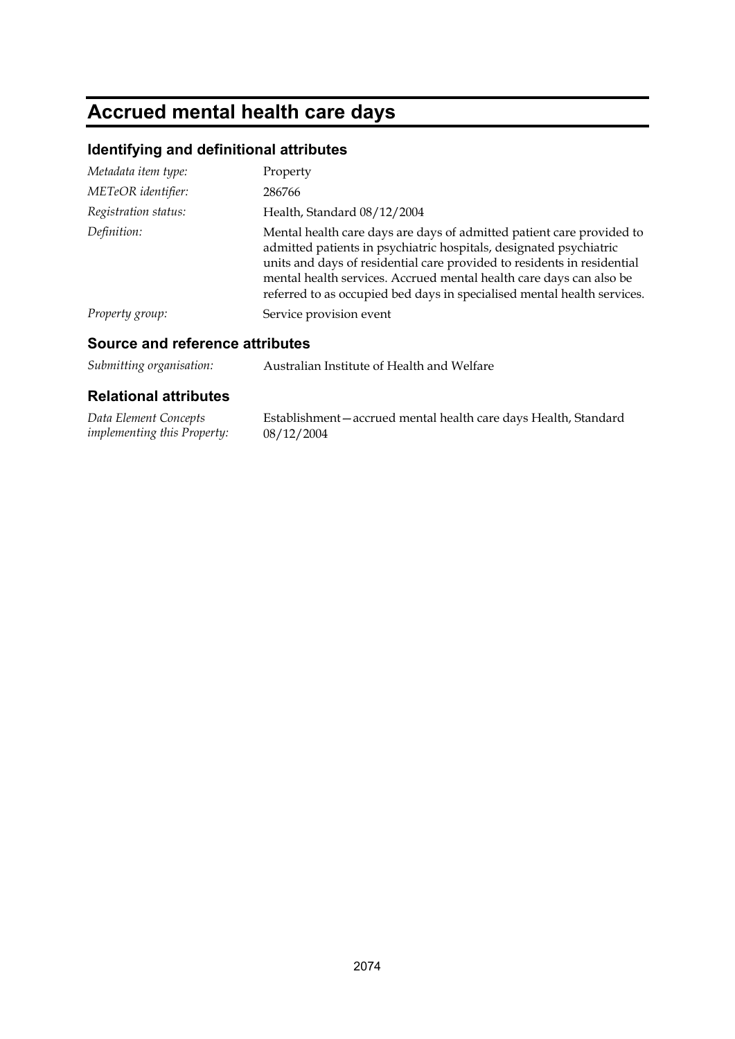# Accrued mental health care days

## Identifying and definitional attributes

| | |
|---|---|
| *Metadata item type:* | Property |
| *METeOR identifier:* | 286766 |
| *Registration status:* | Health, Standard 08/12/2004 |
| *Definition:* | Mental health care days are days of admitted patient care provided to admitted patients in psychiatric hospitals, designated psychiatric units and days of residential care provided to residents in residential mental health services. Accrued mental health care days can also be referred to as occupied bed days in specialised mental health services. |
| *Property group:* | Service provision event |

## Source and reference attributes

| | |
|---|---|
| *Submitting organisation:* | Australian Institute of Health and Welfare |

## Relational attributes

| | |
|---|---|
| *Data Element Concepts implementing this Property:* | Establishment—accrued mental health care days Health, Standard 08/12/2004 |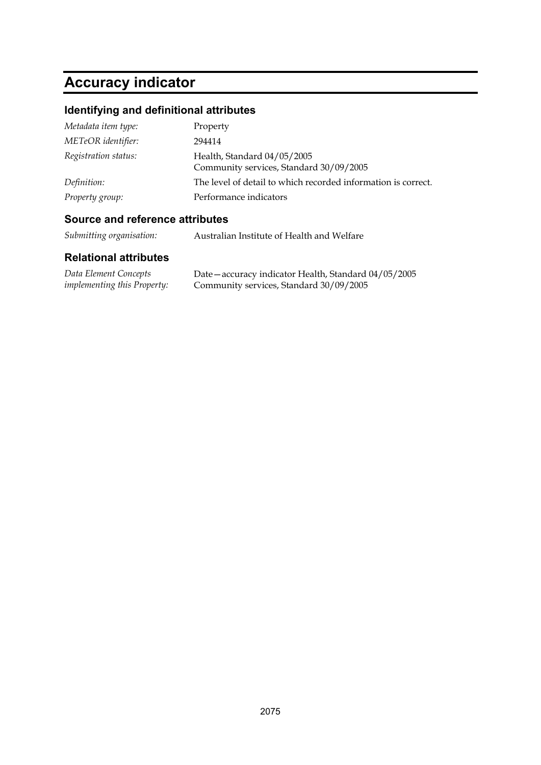# Accuracy indicator

## Identifying and definitional attributes

| | |
|---|---|
| *Metadata item type:* | Property |
| *METeOR identifier:* | 294414 |
| *Registration status:* | Health, Standard 04/05/2005<br>Community services, Standard 30/09/2005 |
| *Definition:* | The level of detail to which recorded information is correct. |
| *Property group:* | Performance indicators |

## Source and reference attributes

| | |
|---|---|
| *Submitting organisation:* | Australian Institute of Health and Welfare |

## Relational attributes

| | |
|---|---|
| *Data Element Concepts implementing this Property:* | Date—accuracy indicator Health, Standard 04/05/2005<br>Community services, Standard 30/09/2005 |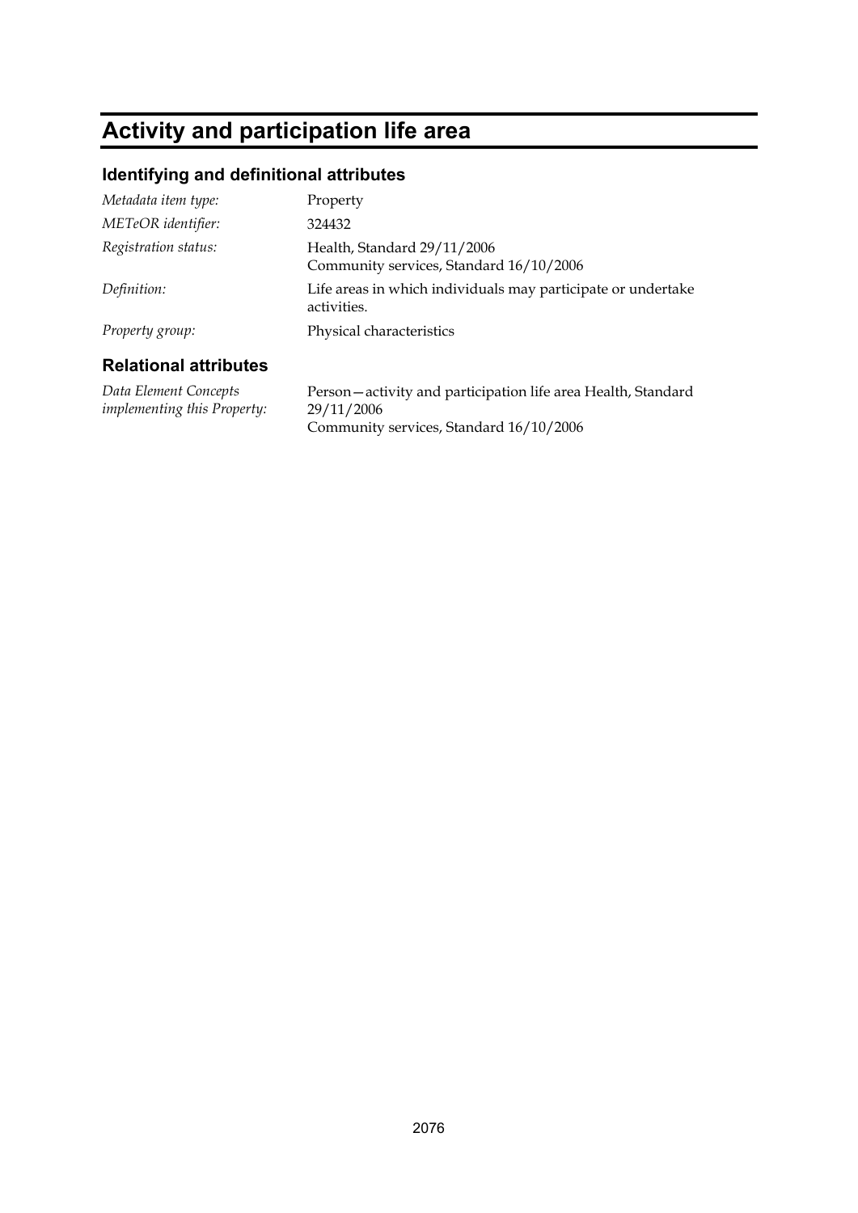# Activity and participation life area

## Identifying and definitional attributes

| | |
|---|---|
| *Metadata item type:* | Property |
| *METeOR identifier:* | 324432 |
| *Registration status:* | Health, Standard 29/11/2006<br>Community services, Standard 16/10/2006 |
| *Definition:* | Life areas in which individuals may participate or undertake activities. |
| *Property group:* | Physical characteristics |

## Relational attributes

| | |
|---|---|
| *Data Element Concepts implementing this Property:* | Person—activity and participation life area Health, Standard 29/11/2006<br>Community services, Standard 16/10/2006 |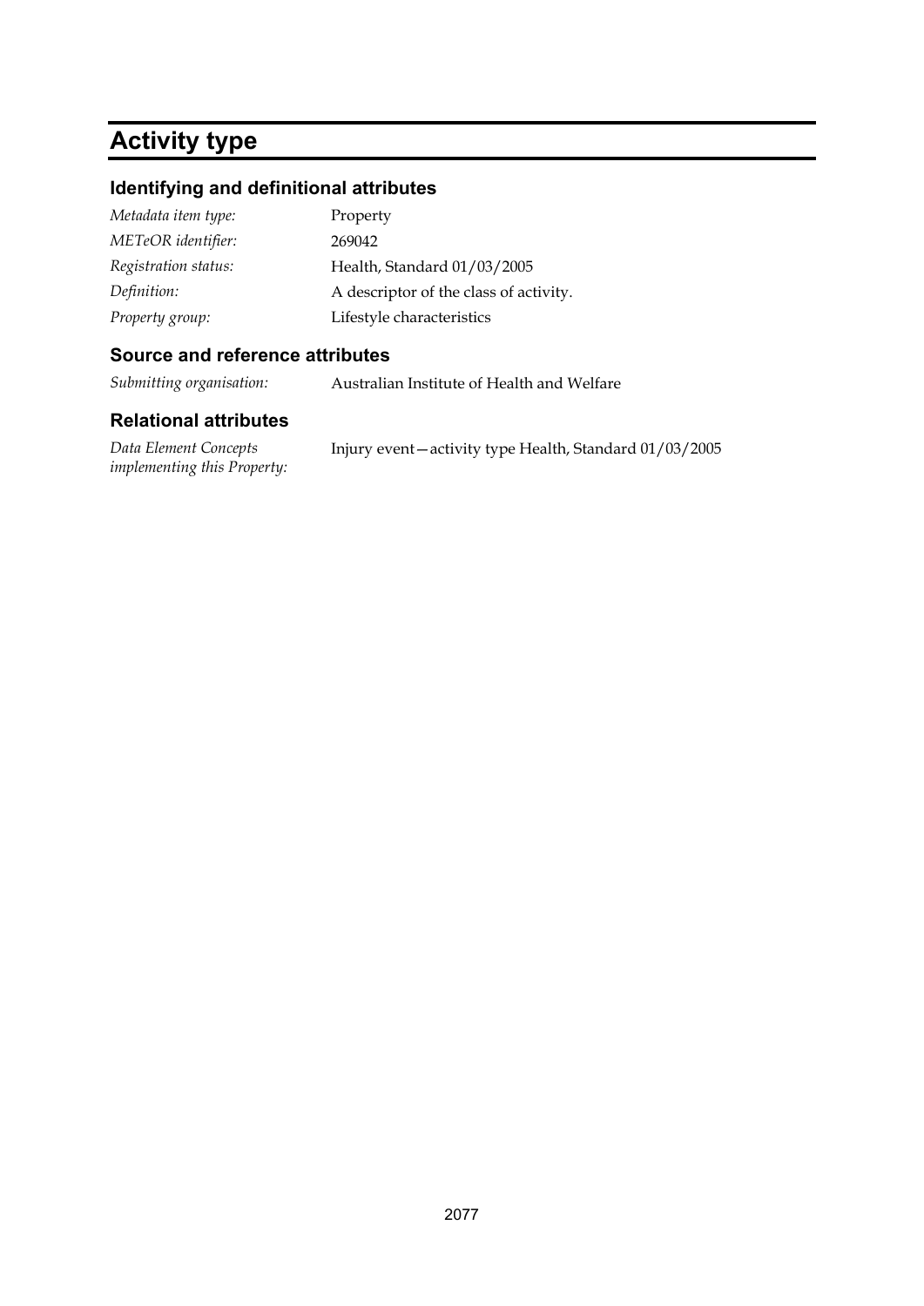# Activity type

## Identifying and definitional attributes

| | |
|---|---|
| *Metadata item type:* | Property |
| *METeOR identifier:* | 269042 |
| *Registration status:* | Health, Standard 01/03/2005 |
| *Definition:* | A descriptor of the class of activity. |
| *Property group:* | Lifestyle characteristics |

## Source and reference attributes

| | |
|---|---|
| *Submitting organisation:* | Australian Institute of Health and Welfare |

## Relational attributes

| | |
|---|---|
| *Data Element Concepts implementing this Property:* | Injury event—activity type Health, Standard 01/03/2005 |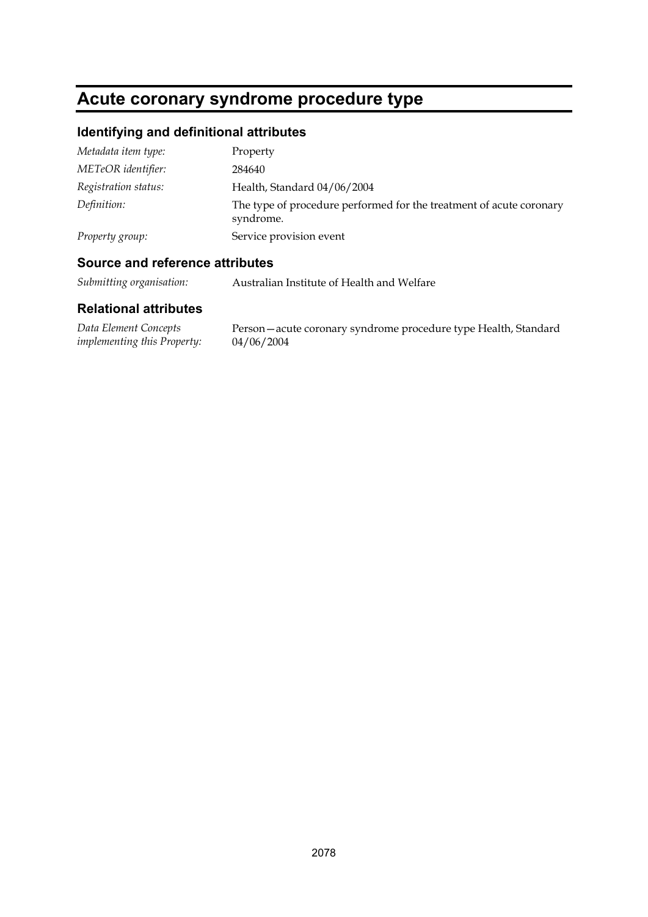# Acute coronary syndrome procedure type

## Identifying and definitional attributes

| | |
|---|---|
| *Metadata item type:* | Property |
| *METeOR identifier:* | 284640 |
| *Registration status:* | Health, Standard 04/06/2004 |
| *Definition:* | The type of procedure performed for the treatment of acute coronary syndrome. |
| *Property group:* | Service provision event |

## Source and reference attributes

| | |
|---|---|
| *Submitting organisation:* | Australian Institute of Health and Welfare |

## Relational attributes

| | |
|---|---|
| *Data Element Concepts implementing this Property:* | Person—acute coronary syndrome procedure type Health, Standard 04/06/2004 |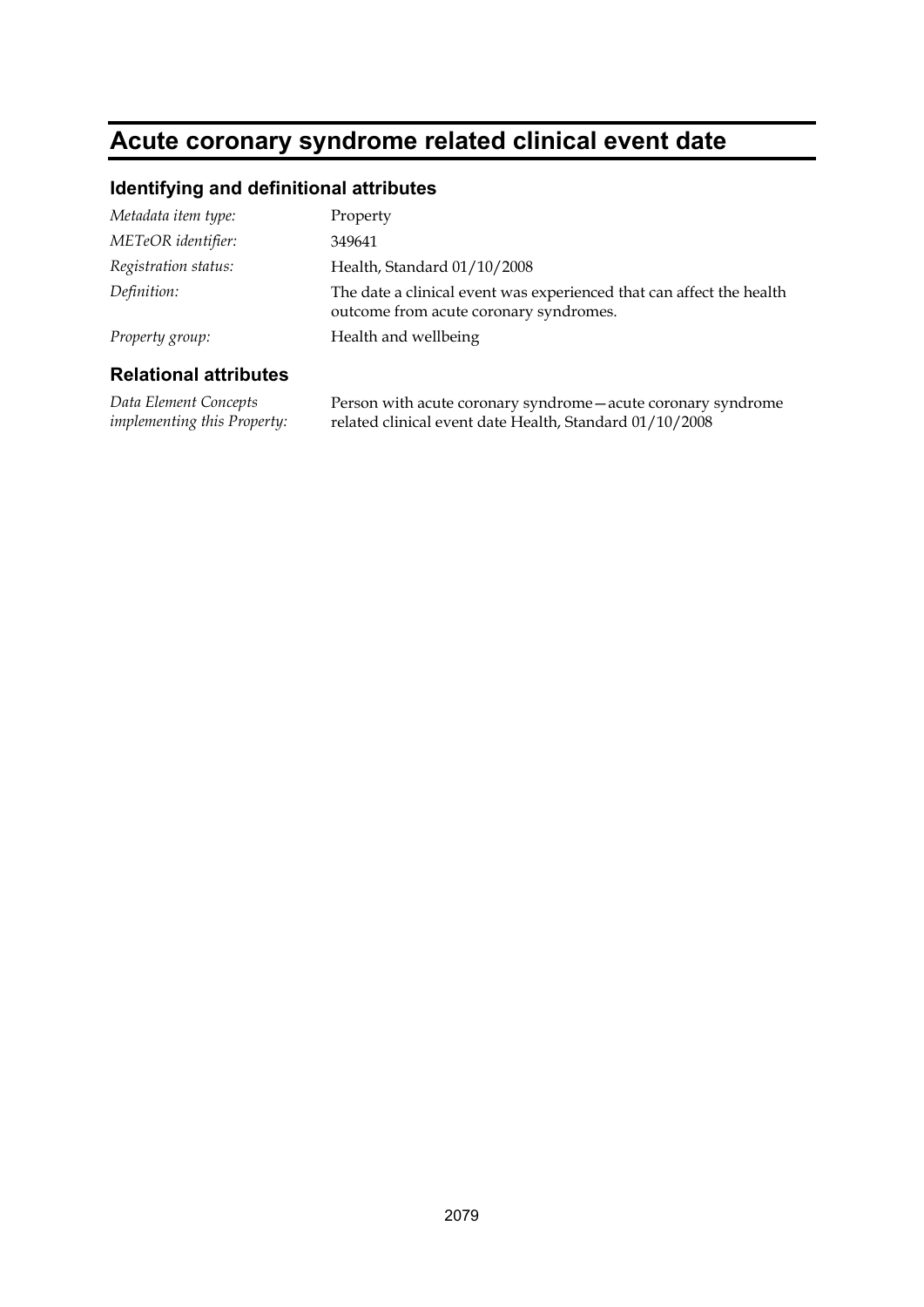# Acute coronary syndrome related clinical event date

## Identifying and definitional attributes

| | |
|---|---|
| *Metadata item type:* | Property |
| *METeOR identifier:* | 349641 |
| *Registration status:* | Health, Standard 01/10/2008 |
| *Definition:* | The date a clinical event was experienced that can affect the health outcome from acute coronary syndromes. |
| *Property group:* | Health and wellbeing |

## Relational attributes

| | |
|---|---|
| *Data Element Concepts implementing this Property:* | Person with acute coronary syndrome—acute coronary syndrome related clinical event date Health, Standard 01/10/2008 |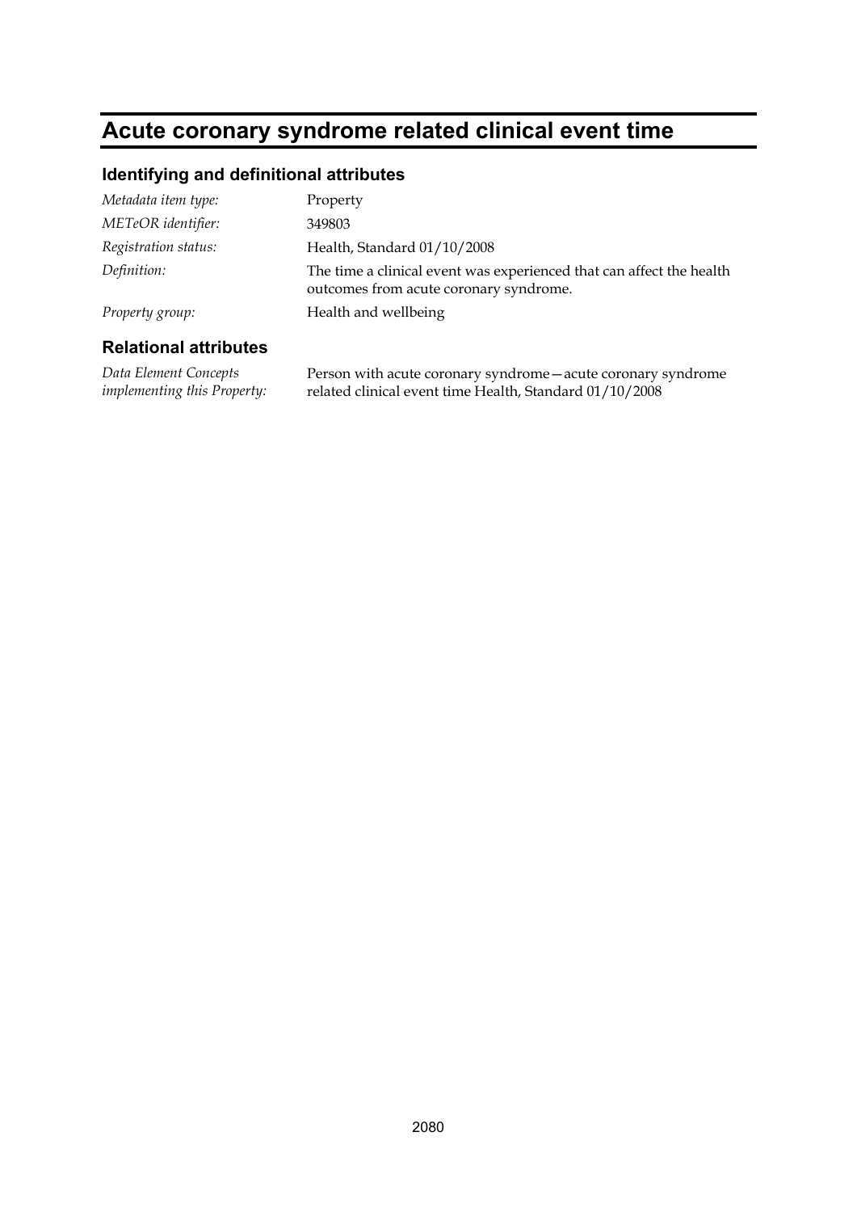# Acute coronary syndrome related clinical event time

## Identifying and definitional attributes

| | |
|---|---|
| *Metadata item type:* | Property |
| *METeOR identifier:* | 349803 |
| *Registration status:* | Health, Standard 01/10/2008 |
| *Definition:* | The time a clinical event was experienced that can affect the health outcomes from acute coronary syndrome. |
| *Property group:* | Health and wellbeing |

## Relational attributes

| | |
|---|---|
| *Data Element Concepts implementing this Property:* | Person with acute coronary syndrome—acute coronary syndrome related clinical event time Health, Standard 01/10/2008 |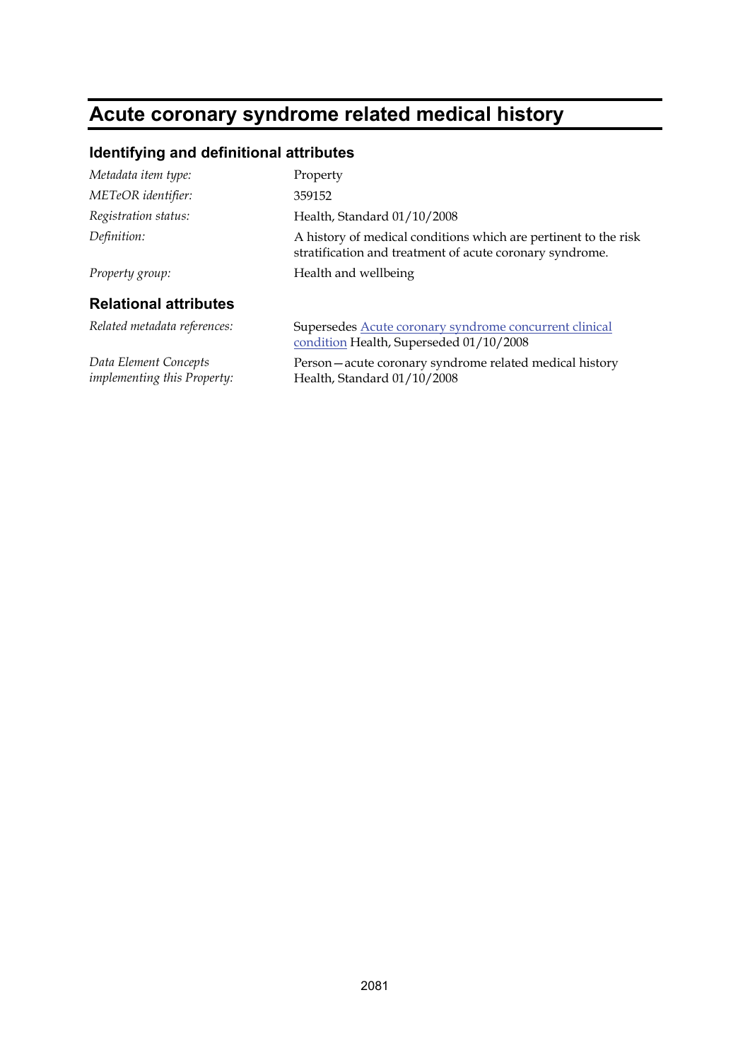# Acute coronary syndrome related medical history

## Identifying and definitional attributes

| | |
|---|---|
| *Metadata item type:* | Property |
| *METeOR identifier:* | 359152 |
| *Registration status:* | Health, Standard 01/10/2008 |
| *Definition:* | A history of medical conditions which are pertinent to the risk stratification and treatment of acute coronary syndrome. |
| *Property group:* | Health and wellbeing |

## Relational attributes

| | |
|---|---|
| *Related metadata references:* | Supersedes Acute coronary syndrome concurrent clinical condition Health, Superseded 01/10/2008 |
| *Data Element Concepts implementing this Property:* | Person—acute coronary syndrome related medical history Health, Standard 01/10/2008 |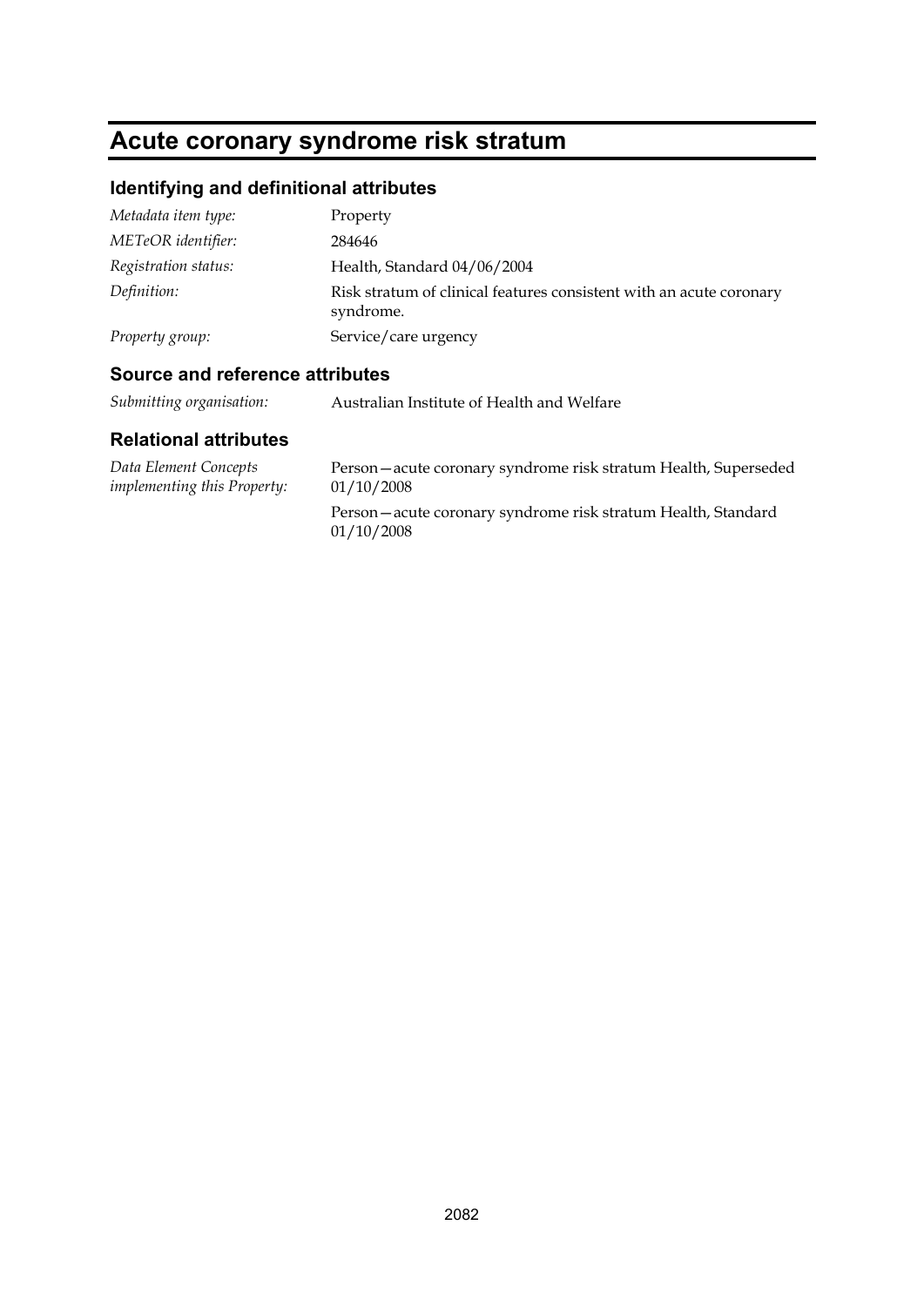# Acute coronary syndrome risk stratum

## Identifying and definitional attributes

*Metadata item type:* Property

*METeOR identifier:* 284646

*Registration status:* Health, Standard 04/06/2004

*Definition:* Risk stratum of clinical features consistent with an acute coronary syndrome.

*Property group:* Service/care urgency

## Source and reference attributes

*Submitting organisation:* Australian Institute of Health and Welfare

## Relational attributes

*Data Element Concepts implementing this Property:*

Person—acute coronary syndrome risk stratum Health, Superseded 01/10/2008

Person—acute coronary syndrome risk stratum Health, Standard 01/10/2008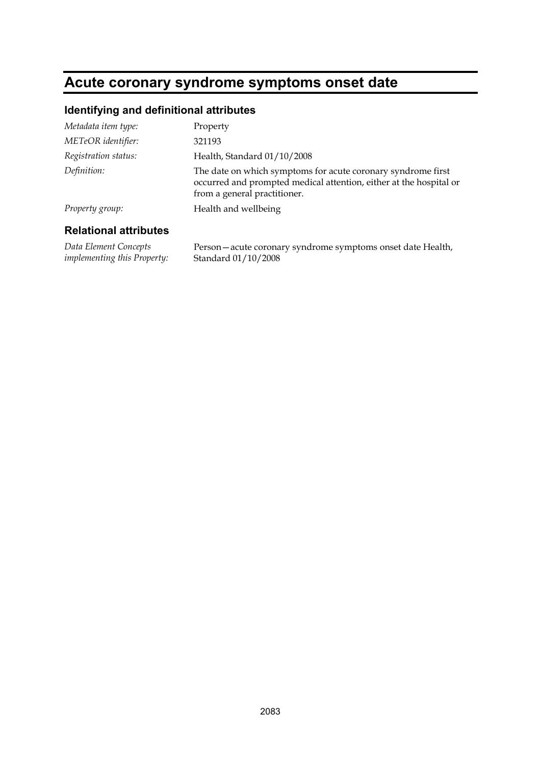# Acute coronary syndrome symptoms onset date

## Identifying and definitional attributes

| | |
|---|---|
| *Metadata item type:* | Property |
| *METeOR identifier:* | 321193 |
| *Registration status:* | Health, Standard 01/10/2008 |
| *Definition:* | The date on which symptoms for acute coronary syndrome first occurred and prompted medical attention, either at the hospital or from a general practitioner. |
| *Property group:* | Health and wellbeing |

## Relational attributes

| | |
|---|---|
| *Data Element Concepts implementing this Property:* | Person—acute coronary syndrome symptoms onset date Health, Standard 01/10/2008 |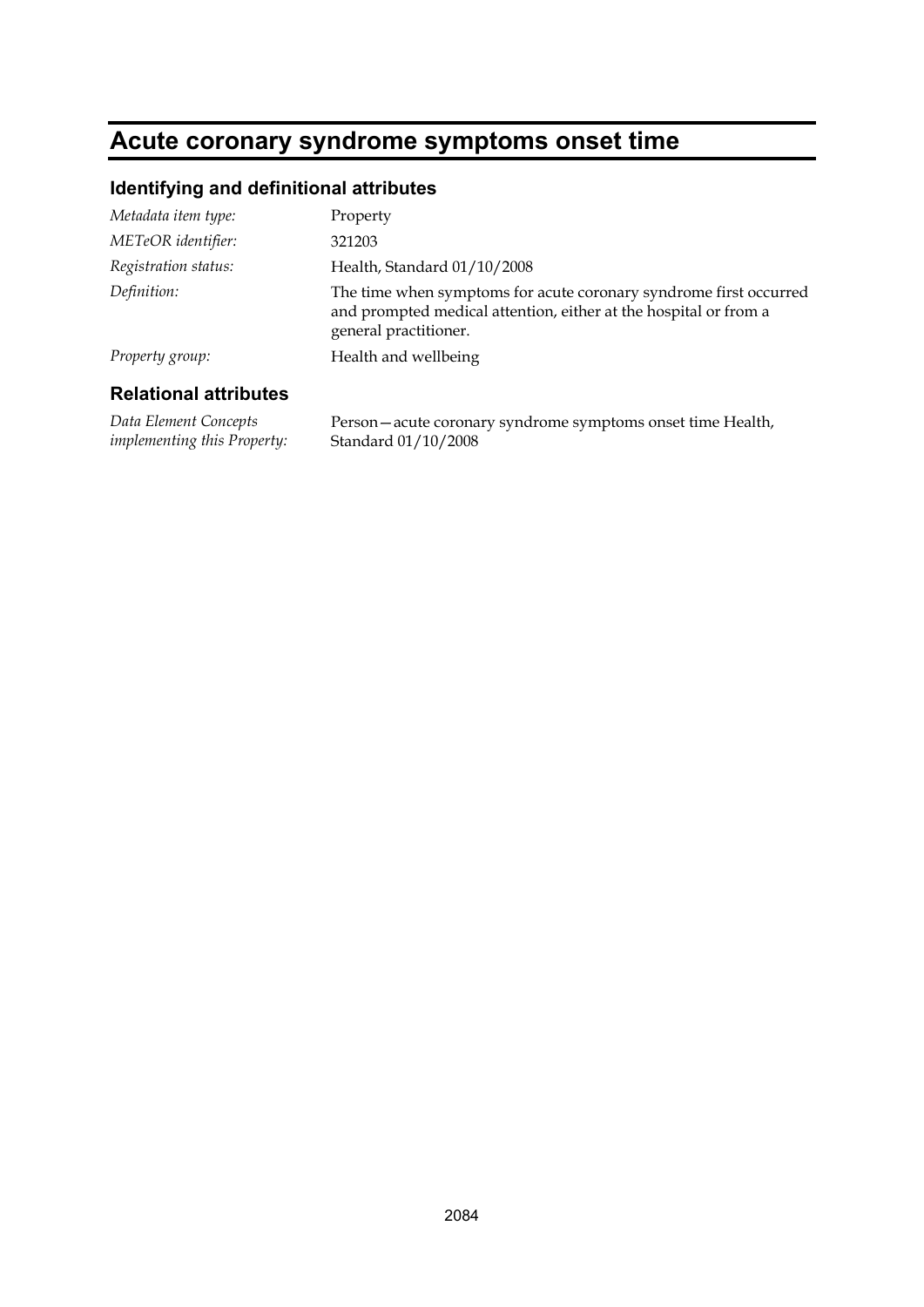# Acute coronary syndrome symptoms onset time

## Identifying and definitional attributes

| | |
|---|---|
| *Metadata item type:* | Property |
| *METeOR identifier:* | 321203 |
| *Registration status:* | Health, Standard 01/10/2008 |
| *Definition:* | The time when symptoms for acute coronary syndrome first occurred and prompted medical attention, either at the hospital or from a general practitioner. |
| *Property group:* | Health and wellbeing |

## Relational attributes

| | |
|---|---|
| *Data Element Concepts implementing this Property:* | Person—acute coronary syndrome symptoms onset time Health, Standard 01/10/2008 |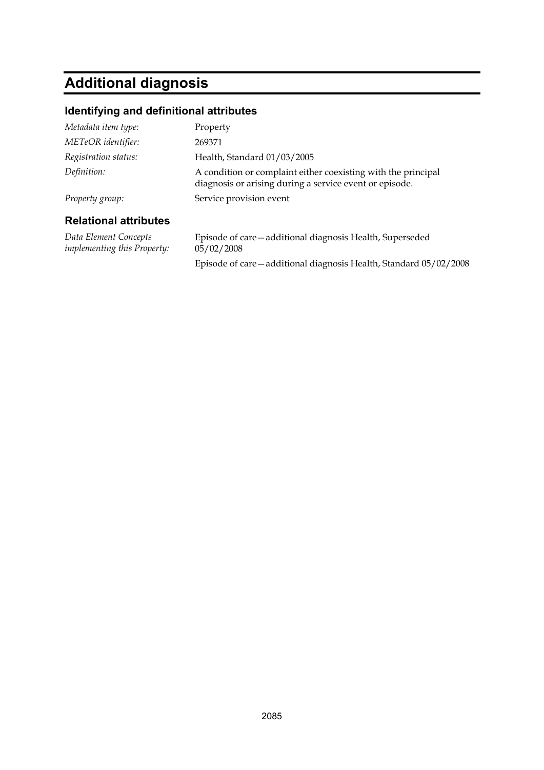# Additional diagnosis

## Identifying and definitional attributes

| | |
|---|---|
| *Metadata item type:* | Property |
| *METeOR identifier:* | 269371 |
| *Registration status:* | Health, Standard 01/03/2005 |
| *Definition:* | A condition or complaint either coexisting with the principal diagnosis or arising during a service event or episode. |
| *Property group:* | Service provision event |

## Relational attributes

| | |
|---|---|
| *Data Element Concepts implementing this Property:* | Episode of care—additional diagnosis Health, Superseded 05/02/2008 |
| | Episode of care—additional diagnosis Health, Standard 05/02/2008 |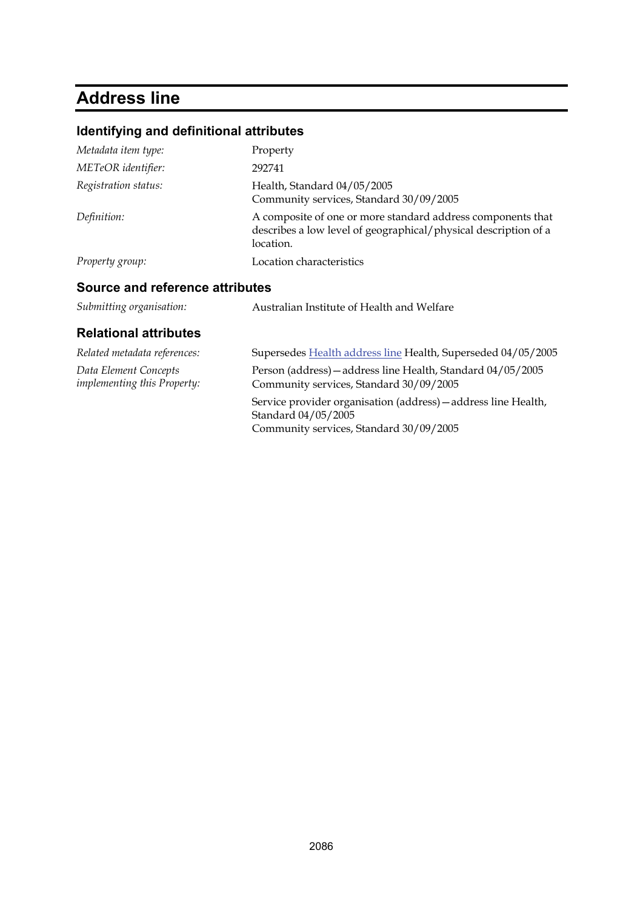# Address line

## Identifying and definitional attributes

*Metadata item type:* Property

*METeOR identifier:* 292741

*Registration status:* Health, Standard 04/05/2005
Community services, Standard 30/09/2005

*Definition:* A composite of one or more standard address components that describes a low level of geographical/physical description of a location.

*Property group:* Location characteristics

## Source and reference attributes

*Submitting organisation:* Australian Institute of Health and Welfare

## Relational attributes

*Related metadata references:* Supersedes Health address line Health, Superseded 04/05/2005

*Data Element Concepts implementing this Property:* Person (address)—address line Health, Standard 04/05/2005
Community services, Standard 30/09/2005

Service provider organisation (address)—address line Health, Standard 04/05/2005
Community services, Standard 30/09/2005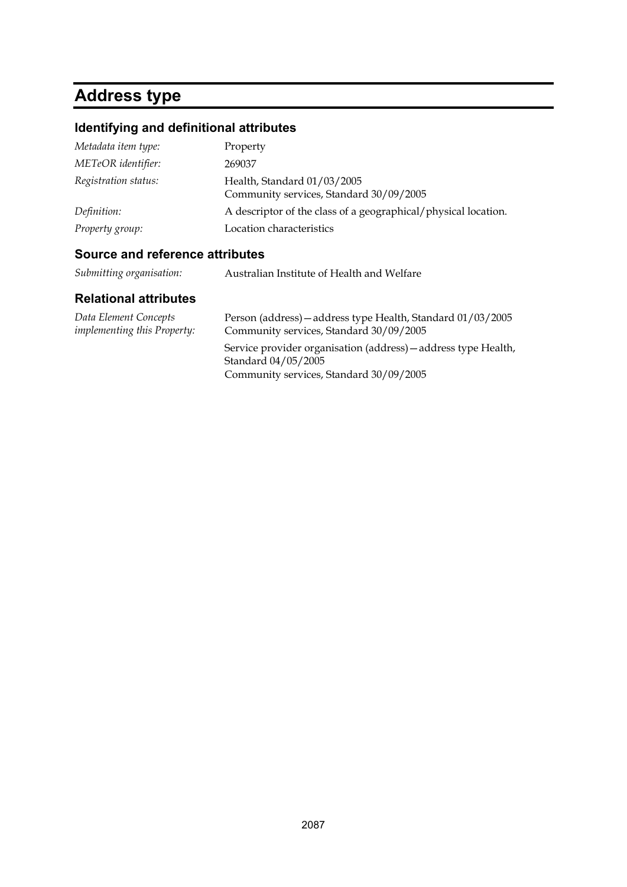# Address type

## Identifying and definitional attributes

| | |
|---|---|
| *Metadata item type:* | Property |
| *METeOR identifier:* | 269037 |
| *Registration status:* | Health, Standard 01/03/2005<br>Community services, Standard 30/09/2005 |
| *Definition:* | A descriptor of the class of a geographical/physical location. |
| *Property group:* | Location characteristics |

## Source and reference attributes

| | |
|---|---|
| *Submitting organisation:* | Australian Institute of Health and Welfare |

## Relational attributes

| | |
|---|---|
| *Data Element Concepts implementing this Property:* | Person (address)—address type Health, Standard 01/03/2005<br>Community services, Standard 30/09/2005<br><br>Service provider organisation (address)—address type Health, Standard 04/05/2005<br>Community services, Standard 30/09/2005 |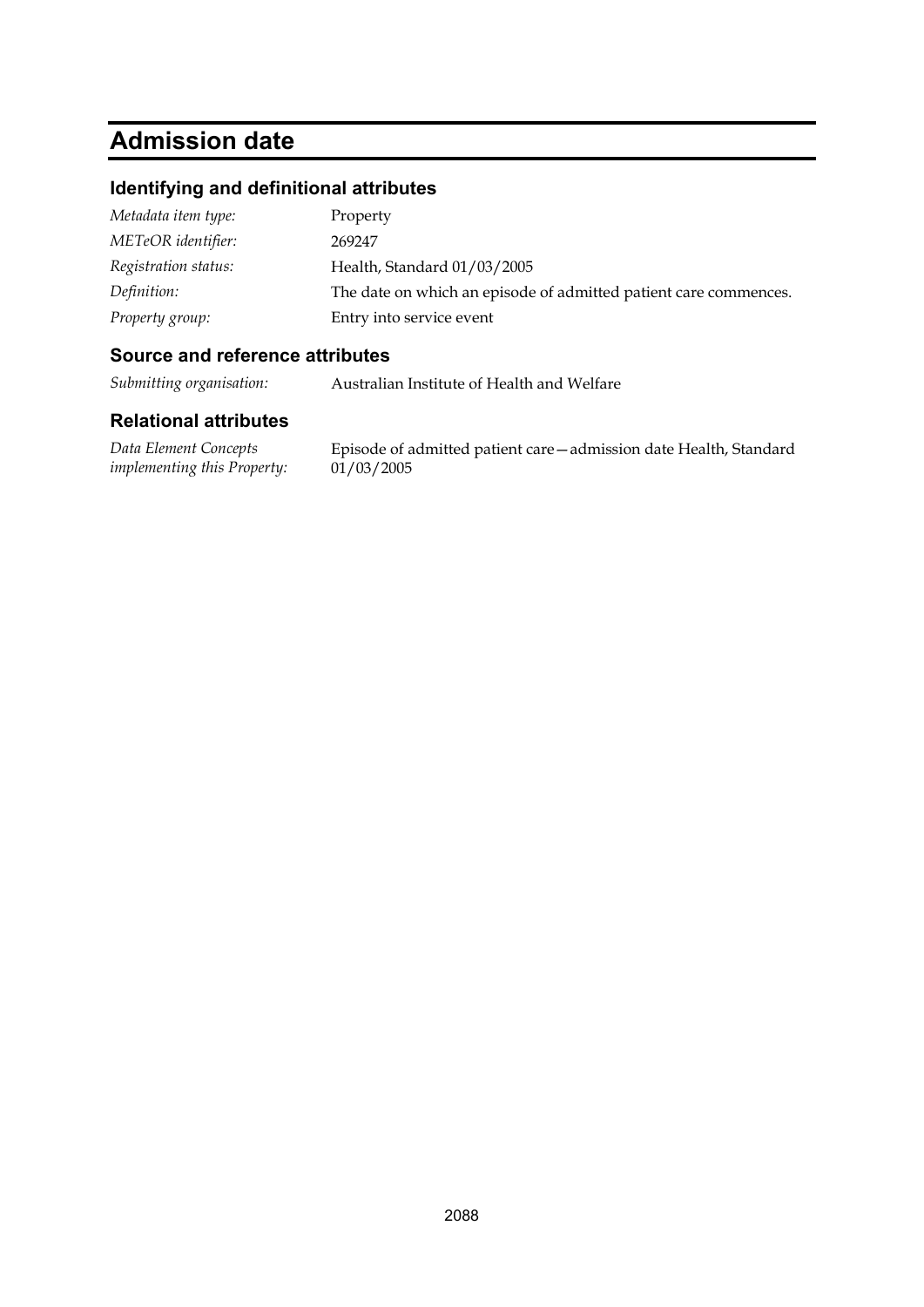# Admission date

## Identifying and definitional attributes

| | |
|---|---|
| *Metadata item type:* | Property |
| *METeOR identifier:* | 269247 |
| *Registration status:* | Health, Standard 01/03/2005 |
| *Definition:* | The date on which an episode of admitted patient care commences. |
| *Property group:* | Entry into service event |

## Source and reference attributes

| | |
|---|---|
| *Submitting organisation:* | Australian Institute of Health and Welfare |

## Relational attributes

| | |
|---|---|
| *Data Element Concepts implementing this Property:* | Episode of admitted patient care—admission date Health, Standard 01/03/2005 |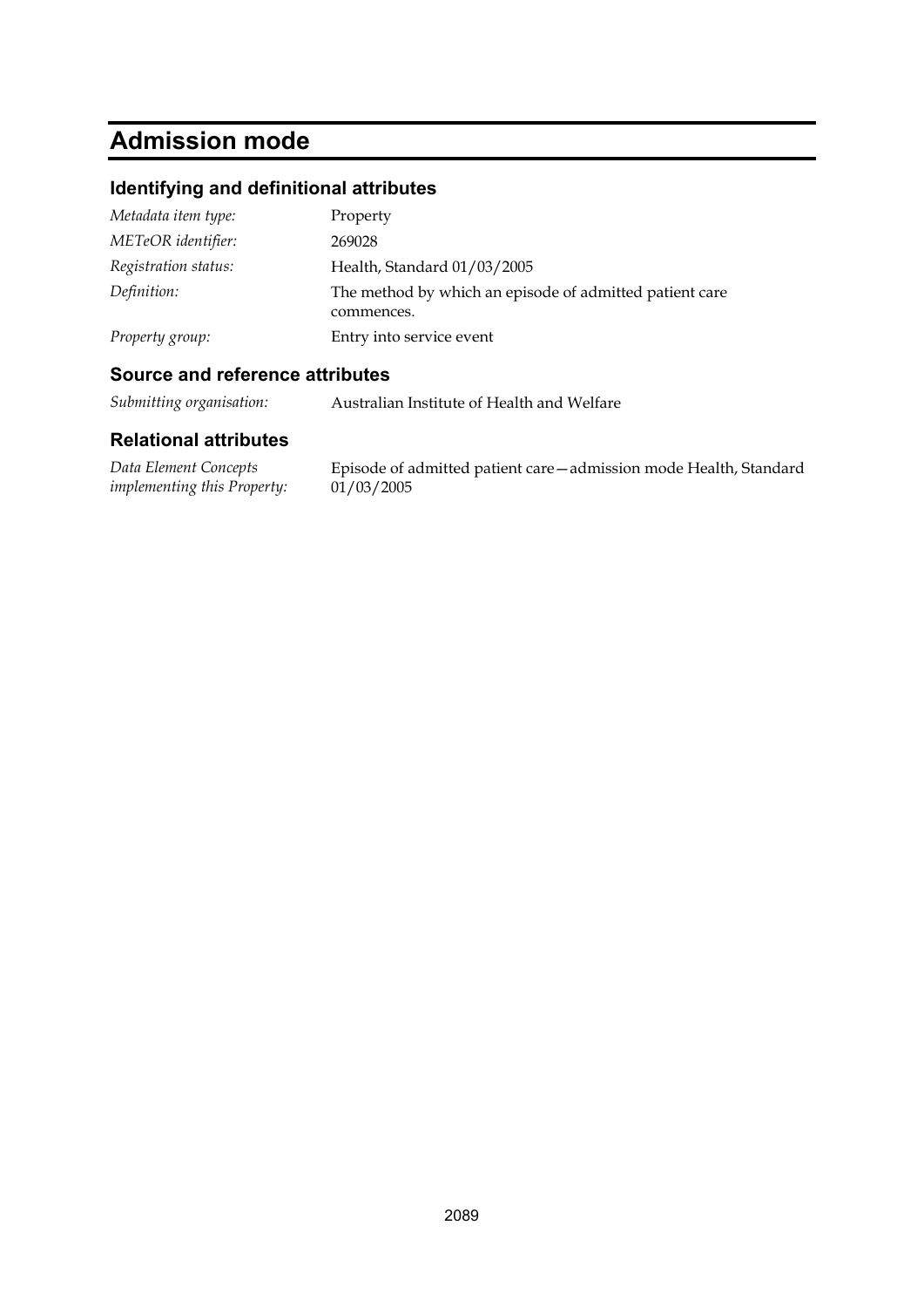# Admission mode

## Identifying and definitional attributes

| | |
|---|---|
| *Metadata item type:* | Property |
| *METeOR identifier:* | 269028 |
| *Registration status:* | Health, Standard 01/03/2005 |
| *Definition:* | The method by which an episode of admitted patient care commences. |
| *Property group:* | Entry into service event |

## Source and reference attributes

| | |
|---|---|
| *Submitting organisation:* | Australian Institute of Health and Welfare |

## Relational attributes

| | |
|---|---|
| *Data Element Concepts implementing this Property:* | Episode of admitted patient care—admission mode Health, Standard 01/03/2005 |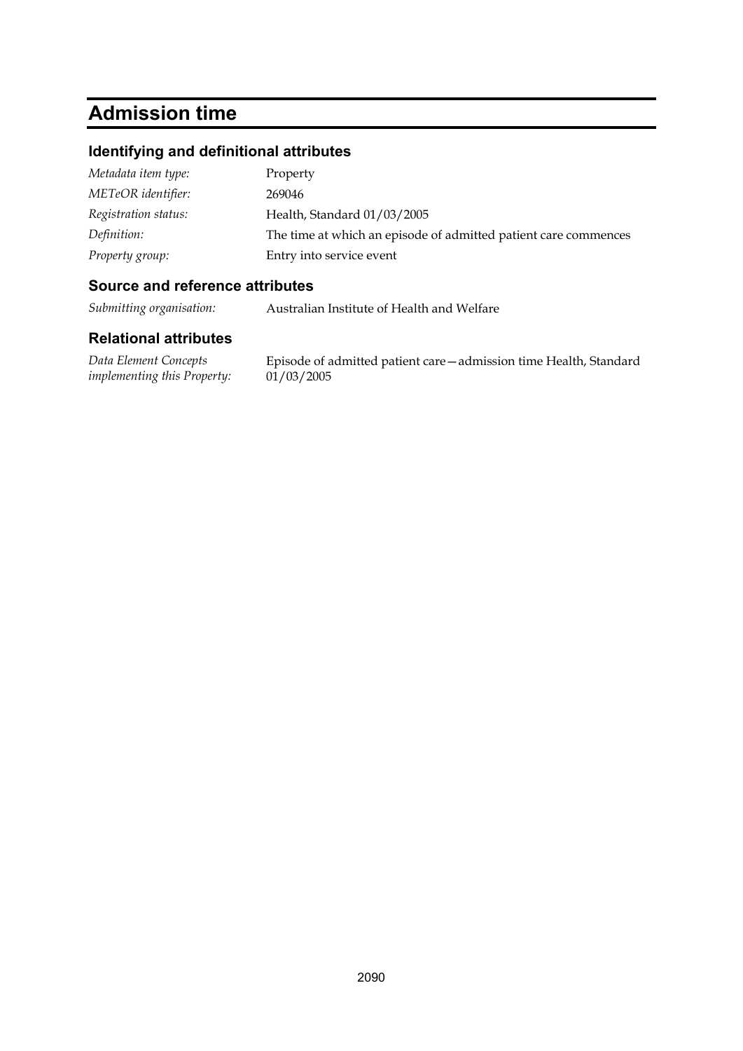# Admission time

## Identifying and definitional attributes

| | |
|---|---|
| *Metadata item type:* | Property |
| *METeOR identifier:* | 269046 |
| *Registration status:* | Health, Standard 01/03/2005 |
| *Definition:* | The time at which an episode of admitted patient care commences |
| *Property group:* | Entry into service event |

## Source and reference attributes

| | |
|---|---|
| *Submitting organisation:* | Australian Institute of Health and Welfare |

## Relational attributes

| | |
|---|---|
| *Data Element Concepts implementing this Property:* | Episode of admitted patient care—admission time Health, Standard 01/03/2005 |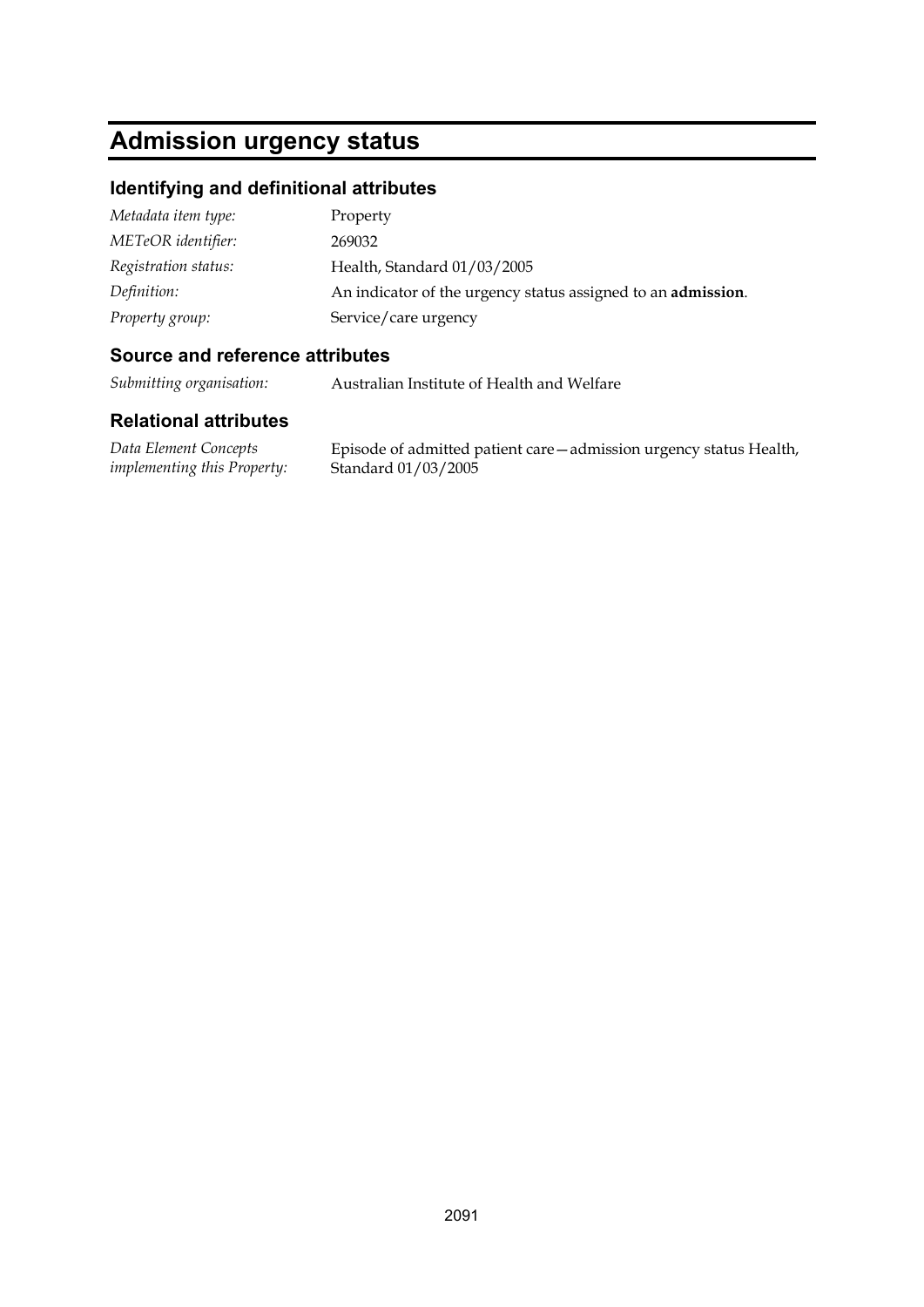# Admission urgency status

## Identifying and definitional attributes

| | |
|---|---|
| *Metadata item type:* | Property |
| *METeOR identifier:* | 269032 |
| *Registration status:* | Health, Standard 01/03/2005 |
| *Definition:* | An indicator of the urgency status assigned to an **admission**. |
| *Property group:* | Service/care urgency |

## Source and reference attributes

| | |
|---|---|
| *Submitting organisation:* | Australian Institute of Health and Welfare |

## Relational attributes

| | |
|---|---|
| *Data Element Concepts implementing this Property:* | Episode of admitted patient care—admission urgency status Health, Standard 01/03/2005 |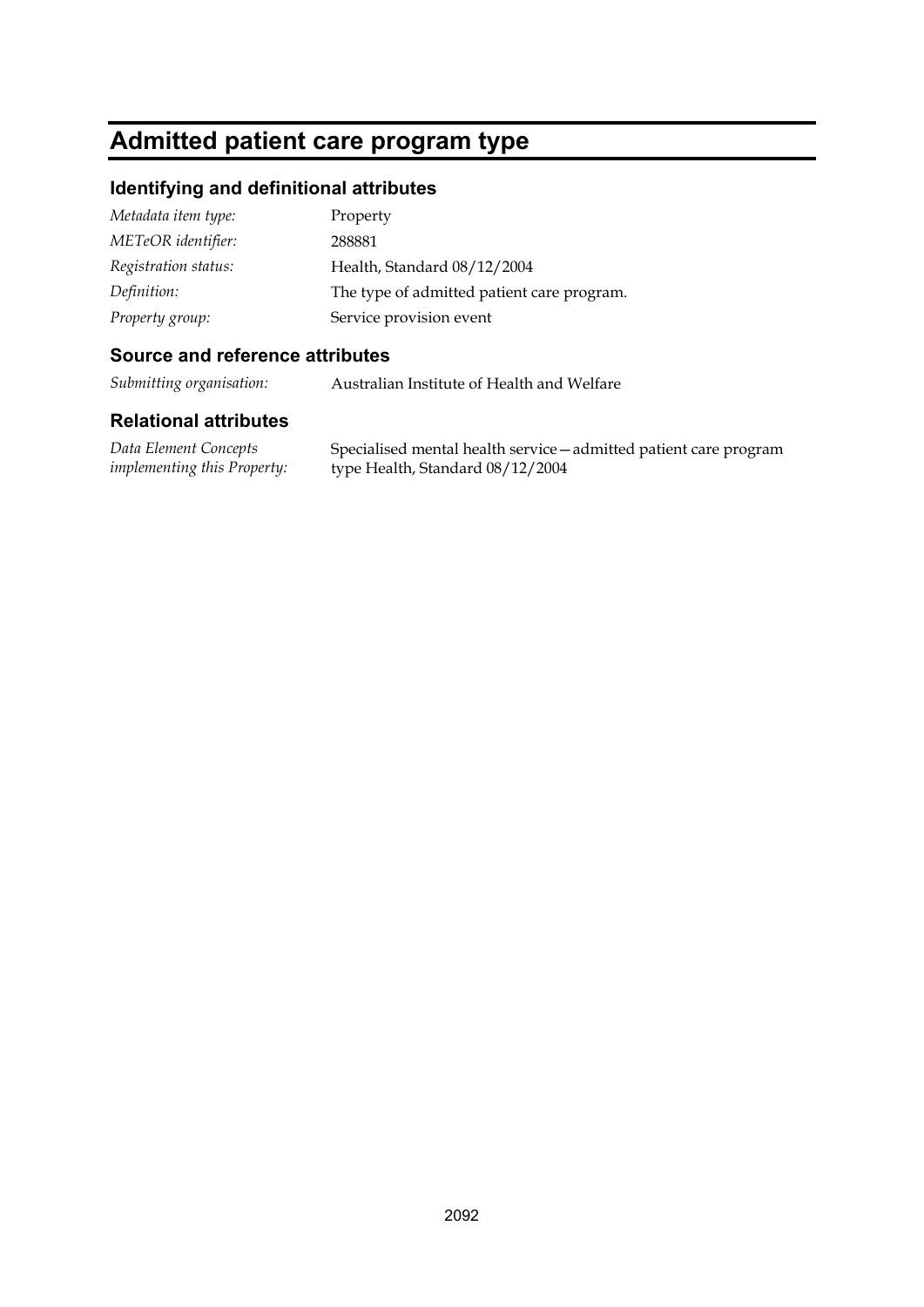# Admitted patient care program type

## Identifying and definitional attributes

| | |
|---|---|
| *Metadata item type:* | Property |
| *METeOR identifier:* | 288881 |
| *Registration status:* | Health, Standard 08/12/2004 |
| *Definition:* | The type of admitted patient care program. |
| *Property group:* | Service provision event |

## Source and reference attributes

| | |
|---|---|
| *Submitting organisation:* | Australian Institute of Health and Welfare |

## Relational attributes

| | |
|---|---|
| *Data Element Concepts implementing this Property:* | Specialised mental health service—admitted patient care program type Health, Standard 08/12/2004 |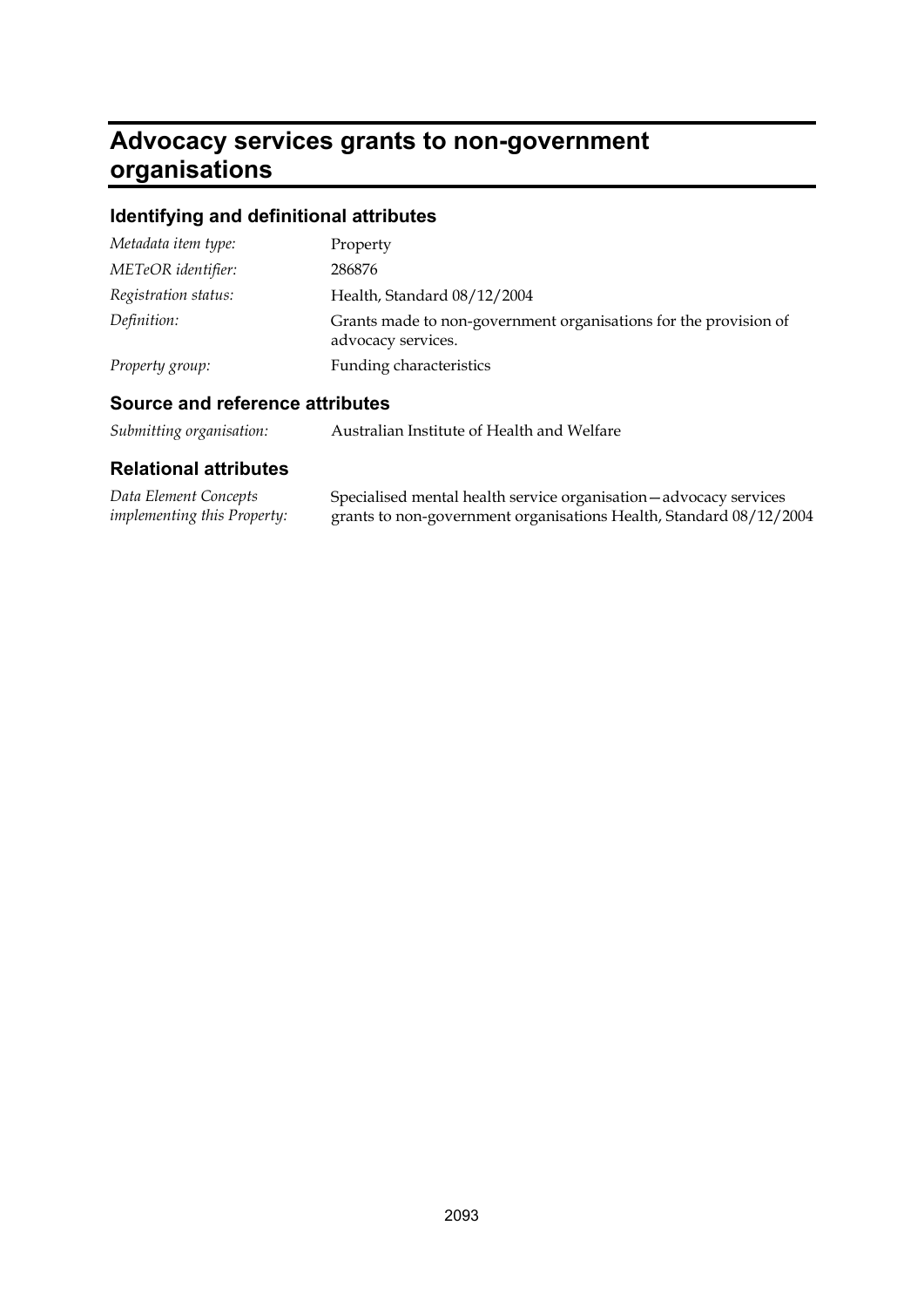# Advocacy services grants to non-government organisations

## Identifying and definitional attributes

| | |
|---|---|
| *Metadata item type:* | Property |
| *METeOR identifier:* | 286876 |
| *Registration status:* | Health, Standard 08/12/2004 |
| *Definition:* | Grants made to non-government organisations for the provision of advocacy services. |
| *Property group:* | Funding characteristics |

## Source and reference attributes

| | |
|---|---|
| *Submitting organisation:* | Australian Institute of Health and Welfare |

## Relational attributes

| | |
|---|---|
| *Data Element Concepts implementing this Property:* | Specialised mental health service organisation—advocacy services grants to non-government organisations Health, Standard 08/12/2004 |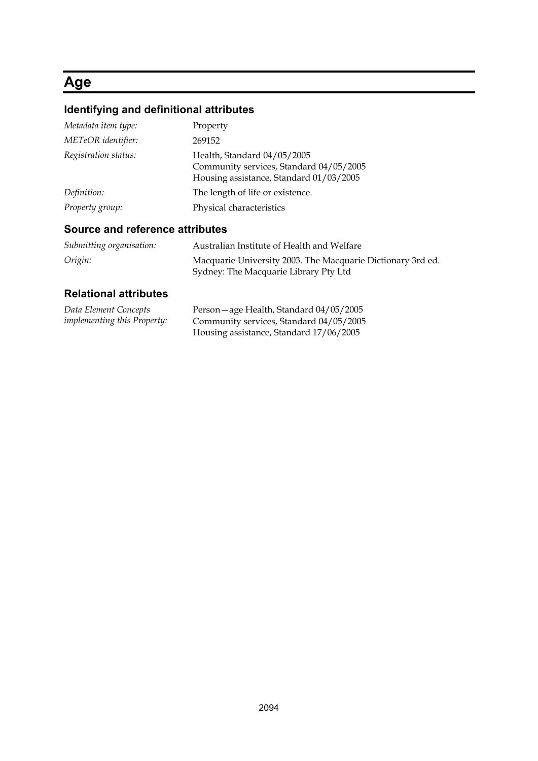# Age

## Identifying and definitional attributes

| | |
|---|---|
| *Metadata item type:* | Property |
| *METeOR identifier:* | 269152 |
| *Registration status:* | Health, Standard 04/05/2005<br>Community services, Standard 04/05/2005<br>Housing assistance, Standard 01/03/2005 |
| *Definition:* | The length of life or existence. |
| *Property group:* | Physical characteristics |

## Source and reference attributes

| | |
|---|---|
| *Submitting organisation:* | Australian Institute of Health and Welfare |
| *Origin:* | Macquarie University 2003. The Macquarie Dictionary 3rd ed. Sydney: The Macquarie Library Pty Ltd |

## Relational attributes

| | |
|---|---|
| *Data Element Concepts implementing this Property:* | Person—age Health, Standard 04/05/2005<br>Community services, Standard 04/05/2005<br>Housing assistance, Standard 17/06/2005 |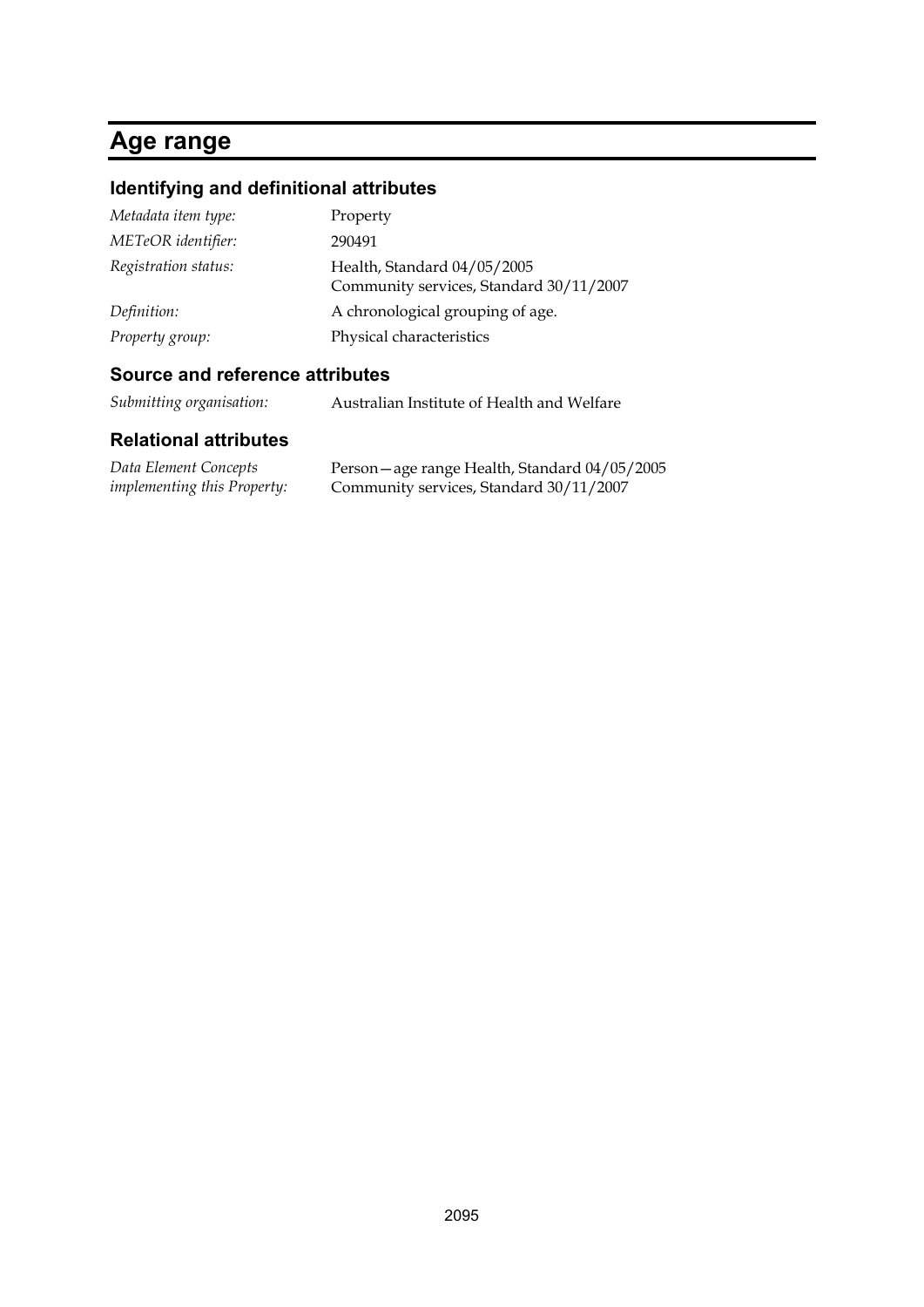# Age range

## Identifying and definitional attributes

| | |
|---|---|
| *Metadata item type:* | Property |
| *METeOR identifier:* | 290491 |
| *Registration status:* | Health, Standard 04/05/2005<br>Community services, Standard 30/11/2007 |
| *Definition:* | A chronological grouping of age. |
| *Property group:* | Physical characteristics |

## Source and reference attributes

| | |
|---|---|
| *Submitting organisation:* | Australian Institute of Health and Welfare |

## Relational attributes

| | |
|---|---|
| *Data Element Concepts implementing this Property:* | Person—age range Health, Standard 04/05/2005<br>Community services, Standard 30/11/2007 |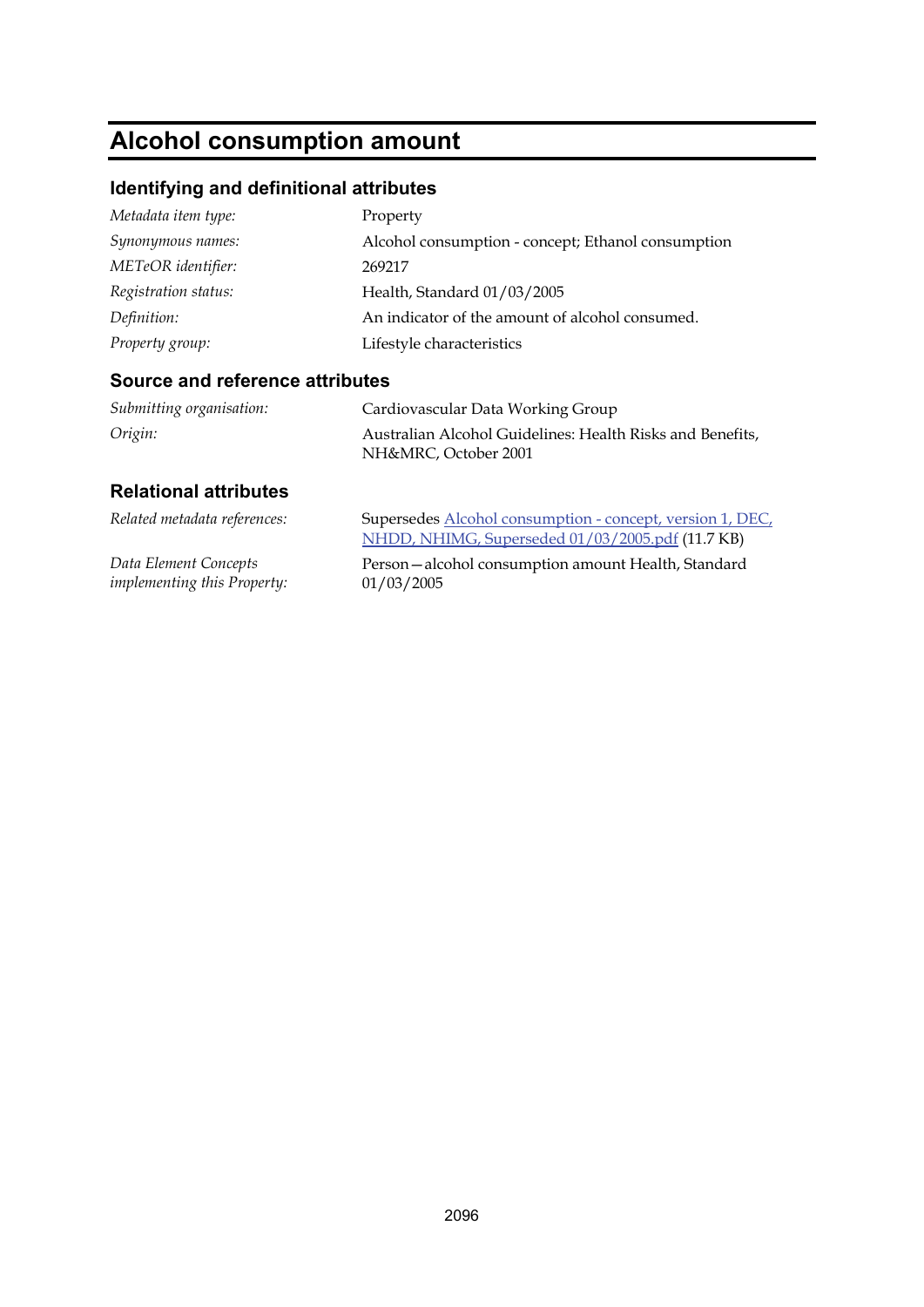# Alcohol consumption amount

## Identifying and definitional attributes

| | |
|---|---|
| *Metadata item type:* | Property |
| *Synonymous names:* | Alcohol consumption - concept; Ethanol consumption |
| *METeOR identifier:* | 269217 |
| *Registration status:* | Health, Standard 01/03/2005 |
| *Definition:* | An indicator of the amount of alcohol consumed. |
| *Property group:* | Lifestyle characteristics |

## Source and reference attributes

| | |
|---|---|
| *Submitting organisation:* | Cardiovascular Data Working Group |
| *Origin:* | Australian Alcohol Guidelines: Health Risks and Benefits, NH&MRC, October 2001 |

## Relational attributes

| | |
|---|---|
| *Related metadata references:* | Supersedes Alcohol consumption - concept, version 1, DEC, NHDD, NHIMG, Superseded 01/03/2005.pdf (11.7 KB) |
| *Data Element Concepts implementing this Property:* | Person—alcohol consumption amount Health, Standard 01/03/2005 |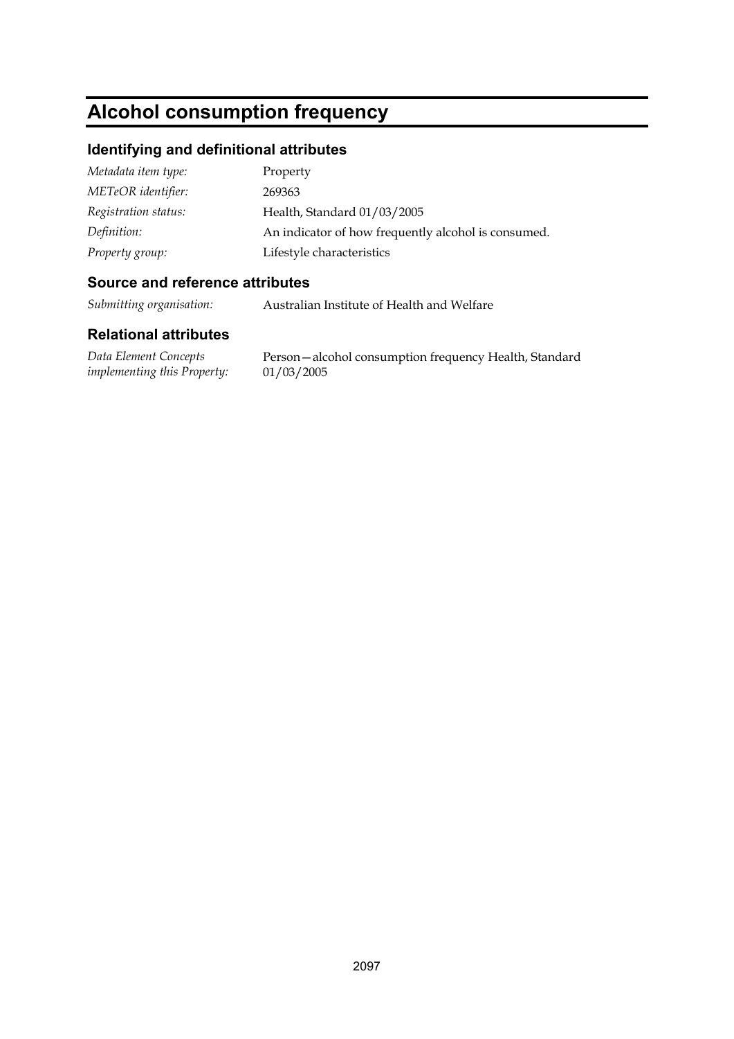# Alcohol consumption frequency

## Identifying and definitional attributes

| | |
|---|---|
| *Metadata item type:* | Property |
| *METeOR identifier:* | 269363 |
| *Registration status:* | Health, Standard 01/03/2005 |
| *Definition:* | An indicator of how frequently alcohol is consumed. |
| *Property group:* | Lifestyle characteristics |

## Source and reference attributes

| | |
|---|---|
| *Submitting organisation:* | Australian Institute of Health and Welfare |

## Relational attributes

| | |
|---|---|
| *Data Element Concepts implementing this Property:* | Person—alcohol consumption frequency Health, Standard 01/03/2005 |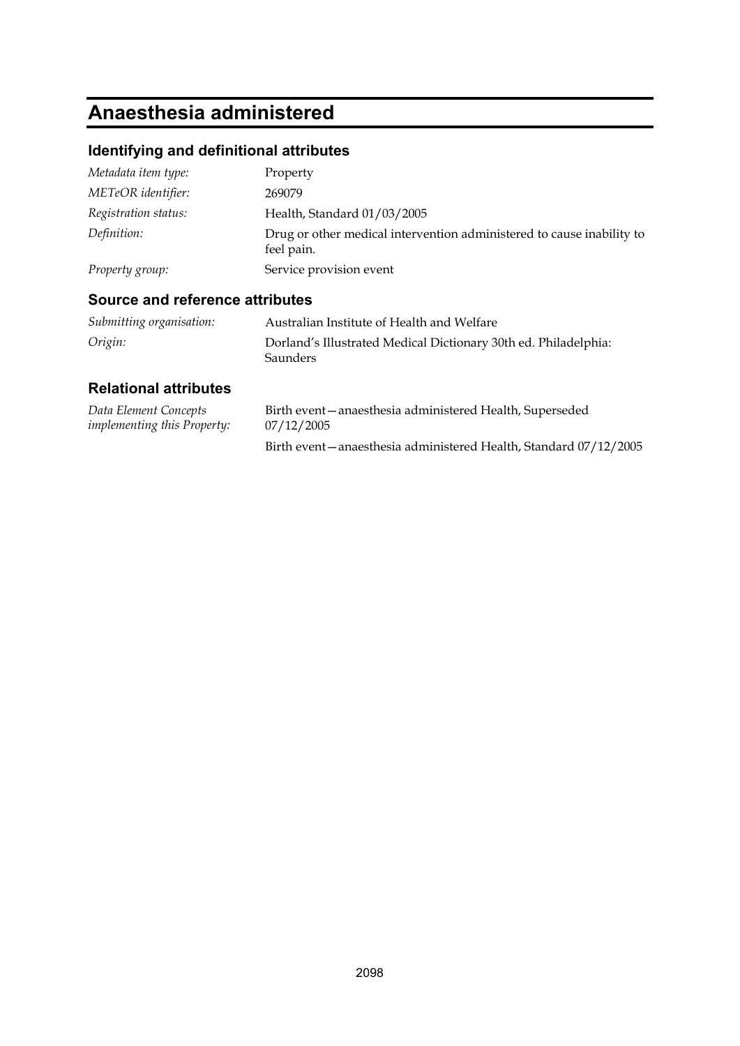# Anaesthesia administered

## Identifying and definitional attributes

| | |
|---|---|
| *Metadata item type:* | Property |
| *METeOR identifier:* | 269079 |
| *Registration status:* | Health, Standard 01/03/2005 |
| *Definition:* | Drug or other medical intervention administered to cause inability to feel pain. |
| *Property group:* | Service provision event |

## Source and reference attributes

| | |
|---|---|
| *Submitting organisation:* | Australian Institute of Health and Welfare |
| *Origin:* | Dorland's Illustrated Medical Dictionary 30th ed. Philadelphia: Saunders |

## Relational attributes

| | |
|---|---|
| *Data Element Concepts implementing this Property:* | Birth event—anaesthesia administered Health, Superseded 07/12/2005 |
| | Birth event—anaesthesia administered Health, Standard 07/12/2005 |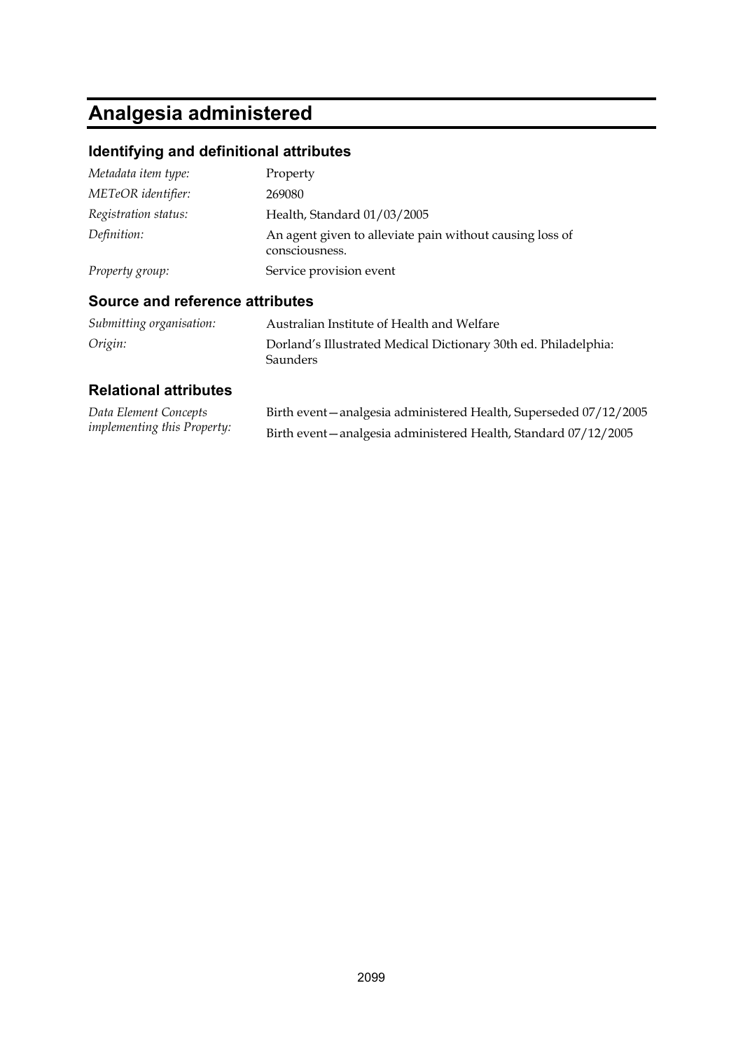# Analgesia administered

## Identifying and definitional attributes

| | |
|---|---|
| *Metadata item type:* | Property |
| *METeOR identifier:* | 269080 |
| *Registration status:* | Health, Standard 01/03/2005 |
| *Definition:* | An agent given to alleviate pain without causing loss of consciousness. |
| *Property group:* | Service provision event |

## Source and reference attributes

| | |
|---|---|
| *Submitting organisation:* | Australian Institute of Health and Welfare |
| *Origin:* | Dorland's Illustrated Medical Dictionary 30th ed. Philadelphia: Saunders |

## Relational attributes

| | |
|---|---|
| *Data Element Concepts implementing this Property:* | Birth event—analgesia administered Health, Superseded 07/12/2005 |
| | Birth event—analgesia administered Health, Standard 07/12/2005 |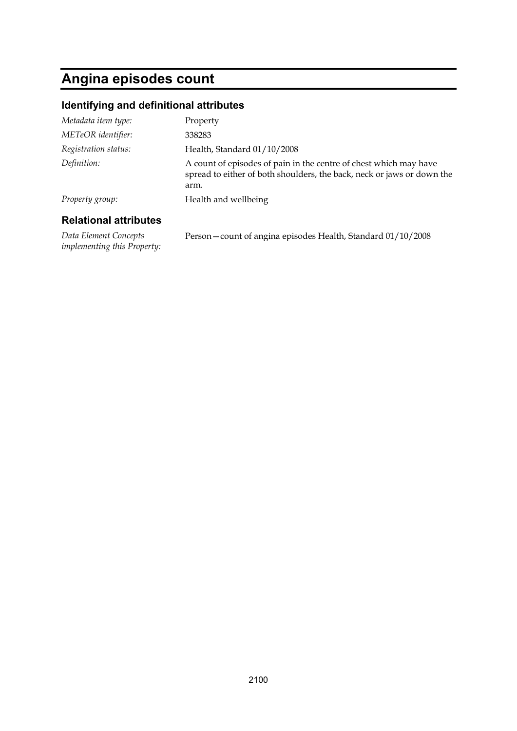# Angina episodes count

## Identifying and definitional attributes

| | |
|---|---|
| *Metadata item type:* | Property |
| *METeOR identifier:* | 338283 |
| *Registration status:* | Health, Standard 01/10/2008 |
| *Definition:* | A count of episodes of pain in the centre of chest which may have spread to either of both shoulders, the back, neck or jaws or down the arm. |
| *Property group:* | Health and wellbeing |

## Relational attributes

| | |
|---|---|
| *Data Element Concepts implementing this Property:* | Person—count of angina episodes Health, Standard 01/10/2008 |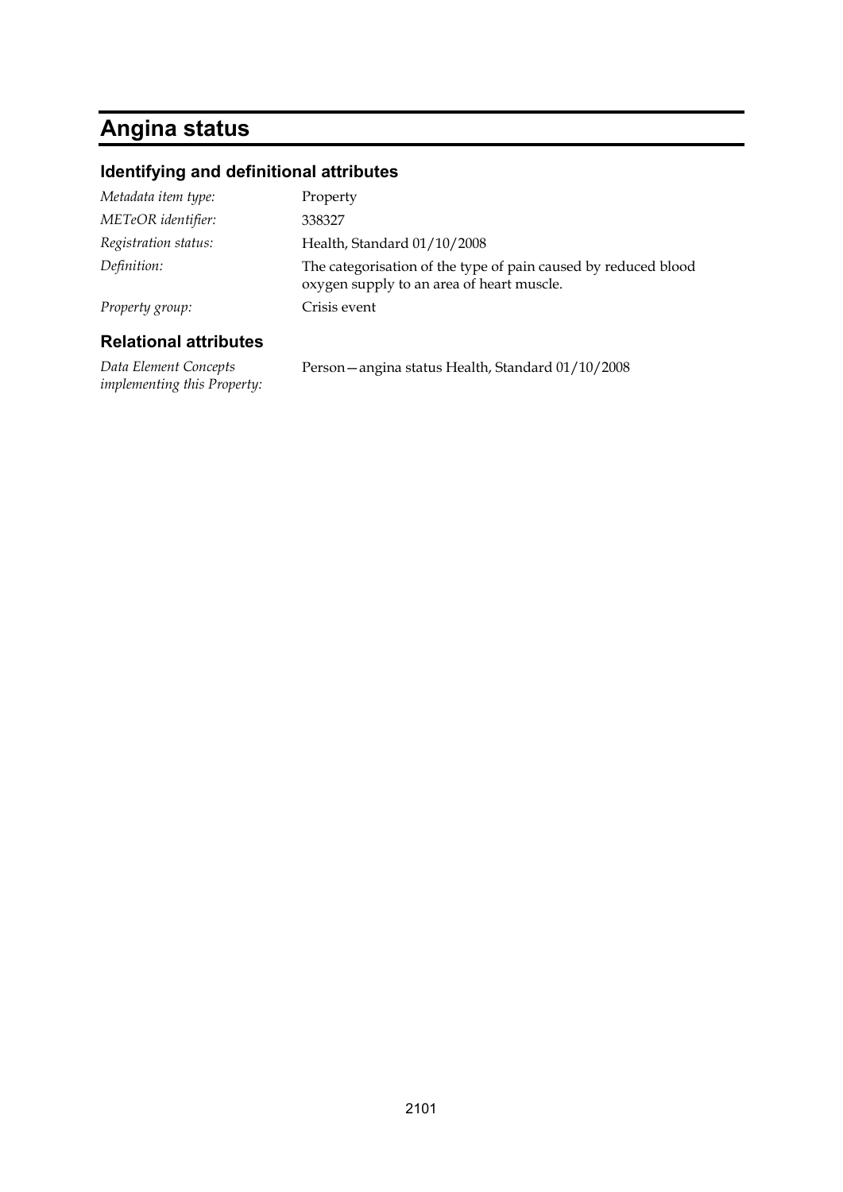# Angina status

## Identifying and definitional attributes

| | |
|---|---|
| *Metadata item type:* | Property |
| *METeOR identifier:* | 338327 |
| *Registration status:* | Health, Standard 01/10/2008 |
| *Definition:* | The categorisation of the type of pain caused by reduced blood oxygen supply to an area of heart muscle. |
| *Property group:* | Crisis event |

## Relational attributes

| | |
|---|---|
| *Data Element Concepts implementing this Property:* | Person—angina status Health, Standard 01/10/2008 |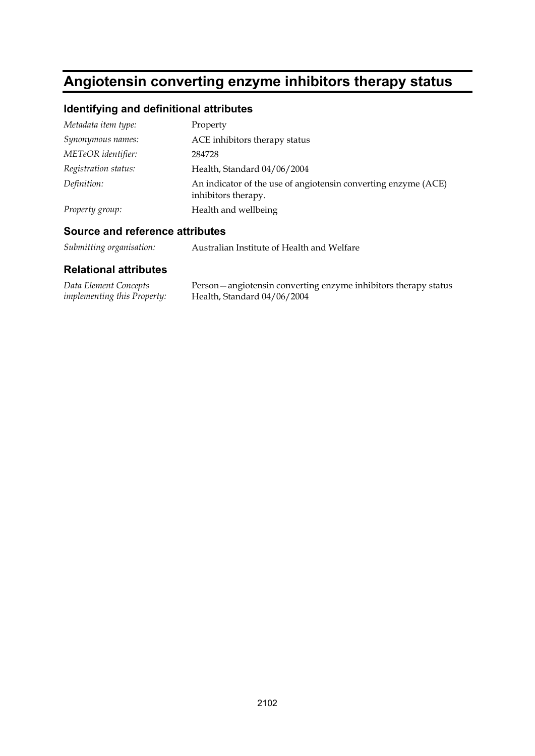# Angiotensin converting enzyme inhibitors therapy status

## Identifying and definitional attributes

| | |
|---|---|
| *Metadata item type:* | Property |
| *Synonymous names:* | ACE inhibitors therapy status |
| *METeOR identifier:* | 284728 |
| *Registration status:* | Health, Standard 04/06/2004 |
| *Definition:* | An indicator of the use of angiotensin converting enzyme (ACE) inhibitors therapy. |
| *Property group:* | Health and wellbeing |

## Source and reference attributes

| | |
|---|---|
| *Submitting organisation:* | Australian Institute of Health and Welfare |

## Relational attributes

| | |
|---|---|
| *Data Element Concepts implementing this Property:* | Person—angiotensin converting enzyme inhibitors therapy status Health, Standard 04/06/2004 |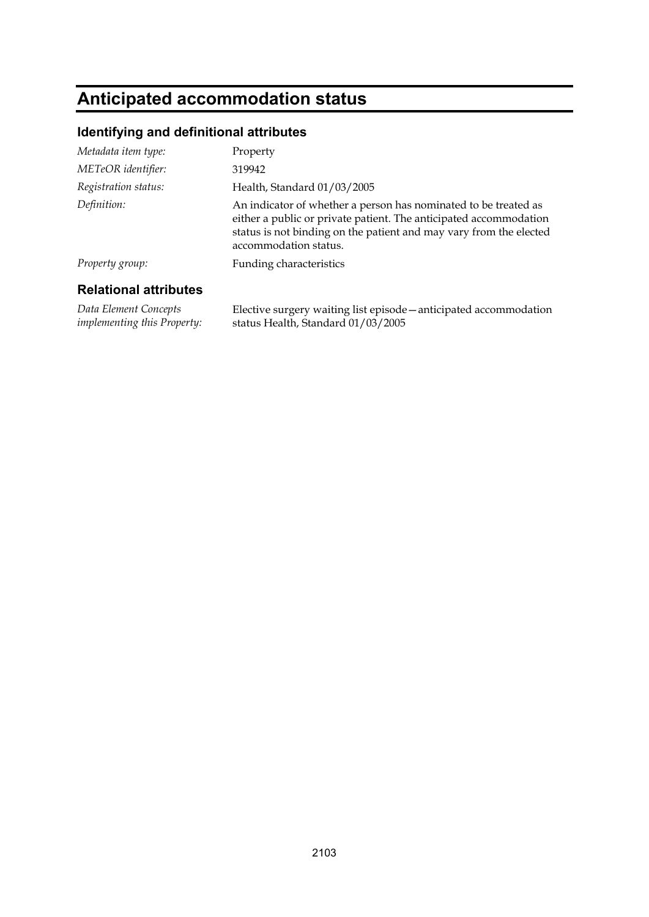# Anticipated accommodation status

## Identifying and definitional attributes

| | |
|---|---|
| *Metadata item type:* | Property |
| *METeOR identifier:* | 319942 |
| *Registration status:* | Health, Standard 01/03/2005 |
| *Definition:* | An indicator of whether a person has nominated to be treated as either a public or private patient. The anticipated accommodation status is not binding on the patient and may vary from the elected accommodation status. |
| *Property group:* | Funding characteristics |

## Relational attributes

| | |
|---|---|
| *Data Element Concepts implementing this Property:* | Elective surgery waiting list episode—anticipated accommodation status Health, Standard 01/03/2005 |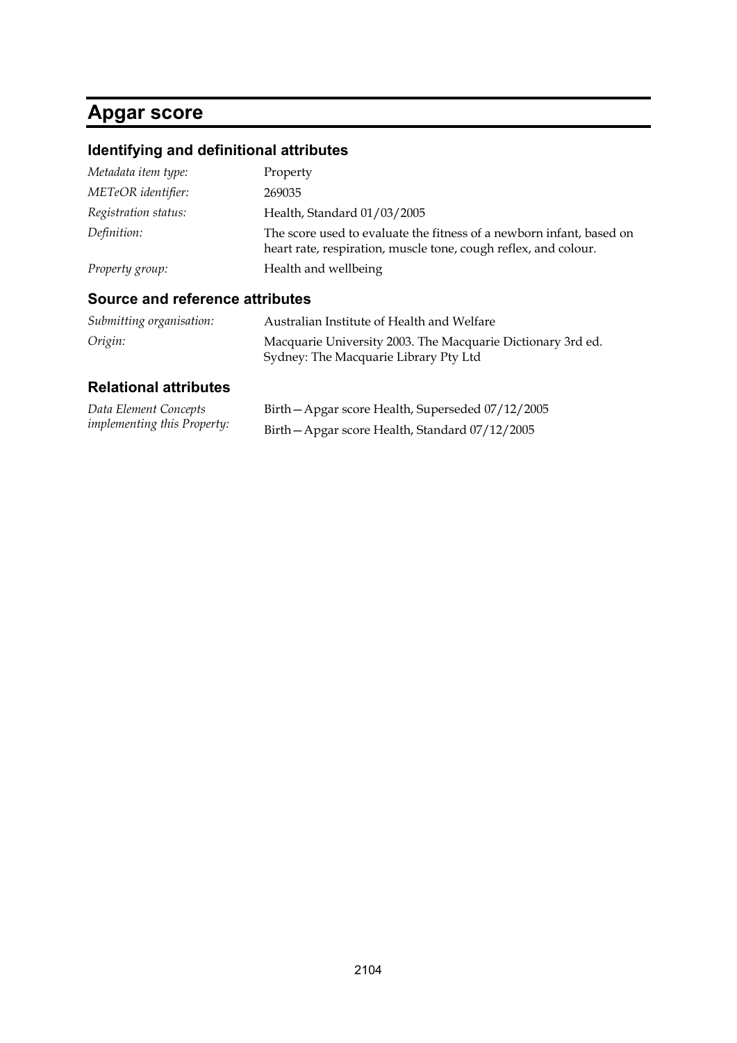# Apgar score

## Identifying and definitional attributes

| | |
|---|---|
| *Metadata item type:* | Property |
| *METeOR identifier:* | 269035 |
| *Registration status:* | Health, Standard 01/03/2005 |
| *Definition:* | The score used to evaluate the fitness of a newborn infant, based on heart rate, respiration, muscle tone, cough reflex, and colour. |
| *Property group:* | Health and wellbeing |

## Source and reference attributes

| | |
|---|---|
| *Submitting organisation:* | Australian Institute of Health and Welfare |
| *Origin:* | Macquarie University 2003. The Macquarie Dictionary 3rd ed. Sydney: The Macquarie Library Pty Ltd |

## Relational attributes

| | |
|---|---|
| *Data Element Concepts implementing this Property:* | Birth—Apgar score Health, Superseded 07/12/2005 |
| | Birth—Apgar score Health, Standard 07/12/2005 |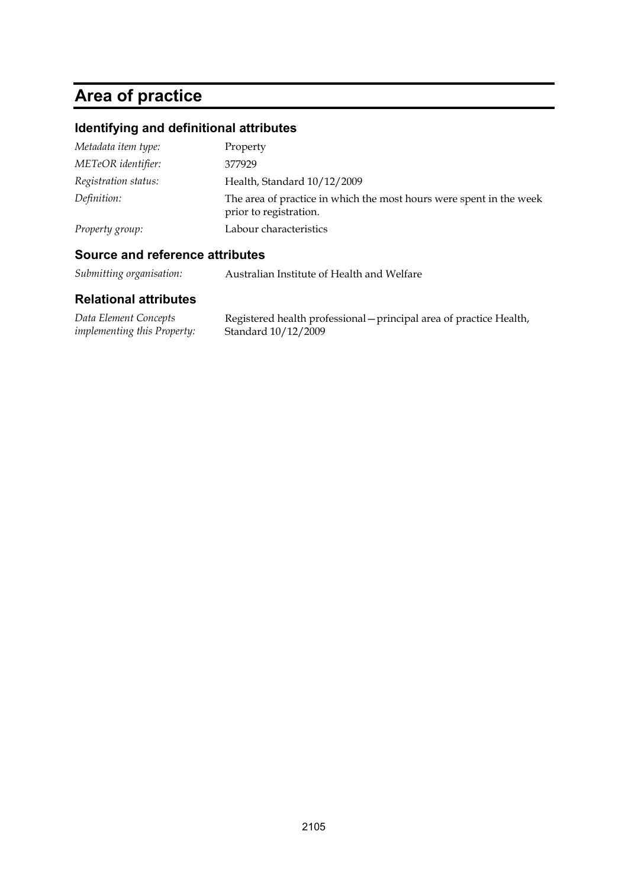# Area of practice

## Identifying and definitional attributes

| | |
|---|---|
| *Metadata item type:* | Property |
| *METeOR identifier:* | 377929 |
| *Registration status:* | Health, Standard 10/12/2009 |
| *Definition:* | The area of practice in which the most hours were spent in the week prior to registration. |
| *Property group:* | Labour characteristics |

## Source and reference attributes

| | |
|---|---|
| *Submitting organisation:* | Australian Institute of Health and Welfare |

## Relational attributes

| | |
|---|---|
| *Data Element Concepts implementing this Property:* | Registered health professional—principal area of practice Health, Standard 10/12/2009 |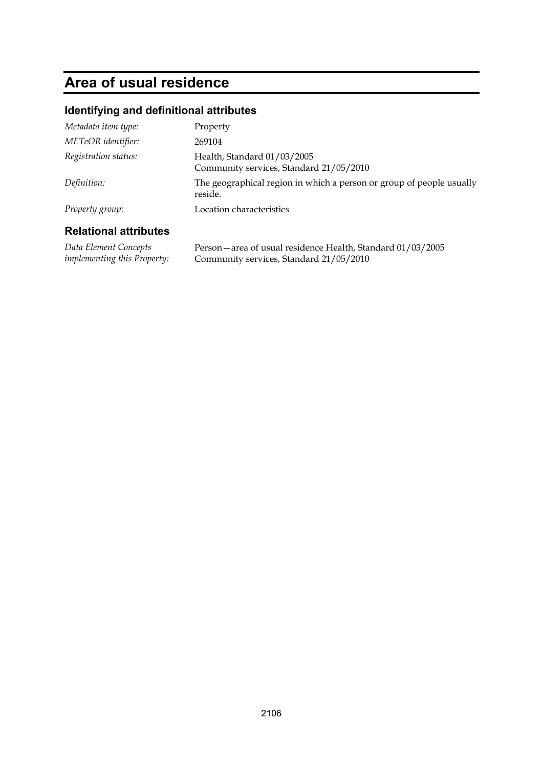# Area of usual residence

## Identifying and definitional attributes

| | |
|---|---|
| *Metadata item type:* | Property |
| *METeOR identifier:* | 269104 |
| *Registration status:* | Health, Standard 01/03/2005<br>Community services, Standard 21/05/2010 |
| *Definition:* | The geographical region in which a person or group of people usually reside. |
| *Property group:* | Location characteristics |

## Relational attributes

| | |
|---|---|
| *Data Element Concepts implementing this Property:* | Person—area of usual residence Health, Standard 01/03/2005<br>Community services, Standard 21/05/2010 |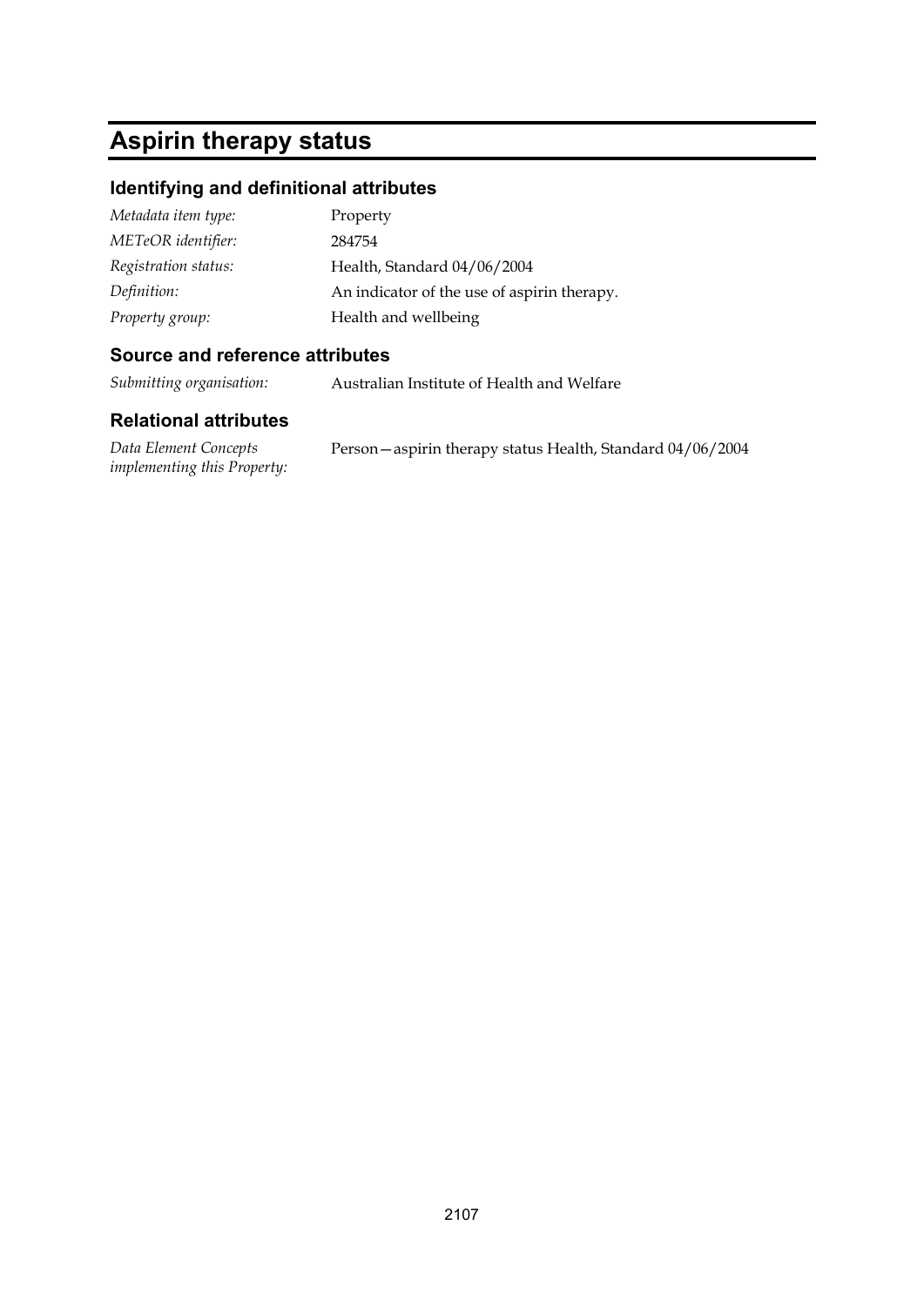# Aspirin therapy status

## Identifying and definitional attributes

| | |
|---|---|
| *Metadata item type:* | Property |
| *METeOR identifier:* | 284754 |
| *Registration status:* | Health, Standard 04/06/2004 |
| *Definition:* | An indicator of the use of aspirin therapy. |
| *Property group:* | Health and wellbeing |

## Source and reference attributes

| | |
|---|---|
| *Submitting organisation:* | Australian Institute of Health and Welfare |

## Relational attributes

| | |
|---|---|
| *Data Element Concepts implementing this Property:* | Person—aspirin therapy status Health, Standard 04/06/2004 |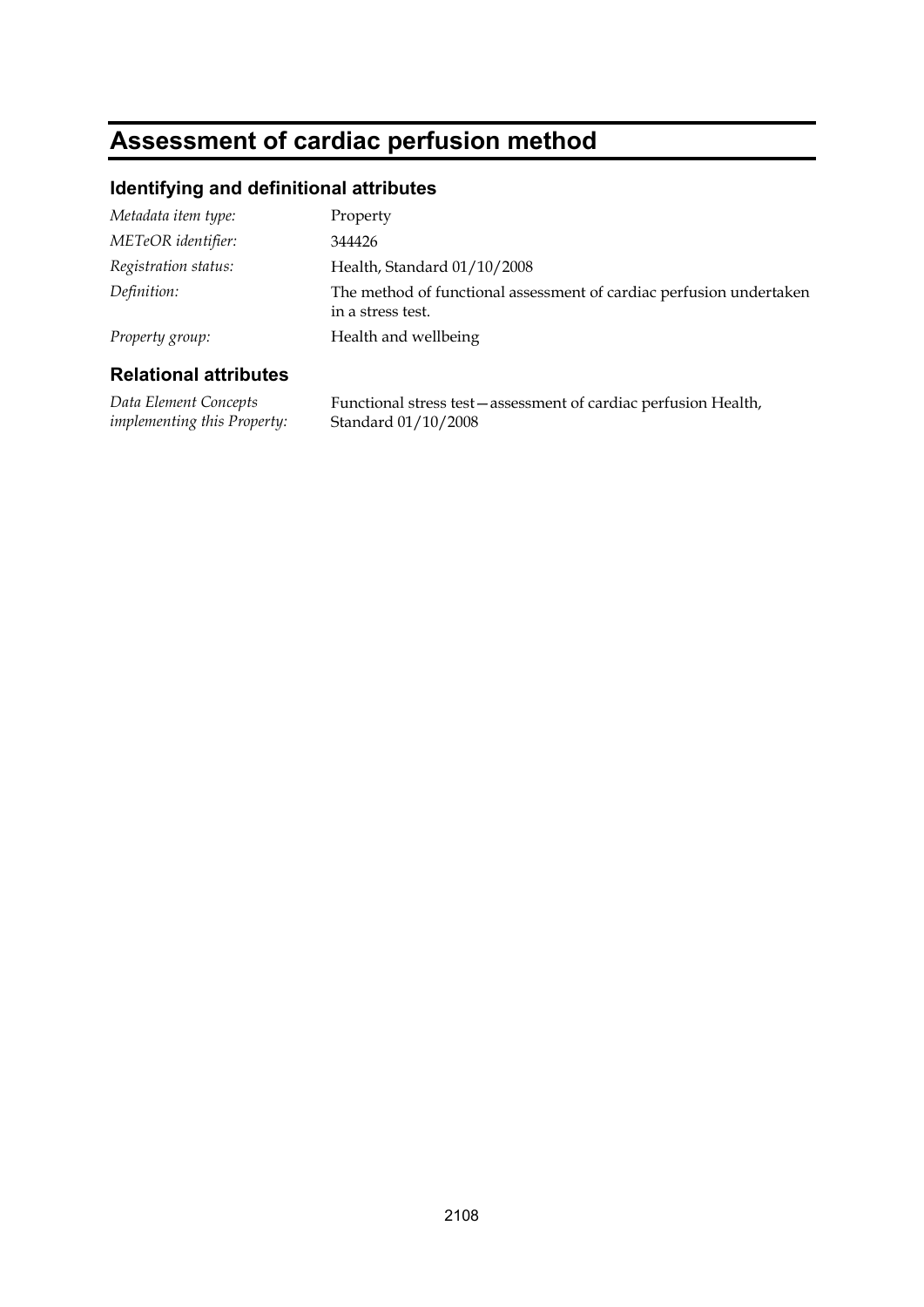# Assessment of cardiac perfusion method

## Identifying and definitional attributes

| | |
|---|---|
| *Metadata item type:* | Property |
| *METeOR identifier:* | 344426 |
| *Registration status:* | Health, Standard 01/10/2008 |
| *Definition:* | The method of functional assessment of cardiac perfusion undertaken in a stress test. |
| *Property group:* | Health and wellbeing |

## Relational attributes

| | |
|---|---|
| *Data Element Concepts implementing this Property:* | Functional stress test—assessment of cardiac perfusion Health, Standard 01/10/2008 |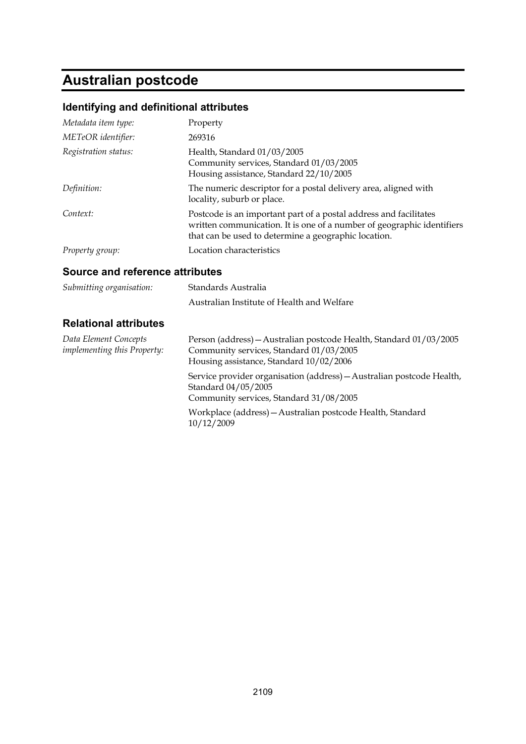# Australian postcode

## Identifying and definitional attributes

| | |
|---|---|
| *Metadata item type:* | Property |
| *METeOR identifier:* | 269316 |
| *Registration status:* | Health, Standard 01/03/2005<br>Community services, Standard 01/03/2005<br>Housing assistance, Standard 22/10/2005 |
| *Definition:* | The numeric descriptor for a postal delivery area, aligned with locality, suburb or place. |
| *Context:* | Postcode is an important part of a postal address and facilitates written communication. It is one of a number of geographic identifiers that can be used to determine a geographic location. |
| *Property group:* | Location characteristics |

## Source and reference attributes

| | |
|---|---|
| *Submitting organisation:* | Standards Australia<br><br>Australian Institute of Health and Welfare |

## Relational attributes

| | |
|---|---|
| *Data Element Concepts implementing this Property:* | Person (address)—Australian postcode Health, Standard 01/03/2005<br>Community services, Standard 01/03/2005<br>Housing assistance, Standard 10/02/2006<br><br>Service provider organisation (address)—Australian postcode Health, Standard 04/05/2005<br>Community services, Standard 31/08/2005<br><br>Workplace (address)—Australian postcode Health, Standard 10/12/2009 |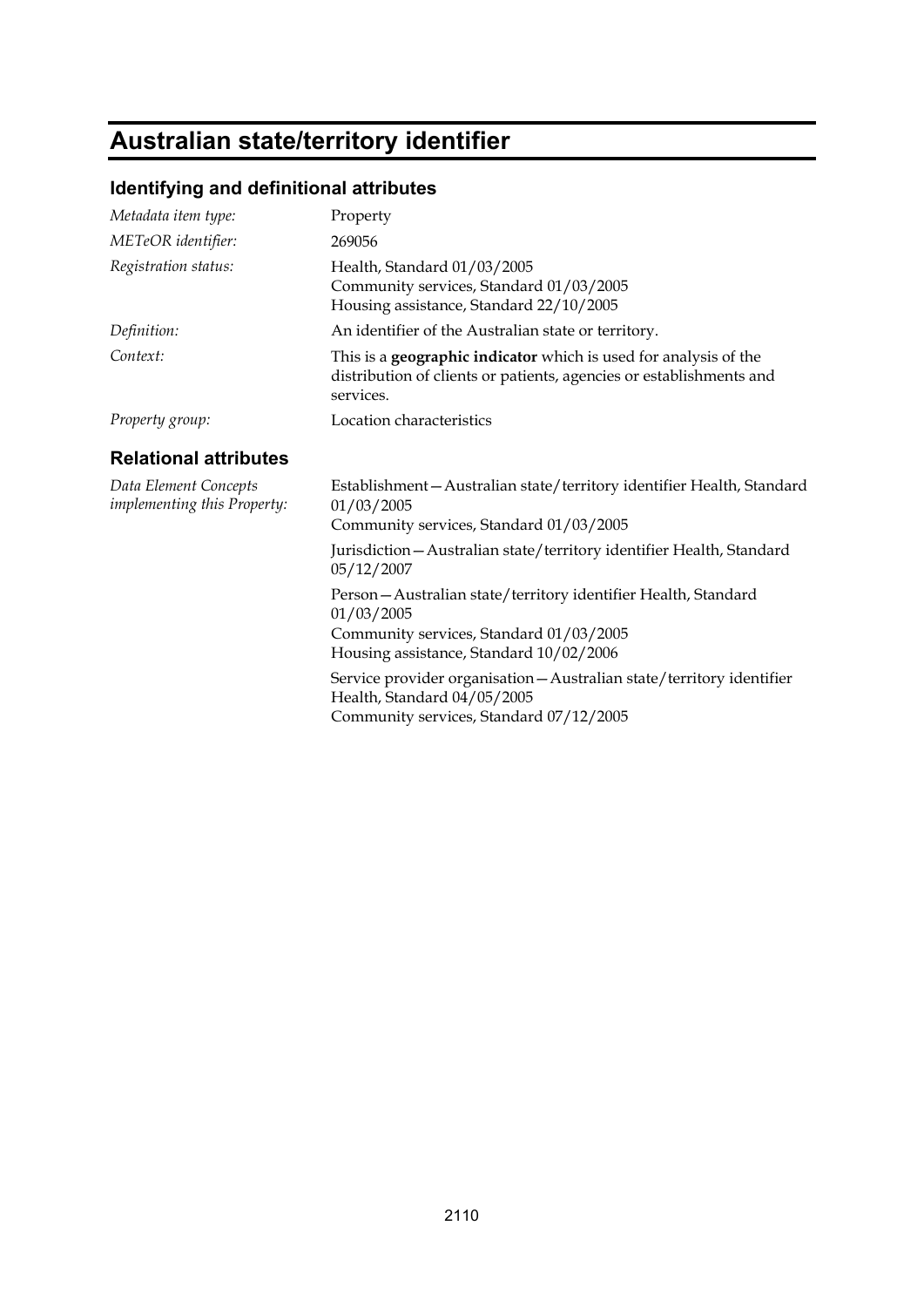# Australian state/territory identifier

## Identifying and definitional attributes

| | |
|---|---|
| *Metadata item type:* | Property |
| *METeOR identifier:* | 269056 |
| *Registration status:* | Health, Standard 01/03/2005<br>Community services, Standard 01/03/2005<br>Housing assistance, Standard 22/10/2005 |
| *Definition:* | An identifier of the Australian state or territory. |
| *Context:* | This is a **geographic indicator** which is used for analysis of the distribution of clients or patients, agencies or establishments and services. |
| *Property group:* | Location characteristics |

## Relational attributes

| | |
|---|---|
| *Data Element Concepts implementing this Property:* | Establishment—Australian state/territory identifier Health, Standard 01/03/2005<br>Community services, Standard 01/03/2005 |
| | Jurisdiction—Australian state/territory identifier Health, Standard 05/12/2007 |
| | Person—Australian state/territory identifier Health, Standard 01/03/2005<br>Community services, Standard 01/03/2005<br>Housing assistance, Standard 10/02/2006 |
| | Service provider organisation—Australian state/territory identifier Health, Standard 04/05/2005<br>Community services, Standard 07/12/2005 |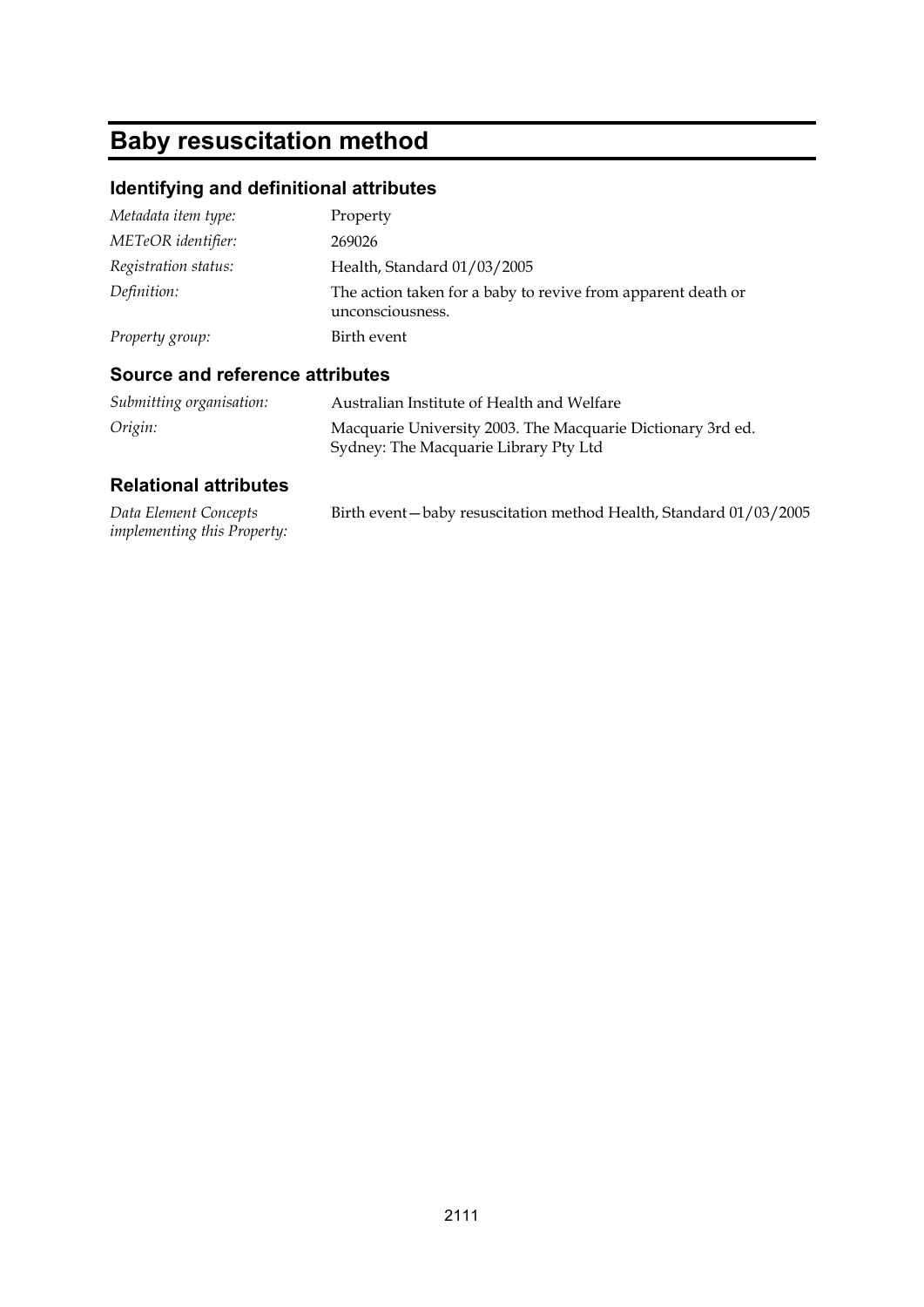# Baby resuscitation method

## Identifying and definitional attributes

| | |
|---|---|
| *Metadata item type:* | Property |
| *METeOR identifier:* | 269026 |
| *Registration status:* | Health, Standard 01/03/2005 |
| *Definition:* | The action taken for a baby to revive from apparent death or unconsciousness. |
| *Property group:* | Birth event |

## Source and reference attributes

| | |
|---|---|
| *Submitting organisation:* | Australian Institute of Health and Welfare |
| *Origin:* | Macquarie University 2003. The Macquarie Dictionary 3rd ed. Sydney: The Macquarie Library Pty Ltd |

## Relational attributes

| | |
|---|---|
| *Data Element Concepts implementing this Property:* | Birth event—baby resuscitation method Health, Standard 01/03/2005 |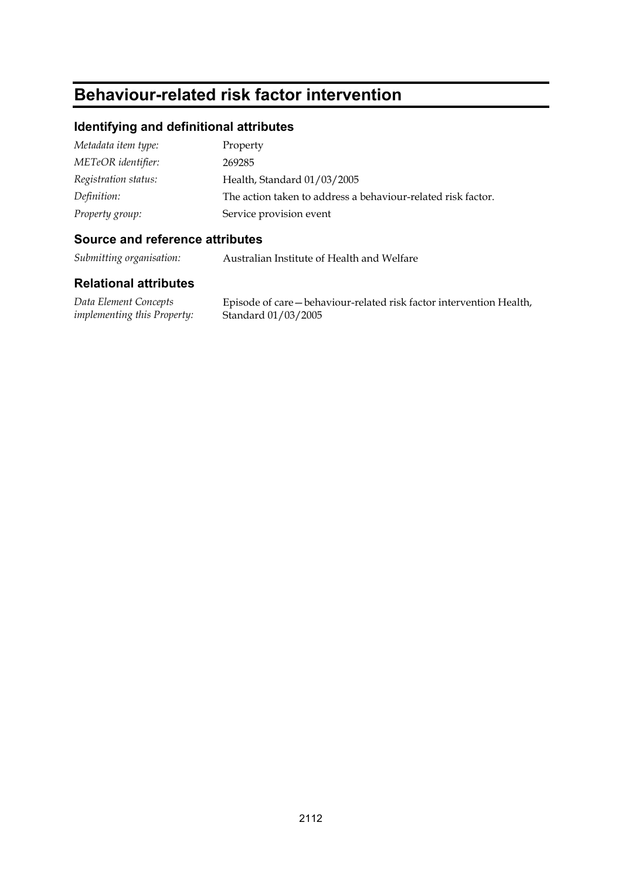# Behaviour-related risk factor intervention

## Identifying and definitional attributes

| | |
|---|---|
| *Metadata item type:* | Property |
| *METeOR identifier:* | 269285 |
| *Registration status:* | Health, Standard 01/03/2005 |
| *Definition:* | The action taken to address a behaviour-related risk factor. |
| *Property group:* | Service provision event |

## Source and reference attributes

| | |
|---|---|
| *Submitting organisation:* | Australian Institute of Health and Welfare |

## Relational attributes

| | |
|---|---|
| *Data Element Concepts implementing this Property:* | Episode of care—behaviour-related risk factor intervention Health, Standard 01/03/2005 |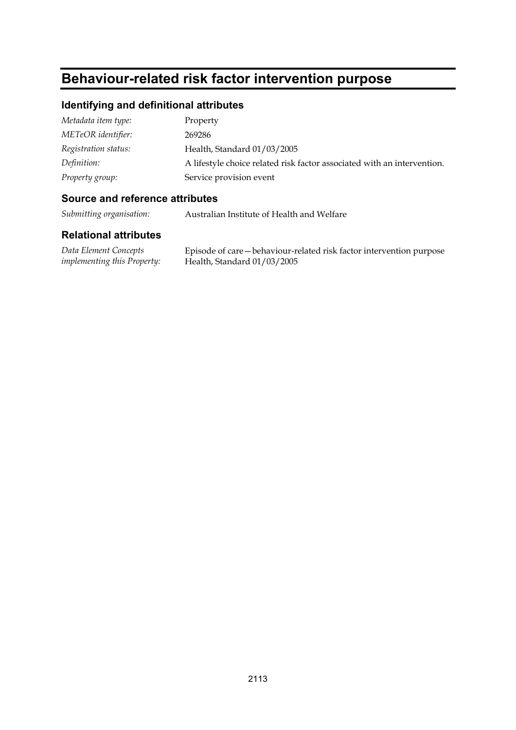# Behaviour-related risk factor intervention purpose

## Identifying and definitional attributes

| | |
|---|---|
| *Metadata item type:* | Property |
| *METeOR identifier:* | 269286 |
| *Registration status:* | Health, Standard 01/03/2005 |
| *Definition:* | A lifestyle choice related risk factor associated with an intervention. |
| *Property group:* | Service provision event |

## Source and reference attributes

| | |
|---|---|
| *Submitting organisation:* | Australian Institute of Health and Welfare |

## Relational attributes

| | |
|---|---|
| *Data Element Concepts implementing this Property:* | Episode of care—behaviour-related risk factor intervention purpose<br>Health, Standard 01/03/2005 |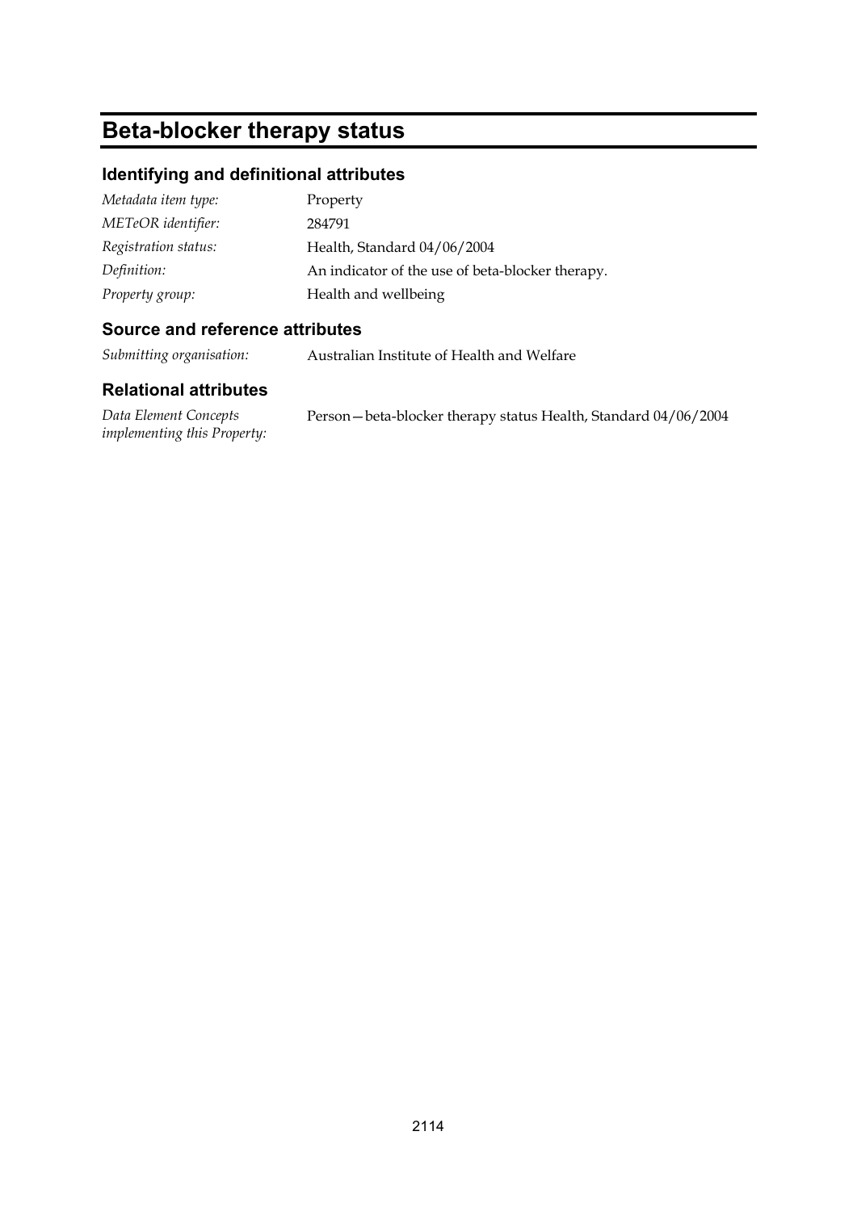# Beta-blocker therapy status

## Identifying and definitional attributes

| | |
|---|---|
| *Metadata item type:* | Property |
| *METeOR identifier:* | 284791 |
| *Registration status:* | Health, Standard 04/06/2004 |
| *Definition:* | An indicator of the use of beta-blocker therapy. |
| *Property group:* | Health and wellbeing |

## Source and reference attributes

| | |
|---|---|
| *Submitting organisation:* | Australian Institute of Health and Welfare |

## Relational attributes

| | |
|---|---|
| *Data Element Concepts implementing this Property:* | Person—beta-blocker therapy status Health, Standard 04/06/2004 |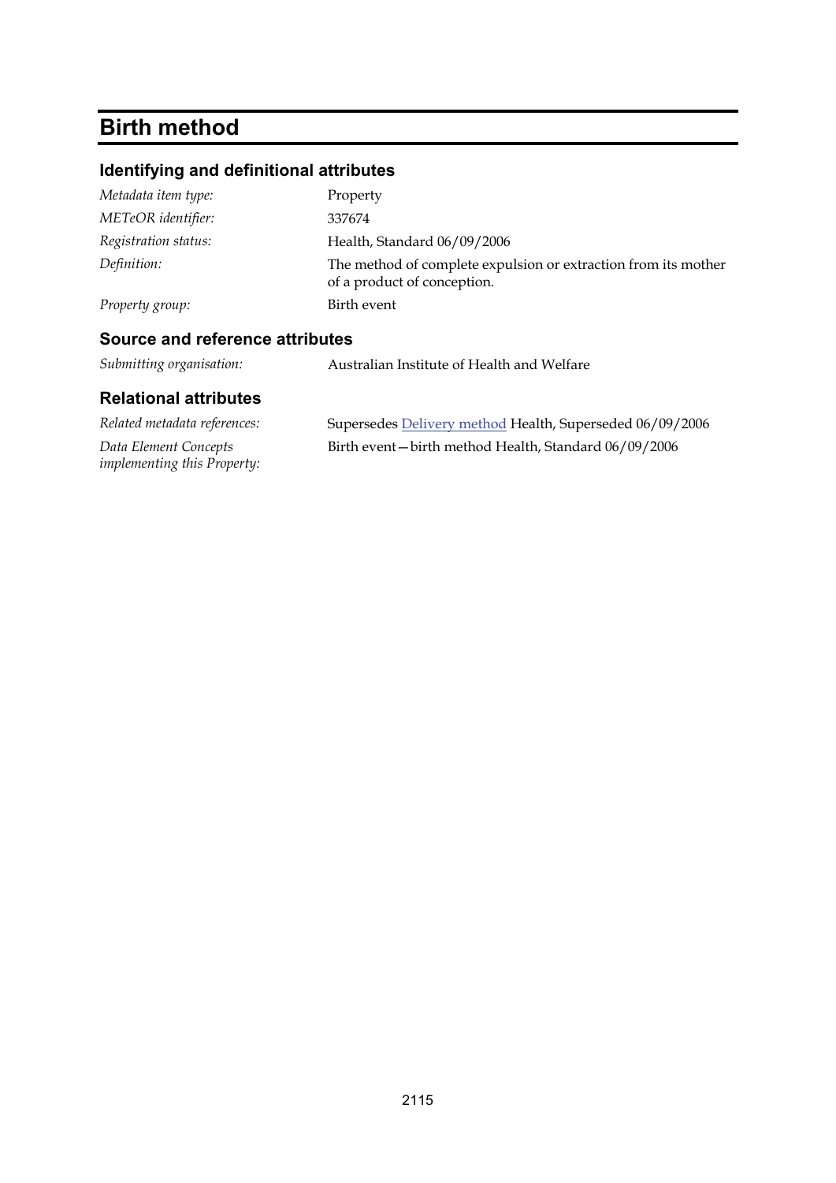# Birth method

## Identifying and definitional attributes

| | |
|---|---|
| *Metadata item type:* | Property |
| *METeOR identifier:* | 337674 |
| *Registration status:* | Health, Standard 06/09/2006 |
| *Definition:* | The method of complete expulsion or extraction from its mother of a product of conception. |
| *Property group:* | Birth event |

## Source and reference attributes

| | |
|---|---|
| *Submitting organisation:* | Australian Institute of Health and Welfare |

## Relational attributes

| | |
|---|---|
| *Related metadata references:* | Supersedes Delivery method Health, Superseded 06/09/2006 |
| *Data Element Concepts implementing this Property:* | Birth event—birth method Health, Standard 06/09/2006 |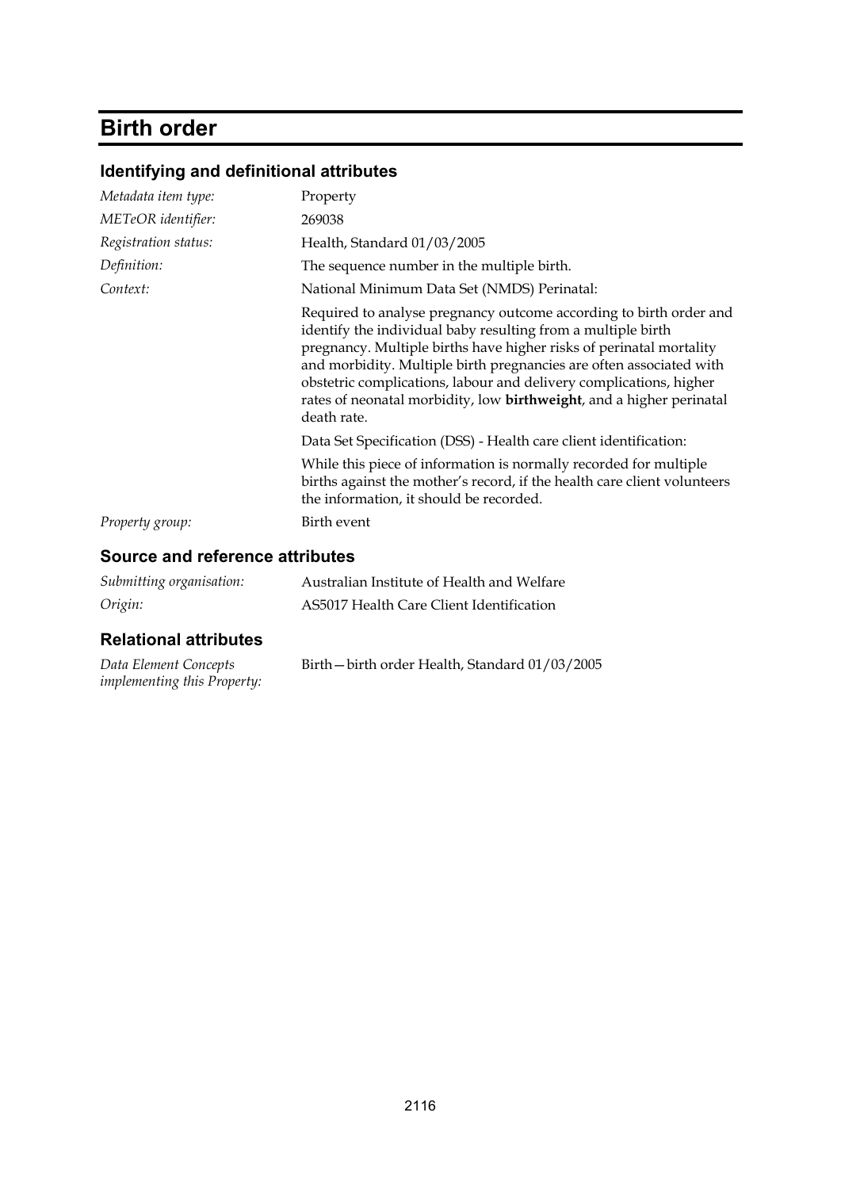# Birth order

## Identifying and definitional attributes

| | |
|---|---|
| *Metadata item type:* | Property |
| *METeOR identifier:* | 269038 |
| *Registration status:* | Health, Standard 01/03/2005 |
| *Definition:* | The sequence number in the multiple birth. |
| *Context:* | National Minimum Data Set (NMDS) Perinatal: |
| | Required to analyse pregnancy outcome according to birth order and identify the individual baby resulting from a multiple birth pregnancy. Multiple births have higher risks of perinatal mortality and morbidity. Multiple birth pregnancies are often associated with obstetric complications, labour and delivery complications, higher rates of neonatal morbidity, low **birthweight**, and a higher perinatal death rate. |
| | Data Set Specification (DSS) - Health care client identification: |
| | While this piece of information is normally recorded for multiple births against the mother's record, if the health care client volunteers the information, it should be recorded. |
| *Property group:* | Birth event |

## Source and reference attributes

| | |
|---|---|
| *Submitting organisation:* | Australian Institute of Health and Welfare |
| *Origin:* | AS5017 Health Care Client Identification |

## Relational attributes

| | |
|---|---|
| *Data Element Concepts implementing this Property:* | Birth—birth order Health, Standard 01/03/2005 |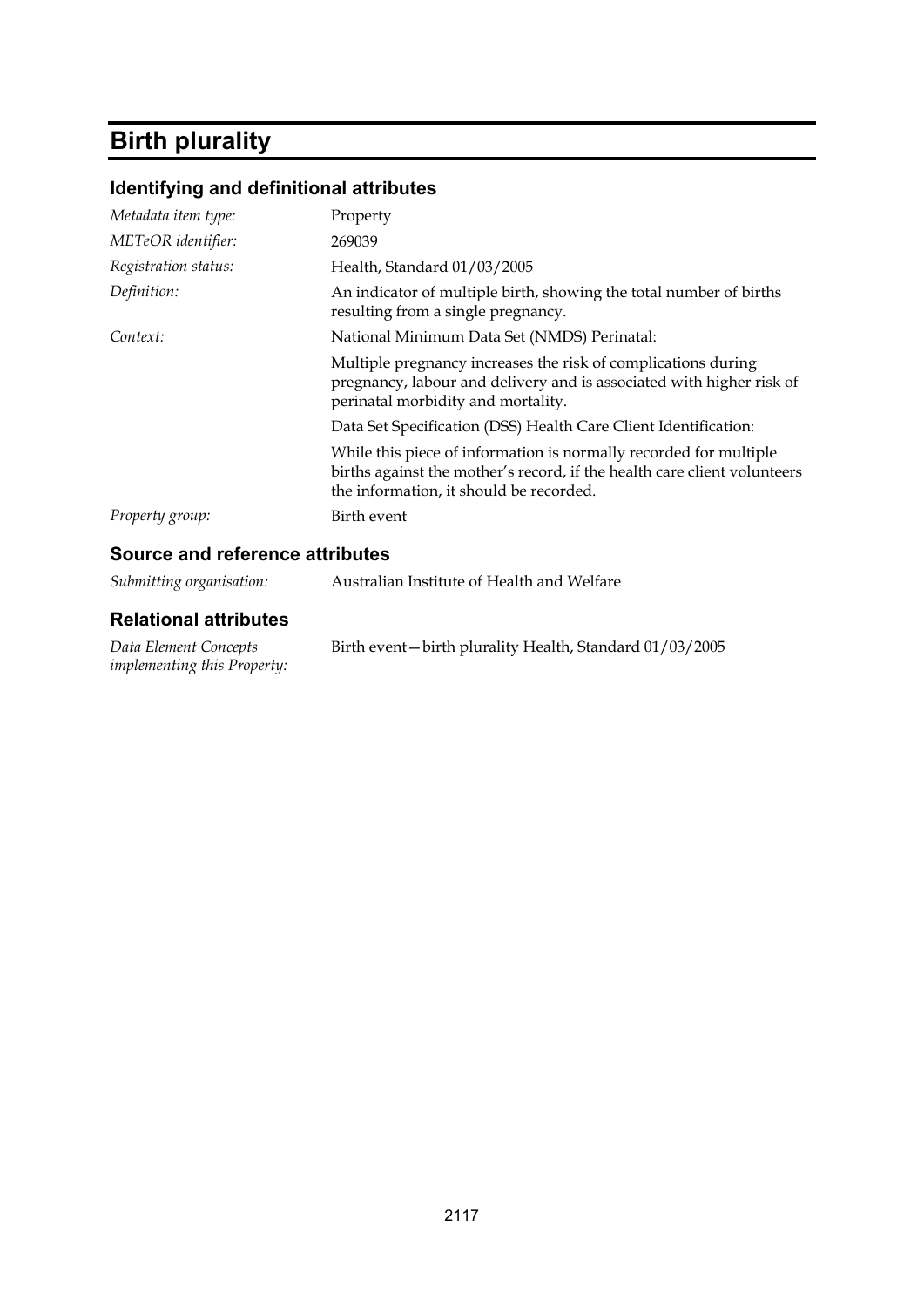# Birth plurality

## Identifying and definitional attributes

| | |
|---|---|
| *Metadata item type:* | Property |
| *METeOR identifier:* | 269039 |
| *Registration status:* | Health, Standard 01/03/2005 |
| *Definition:* | An indicator of multiple birth, showing the total number of births resulting from a single pregnancy. |
| *Context:* | National Minimum Data Set (NMDS) Perinatal: |
| | Multiple pregnancy increases the risk of complications during pregnancy, labour and delivery and is associated with higher risk of perinatal morbidity and mortality. |
| | Data Set Specification (DSS) Health Care Client Identification: |
| | While this piece of information is normally recorded for multiple births against the mother's record, if the health care client volunteers the information, it should be recorded. |
| *Property group:* | Birth event |

## Source and reference attributes

| | |
|---|---|
| *Submitting organisation:* | Australian Institute of Health and Welfare |

## Relational attributes

| | |
|---|---|
| *Data Element Concepts implementing this Property:* | Birth event—birth plurality Health, Standard 01/03/2005 |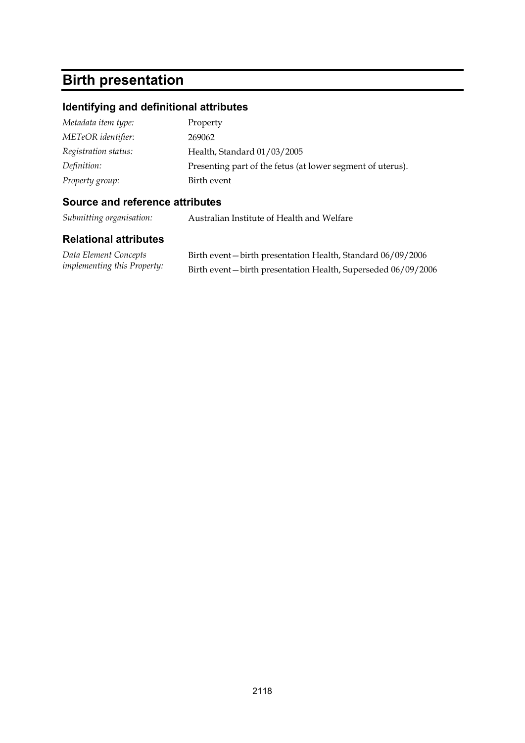# Birth presentation

## Identifying and definitional attributes

| | |
|---|---|
| *Metadata item type:* | Property |
| *METeOR identifier:* | 269062 |
| *Registration status:* | Health, Standard 01/03/2005 |
| *Definition:* | Presenting part of the fetus (at lower segment of uterus). |
| *Property group:* | Birth event |

## Source and reference attributes

| | |
|---|---|
| *Submitting organisation:* | Australian Institute of Health and Welfare |

## Relational attributes

| | |
|---|---|
| *Data Element Concepts implementing this Property:* | Birth event—birth presentation Health, Standard 06/09/2006<br>Birth event—birth presentation Health, Superseded 06/09/2006 |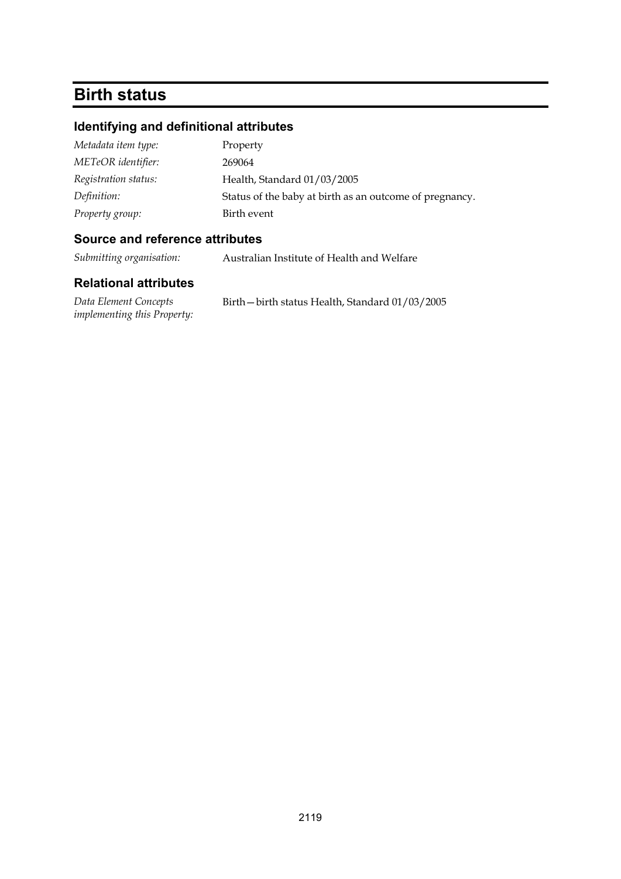# Birth status

## Identifying and definitional attributes

| | |
|---|---|
| *Metadata item type:* | Property |
| *METeOR identifier:* | 269064 |
| *Registration status:* | Health, Standard 01/03/2005 |
| *Definition:* | Status of the baby at birth as an outcome of pregnancy. |
| *Property group:* | Birth event |

## Source and reference attributes

| | |
|---|---|
| *Submitting organisation:* | Australian Institute of Health and Welfare |

## Relational attributes

| | |
|---|---|
| *Data Element Concepts implementing this Property:* | Birth—birth status Health, Standard 01/03/2005 |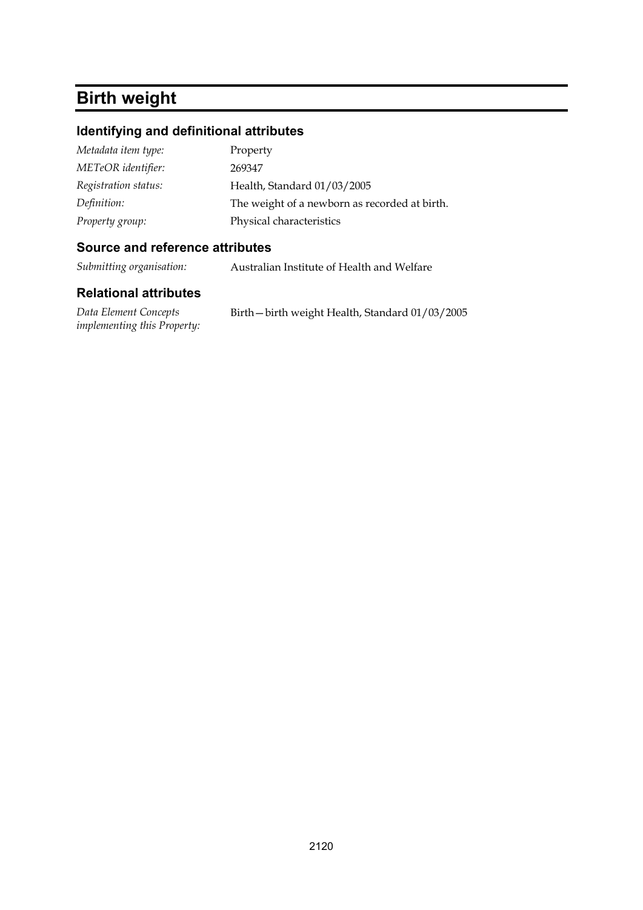# Birth weight

## Identifying and definitional attributes

| | |
|---|---|
| *Metadata item type:* | Property |
| *METeOR identifier:* | 269347 |
| *Registration status:* | Health, Standard 01/03/2005 |
| *Definition:* | The weight of a newborn as recorded at birth. |
| *Property group:* | Physical characteristics |

## Source and reference attributes

| | |
|---|---|
| *Submitting organisation:* | Australian Institute of Health and Welfare |

## Relational attributes

| | |
|---|---|
| *Data Element Concepts implementing this Property:* | Birth—birth weight Health, Standard 01/03/2005 |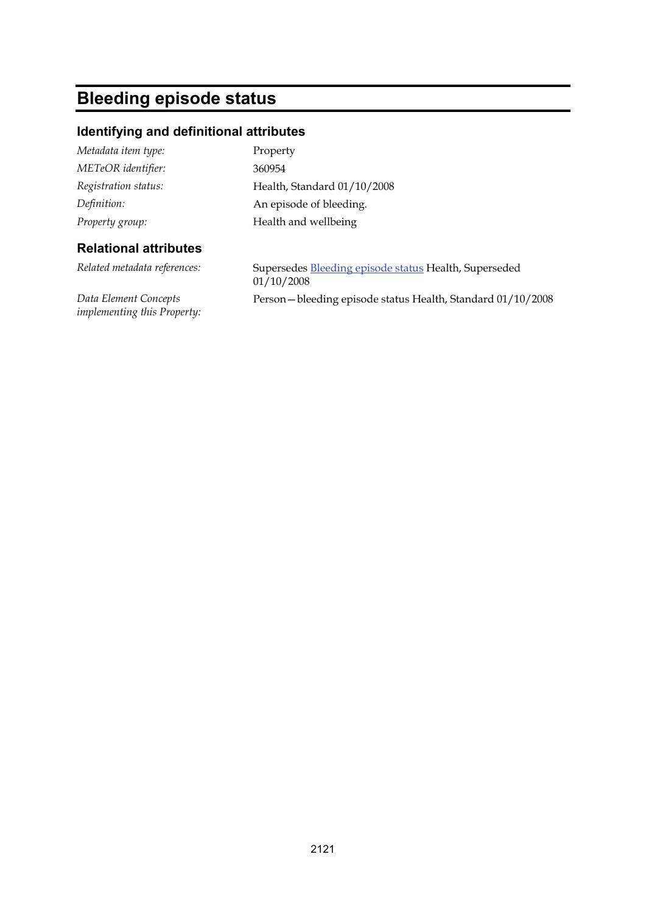# Bleeding episode status

## Identifying and definitional attributes

*Metadata item type:* Property

*METeOR identifier:* 360954

*Registration status:* Health, Standard 01/10/2008

*Definition:* An episode of bleeding.

*Property group:* Health and wellbeing

## Relational attributes

*Related metadata references:* Supersedes Bleeding episode status Health, Superseded 01/10/2008

*Data Element Concepts implementing this Property:* Person—bleeding episode status Health, Standard 01/10/2008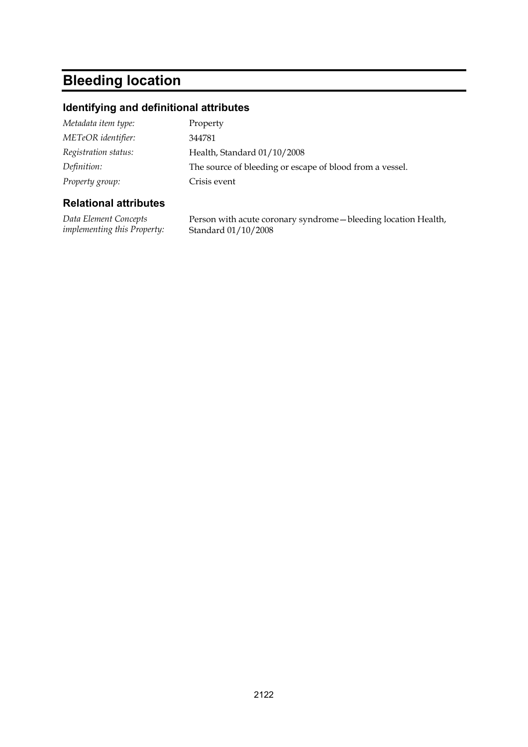# Bleeding location

## Identifying and definitional attributes

| | |
|---|---|
| *Metadata item type:* | Property |
| *METeOR identifier:* | 344781 |
| *Registration status:* | Health, Standard 01/10/2008 |
| *Definition:* | The source of bleeding or escape of blood from a vessel. |
| *Property group:* | Crisis event |

## Relational attributes

| | |
|---|---|
| *Data Element Concepts implementing this Property:* | Person with acute coronary syndrome—bleeding location Health, Standard 01/10/2008 |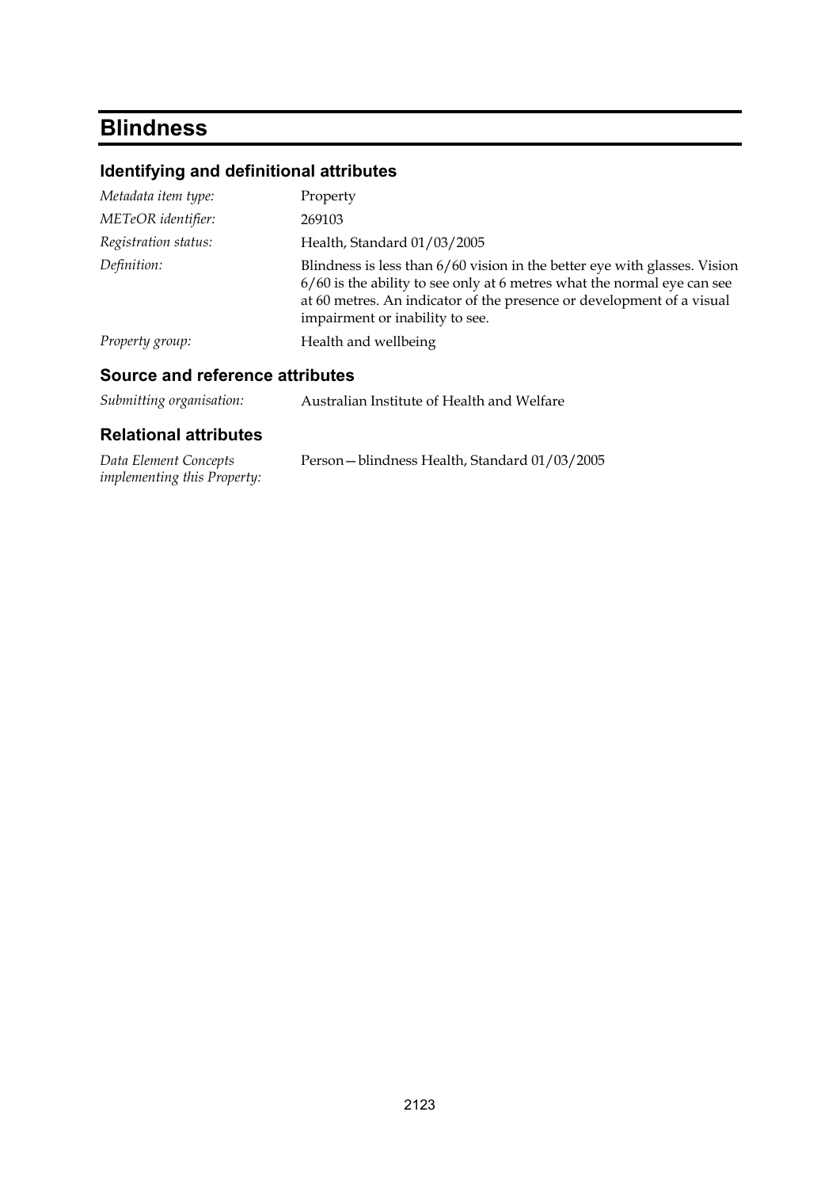# Blindness

## Identifying and definitional attributes

| | |
|---|---|
| *Metadata item type:* | Property |
| *METeOR identifier:* | 269103 |
| *Registration status:* | Health, Standard 01/03/2005 |
| *Definition:* | Blindness is less than 6/60 vision in the better eye with glasses. Vision 6/60 is the ability to see only at 6 metres what the normal eye can see at 60 metres. An indicator of the presence or development of a visual impairment or inability to see. |
| *Property group:* | Health and wellbeing |

## Source and reference attributes

| | |
|---|---|
| *Submitting organisation:* | Australian Institute of Health and Welfare |

## Relational attributes

| | |
|---|---|
| *Data Element Concepts implementing this Property:* | Person—blindness Health, Standard 01/03/2005 |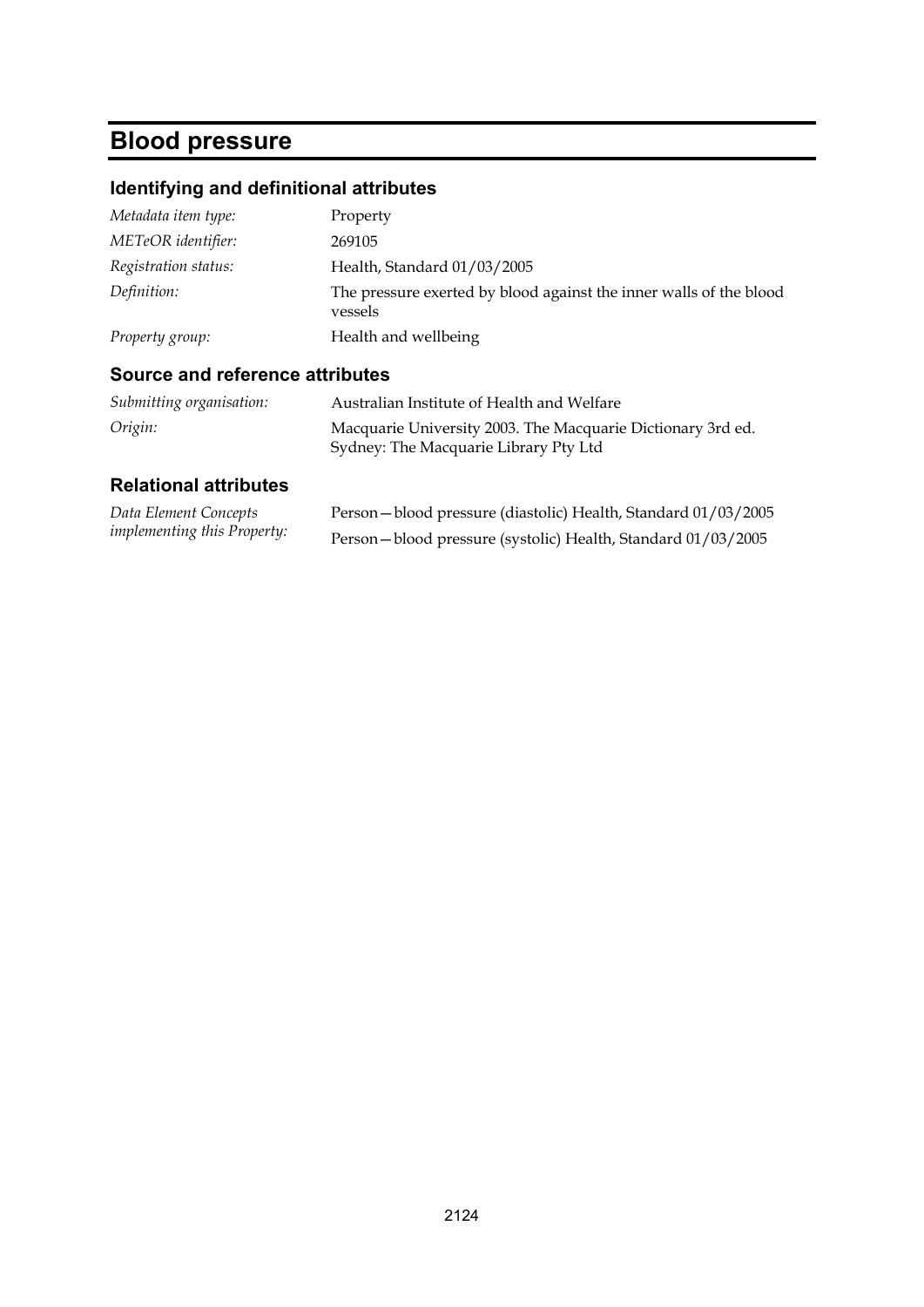# Blood pressure

## Identifying and definitional attributes

| | |
|---|---|
| *Metadata item type:* | Property |
| *METeOR identifier:* | 269105 |
| *Registration status:* | Health, Standard 01/03/2005 |
| *Definition:* | The pressure exerted by blood against the inner walls of the blood vessels |
| *Property group:* | Health and wellbeing |

## Source and reference attributes

| | |
|---|---|
| *Submitting organisation:* | Australian Institute of Health and Welfare |
| *Origin:* | Macquarie University 2003. The Macquarie Dictionary 3rd ed. Sydney: The Macquarie Library Pty Ltd |

## Relational attributes

| | |
|---|---|
| *Data Element Concepts implementing this Property:* | Person—blood pressure (diastolic) Health, Standard 01/03/2005 |
| | Person—blood pressure (systolic) Health, Standard 01/03/2005 |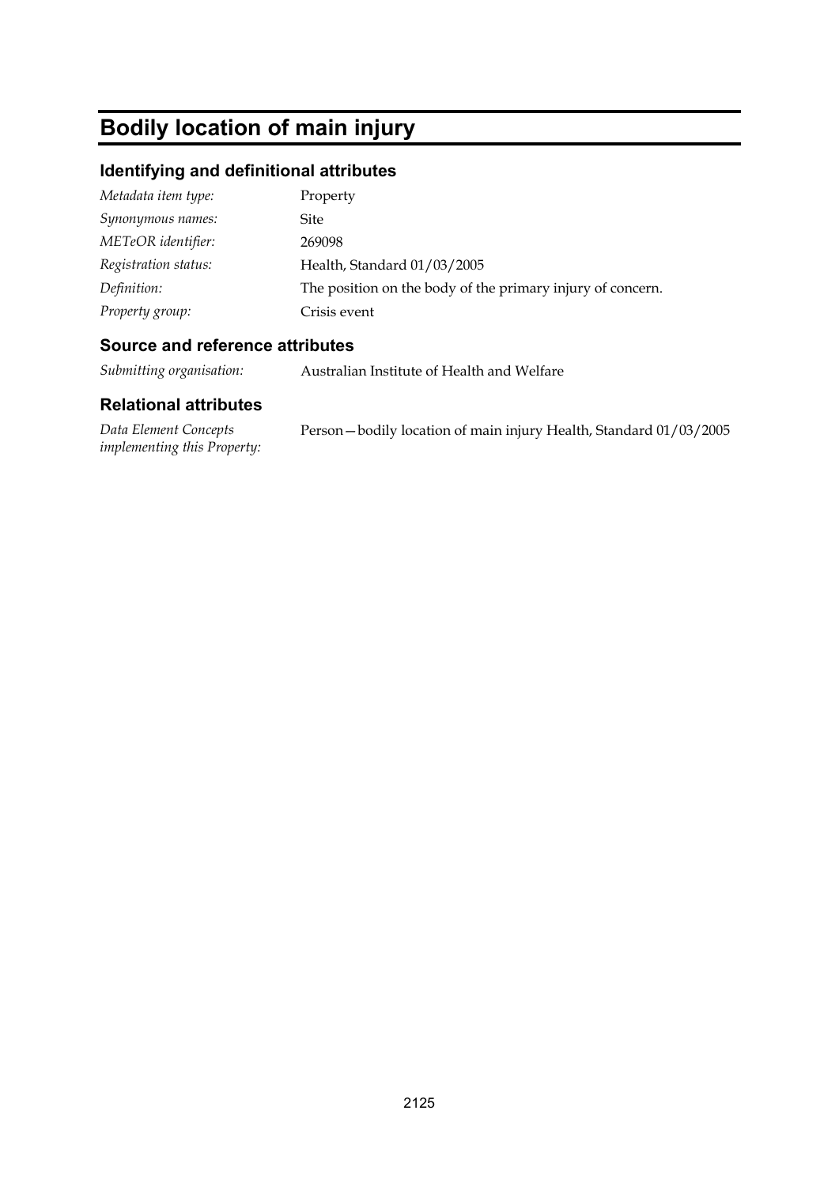# Bodily location of main injury

## Identifying and definitional attributes

| | |
|---|---|
| *Metadata item type:* | Property |
| *Synonymous names:* | Site |
| *METeOR identifier:* | 269098 |
| *Registration status:* | Health, Standard 01/03/2005 |
| *Definition:* | The position on the body of the primary injury of concern. |
| *Property group:* | Crisis event |

## Source and reference attributes

| | |
|---|---|
| *Submitting organisation:* | Australian Institute of Health and Welfare |

## Relational attributes

| | |
|---|---|
| *Data Element Concepts implementing this Property:* | Person—bodily location of main injury Health, Standard 01/03/2005 |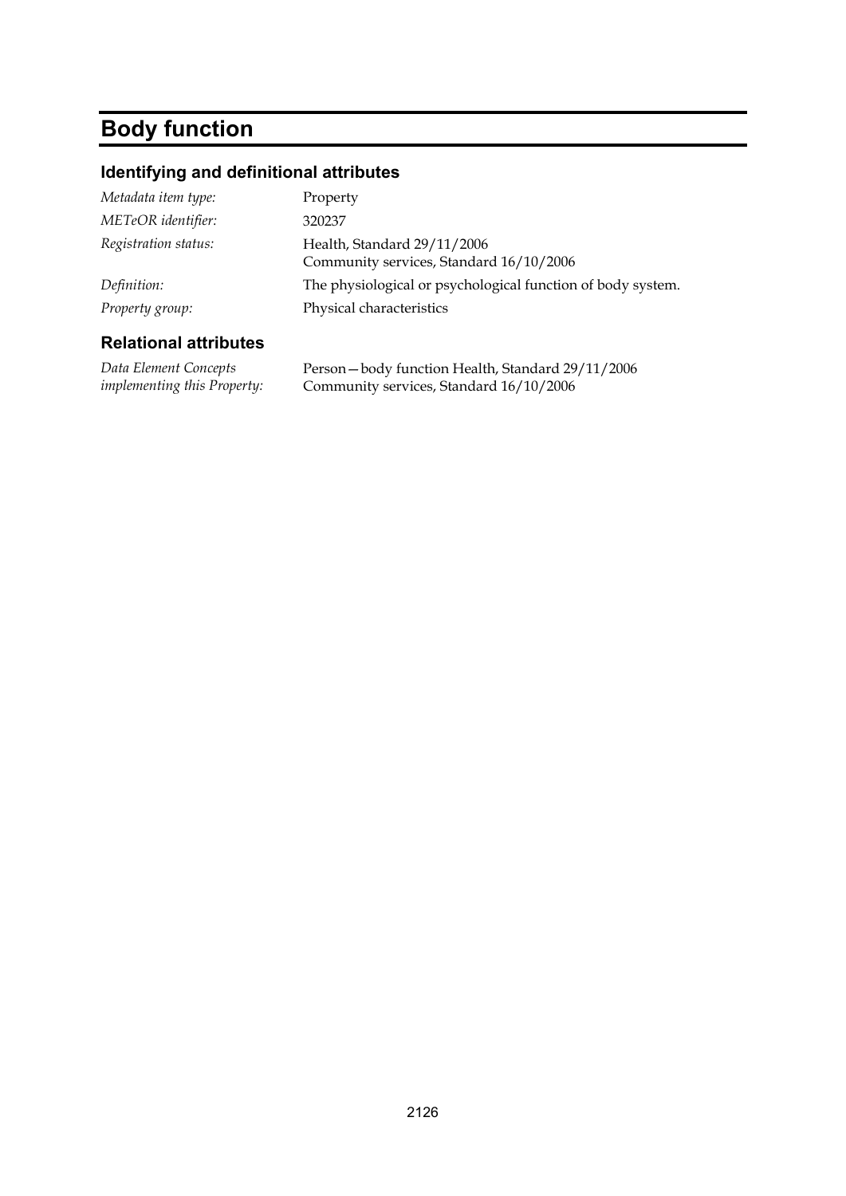# Body function

## Identifying and definitional attributes

| | |
|---|---|
| *Metadata item type:* | Property |
| *METeOR identifier:* | 320237 |
| *Registration status:* | Health, Standard 29/11/2006<br>Community services, Standard 16/10/2006 |
| *Definition:* | The physiological or psychological function of body system. |
| *Property group:* | Physical characteristics |

## Relational attributes

| | |
|---|---|
| *Data Element Concepts implementing this Property:* | Person—body function Health, Standard 29/11/2006<br>Community services, Standard 16/10/2006 |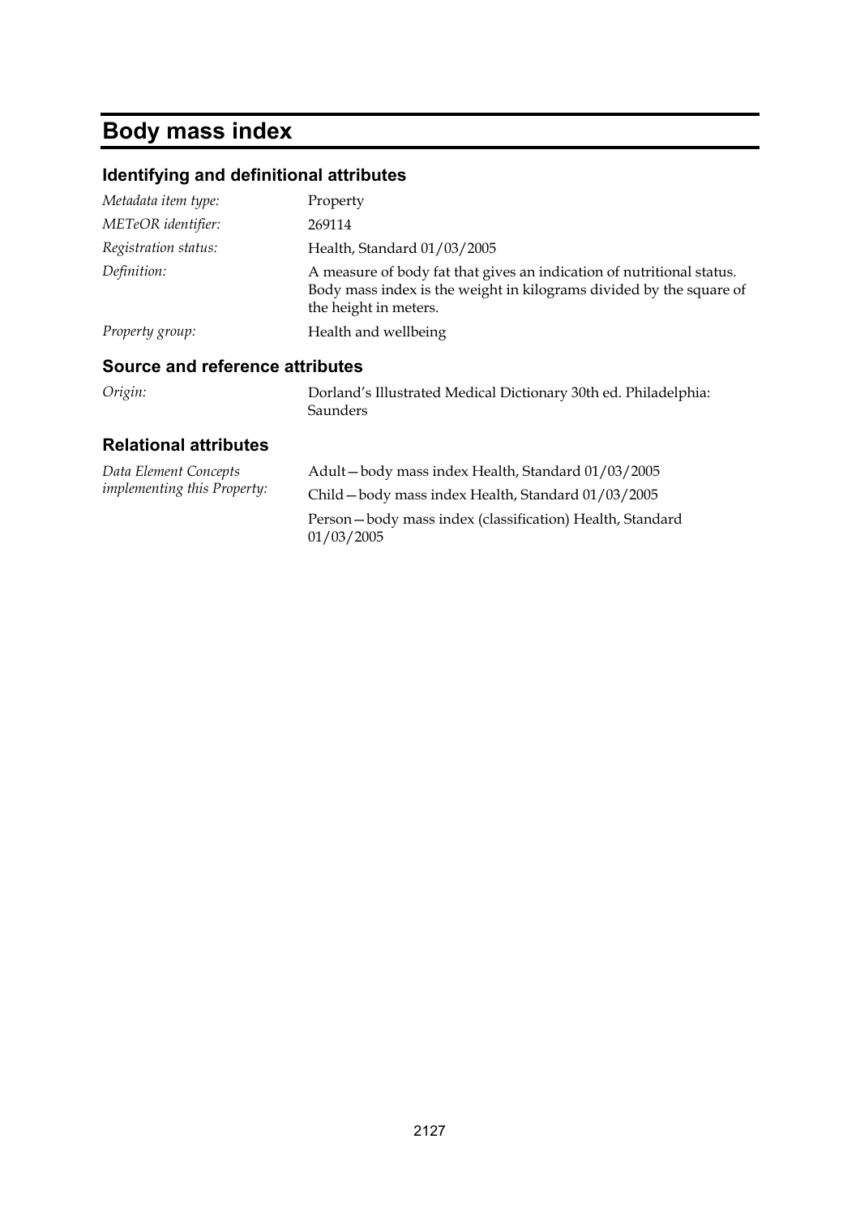# Body mass index

## Identifying and definitional attributes

| | |
|---|---|
| *Metadata item type:* | Property |
| *METeOR identifier:* | 269114 |
| *Registration status:* | Health, Standard 01/03/2005 |
| *Definition:* | A measure of body fat that gives an indication of nutritional status. Body mass index is the weight in kilograms divided by the square of the height in meters. |
| *Property group:* | Health and wellbeing |

## Source and reference attributes

| | |
|---|---|
| *Origin:* | Dorland's Illustrated Medical Dictionary 30th ed. Philadelphia: Saunders |

## Relational attributes

| | |
|---|---|
| *Data Element Concepts implementing this Property:* | Adult—body mass index Health, Standard 01/03/2005 |
| | Child—body mass index Health, Standard 01/03/2005 |
| | Person—body mass index (classification) Health, Standard 01/03/2005 |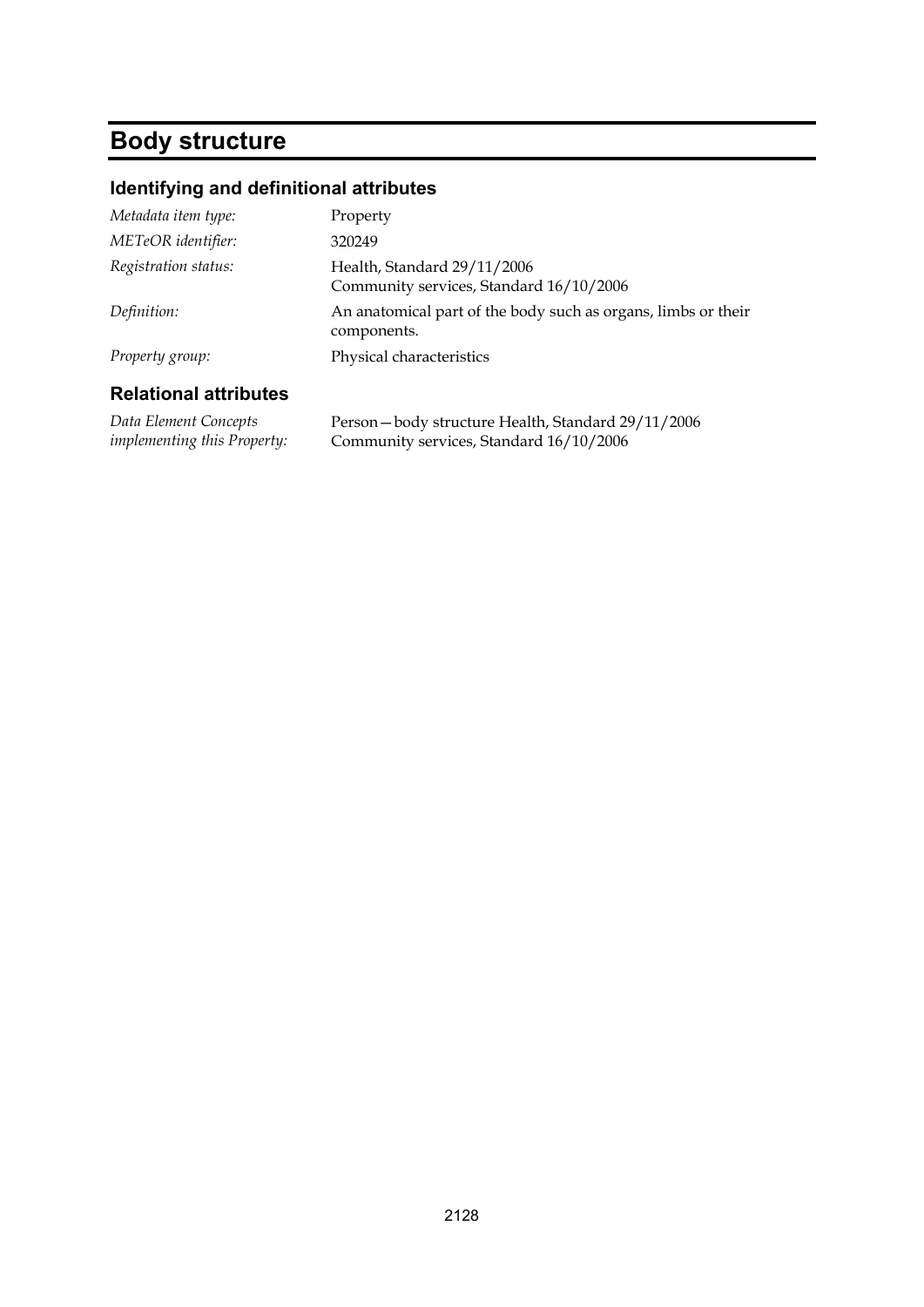# Body structure

## Identifying and definitional attributes

| | |
|---|---|
| *Metadata item type:* | Property |
| *METeOR identifier:* | 320249 |
| *Registration status:* | Health, Standard 29/11/2006<br>Community services, Standard 16/10/2006 |
| *Definition:* | An anatomical part of the body such as organs, limbs or their components. |
| *Property group:* | Physical characteristics |

## Relational attributes

| | |
|---|---|
| *Data Element Concepts implementing this Property:* | Person—body structure Health, Standard 29/11/2006<br>Community services, Standard 16/10/2006 |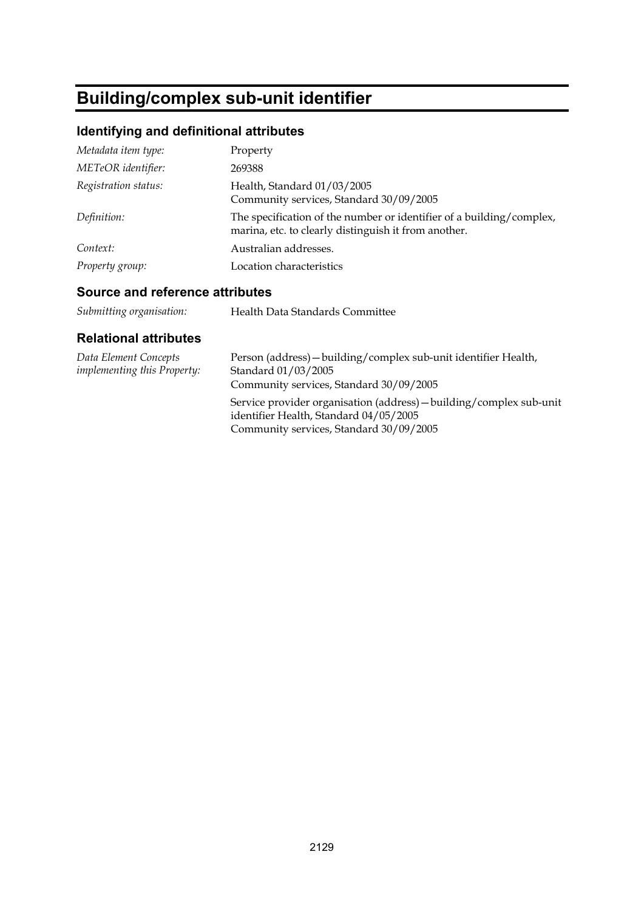# Building/complex sub-unit identifier

## Identifying and definitional attributes

| | |
|---|---|
| *Metadata item type:* | Property |
| *METeOR identifier:* | 269388 |
| *Registration status:* | Health, Standard 01/03/2005<br>Community services, Standard 30/09/2005 |
| *Definition:* | The specification of the number or identifier of a building/complex, marina, etc. to clearly distinguish it from another. |
| *Context:* | Australian addresses. |
| *Property group:* | Location characteristics |

## Source and reference attributes

| | |
|---|---|
| *Submitting organisation:* | Health Data Standards Committee |

## Relational attributes

| | |
|---|---|
| *Data Element Concepts implementing this Property:* | Person (address)—building/complex sub-unit identifier Health, Standard 01/03/2005<br>Community services, Standard 30/09/2005<br><br>Service provider organisation (address)—building/complex sub-unit identifier Health, Standard 04/05/2005<br>Community services, Standard 30/09/2005 |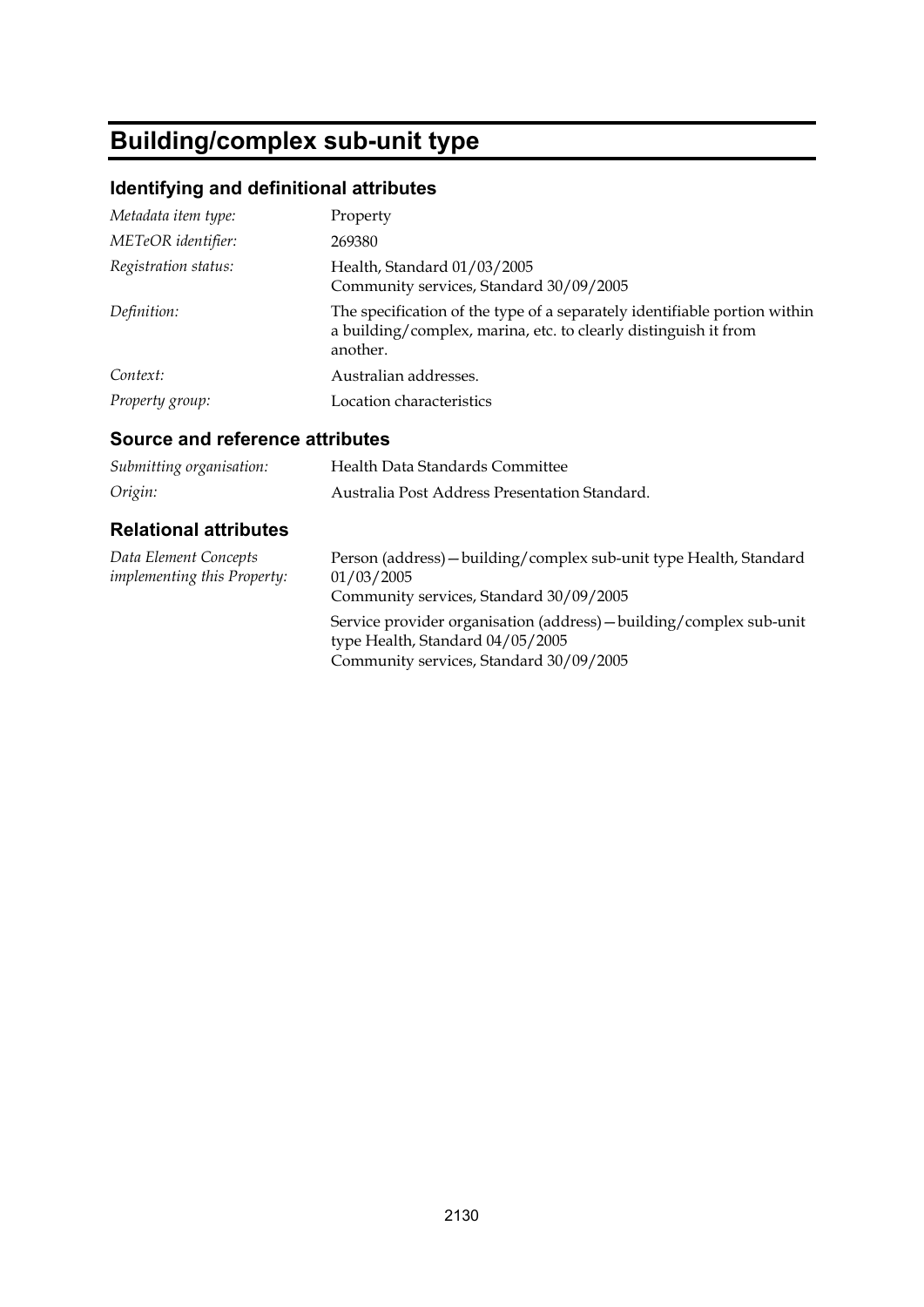# Building/complex sub-unit type

## Identifying and definitional attributes

| | |
|---|---|
| *Metadata item type:* | Property |
| *METeOR identifier:* | 269380 |
| *Registration status:* | Health, Standard 01/03/2005<br>Community services, Standard 30/09/2005 |
| *Definition:* | The specification of the type of a separately identifiable portion within a building/complex, marina, etc. to clearly distinguish it from another. |
| *Context:* | Australian addresses. |
| *Property group:* | Location characteristics |

## Source and reference attributes

| | |
|---|---|
| *Submitting organisation:* | Health Data Standards Committee |
| *Origin:* | Australia Post Address Presentation Standard. |

## Relational attributes

| | |
|---|---|
| *Data Element Concepts implementing this Property:* | Person (address)—building/complex sub-unit type Health, Standard 01/03/2005<br>Community services, Standard 30/09/2005<br><br>Service provider organisation (address)—building/complex sub-unit type Health, Standard 04/05/2005<br>Community services, Standard 30/09/2005 |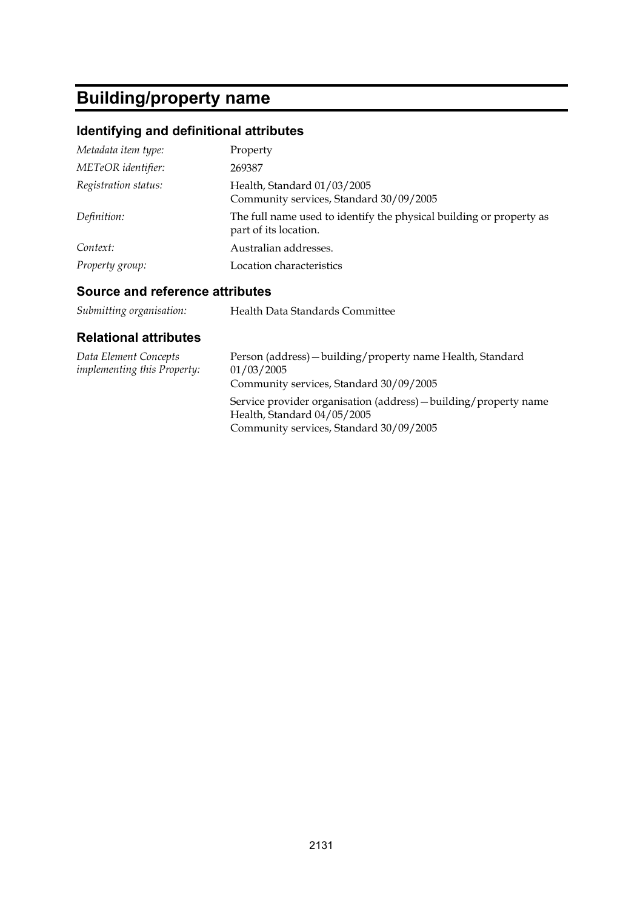# Building/property name

## Identifying and definitional attributes

| | |
|---|---|
| *Metadata item type:* | Property |
| *METeOR identifier:* | 269387 |
| *Registration status:* | Health, Standard 01/03/2005<br>Community services, Standard 30/09/2005 |
| *Definition:* | The full name used to identify the physical building or property as part of its location. |
| *Context:* | Australian addresses. |
| *Property group:* | Location characteristics |

## Source and reference attributes

| | |
|---|---|
| *Submitting organisation:* | Health Data Standards Committee |

## Relational attributes

| | |
|---|---|
| *Data Element Concepts implementing this Property:* | Person (address)—building/property name Health, Standard 01/03/2005<br>Community services, Standard 30/09/2005<br><br>Service provider organisation (address)—building/property name Health, Standard 04/05/2005<br>Community services, Standard 30/09/2005 |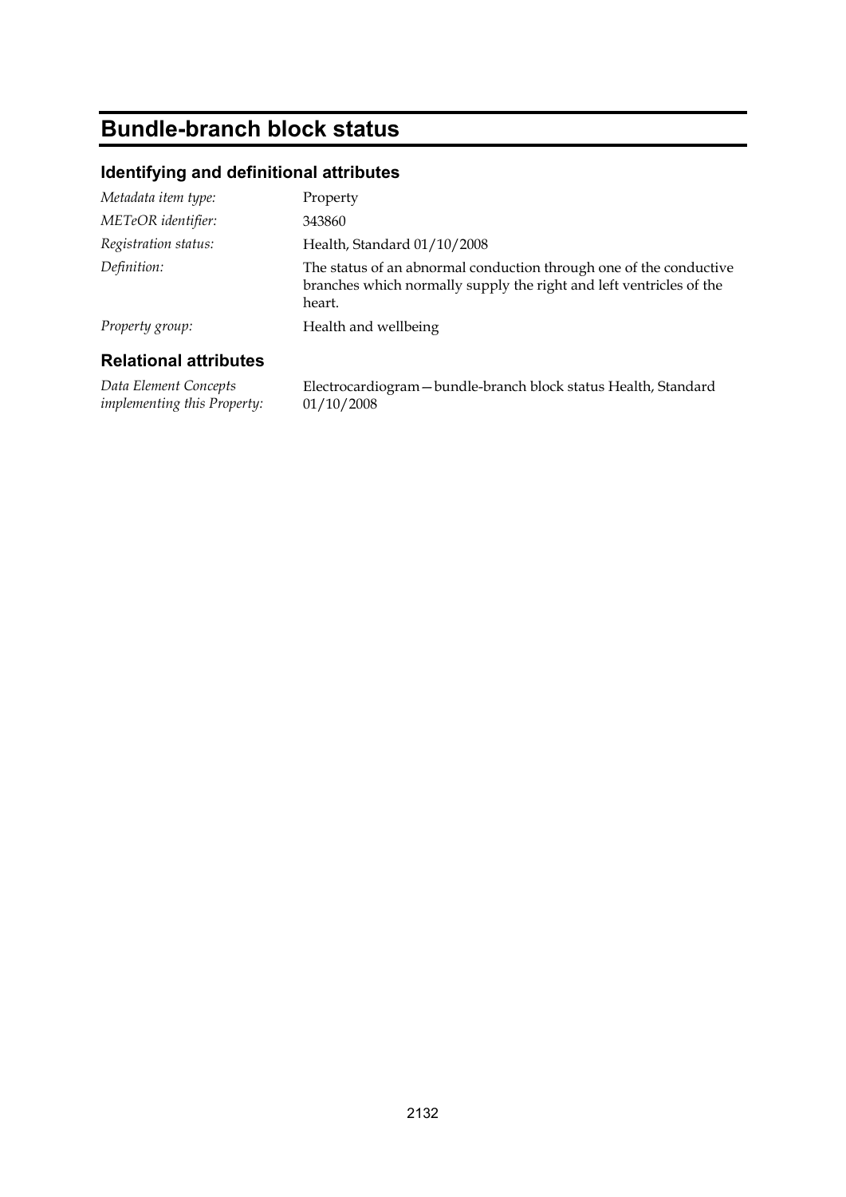# Bundle-branch block status

## Identifying and definitional attributes

| | |
|---|---|
| *Metadata item type:* | Property |
| *METeOR identifier:* | 343860 |
| *Registration status:* | Health, Standard 01/10/2008 |
| *Definition:* | The status of an abnormal conduction through one of the conductive branches which normally supply the right and left ventricles of the heart. |
| *Property group:* | Health and wellbeing |

## Relational attributes

| | |
|---|---|
| *Data Element Concepts implementing this Property:* | Electrocardiogram—bundle-branch block status Health, Standard 01/10/2008 |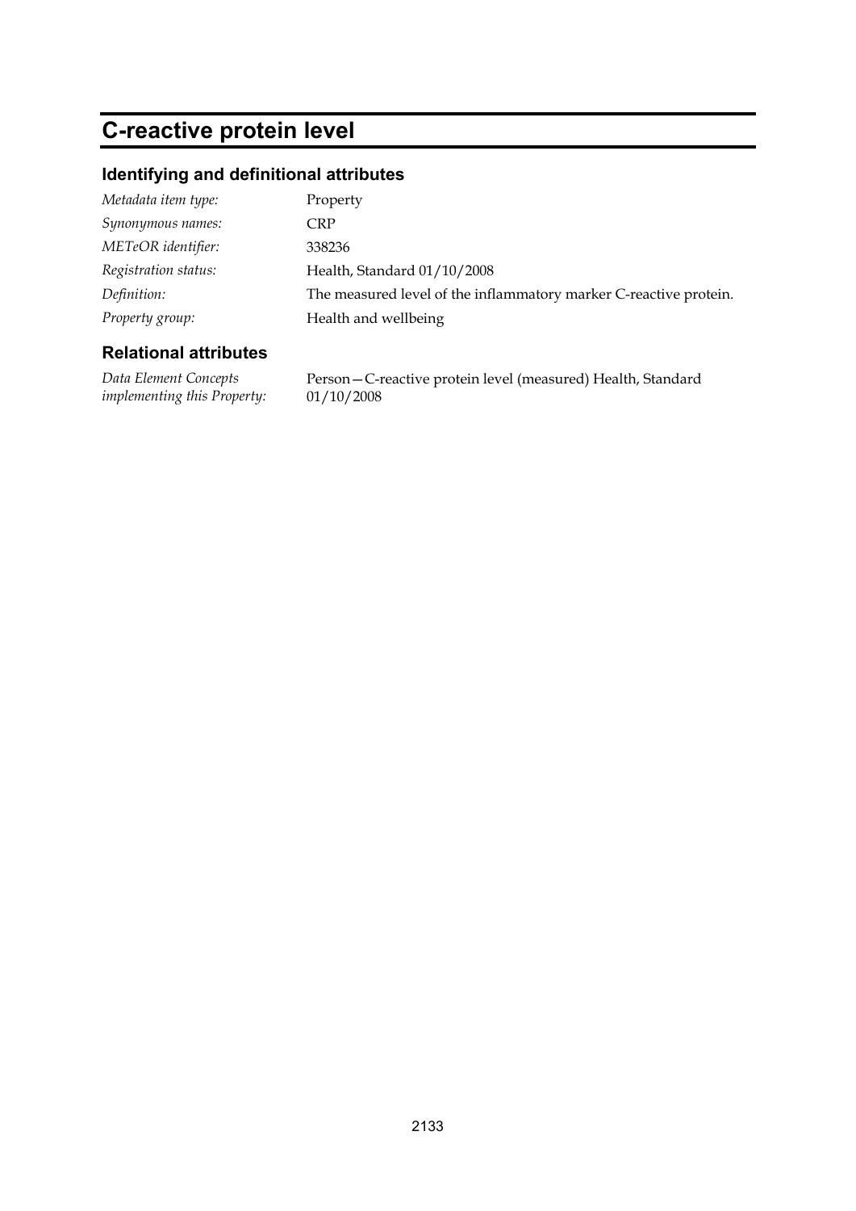# C-reactive protein level

## Identifying and definitional attributes

| | |
|---|---|
| *Metadata item type:* | Property |
| *Synonymous names:* | CRP |
| *METeOR identifier:* | 338236 |
| *Registration status:* | Health, Standard 01/10/2008 |
| *Definition:* | The measured level of the inflammatory marker C-reactive protein. |
| *Property group:* | Health and wellbeing |

## Relational attributes

| | |
|---|---|
| *Data Element Concepts implementing this Property:* | Person—C-reactive protein level (measured) Health, Standard 01/10/2008 |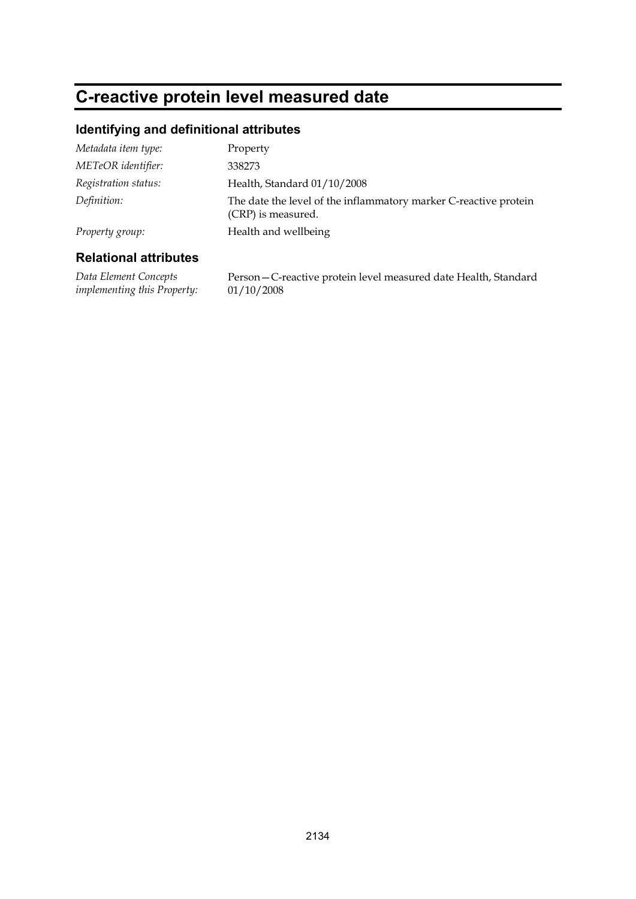# C-reactive protein level measured date

## Identifying and definitional attributes

| | |
|---|---|
| *Metadata item type:* | Property |
| *METeOR identifier:* | 338273 |
| *Registration status:* | Health, Standard 01/10/2008 |
| *Definition:* | The date the level of the inflammatory marker C-reactive protein (CRP) is measured. |
| *Property group:* | Health and wellbeing |

## Relational attributes

| | |
|---|---|
| *Data Element Concepts implementing this Property:* | Person—C-reactive protein level measured date Health, Standard 01/10/2008 |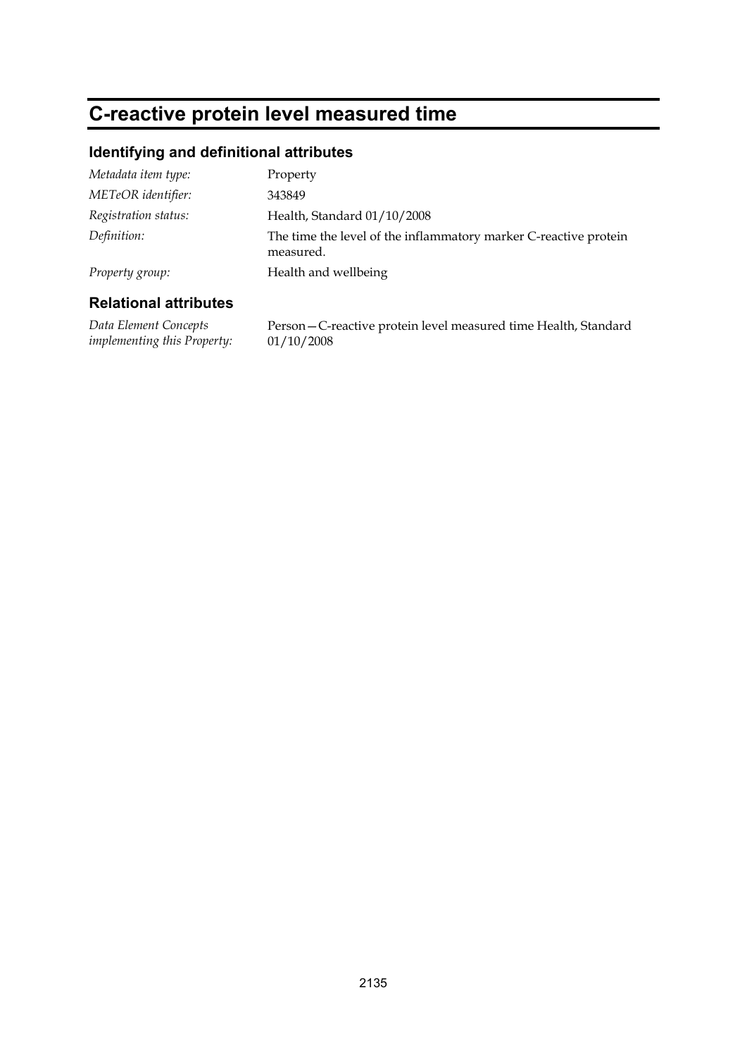# C-reactive protein level measured time

## Identifying and definitional attributes

| | |
|---|---|
| *Metadata item type:* | Property |
| *METeOR identifier:* | 343849 |
| *Registration status:* | Health, Standard 01/10/2008 |
| *Definition:* | The time the level of the inflammatory marker C-reactive protein measured. |
| *Property group:* | Health and wellbeing |

## Relational attributes

| | |
|---|---|
| *Data Element Concepts implementing this Property:* | Person—C-reactive protein level measured time Health, Standard 01/10/2008 |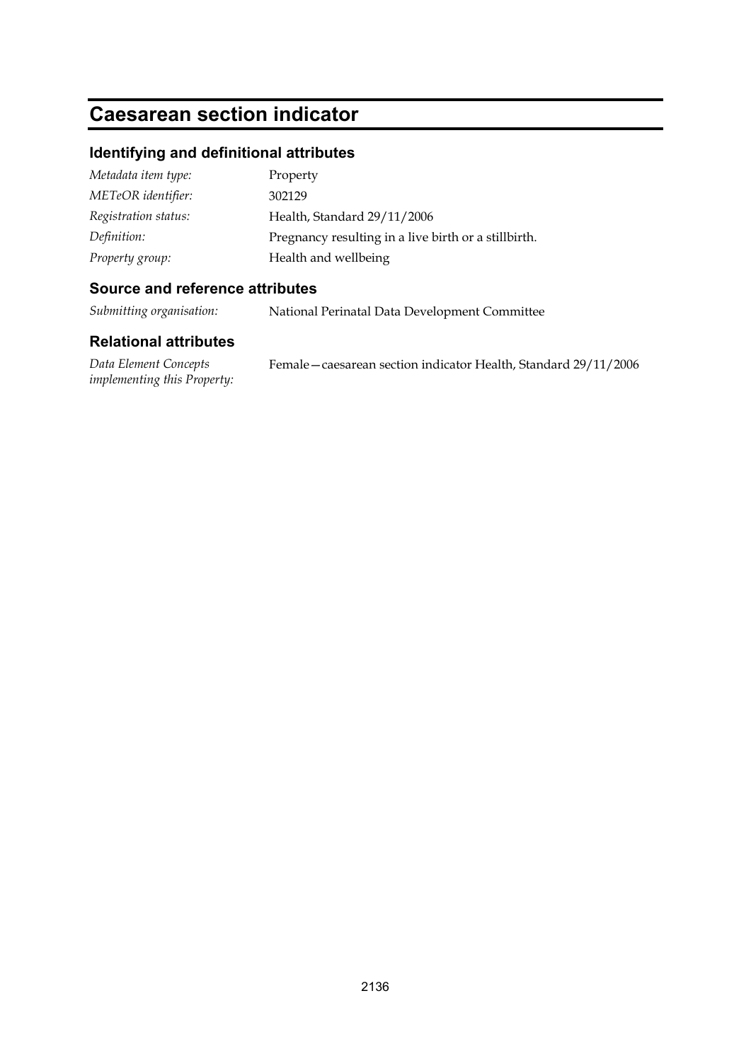# Caesarean section indicator

## Identifying and definitional attributes

| | |
|---|---|
| *Metadata item type:* | Property |
| *METeOR identifier:* | 302129 |
| *Registration status:* | Health, Standard 29/11/2006 |
| *Definition:* | Pregnancy resulting in a live birth or a stillbirth. |
| *Property group:* | Health and wellbeing |

## Source and reference attributes

| | |
|---|---|
| *Submitting organisation:* | National Perinatal Data Development Committee |

## Relational attributes

| | |
|---|---|
| *Data Element Concepts implementing this Property:* | Female—caesarean section indicator Health, Standard 29/11/2006 |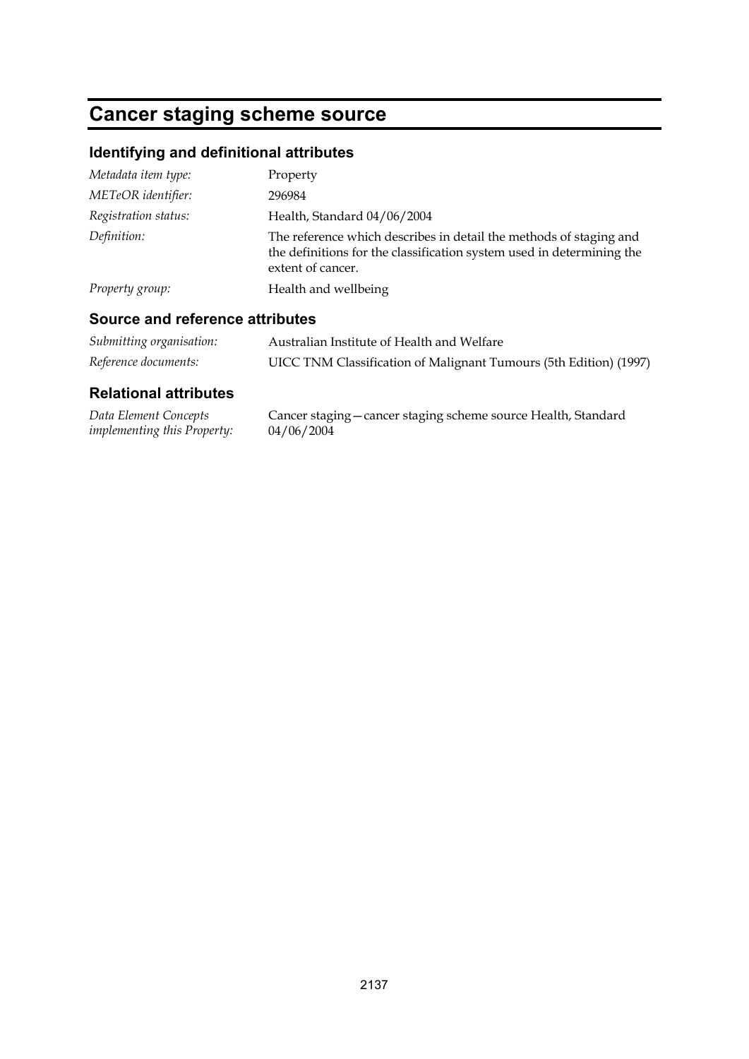# Cancer staging scheme source

## Identifying and definitional attributes

| | |
|---|---|
| *Metadata item type:* | Property |
| *METeOR identifier:* | 296984 |
| *Registration status:* | Health, Standard 04/06/2004 |
| *Definition:* | The reference which describes in detail the methods of staging and the definitions for the classification system used in determining the extent of cancer. |
| *Property group:* | Health and wellbeing |

## Source and reference attributes

| | |
|---|---|
| *Submitting organisation:* | Australian Institute of Health and Welfare |
| *Reference documents:* | UICC TNM Classification of Malignant Tumours (5th Edition) (1997) |

## Relational attributes

| | |
|---|---|
| *Data Element Concepts implementing this Property:* | Cancer staging—cancer staging scheme source Health, Standard 04/06/2004 |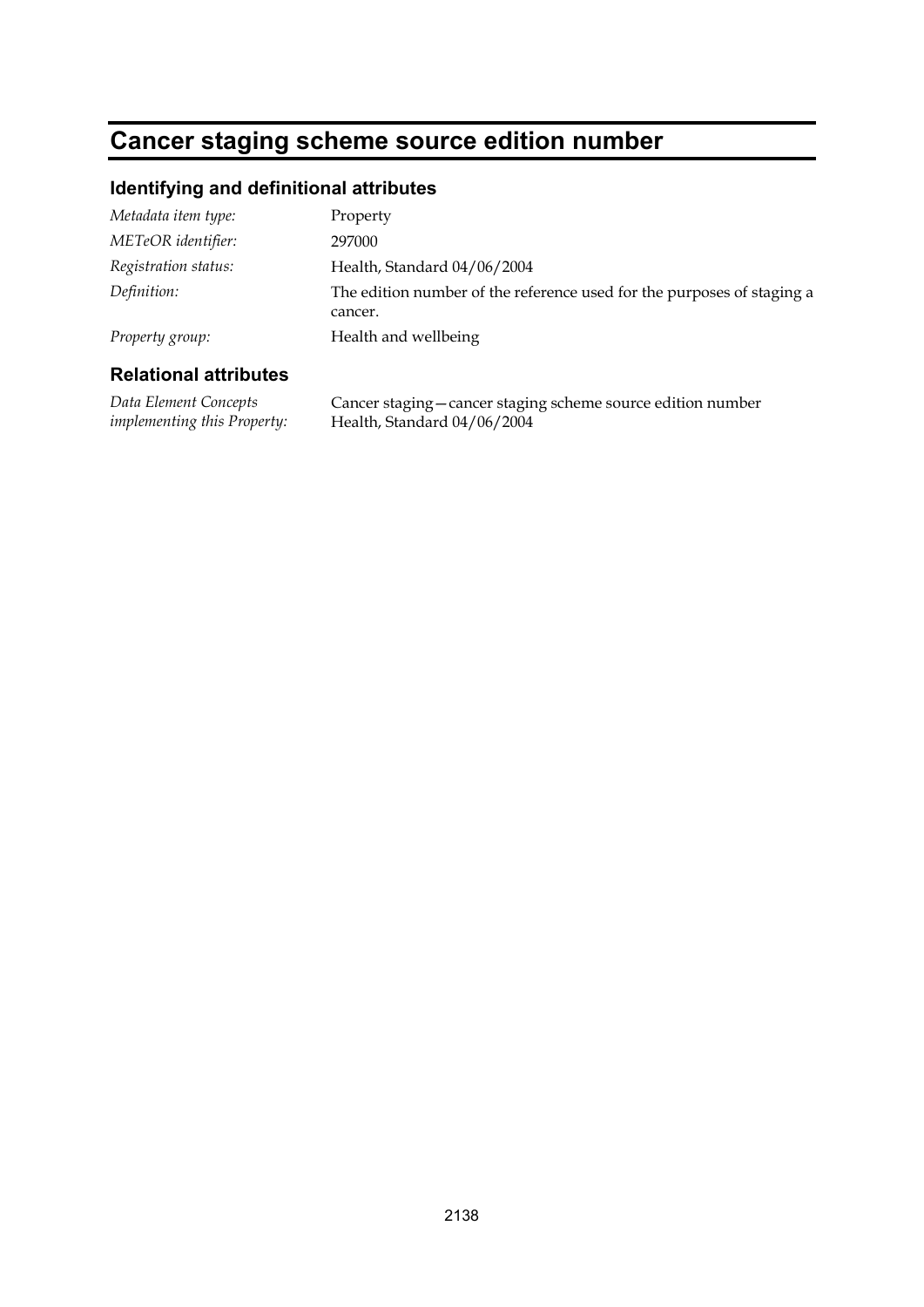# Cancer staging scheme source edition number

## Identifying and definitional attributes

| | |
|---|---|
| *Metadata item type:* | Property |
| *METeOR identifier:* | 297000 |
| *Registration status:* | Health, Standard 04/06/2004 |
| *Definition:* | The edition number of the reference used for the purposes of staging a cancer. |
| *Property group:* | Health and wellbeing |

## Relational attributes

| | |
|---|---|
| *Data Element Concepts implementing this Property:* | Cancer staging—cancer staging scheme source edition number Health, Standard 04/06/2004 |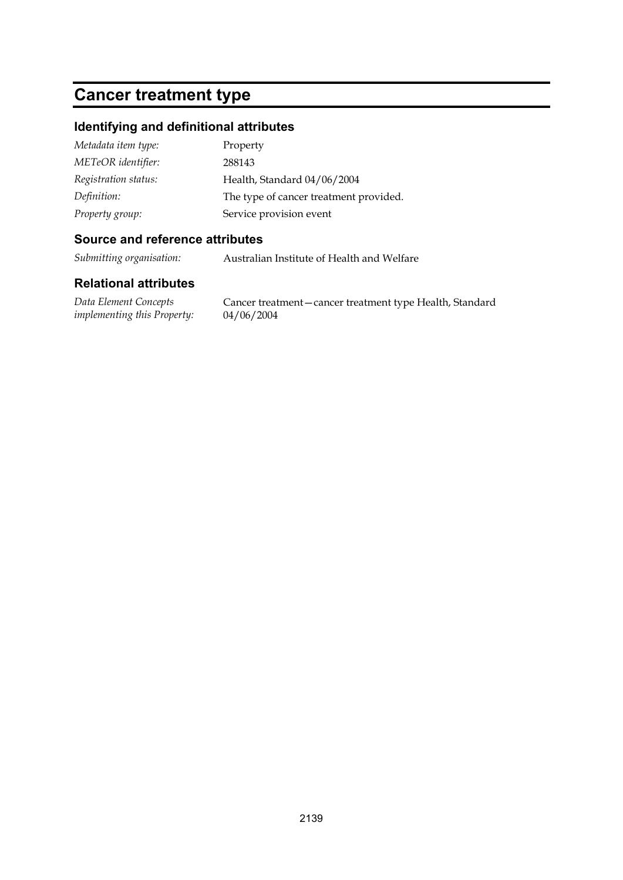# Cancer treatment type

## Identifying and definitional attributes

| | |
|---|---|
| *Metadata item type:* | Property |
| *METeOR identifier:* | 288143 |
| *Registration status:* | Health, Standard 04/06/2004 |
| *Definition:* | The type of cancer treatment provided. |
| *Property group:* | Service provision event |

## Source and reference attributes

| | |
|---|---|
| *Submitting organisation:* | Australian Institute of Health and Welfare |

## Relational attributes

| | |
|---|---|
| *Data Element Concepts implementing this Property:* | Cancer treatment—cancer treatment type Health, Standard 04/06/2004 |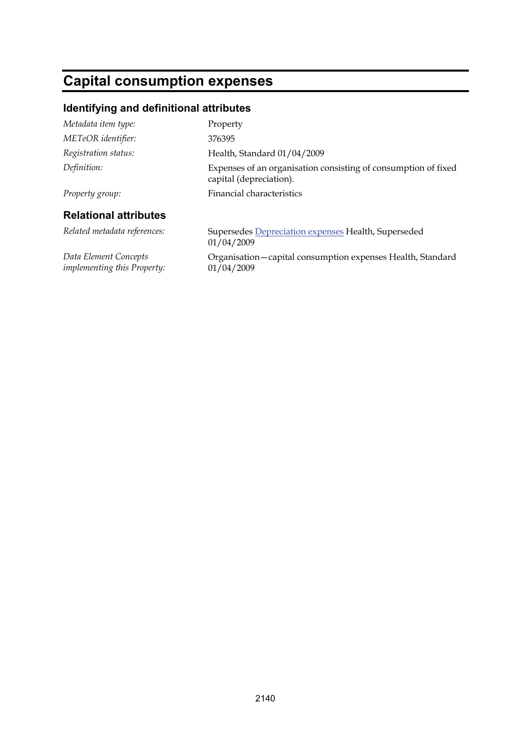# Capital consumption expenses

## Identifying and definitional attributes

| | |
|---|---|
| *Metadata item type:* | Property |
| *METeOR identifier:* | 376395 |
| *Registration status:* | Health, Standard 01/04/2009 |
| *Definition:* | Expenses of an organisation consisting of consumption of fixed capital (depreciation). |
| *Property group:* | Financial characteristics |

## Relational attributes

| | |
|---|---|
| *Related metadata references:* | Supersedes Depreciation expenses Health, Superseded 01/04/2009 |
| *Data Element Concepts implementing this Property:* | Organisation—capital consumption expenses Health, Standard 01/04/2009 |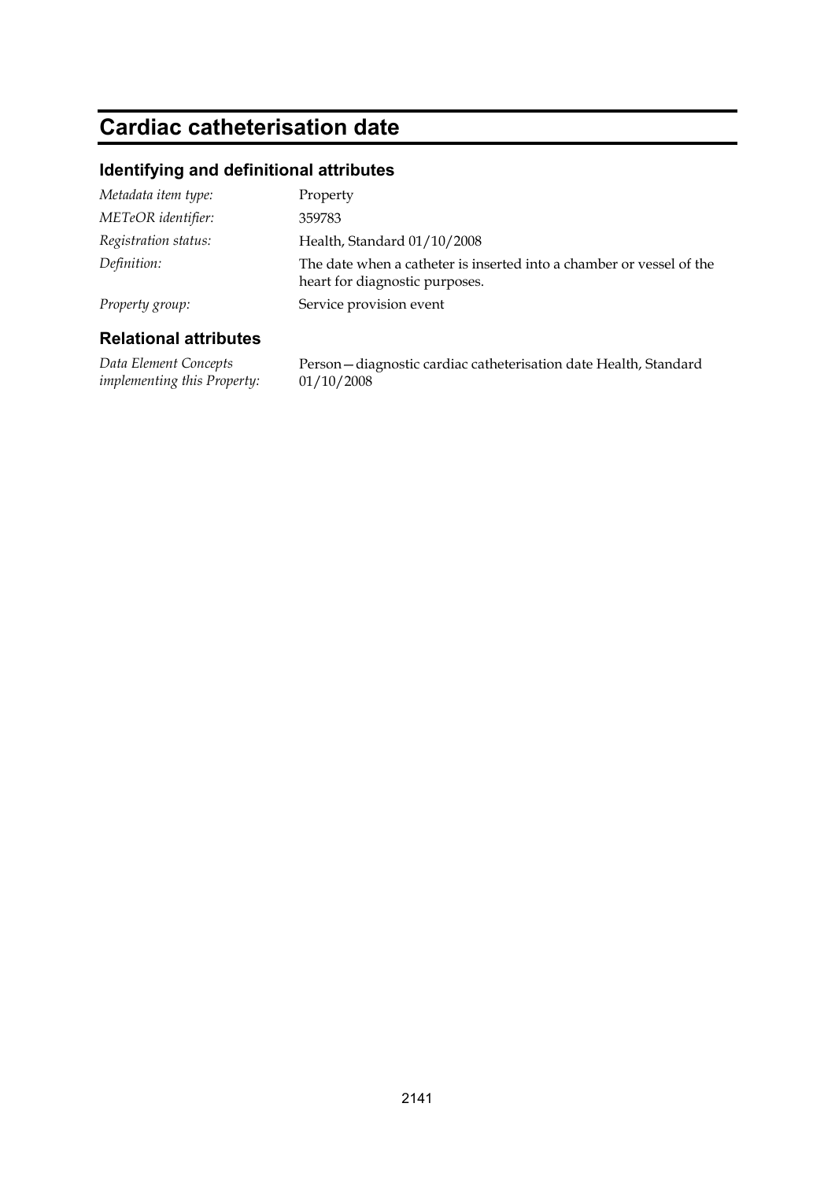# Cardiac catheterisation date

## Identifying and definitional attributes

| | |
|---|---|
| *Metadata item type:* | Property |
| *METeOR identifier:* | 359783 |
| *Registration status:* | Health, Standard 01/10/2008 |
| *Definition:* | The date when a catheter is inserted into a chamber or vessel of the heart for diagnostic purposes. |
| *Property group:* | Service provision event |

## Relational attributes

| | |
|---|---|
| *Data Element Concepts implementing this Property:* | Person—diagnostic cardiac catheterisation date Health, Standard 01/10/2008 |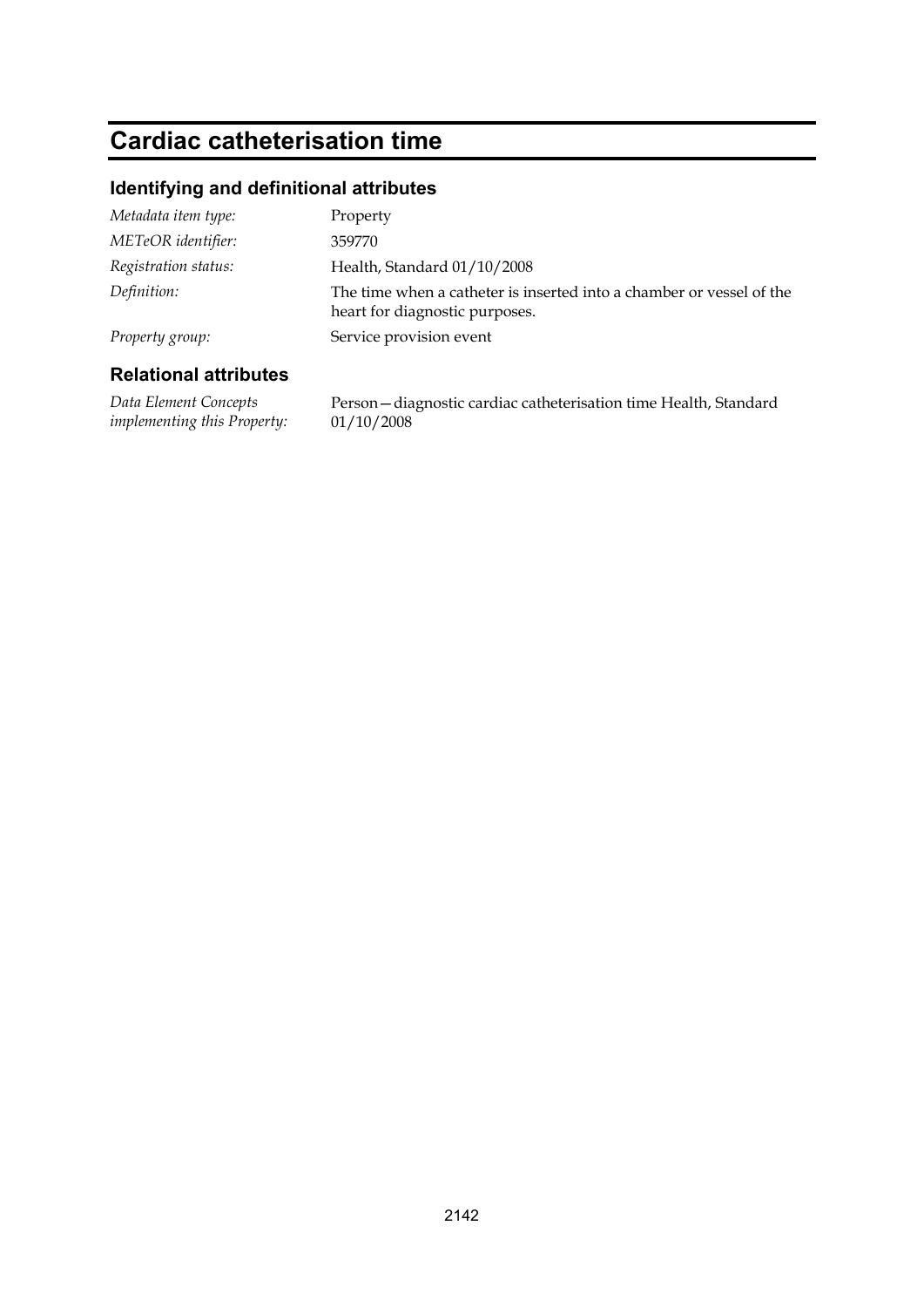# Cardiac catheterisation time

## Identifying and definitional attributes

| | |
|---|---|
| *Metadata item type:* | Property |
| *METeOR identifier:* | 359770 |
| *Registration status:* | Health, Standard 01/10/2008 |
| *Definition:* | The time when a catheter is inserted into a chamber or vessel of the heart for diagnostic purposes. |
| *Property group:* | Service provision event |

## Relational attributes

| | |
|---|---|
| *Data Element Concepts implementing this Property:* | Person—diagnostic cardiac catheterisation time Health, Standard 01/10/2008 |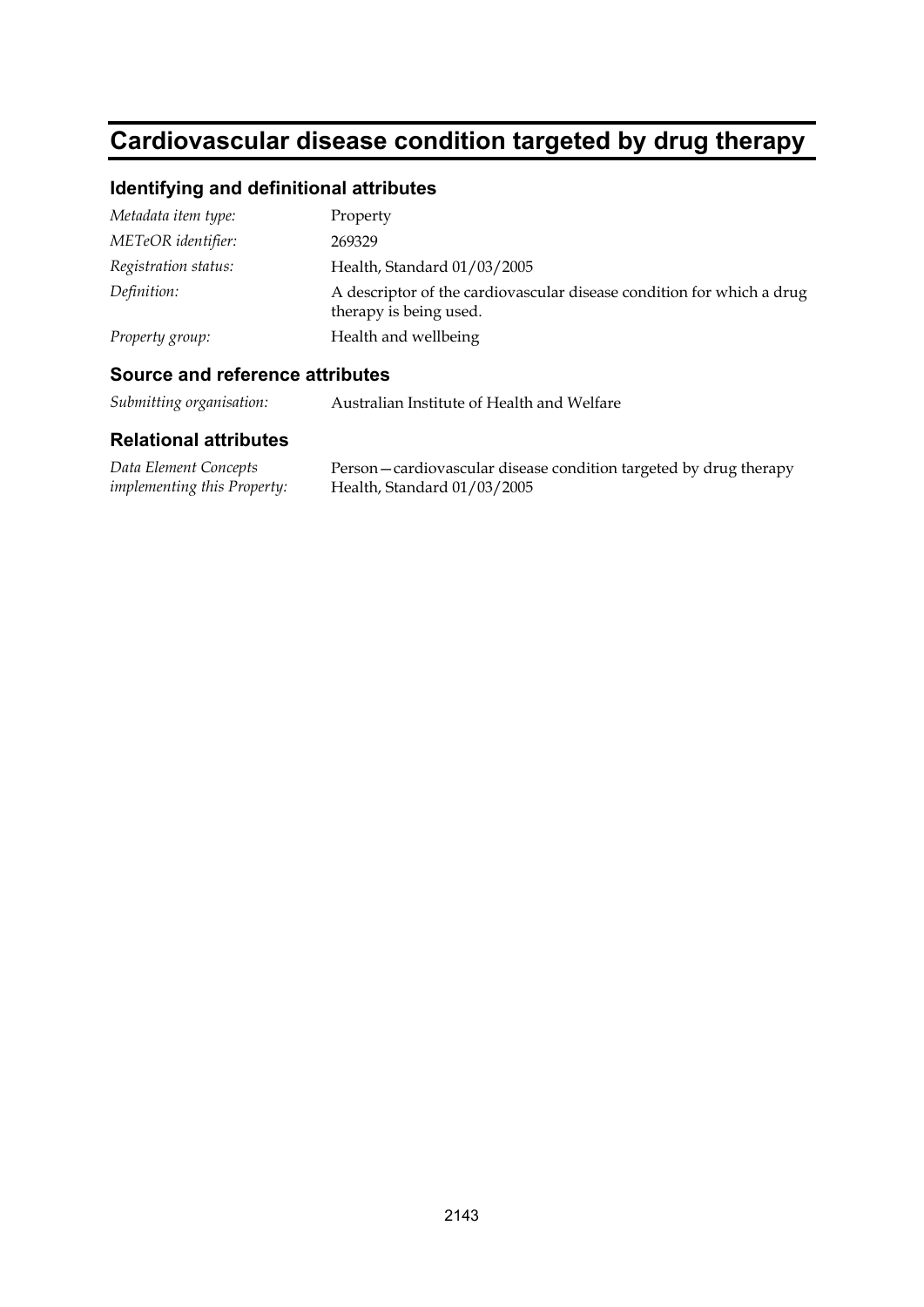# Cardiovascular disease condition targeted by drug therapy

## Identifying and definitional attributes

| | |
|---|---|
| *Metadata item type:* | Property |
| *METeOR identifier:* | 269329 |
| *Registration status:* | Health, Standard 01/03/2005 |
| *Definition:* | A descriptor of the cardiovascular disease condition for which a drug therapy is being used. |
| *Property group:* | Health and wellbeing |

## Source and reference attributes

| | |
|---|---|
| *Submitting organisation:* | Australian Institute of Health and Welfare |

## Relational attributes

| | |
|---|---|
| *Data Element Concepts implementing this Property:* | Person—cardiovascular disease condition targeted by drug therapy Health, Standard 01/03/2005 |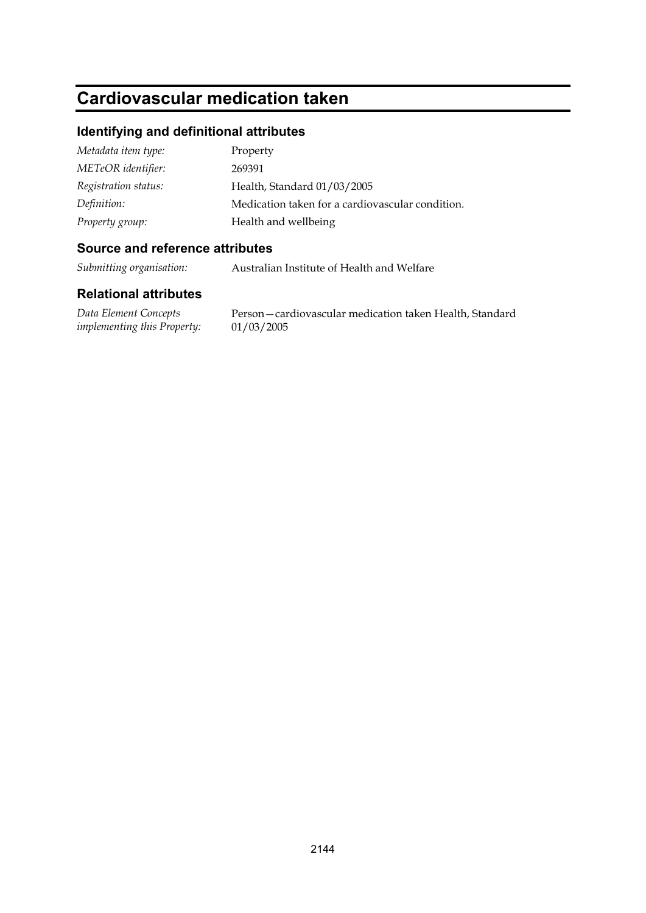# Cardiovascular medication taken

## Identifying and definitional attributes

| | |
|---|---|
| *Metadata item type:* | Property |
| *METeOR identifier:* | 269391 |
| *Registration status:* | Health, Standard 01/03/2005 |
| *Definition:* | Medication taken for a cardiovascular condition. |
| *Property group:* | Health and wellbeing |

## Source and reference attributes

| | |
|---|---|
| *Submitting organisation:* | Australian Institute of Health and Welfare |

## Relational attributes

| | |
|---|---|
| *Data Element Concepts implementing this Property:* | Person—cardiovascular medication taken Health, Standard 01/03/2005 |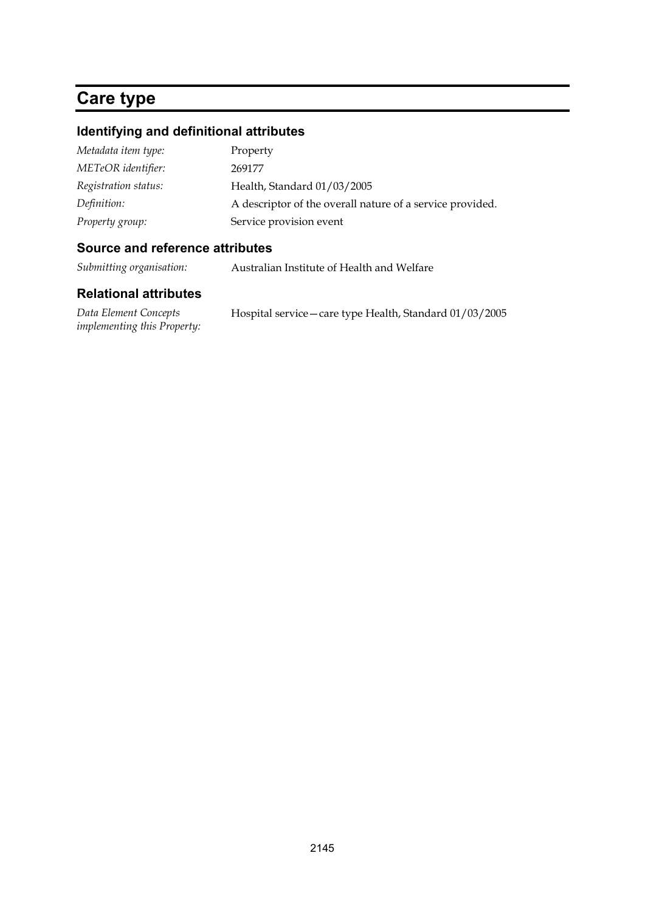# Care type

## Identifying and definitional attributes

| | |
|---|---|
| *Metadata item type:* | Property |
| *METeOR identifier:* | 269177 |
| *Registration status:* | Health, Standard 01/03/2005 |
| *Definition:* | A descriptor of the overall nature of a service provided. |
| *Property group:* | Service provision event |

## Source and reference attributes

| | |
|---|---|
| *Submitting organisation:* | Australian Institute of Health and Welfare |

## Relational attributes

| | |
|---|---|
| *Data Element Concepts implementing this Property:* | Hospital service—care type Health, Standard 01/03/2005 |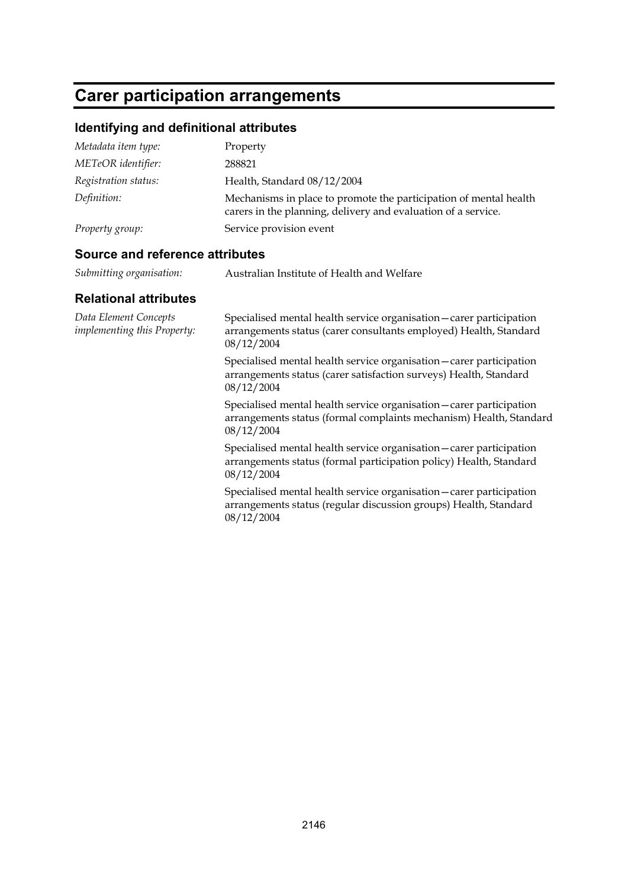# Carer participation arrangements

## Identifying and definitional attributes

| | |
|---|---|
| *Metadata item type:* | Property |
| *METeOR identifier:* | 288821 |
| *Registration status:* | Health, Standard 08/12/2004 |
| *Definition:* | Mechanisms in place to promote the participation of mental health carers in the planning, delivery and evaluation of a service. |
| *Property group:* | Service provision event |

## Source and reference attributes

| | |
|---|---|
| *Submitting organisation:* | Australian Institute of Health and Welfare |

## Relational attributes

*Data Element Concepts implementing this Property:*

Specialised mental health service organisation—carer participation arrangements status (carer consultants employed) Health, Standard 08/12/2004

Specialised mental health service organisation—carer participation arrangements status (carer satisfaction surveys) Health, Standard 08/12/2004

Specialised mental health service organisation—carer participation arrangements status (formal complaints mechanism) Health, Standard 08/12/2004

Specialised mental health service organisation—carer participation arrangements status (formal participation policy) Health, Standard 08/12/2004

Specialised mental health service organisation—carer participation arrangements status (regular discussion groups) Health, Standard 08/12/2004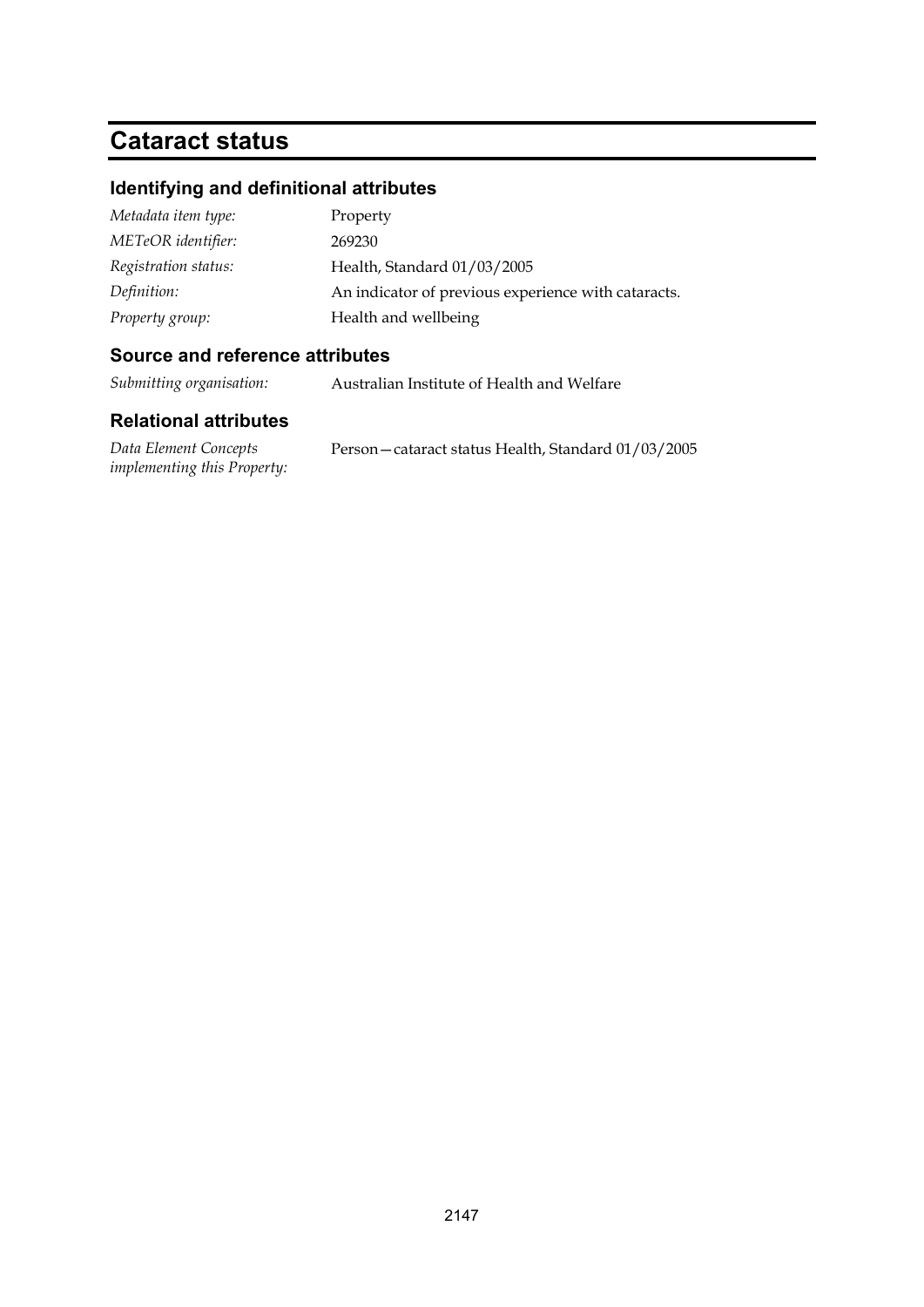# Cataract status

## Identifying and definitional attributes

| | |
|---|---|
| *Metadata item type:* | Property |
| *METeOR identifier:* | 269230 |
| *Registration status:* | Health, Standard 01/03/2005 |
| *Definition:* | An indicator of previous experience with cataracts. |
| *Property group:* | Health and wellbeing |

## Source and reference attributes

| | |
|---|---|
| *Submitting organisation:* | Australian Institute of Health and Welfare |

## Relational attributes

| | |
|---|---|
| *Data Element Concepts implementing this Property:* | Person—cataract status Health, Standard 01/03/2005 |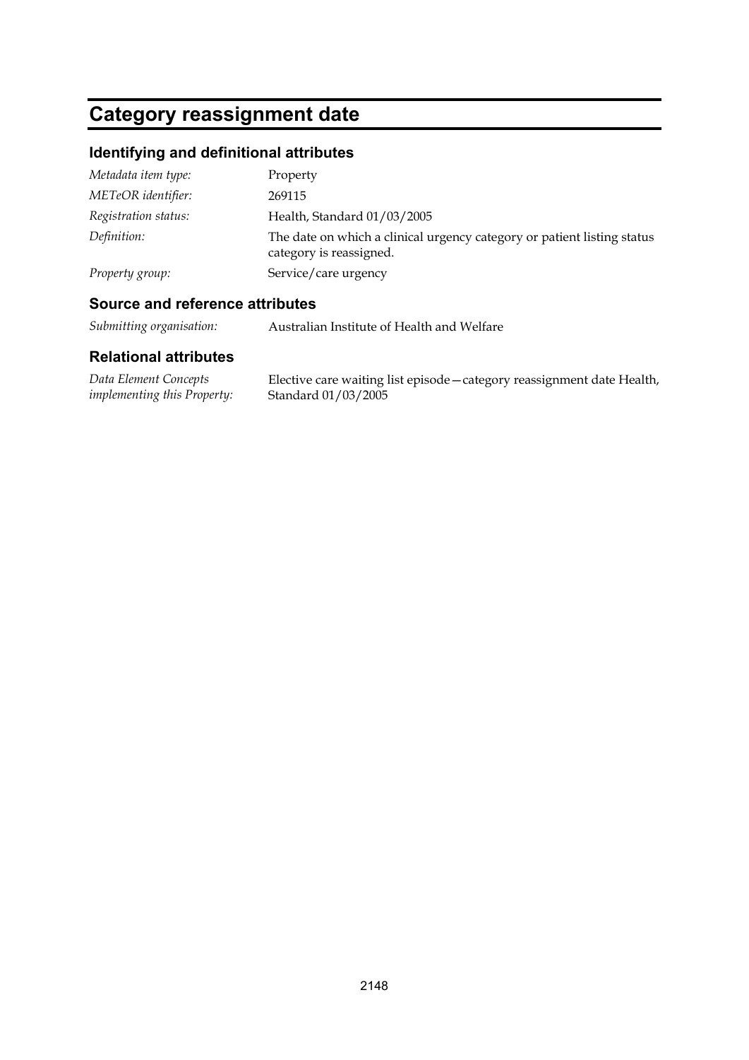# Category reassignment date

## Identifying and definitional attributes

| | |
|---|---|
| *Metadata item type:* | Property |
| *METeOR identifier:* | 269115 |
| *Registration status:* | Health, Standard 01/03/2005 |
| *Definition:* | The date on which a clinical urgency category or patient listing status category is reassigned. |
| *Property group:* | Service/care urgency |

## Source and reference attributes

| | |
|---|---|
| *Submitting organisation:* | Australian Institute of Health and Welfare |

## Relational attributes

| | |
|---|---|
| *Data Element Concepts implementing this Property:* | Elective care waiting list episode—category reassignment date Health, Standard 01/03/2005 |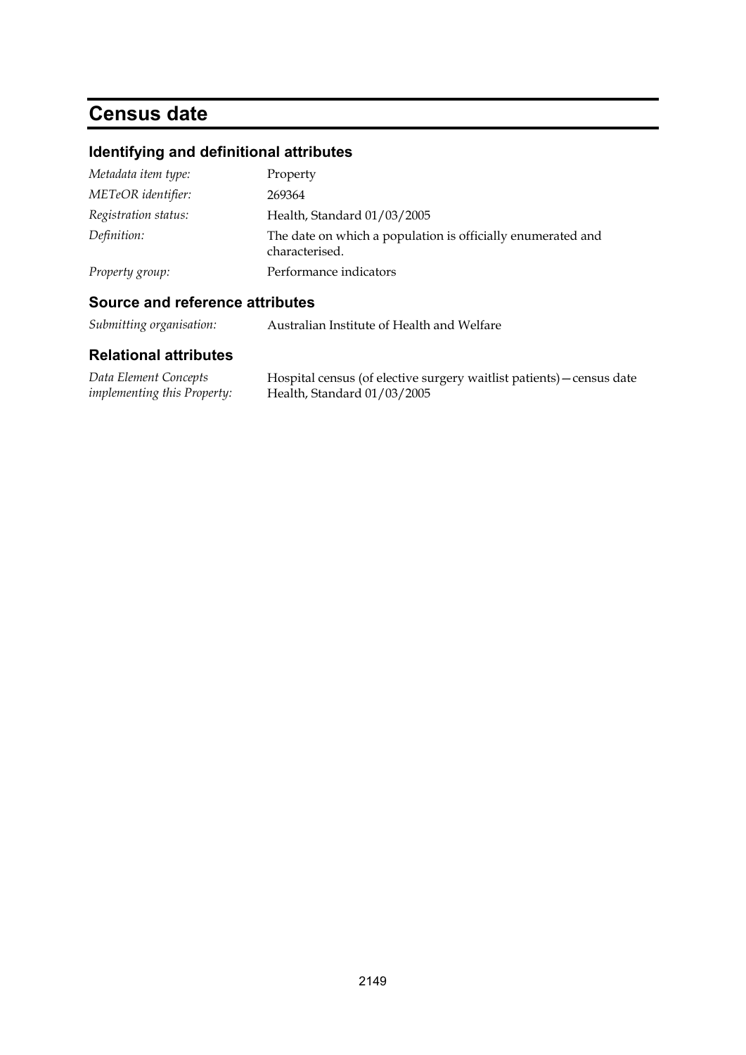# Census date

## Identifying and definitional attributes

| | |
|---|---|
| *Metadata item type:* | Property |
| *METeOR identifier:* | 269364 |
| *Registration status:* | Health, Standard 01/03/2005 |
| *Definition:* | The date on which a population is officially enumerated and characterised. |
| *Property group:* | Performance indicators |

## Source and reference attributes

| | |
|---|---|
| *Submitting organisation:* | Australian Institute of Health and Welfare |

## Relational attributes

| | |
|---|---|
| *Data Element Concepts implementing this Property:* | Hospital census (of elective surgery waitlist patients)—census date Health, Standard 01/03/2005 |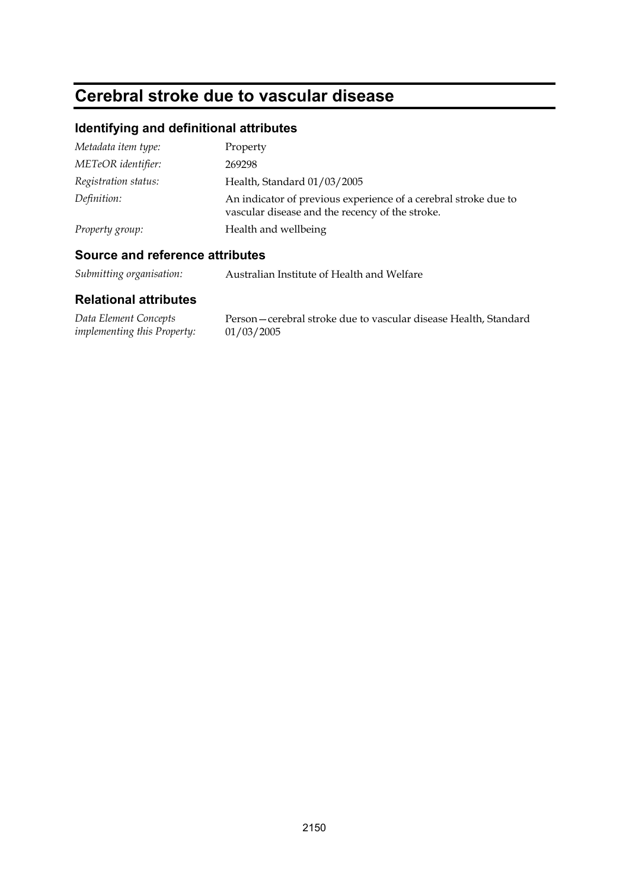# Cerebral stroke due to vascular disease

## Identifying and definitional attributes

| | |
|---|---|
| *Metadata item type:* | Property |
| *METeOR identifier:* | 269298 |
| *Registration status:* | Health, Standard 01/03/2005 |
| *Definition:* | An indicator of previous experience of a cerebral stroke due to vascular disease and the recency of the stroke. |
| *Property group:* | Health and wellbeing |

## Source and reference attributes

| | |
|---|---|
| *Submitting organisation:* | Australian Institute of Health and Welfare |

## Relational attributes

| | |
|---|---|
| *Data Element Concepts implementing this Property:* | Person—cerebral stroke due to vascular disease Health, Standard 01/03/2005 |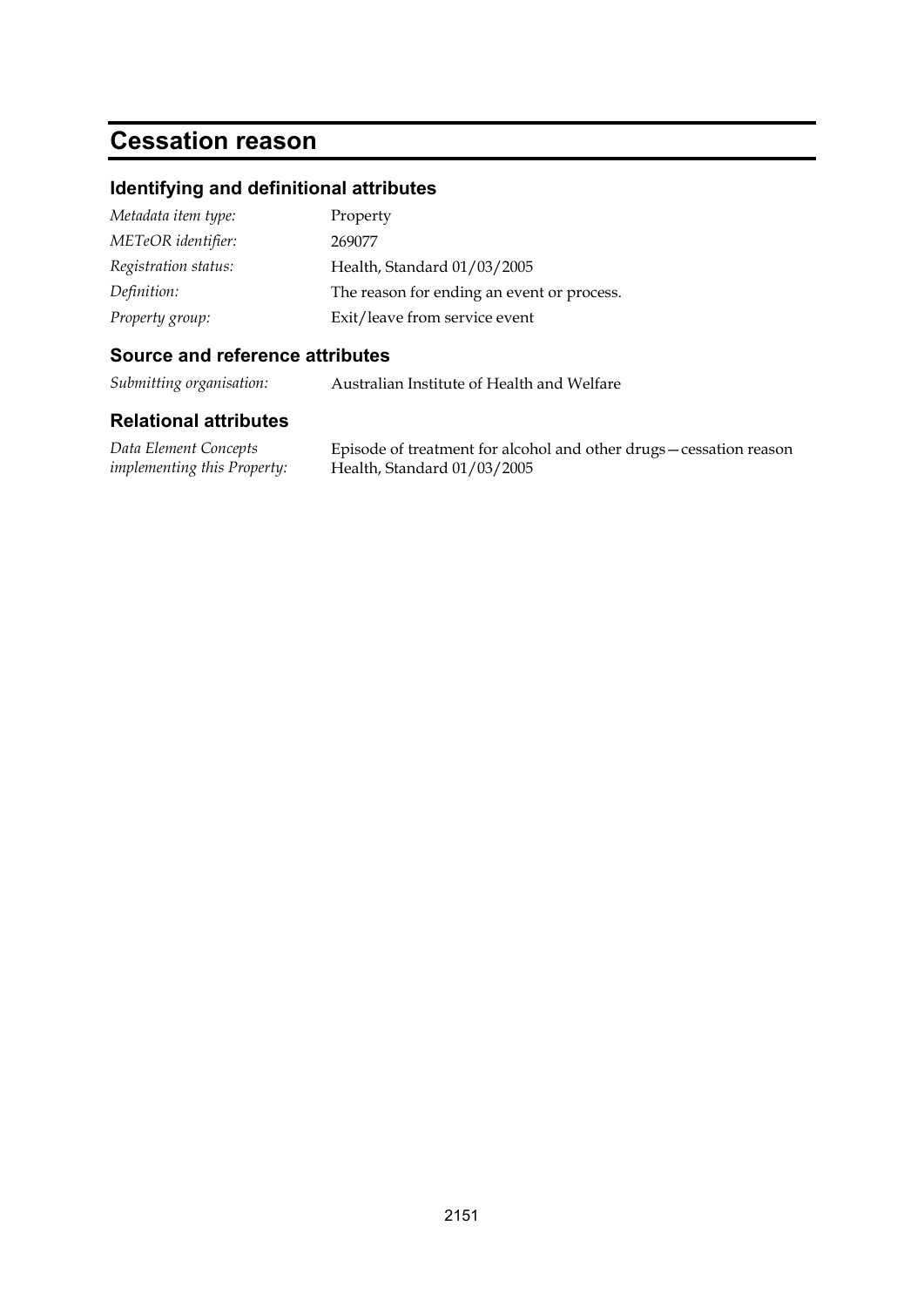# Cessation reason

## Identifying and definitional attributes

| | |
|---|---|
| *Metadata item type:* | Property |
| *METeOR identifier:* | 269077 |
| *Registration status:* | Health, Standard 01/03/2005 |
| *Definition:* | The reason for ending an event or process. |
| *Property group:* | Exit/leave from service event |

## Source and reference attributes

| | |
|---|---|
| *Submitting organisation:* | Australian Institute of Health and Welfare |

## Relational attributes

| | |
|---|---|
| *Data Element Concepts implementing this Property:* | Episode of treatment for alcohol and other drugs—cessation reason Health, Standard 01/03/2005 |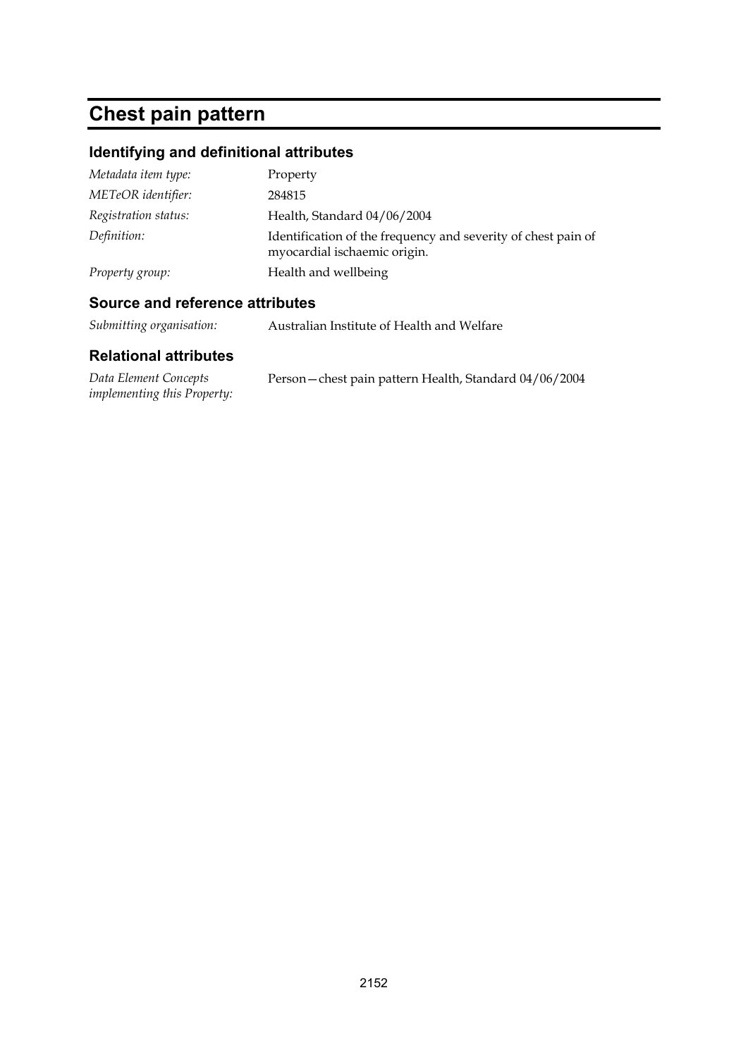# Chest pain pattern

## Identifying and definitional attributes

| | |
|---|---|
| *Metadata item type:* | Property |
| *METeOR identifier:* | 284815 |
| *Registration status:* | Health, Standard 04/06/2004 |
| *Definition:* | Identification of the frequency and severity of chest pain of myocardial ischaemic origin. |
| *Property group:* | Health and wellbeing |

## Source and reference attributes

| | |
|---|---|
| *Submitting organisation:* | Australian Institute of Health and Welfare |

## Relational attributes

| | |
|---|---|
| *Data Element Concepts implementing this Property:* | Person—chest pain pattern Health, Standard 04/06/2004 |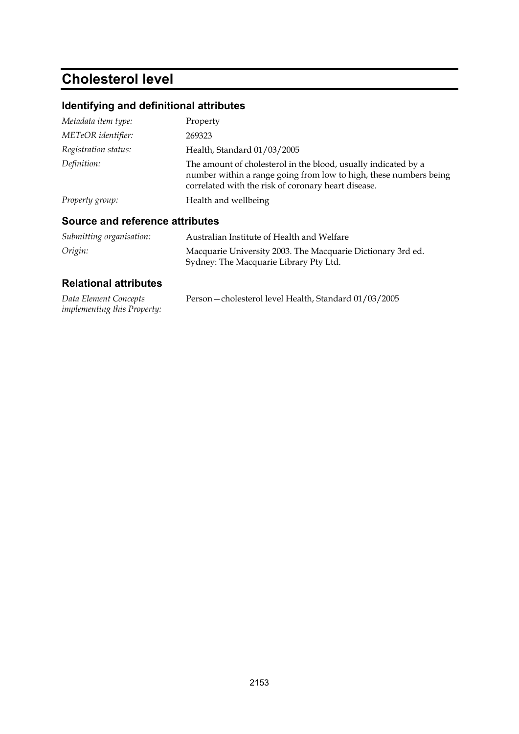# Cholesterol level

## Identifying and definitional attributes

| | |
|---|---|
| *Metadata item type:* | Property |
| *METeOR identifier:* | 269323 |
| *Registration status:* | Health, Standard 01/03/2005 |
| *Definition:* | The amount of cholesterol in the blood, usually indicated by a number within a range going from low to high, these numbers being correlated with the risk of coronary heart disease. |
| *Property group:* | Health and wellbeing |

## Source and reference attributes

| | |
|---|---|
| *Submitting organisation:* | Australian Institute of Health and Welfare |
| *Origin:* | Macquarie University 2003. The Macquarie Dictionary 3rd ed. Sydney: The Macquarie Library Pty Ltd. |

## Relational attributes

| | |
|---|---|
| *Data Element Concepts implementing this Property:* | Person—cholesterol level Health, Standard 01/03/2005 |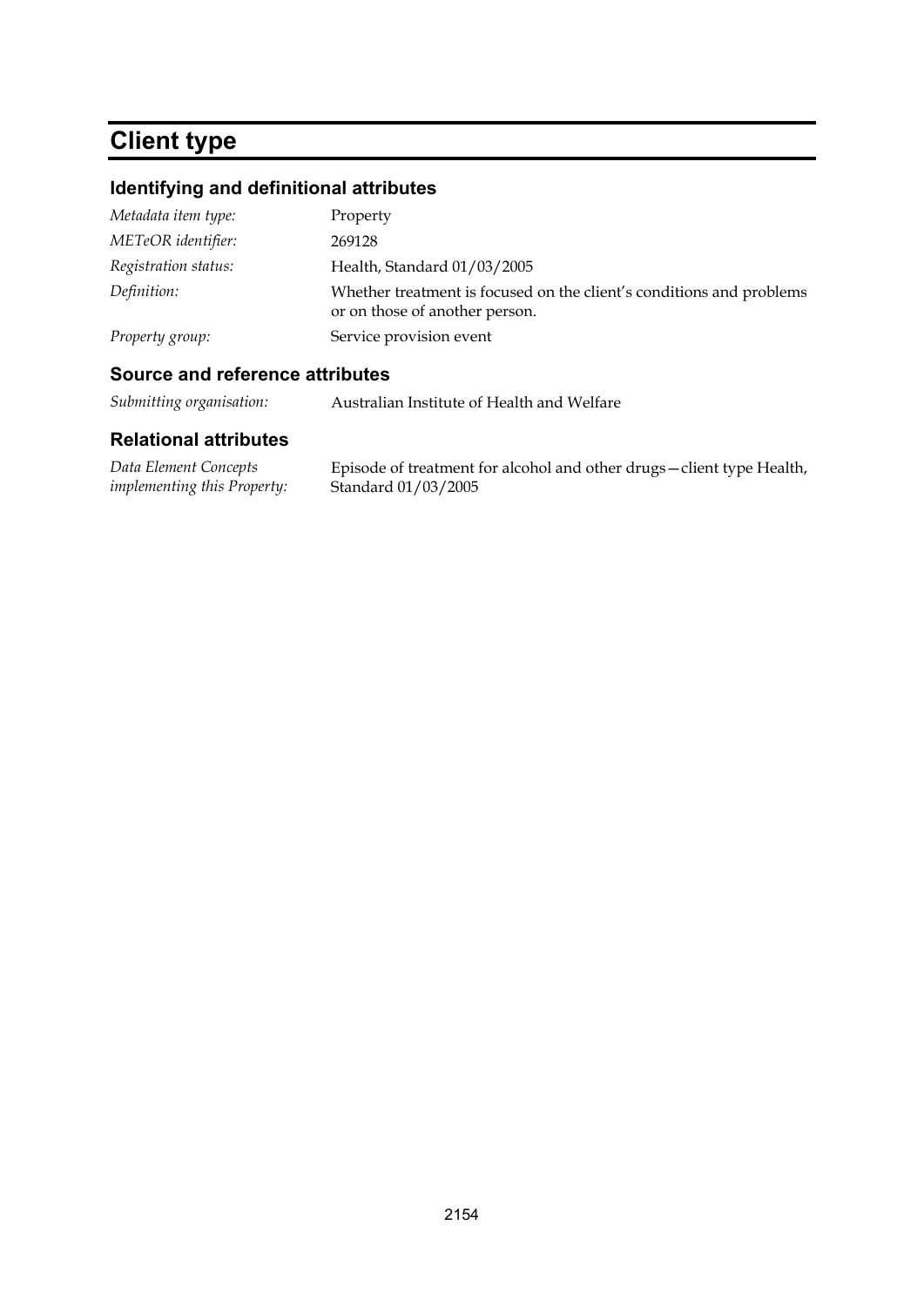# Client type

## Identifying and definitional attributes

| | |
|---|---|
| *Metadata item type:* | Property |
| *METeOR identifier:* | 269128 |
| *Registration status:* | Health, Standard 01/03/2005 |
| *Definition:* | Whether treatment is focused on the client's conditions and problems or on those of another person. |
| *Property group:* | Service provision event |

## Source and reference attributes

| | |
|---|---|
| *Submitting organisation:* | Australian Institute of Health and Welfare |

## Relational attributes

| | |
|---|---|
| *Data Element Concepts implementing this Property:* | Episode of treatment for alcohol and other drugs—client type Health, Standard 01/03/2005 |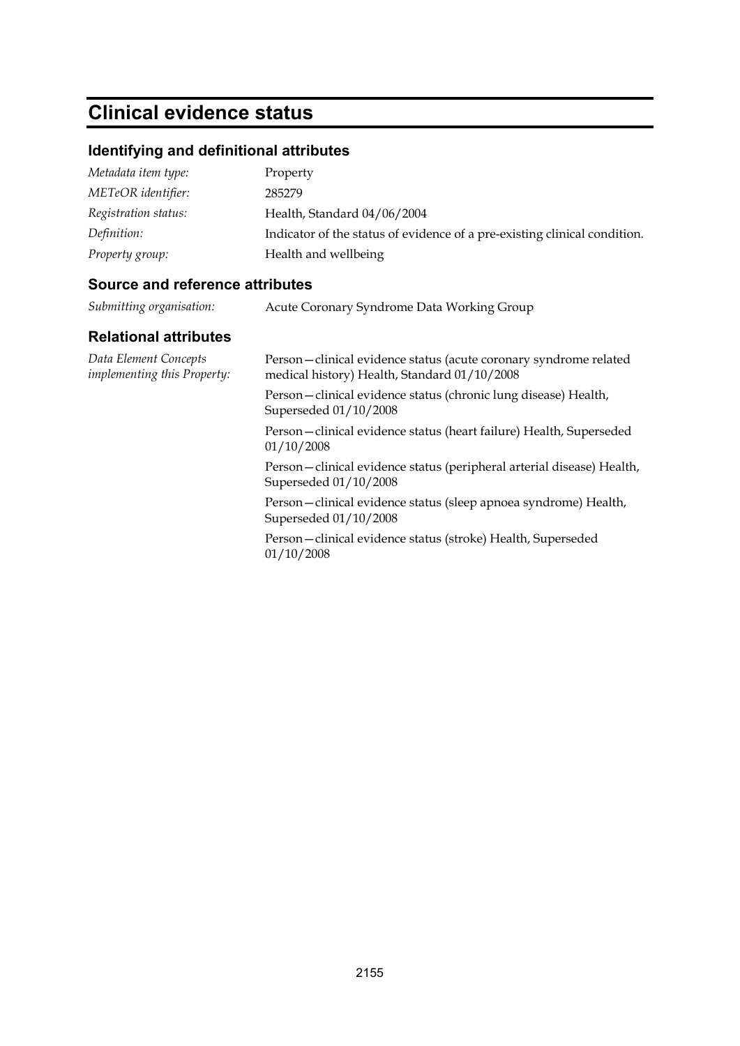# Clinical evidence status

## Identifying and definitional attributes

| | |
|---|---|
| *Metadata item type:* | Property |
| *METeOR identifier:* | 285279 |
| *Registration status:* | Health, Standard 04/06/2004 |
| *Definition:* | Indicator of the status of evidence of a pre-existing clinical condition. |
| *Property group:* | Health and wellbeing |

## Source and reference attributes

| | |
|---|---|
| *Submitting organisation:* | Acute Coronary Syndrome Data Working Group |

## Relational attributes

*Data Element Concepts implementing this Property:*

Person—clinical evidence status (acute coronary syndrome related medical history) Health, Standard 01/10/2008

Person—clinical evidence status (chronic lung disease) Health, Superseded 01/10/2008

Person—clinical evidence status (heart failure) Health, Superseded 01/10/2008

Person—clinical evidence status (peripheral arterial disease) Health, Superseded 01/10/2008

Person—clinical evidence status (sleep apnoea syndrome) Health, Superseded 01/10/2008

Person—clinical evidence status (stroke) Health, Superseded 01/10/2008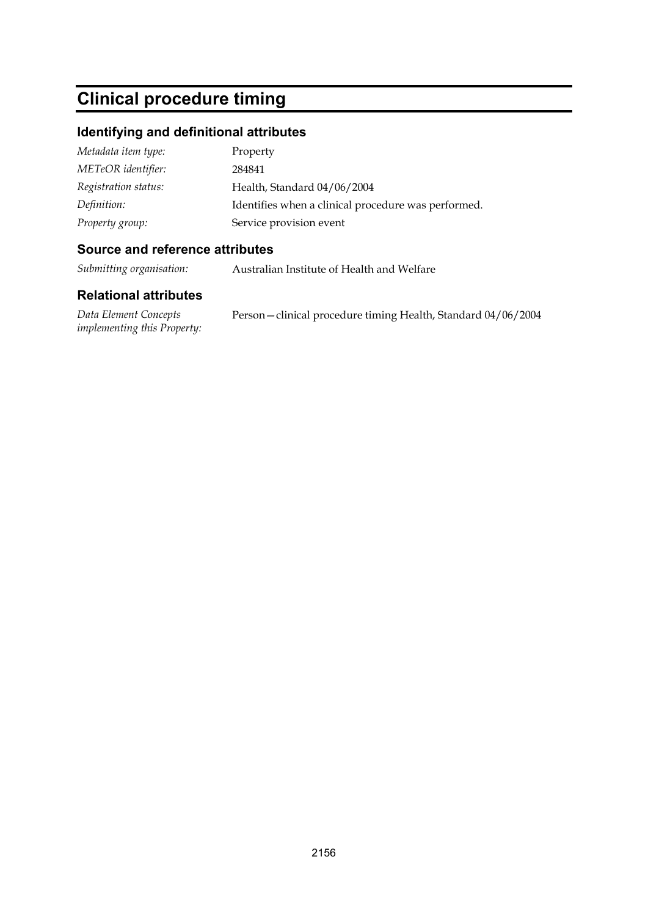# Clinical procedure timing

## Identifying and definitional attributes

| | |
|---|---|
| *Metadata item type:* | Property |
| *METeOR identifier:* | 284841 |
| *Registration status:* | Health, Standard 04/06/2004 |
| *Definition:* | Identifies when a clinical procedure was performed. |
| *Property group:* | Service provision event |

## Source and reference attributes

| | |
|---|---|
| *Submitting organisation:* | Australian Institute of Health and Welfare |

## Relational attributes

| | |
|---|---|
| *Data Element Concepts implementing this Property:* | Person—clinical procedure timing Health, Standard 04/06/2004 |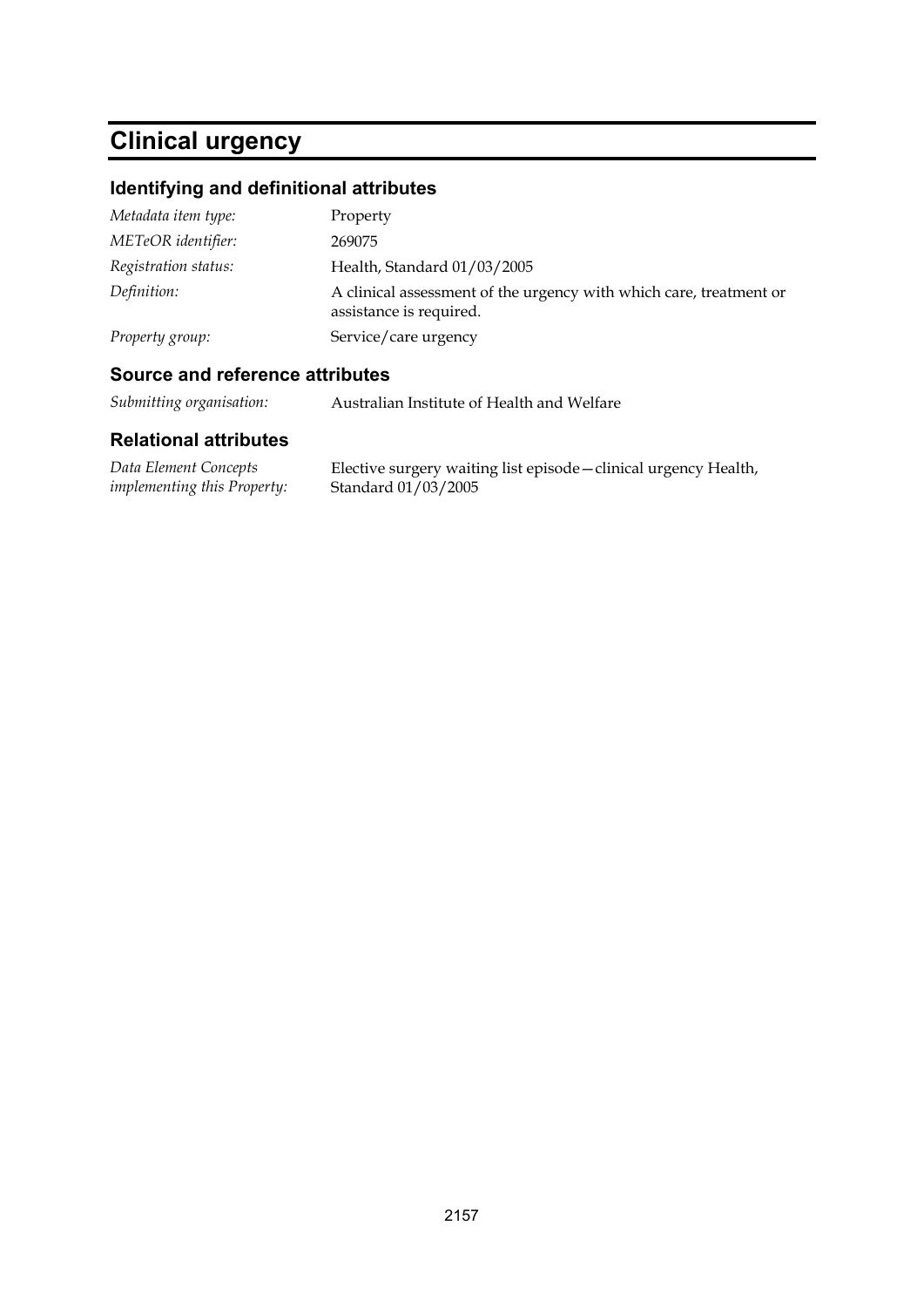# Clinical urgency

## Identifying and definitional attributes

| | |
|---|---|
| *Metadata item type:* | Property |
| *METeOR identifier:* | 269075 |
| *Registration status:* | Health, Standard 01/03/2005 |
| *Definition:* | A clinical assessment of the urgency with which care, treatment or assistance is required. |
| *Property group:* | Service/care urgency |

## Source and reference attributes

| | |
|---|---|
| *Submitting organisation:* | Australian Institute of Health and Welfare |

## Relational attributes

| | |
|---|---|
| *Data Element Concepts implementing this Property:* | Elective surgery waiting list episode—clinical urgency Health, Standard 01/03/2005 |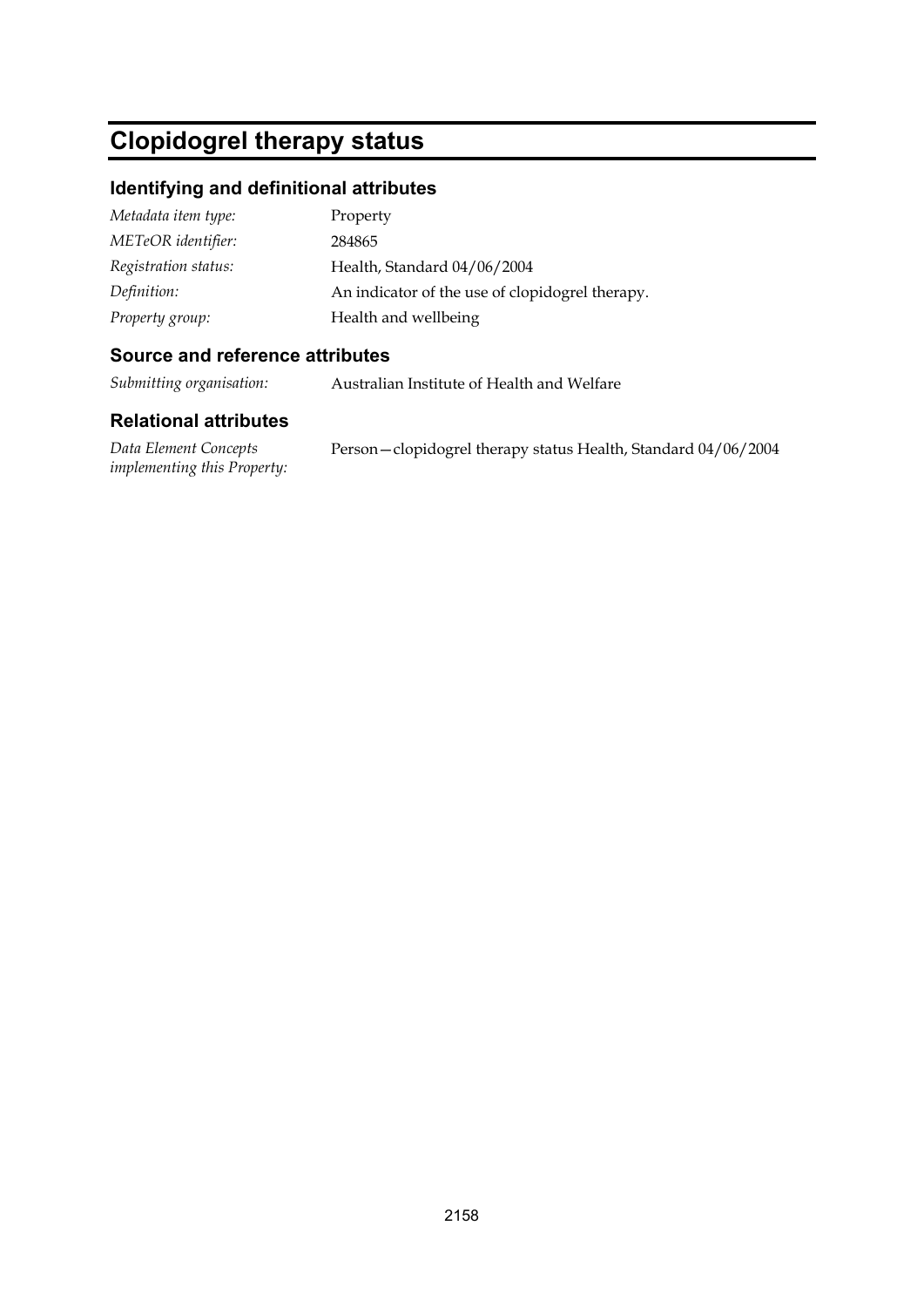# Clopidogrel therapy status

## Identifying and definitional attributes

| | |
|---|---|
| *Metadata item type:* | Property |
| *METeOR identifier:* | 284865 |
| *Registration status:* | Health, Standard 04/06/2004 |
| *Definition:* | An indicator of the use of clopidogrel therapy. |
| *Property group:* | Health and wellbeing |

## Source and reference attributes

| | |
|---|---|
| *Submitting organisation:* | Australian Institute of Health and Welfare |

## Relational attributes

| | |
|---|---|
| *Data Element Concepts implementing this Property:* | Person—clopidogrel therapy status Health, Standard 04/06/2004 |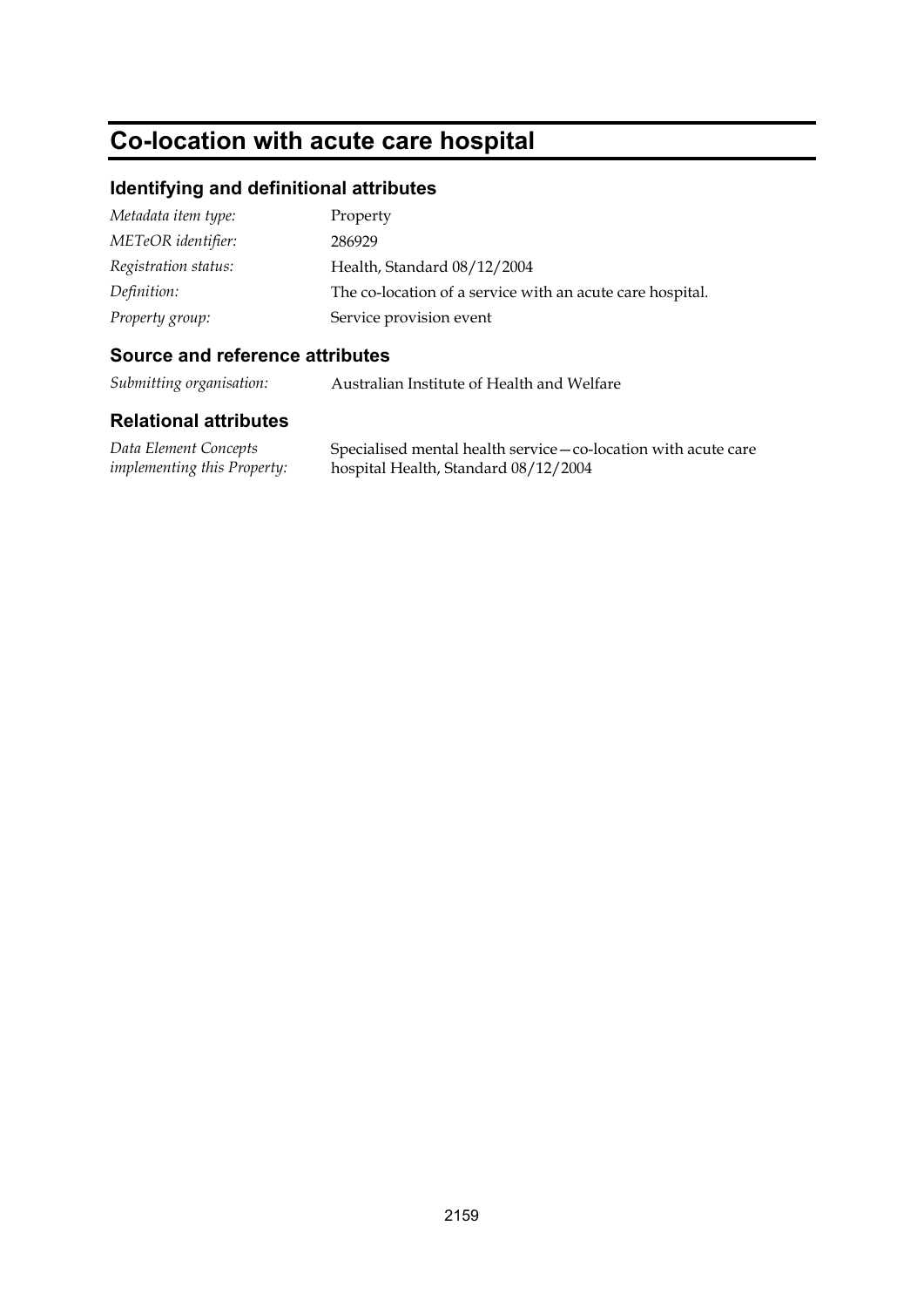# Co-location with acute care hospital

## Identifying and definitional attributes

| | |
|---|---|
| *Metadata item type:* | Property |
| *METeOR identifier:* | 286929 |
| *Registration status:* | Health, Standard 08/12/2004 |
| *Definition:* | The co-location of a service with an acute care hospital. |
| *Property group:* | Service provision event |

## Source and reference attributes

| | |
|---|---|
| *Submitting organisation:* | Australian Institute of Health and Welfare |

## Relational attributes

| | |
|---|---|
| *Data Element Concepts implementing this Property:* | Specialised mental health service—co-location with acute care hospital Health, Standard 08/12/2004 |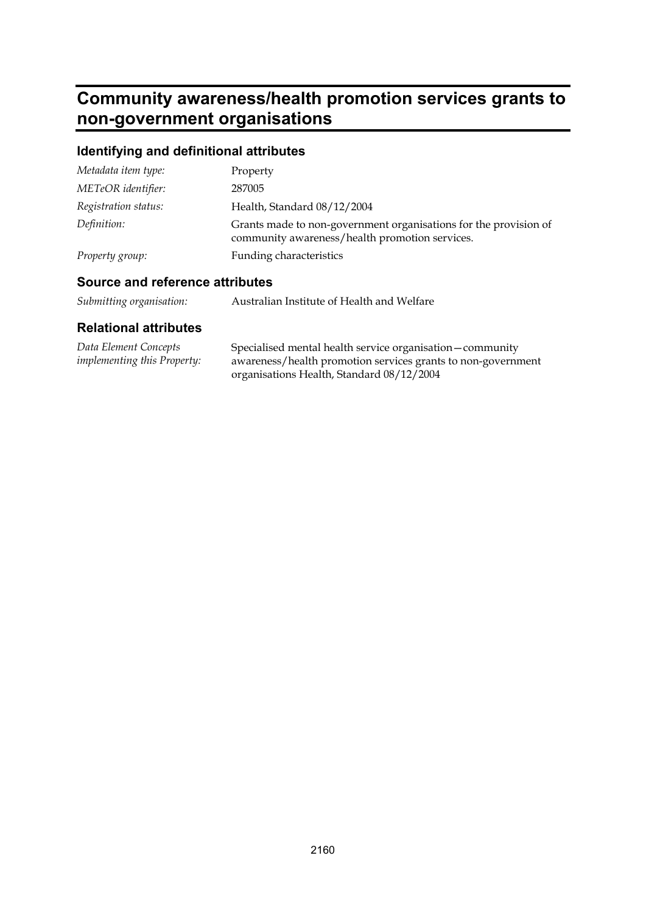# Community awareness/health promotion services grants to non-government organisations

## Identifying and definitional attributes

| | |
|---|---|
| *Metadata item type:* | Property |
| *METeOR identifier:* | 287005 |
| *Registration status:* | Health, Standard 08/12/2004 |
| *Definition:* | Grants made to non-government organisations for the provision of community awareness/health promotion services. |
| *Property group:* | Funding characteristics |

## Source and reference attributes

| | |
|---|---|
| *Submitting organisation:* | Australian Institute of Health and Welfare |

## Relational attributes

| | |
|---|---|
| *Data Element Concepts implementing this Property:* | Specialised mental health service organisation—community awareness/health promotion services grants to non-government organisations Health, Standard 08/12/2004 |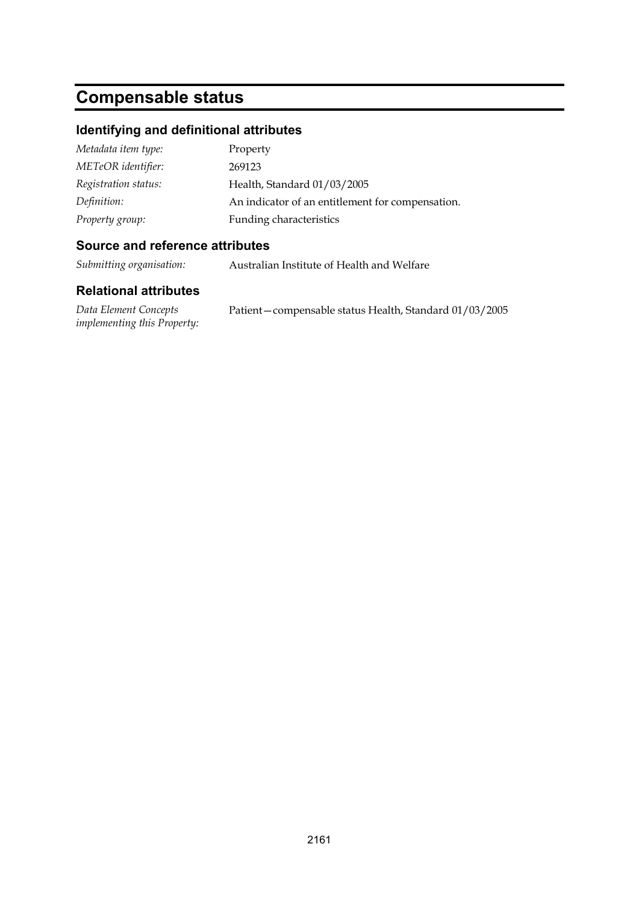# Compensable status

## Identifying and definitional attributes

| | |
|---|---|
| *Metadata item type:* | Property |
| *METeOR identifier:* | 269123 |
| *Registration status:* | Health, Standard 01/03/2005 |
| *Definition:* | An indicator of an entitlement for compensation. |
| *Property group:* | Funding characteristics |

## Source and reference attributes

| | |
|---|---|
| *Submitting organisation:* | Australian Institute of Health and Welfare |

## Relational attributes

| | |
|---|---|
| *Data Element Concepts implementing this Property:* | Patient—compensable status Health, Standard 01/03/2005 |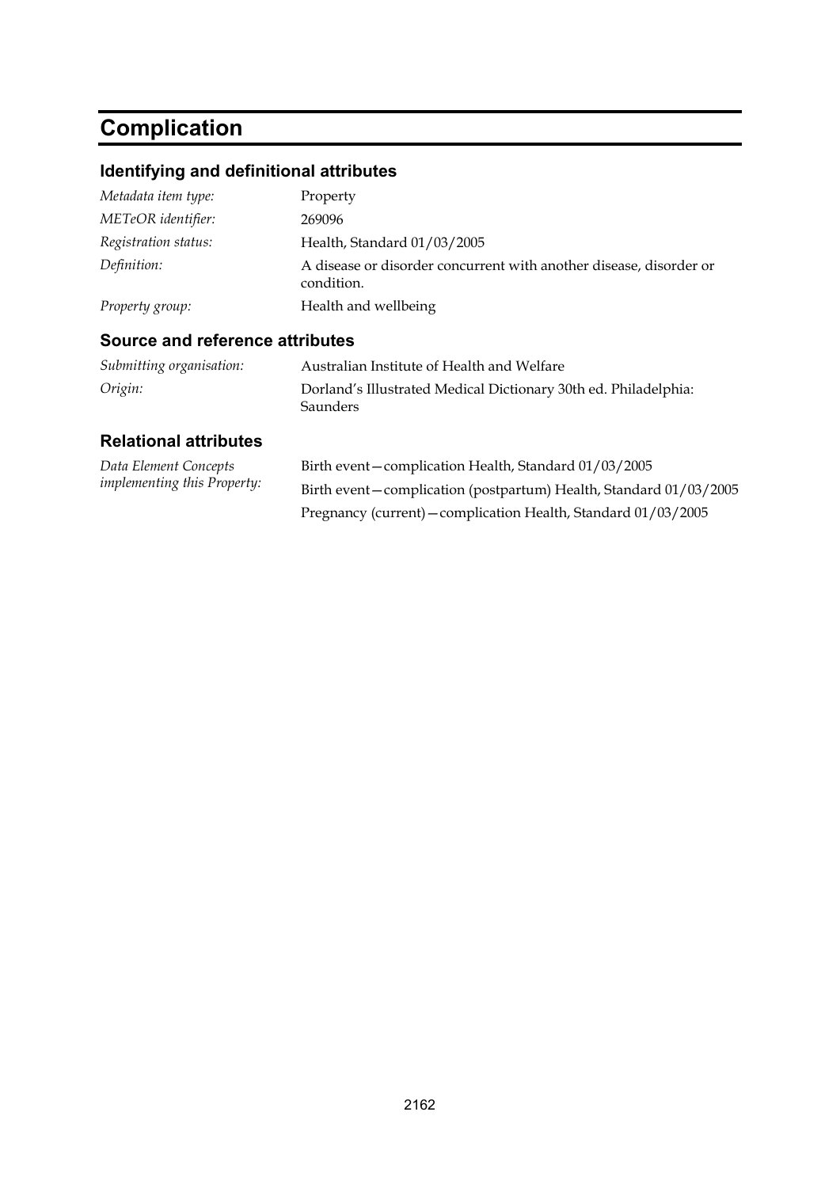# Complication

## Identifying and definitional attributes

| | |
|---|---|
| *Metadata item type:* | Property |
| *METeOR identifier:* | 269096 |
| *Registration status:* | Health, Standard 01/03/2005 |
| *Definition:* | A disease or disorder concurrent with another disease, disorder or condition. |
| *Property group:* | Health and wellbeing |

## Source and reference attributes

| | |
|---|---|
| *Submitting organisation:* | Australian Institute of Health and Welfare |
| *Origin:* | Dorland's Illustrated Medical Dictionary 30th ed. Philadelphia: Saunders |

## Relational attributes

| | |
|---|---|
| *Data Element Concepts implementing this Property:* | Birth event—complication Health, Standard 01/03/2005 |
| | Birth event—complication (postpartum) Health, Standard 01/03/2005 |
| | Pregnancy (current)—complication Health, Standard 01/03/2005 |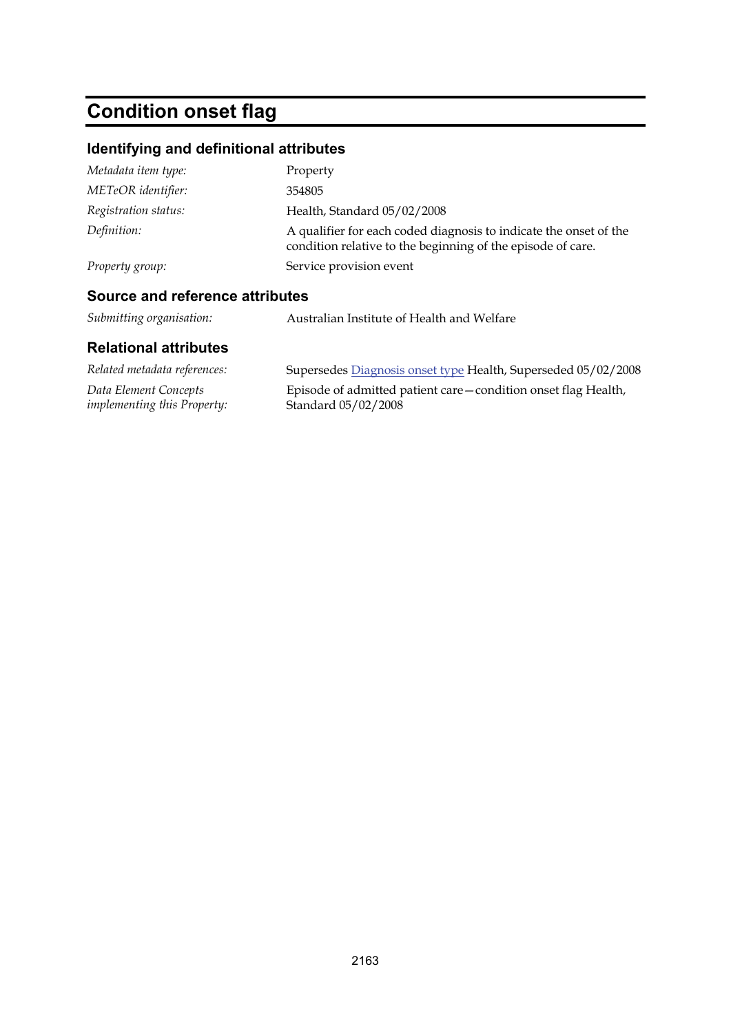# Condition onset flag

## Identifying and definitional attributes

| | |
|---|---|
| *Metadata item type:* | Property |
| *METeOR identifier:* | 354805 |
| *Registration status:* | Health, Standard 05/02/2008 |
| *Definition:* | A qualifier for each coded diagnosis to indicate the onset of the condition relative to the beginning of the episode of care. |
| *Property group:* | Service provision event |

## Source and reference attributes

| | |
|---|---|
| *Submitting organisation:* | Australian Institute of Health and Welfare |

## Relational attributes

| | |
|---|---|
| *Related metadata references:* | Supersedes Diagnosis onset type Health, Superseded 05/02/2008 |
| *Data Element Concepts implementing this Property:* | Episode of admitted patient care—condition onset flag Health, Standard 05/02/2008 |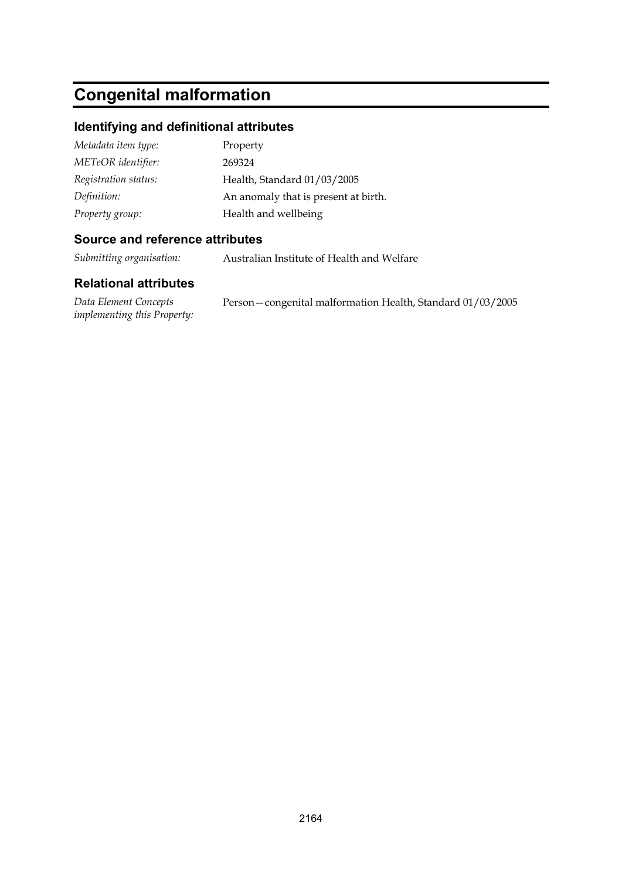# Congenital malformation

## Identifying and definitional attributes

| | |
|---|---|
| *Metadata item type:* | Property |
| *METeOR identifier:* | 269324 |
| *Registration status:* | Health, Standard 01/03/2005 |
| *Definition:* | An anomaly that is present at birth. |
| *Property group:* | Health and wellbeing |

## Source and reference attributes

| | |
|---|---|
| *Submitting organisation:* | Australian Institute of Health and Welfare |

## Relational attributes

| | |
|---|---|
| *Data Element Concepts implementing this Property:* | Person—congenital malformation Health, Standard 01/03/2005 |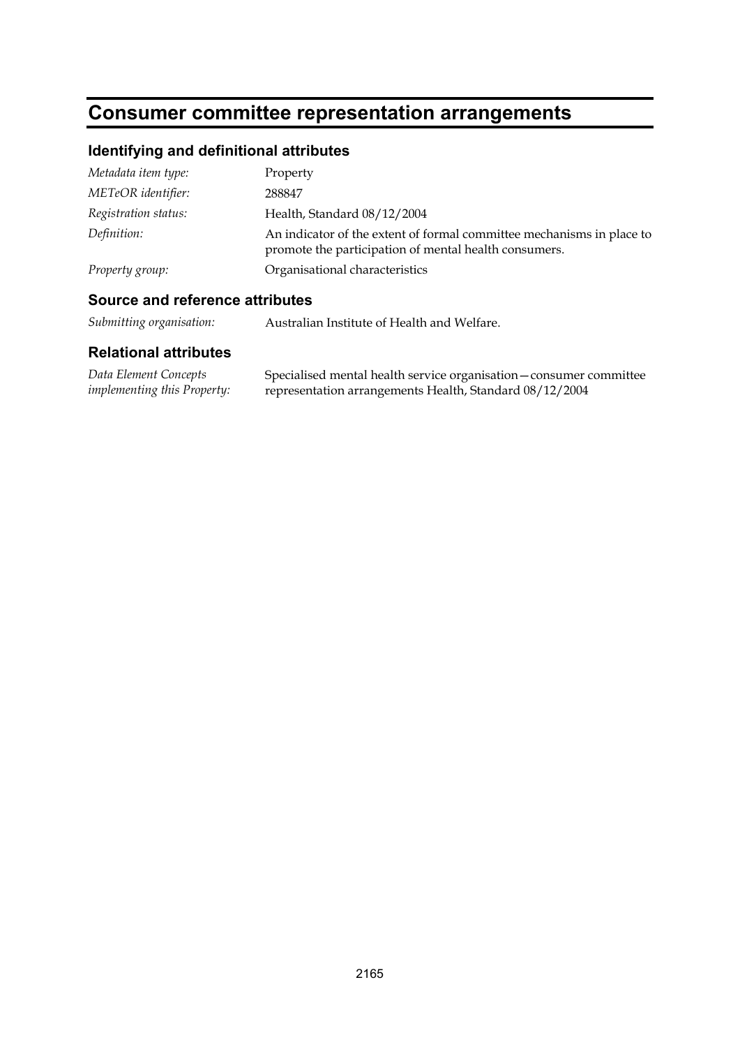# Consumer committee representation arrangements

## Identifying and definitional attributes

| | |
|---|---|
| *Metadata item type:* | Property |
| *METeOR identifier:* | 288847 |
| *Registration status:* | Health, Standard 08/12/2004 |
| *Definition:* | An indicator of the extent of formal committee mechanisms in place to promote the participation of mental health consumers. |
| *Property group:* | Organisational characteristics |

## Source and reference attributes

| | |
|---|---|
| *Submitting organisation:* | Australian Institute of Health and Welfare. |

## Relational attributes

| | |
|---|---|
| *Data Element Concepts implementing this Property:* | Specialised mental health service organisation—consumer committee representation arrangements Health, Standard 08/12/2004 |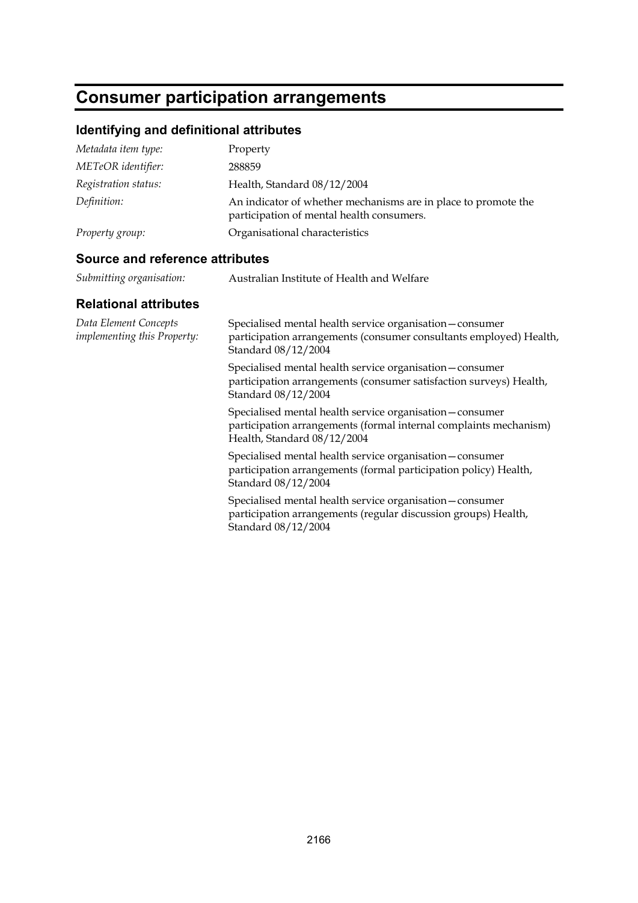# Consumer participation arrangements

## Identifying and definitional attributes

| | |
|---|---|
| *Metadata item type:* | Property |
| *METeOR identifier:* | 288859 |
| *Registration status:* | Health, Standard 08/12/2004 |
| *Definition:* | An indicator of whether mechanisms are in place to promote the participation of mental health consumers. |
| *Property group:* | Organisational characteristics |

## Source and reference attributes

| | |
|---|---|
| *Submitting organisation:* | Australian Institute of Health and Welfare |

## Relational attributes

*Data Element Concepts implementing this Property:*

Specialised mental health service organisation—consumer participation arrangements (consumer consultants employed) Health, Standard 08/12/2004

Specialised mental health service organisation—consumer participation arrangements (consumer satisfaction surveys) Health, Standard 08/12/2004

Specialised mental health service organisation—consumer participation arrangements (formal internal complaints mechanism) Health, Standard 08/12/2004

Specialised mental health service organisation—consumer participation arrangements (formal participation policy) Health, Standard 08/12/2004

Specialised mental health service organisation—consumer participation arrangements (regular discussion groups) Health, Standard 08/12/2004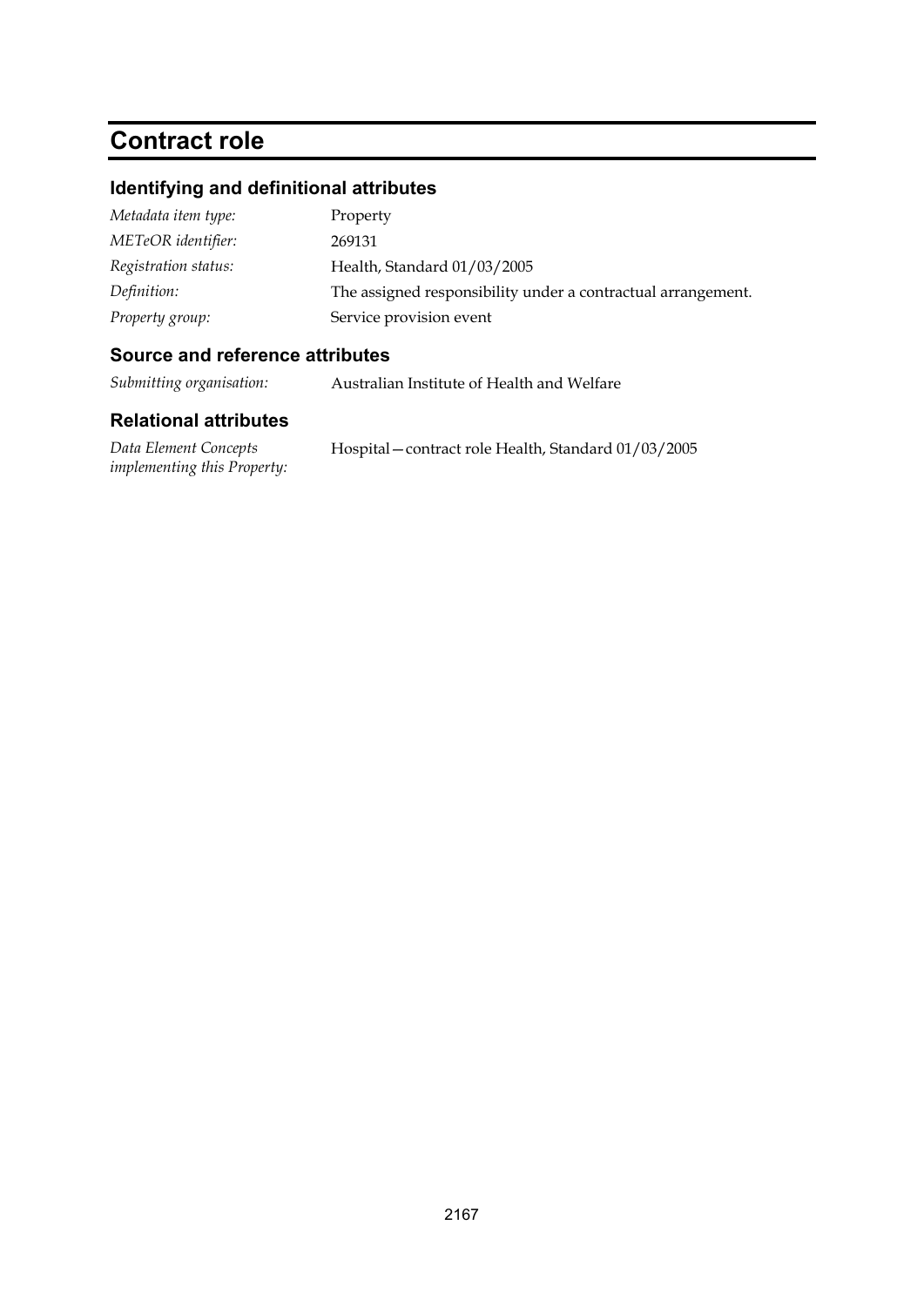# Contract role

## Identifying and definitional attributes

| | |
|---|---|
| *Metadata item type:* | Property |
| *METeOR identifier:* | 269131 |
| *Registration status:* | Health, Standard 01/03/2005 |
| *Definition:* | The assigned responsibility under a contractual arrangement. |
| *Property group:* | Service provision event |

## Source and reference attributes

| | |
|---|---|
| *Submitting organisation:* | Australian Institute of Health and Welfare |

## Relational attributes

| | |
|---|---|
| *Data Element Concepts implementing this Property:* | Hospital—contract role Health, Standard 01/03/2005 |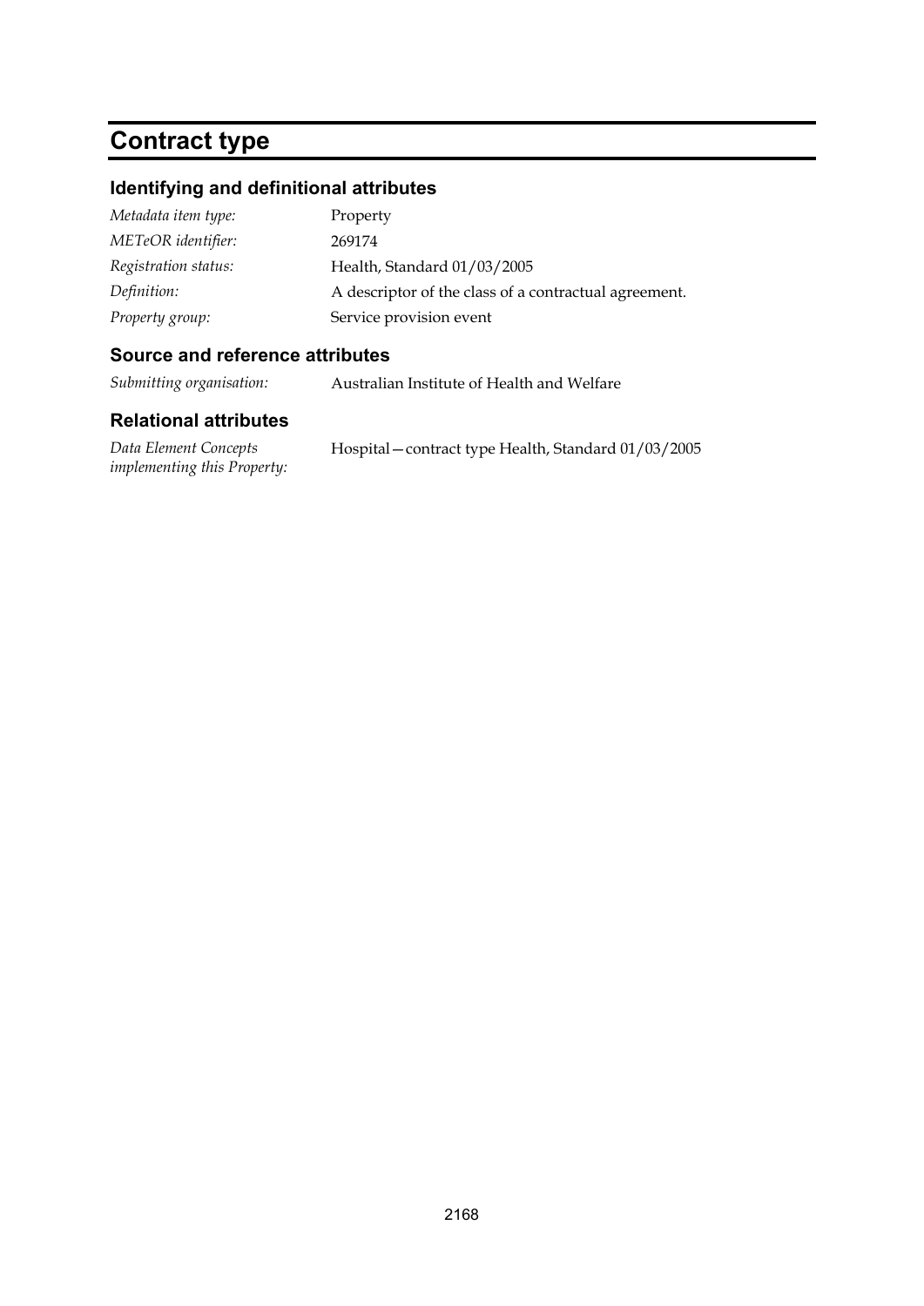# Contract type

## Identifying and definitional attributes

| | |
|---|---|
| *Metadata item type:* | Property |
| *METeOR identifier:* | 269174 |
| *Registration status:* | Health, Standard 01/03/2005 |
| *Definition:* | A descriptor of the class of a contractual agreement. |
| *Property group:* | Service provision event |

## Source and reference attributes

| | |
|---|---|
| *Submitting organisation:* | Australian Institute of Health and Welfare |

## Relational attributes

| | |
|---|---|
| *Data Element Concepts implementing this Property:* | Hospital—contract type Health, Standard 01/03/2005 |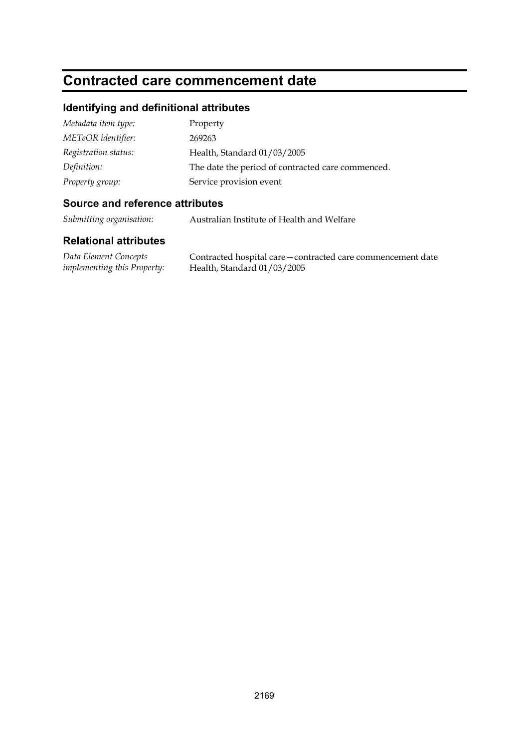# Contracted care commencement date

## Identifying and definitional attributes

*Metadata item type:* Property

*METeOR identifier:* 269263

*Registration status:* Health, Standard 01/03/2005

*Definition:* The date the period of contracted care commenced.

*Property group:* Service provision event

## Source and reference attributes

*Submitting organisation:* Australian Institute of Health and Welfare

## Relational attributes

*Data Element Concepts implementing this Property:* Contracted hospital care—contracted care commencement date Health, Standard 01/03/2005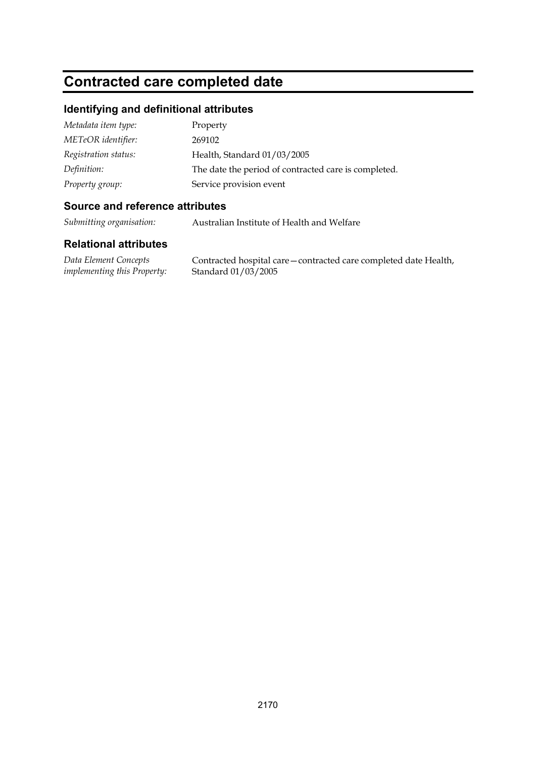# Contracted care completed date

## Identifying and definitional attributes

| | |
|---|---|
| *Metadata item type:* | Property |
| *METeOR identifier:* | 269102 |
| *Registration status:* | Health, Standard 01/03/2005 |
| *Definition:* | The date the period of contracted care is completed. |
| *Property group:* | Service provision event |

## Source and reference attributes

| | |
|---|---|
| *Submitting organisation:* | Australian Institute of Health and Welfare |

## Relational attributes

| | |
|---|---|
| *Data Element Concepts implementing this Property:* | Contracted hospital care—contracted care completed date Health, Standard 01/03/2005 |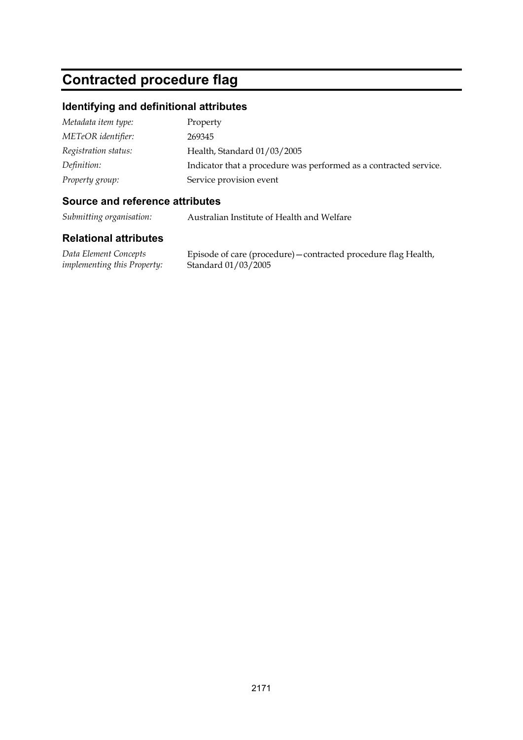# Contracted procedure flag

## Identifying and definitional attributes

| | |
|---|---|
| *Metadata item type:* | Property |
| *METeOR identifier:* | 269345 |
| *Registration status:* | Health, Standard 01/03/2005 |
| *Definition:* | Indicator that a procedure was performed as a contracted service. |
| *Property group:* | Service provision event |

## Source and reference attributes

| | |
|---|---|
| *Submitting organisation:* | Australian Institute of Health and Welfare |

## Relational attributes

| | |
|---|---|
| *Data Element Concepts implementing this Property:* | Episode of care (procedure)—contracted procedure flag Health, Standard 01/03/2005 |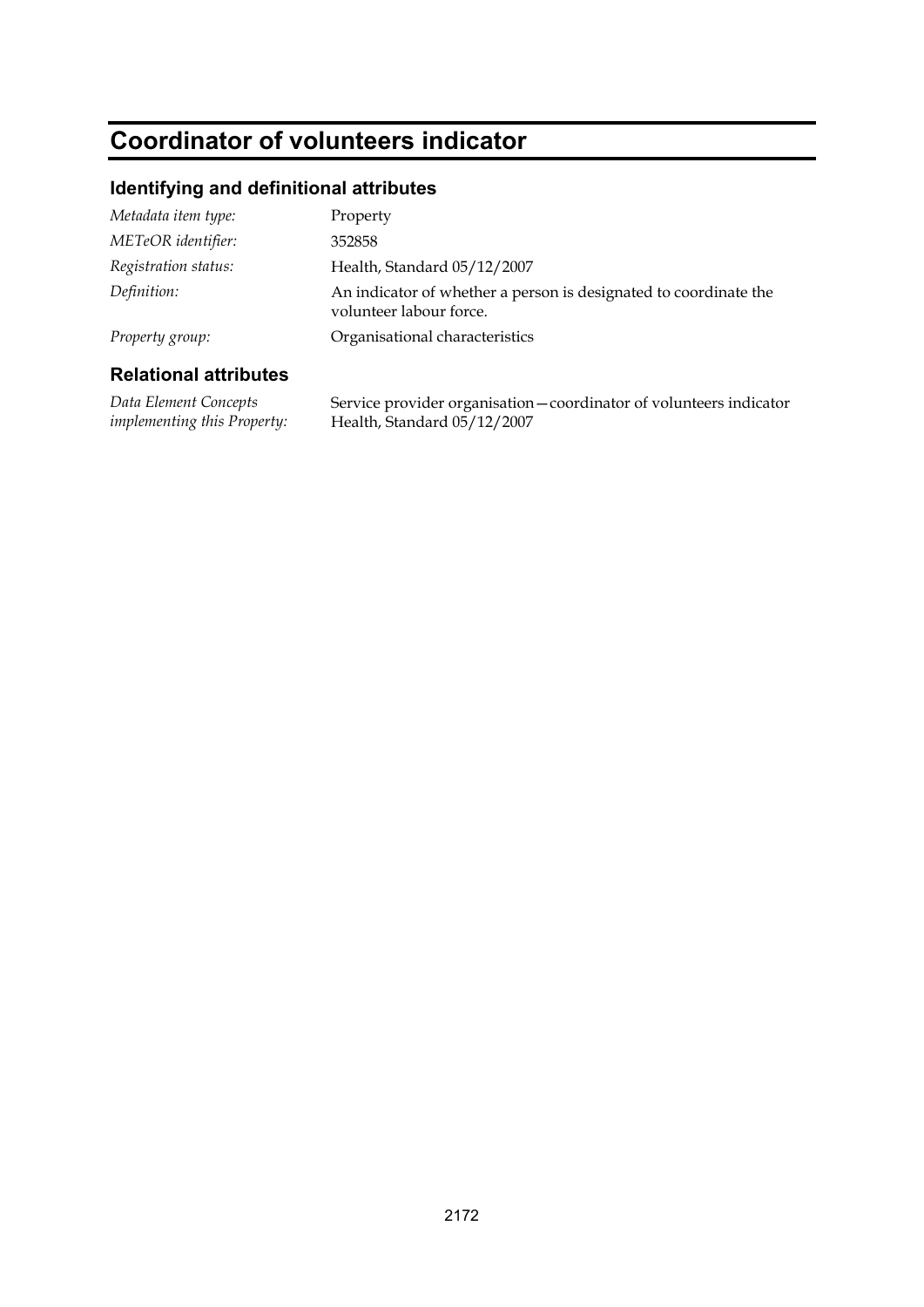# Coordinator of volunteers indicator

## Identifying and definitional attributes

| | |
|---|---|
| *Metadata item type:* | Property |
| *METeOR identifier:* | 352858 |
| *Registration status:* | Health, Standard 05/12/2007 |
| *Definition:* | An indicator of whether a person is designated to coordinate the volunteer labour force. |
| *Property group:* | Organisational characteristics |

## Relational attributes

| | |
|---|---|
| *Data Element Concepts implementing this Property:* | Service provider organisation—coordinator of volunteers indicator Health, Standard 05/12/2007 |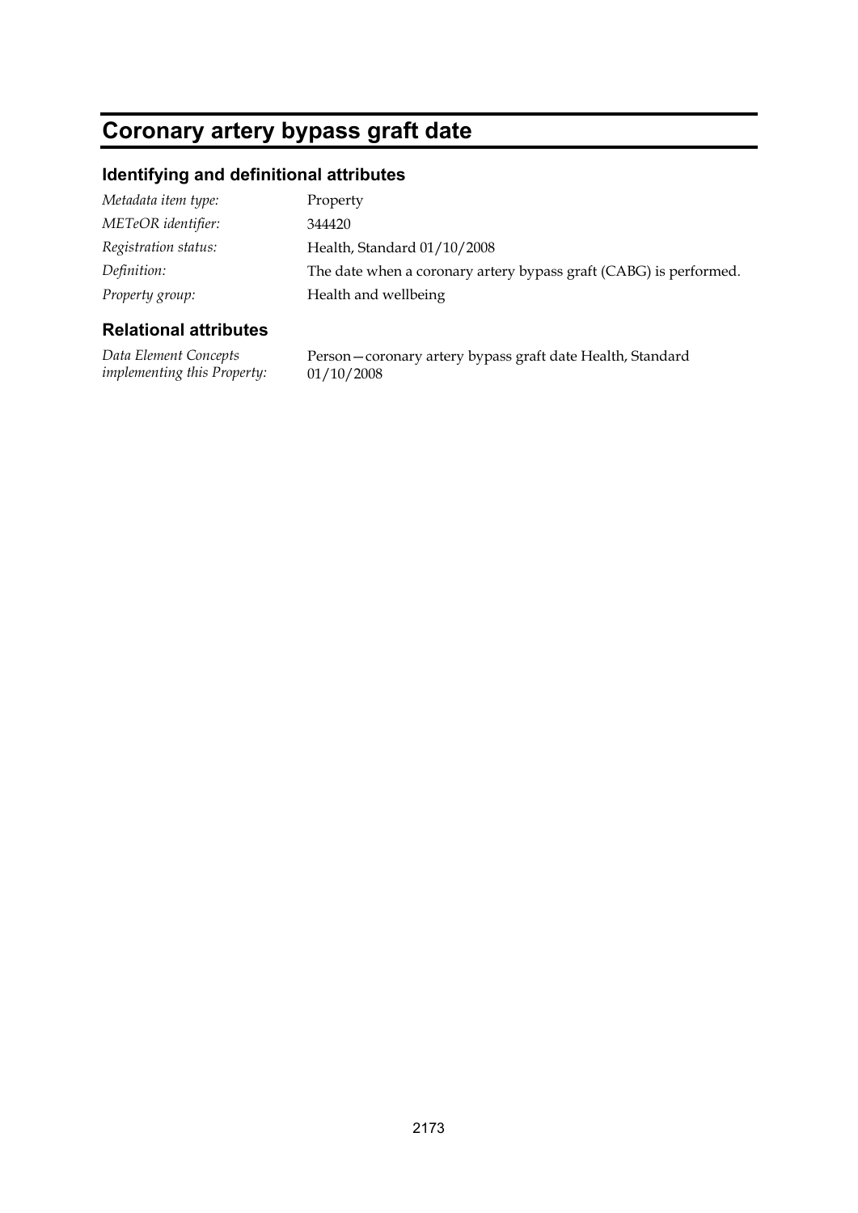# Coronary artery bypass graft date

## Identifying and definitional attributes

| | |
|---|---|
| *Metadata item type:* | Property |
| *METeOR identifier:* | 344420 |
| *Registration status:* | Health, Standard 01/10/2008 |
| *Definition:* | The date when a coronary artery bypass graft (CABG) is performed. |
| *Property group:* | Health and wellbeing |

## Relational attributes

| | |
|---|---|
| *Data Element Concepts implementing this Property:* | Person—coronary artery bypass graft date Health, Standard 01/10/2008 |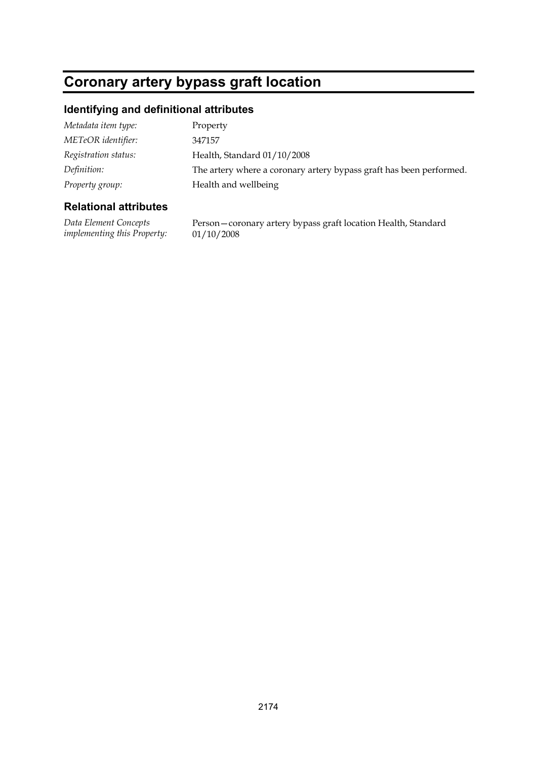# Coronary artery bypass graft location

## Identifying and definitional attributes

| | |
|---|---|
| *Metadata item type:* | Property |
| *METeOR identifier:* | 347157 |
| *Registration status:* | Health, Standard 01/10/2008 |
| *Definition:* | The artery where a coronary artery bypass graft has been performed. |
| *Property group:* | Health and wellbeing |

## Relational attributes

| | |
|---|---|
| *Data Element Concepts implementing this Property:* | Person—coronary artery bypass graft location Health, Standard 01/10/2008 |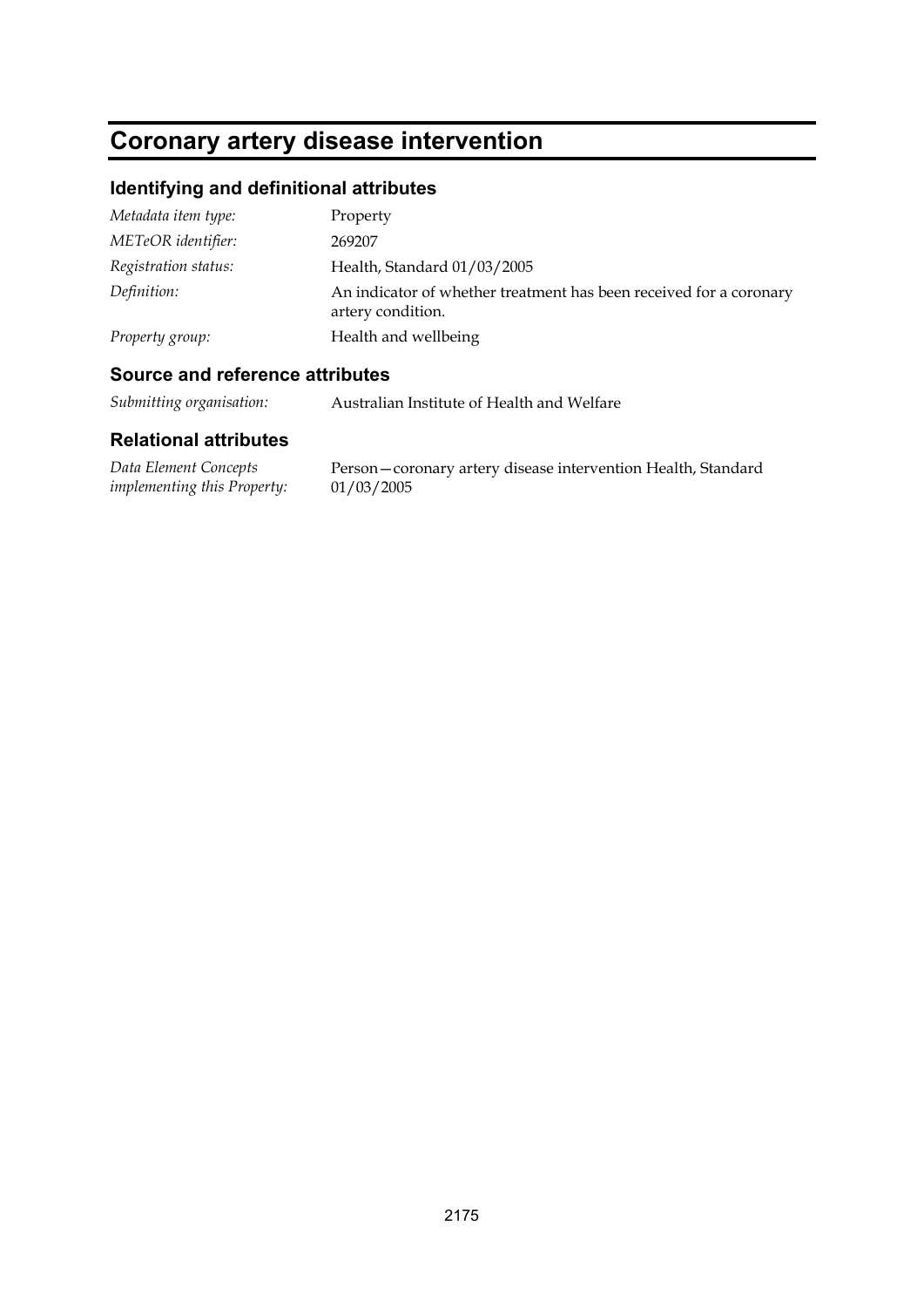# Coronary artery disease intervention

## Identifying and definitional attributes

| | |
|---|---|
| *Metadata item type:* | Property |
| *METeOR identifier:* | 269207 |
| *Registration status:* | Health, Standard 01/03/2005 |
| *Definition:* | An indicator of whether treatment has been received for a coronary artery condition. |
| *Property group:* | Health and wellbeing |

## Source and reference attributes

| | |
|---|---|
| *Submitting organisation:* | Australian Institute of Health and Welfare |

## Relational attributes

| | |
|---|---|
| *Data Element Concepts implementing this Property:* | Person—coronary artery disease intervention Health, Standard 01/03/2005 |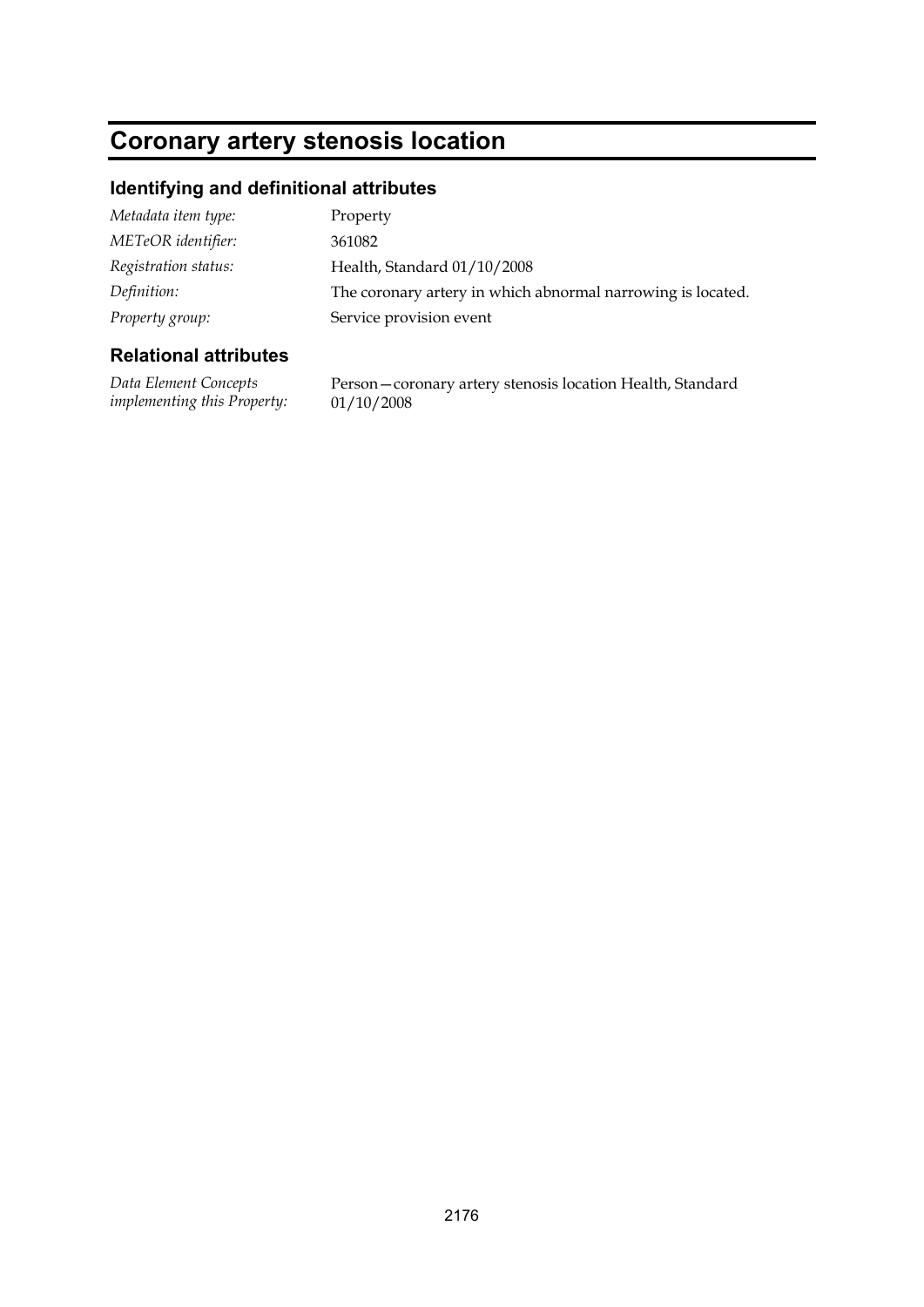# Coronary artery stenosis location

## Identifying and definitional attributes

| | |
|---|---|
| *Metadata item type:* | Property |
| *METeOR identifier:* | 361082 |
| *Registration status:* | Health, Standard 01/10/2008 |
| *Definition:* | The coronary artery in which abnormal narrowing is located. |
| *Property group:* | Service provision event |

## Relational attributes

| | |
|---|---|
| *Data Element Concepts implementing this Property:* | Person—coronary artery stenosis location Health, Standard 01/10/2008 |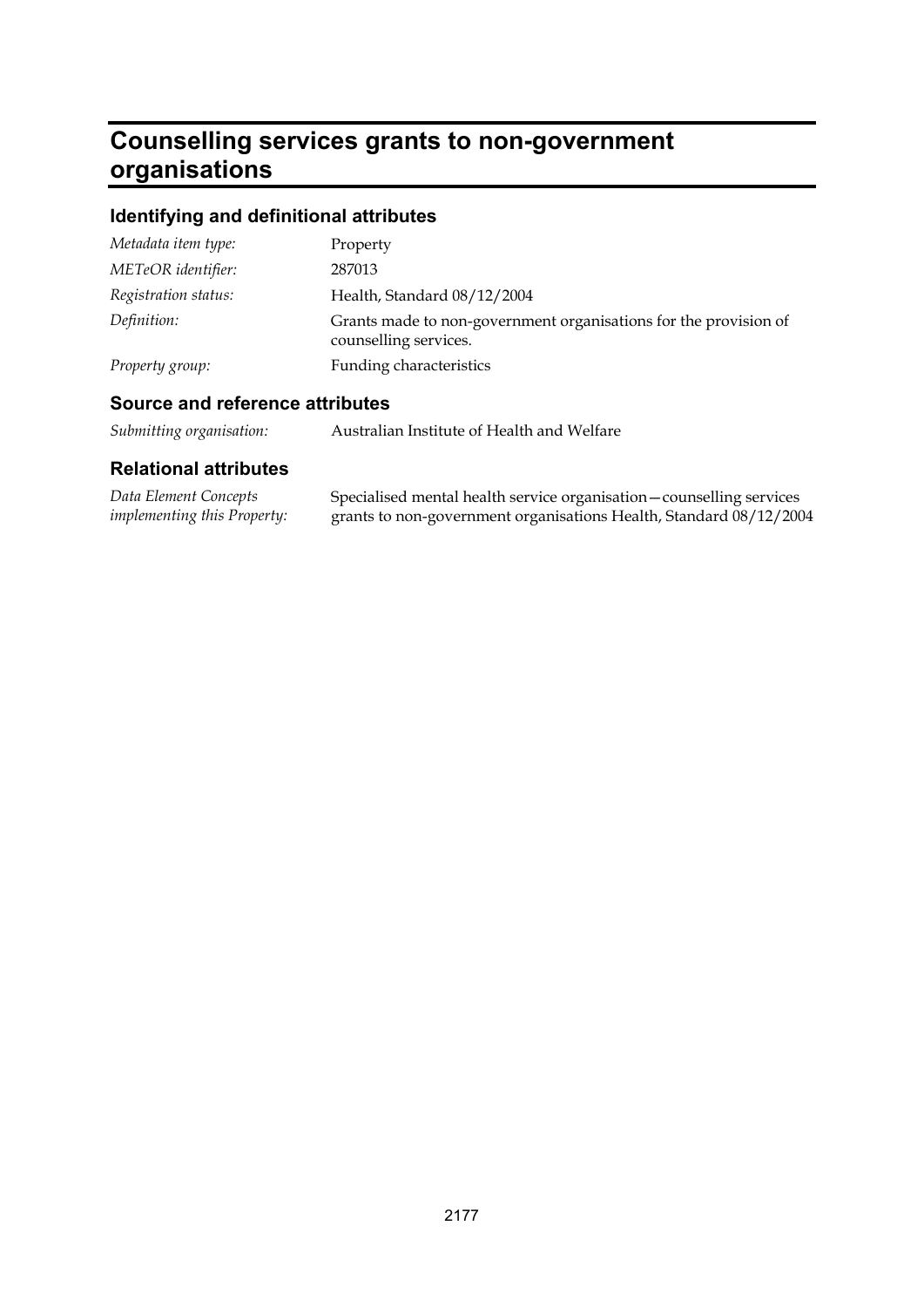# Counselling services grants to non-government organisations

## Identifying and definitional attributes

| | |
|---|---|
| *Metadata item type:* | Property |
| *METeOR identifier:* | 287013 |
| *Registration status:* | Health, Standard 08/12/2004 |
| *Definition:* | Grants made to non-government organisations for the provision of counselling services. |
| *Property group:* | Funding characteristics |

## Source and reference attributes

| | |
|---|---|
| *Submitting organisation:* | Australian Institute of Health and Welfare |

## Relational attributes

| | |
|---|---|
| *Data Element Concepts implementing this Property:* | Specialised mental health service organisation—counselling services grants to non-government organisations Health, Standard 08/12/2004 |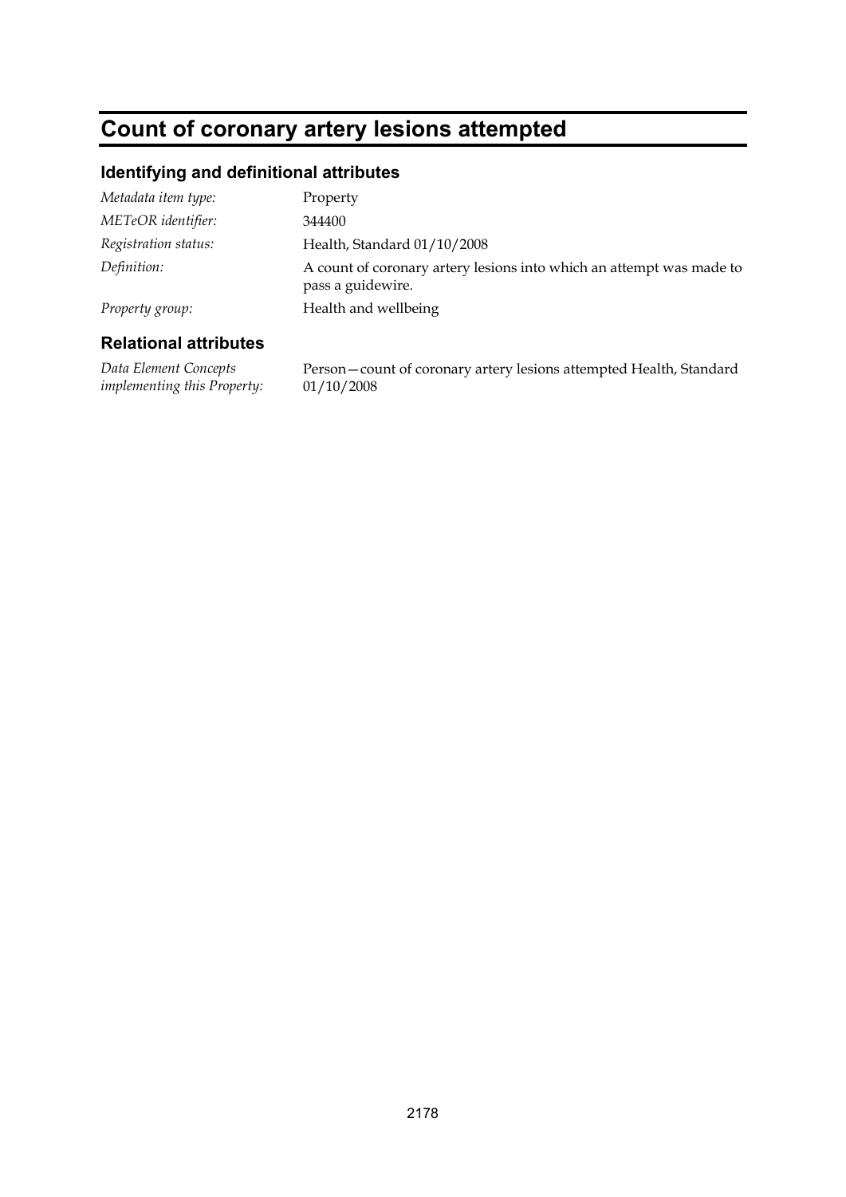# Count of coronary artery lesions attempted

## Identifying and definitional attributes

| | |
|---|---|
| *Metadata item type:* | Property |
| *METeOR identifier:* | 344400 |
| *Registration status:* | Health, Standard 01/10/2008 |
| *Definition:* | A count of coronary artery lesions into which an attempt was made to pass a guidewire. |
| *Property group:* | Health and wellbeing |

## Relational attributes

| | |
|---|---|
| *Data Element Concepts implementing this Property:* | Person—count of coronary artery lesions attempted Health, Standard 01/10/2008 |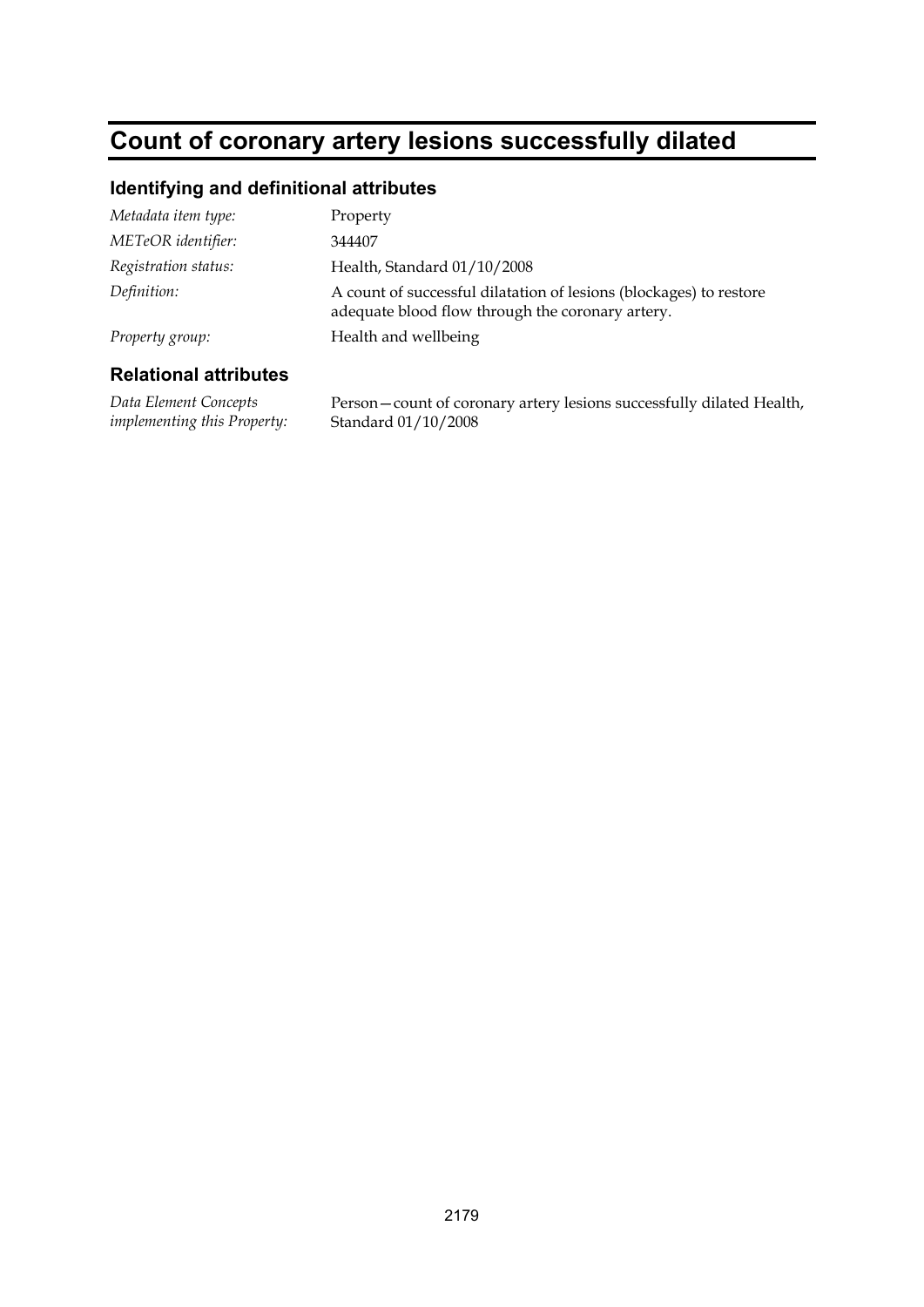# Count of coronary artery lesions successfully dilated

## Identifying and definitional attributes

| | |
|---|---|
| *Metadata item type:* | Property |
| *METeOR identifier:* | 344407 |
| *Registration status:* | Health, Standard 01/10/2008 |
| *Definition:* | A count of successful dilatation of lesions (blockages) to restore adequate blood flow through the coronary artery. |
| *Property group:* | Health and wellbeing |

## Relational attributes

| | |
|---|---|
| *Data Element Concepts implementing this Property:* | Person—count of coronary artery lesions successfully dilated Health, Standard 01/10/2008 |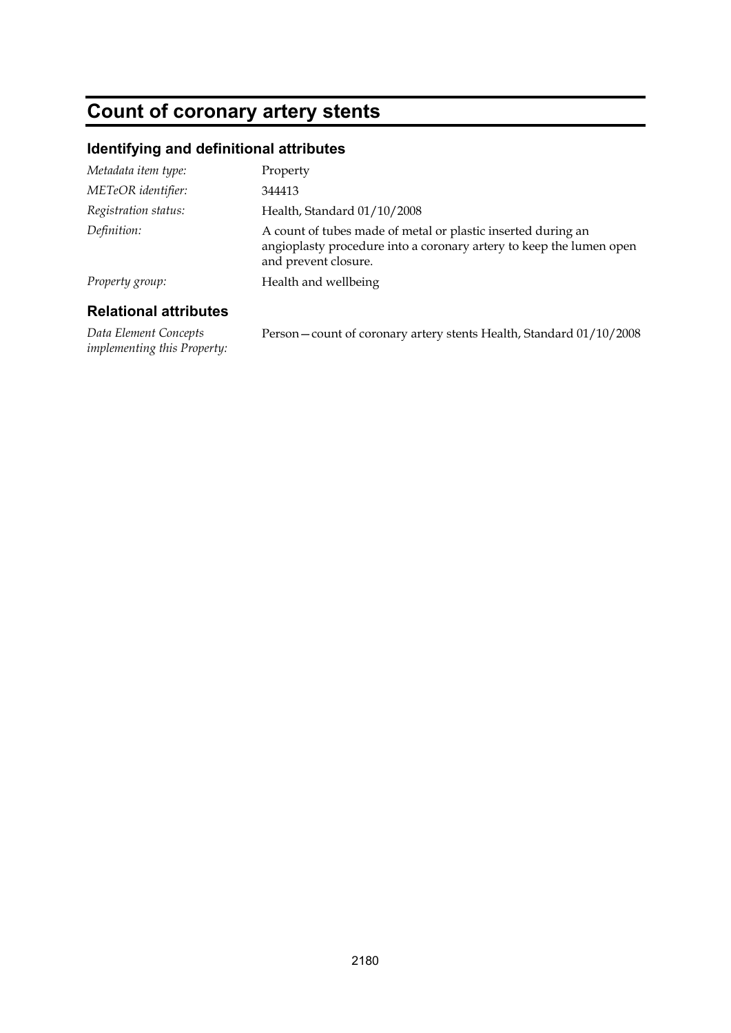# Count of coronary artery stents

## Identifying and definitional attributes

| | |
|---|---|
| *Metadata item type:* | Property |
| *METeOR identifier:* | 344413 |
| *Registration status:* | Health, Standard 01/10/2008 |
| *Definition:* | A count of tubes made of metal or plastic inserted during an angioplasty procedure into a coronary artery to keep the lumen open and prevent closure. |
| *Property group:* | Health and wellbeing |

## Relational attributes

| | |
|---|---|
| *Data Element Concepts implementing this Property:* | Person—count of coronary artery stents Health, Standard 01/10/2008 |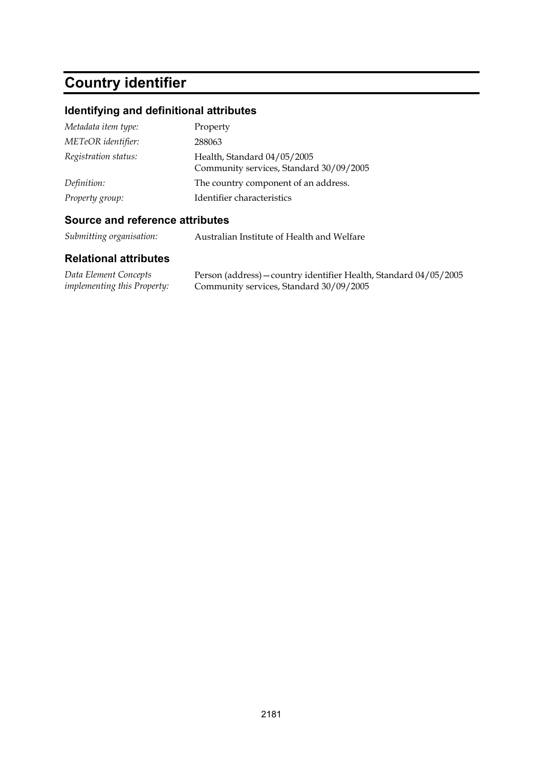# Country identifier

## Identifying and definitional attributes

| | |
|---|---|
| *Metadata item type:* | Property |
| *METeOR identifier:* | 288063 |
| *Registration status:* | Health, Standard 04/05/2005<br>Community services, Standard 30/09/2005 |
| *Definition:* | The country component of an address. |
| *Property group:* | Identifier characteristics |

## Source and reference attributes

| | |
|---|---|
| *Submitting organisation:* | Australian Institute of Health and Welfare |

## Relational attributes

| | |
|---|---|
| *Data Element Concepts implementing this Property:* | Person (address)—country identifier Health, Standard 04/05/2005<br>Community services, Standard 30/09/2005 |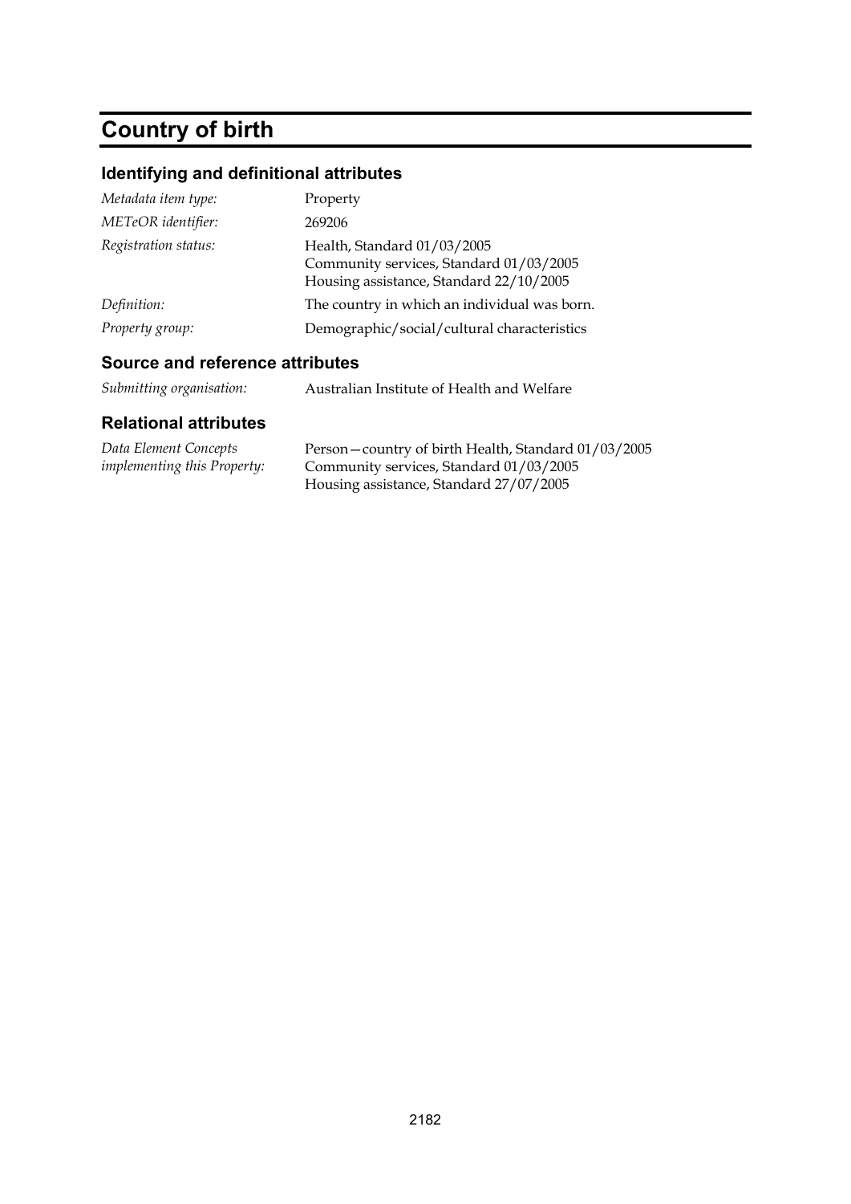# Country of birth

## Identifying and definitional attributes

| | |
|---|---|
| *Metadata item type:* | Property |
| *METeOR identifier:* | 269206 |
| *Registration status:* | Health, Standard 01/03/2005<br>Community services, Standard 01/03/2005<br>Housing assistance, Standard 22/10/2005 |
| *Definition:* | The country in which an individual was born. |
| *Property group:* | Demographic/social/cultural characteristics |

## Source and reference attributes

| | |
|---|---|
| *Submitting organisation:* | Australian Institute of Health and Welfare |

## Relational attributes

| | |
|---|---|
| *Data Element Concepts implementing this Property:* | Person—country of birth Health, Standard 01/03/2005<br>Community services, Standard 01/03/2005<br>Housing assistance, Standard 27/07/2005 |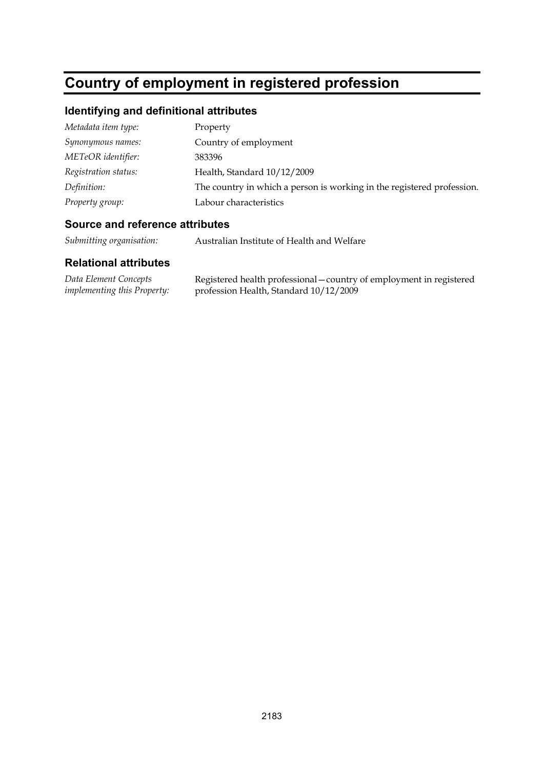# Country of employment in registered profession

## Identifying and definitional attributes

| | |
|---|---|
| *Metadata item type:* | Property |
| *Synonymous names:* | Country of employment |
| *METeOR identifier:* | 383396 |
| *Registration status:* | Health, Standard 10/12/2009 |
| *Definition:* | The country in which a person is working in the registered profession. |
| *Property group:* | Labour characteristics |

## Source and reference attributes

| | |
|---|---|
| *Submitting organisation:* | Australian Institute of Health and Welfare |

## Relational attributes

| | |
|---|---|
| *Data Element Concepts implementing this Property:* | Registered health professional—country of employment in registered profession Health, Standard 10/12/2009 |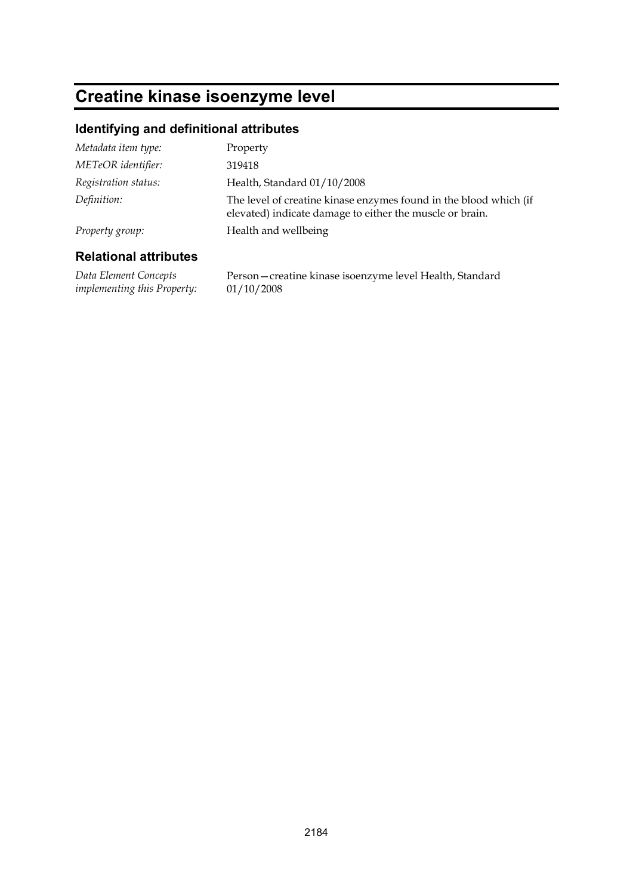# Creatine kinase isoenzyme level

## Identifying and definitional attributes

| | |
|---|---|
| *Metadata item type:* | Property |
| *METeOR identifier:* | 319418 |
| *Registration status:* | Health, Standard 01/10/2008 |
| *Definition:* | The level of creatine kinase enzymes found in the blood which (if elevated) indicate damage to either the muscle or brain. |
| *Property group:* | Health and wellbeing |

## Relational attributes

| | |
|---|---|
| *Data Element Concepts implementing this Property:* | Person—creatine kinase isoenzyme level Health, Standard 01/10/2008 |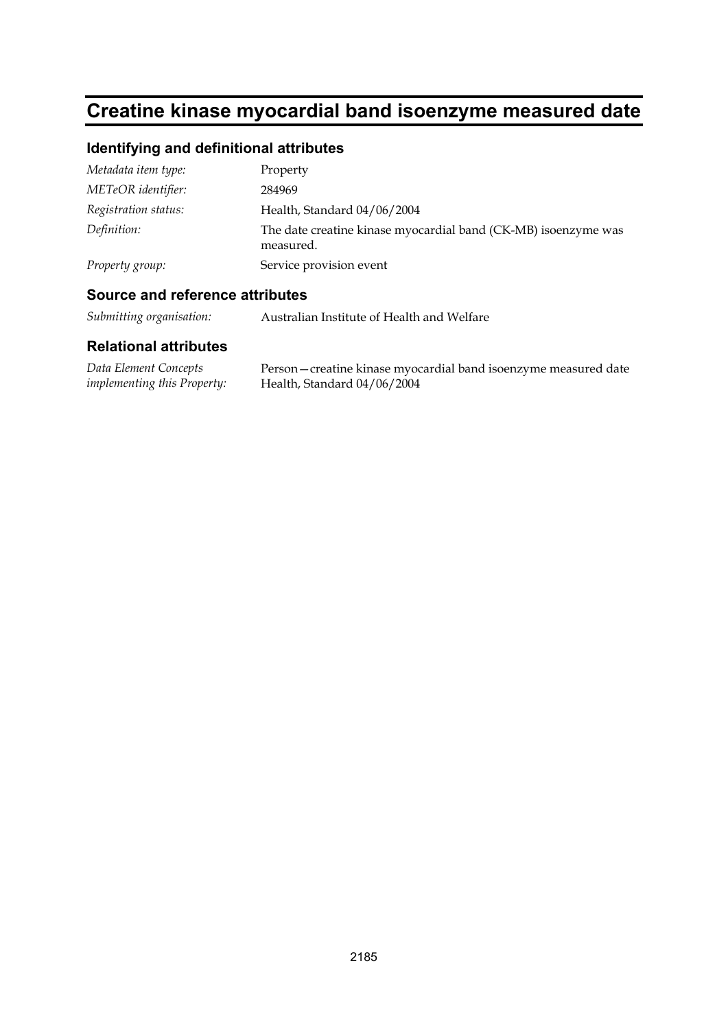# Creatine kinase myocardial band isoenzyme measured date

## Identifying and definitional attributes

| | |
|---|---|
| *Metadata item type:* | Property |
| *METeOR identifier:* | 284969 |
| *Registration status:* | Health, Standard 04/06/2004 |
| *Definition:* | The date creatine kinase myocardial band (CK-MB) isoenzyme was measured. |
| *Property group:* | Service provision event |

## Source and reference attributes

| | |
|---|---|
| *Submitting organisation:* | Australian Institute of Health and Welfare |

## Relational attributes

| | |
|---|---|
| *Data Element Concepts implementing this Property:* | Person—creatine kinase myocardial band isoenzyme measured date Health, Standard 04/06/2004 |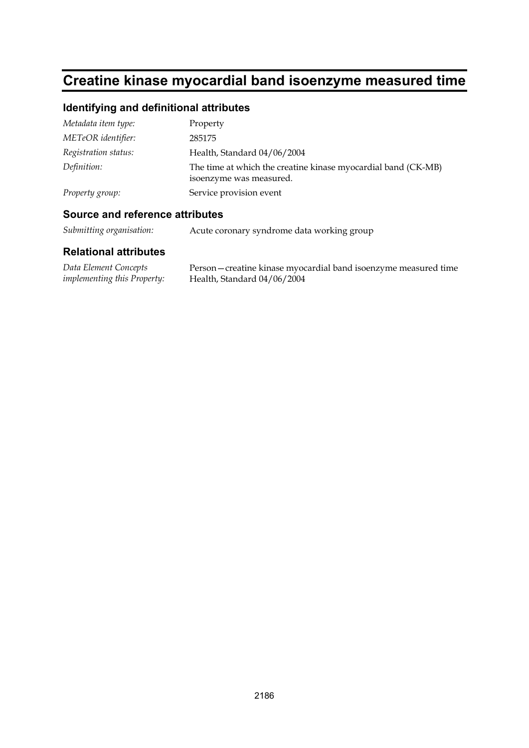# Creatine kinase myocardial band isoenzyme measured time

## Identifying and definitional attributes

| | |
|---|---|
| *Metadata item type:* | Property |
| *METeOR identifier:* | 285175 |
| *Registration status:* | Health, Standard 04/06/2004 |
| *Definition:* | The time at which the creatine kinase myocardial band (CK-MB) isoenzyme was measured. |
| *Property group:* | Service provision event |

## Source and reference attributes

| | |
|---|---|
| *Submitting organisation:* | Acute coronary syndrome data working group |

## Relational attributes

| | |
|---|---|
| *Data Element Concepts implementing this Property:* | Person—creatine kinase myocardial band isoenzyme measured time<br>Health, Standard 04/06/2004 |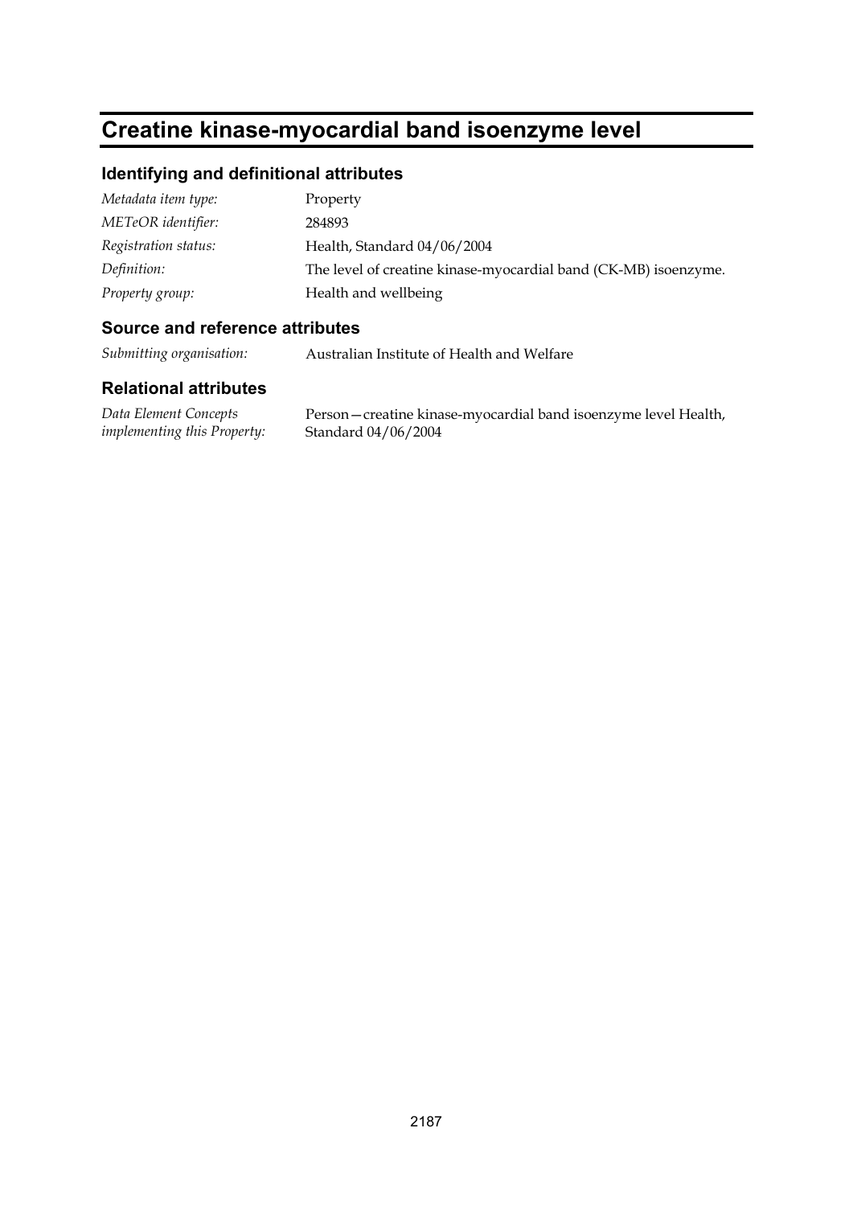# Creatine kinase-myocardial band isoenzyme level

## Identifying and definitional attributes

| | |
|---|---|
| *Metadata item type:* | Property |
| *METeOR identifier:* | 284893 |
| *Registration status:* | Health, Standard 04/06/2004 |
| *Definition:* | The level of creatine kinase-myocardial band (CK-MB) isoenzyme. |
| *Property group:* | Health and wellbeing |

## Source and reference attributes

| | |
|---|---|
| *Submitting organisation:* | Australian Institute of Health and Welfare |

## Relational attributes

| | |
|---|---|
| *Data Element Concepts implementing this Property:* | Person—creatine kinase-myocardial band isoenzyme level Health, Standard 04/06/2004 |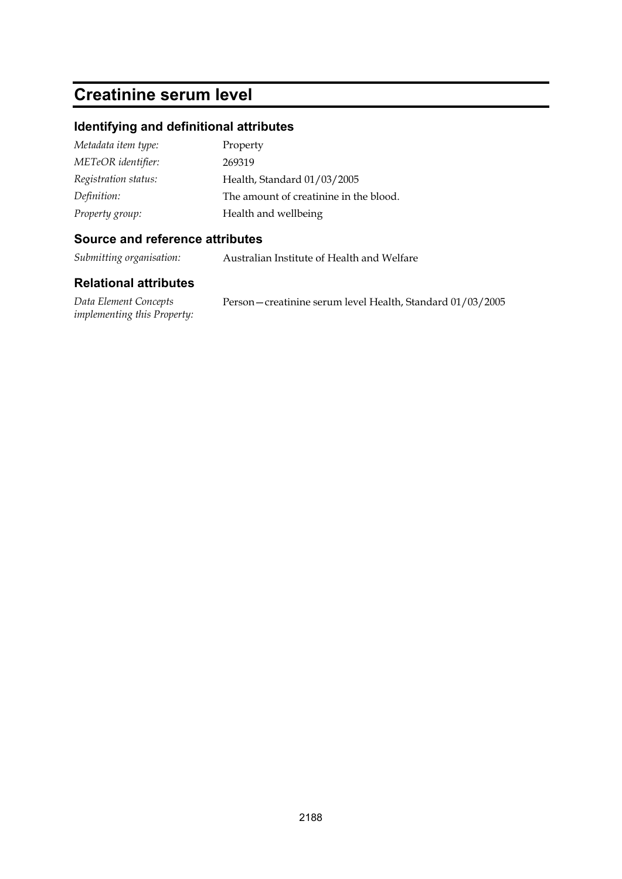# Creatinine serum level

## Identifying and definitional attributes

| | |
|---|---|
| *Metadata item type:* | Property |
| *METeOR identifier:* | 269319 |
| *Registration status:* | Health, Standard 01/03/2005 |
| *Definition:* | The amount of creatinine in the blood. |
| *Property group:* | Health and wellbeing |

## Source and reference attributes

| | |
|---|---|
| *Submitting organisation:* | Australian Institute of Health and Welfare |

## Relational attributes

| | |
|---|---|
| *Data Element Concepts implementing this Property:* | Person—creatinine serum level Health, Standard 01/03/2005 |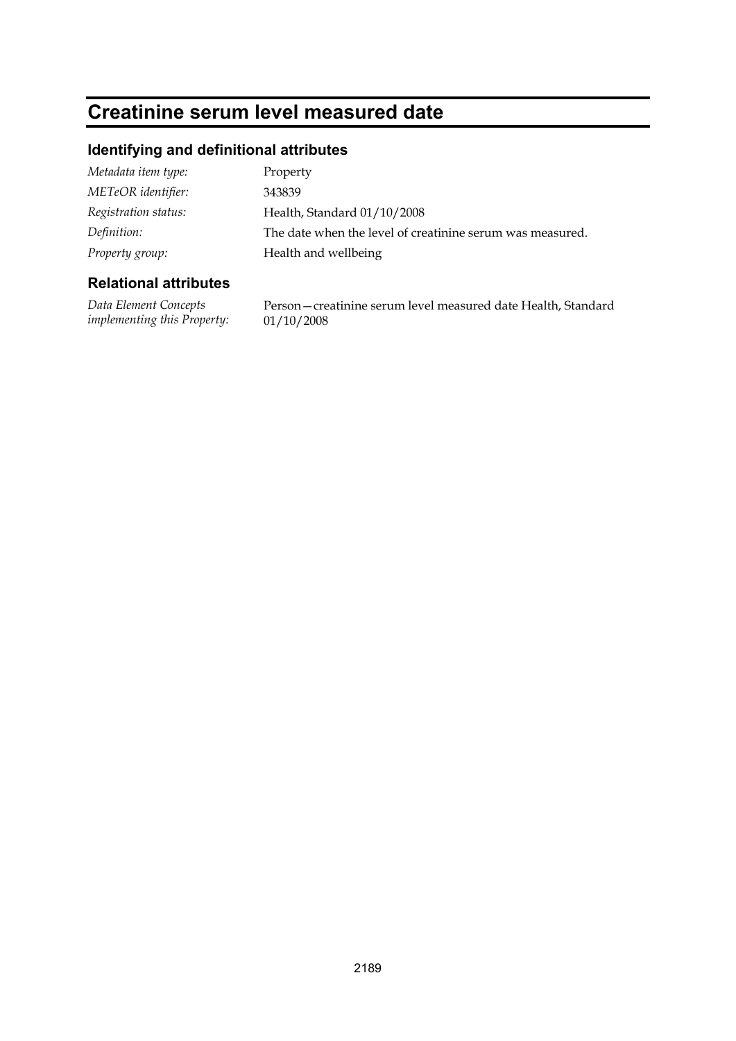# Creatinine serum level measured date

## Identifying and definitional attributes

| | |
|---|---|
| *Metadata item type:* | Property |
| *METeOR identifier:* | 343839 |
| *Registration status:* | Health, Standard 01/10/2008 |
| *Definition:* | The date when the level of creatinine serum was measured. |
| *Property group:* | Health and wellbeing |

## Relational attributes

| | |
|---|---|
| *Data Element Concepts implementing this Property:* | Person—creatinine serum level measured date Health, Standard 01/10/2008 |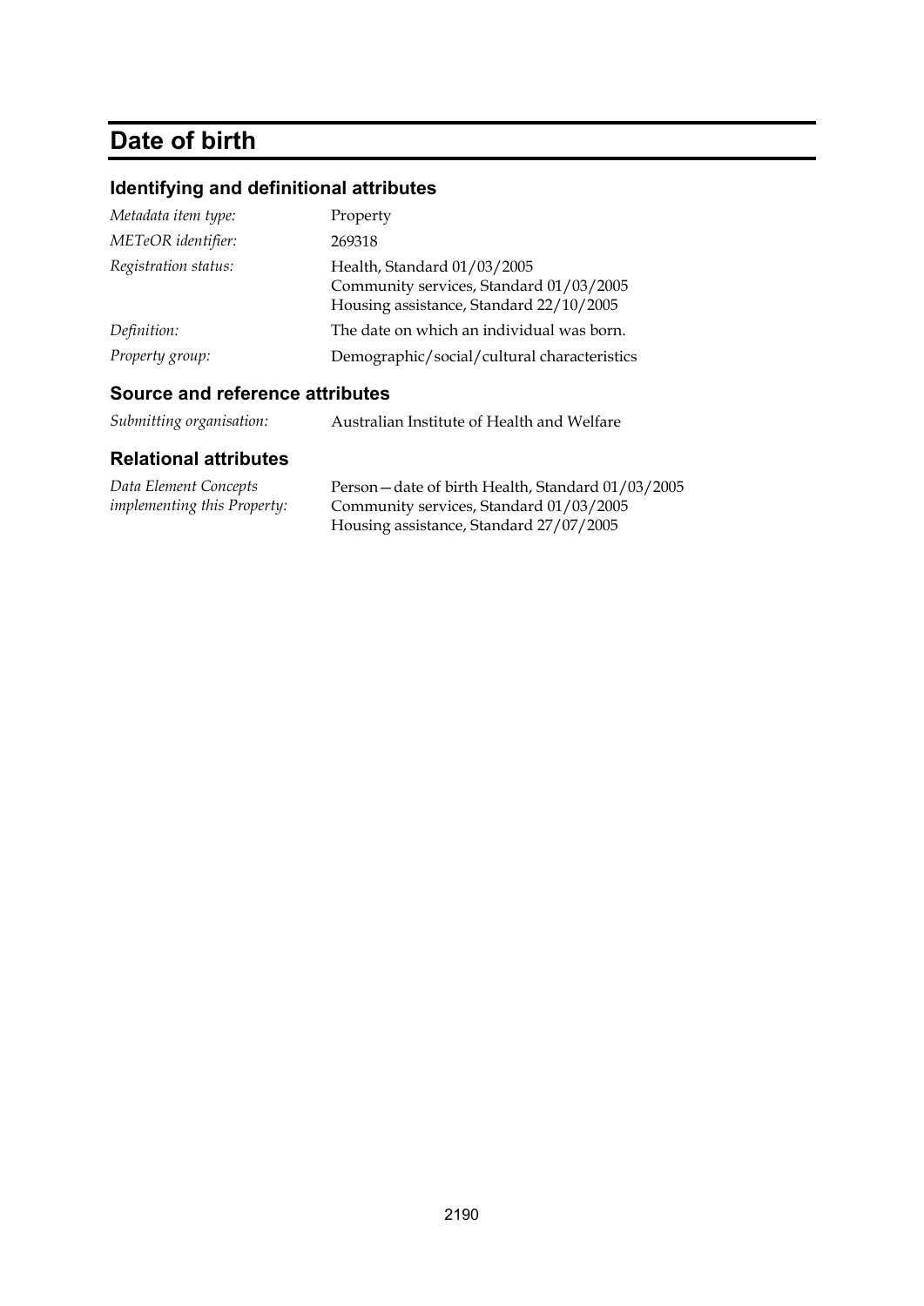# Date of birth

## Identifying and definitional attributes

| | |
|---|---|
| *Metadata item type:* | Property |
| *METeOR identifier:* | 269318 |
| *Registration status:* | Health, Standard 01/03/2005<br>Community services, Standard 01/03/2005<br>Housing assistance, Standard 22/10/2005 |
| *Definition:* | The date on which an individual was born. |
| *Property group:* | Demographic/social/cultural characteristics |

## Source and reference attributes

| | |
|---|---|
| *Submitting organisation:* | Australian Institute of Health and Welfare |

## Relational attributes

| | |
|---|---|
| *Data Element Concepts implementing this Property:* | Person—date of birth Health, Standard 01/03/2005<br>Community services, Standard 01/03/2005<br>Housing assistance, Standard 27/07/2005 |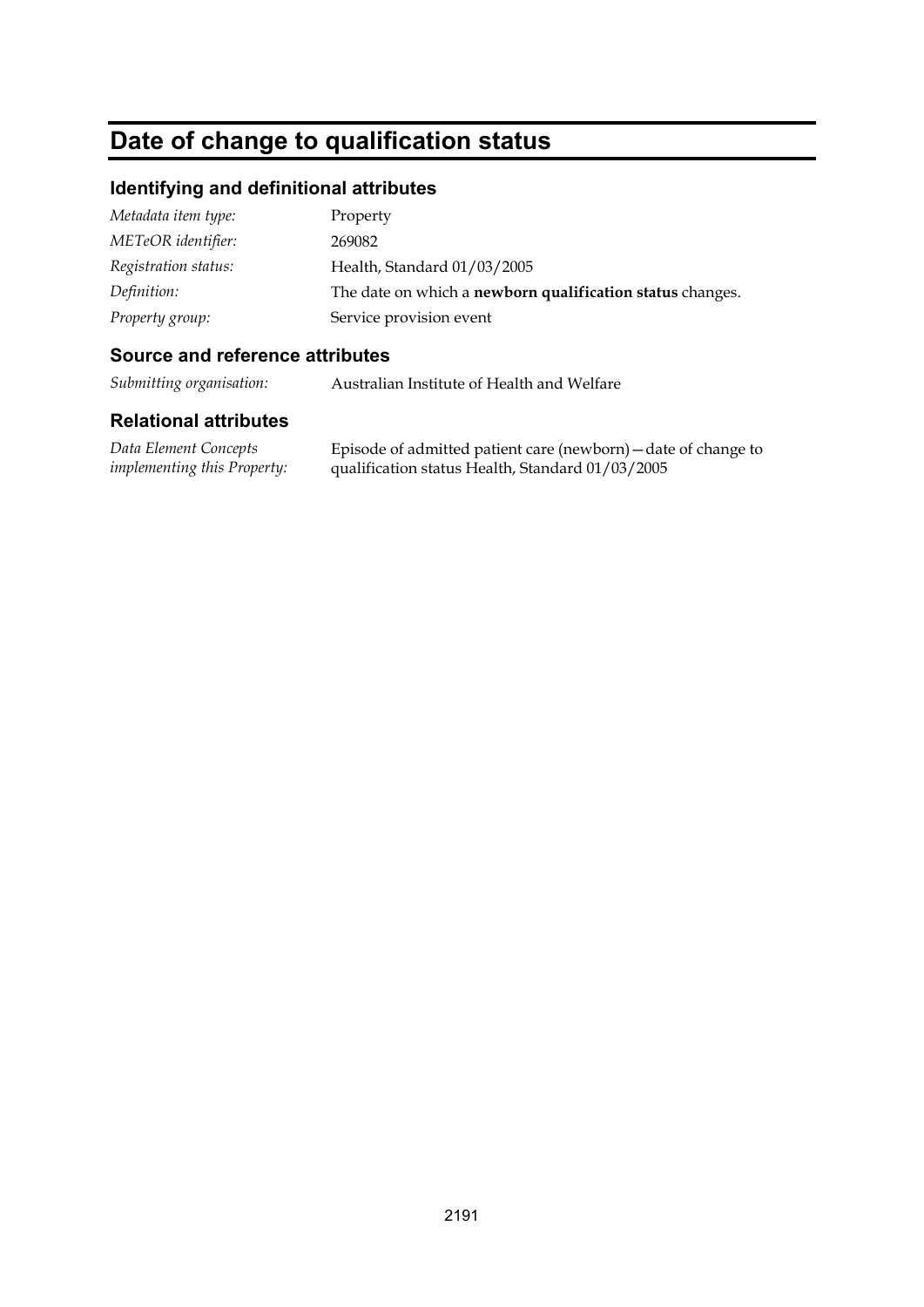# Date of change to qualification status

## Identifying and definitional attributes

| | |
|---|---|
| *Metadata item type:* | Property |
| *METeOR identifier:* | 269082 |
| *Registration status:* | Health, Standard 01/03/2005 |
| *Definition:* | The date on which a **newborn qualification status** changes. |
| *Property group:* | Service provision event |

## Source and reference attributes

| | |
|---|---|
| *Submitting organisation:* | Australian Institute of Health and Welfare |

## Relational attributes

| | |
|---|---|
| *Data Element Concepts implementing this Property:* | Episode of admitted patient care (newborn)—date of change to qualification status Health, Standard 01/03/2005 |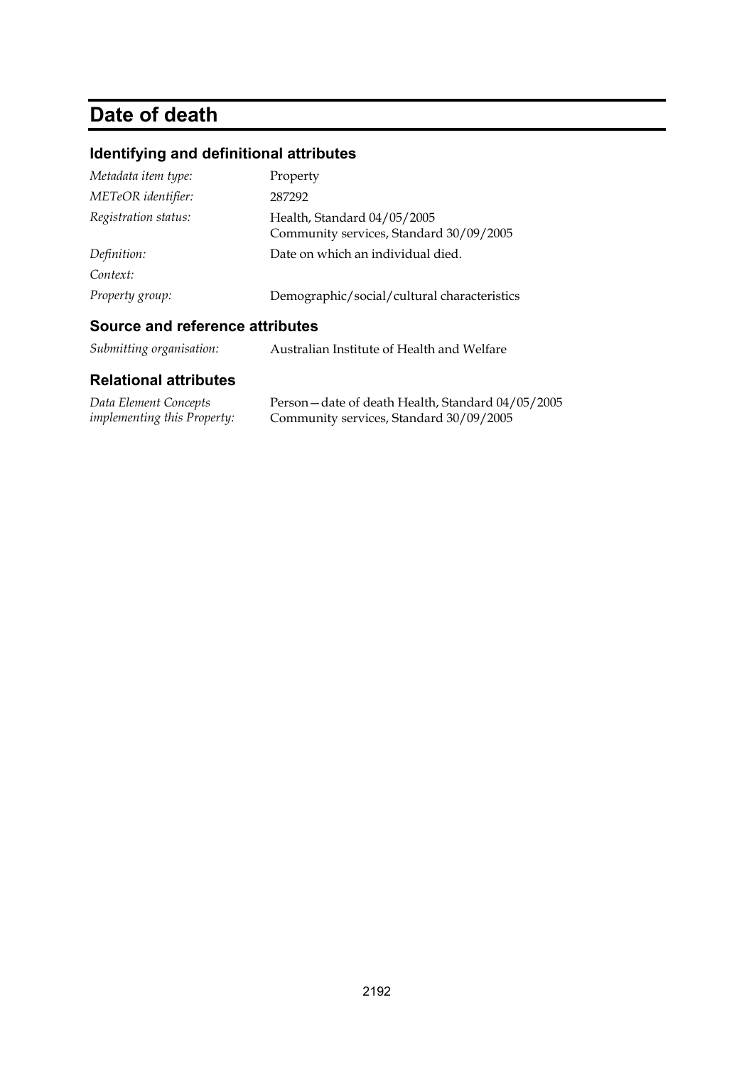# Date of death

## Identifying and definitional attributes

| | |
|---|---|
| *Metadata item type:* | Property |
| *METeOR identifier:* | 287292 |
| *Registration status:* | Health, Standard 04/05/2005<br>Community services, Standard 30/09/2005 |
| *Definition:* | Date on which an individual died. |
| *Context:* | |
| *Property group:* | Demographic/social/cultural characteristics |

## Source and reference attributes

| | |
|---|---|
| *Submitting organisation:* | Australian Institute of Health and Welfare |

## Relational attributes

| | |
|---|---|
| *Data Element Concepts implementing this Property:* | Person—date of death Health, Standard 04/05/2005<br>Community services, Standard 30/09/2005 |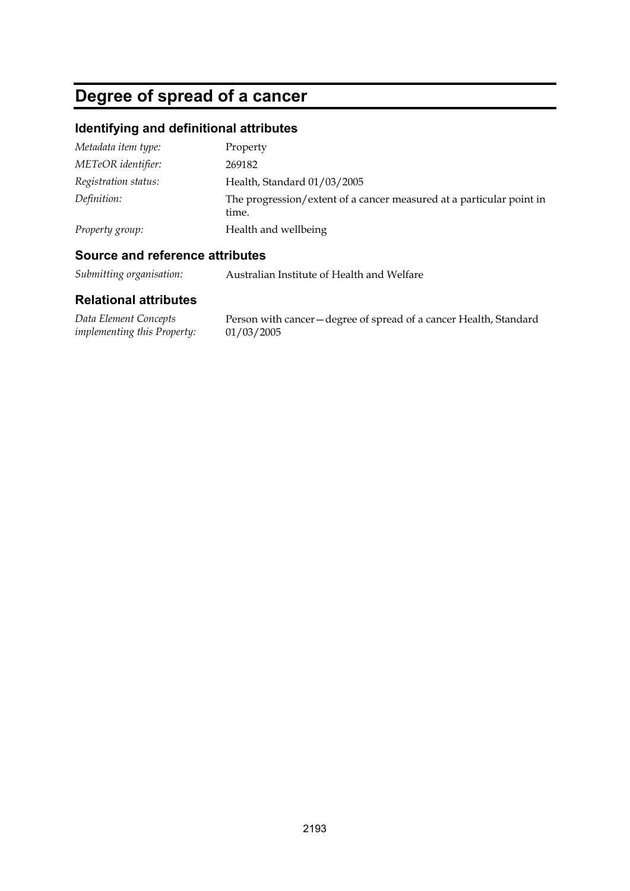# Degree of spread of a cancer

## Identifying and definitional attributes

| | |
|---|---|
| *Metadata item type:* | Property |
| *METeOR identifier:* | 269182 |
| *Registration status:* | Health, Standard 01/03/2005 |
| *Definition:* | The progression/extent of a cancer measured at a particular point in time. |
| *Property group:* | Health and wellbeing |

## Source and reference attributes

| | |
|---|---|
| *Submitting organisation:* | Australian Institute of Health and Welfare |

## Relational attributes

| | |
|---|---|
| *Data Element Concepts implementing this Property:* | Person with cancer—degree of spread of a cancer Health, Standard 01/03/2005 |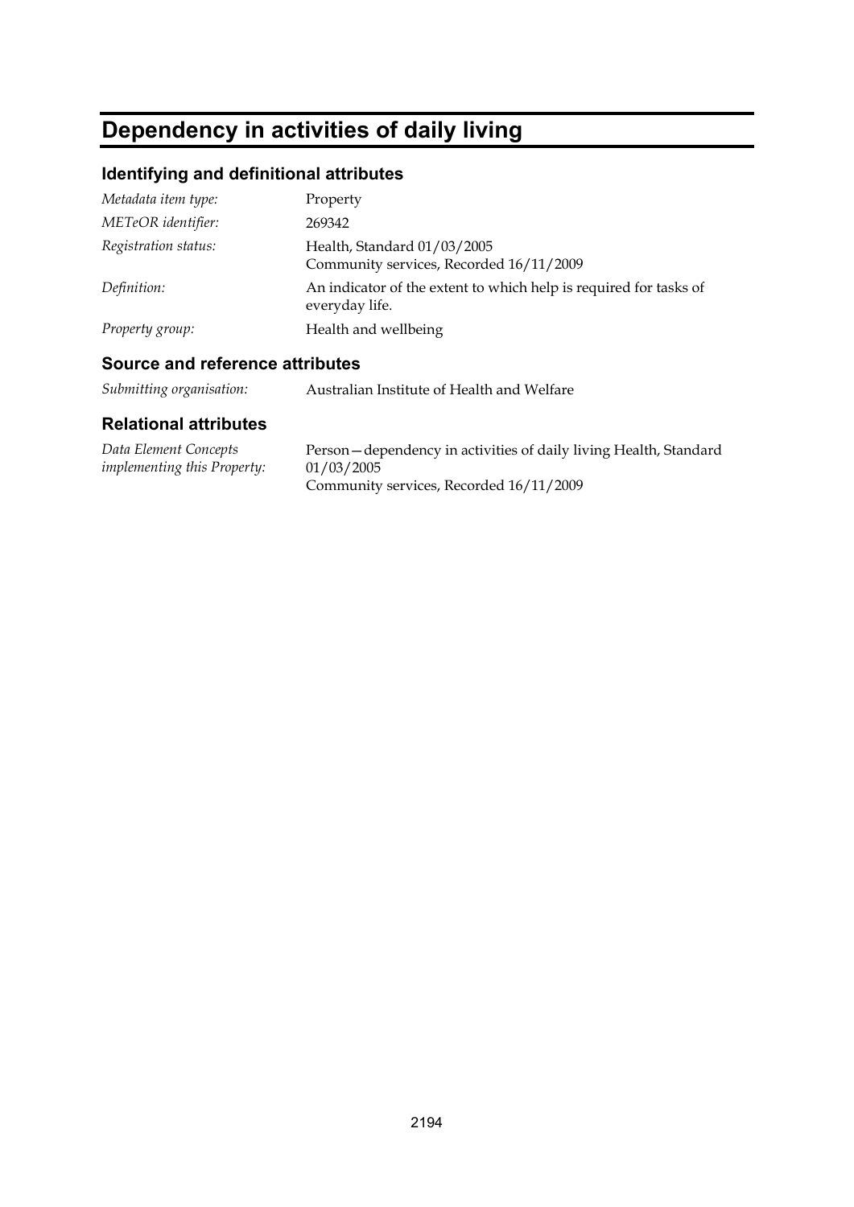# Dependency in activities of daily living

## Identifying and definitional attributes

| | |
|---|---|
| *Metadata item type:* | Property |
| *METeOR identifier:* | 269342 |
| *Registration status:* | Health, Standard 01/03/2005<br>Community services, Recorded 16/11/2009 |
| *Definition:* | An indicator of the extent to which help is required for tasks of everyday life. |
| *Property group:* | Health and wellbeing |

## Source and reference attributes

| | |
|---|---|
| *Submitting organisation:* | Australian Institute of Health and Welfare |

## Relational attributes

| | |
|---|---|
| *Data Element Concepts implementing this Property:* | Person—dependency in activities of daily living Health, Standard 01/03/2005<br>Community services, Recorded 16/11/2009 |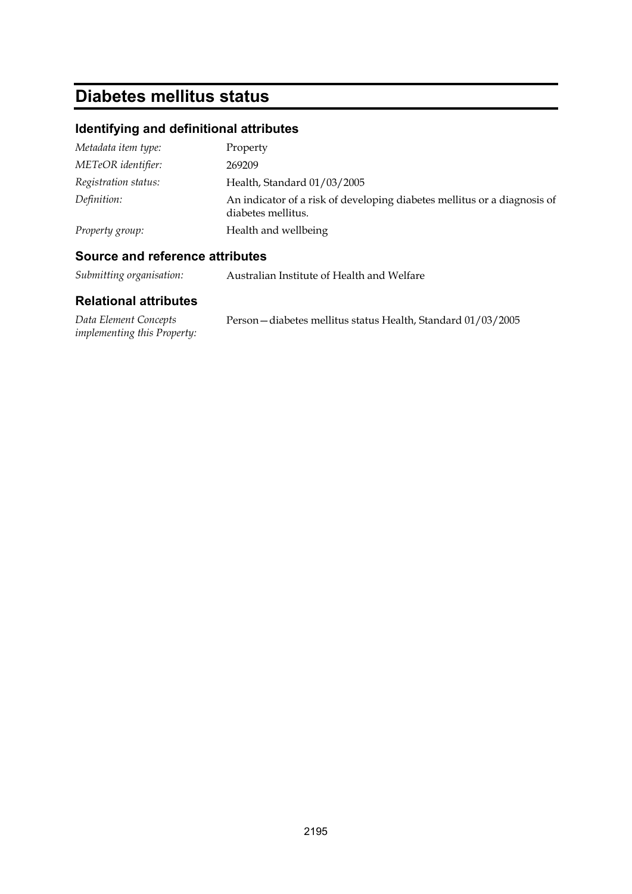# Diabetes mellitus status

## Identifying and definitional attributes

| | |
|---|---|
| *Metadata item type:* | Property |
| *METeOR identifier:* | 269209 |
| *Registration status:* | Health, Standard 01/03/2005 |
| *Definition:* | An indicator of a risk of developing diabetes mellitus or a diagnosis of diabetes mellitus. |
| *Property group:* | Health and wellbeing |

## Source and reference attributes

| | |
|---|---|
| *Submitting organisation:* | Australian Institute of Health and Welfare |

## Relational attributes

| | |
|---|---|
| *Data Element Concepts implementing this Property:* | Person—diabetes mellitus status Health, Standard 01/03/2005 |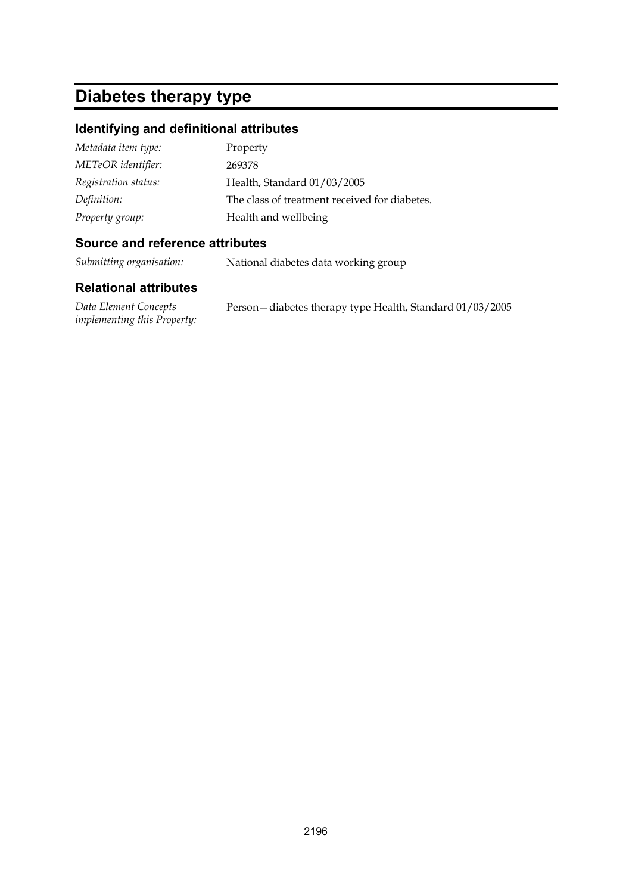# Diabetes therapy type

## Identifying and definitional attributes

| | |
|---|---|
| *Metadata item type:* | Property |
| *METeOR identifier:* | 269378 |
| *Registration status:* | Health, Standard 01/03/2005 |
| *Definition:* | The class of treatment received for diabetes. |
| *Property group:* | Health and wellbeing |

## Source and reference attributes

| | |
|---|---|
| *Submitting organisation:* | National diabetes data working group |

## Relational attributes

| | |
|---|---|
| *Data Element Concepts implementing this Property:* | Person—diabetes therapy type Health, Standard 01/03/2005 |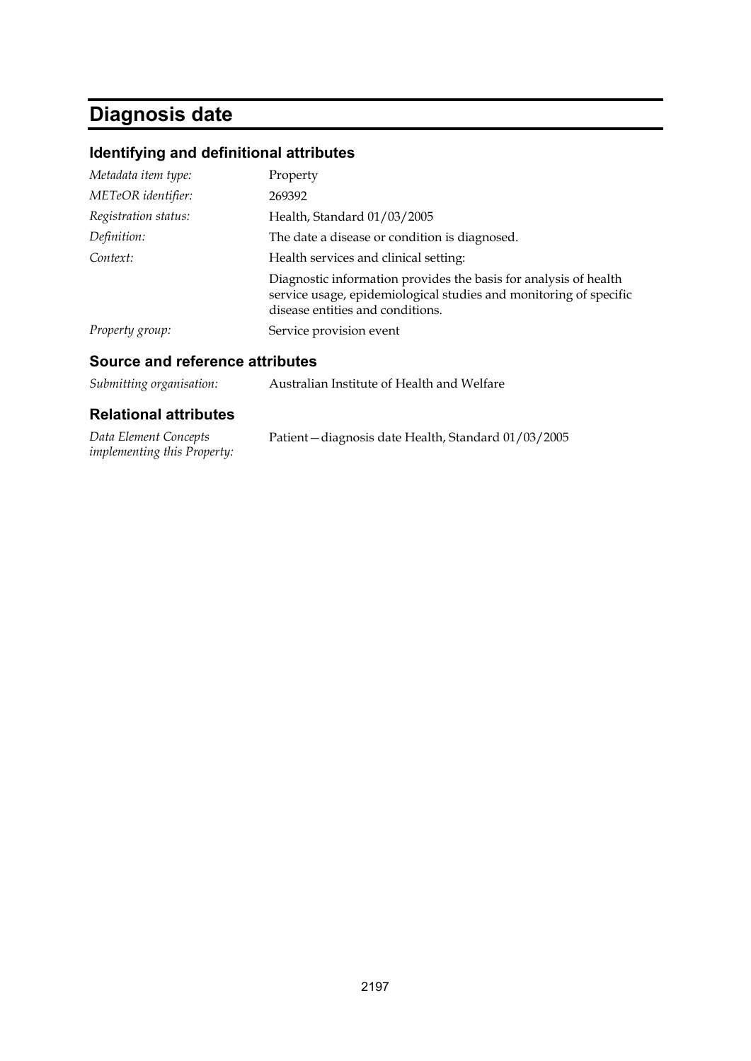# Diagnosis date

## Identifying and definitional attributes

| | |
|---|---|
| *Metadata item type:* | Property |
| *METeOR identifier:* | 269392 |
| *Registration status:* | Health, Standard 01/03/2005 |
| *Definition:* | The date a disease or condition is diagnosed. |
| *Context:* | Health services and clinical setting:<br>Diagnostic information provides the basis for analysis of health service usage, epidemiological studies and monitoring of specific disease entities and conditions. |
| *Property group:* | Service provision event |

## Source and reference attributes

| | |
|---|---|
| *Submitting organisation:* | Australian Institute of Health and Welfare |

## Relational attributes

| | |
|---|---|
| *Data Element Concepts implementing this Property:* | Patient—diagnosis date Health, Standard 01/03/2005 |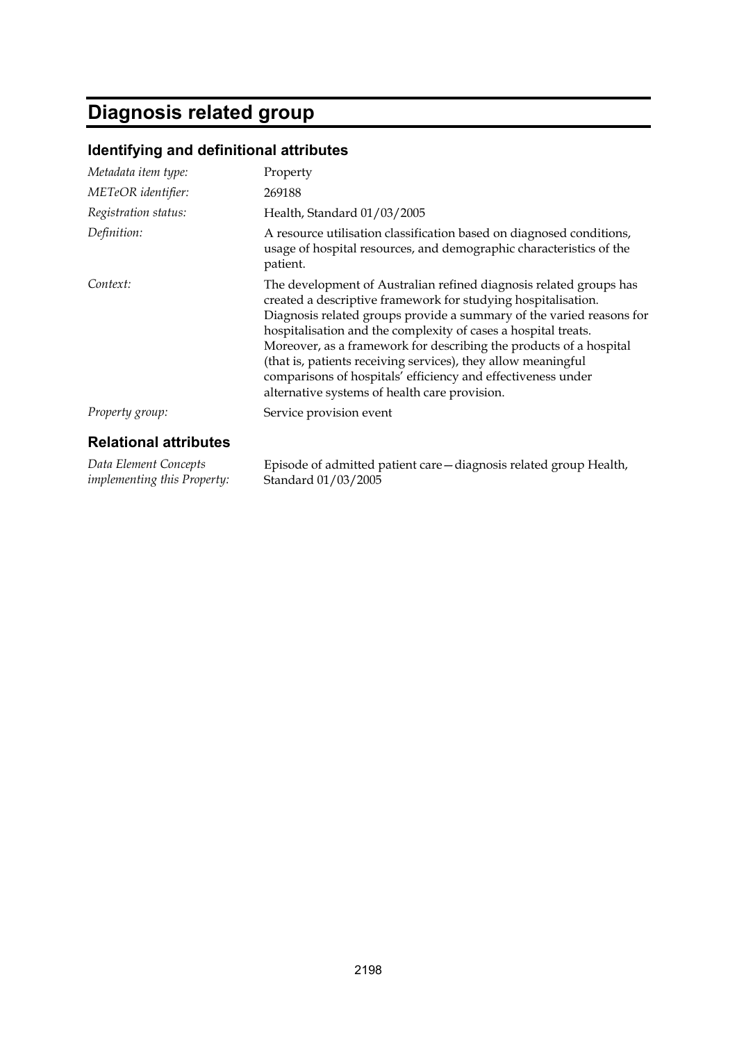# Diagnosis related group

## Identifying and definitional attributes

| | |
|---|---|
| *Metadata item type:* | Property |
| *METeOR identifier:* | 269188 |
| *Registration status:* | Health, Standard 01/03/2005 |
| *Definition:* | A resource utilisation classification based on diagnosed conditions, usage of hospital resources, and demographic characteristics of the patient. |
| *Context:* | The development of Australian refined diagnosis related groups has created a descriptive framework for studying hospitalisation. Diagnosis related groups provide a summary of the varied reasons for hospitalisation and the complexity of cases a hospital treats. Moreover, as a framework for describing the products of a hospital (that is, patients receiving services), they allow meaningful comparisons of hospitals' efficiency and effectiveness under alternative systems of health care provision. |
| *Property group:* | Service provision event |

## Relational attributes

| | |
|---|---|
| *Data Element Concepts implementing this Property:* | Episode of admitted patient care—diagnosis related group Health, Standard 01/03/2005 |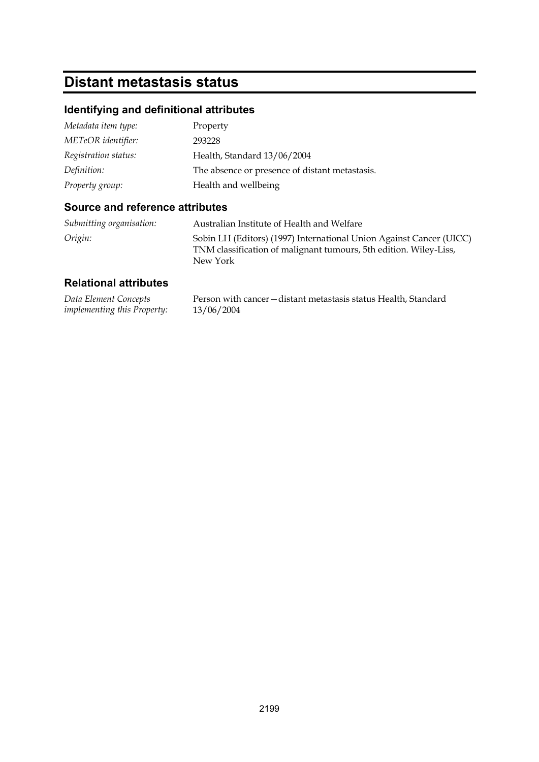# Distant metastasis status

## Identifying and definitional attributes

| | |
|---|---|
| *Metadata item type:* | Property |
| *METeOR identifier:* | 293228 |
| *Registration status:* | Health, Standard 13/06/2004 |
| *Definition:* | The absence or presence of distant metastasis. |
| *Property group:* | Health and wellbeing |

## Source and reference attributes

| | |
|---|---|
| *Submitting organisation:* | Australian Institute of Health and Welfare |
| *Origin:* | Sobin LH (Editors) (1997) International Union Against Cancer (UICC) TNM classification of malignant tumours, 5th edition. Wiley-Liss, New York |

## Relational attributes

| | |
|---|---|
| *Data Element Concepts implementing this Property:* | Person with cancer—distant metastasis status Health, Standard 13/06/2004 |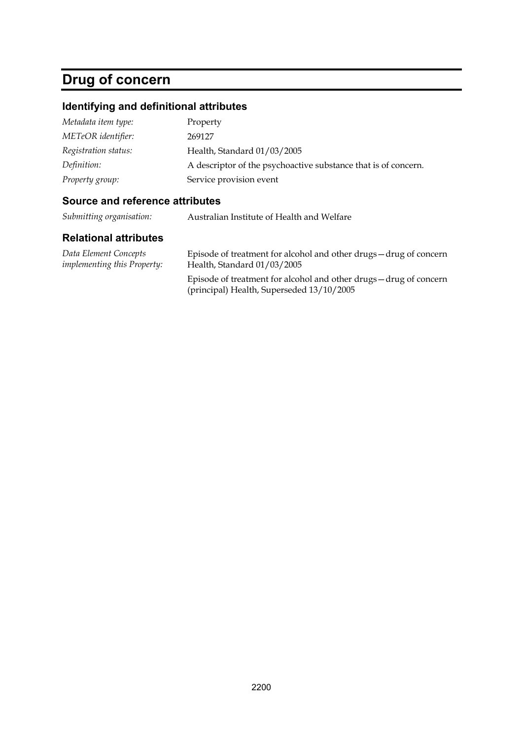# Drug of concern

## Identifying and definitional attributes

| | |
|---|---|
| *Metadata item type:* | Property |
| *METeOR identifier:* | 269127 |
| *Registration status:* | Health, Standard 01/03/2005 |
| *Definition:* | A descriptor of the psychoactive substance that is of concern. |
| *Property group:* | Service provision event |

## Source and reference attributes

| | |
|---|---|
| *Submitting organisation:* | Australian Institute of Health and Welfare |

## Relational attributes

| | |
|---|---|
| *Data Element Concepts implementing this Property:* | Episode of treatment for alcohol and other drugs—drug of concern Health, Standard 01/03/2005 |
| | Episode of treatment for alcohol and other drugs—drug of concern (principal) Health, Superseded 13/10/2005 |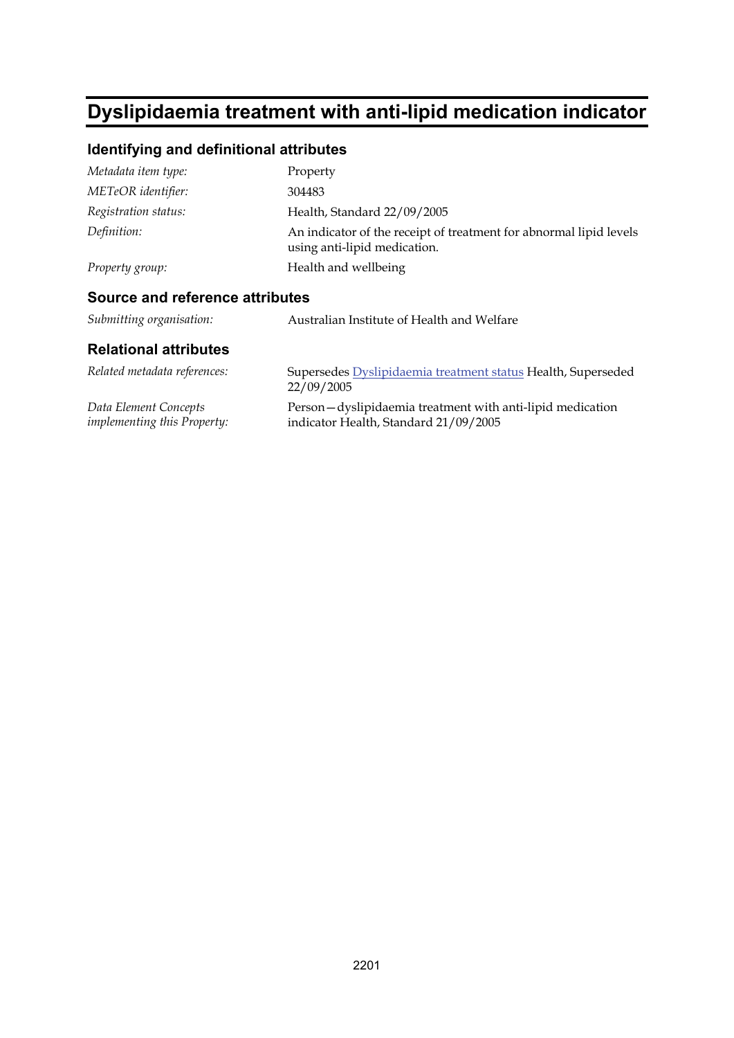# Dyslipidaemia treatment with anti-lipid medication indicator

## Identifying and definitional attributes

*Metadata item type:* Property

*METeOR identifier:* 304483

*Registration status:* Health, Standard 22/09/2005

*Definition:* An indicator of the receipt of treatment for abnormal lipid levels using anti-lipid medication.

*Property group:* Health and wellbeing

## Source and reference attributes

*Submitting organisation:* Australian Institute of Health and Welfare

## Relational attributes

*Related metadata references:* Supersedes Dyslipidaemia treatment status Health, Superseded 22/09/2005

*Data Element Concepts implementing this Property:* Person—dyslipidaemia treatment with anti-lipid medication indicator Health, Standard 21/09/2005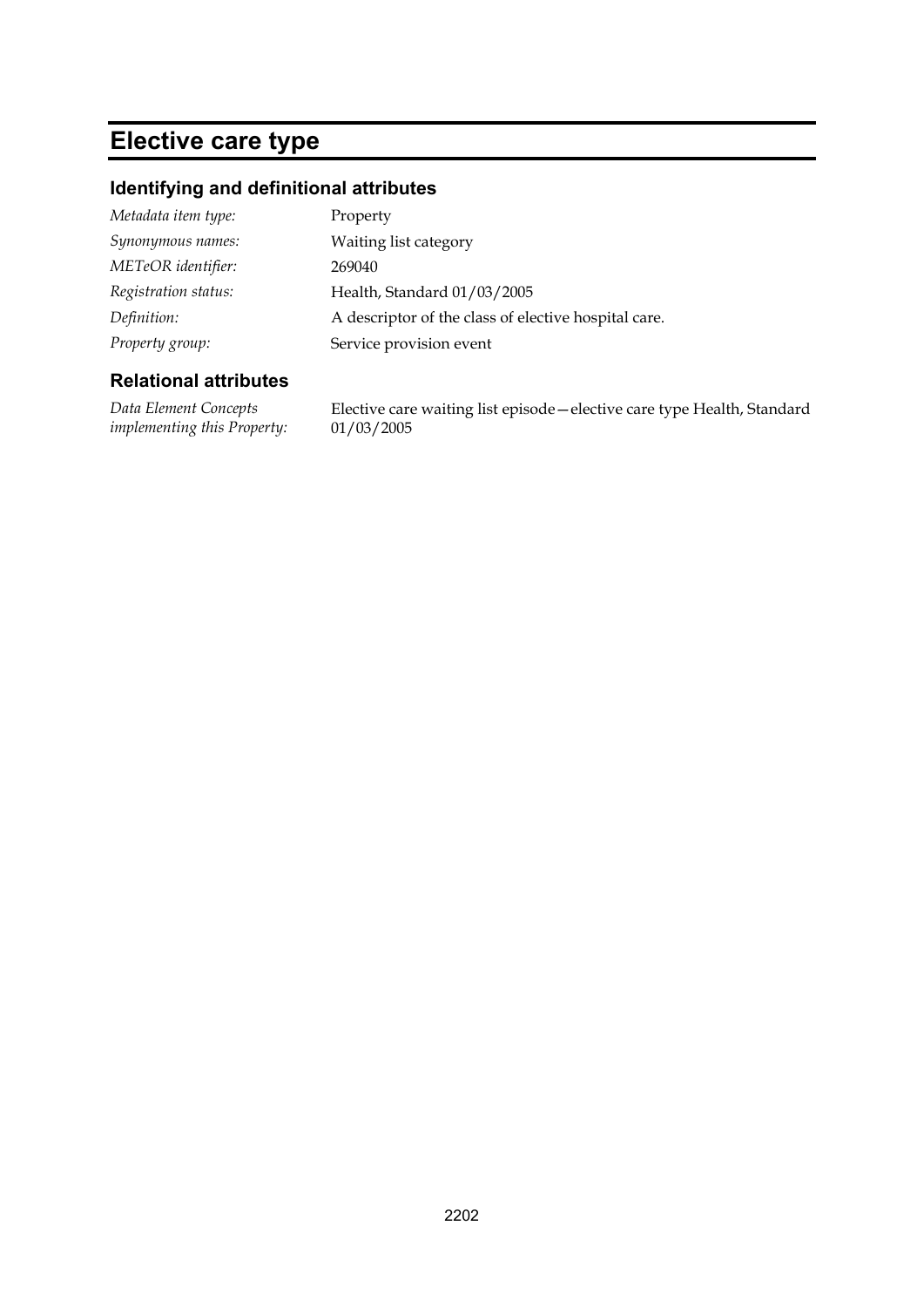# Elective care type

## Identifying and definitional attributes

| | |
|---|---|
| *Metadata item type:* | Property |
| *Synonymous names:* | Waiting list category |
| *METeOR identifier:* | 269040 |
| *Registration status:* | Health, Standard 01/03/2005 |
| *Definition:* | A descriptor of the class of elective hospital care. |
| *Property group:* | Service provision event |

## Relational attributes

| | |
|---|---|
| *Data Element Concepts implementing this Property:* | Elective care waiting list episode—elective care type Health, Standard 01/03/2005 |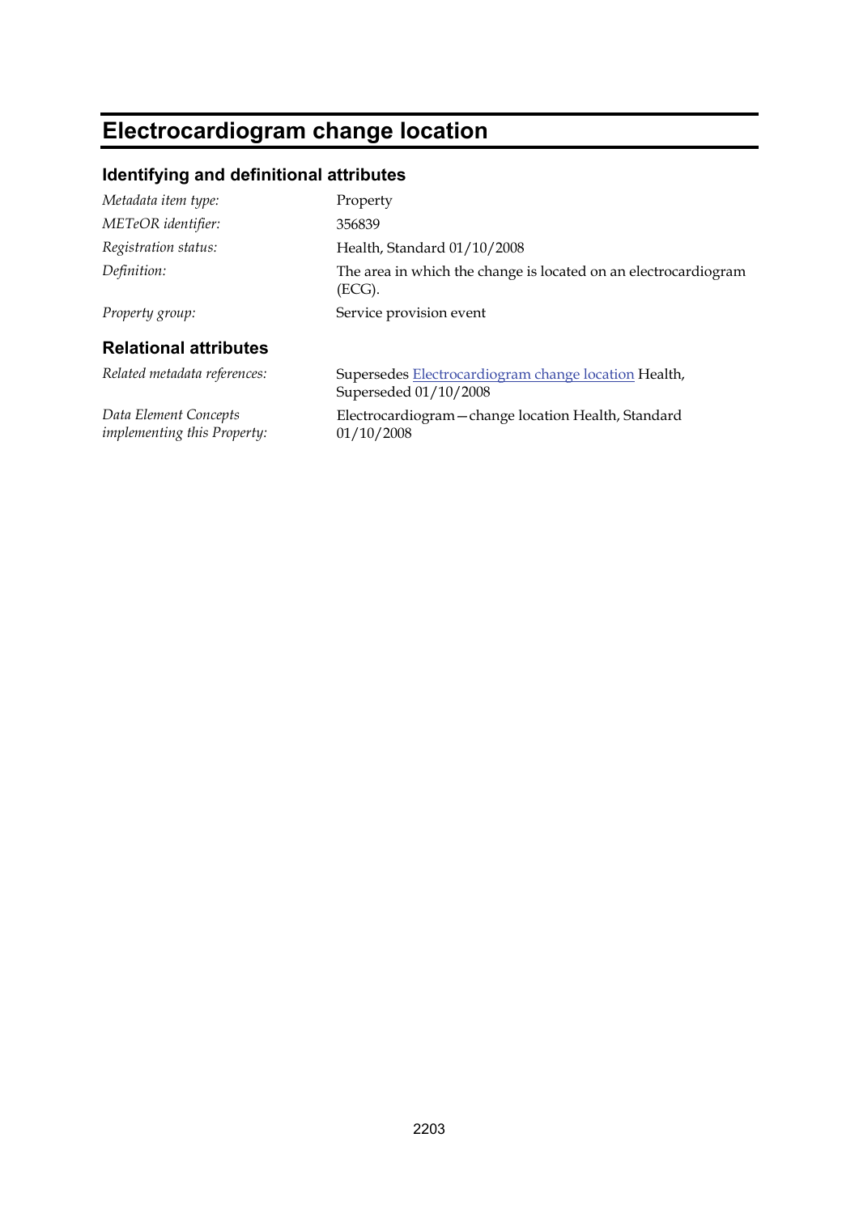# Electrocardiogram change location

## Identifying and definitional attributes

| | |
|---|---|
| *Metadata item type:* | Property |
| *METeOR identifier:* | 356839 |
| *Registration status:* | Health, Standard 01/10/2008 |
| *Definition:* | The area in which the change is located on an electrocardiogram (ECG). |
| *Property group:* | Service provision event |

## Relational attributes

| | |
|---|---|
| *Related metadata references:* | Supersedes Electrocardiogram change location Health, Superseded 01/10/2008 |
| *Data Element Concepts implementing this Property:* | Electrocardiogram—change location Health, Standard 01/10/2008 |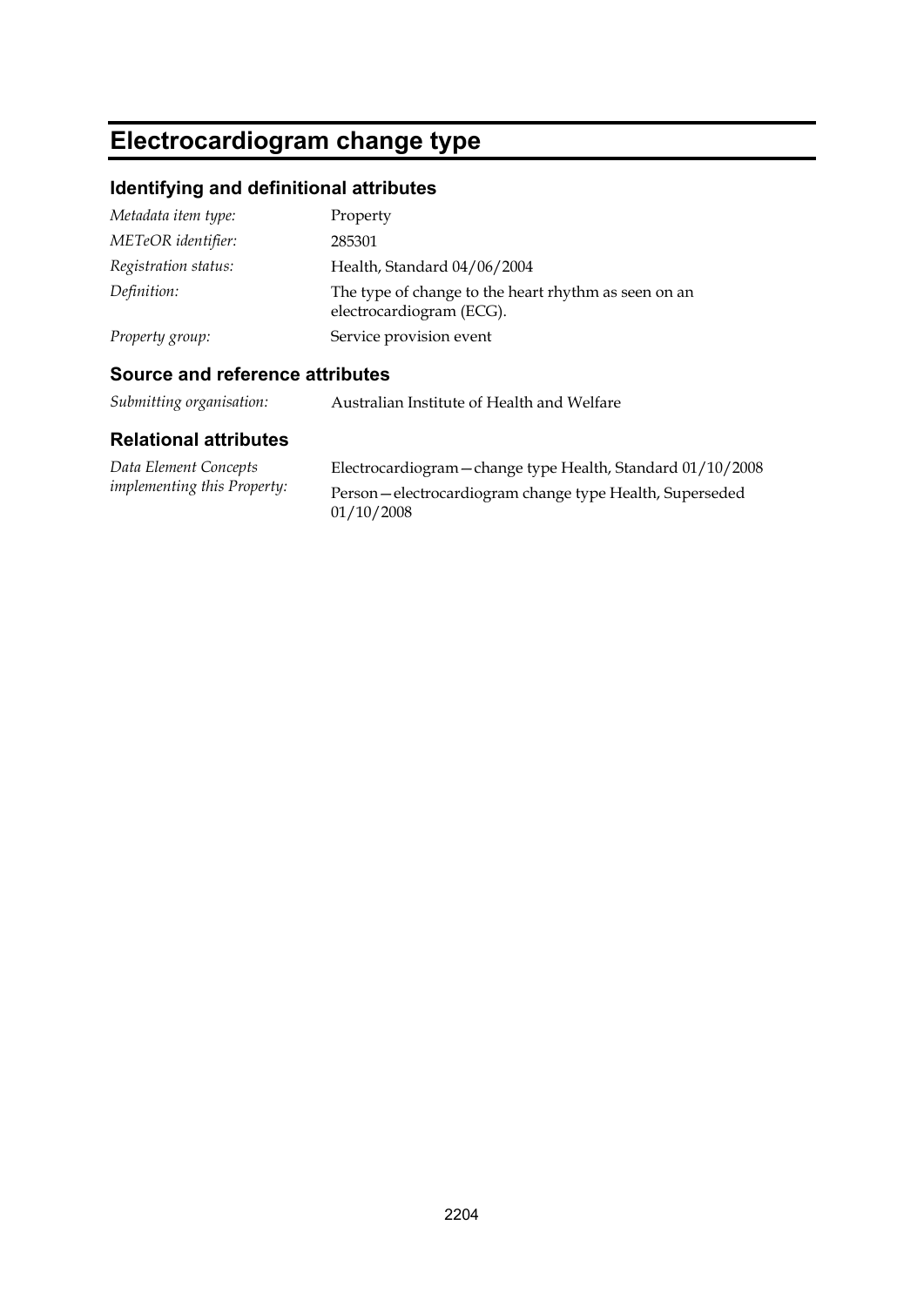# Electrocardiogram change type

## Identifying and definitional attributes

| | |
|---|---|
| *Metadata item type:* | Property |
| *METeOR identifier:* | 285301 |
| *Registration status:* | Health, Standard 04/06/2004 |
| *Definition:* | The type of change to the heart rhythm as seen on an electrocardiogram (ECG). |
| *Property group:* | Service provision event |

## Source and reference attributes

| | |
|---|---|
| *Submitting organisation:* | Australian Institute of Health and Welfare |

## Relational attributes

| | |
|---|---|
| *Data Element Concepts implementing this Property:* | Electrocardiogram—change type Health, Standard 01/10/2008<br>Person—electrocardiogram change type Health, Superseded 01/10/2008 |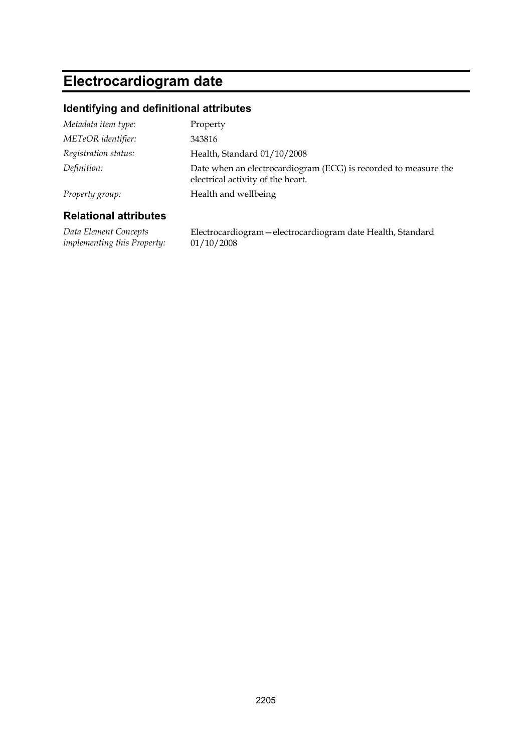# Electrocardiogram date

## Identifying and definitional attributes

| | |
|---|---|
| *Metadata item type:* | Property |
| *METeOR identifier:* | 343816 |
| *Registration status:* | Health, Standard 01/10/2008 |
| *Definition:* | Date when an electrocardiogram (ECG) is recorded to measure the electrical activity of the heart. |
| *Property group:* | Health and wellbeing |

## Relational attributes

| | |
|---|---|
| *Data Element Concepts implementing this Property:* | Electrocardiogram—electrocardiogram date Health, Standard 01/10/2008 |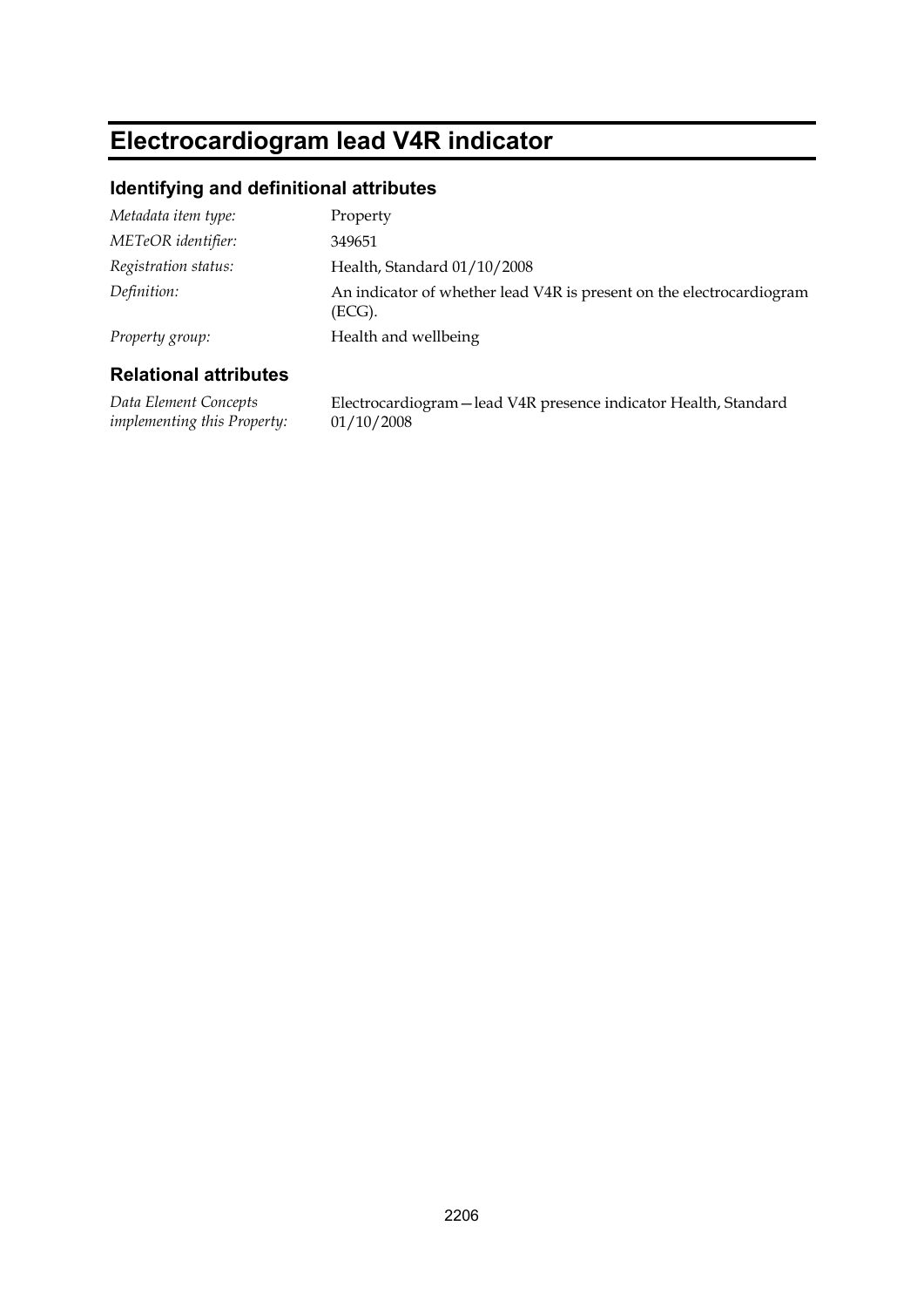# Electrocardiogram lead V4R indicator

## Identifying and definitional attributes

| | |
|---|---|
| *Metadata item type:* | Property |
| *METeOR identifier:* | 349651 |
| *Registration status:* | Health, Standard 01/10/2008 |
| *Definition:* | An indicator of whether lead V4R is present on the electrocardiogram (ECG). |
| *Property group:* | Health and wellbeing |

## Relational attributes

| | |
|---|---|
| *Data Element Concepts implementing this Property:* | Electrocardiogram—lead V4R presence indicator Health, Standard 01/10/2008 |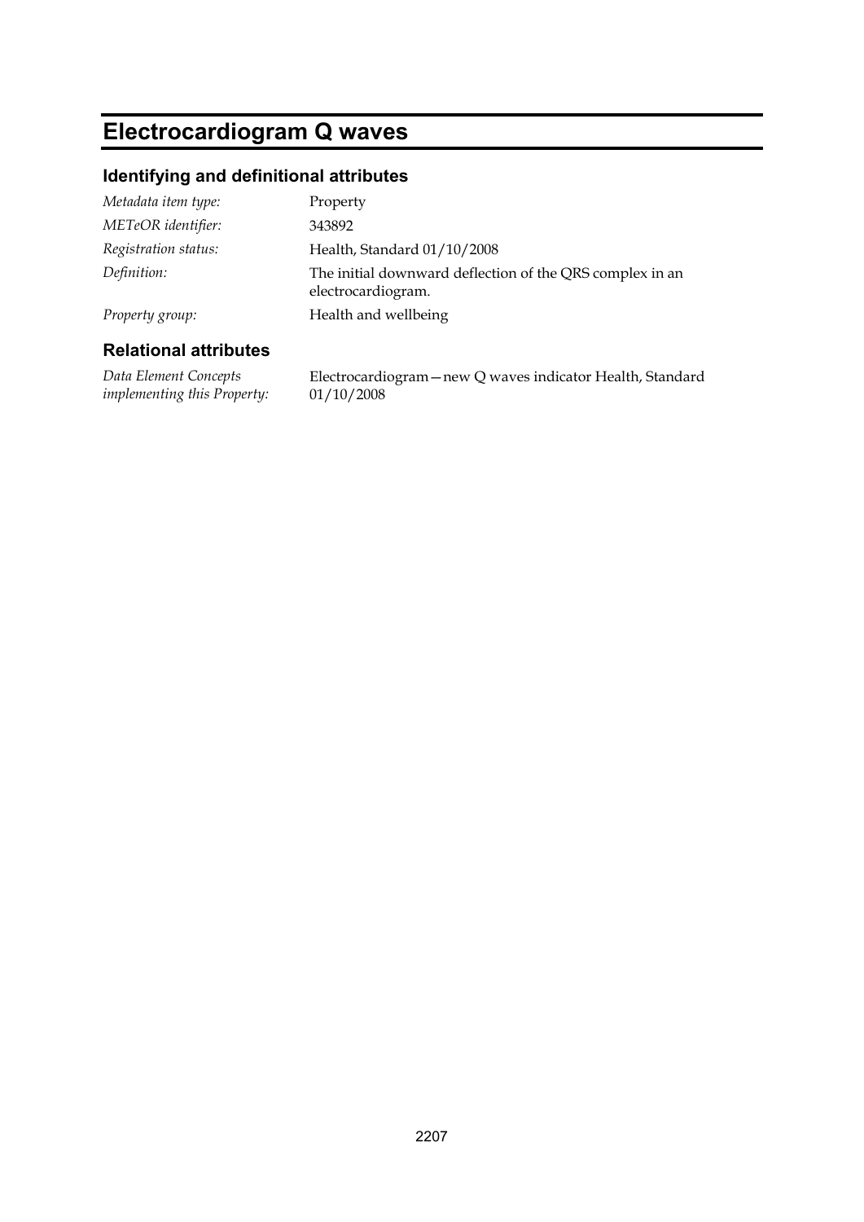# Electrocardiogram Q waves

## Identifying and definitional attributes

| | |
|---|---|
| *Metadata item type:* | Property |
| *METeOR identifier:* | 343892 |
| *Registration status:* | Health, Standard 01/10/2008 |
| *Definition:* | The initial downward deflection of the QRS complex in an electrocardiogram. |
| *Property group:* | Health and wellbeing |

## Relational attributes

| | |
|---|---|
| *Data Element Concepts implementing this Property:* | Electrocardiogram—new Q waves indicator Health, Standard 01/10/2008 |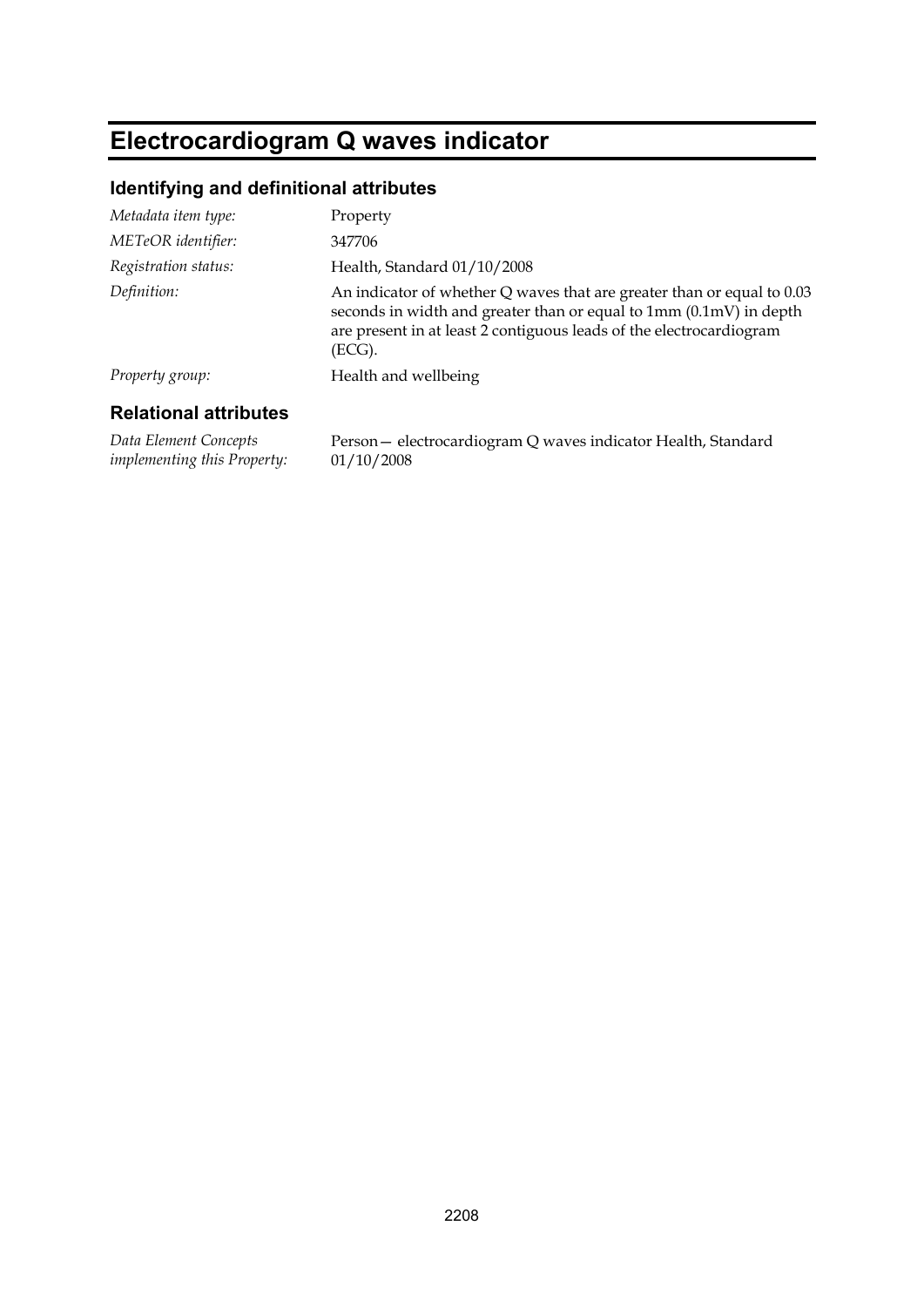# Electrocardiogram Q waves indicator

## Identifying and definitional attributes

| | |
|---|---|
| *Metadata item type:* | Property |
| *METeOR identifier:* | 347706 |
| *Registration status:* | Health, Standard 01/10/2008 |
| *Definition:* | An indicator of whether Q waves that are greater than or equal to 0.03 seconds in width and greater than or equal to 1mm (0.1mV) in depth are present in at least 2 contiguous leads of the electrocardiogram (ECG). |
| *Property group:* | Health and wellbeing |

## Relational attributes

| | |
|---|---|
| *Data Element Concepts implementing this Property:* | Person— electrocardiogram Q waves indicator Health, Standard 01/10/2008 |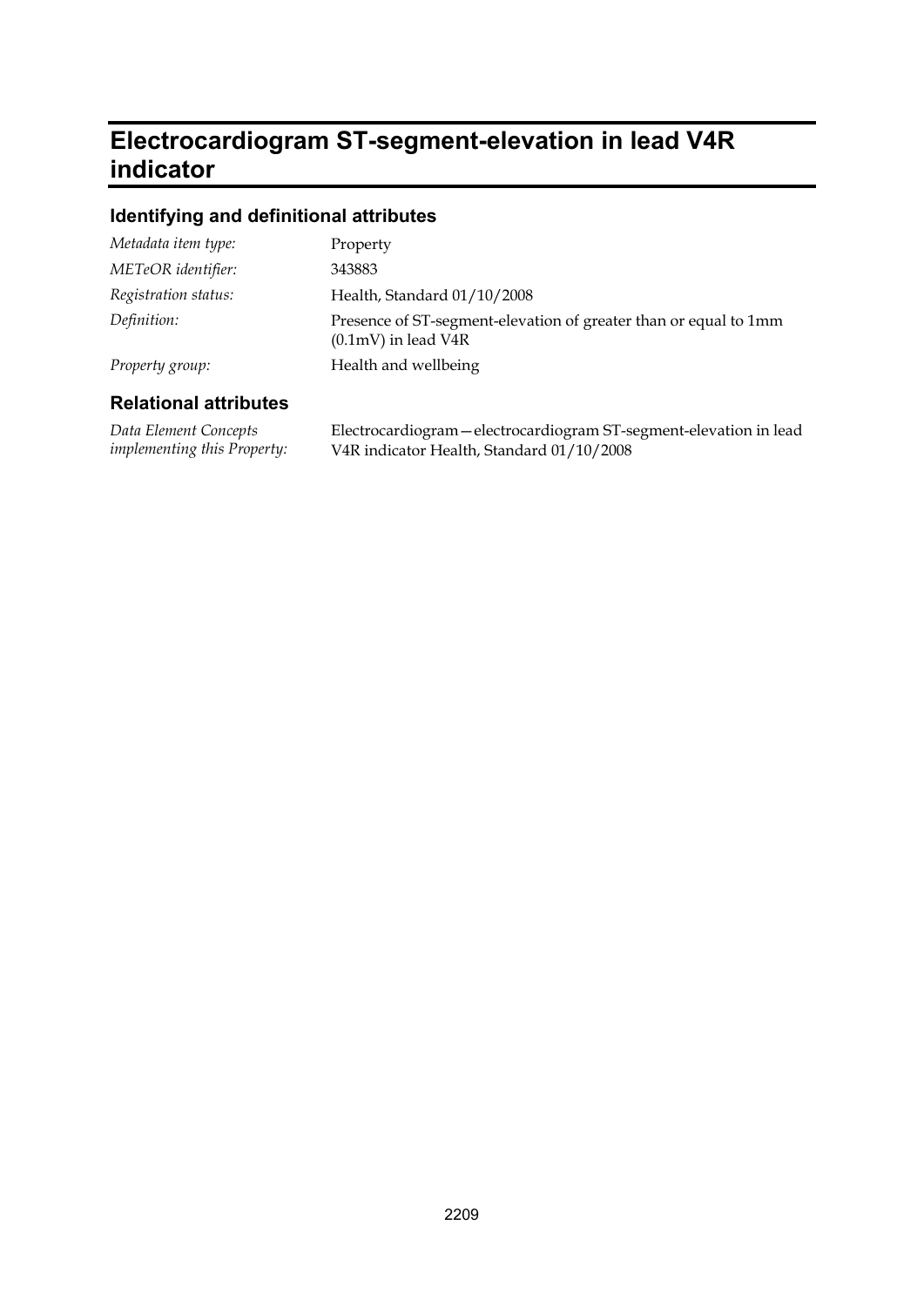# Electrocardiogram ST-segment-elevation in lead V4R indicator

## Identifying and definitional attributes

| | |
|---|---|
| *Metadata item type:* | Property |
| *METeOR identifier:* | 343883 |
| *Registration status:* | Health, Standard 01/10/2008 |
| *Definition:* | Presence of ST-segment-elevation of greater than or equal to 1mm (0.1mV) in lead V4R |
| *Property group:* | Health and wellbeing |

## Relational attributes

| | |
|---|---|
| *Data Element Concepts implementing this Property:* | Electrocardiogram—electrocardiogram ST-segment-elevation in lead V4R indicator Health, Standard 01/10/2008 |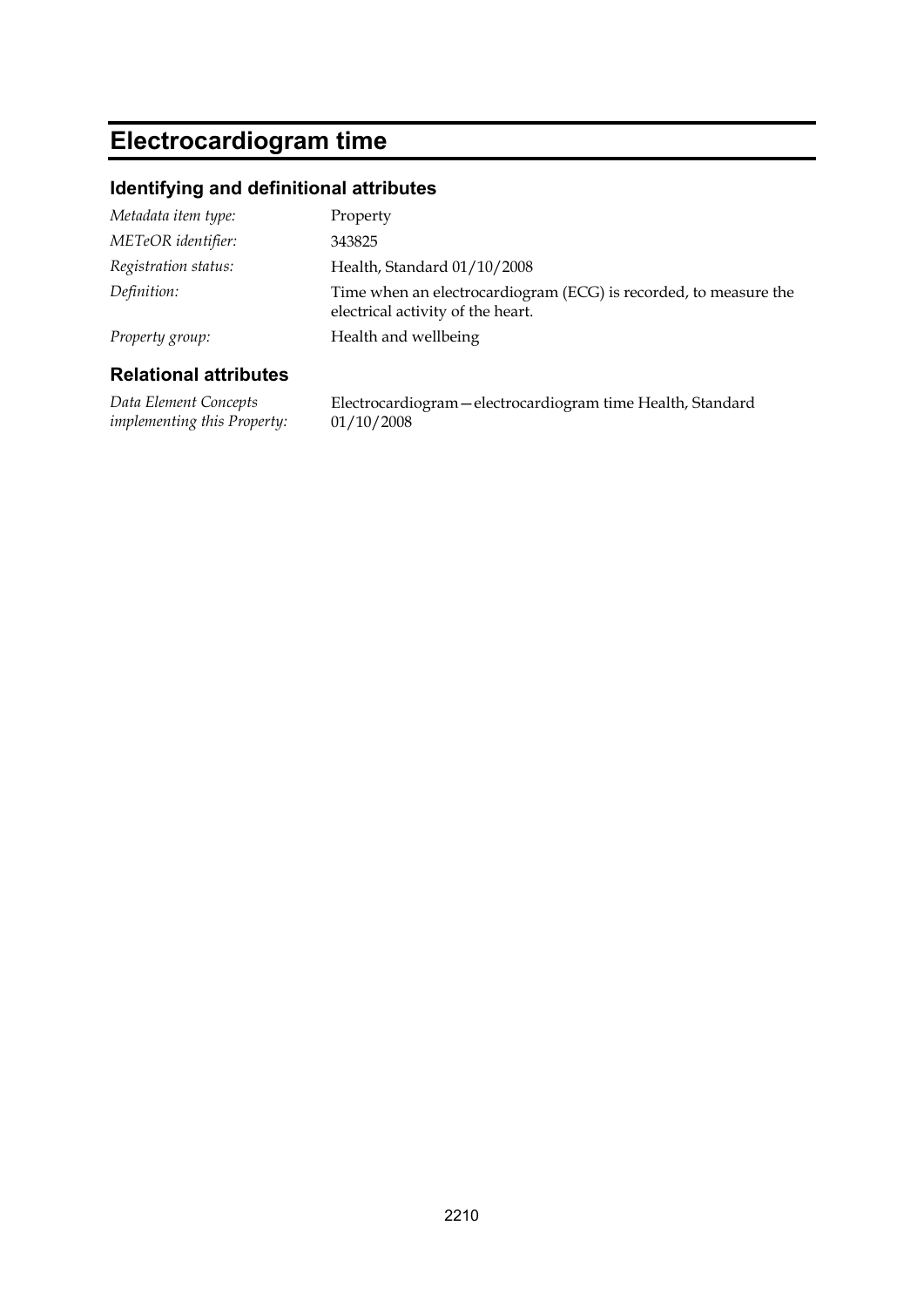# Electrocardiogram time

## Identifying and definitional attributes

| | |
|---|---|
| *Metadata item type:* | Property |
| *METeOR identifier:* | 343825 |
| *Registration status:* | Health, Standard 01/10/2008 |
| *Definition:* | Time when an electrocardiogram (ECG) is recorded, to measure the electrical activity of the heart. |
| *Property group:* | Health and wellbeing |

## Relational attributes

| | |
|---|---|
| *Data Element Concepts implementing this Property:* | Electrocardiogram—electrocardiogram time Health, Standard 01/10/2008 |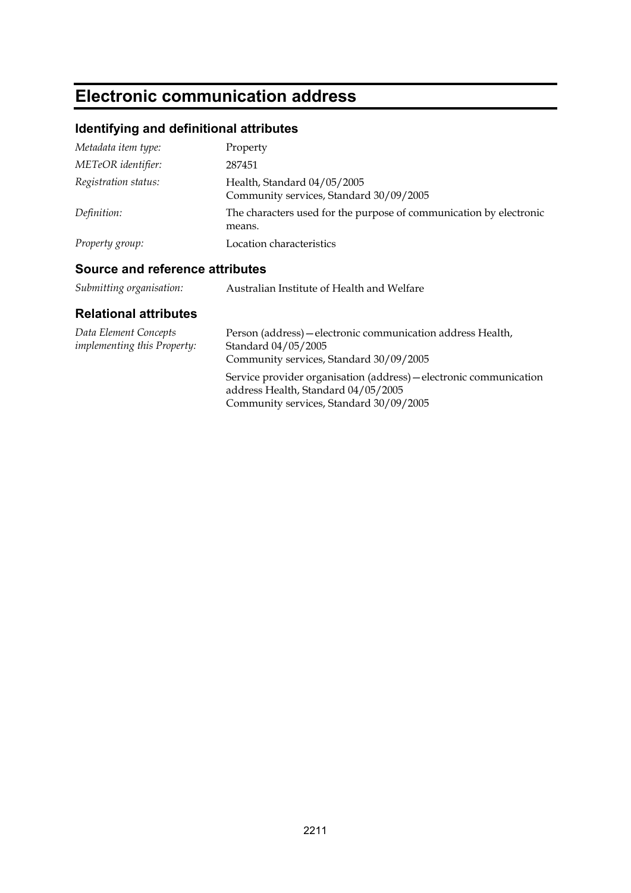# Electronic communication address

## Identifying and definitional attributes

| | |
|---|---|
| *Metadata item type:* | Property |
| *METeOR identifier:* | 287451 |
| *Registration status:* | Health, Standard 04/05/2005<br>Community services, Standard 30/09/2005 |
| *Definition:* | The characters used for the purpose of communication by electronic means. |
| *Property group:* | Location characteristics |

## Source and reference attributes

| | |
|---|---|
| *Submitting organisation:* | Australian Institute of Health and Welfare |

## Relational attributes

| | |
|---|---|
| *Data Element Concepts implementing this Property:* | Person (address)—electronic communication address Health, Standard 04/05/2005<br>Community services, Standard 30/09/2005 |
| | Service provider organisation (address)—electronic communication address Health, Standard 04/05/2005<br>Community services, Standard 30/09/2005 |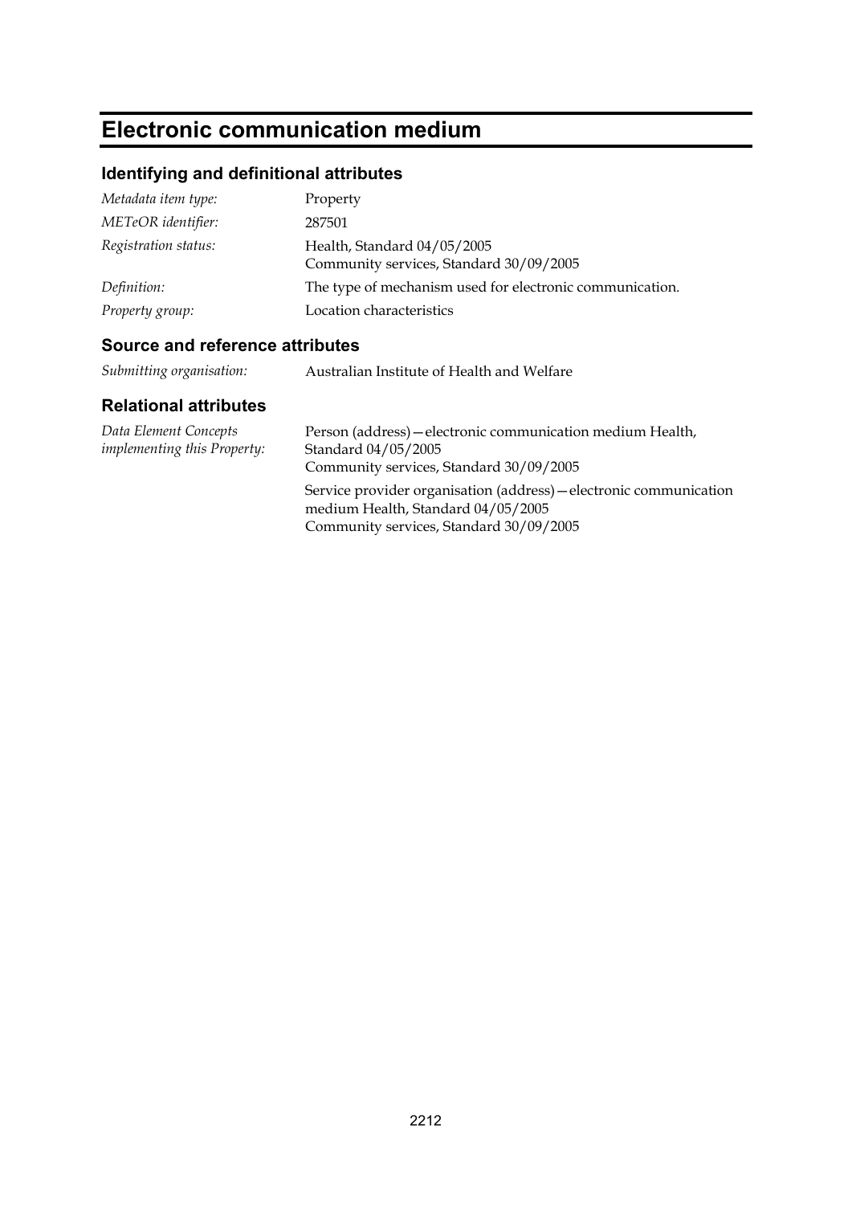# Electronic communication medium

## Identifying and definitional attributes

| | |
|---|---|
| *Metadata item type:* | Property |
| *METeOR identifier:* | 287501 |
| *Registration status:* | Health, Standard 04/05/2005<br>Community services, Standard 30/09/2005 |
| *Definition:* | The type of mechanism used for electronic communication. |
| *Property group:* | Location characteristics |

## Source and reference attributes

| | |
|---|---|
| *Submitting organisation:* | Australian Institute of Health and Welfare |

## Relational attributes

| | |
|---|---|
| *Data Element Concepts implementing this Property:* | Person (address)—electronic communication medium Health, Standard 04/05/2005<br>Community services, Standard 30/09/2005<br><br>Service provider organisation (address)—electronic communication medium Health, Standard 04/05/2005<br>Community services, Standard 30/09/2005 |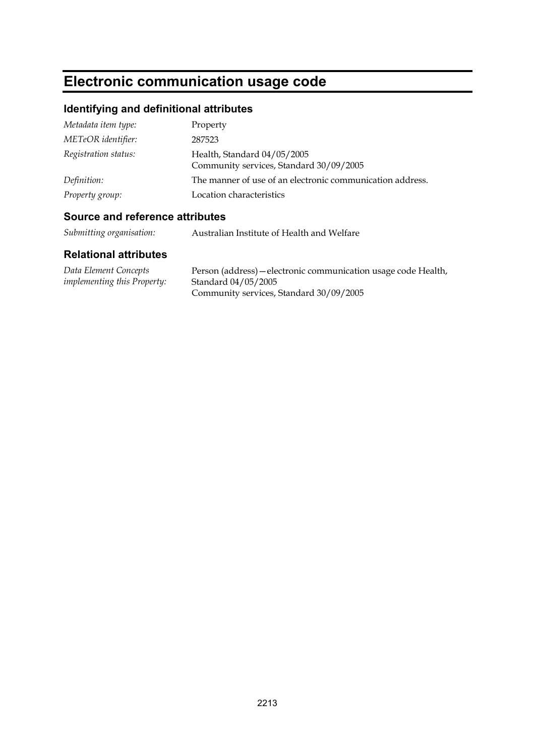# Electronic communication usage code

## Identifying and definitional attributes

| | |
|---|---|
| *Metadata item type:* | Property |
| *METeOR identifier:* | 287523 |
| *Registration status:* | Health, Standard 04/05/2005<br>Community services, Standard 30/09/2005 |
| *Definition:* | The manner of use of an electronic communication address. |
| *Property group:* | Location characteristics |

## Source and reference attributes

| | |
|---|---|
| *Submitting organisation:* | Australian Institute of Health and Welfare |

## Relational attributes

| | |
|---|---|
| *Data Element Concepts implementing this Property:* | Person (address)—electronic communication usage code Health, Standard 04/05/2005<br>Community services, Standard 30/09/2005 |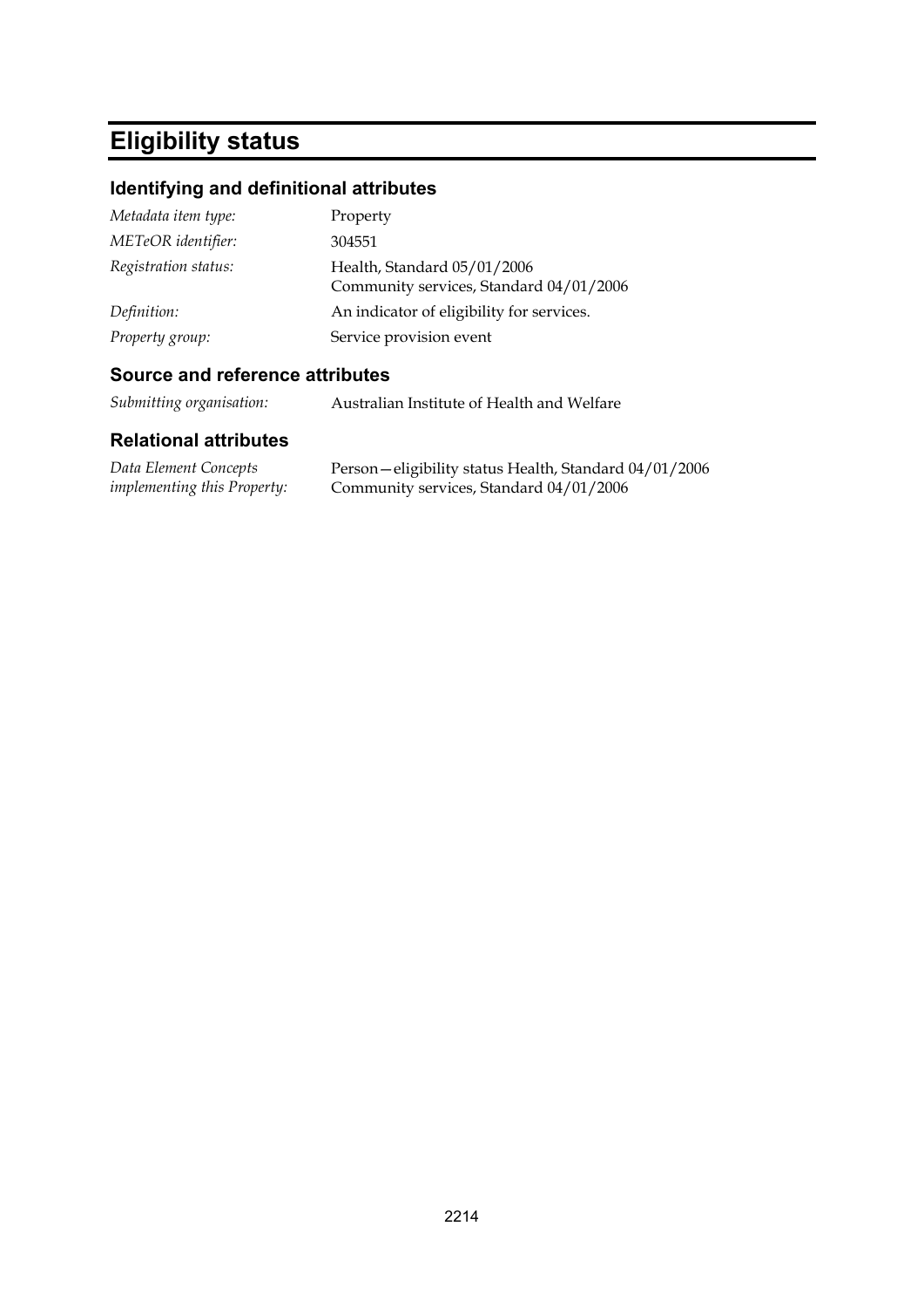# Eligibility status

## Identifying and definitional attributes

| | |
|---|---|
| *Metadata item type:* | Property |
| *METeOR identifier:* | 304551 |
| *Registration status:* | Health, Standard 05/01/2006<br>Community services, Standard 04/01/2006 |
| *Definition:* | An indicator of eligibility for services. |
| *Property group:* | Service provision event |

## Source and reference attributes

| | |
|---|---|
| *Submitting organisation:* | Australian Institute of Health and Welfare |

## Relational attributes

| | |
|---|---|
| *Data Element Concepts implementing this Property:* | Person—eligibility status Health, Standard 04/01/2006<br>Community services, Standard 04/01/2006 |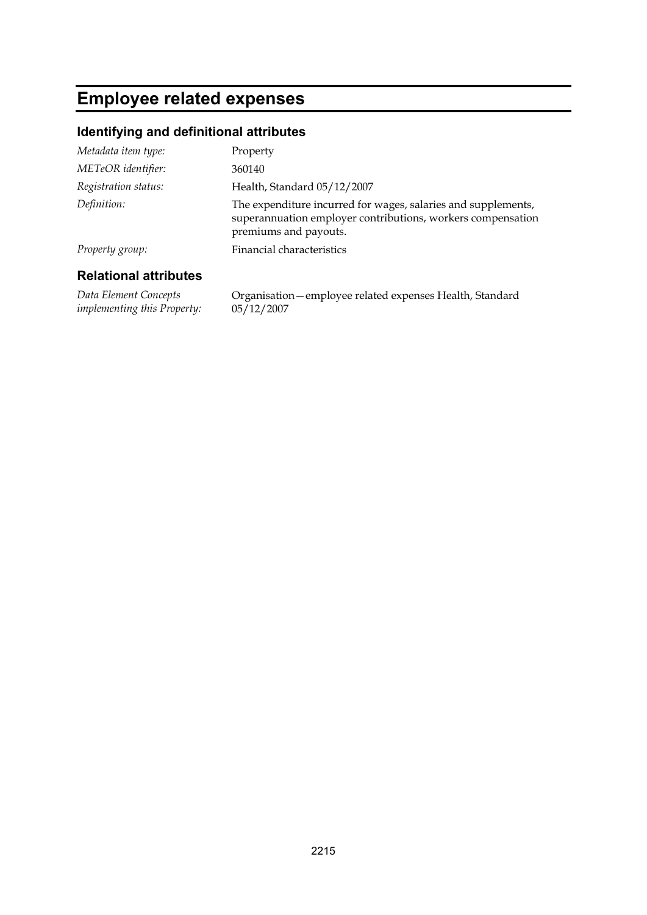# Employee related expenses

## Identifying and definitional attributes

| | |
|---|---|
| *Metadata item type:* | Property |
| *METeOR identifier:* | 360140 |
| *Registration status:* | Health, Standard 05/12/2007 |
| *Definition:* | The expenditure incurred for wages, salaries and supplements, superannuation employer contributions, workers compensation premiums and payouts. |
| *Property group:* | Financial characteristics |

## Relational attributes

| | |
|---|---|
| *Data Element Concepts implementing this Property:* | Organisation—employee related expenses Health, Standard 05/12/2007 |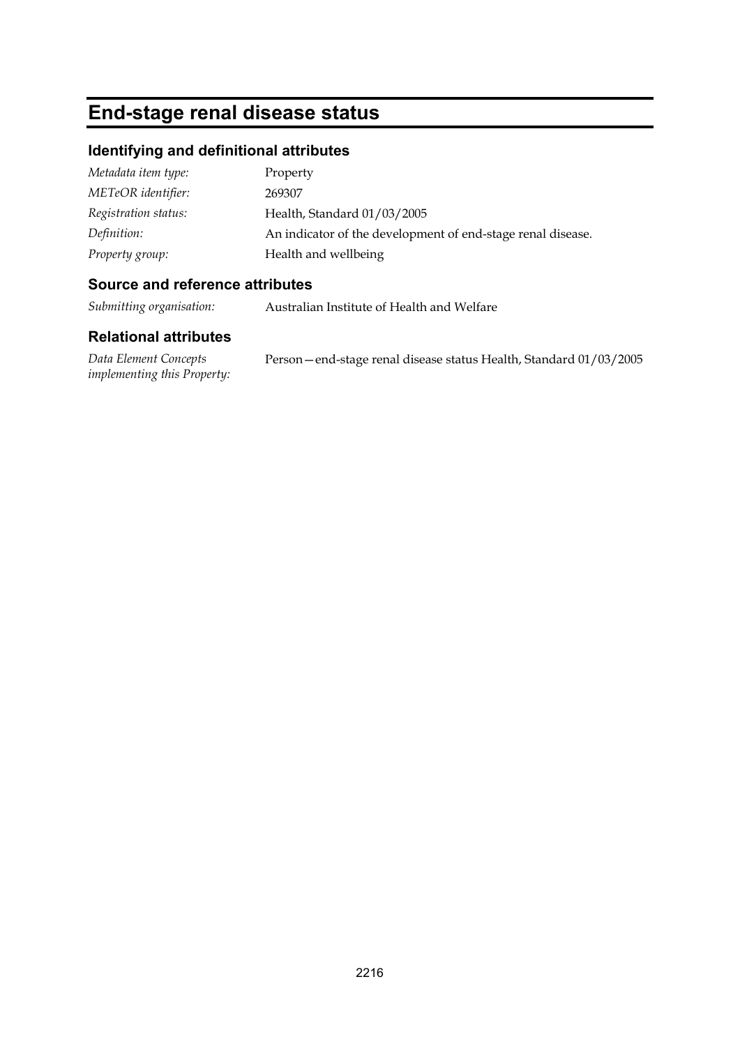# End-stage renal disease status

## Identifying and definitional attributes

*Metadata item type:* Property

*METeOR identifier:* 269307

*Registration status:* Health, Standard 01/03/2005

*Definition:* An indicator of the development of end-stage renal disease.

*Property group:* Health and wellbeing

## Source and reference attributes

*Submitting organisation:* Australian Institute of Health and Welfare

## Relational attributes

*Data Element Concepts implementing this Property:* Person—end-stage renal disease status Health, Standard 01/03/2005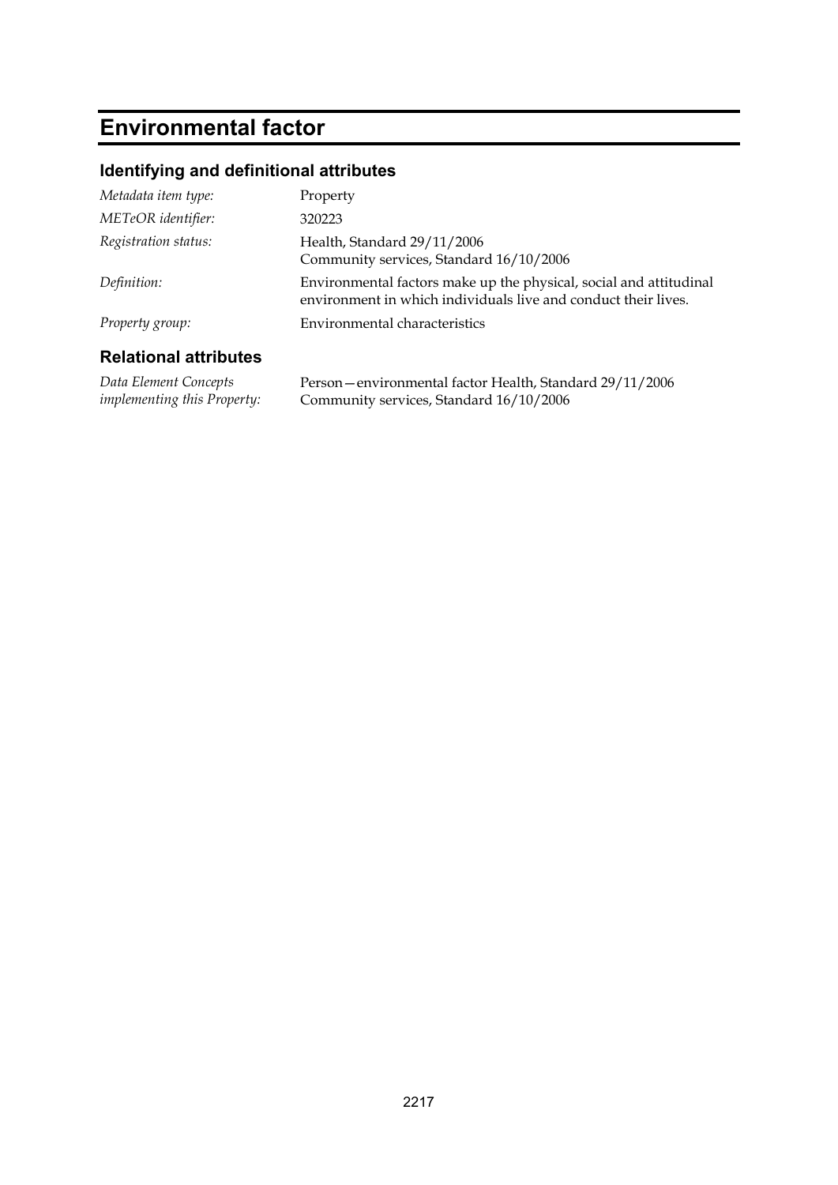# Environmental factor

## Identifying and definitional attributes

| | |
|---|---|
| *Metadata item type:* | Property |
| *METeOR identifier:* | 320223 |
| *Registration status:* | Health, Standard 29/11/2006<br>Community services, Standard 16/10/2006 |
| *Definition:* | Environmental factors make up the physical, social and attitudinal environment in which individuals live and conduct their lives. |
| *Property group:* | Environmental characteristics |

## Relational attributes

| | |
|---|---|
| *Data Element Concepts implementing this Property:* | Person—environmental factor Health, Standard 29/11/2006<br>Community services, Standard 16/10/2006 |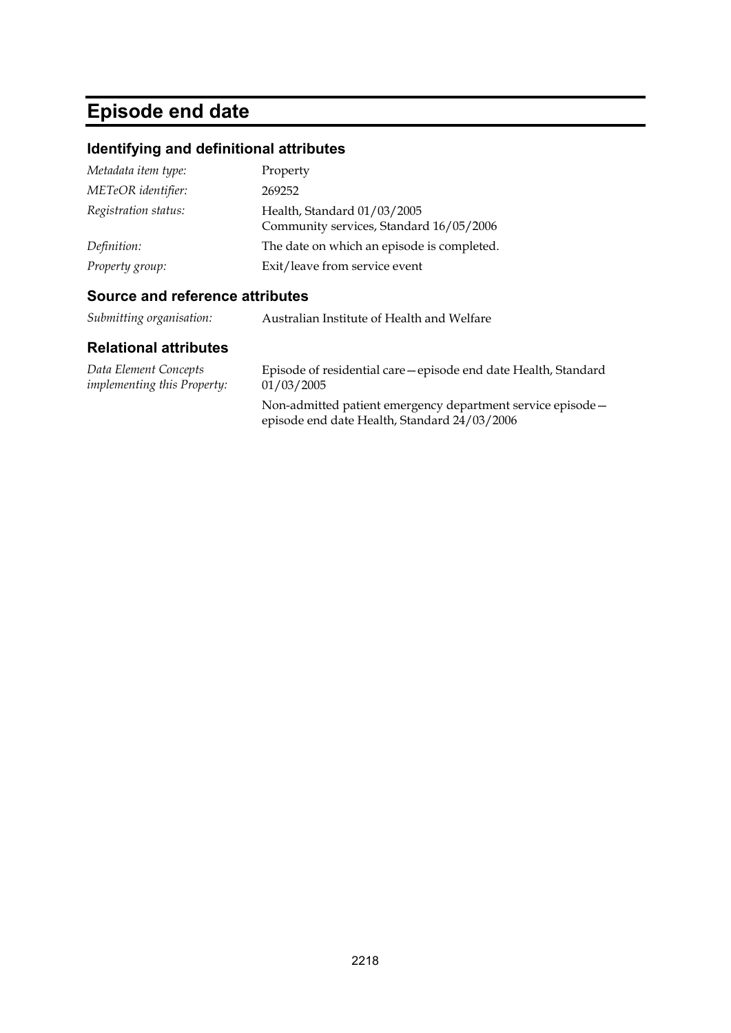# Episode end date

## Identifying and definitional attributes

| | |
|---|---|
| *Metadata item type:* | Property |
| *METeOR identifier:* | 269252 |
| *Registration status:* | Health, Standard 01/03/2005<br>Community services, Standard 16/05/2006 |
| *Definition:* | The date on which an episode is completed. |
| *Property group:* | Exit/leave from service event |

## Source and reference attributes

| | |
|---|---|
| *Submitting organisation:* | Australian Institute of Health and Welfare |

## Relational attributes

| | |
|---|---|
| *Data Element Concepts implementing this Property:* | Episode of residential care—episode end date Health, Standard 01/03/2005<br><br>Non-admitted patient emergency department service episode—episode end date Health, Standard 24/03/2006 |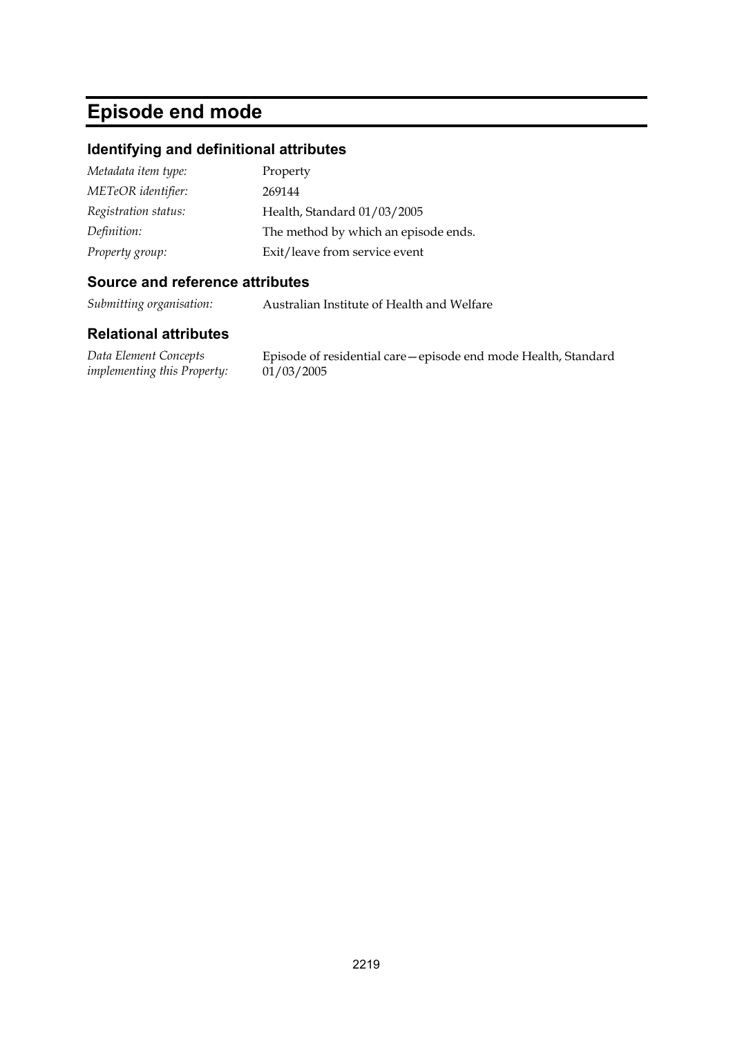# Episode end mode

## Identifying and definitional attributes

| | |
|---|---|
| *Metadata item type:* | Property |
| *METeOR identifier:* | 269144 |
| *Registration status:* | Health, Standard 01/03/2005 |
| *Definition:* | The method by which an episode ends. |
| *Property group:* | Exit/leave from service event |

## Source and reference attributes

| | |
|---|---|
| *Submitting organisation:* | Australian Institute of Health and Welfare |

## Relational attributes

| | |
|---|---|
| *Data Element Concepts implementing this Property:* | Episode of residential care—episode end mode Health, Standard 01/03/2005 |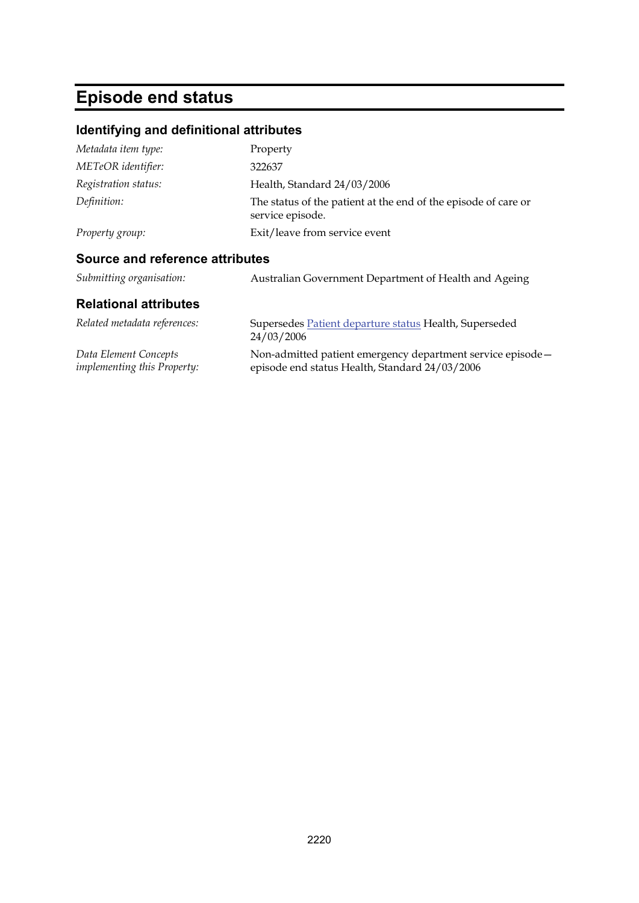# Episode end status

## Identifying and definitional attributes

| | |
|---|---|
| *Metadata item type:* | Property |
| *METeOR identifier:* | 322637 |
| *Registration status:* | Health, Standard 24/03/2006 |
| *Definition:* | The status of the patient at the end of the episode of care or service episode. |
| *Property group:* | Exit/leave from service event |

## Source and reference attributes

| | |
|---|---|
| *Submitting organisation:* | Australian Government Department of Health and Ageing |

## Relational attributes

| | |
|---|---|
| *Related metadata references:* | Supersedes Patient departure status Health, Superseded 24/03/2006 |
| *Data Element Concepts implementing this Property:* | Non-admitted patient emergency department service episode—episode end status Health, Standard 24/03/2006 |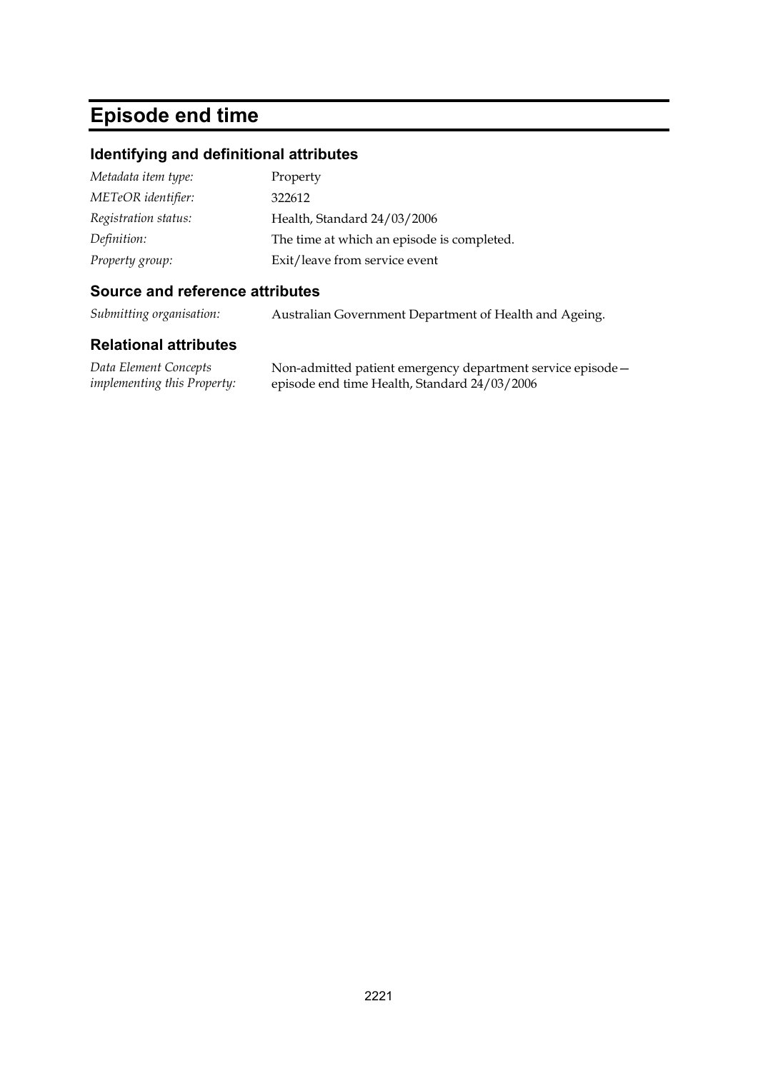# Episode end time

## Identifying and definitional attributes

| | |
|---|---|
| *Metadata item type:* | Property |
| *METeOR identifier:* | 322612 |
| *Registration status:* | Health, Standard 24/03/2006 |
| *Definition:* | The time at which an episode is completed. |
| *Property group:* | Exit/leave from service event |

## Source and reference attributes

| | |
|---|---|
| *Submitting organisation:* | Australian Government Department of Health and Ageing. |

## Relational attributes

| | |
|---|---|
| *Data Element Concepts implementing this Property:* | Non-admitted patient emergency department service episode—episode end time Health, Standard 24/03/2006 |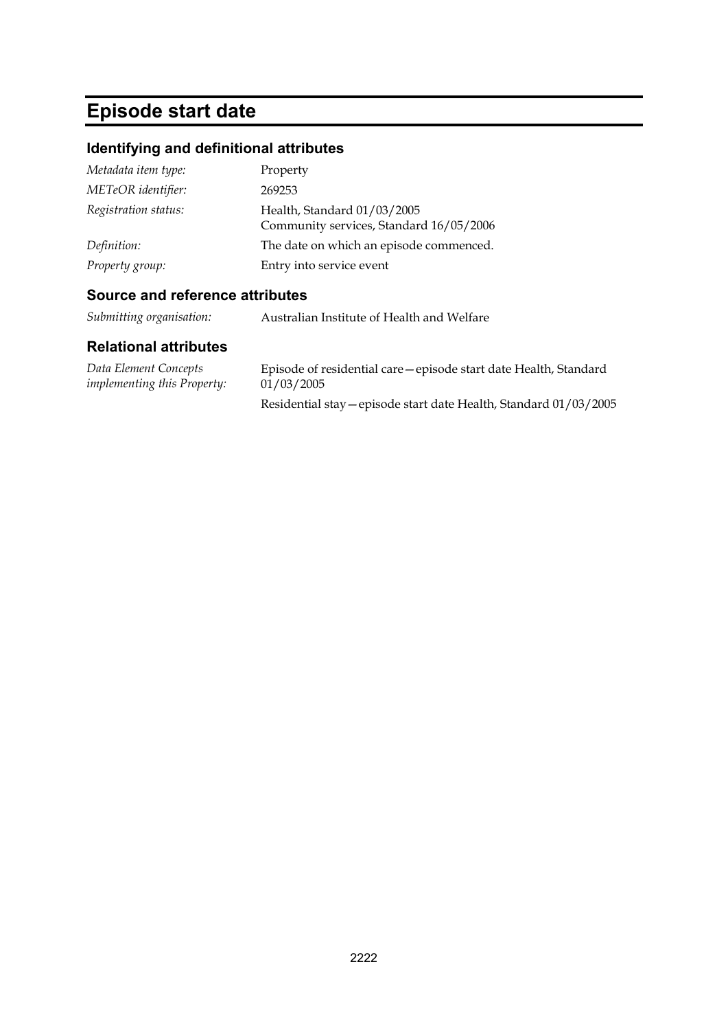# Episode start date

## Identifying and definitional attributes

| | |
|---|---|
| *Metadata item type:* | Property |
| *METeOR identifier:* | 269253 |
| *Registration status:* | Health, Standard 01/03/2005<br>Community services, Standard 16/05/2006 |
| *Definition:* | The date on which an episode commenced. |
| *Property group:* | Entry into service event |

## Source and reference attributes

| | |
|---|---|
| *Submitting organisation:* | Australian Institute of Health and Welfare |

## Relational attributes

| | |
|---|---|
| *Data Element Concepts implementing this Property:* | Episode of residential care—episode start date Health, Standard 01/03/2005<br><br>Residential stay—episode start date Health, Standard 01/03/2005 |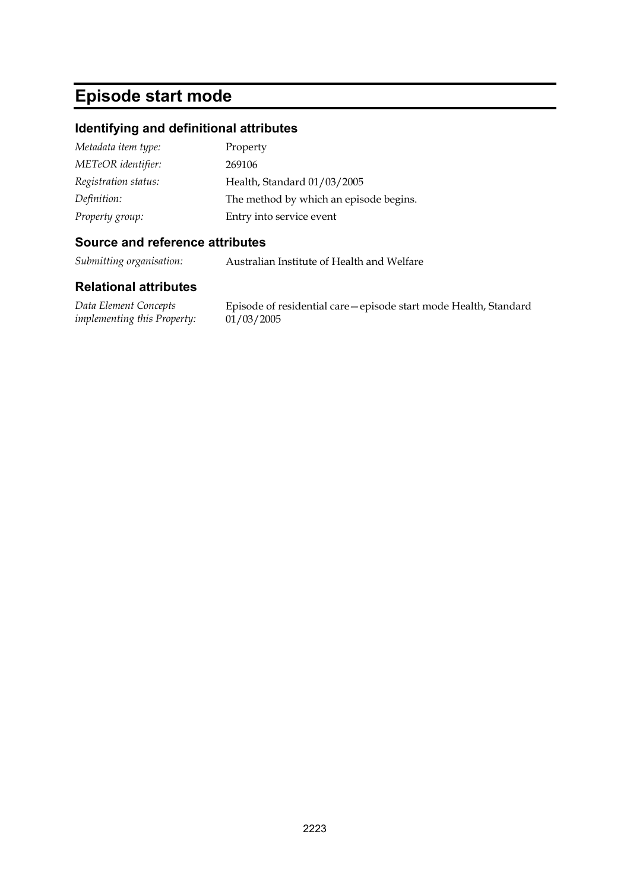# Episode start mode

## Identifying and definitional attributes

| | |
|---|---|
| *Metadata item type:* | Property |
| *METeOR identifier:* | 269106 |
| *Registration status:* | Health, Standard 01/03/2005 |
| *Definition:* | The method by which an episode begins. |
| *Property group:* | Entry into service event |

## Source and reference attributes

| | |
|---|---|
| *Submitting organisation:* | Australian Institute of Health and Welfare |

## Relational attributes

| | |
|---|---|
| *Data Element Concepts implementing this Property:* | Episode of residential care—episode start mode Health, Standard 01/03/2005 |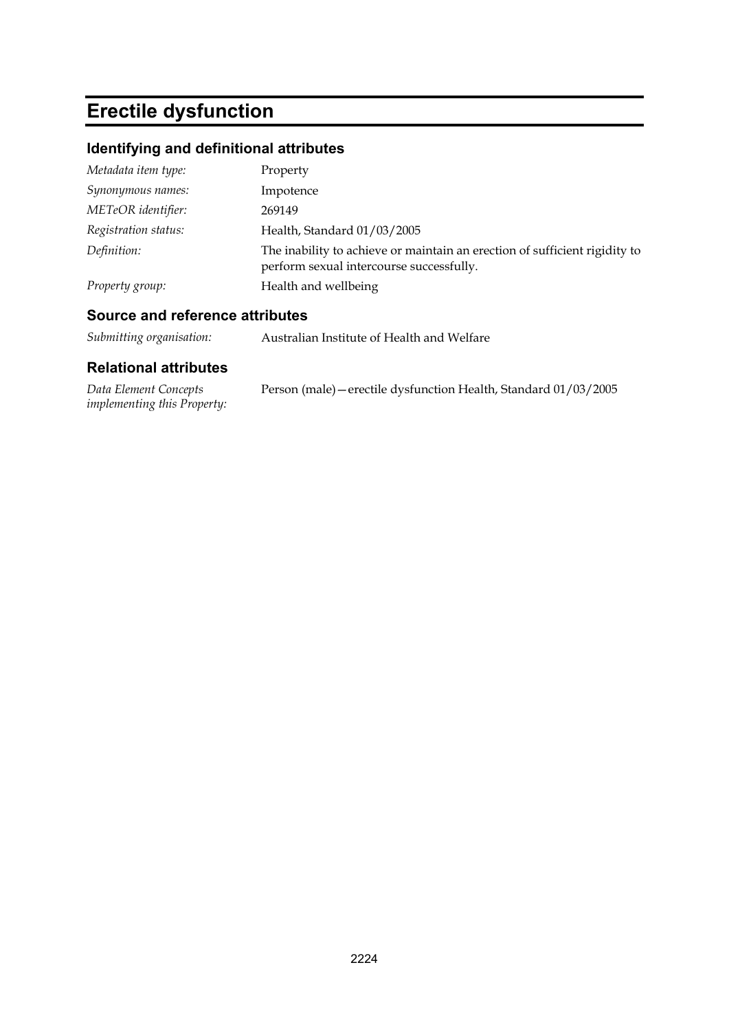# Erectile dysfunction

## Identifying and definitional attributes

| | |
|---|---|
| *Metadata item type:* | Property |
| *Synonymous names:* | Impotence |
| *METeOR identifier:* | 269149 |
| *Registration status:* | Health, Standard 01/03/2005 |
| *Definition:* | The inability to achieve or maintain an erection of sufficient rigidity to perform sexual intercourse successfully. |
| *Property group:* | Health and wellbeing |

## Source and reference attributes

| | |
|---|---|
| *Submitting organisation:* | Australian Institute of Health and Welfare |

## Relational attributes

| | |
|---|---|
| *Data Element Concepts implementing this Property:* | Person (male)—erectile dysfunction Health, Standard 01/03/2005 |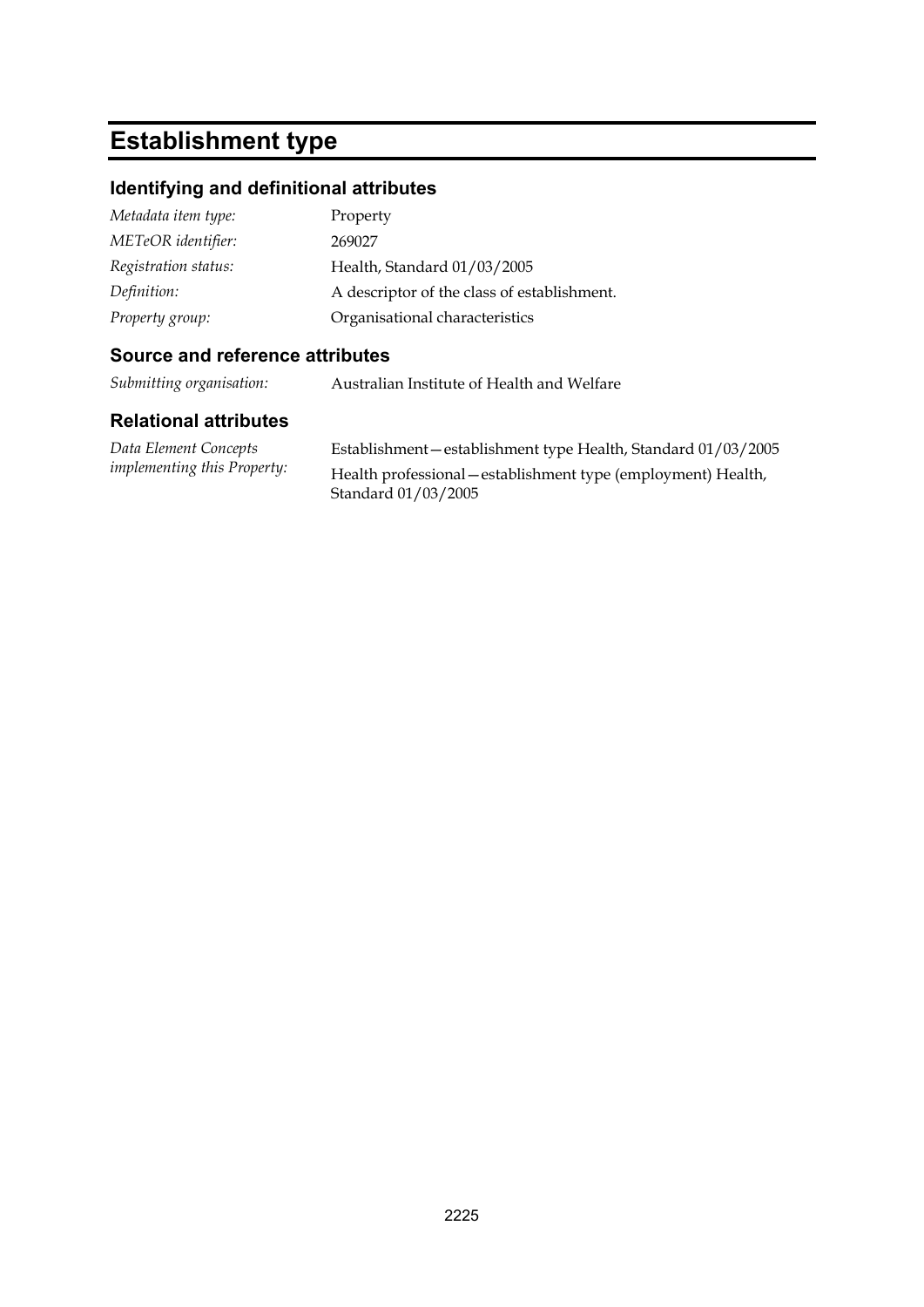# Establishment type

## Identifying and definitional attributes

| | |
|---|---|
| *Metadata item type:* | Property |
| *METeOR identifier:* | 269027 |
| *Registration status:* | Health, Standard 01/03/2005 |
| *Definition:* | A descriptor of the class of establishment. |
| *Property group:* | Organisational characteristics |

## Source and reference attributes

| | |
|---|---|
| *Submitting organisation:* | Australian Institute of Health and Welfare |

## Relational attributes

| | |
|---|---|
| *Data Element Concepts implementing this Property:* | Establishment—establishment type Health, Standard 01/03/2005<br>Health professional—establishment type (employment) Health, Standard 01/03/2005 |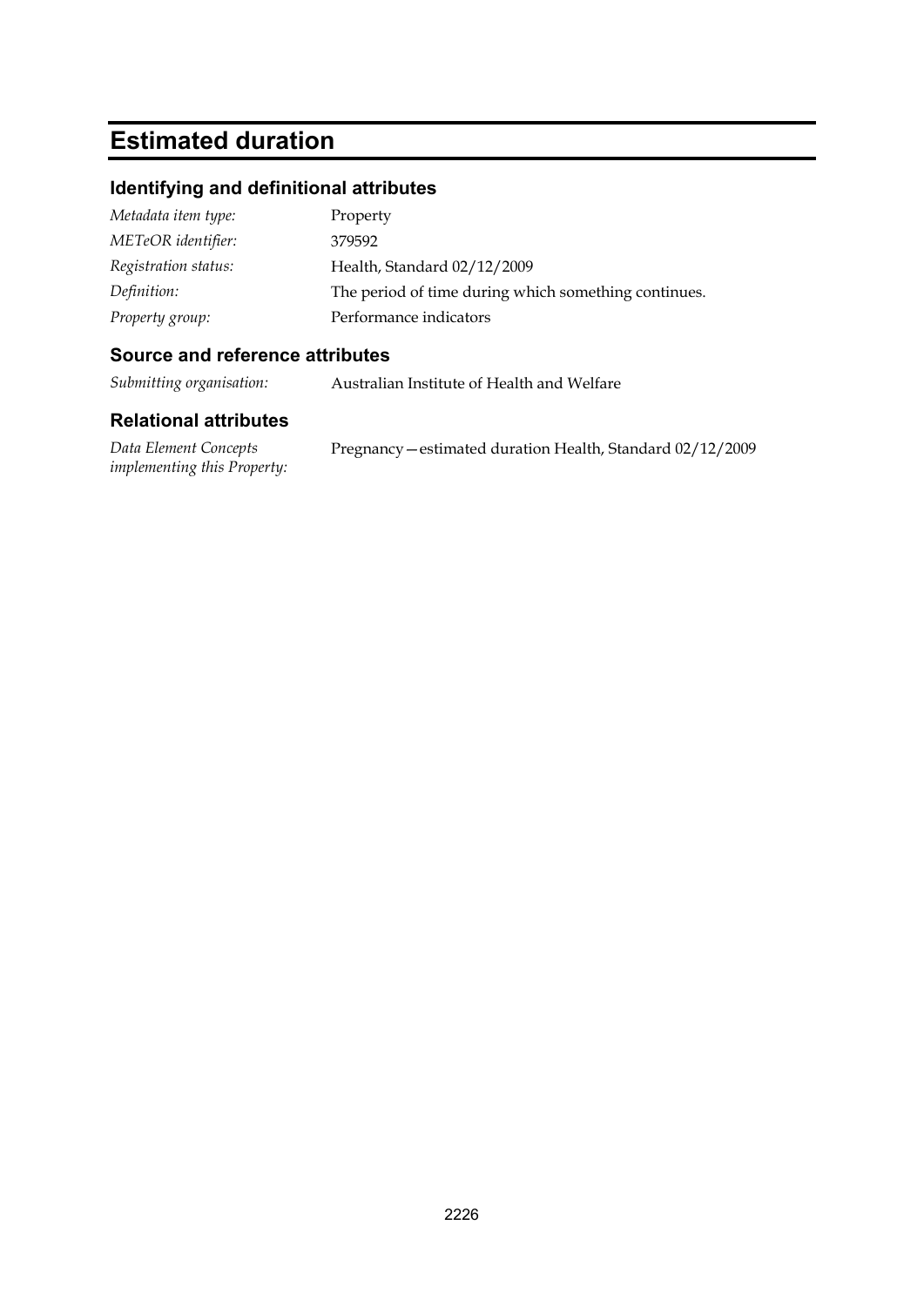# Estimated duration

## Identifying and definitional attributes

| | |
|---|---|
| *Metadata item type:* | Property |
| *METeOR identifier:* | 379592 |
| *Registration status:* | Health, Standard 02/12/2009 |
| *Definition:* | The period of time during which something continues. |
| *Property group:* | Performance indicators |

## Source and reference attributes

| | |
|---|---|
| *Submitting organisation:* | Australian Institute of Health and Welfare |

## Relational attributes

| | |
|---|---|
| *Data Element Concepts implementing this Property:* | Pregnancy—estimated duration Health, Standard 02/12/2009 |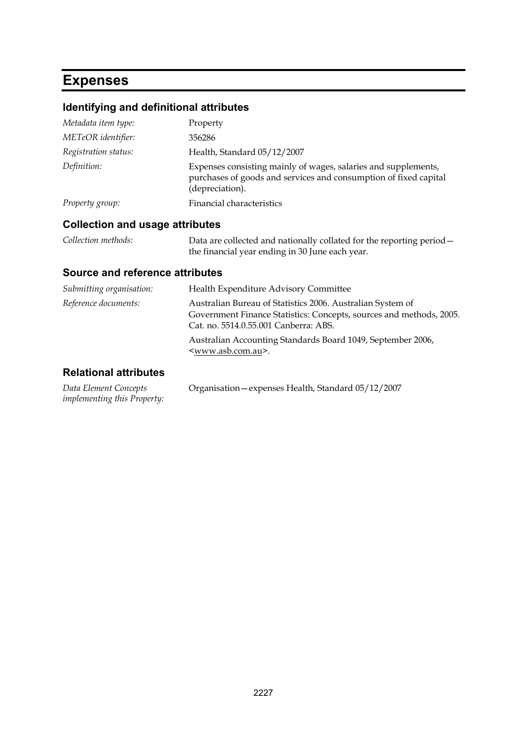# Expenses

## Identifying and definitional attributes

| | |
|---|---|
| *Metadata item type:* | Property |
| *METeOR identifier:* | 356286 |
| *Registration status:* | Health, Standard 05/12/2007 |
| *Definition:* | Expenses consisting mainly of wages, salaries and supplements, purchases of goods and services and consumption of fixed capital (depreciation). |
| *Property group:* | Financial characteristics |

## Collection and usage attributes

| | |
|---|---|
| *Collection methods:* | Data are collected and nationally collated for the reporting period—the financial year ending in 30 June each year. |

## Source and reference attributes

| | |
|---|---|
| *Submitting organisation:* | Health Expenditure Advisory Committee |
| *Reference documents:* | Australian Bureau of Statistics 2006. Australian System of Government Finance Statistics: Concepts, sources and methods, 2005. Cat. no. 5514.0.55.001 Canberra: ABS.<br><br>Australian Accounting Standards Board 1049, September 2006, <www.asb.com.au>. |

## Relational attributes

| | |
|---|---|
| *Data Element Concepts implementing this Property:* | Organisation—expenses Health, Standard 05/12/2007 |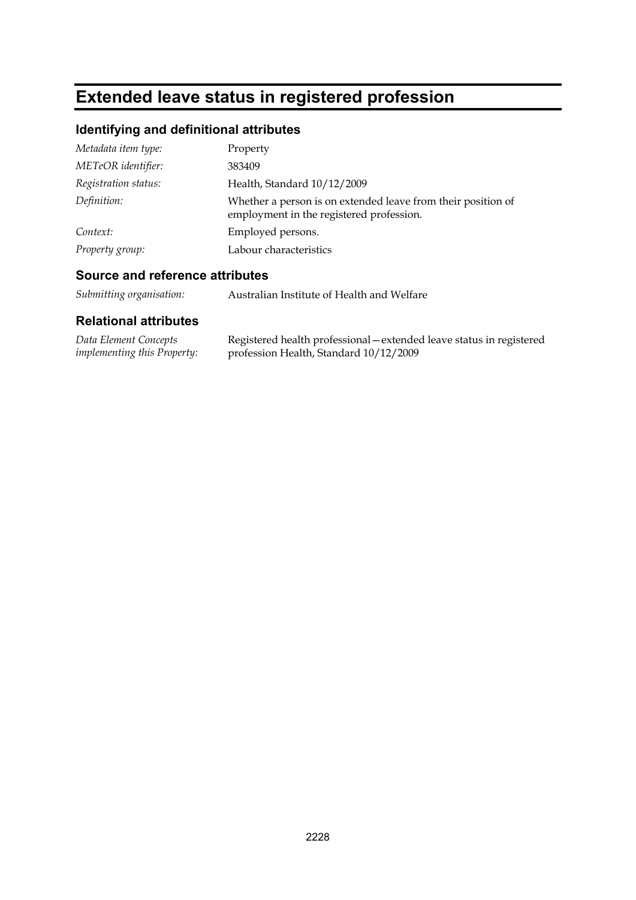# Extended leave status in registered profession

## Identifying and definitional attributes

| | |
|---|---|
| *Metadata item type:* | Property |
| *METeOR identifier:* | 383409 |
| *Registration status:* | Health, Standard 10/12/2009 |
| *Definition:* | Whether a person is on extended leave from their position of employment in the registered profession. |
| *Context:* | Employed persons. |
| *Property group:* | Labour characteristics |

## Source and reference attributes

| | |
|---|---|
| *Submitting organisation:* | Australian Institute of Health and Welfare |

## Relational attributes

| | |
|---|---|
| *Data Element Concepts implementing this Property:* | Registered health professional—extended leave status in registered profession Health, Standard 10/12/2009 |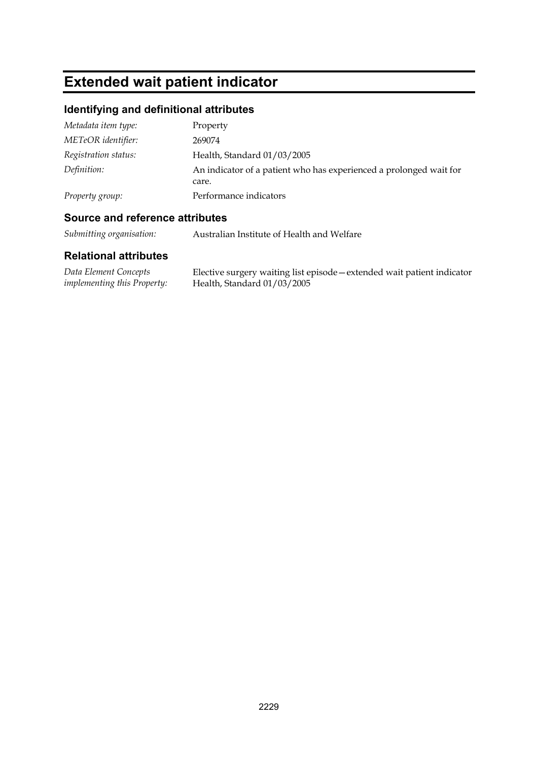# Extended wait patient indicator

## Identifying and definitional attributes

| | |
|---|---|
| *Metadata item type:* | Property |
| *METeOR identifier:* | 269074 |
| *Registration status:* | Health, Standard 01/03/2005 |
| *Definition:* | An indicator of a patient who has experienced a prolonged wait for care. |
| *Property group:* | Performance indicators |

## Source and reference attributes

| | |
|---|---|
| *Submitting organisation:* | Australian Institute of Health and Welfare |

## Relational attributes

| | |
|---|---|
| *Data Element Concepts implementing this Property:* | Elective surgery waiting list episode—extended wait patient indicator Health, Standard 01/03/2005 |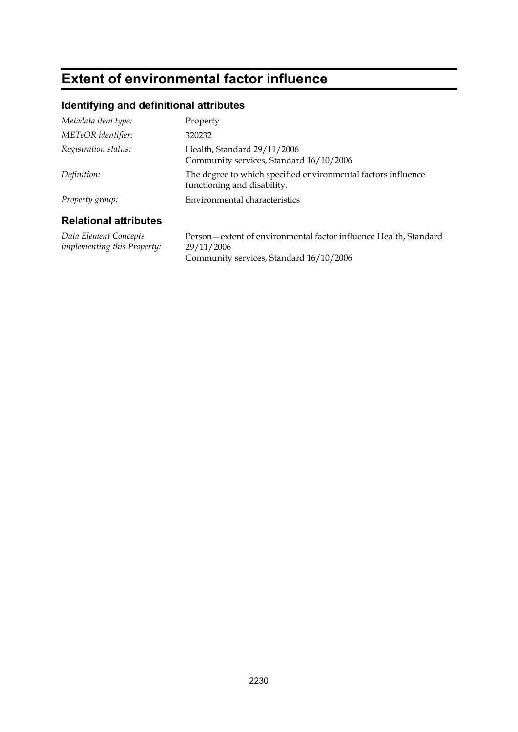# Extent of environmental factor influence

## Identifying and definitional attributes

| | |
|---|---|
| *Metadata item type:* | Property |
| *METeOR identifier:* | 320232 |
| *Registration status:* | Health, Standard 29/11/2006<br>Community services, Standard 16/10/2006 |
| *Definition:* | The degree to which specified environmental factors influence functioning and disability. |
| *Property group:* | Environmental characteristics |

## Relational attributes

| | |
|---|---|
| *Data Element Concepts implementing this Property:* | Person—extent of environmental factor influence Health, Standard 29/11/2006<br>Community services, Standard 16/10/2006 |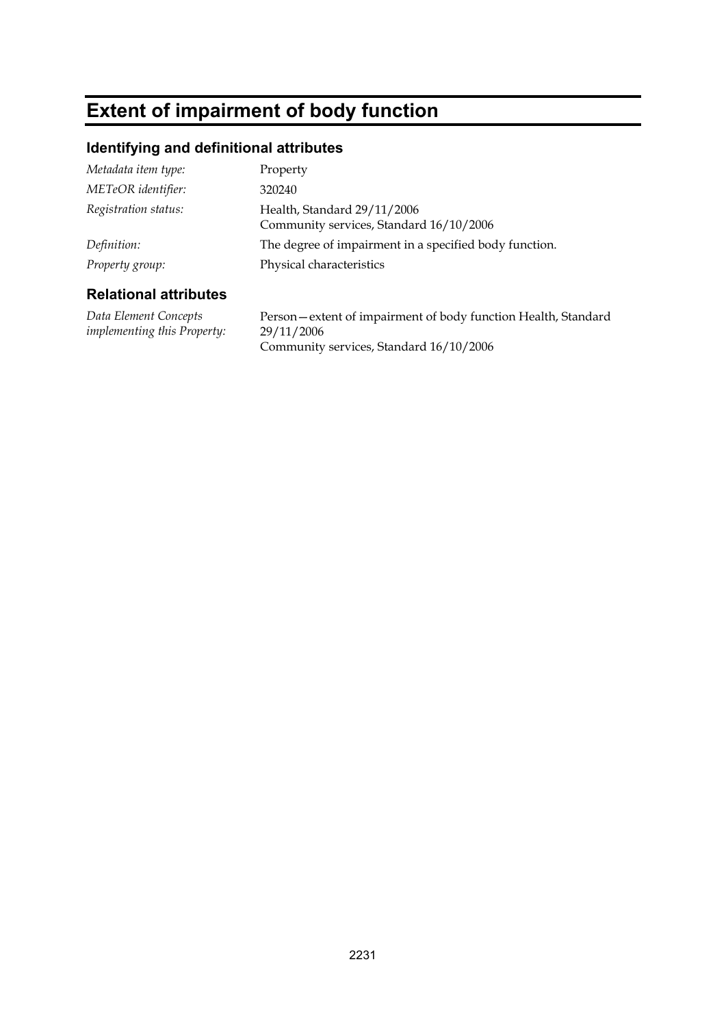# Extent of impairment of body function

## Identifying and definitional attributes

| | |
|---|---|
| *Metadata item type:* | Property |
| *METeOR identifier:* | 320240 |
| *Registration status:* | Health, Standard 29/11/2006<br>Community services, Standard 16/10/2006 |
| *Definition:* | The degree of impairment in a specified body function. |
| *Property group:* | Physical characteristics |

## Relational attributes

| | |
|---|---|
| *Data Element Concepts implementing this Property:* | Person—extent of impairment of body function Health, Standard 29/11/2006<br>Community services, Standard 16/10/2006 |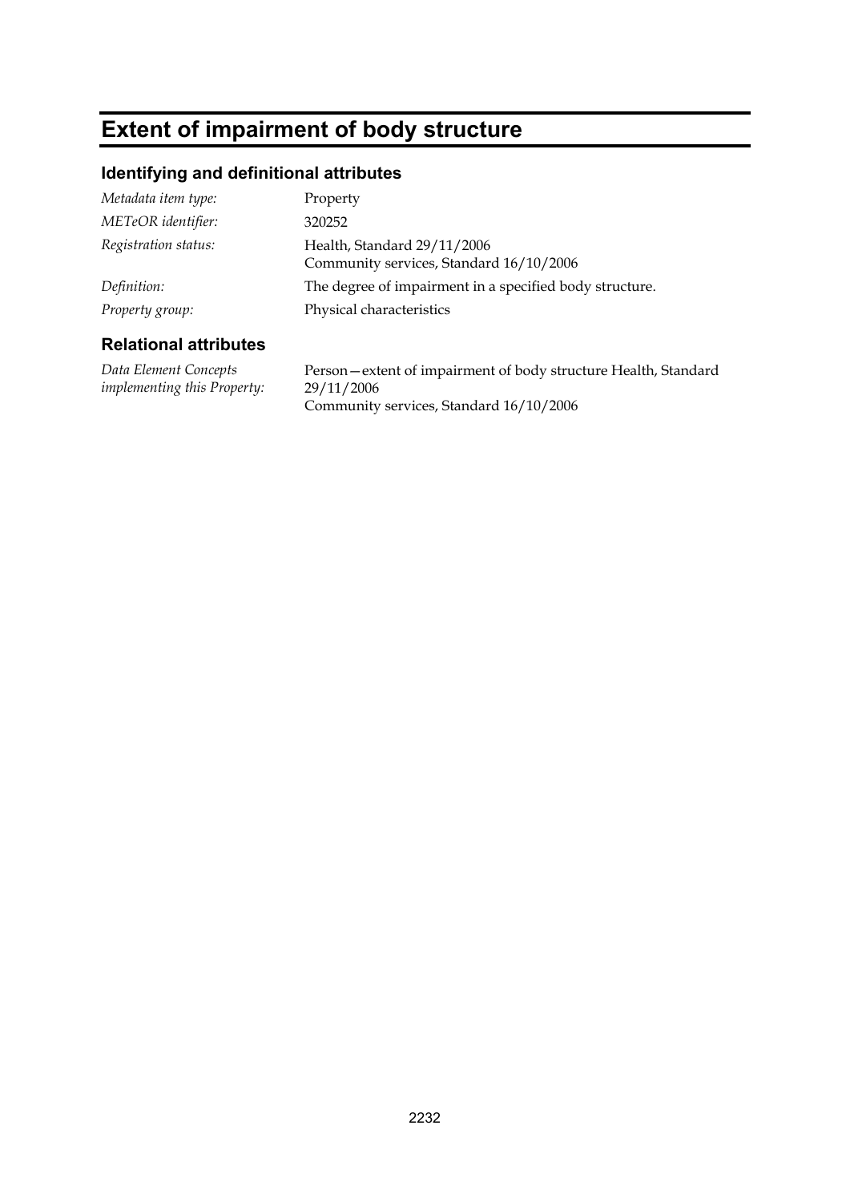# Extent of impairment of body structure

## Identifying and definitional attributes

| | |
|---|---|
| *Metadata item type:* | Property |
| *METeOR identifier:* | 320252 |
| *Registration status:* | Health, Standard 29/11/2006<br>Community services, Standard 16/10/2006 |
| *Definition:* | The degree of impairment in a specified body structure. |
| *Property group:* | Physical characteristics |

## Relational attributes

| | |
|---|---|
| *Data Element Concepts implementing this Property:* | Person—extent of impairment of body structure Health, Standard 29/11/2006<br>Community services, Standard 16/10/2006 |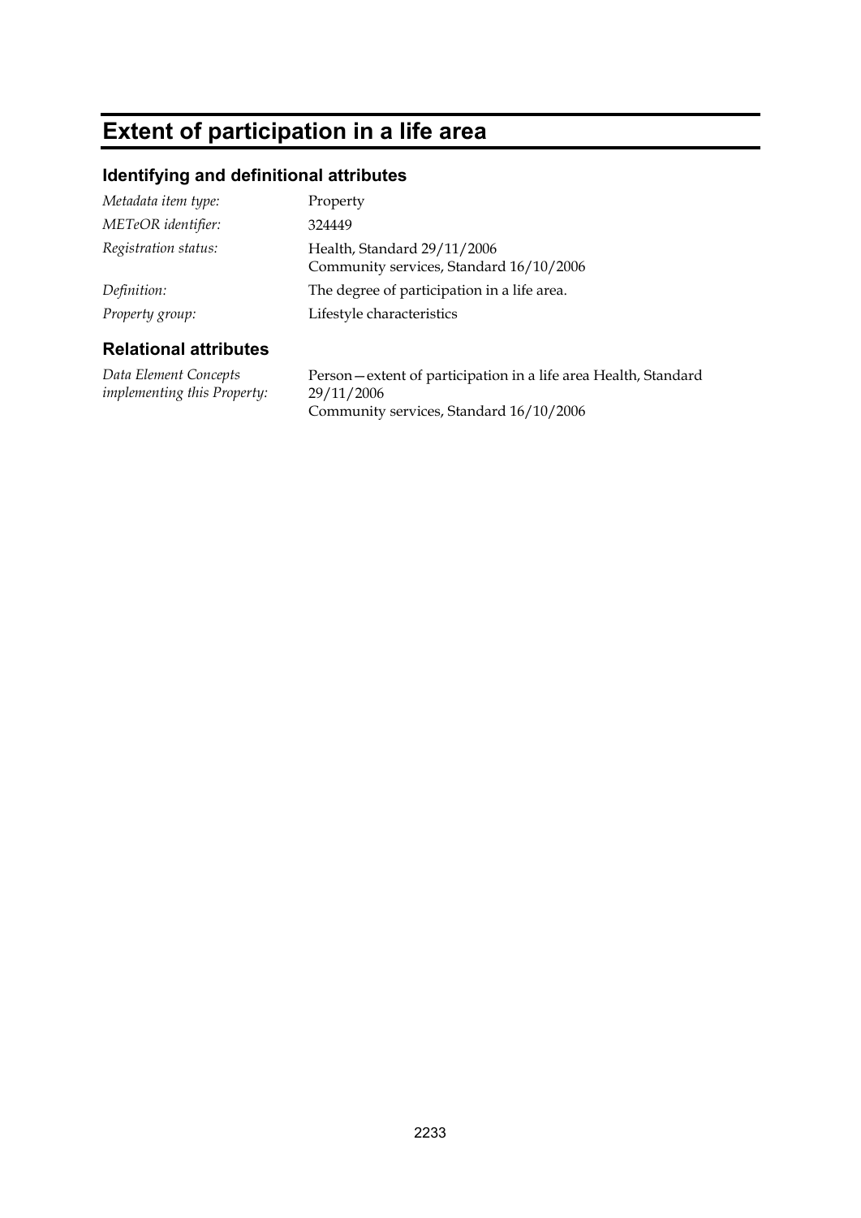# Extent of participation in a life area

## Identifying and definitional attributes

| | |
|---|---|
| *Metadata item type:* | Property |
| *METeOR identifier:* | 324449 |
| *Registration status:* | Health, Standard 29/11/2006<br>Community services, Standard 16/10/2006 |
| *Definition:* | The degree of participation in a life area. |
| *Property group:* | Lifestyle characteristics |

## Relational attributes

| | |
|---|---|
| *Data Element Concepts implementing this Property:* | Person—extent of participation in a life area Health, Standard 29/11/2006<br>Community services, Standard 16/10/2006 |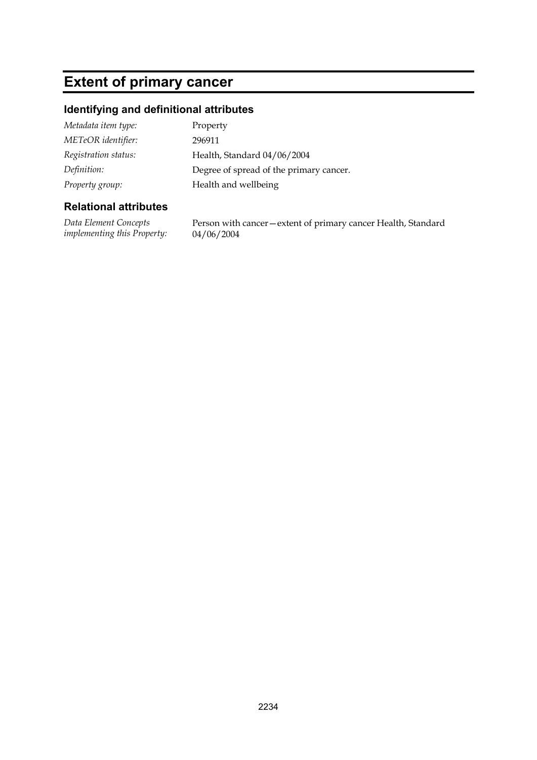# Extent of primary cancer

## Identifying and definitional attributes

| | |
|---|---|
| *Metadata item type:* | Property |
| *METeOR identifier:* | 296911 |
| *Registration status:* | Health, Standard 04/06/2004 |
| *Definition:* | Degree of spread of the primary cancer. |
| *Property group:* | Health and wellbeing |

## Relational attributes

| | |
|---|---|
| *Data Element Concepts implementing this Property:* | Person with cancer—extent of primary cancer Health, Standard 04/06/2004 |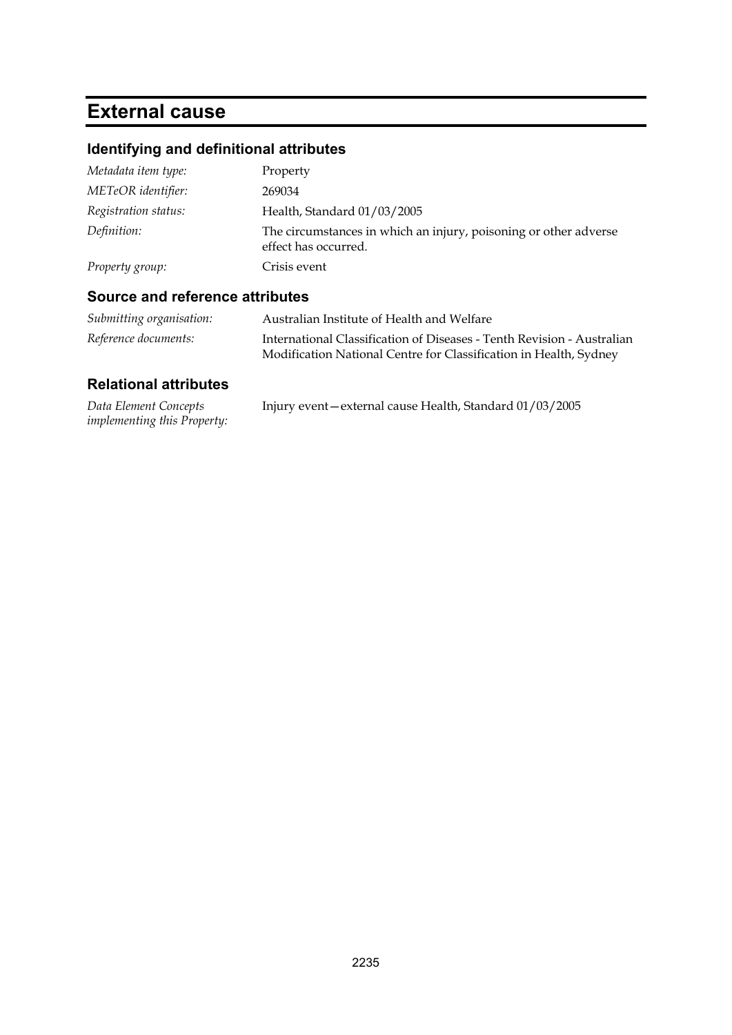# External cause

## Identifying and definitional attributes

| | |
|---|---|
| *Metadata item type:* | Property |
| *METeOR identifier:* | 269034 |
| *Registration status:* | Health, Standard 01/03/2005 |
| *Definition:* | The circumstances in which an injury, poisoning or other adverse effect has occurred. |
| *Property group:* | Crisis event |

## Source and reference attributes

| | |
|---|---|
| *Submitting organisation:* | Australian Institute of Health and Welfare |
| *Reference documents:* | International Classification of Diseases - Tenth Revision - Australian Modification National Centre for Classification in Health, Sydney |

## Relational attributes

| | |
|---|---|
| *Data Element Concepts implementing this Property:* | Injury event—external cause Health, Standard 01/03/2005 |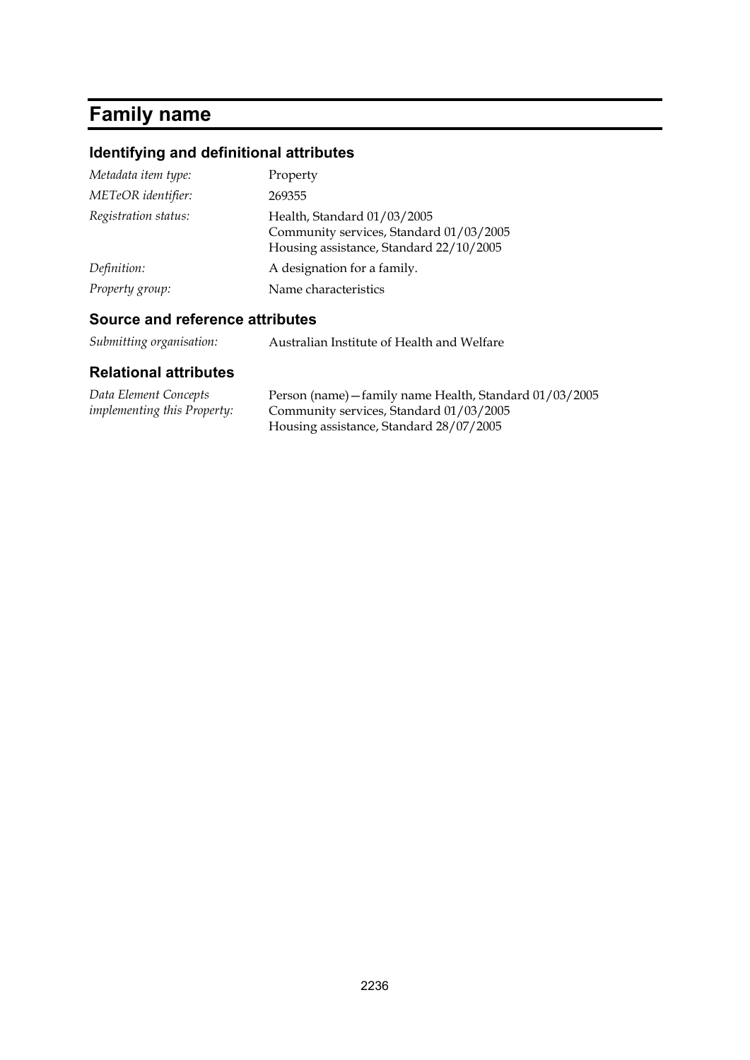# Family name

## Identifying and definitional attributes

| | |
|---|---|
| *Metadata item type:* | Property |
| *METeOR identifier:* | 269355 |
| *Registration status:* | Health, Standard 01/03/2005<br>Community services, Standard 01/03/2005<br>Housing assistance, Standard 22/10/2005 |
| *Definition:* | A designation for a family. |
| *Property group:* | Name characteristics |

## Source and reference attributes

| | |
|---|---|
| *Submitting organisation:* | Australian Institute of Health and Welfare |

## Relational attributes

| | |
|---|---|
| *Data Element Concepts implementing this Property:* | Person (name)—family name Health, Standard 01/03/2005<br>Community services, Standard 01/03/2005<br>Housing assistance, Standard 28/07/2005 |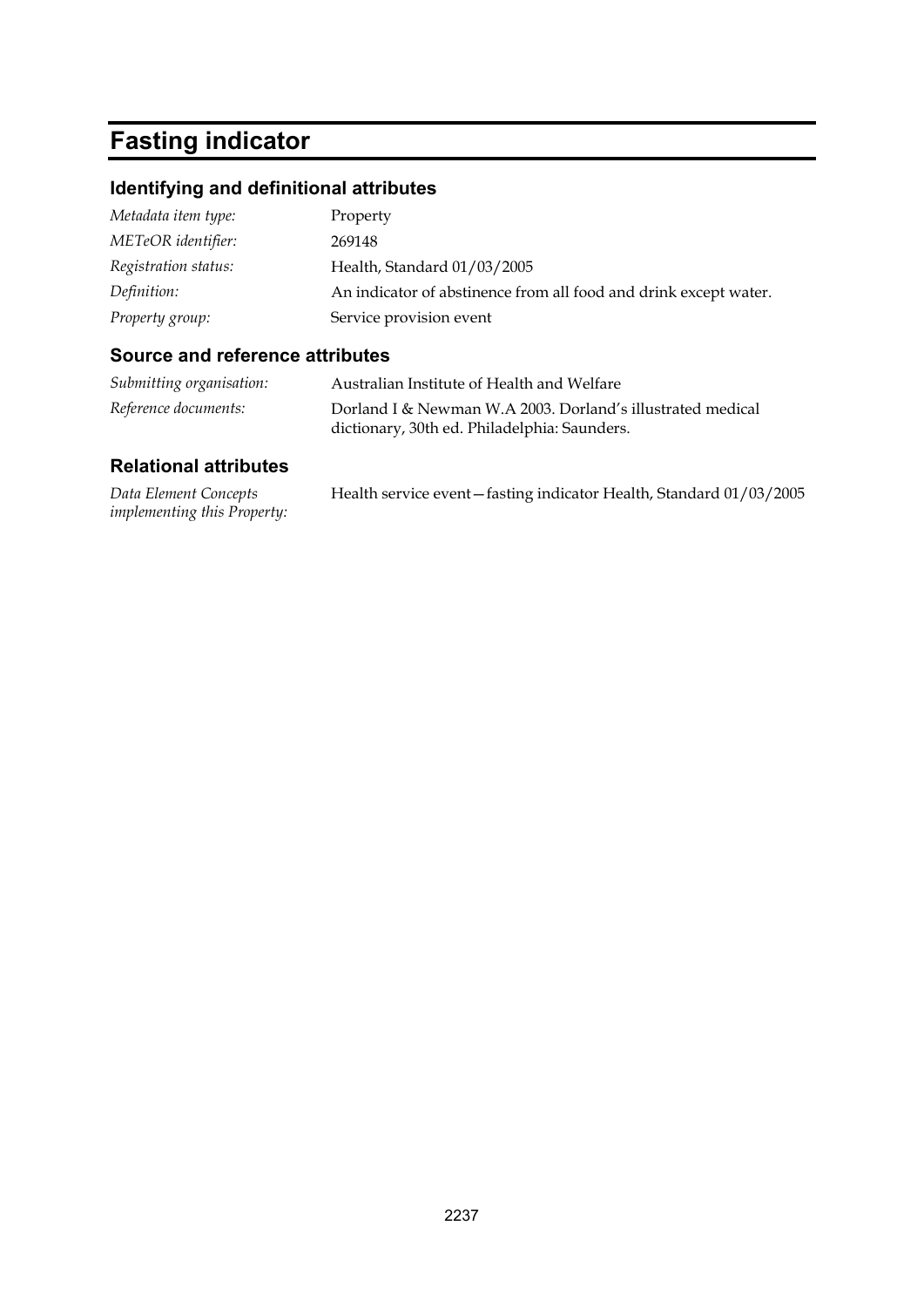# Fasting indicator

## Identifying and definitional attributes

*Metadata item type:* Property

*METeOR identifier:* 269148

*Registration status:* Health, Standard 01/03/2005

*Definition:* An indicator of abstinence from all food and drink except water.

*Property group:* Service provision event

## Source and reference attributes

*Submitting organisation:* Australian Institute of Health and Welfare

*Reference documents:* Dorland I & Newman W.A 2003. Dorland's illustrated medical dictionary, 30th ed. Philadelphia: Saunders.

## Relational attributes

*Data Element Concepts implementing this Property:* Health service event—fasting indicator Health, Standard 01/03/2005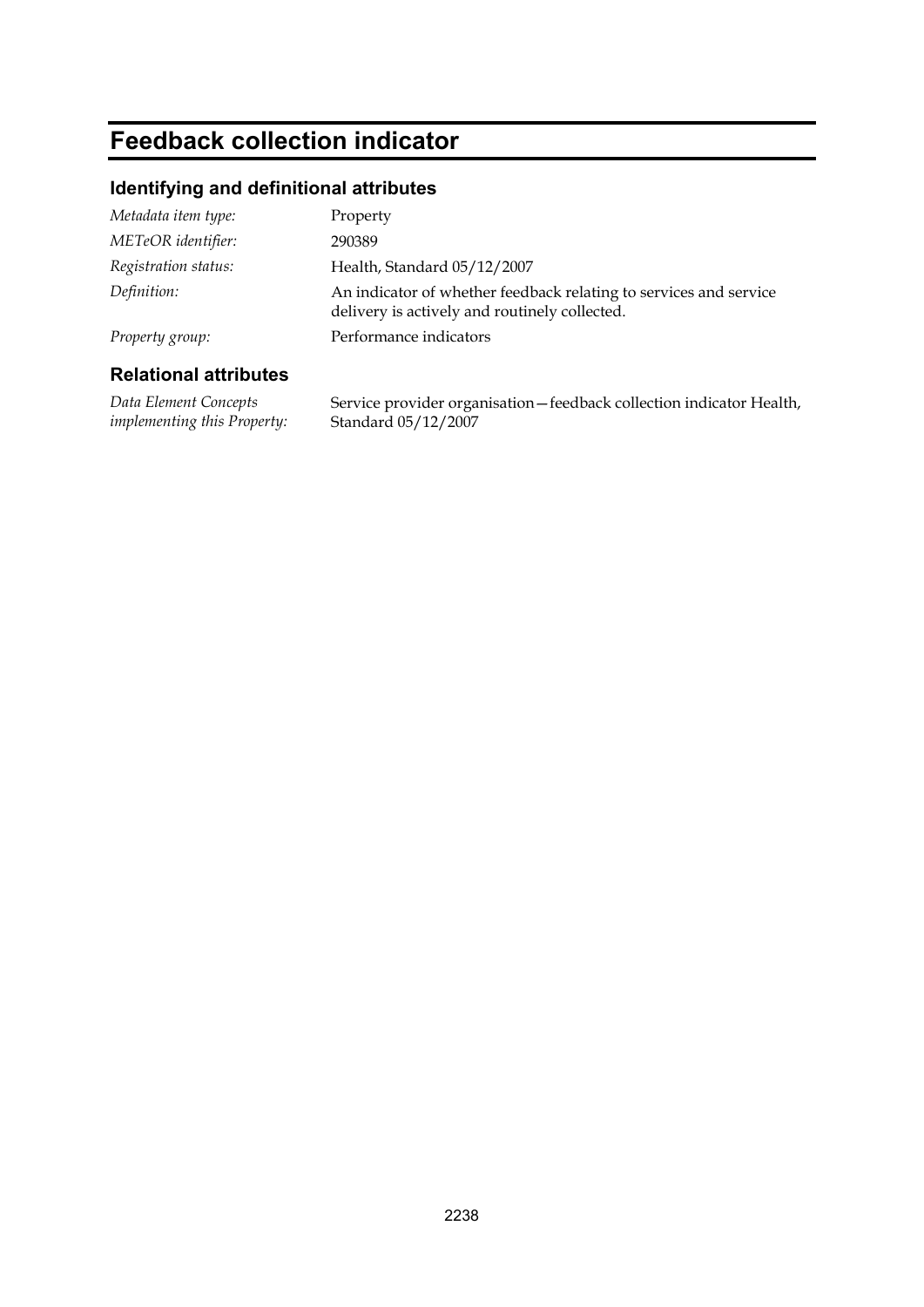# Feedback collection indicator

## Identifying and definitional attributes

| | |
|---|---|
| *Metadata item type:* | Property |
| *METeOR identifier:* | 290389 |
| *Registration status:* | Health, Standard 05/12/2007 |
| *Definition:* | An indicator of whether feedback relating to services and service delivery is actively and routinely collected. |
| *Property group:* | Performance indicators |

## Relational attributes

| | |
|---|---|
| *Data Element Concepts implementing this Property:* | Service provider organisation—feedback collection indicator Health, Standard 05/12/2007 |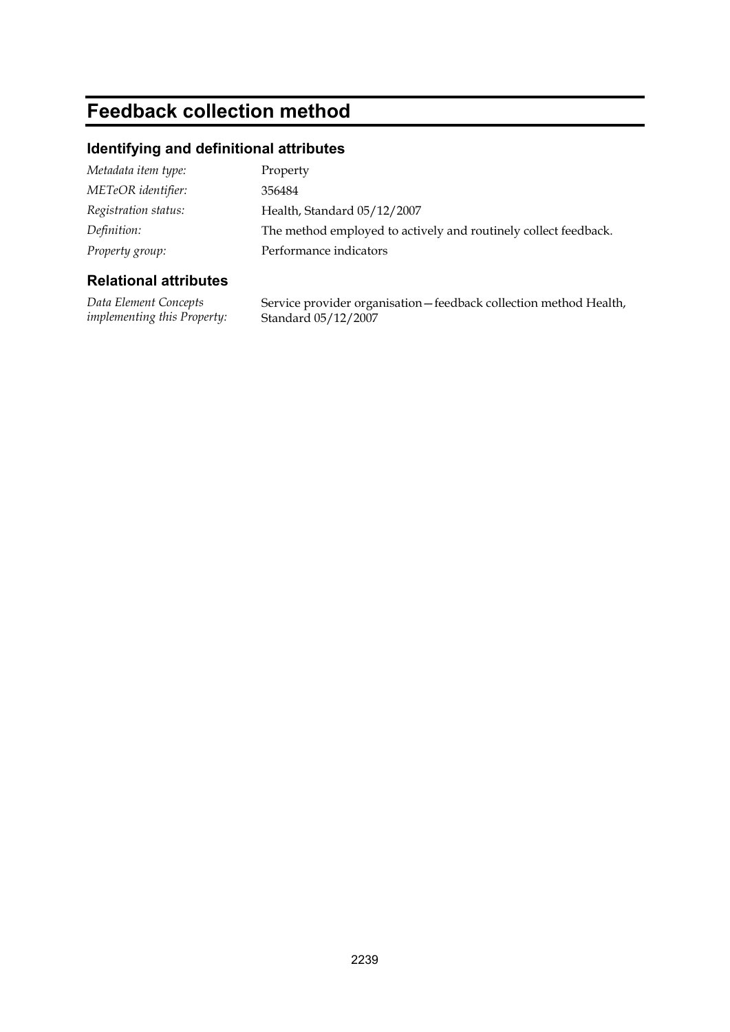# Feedback collection method

## Identifying and definitional attributes

| | |
|---|---|
| *Metadata item type:* | Property |
| *METeOR identifier:* | 356484 |
| *Registration status:* | Health, Standard 05/12/2007 |
| *Definition:* | The method employed to actively and routinely collect feedback. |
| *Property group:* | Performance indicators |

## Relational attributes

| | |
|---|---|
| *Data Element Concepts implementing this Property:* | Service provider organisation—feedback collection method Health, Standard 05/12/2007 |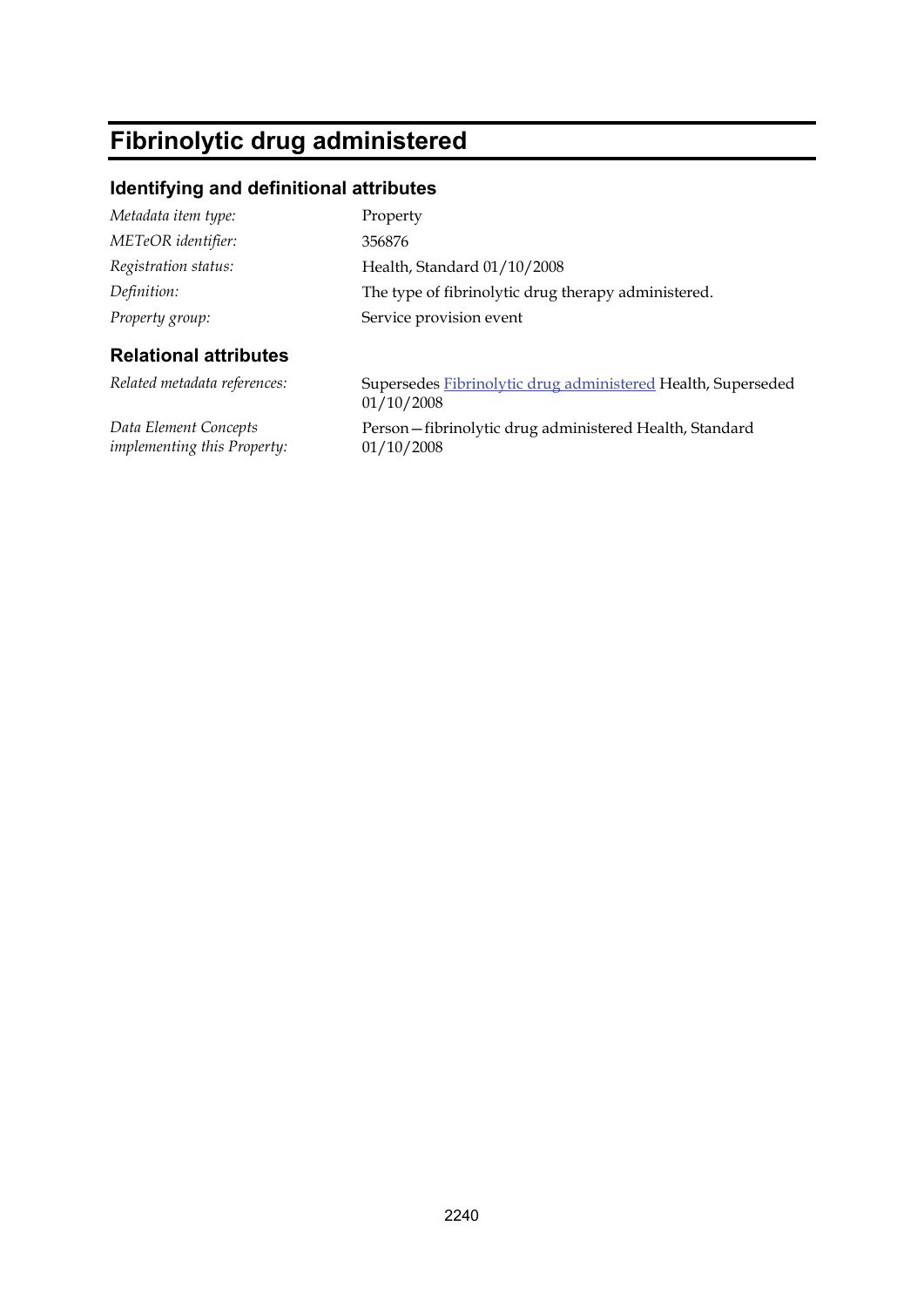# Fibrinolytic drug administered

## Identifying and definitional attributes

*Metadata item type:* Property

*METeOR identifier:* 356876

*Registration status:* Health, Standard 01/10/2008

*Definition:* The type of fibrinolytic drug therapy administered.

*Property group:* Service provision event

## Relational attributes

*Related metadata references:* Supersedes Fibrinolytic drug administered Health, Superseded 01/10/2008

*Data Element Concepts implementing this Property:* Person—fibrinolytic drug administered Health, Standard 01/10/2008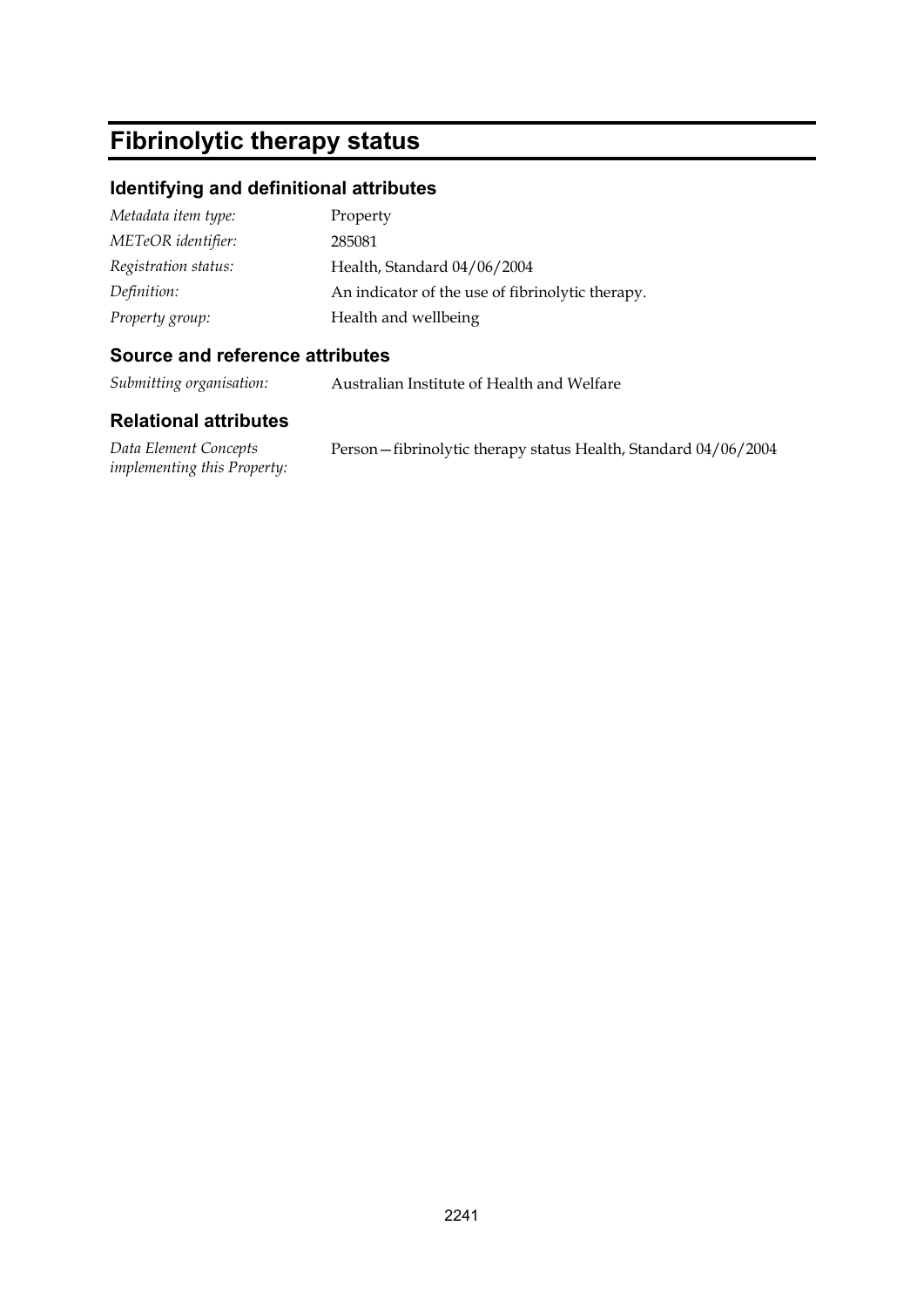# Fibrinolytic therapy status

## Identifying and definitional attributes

| | |
|---|---|
| *Metadata item type:* | Property |
| *METeOR identifier:* | 285081 |
| *Registration status:* | Health, Standard 04/06/2004 |
| *Definition:* | An indicator of the use of fibrinolytic therapy. |
| *Property group:* | Health and wellbeing |

## Source and reference attributes

| | |
|---|---|
| *Submitting organisation:* | Australian Institute of Health and Welfare |

## Relational attributes

| | |
|---|---|
| *Data Element Concepts implementing this Property:* | Person—fibrinolytic therapy status Health, Standard 04/06/2004 |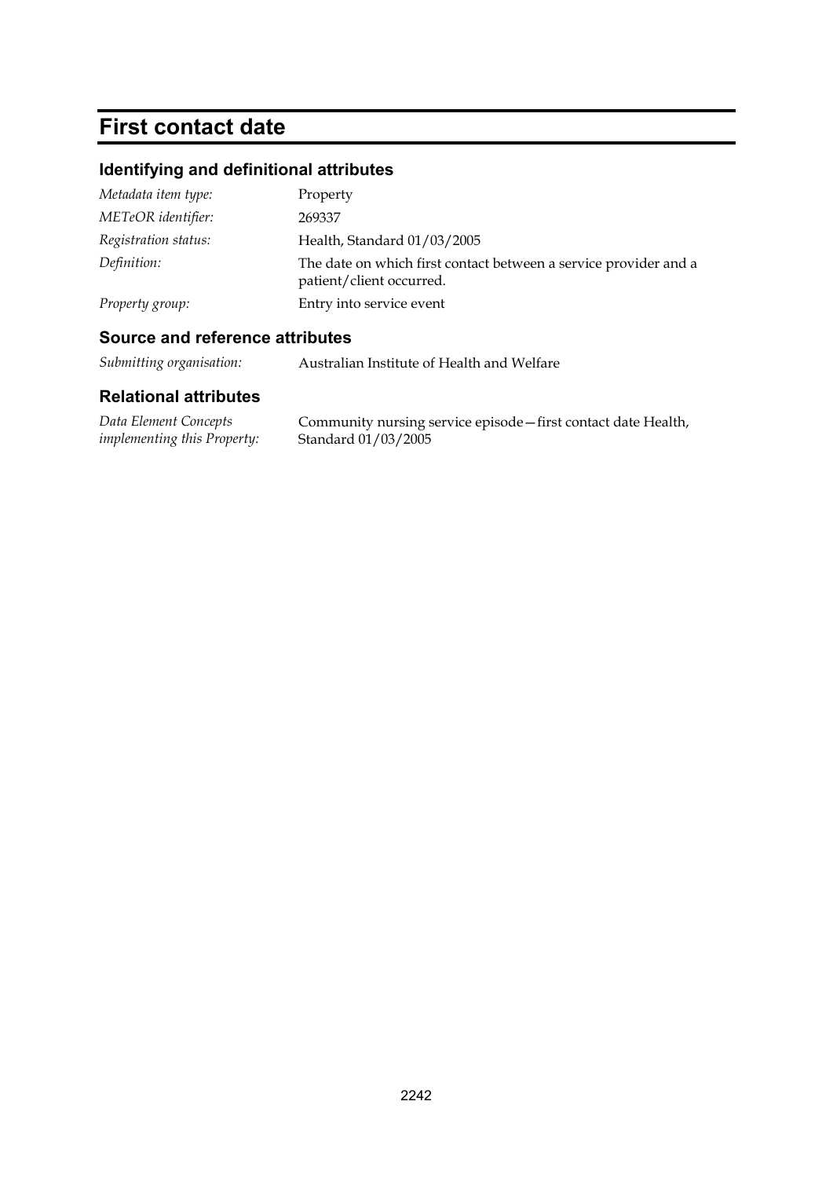# First contact date

## Identifying and definitional attributes

| | |
|---|---|
| *Metadata item type:* | Property |
| *METeOR identifier:* | 269337 |
| *Registration status:* | Health, Standard 01/03/2005 |
| *Definition:* | The date on which first contact between a service provider and a patient/client occurred. |
| *Property group:* | Entry into service event |

## Source and reference attributes

| | |
|---|---|
| *Submitting organisation:* | Australian Institute of Health and Welfare |

## Relational attributes

| | |
|---|---|
| *Data Element Concepts implementing this Property:* | Community nursing service episode—first contact date Health, Standard 01/03/2005 |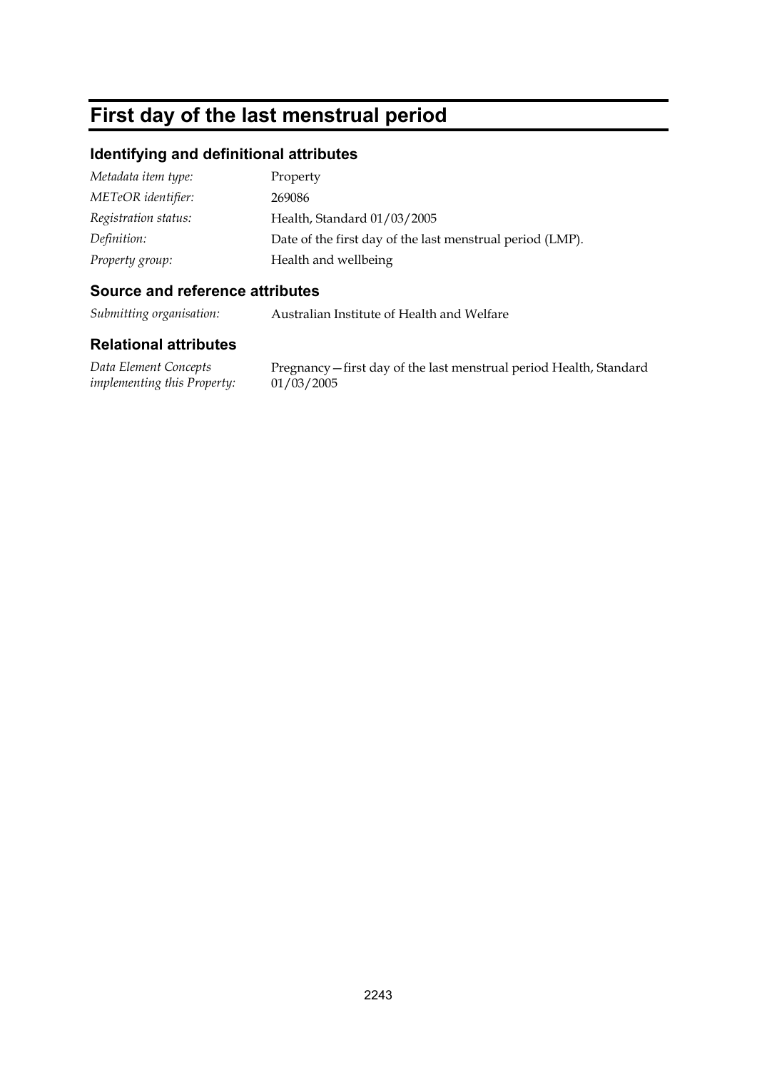# First day of the last menstrual period

## Identifying and definitional attributes

| | |
|---|---|
| *Metadata item type:* | Property |
| *METeOR identifier:* | 269086 |
| *Registration status:* | Health, Standard 01/03/2005 |
| *Definition:* | Date of the first day of the last menstrual period (LMP). |
| *Property group:* | Health and wellbeing |

## Source and reference attributes

| | |
|---|---|
| *Submitting organisation:* | Australian Institute of Health and Welfare |

## Relational attributes

| | |
|---|---|
| *Data Element Concepts implementing this Property:* | Pregnancy—first day of the last menstrual period Health, Standard 01/03/2005 |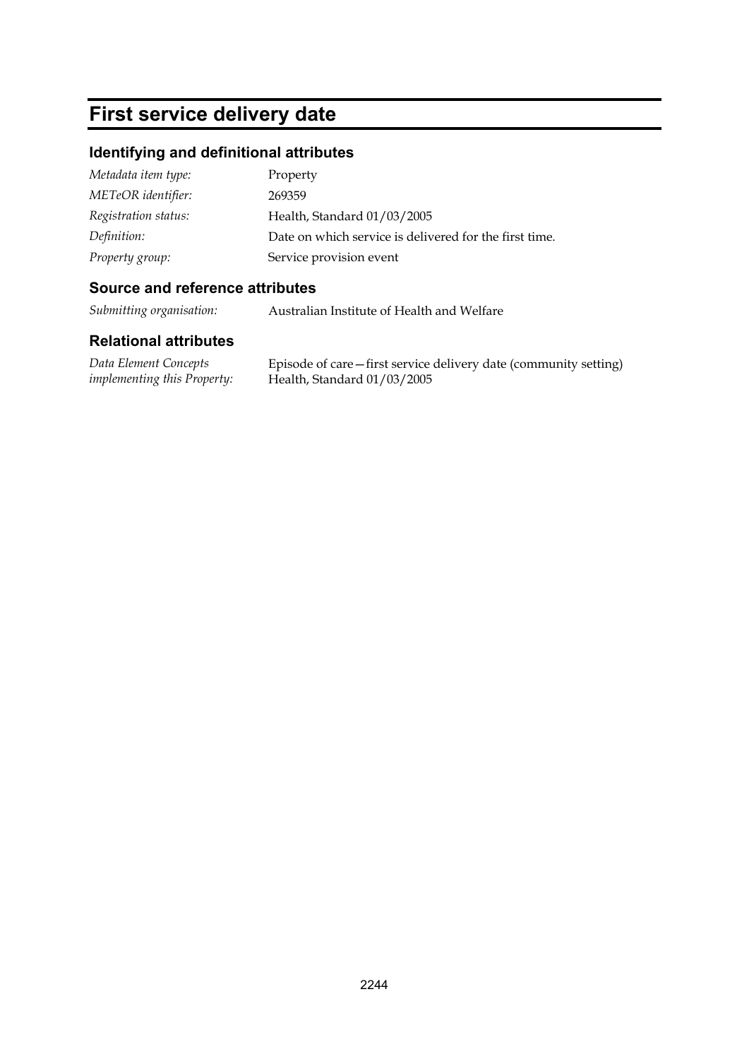# First service delivery date

## Identifying and definitional attributes

| | |
|---|---|
| *Metadata item type:* | Property |
| *METeOR identifier:* | 269359 |
| *Registration status:* | Health, Standard 01/03/2005 |
| *Definition:* | Date on which service is delivered for the first time. |
| *Property group:* | Service provision event |

## Source and reference attributes

| | |
|---|---|
| *Submitting organisation:* | Australian Institute of Health and Welfare |

## Relational attributes

| | |
|---|---|
| *Data Element Concepts implementing this Property:* | Episode of care—first service delivery date (community setting) Health, Standard 01/03/2005 |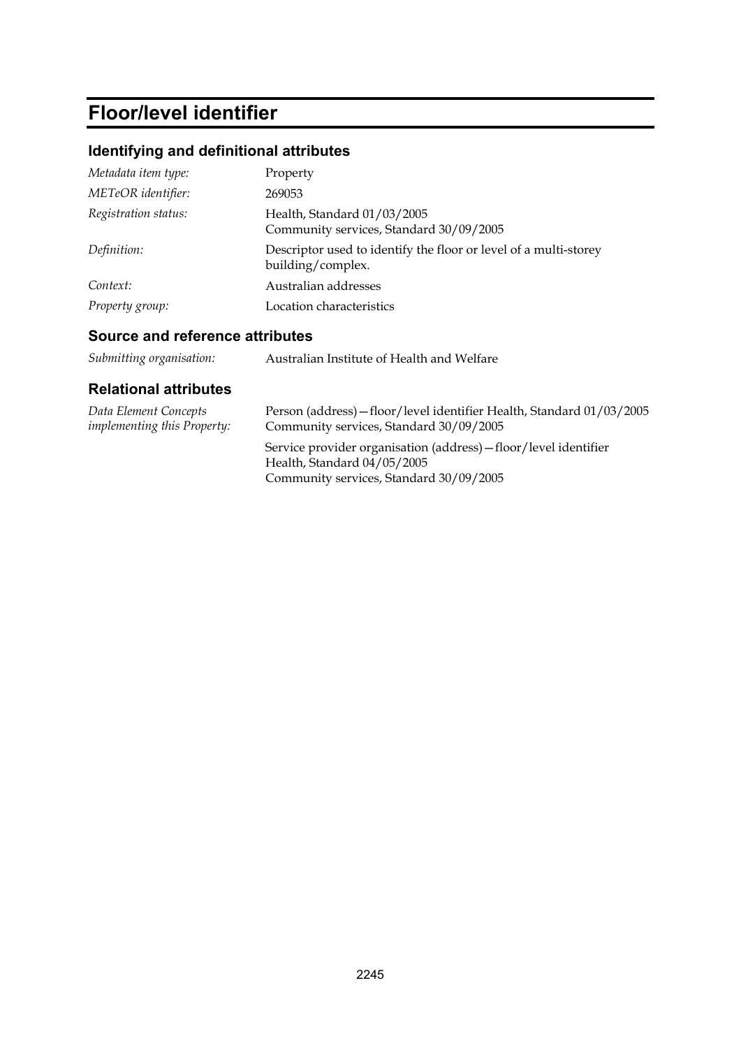# Floor/level identifier

## Identifying and definitional attributes

| | |
|---|---|
| *Metadata item type:* | Property |
| *METeOR identifier:* | 269053 |
| *Registration status:* | Health, Standard 01/03/2005<br>Community services, Standard 30/09/2005 |
| *Definition:* | Descriptor used to identify the floor or level of a multi-storey building/complex. |
| *Context:* | Australian addresses |
| *Property group:* | Location characteristics |

## Source and reference attributes

| | |
|---|---|
| *Submitting organisation:* | Australian Institute of Health and Welfare |

## Relational attributes

| | |
|---|---|
| *Data Element Concepts implementing this Property:* | Person (address)—floor/level identifier Health, Standard 01/03/2005<br>Community services, Standard 30/09/2005 |
| | Service provider organisation (address)—floor/level identifier<br>Health, Standard 04/05/2005<br>Community services, Standard 30/09/2005 |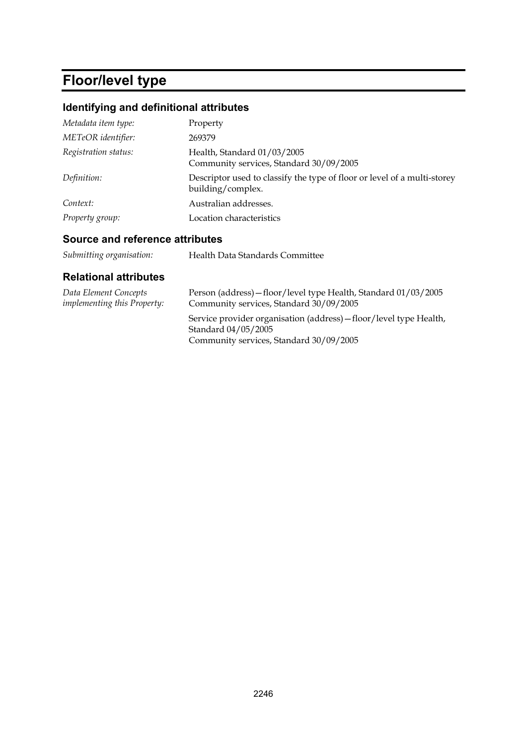# Floor/level type

## Identifying and definitional attributes

| | |
|---|---|
| *Metadata item type:* | Property |
| *METeOR identifier:* | 269379 |
| *Registration status:* | Health, Standard 01/03/2005<br>Community services, Standard 30/09/2005 |
| *Definition:* | Descriptor used to classify the type of floor or level of a multi-storey building/complex. |
| *Context:* | Australian addresses. |
| *Property group:* | Location characteristics |

## Source and reference attributes

| | |
|---|---|
| *Submitting organisation:* | Health Data Standards Committee |

## Relational attributes

| | |
|---|---|
| *Data Element Concepts implementing this Property:* | Person (address)—floor/level type Health, Standard 01/03/2005<br>Community services, Standard 30/09/2005 |
| | Service provider organisation (address)—floor/level type Health, Standard 04/05/2005<br>Community services, Standard 30/09/2005 |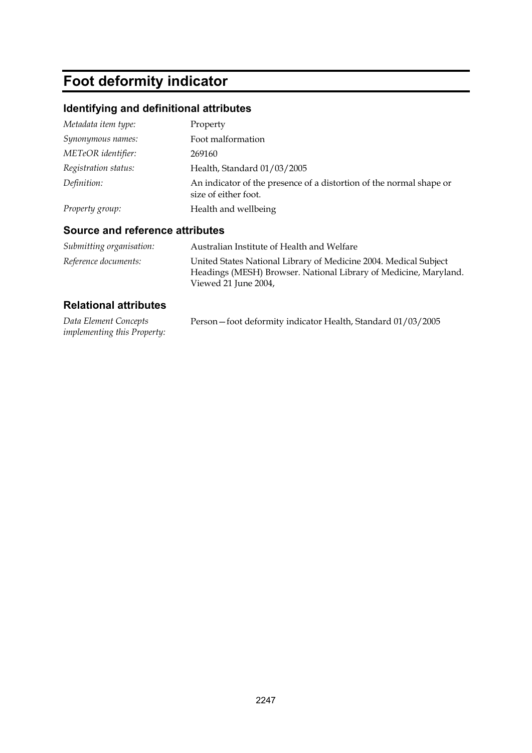# Foot deformity indicator

## Identifying and definitional attributes

| | |
|---|---|
| *Metadata item type:* | Property |
| *Synonymous names:* | Foot malformation |
| *METeOR identifier:* | 269160 |
| *Registration status:* | Health, Standard 01/03/2005 |
| *Definition:* | An indicator of the presence of a distortion of the normal shape or size of either foot. |
| *Property group:* | Health and wellbeing |

## Source and reference attributes

| | |
|---|---|
| *Submitting organisation:* | Australian Institute of Health and Welfare |
| *Reference documents:* | United States National Library of Medicine 2004. Medical Subject Headings (MESH) Browser. National Library of Medicine, Maryland. Viewed 21 June 2004, |

## Relational attributes

| | |
|---|---|
| *Data Element Concepts implementing this Property:* | Person—foot deformity indicator Health, Standard 01/03/2005 |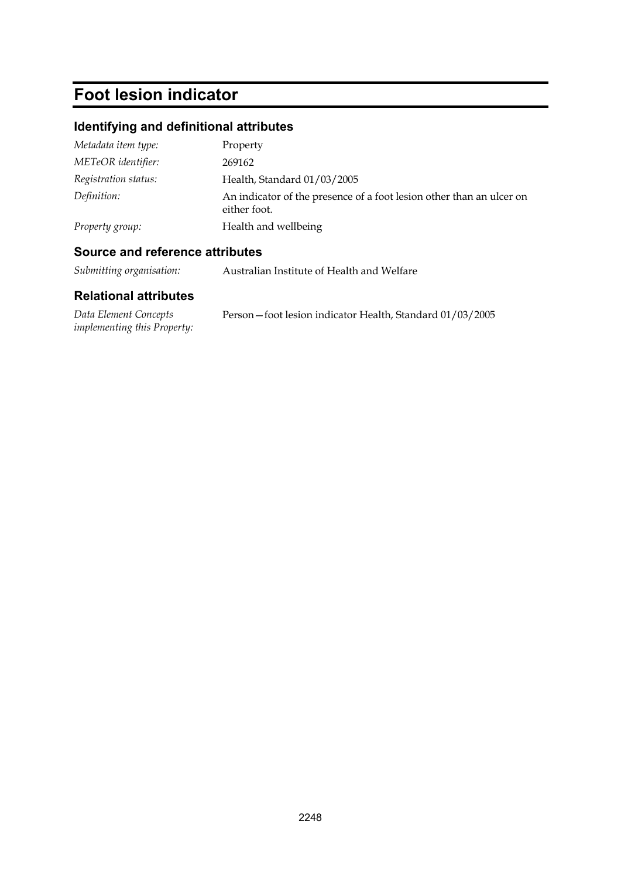# Foot lesion indicator

## Identifying and definitional attributes

| | |
|---|---|
| *Metadata item type:* | Property |
| *METeOR identifier:* | 269162 |
| *Registration status:* | Health, Standard 01/03/2005 |
| *Definition:* | An indicator of the presence of a foot lesion other than an ulcer on either foot. |
| *Property group:* | Health and wellbeing |

## Source and reference attributes

| | |
|---|---|
| *Submitting organisation:* | Australian Institute of Health and Welfare |

## Relational attributes

| | |
|---|---|
| *Data Element Concepts implementing this Property:* | Person—foot lesion indicator Health, Standard 01/03/2005 |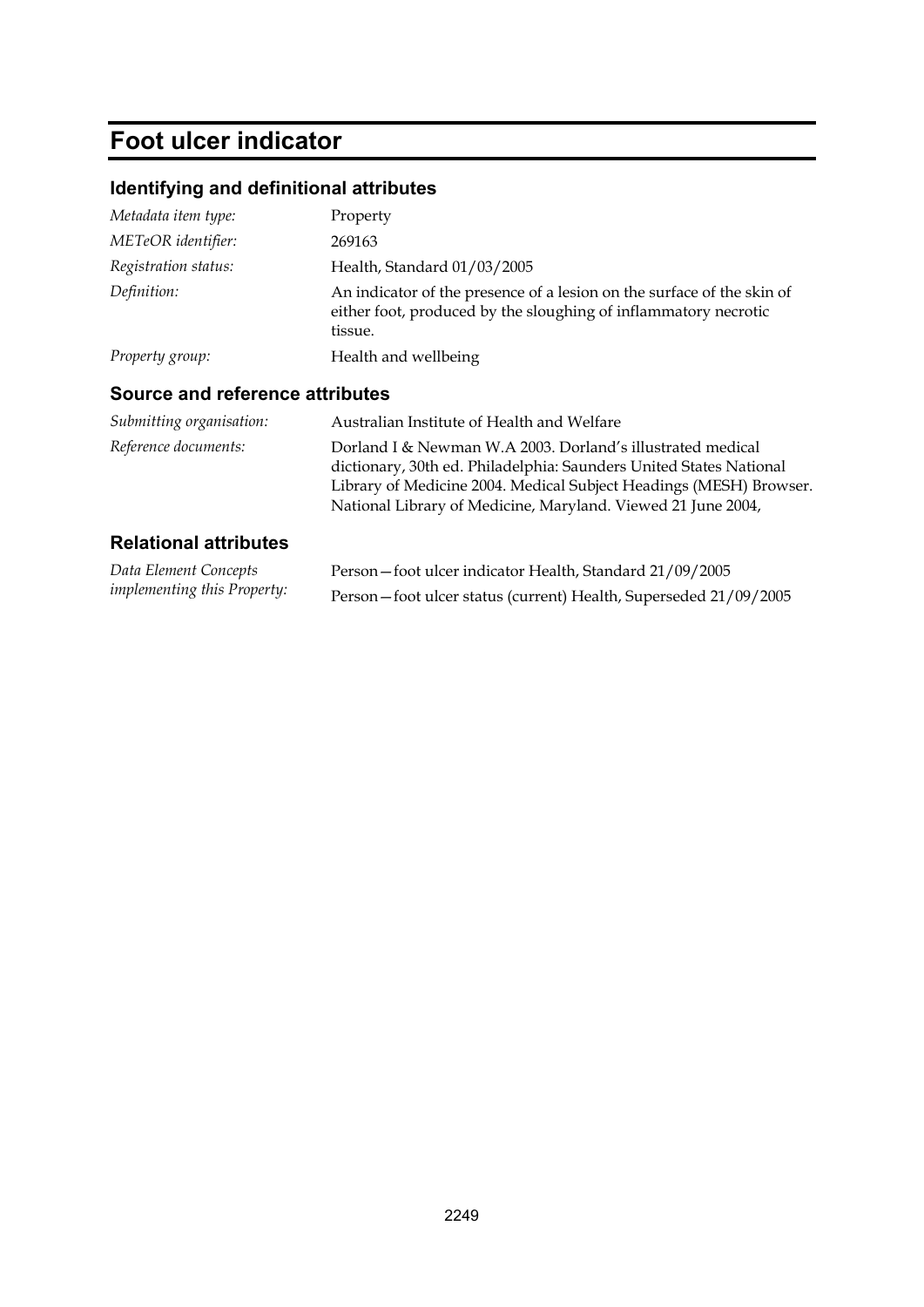# Foot ulcer indicator

## Identifying and definitional attributes

| | |
|---|---|
| *Metadata item type:* | Property |
| *METeOR identifier:* | 269163 |
| *Registration status:* | Health, Standard 01/03/2005 |
| *Definition:* | An indicator of the presence of a lesion on the surface of the skin of either foot, produced by the sloughing of inflammatory necrotic tissue. |
| *Property group:* | Health and wellbeing |

## Source and reference attributes

| | |
|---|---|
| *Submitting organisation:* | Australian Institute of Health and Welfare |
| *Reference documents:* | Dorland I & Newman W.A 2003. Dorland's illustrated medical dictionary, 30th ed. Philadelphia: Saunders United States National Library of Medicine 2004. Medical Subject Headings (MESH) Browser. National Library of Medicine, Maryland. Viewed 21 June 2004, |

## Relational attributes

| | |
|---|---|
| *Data Element Concepts implementing this Property:* | Person—foot ulcer indicator Health, Standard 21/09/2005<br>Person—foot ulcer status (current) Health, Superseded 21/09/2005 |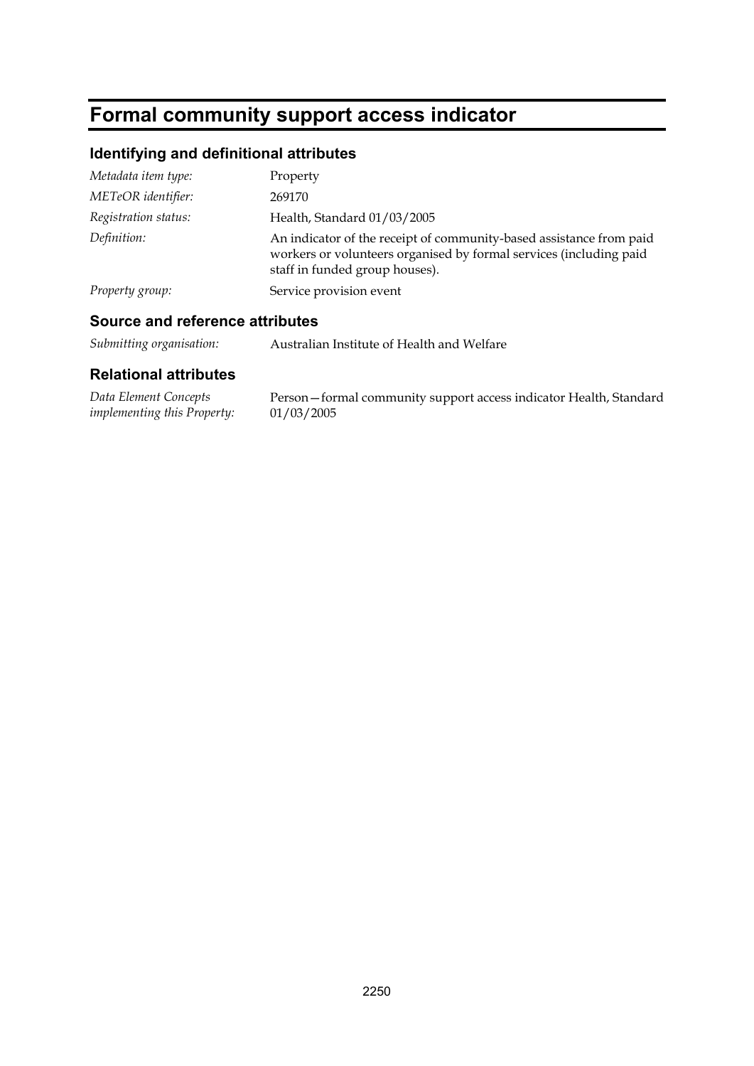# Formal community support access indicator

## Identifying and definitional attributes

| | |
|---|---|
| *Metadata item type:* | Property |
| *METeOR identifier:* | 269170 |
| *Registration status:* | Health, Standard 01/03/2005 |
| *Definition:* | An indicator of the receipt of community-based assistance from paid workers or volunteers organised by formal services (including paid staff in funded group houses). |
| *Property group:* | Service provision event |

## Source and reference attributes

| | |
|---|---|
| *Submitting organisation:* | Australian Institute of Health and Welfare |

## Relational attributes

| | |
|---|---|
| *Data Element Concepts implementing this Property:* | Person—formal community support access indicator Health, Standard 01/03/2005 |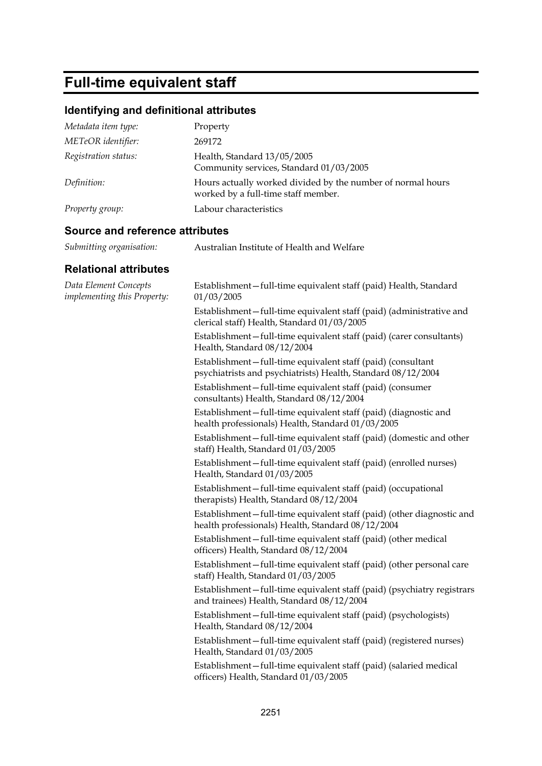# Full-time equivalent staff

## Identifying and definitional attributes

| | |
|---|---|
| *Metadata item type:* | Property |
| *METeOR identifier:* | 269172 |
| *Registration status:* | Health, Standard 13/05/2005<br>Community services, Standard 01/03/2005 |
| *Definition:* | Hours actually worked divided by the number of normal hours worked by a full-time staff member. |
| *Property group:* | Labour characteristics |

## Source and reference attributes

| | |
|---|---|
| *Submitting organisation:* | Australian Institute of Health and Welfare |

## Relational attributes

*Data Element Concepts implementing this Property:*

Establishment—full-time equivalent staff (paid) Health, Standard 01/03/2005

Establishment—full-time equivalent staff (paid) (administrative and clerical staff) Health, Standard 01/03/2005

Establishment—full-time equivalent staff (paid) (carer consultants) Health, Standard 08/12/2004

Establishment—full-time equivalent staff (paid) (consultant psychiatrists and psychiatrists) Health, Standard 08/12/2004

Establishment—full-time equivalent staff (paid) (consumer consultants) Health, Standard 08/12/2004

Establishment—full-time equivalent staff (paid) (diagnostic and health professionals) Health, Standard 01/03/2005

Establishment—full-time equivalent staff (paid) (domestic and other staff) Health, Standard 01/03/2005

Establishment—full-time equivalent staff (paid) (enrolled nurses) Health, Standard 01/03/2005

Establishment—full-time equivalent staff (paid) (occupational therapists) Health, Standard 08/12/2004

Establishment—full-time equivalent staff (paid) (other diagnostic and health professionals) Health, Standard 08/12/2004

Establishment—full-time equivalent staff (paid) (other medical officers) Health, Standard 08/12/2004

Establishment—full-time equivalent staff (paid) (other personal care staff) Health, Standard 01/03/2005

Establishment—full-time equivalent staff (paid) (psychiatry registrars and trainees) Health, Standard 08/12/2004

Establishment—full-time equivalent staff (paid) (psychologists) Health, Standard 08/12/2004

Establishment—full-time equivalent staff (paid) (registered nurses) Health, Standard 01/03/2005

Establishment—full-time equivalent staff (paid) (salaried medical officers) Health, Standard 01/03/2005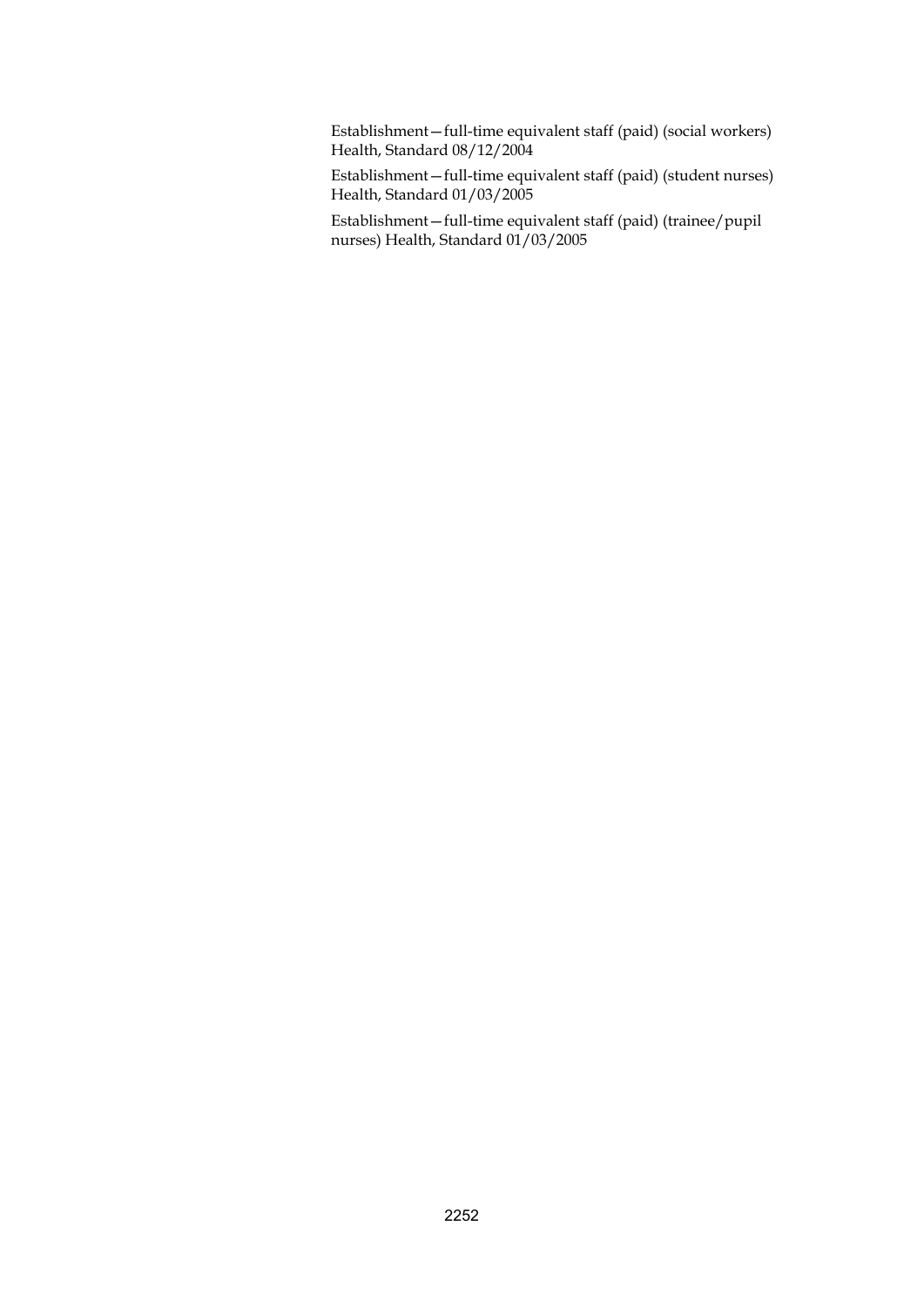Establishment—full-time equivalent staff (paid) (social workers) Health, Standard 08/12/2004

Establishment—full-time equivalent staff (paid) (student nurses) Health, Standard 01/03/2005

Establishment—full-time equivalent staff (paid) (trainee/pupil nurses) Health, Standard 01/03/2005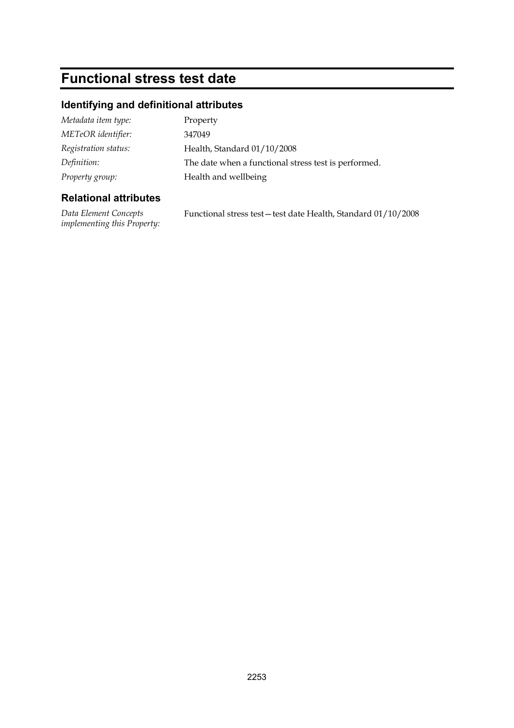# Functional stress test date

## Identifying and definitional attributes

| | |
|---|---|
| *Metadata item type:* | Property |
| *METeOR identifier:* | 347049 |
| *Registration status:* | Health, Standard 01/10/2008 |
| *Definition:* | The date when a functional stress test is performed. |
| *Property group:* | Health and wellbeing |

## Relational attributes

| | |
|---|---|
| *Data Element Concepts implementing this Property:* | Functional stress test—test date Health, Standard 01/10/2008 |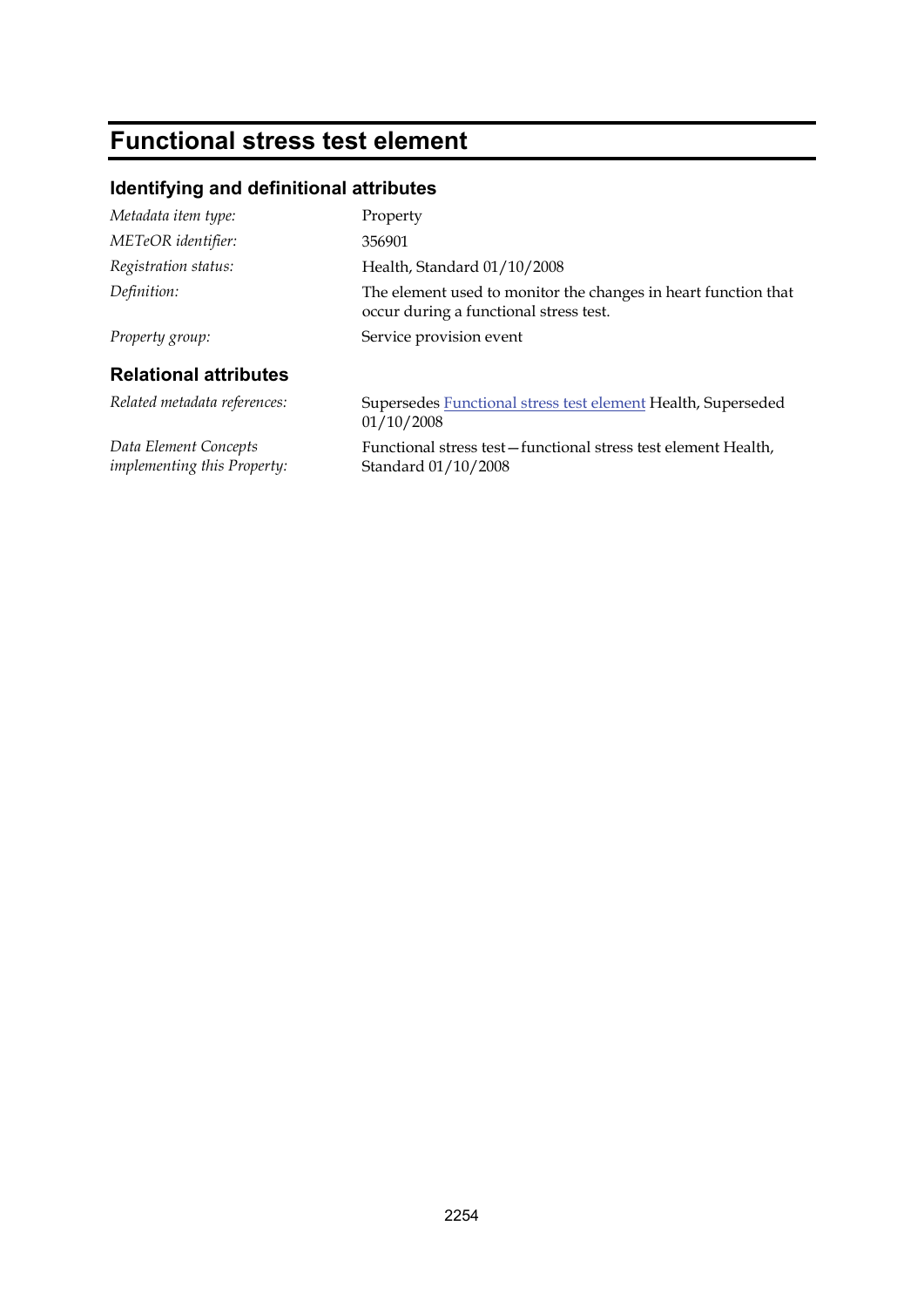# Functional stress test element

## Identifying and definitional attributes

| | |
|---|---|
| *Metadata item type:* | Property |
| *METeOR identifier:* | 356901 |
| *Registration status:* | Health, Standard 01/10/2008 |
| *Definition:* | The element used to monitor the changes in heart function that occur during a functional stress test. |
| *Property group:* | Service provision event |

## Relational attributes

| | |
|---|---|
| *Related metadata references:* | Supersedes Functional stress test element Health, Superseded 01/10/2008 |
| *Data Element Concepts implementing this Property:* | Functional stress test—functional stress test element Health, Standard 01/10/2008 |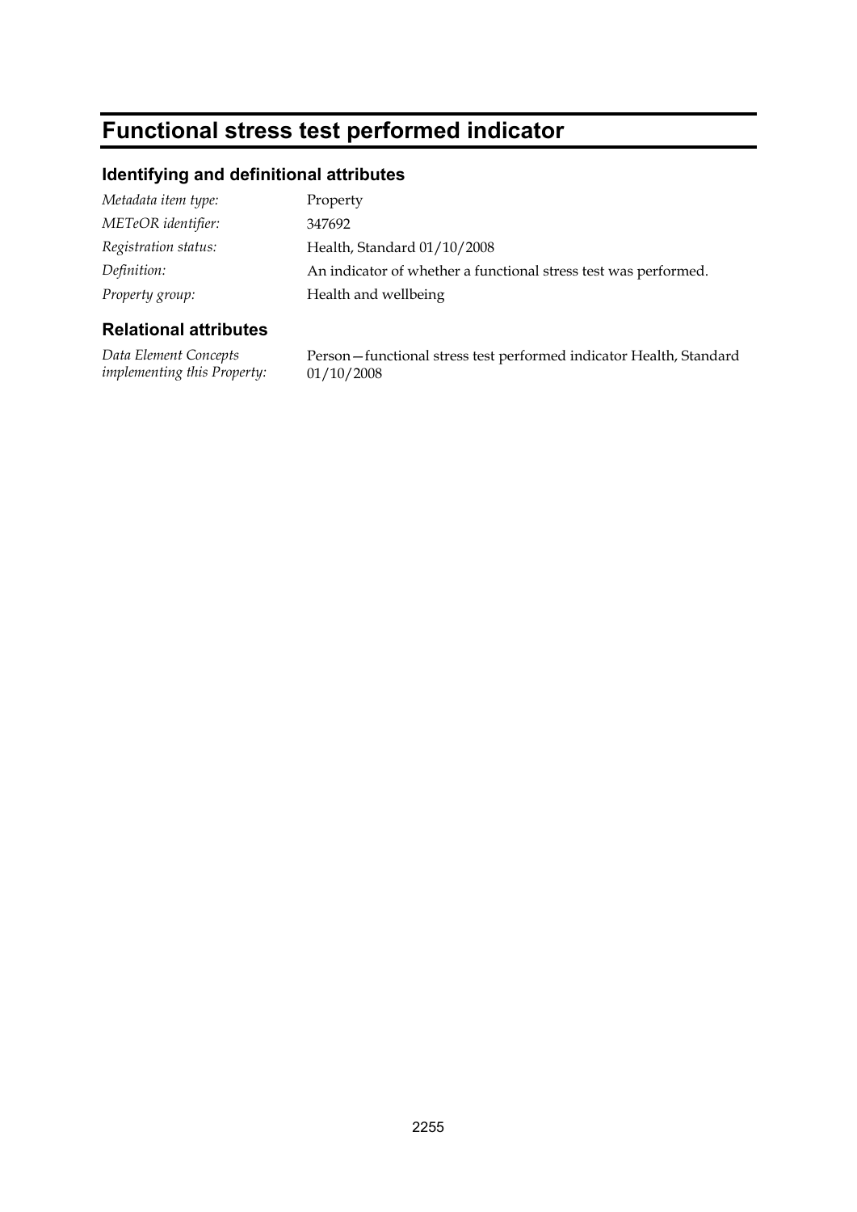# Functional stress test performed indicator

## Identifying and definitional attributes

| | |
|---|---|
| *Metadata item type:* | Property |
| *METeOR identifier:* | 347692 |
| *Registration status:* | Health, Standard 01/10/2008 |
| *Definition:* | An indicator of whether a functional stress test was performed. |
| *Property group:* | Health and wellbeing |

## Relational attributes

| | |
|---|---|
| *Data Element Concepts implementing this Property:* | Person—functional stress test performed indicator Health, Standard 01/10/2008 |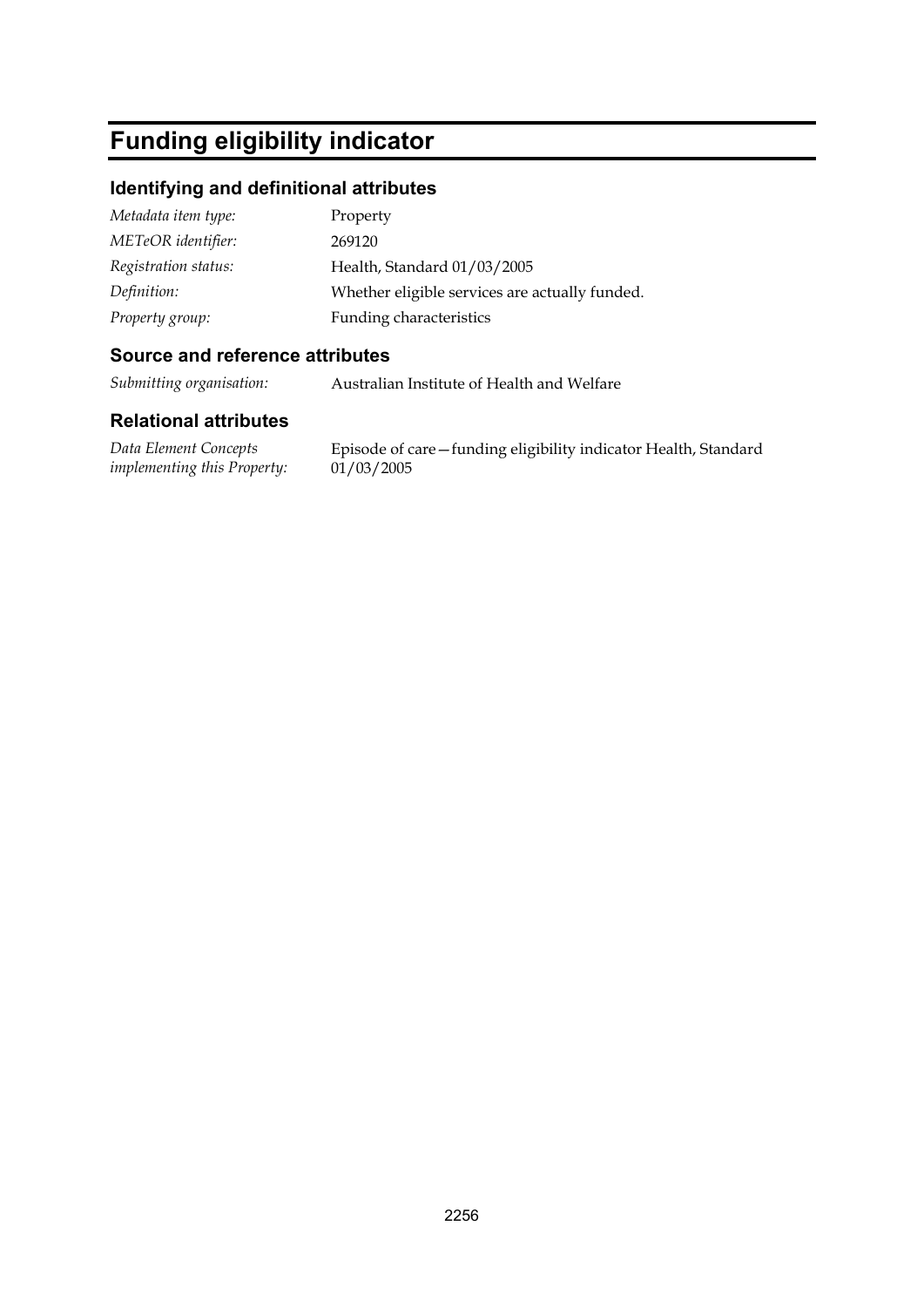# Funding eligibility indicator

## Identifying and definitional attributes

| | |
|---|---|
| *Metadata item type:* | Property |
| *METeOR identifier:* | 269120 |
| *Registration status:* | Health, Standard 01/03/2005 |
| *Definition:* | Whether eligible services are actually funded. |
| *Property group:* | Funding characteristics |

## Source and reference attributes

| | |
|---|---|
| *Submitting organisation:* | Australian Institute of Health and Welfare |

## Relational attributes

| | |
|---|---|
| *Data Element Concepts implementing this Property:* | Episode of care—funding eligibility indicator Health, Standard 01/03/2005 |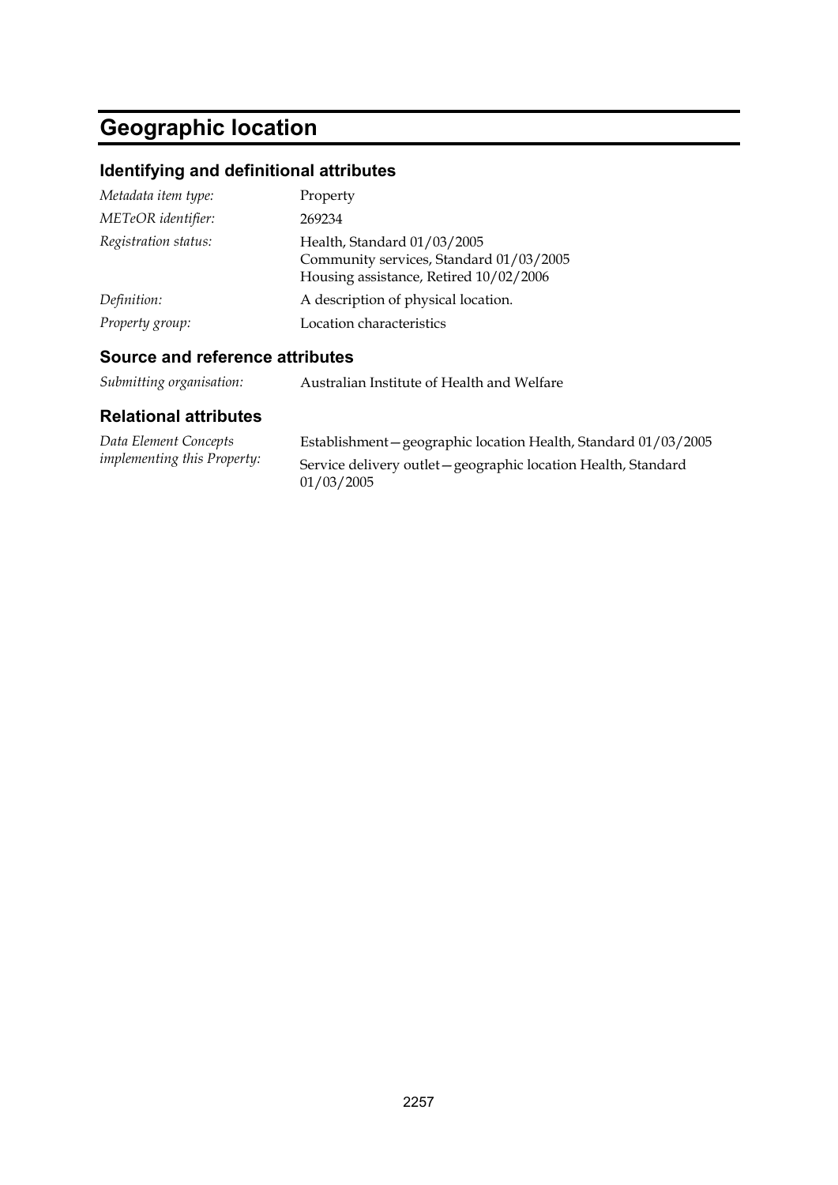# Geographic location

## Identifying and definitional attributes

| | |
|---|---|
| *Metadata item type:* | Property |
| *METeOR identifier:* | 269234 |
| *Registration status:* | Health, Standard 01/03/2005<br>Community services, Standard 01/03/2005<br>Housing assistance, Retired 10/02/2006 |
| *Definition:* | A description of physical location. |
| *Property group:* | Location characteristics |

## Source and reference attributes

| | |
|---|---|
| *Submitting organisation:* | Australian Institute of Health and Welfare |

## Relational attributes

| | |
|---|---|
| *Data Element Concepts implementing this Property:* | Establishment—geographic location Health, Standard 01/03/2005<br>Service delivery outlet—geographic location Health, Standard 01/03/2005 |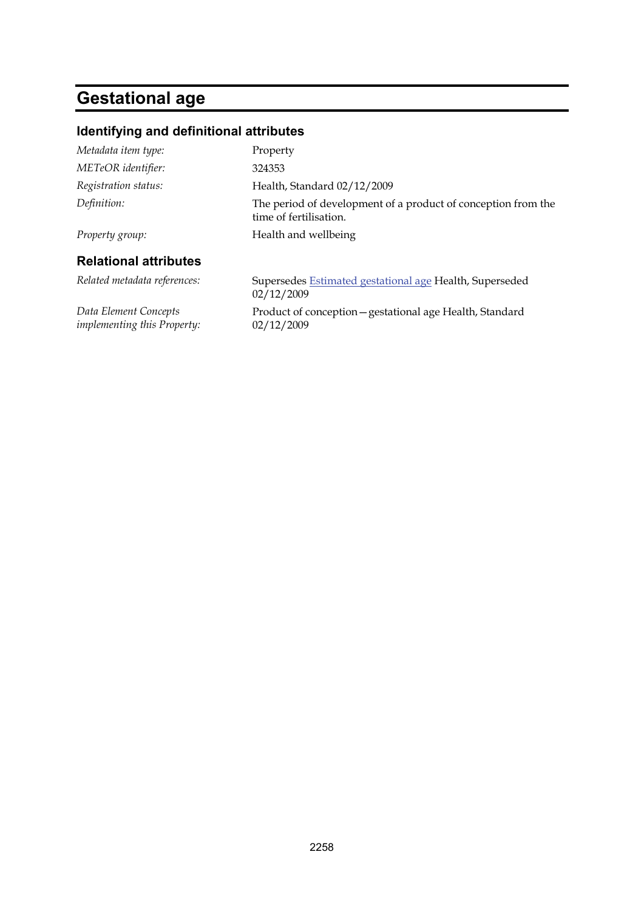# Gestational age

## Identifying and definitional attributes

| | |
|---|---|
| *Metadata item type:* | Property |
| *METeOR identifier:* | 324353 |
| *Registration status:* | Health, Standard 02/12/2009 |
| *Definition:* | The period of development of a product of conception from the time of fertilisation. |
| *Property group:* | Health and wellbeing |

## Relational attributes

| | |
|---|---|
| *Related metadata references:* | Supersedes Estimated gestational age Health, Superseded 02/12/2009 |
| *Data Element Concepts implementing this Property:* | Product of conception—gestational age Health, Standard 02/12/2009 |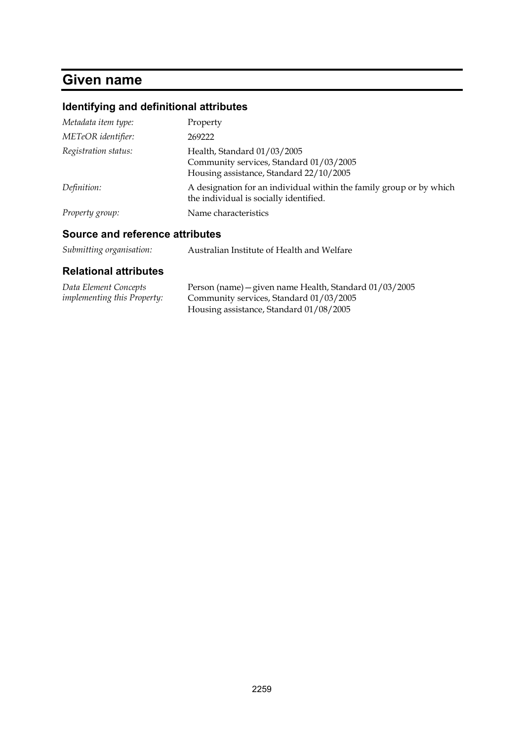# Given name

## Identifying and definitional attributes

| | |
|---|---|
| *Metadata item type:* | Property |
| *METeOR identifier:* | 269222 |
| *Registration status:* | Health, Standard 01/03/2005<br>Community services, Standard 01/03/2005<br>Housing assistance, Standard 22/10/2005 |
| *Definition:* | A designation for an individual within the family group or by which the individual is socially identified. |
| *Property group:* | Name characteristics |

## Source and reference attributes

| | |
|---|---|
| *Submitting organisation:* | Australian Institute of Health and Welfare |

## Relational attributes

| | |
|---|---|
| *Data Element Concepts implementing this Property:* | Person (name)—given name Health, Standard 01/03/2005<br>Community services, Standard 01/03/2005<br>Housing assistance, Standard 01/08/2005 |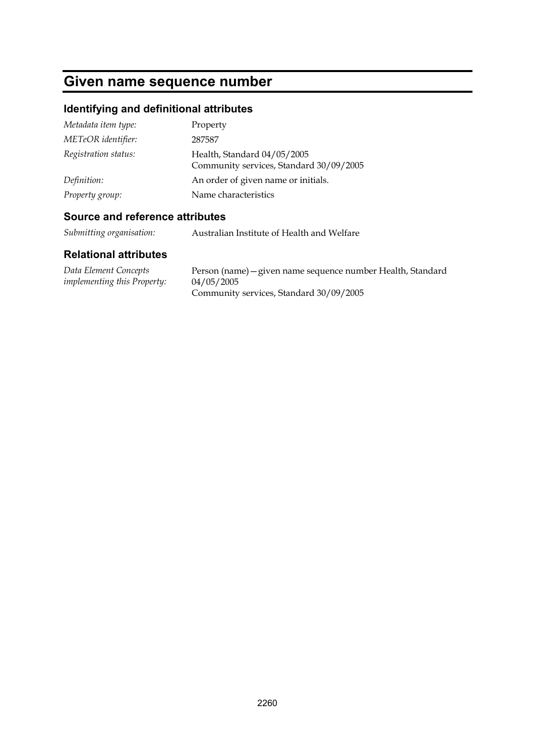# Given name sequence number

## Identifying and definitional attributes

| | |
|---|---|
| *Metadata item type:* | Property |
| *METeOR identifier:* | 287587 |
| *Registration status:* | Health, Standard 04/05/2005<br>Community services, Standard 30/09/2005 |
| *Definition:* | An order of given name or initials. |
| *Property group:* | Name characteristics |

## Source and reference attributes

| | |
|---|---|
| *Submitting organisation:* | Australian Institute of Health and Welfare |

## Relational attributes

| | |
|---|---|
| *Data Element Concepts implementing this Property:* | Person (name)—given name sequence number Health, Standard 04/05/2005<br>Community services, Standard 30/09/2005 |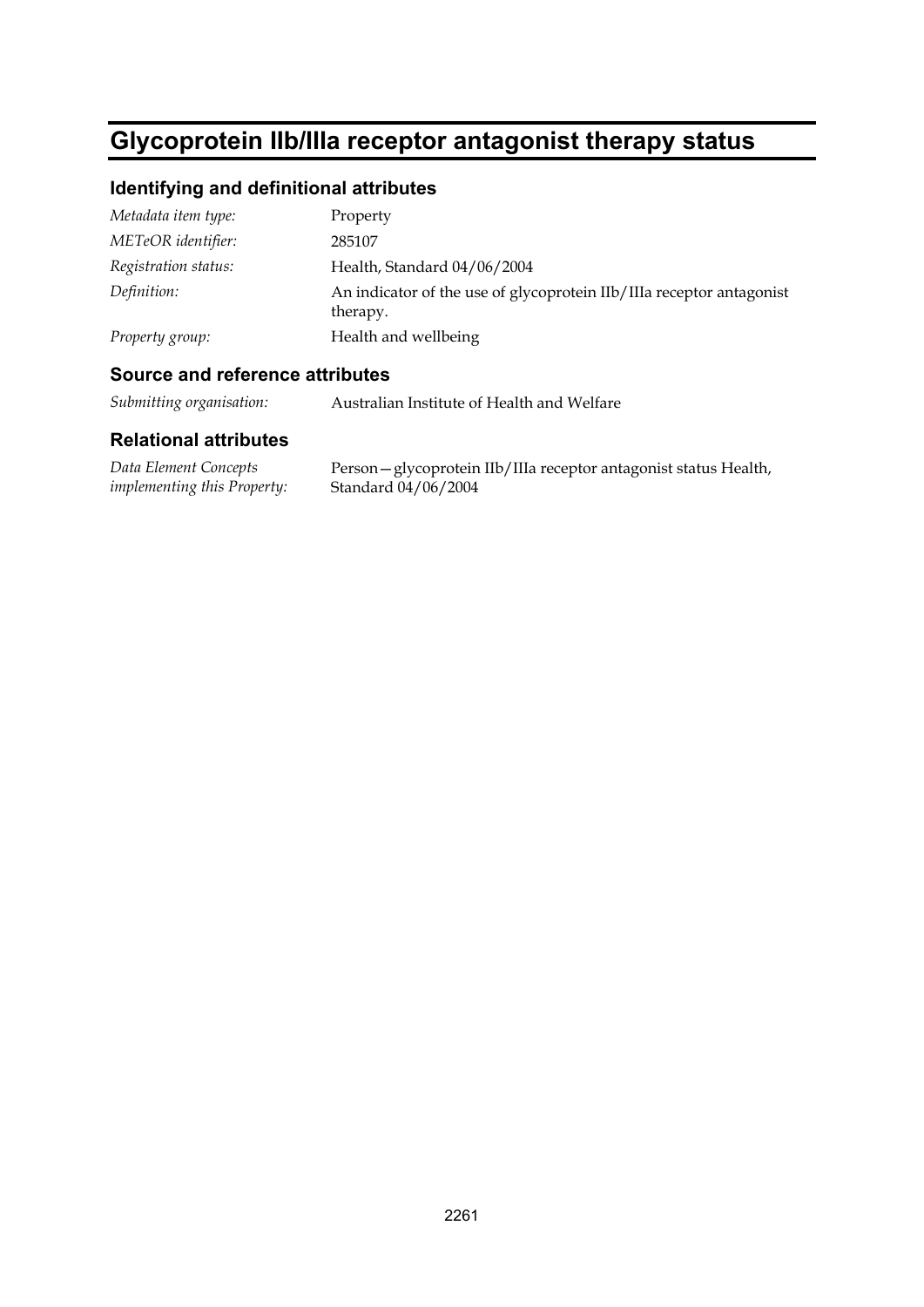# Glycoprotein IIb/IIIa receptor antagonist therapy status

## Identifying and definitional attributes

| | |
|---|---|
| *Metadata item type:* | Property |
| *METeOR identifier:* | 285107 |
| *Registration status:* | Health, Standard 04/06/2004 |
| *Definition:* | An indicator of the use of glycoprotein IIb/IIIa receptor antagonist therapy. |
| *Property group:* | Health and wellbeing |

## Source and reference attributes

| | |
|---|---|
| *Submitting organisation:* | Australian Institute of Health and Welfare |

## Relational attributes

| | |
|---|---|
| *Data Element Concepts implementing this Property:* | Person—glycoprotein IIb/IIIa receptor antagonist status Health, Standard 04/06/2004 |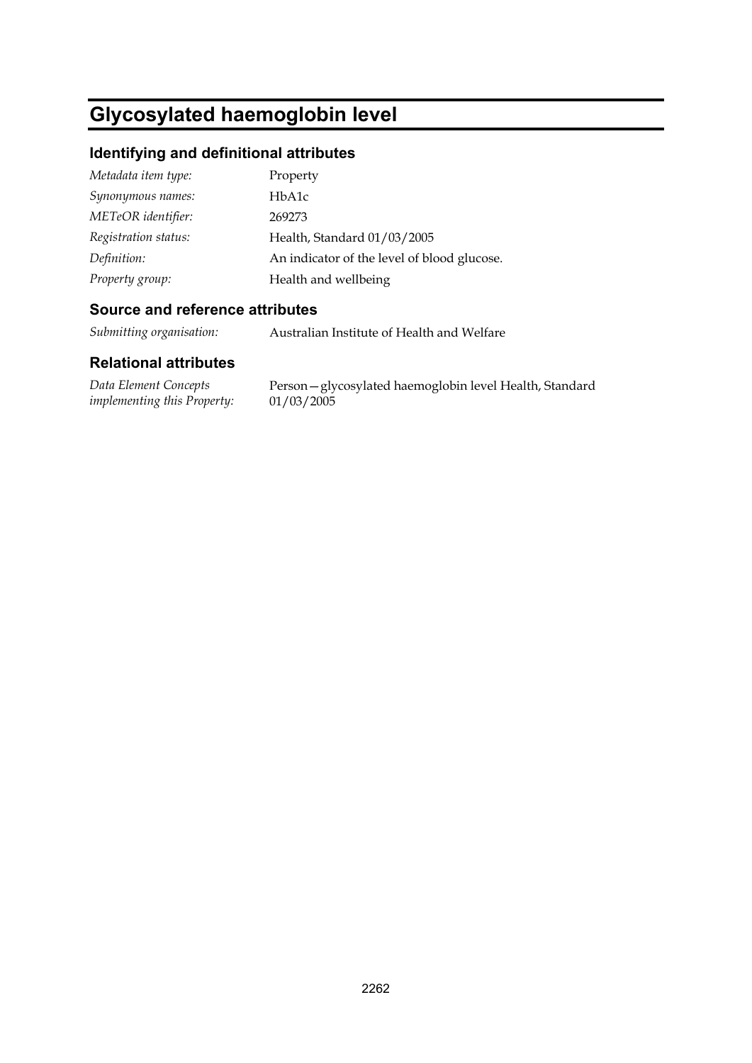# Glycosylated haemoglobin level

## Identifying and definitional attributes

| | |
|---|---|
| *Metadata item type:* | Property |
| *Synonymous names:* | HbA1c |
| *METeOR identifier:* | 269273 |
| *Registration status:* | Health, Standard 01/03/2005 |
| *Definition:* | An indicator of the level of blood glucose. |
| *Property group:* | Health and wellbeing |

## Source and reference attributes

| | |
|---|---|
| *Submitting organisation:* | Australian Institute of Health and Welfare |

## Relational attributes

| | |
|---|---|
| *Data Element Concepts implementing this Property:* | Person—glycosylated haemoglobin level Health, Standard 01/03/2005 |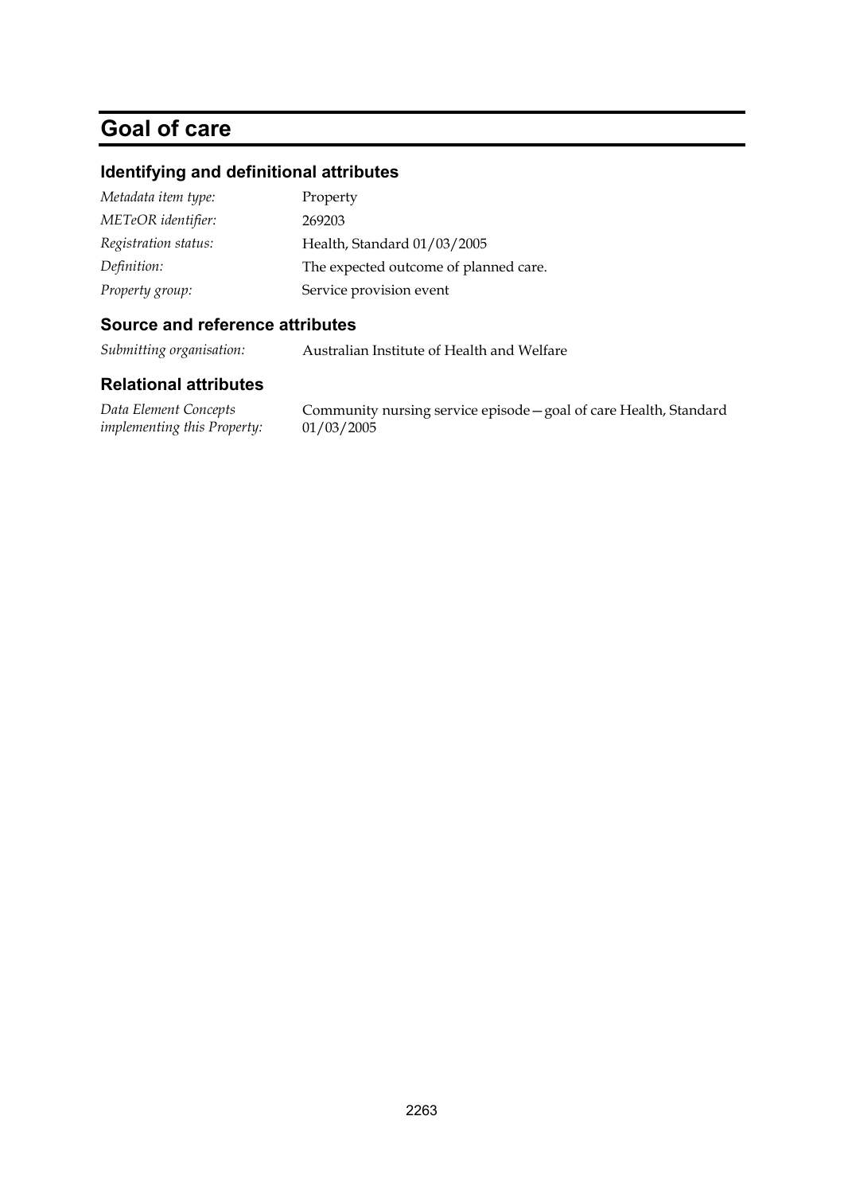# Goal of care

## Identifying and definitional attributes

| | |
|---|---|
| *Metadata item type:* | Property |
| *METeOR identifier:* | 269203 |
| *Registration status:* | Health, Standard 01/03/2005 |
| *Definition:* | The expected outcome of planned care. |
| *Property group:* | Service provision event |

## Source and reference attributes

| | |
|---|---|
| *Submitting organisation:* | Australian Institute of Health and Welfare |

## Relational attributes

| | |
|---|---|
| *Data Element Concepts implementing this Property:* | Community nursing service episode—goal of care Health, Standard 01/03/2005 |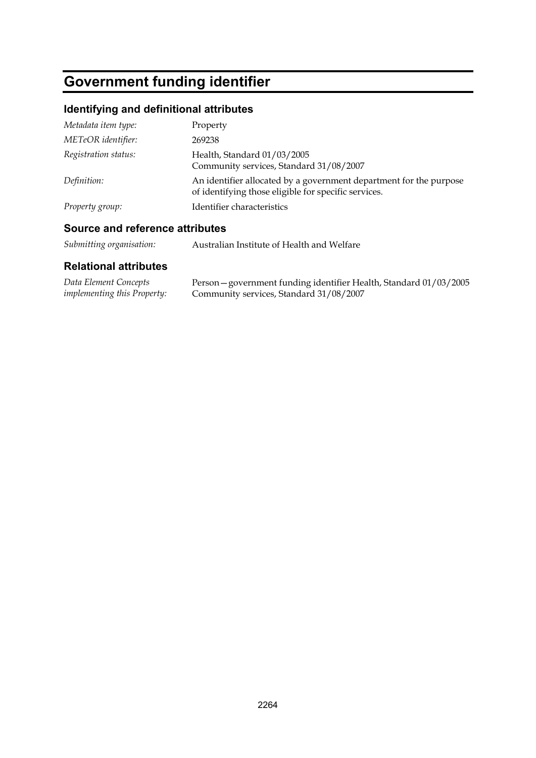# Government funding identifier

## Identifying and definitional attributes

| | |
|---|---|
| *Metadata item type:* | Property |
| *METeOR identifier:* | 269238 |
| *Registration status:* | Health, Standard 01/03/2005<br>Community services, Standard 31/08/2007 |
| *Definition:* | An identifier allocated by a government department for the purpose of identifying those eligible for specific services. |
| *Property group:* | Identifier characteristics |

## Source and reference attributes

| | |
|---|---|
| *Submitting organisation:* | Australian Institute of Health and Welfare |

## Relational attributes

| | |
|---|---|
| *Data Element Concepts implementing this Property:* | Person—government funding identifier Health, Standard 01/03/2005<br>Community services, Standard 31/08/2007 |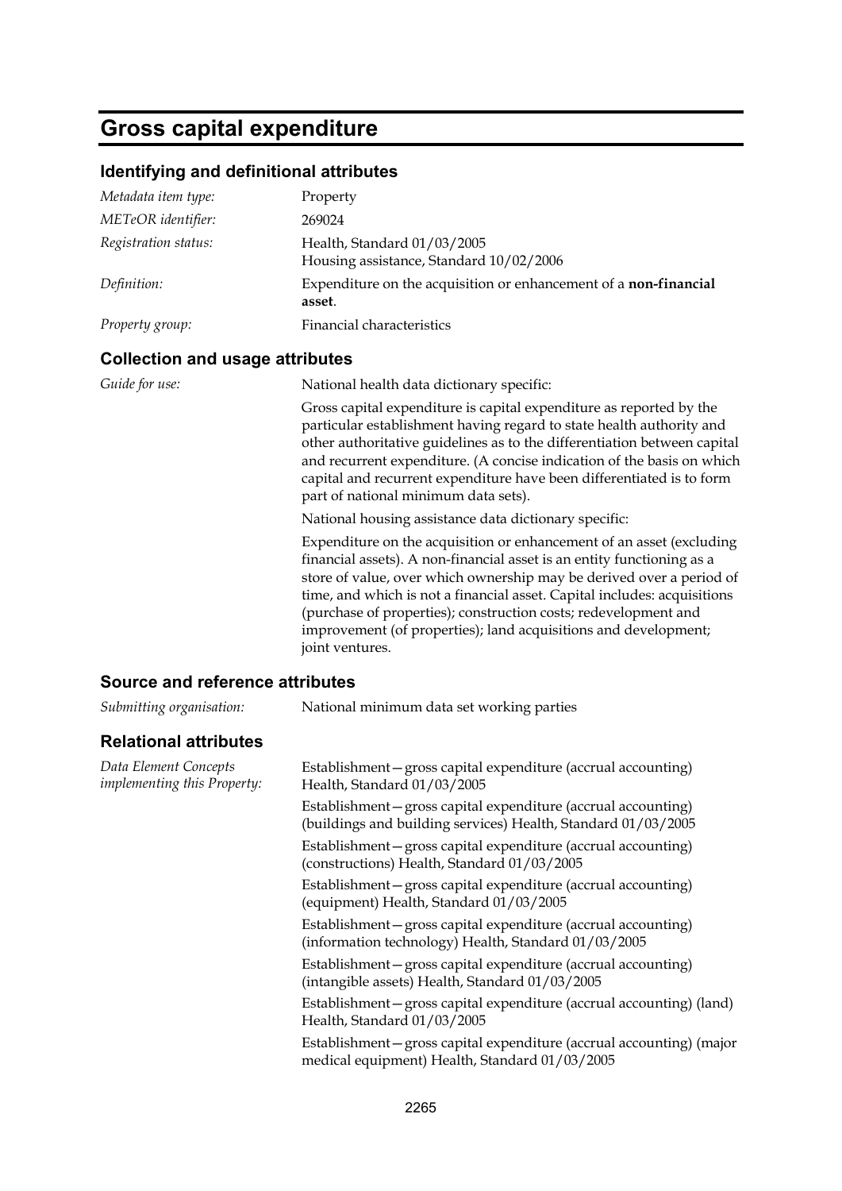# Gross capital expenditure

## Identifying and definitional attributes

| | |
|---|---|
| *Metadata item type:* | Property |
| *METeOR identifier:* | 269024 |
| *Registration status:* | Health, Standard 01/03/2005<br>Housing assistance, Standard 10/02/2006 |
| *Definition:* | Expenditure on the acquisition or enhancement of a **non-financial asset**. |
| *Property group:* | Financial characteristics |

## Collection and usage attributes

*Guide for use:*

National health data dictionary specific:

Gross capital expenditure is capital expenditure as reported by the particular establishment having regard to state health authority and other authoritative guidelines as to the differentiation between capital and recurrent expenditure. (A concise indication of the basis on which capital and recurrent expenditure have been differentiated is to form part of national minimum data sets).

National housing assistance data dictionary specific:

Expenditure on the acquisition or enhancement of an asset (excluding financial assets). A non-financial asset is an entity functioning as a store of value, over which ownership may be derived over a period of time, and which is not a financial asset. Capital includes: acquisitions (purchase of properties); construction costs; redevelopment and improvement (of properties); land acquisitions and development; joint ventures.

## Source and reference attributes

*Submitting organisation:* National minimum data set working parties

## Relational attributes

*Data Element Concepts implementing this Property:*

Establishment—gross capital expenditure (accrual accounting) Health, Standard 01/03/2005

Establishment—gross capital expenditure (accrual accounting) (buildings and building services) Health, Standard 01/03/2005

Establishment—gross capital expenditure (accrual accounting) (constructions) Health, Standard 01/03/2005

Establishment—gross capital expenditure (accrual accounting) (equipment) Health, Standard 01/03/2005

Establishment—gross capital expenditure (accrual accounting) (information technology) Health, Standard 01/03/2005

Establishment—gross capital expenditure (accrual accounting) (intangible assets) Health, Standard 01/03/2005

Establishment—gross capital expenditure (accrual accounting) (land) Health, Standard 01/03/2005

Establishment—gross capital expenditure (accrual accounting) (major medical equipment) Health, Standard 01/03/2005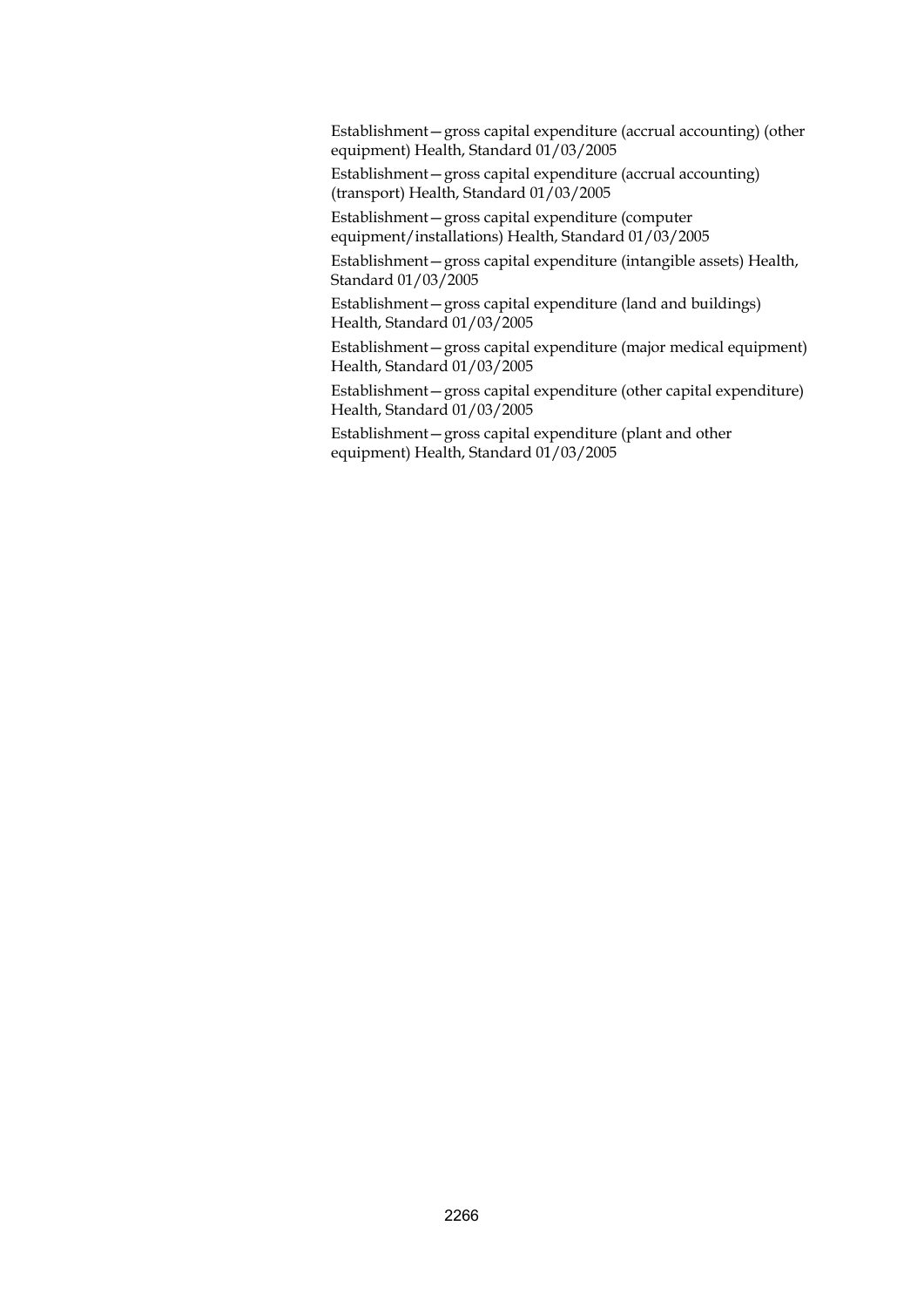Establishment—gross capital expenditure (accrual accounting) (other equipment) Health, Standard 01/03/2005

Establishment—gross capital expenditure (accrual accounting) (transport) Health, Standard 01/03/2005

Establishment—gross capital expenditure (computer equipment/installations) Health, Standard 01/03/2005

Establishment—gross capital expenditure (intangible assets) Health, Standard 01/03/2005

Establishment—gross capital expenditure (land and buildings) Health, Standard 01/03/2005

Establishment—gross capital expenditure (major medical equipment) Health, Standard 01/03/2005

Establishment—gross capital expenditure (other capital expenditure) Health, Standard 01/03/2005

Establishment—gross capital expenditure (plant and other equipment) Health, Standard 01/03/2005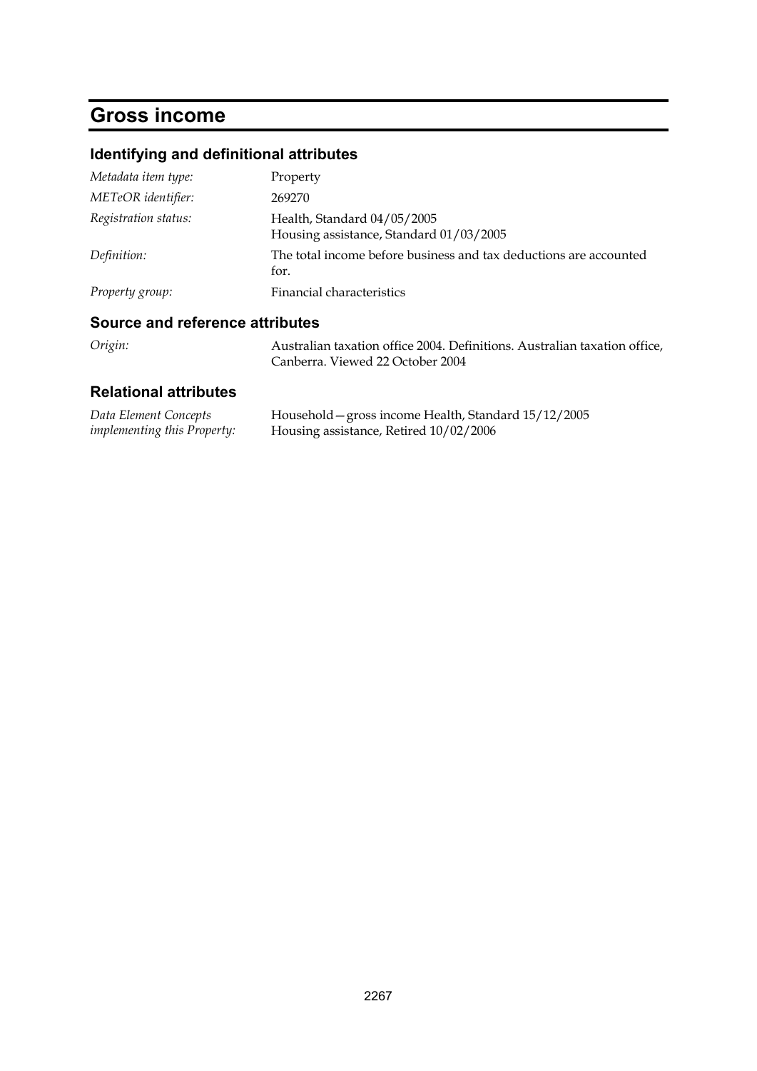# Gross income

## Identifying and definitional attributes

| | |
|---|---|
| *Metadata item type:* | Property |
| *METeOR identifier:* | 269270 |
| *Registration status:* | Health, Standard 04/05/2005<br>Housing assistance, Standard 01/03/2005 |
| *Definition:* | The total income before business and tax deductions are accounted for. |
| *Property group:* | Financial characteristics |

## Source and reference attributes

| | |
|---|---|
| *Origin:* | Australian taxation office 2004. Definitions. Australian taxation office, Canberra. Viewed 22 October 2004 |

## Relational attributes

| | |
|---|---|
| *Data Element Concepts implementing this Property:* | Household—gross income Health, Standard 15/12/2005<br>Housing assistance, Retired 10/02/2006 |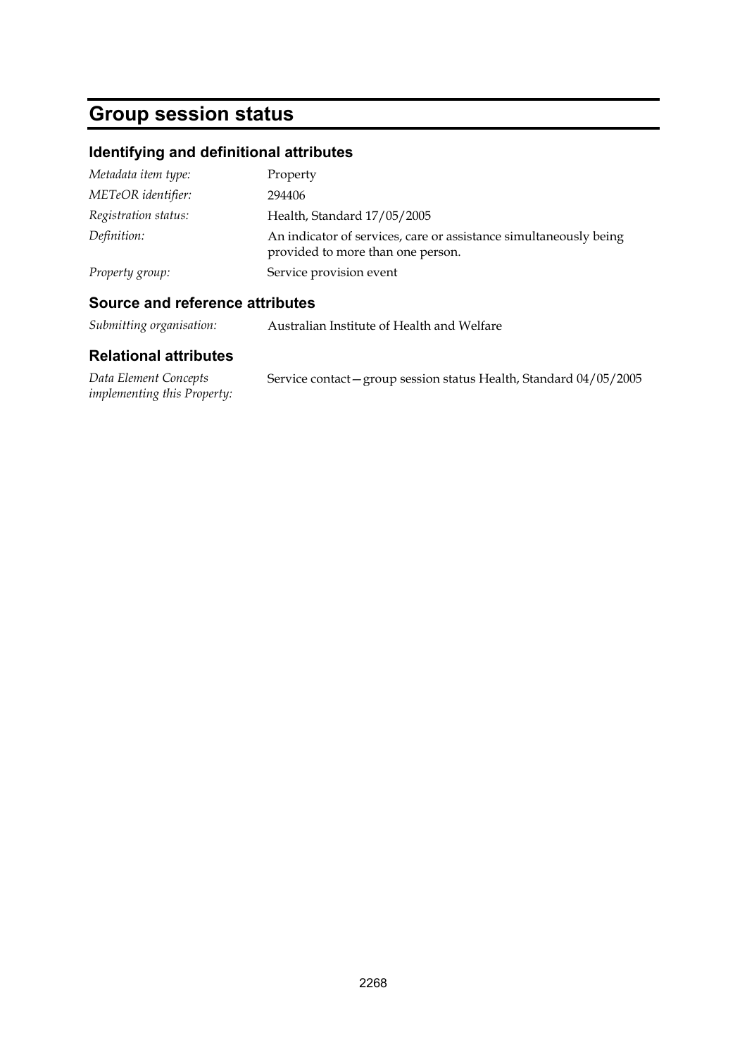# Group session status

## Identifying and definitional attributes

| | |
|---|---|
| *Metadata item type:* | Property |
| *METeOR identifier:* | 294406 |
| *Registration status:* | Health, Standard 17/05/2005 |
| *Definition:* | An indicator of services, care or assistance simultaneously being provided to more than one person. |
| *Property group:* | Service provision event |

## Source and reference attributes

| | |
|---|---|
| *Submitting organisation:* | Australian Institute of Health and Welfare |

## Relational attributes

| | |
|---|---|
| *Data Element Concepts implementing this Property:* | Service contact—group session status Health, Standard 04/05/2005 |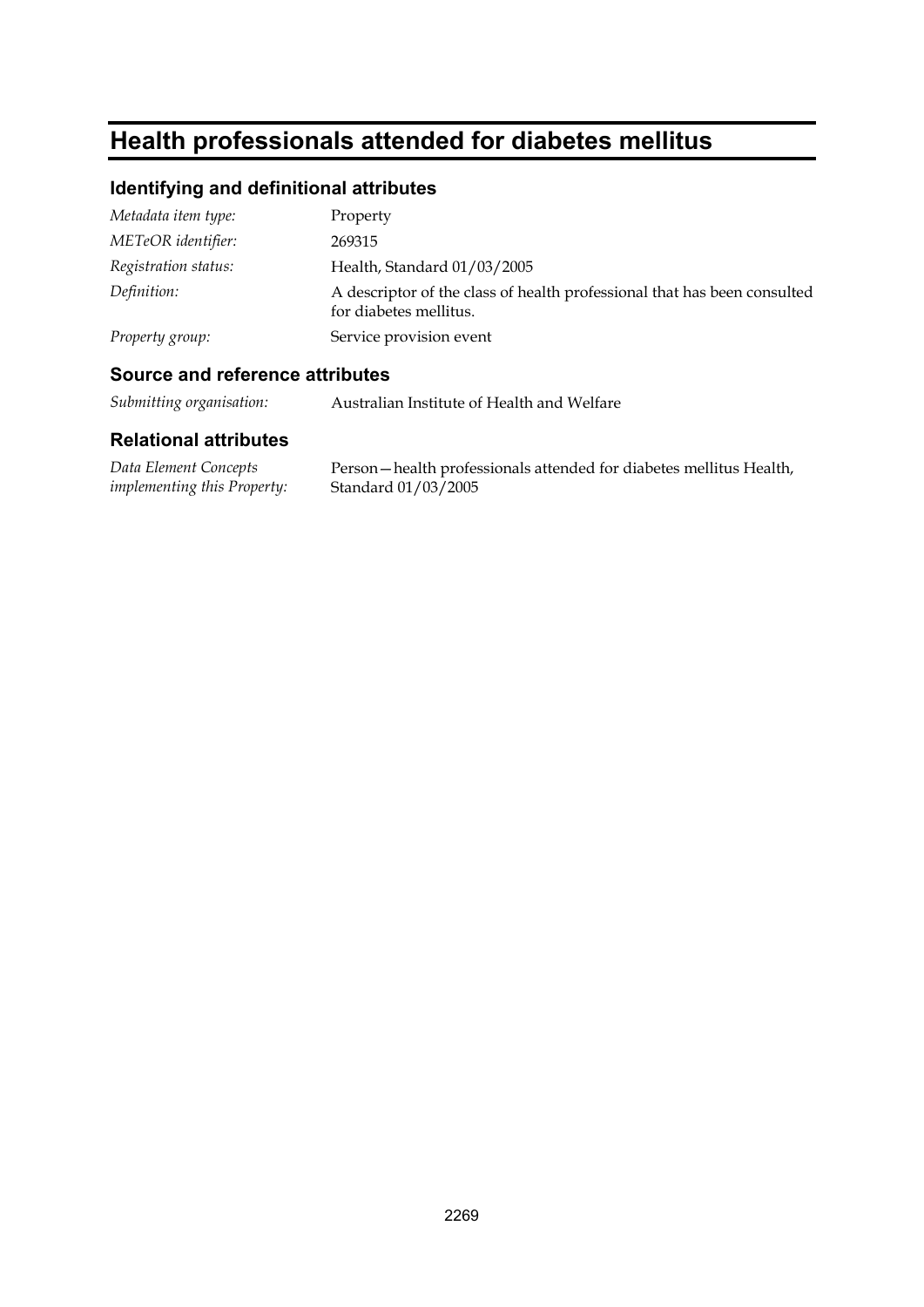# Health professionals attended for diabetes mellitus

## Identifying and definitional attributes

| | |
|---|---|
| *Metadata item type:* | Property |
| *METeOR identifier:* | 269315 |
| *Registration status:* | Health, Standard 01/03/2005 |
| *Definition:* | A descriptor of the class of health professional that has been consulted for diabetes mellitus. |
| *Property group:* | Service provision event |

## Source and reference attributes

| | |
|---|---|
| *Submitting organisation:* | Australian Institute of Health and Welfare |

## Relational attributes

| | |
|---|---|
| *Data Element Concepts implementing this Property:* | Person—health professionals attended for diabetes mellitus Health, Standard 01/03/2005 |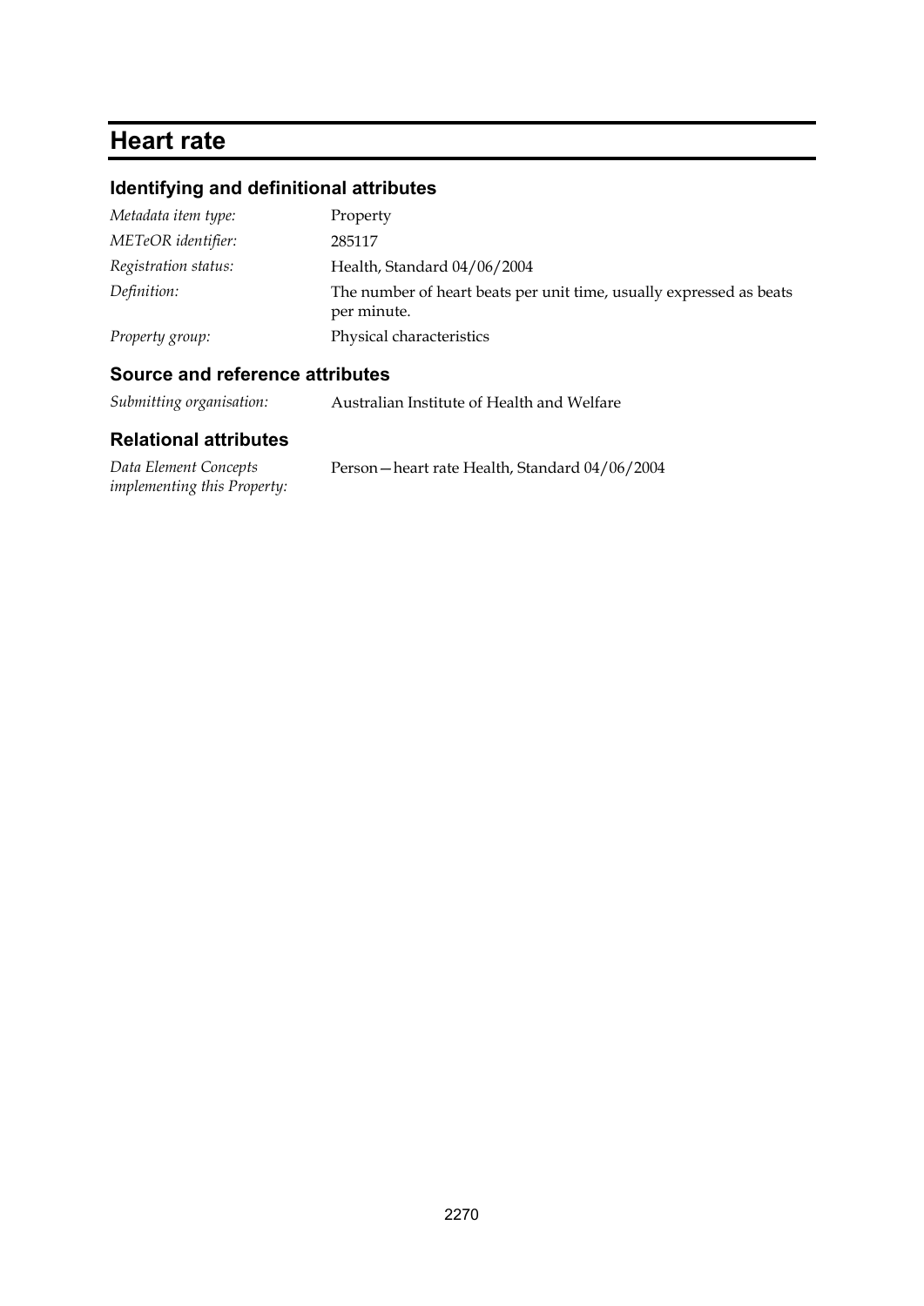# Heart rate

## Identifying and definitional attributes

| | |
|---|---|
| *Metadata item type:* | Property |
| *METeOR identifier:* | 285117 |
| *Registration status:* | Health, Standard 04/06/2004 |
| *Definition:* | The number of heart beats per unit time, usually expressed as beats per minute. |
| *Property group:* | Physical characteristics |

## Source and reference attributes

| | |
|---|---|
| *Submitting organisation:* | Australian Institute of Health and Welfare |

## Relational attributes

| | |
|---|---|
| *Data Element Concepts implementing this Property:* | Person—heart rate Health, Standard 04/06/2004 |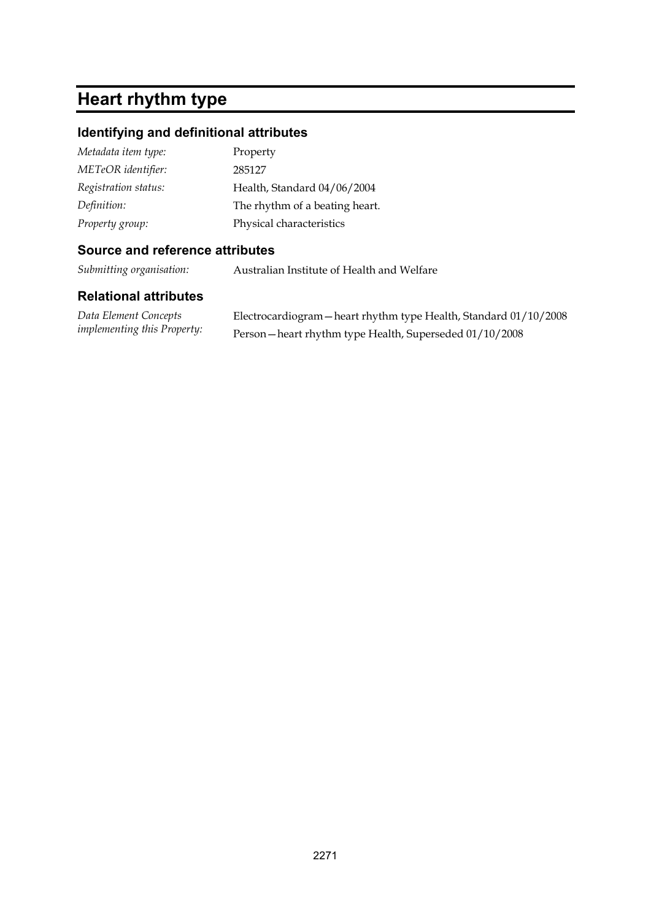# Heart rhythm type

## Identifying and definitional attributes

| | |
|---|---|
| *Metadata item type:* | Property |
| *METeOR identifier:* | 285127 |
| *Registration status:* | Health, Standard 04/06/2004 |
| *Definition:* | The rhythm of a beating heart. |
| *Property group:* | Physical characteristics |

## Source and reference attributes

| | |
|---|---|
| *Submitting organisation:* | Australian Institute of Health and Welfare |

## Relational attributes

| | |
|---|---|
| *Data Element Concepts implementing this Property:* | Electrocardiogram—heart rhythm type Health, Standard 01/10/2008<br>Person—heart rhythm type Health, Superseded 01/10/2008 |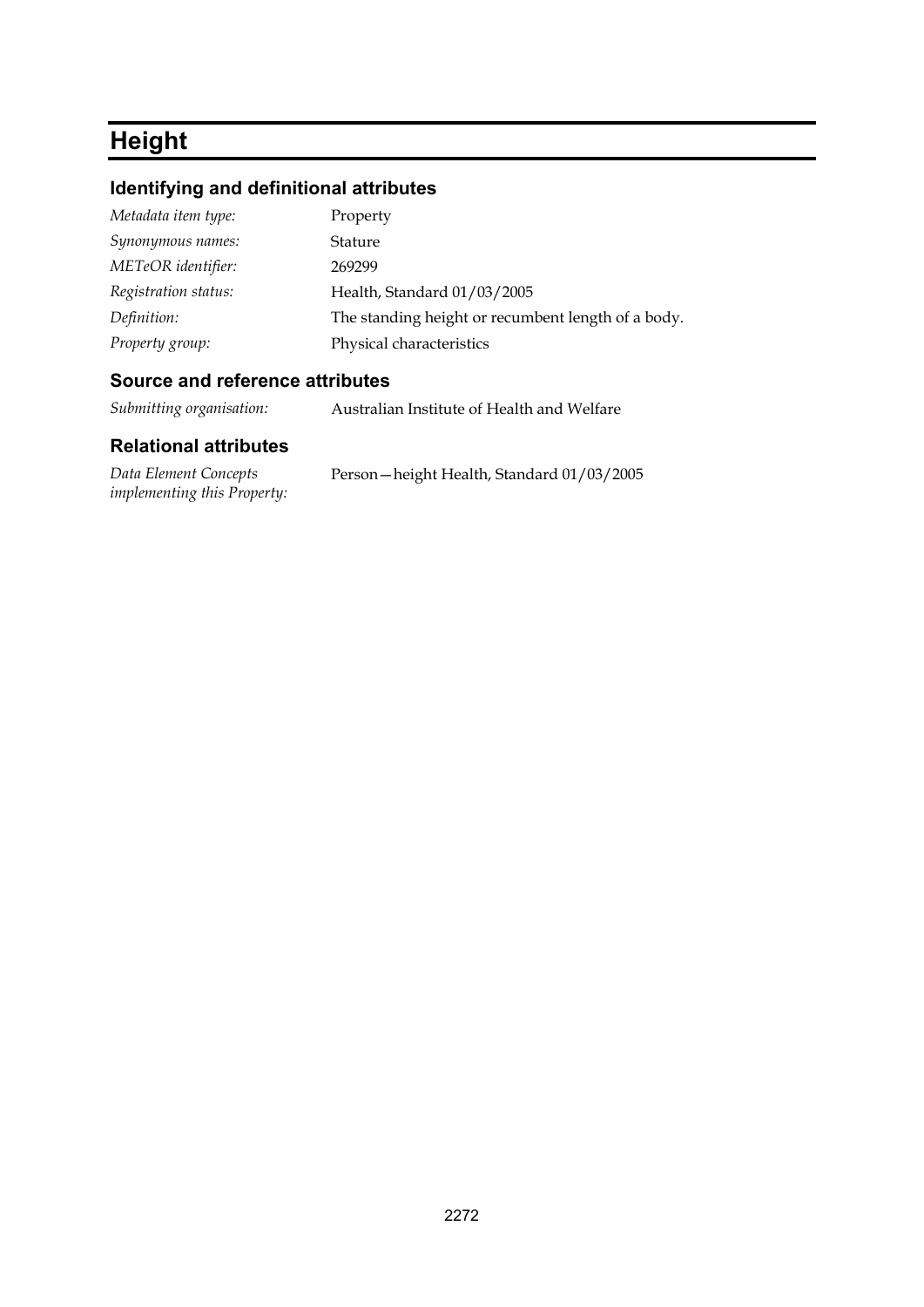# Height

## Identifying and definitional attributes

| | |
|---|---|
| *Metadata item type:* | Property |
| *Synonymous names:* | Stature |
| *METeOR identifier:* | 269299 |
| *Registration status:* | Health, Standard 01/03/2005 |
| *Definition:* | The standing height or recumbent length of a body. |
| *Property group:* | Physical characteristics |

## Source and reference attributes

| | |
|---|---|
| *Submitting organisation:* | Australian Institute of Health and Welfare |

## Relational attributes

| | |
|---|---|
| *Data Element Concepts implementing this Property:* | Person—height Health, Standard 01/03/2005 |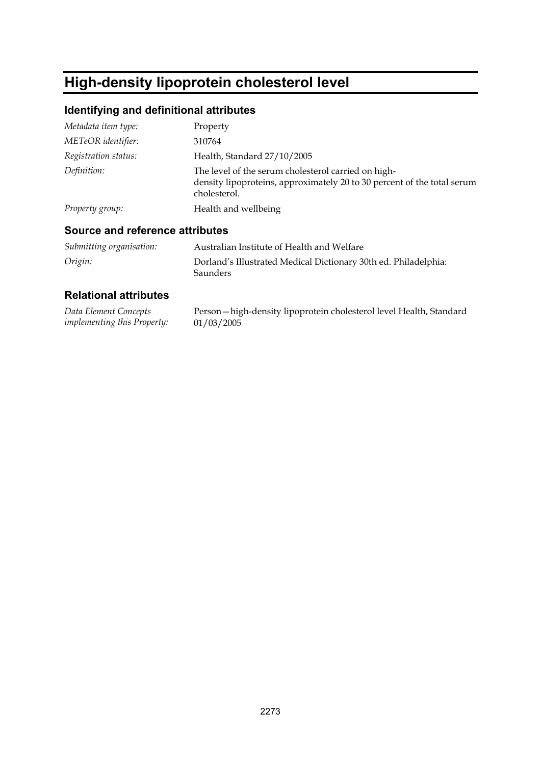# High-density lipoprotein cholesterol level

## Identifying and definitional attributes

| | |
|---|---|
| *Metadata item type:* | Property |
| *METeOR identifier:* | 310764 |
| *Registration status:* | Health, Standard 27/10/2005 |
| *Definition:* | The level of the serum cholesterol carried on high-density lipoproteins, approximately 20 to 30 percent of the total serum cholesterol. |
| *Property group:* | Health and wellbeing |

## Source and reference attributes

| | |
|---|---|
| *Submitting organisation:* | Australian Institute of Health and Welfare |
| *Origin:* | Dorland's Illustrated Medical Dictionary 30th ed. Philadelphia: Saunders |

## Relational attributes

| | |
|---|---|
| *Data Element Concepts implementing this Property:* | Person—high-density lipoprotein cholesterol level Health, Standard 01/03/2005 |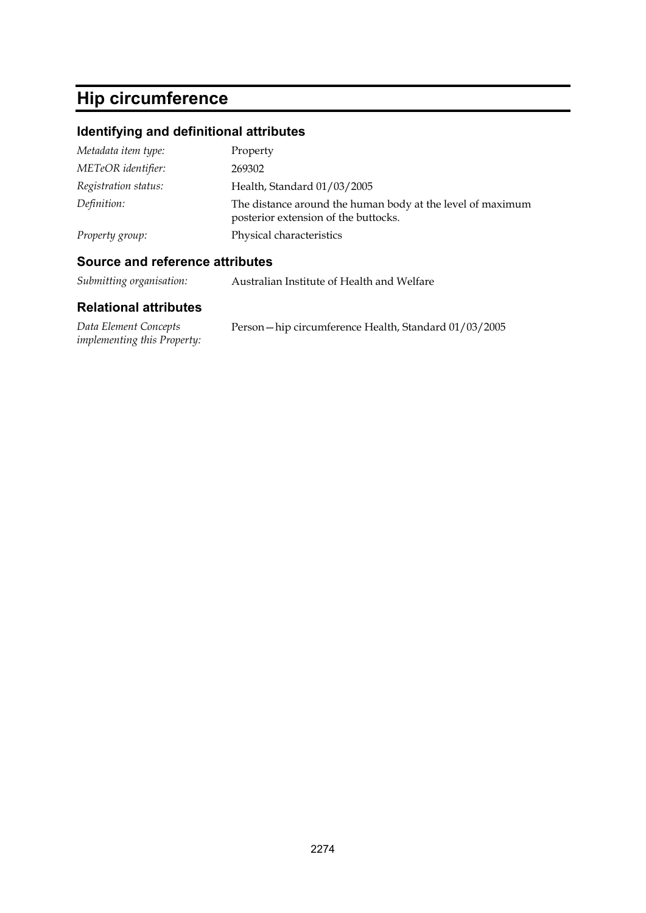# Hip circumference

## Identifying and definitional attributes

| | |
|---|---|
| *Metadata item type:* | Property |
| *METeOR identifier:* | 269302 |
| *Registration status:* | Health, Standard 01/03/2005 |
| *Definition:* | The distance around the human body at the level of maximum posterior extension of the buttocks. |
| *Property group:* | Physical characteristics |

## Source and reference attributes

| | |
|---|---|
| *Submitting organisation:* | Australian Institute of Health and Welfare |

## Relational attributes

| | |
|---|---|
| *Data Element Concepts implementing this Property:* | Person—hip circumference Health, Standard 01/03/2005 |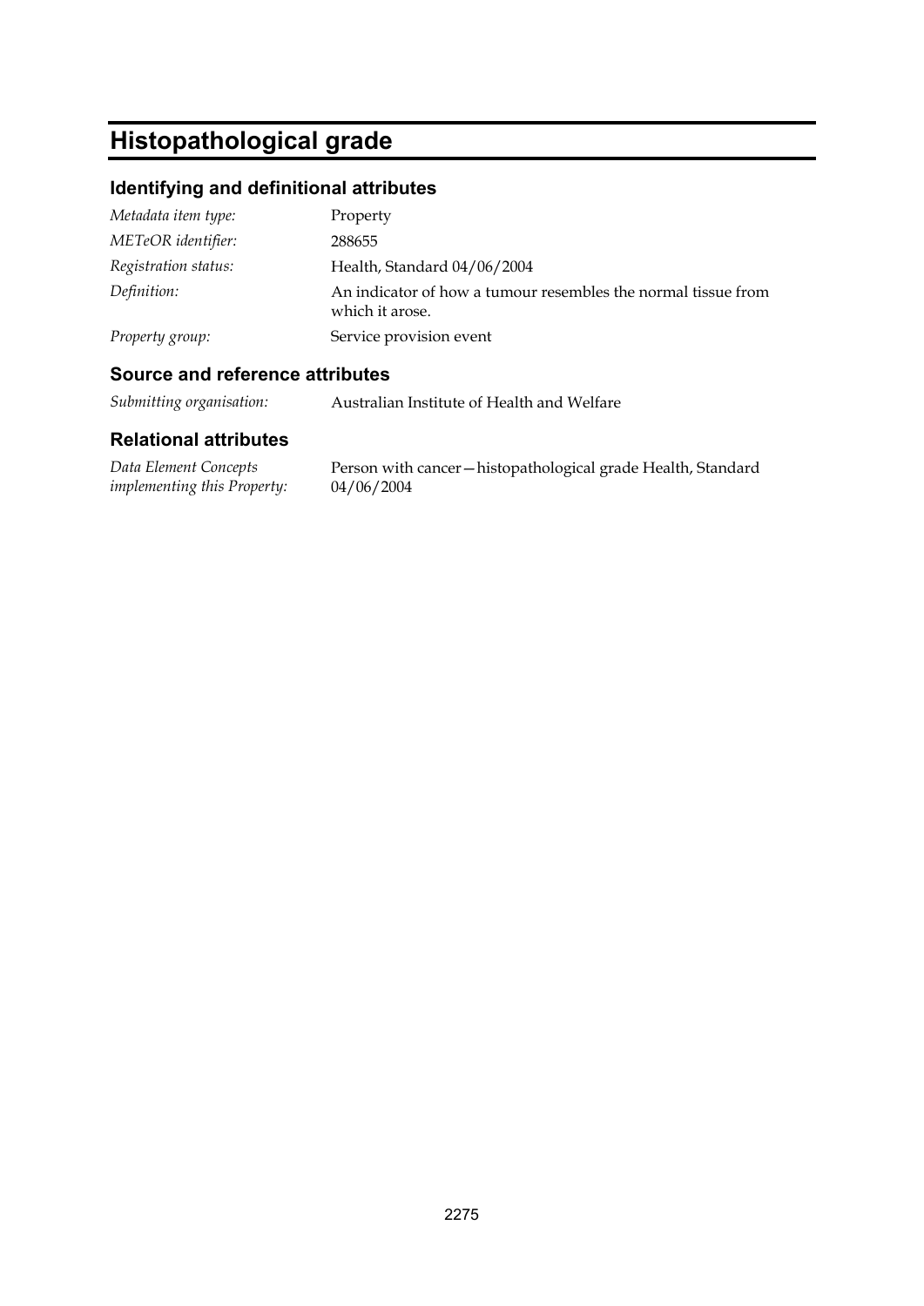# Histopathological grade

## Identifying and definitional attributes

| | |
|---|---|
| *Metadata item type:* | Property |
| *METeOR identifier:* | 288655 |
| *Registration status:* | Health, Standard 04/06/2004 |
| *Definition:* | An indicator of how a tumour resembles the normal tissue from which it arose. |
| *Property group:* | Service provision event |

## Source and reference attributes

| | |
|---|---|
| *Submitting organisation:* | Australian Institute of Health and Welfare |

## Relational attributes

| | |
|---|---|
| *Data Element Concepts implementing this Property:* | Person with cancer—histopathological grade Health, Standard 04/06/2004 |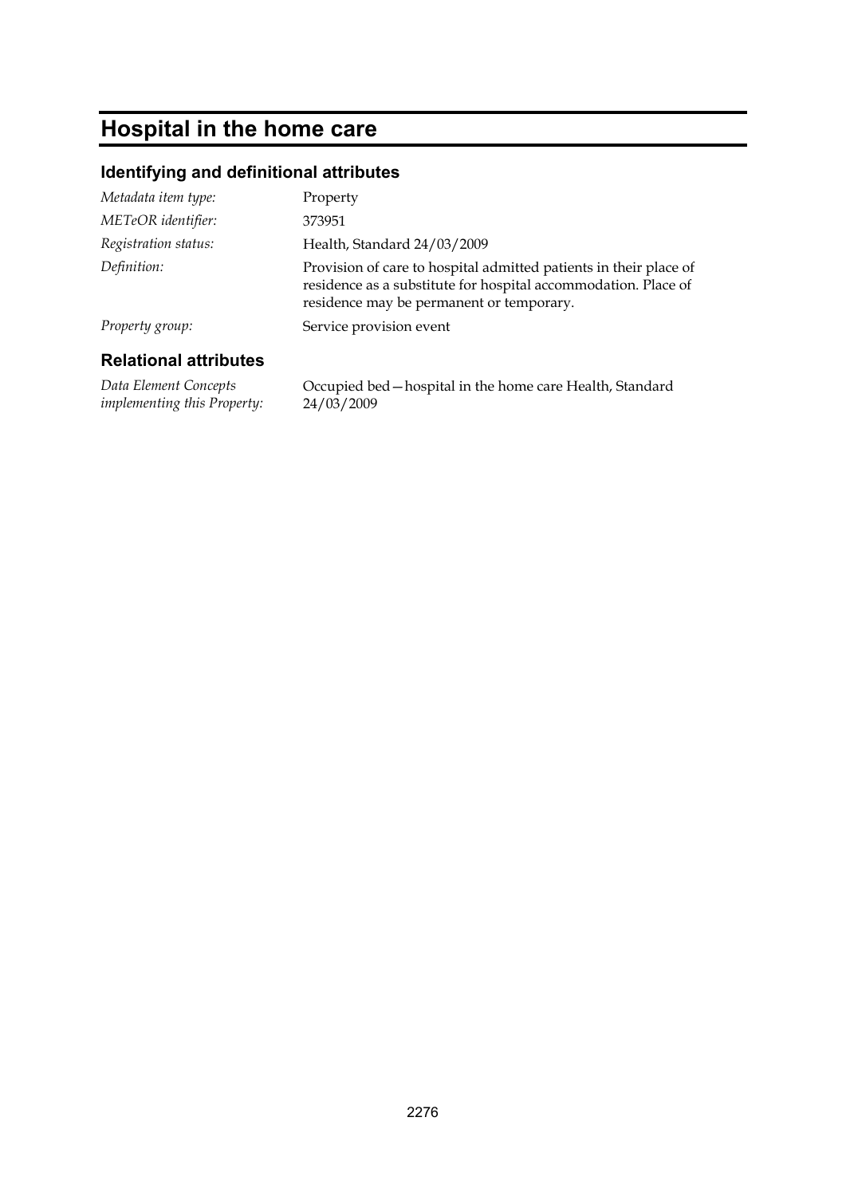# Hospital in the home care

## Identifying and definitional attributes

| | |
|---|---|
| *Metadata item type:* | Property |
| *METeOR identifier:* | 373951 |
| *Registration status:* | Health, Standard 24/03/2009 |
| *Definition:* | Provision of care to hospital admitted patients in their place of residence as a substitute for hospital accommodation. Place of residence may be permanent or temporary. |
| *Property group:* | Service provision event |

## Relational attributes

| | |
|---|---|
| *Data Element Concepts implementing this Property:* | Occupied bed—hospital in the home care Health, Standard 24/03/2009 |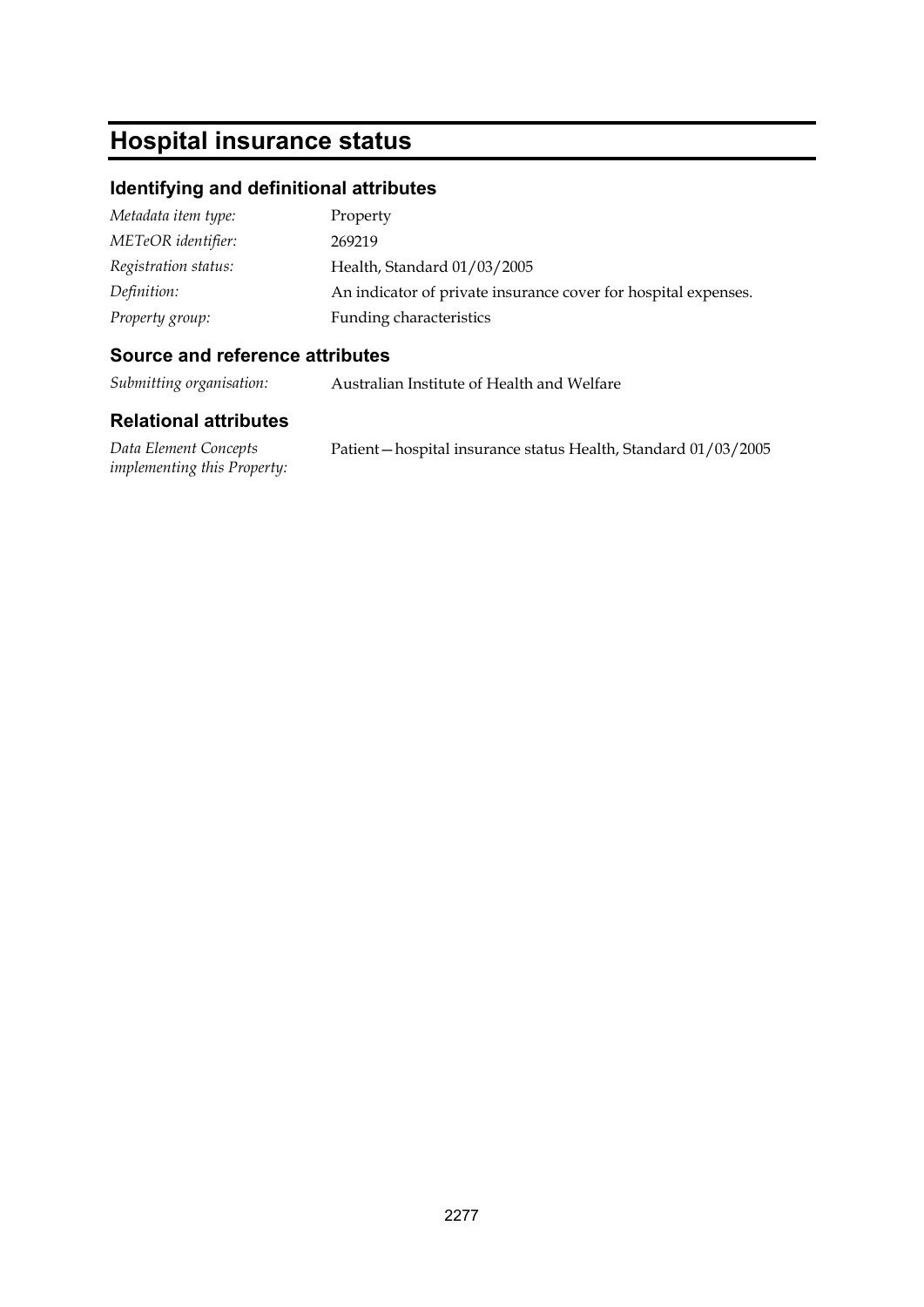# Hospital insurance status

## Identifying and definitional attributes

| | |
|---|---|
| *Metadata item type:* | Property |
| *METeOR identifier:* | 269219 |
| *Registration status:* | Health, Standard 01/03/2005 |
| *Definition:* | An indicator of private insurance cover for hospital expenses. |
| *Property group:* | Funding characteristics |

## Source and reference attributes

| | |
|---|---|
| *Submitting organisation:* | Australian Institute of Health and Welfare |

## Relational attributes

| | |
|---|---|
| *Data Element Concepts implementing this Property:* | Patient—hospital insurance status Health, Standard 01/03/2005 |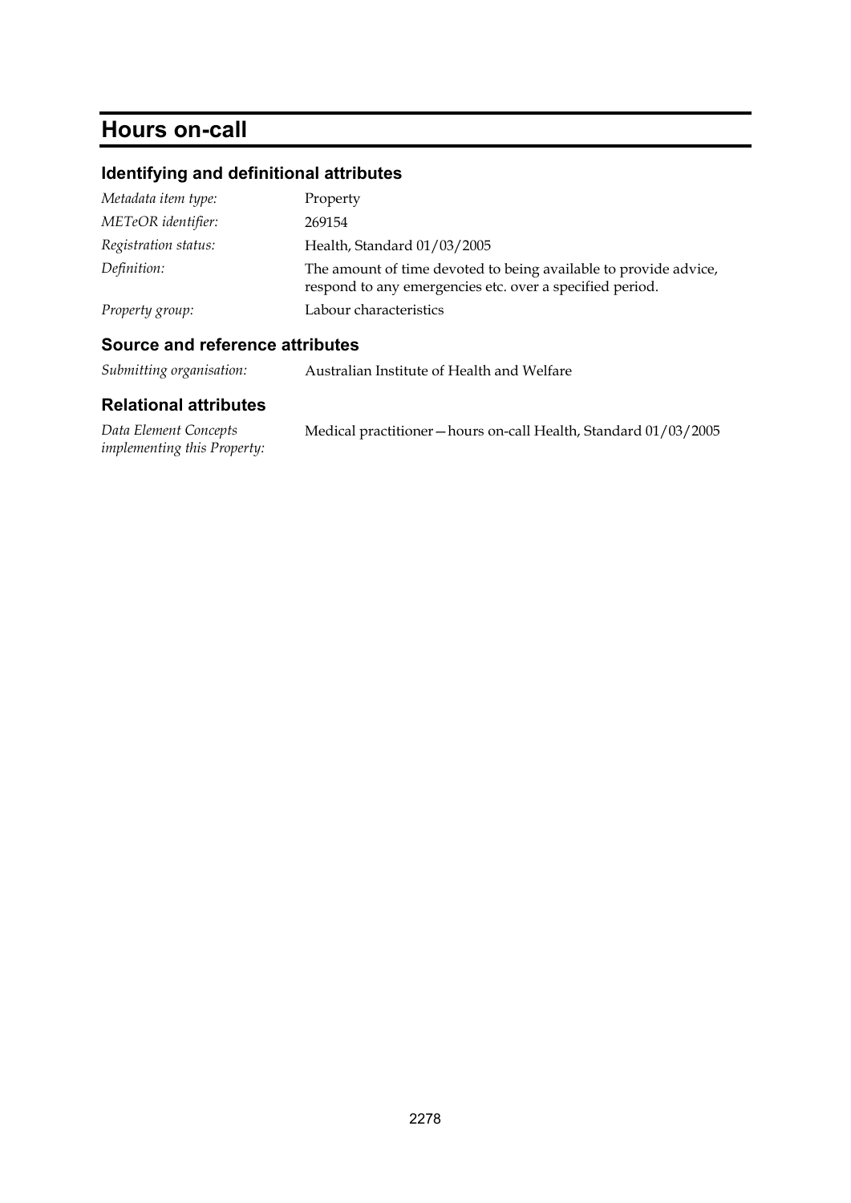# Hours on-call

## Identifying and definitional attributes

| | |
|---|---|
| *Metadata item type:* | Property |
| *METeOR identifier:* | 269154 |
| *Registration status:* | Health, Standard 01/03/2005 |
| *Definition:* | The amount of time devoted to being available to provide advice, respond to any emergencies etc. over a specified period. |
| *Property group:* | Labour characteristics |

## Source and reference attributes

| | |
|---|---|
| *Submitting organisation:* | Australian Institute of Health and Welfare |

## Relational attributes

| | |
|---|---|
| *Data Element Concepts implementing this Property:* | Medical practitioner—hours on-call Health, Standard 01/03/2005 |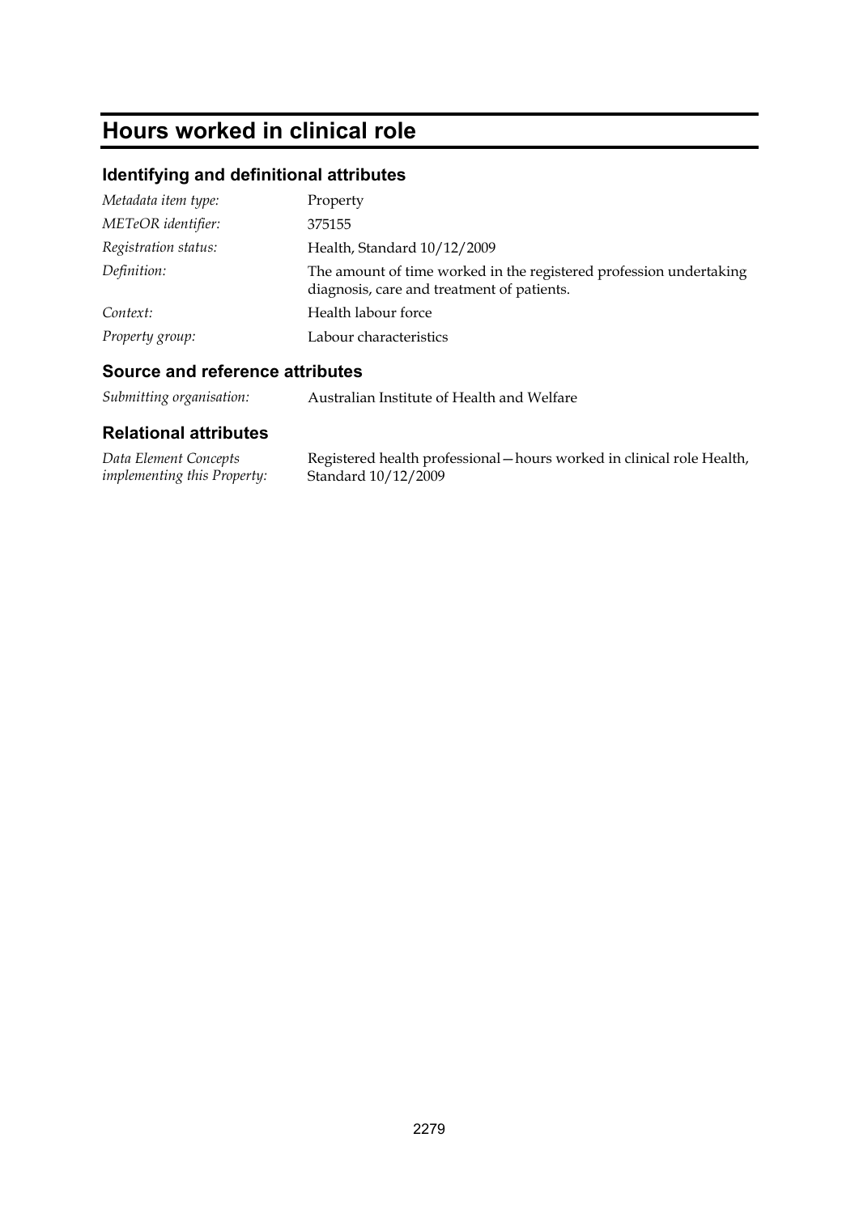# Hours worked in clinical role

## Identifying and definitional attributes

| | |
|---|---|
| *Metadata item type:* | Property |
| *METeOR identifier:* | 375155 |
| *Registration status:* | Health, Standard 10/12/2009 |
| *Definition:* | The amount of time worked in the registered profession undertaking diagnosis, care and treatment of patients. |
| *Context:* | Health labour force |
| *Property group:* | Labour characteristics |

## Source and reference attributes

| | |
|---|---|
| *Submitting organisation:* | Australian Institute of Health and Welfare |

## Relational attributes

| | |
|---|---|
| *Data Element Concepts implementing this Property:* | Registered health professional—hours worked in clinical role Health, Standard 10/12/2009 |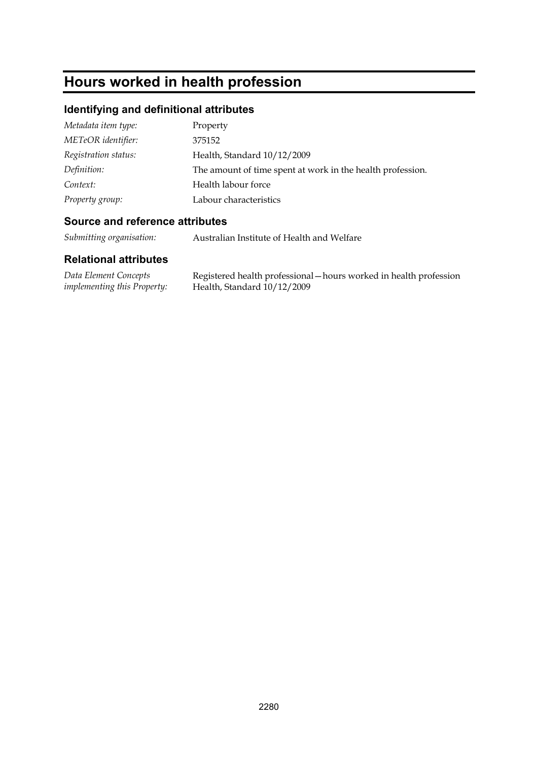# Hours worked in health profession

## Identifying and definitional attributes

| | |
|---|---|
| *Metadata item type:* | Property |
| *METeOR identifier:* | 375152 |
| *Registration status:* | Health, Standard 10/12/2009 |
| *Definition:* | The amount of time spent at work in the health profession. |
| *Context:* | Health labour force |
| *Property group:* | Labour characteristics |

## Source and reference attributes

| | |
|---|---|
| *Submitting organisation:* | Australian Institute of Health and Welfare |

## Relational attributes

| | |
|---|---|
| *Data Element Concepts implementing this Property:* | Registered health professional—hours worked in health profession Health, Standard 10/12/2009 |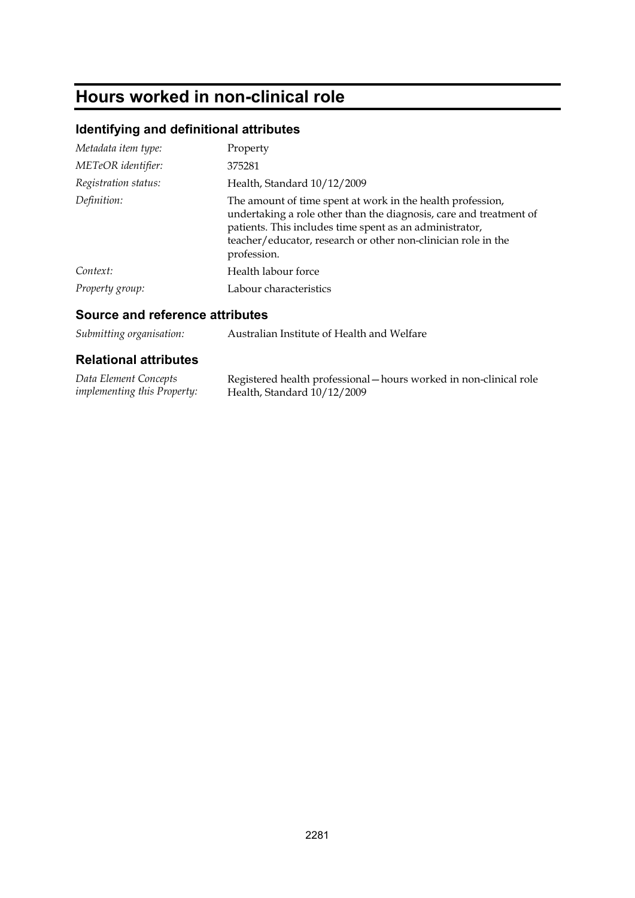# Hours worked in non-clinical role

## Identifying and definitional attributes

| | |
|---|---|
| *Metadata item type:* | Property |
| *METeOR identifier:* | 375281 |
| *Registration status:* | Health, Standard 10/12/2009 |
| *Definition:* | The amount of time spent at work in the health profession, undertaking a role other than the diagnosis, care and treatment of patients. This includes time spent as an administrator, teacher/educator, research or other non-clinician role in the profession. |
| *Context:* | Health labour force |
| *Property group:* | Labour characteristics |

## Source and reference attributes

| | |
|---|---|
| *Submitting organisation:* | Australian Institute of Health and Welfare |

## Relational attributes

| | |
|---|---|
| *Data Element Concepts implementing this Property:* | Registered health professional—hours worked in non-clinical role Health, Standard 10/12/2009 |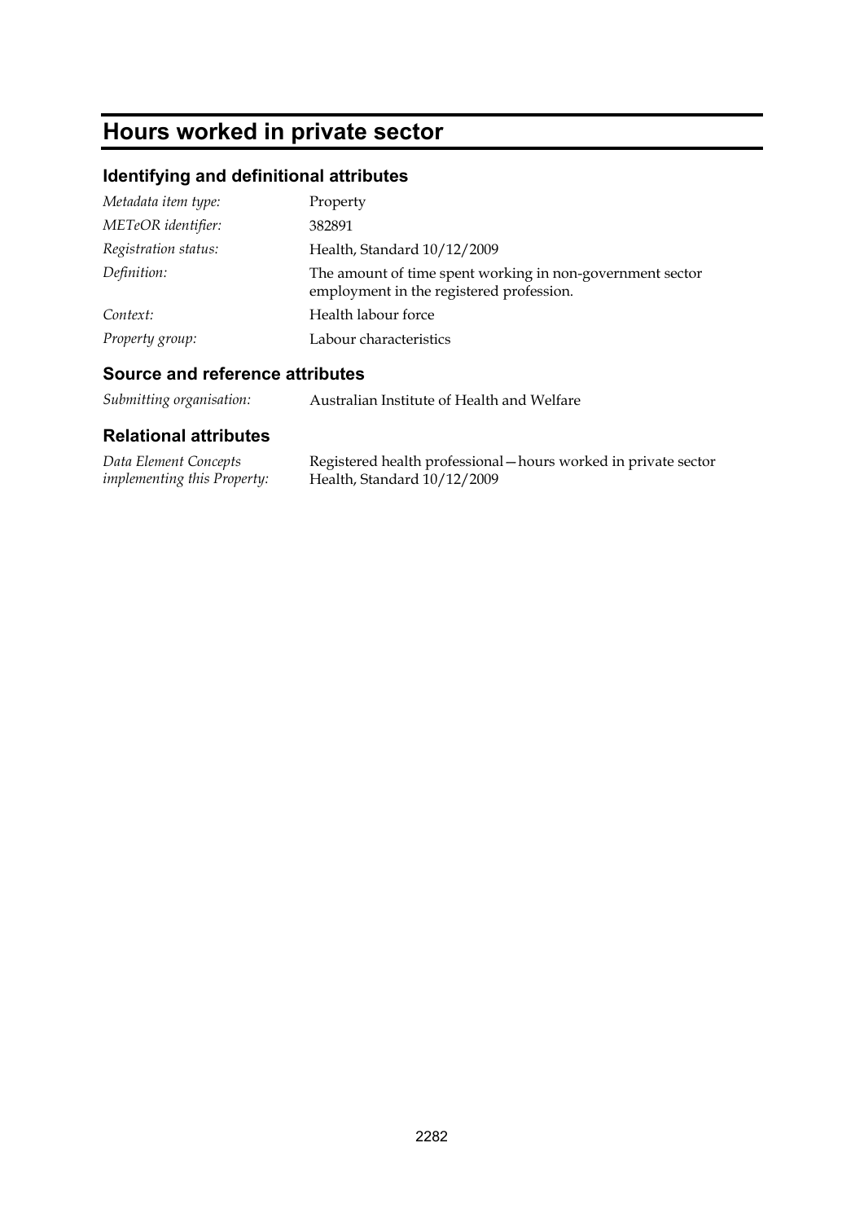# Hours worked in private sector

## Identifying and definitional attributes

| | |
|---|---|
| *Metadata item type:* | Property |
| *METeOR identifier:* | 382891 |
| *Registration status:* | Health, Standard 10/12/2009 |
| *Definition:* | The amount of time spent working in non-government sector employment in the registered profession. |
| *Context:* | Health labour force |
| *Property group:* | Labour characteristics |

## Source and reference attributes

| | |
|---|---|
| *Submitting organisation:* | Australian Institute of Health and Welfare |

## Relational attributes

| | |
|---|---|
| *Data Element Concepts implementing this Property:* | Registered health professional—hours worked in private sector Health, Standard 10/12/2009 |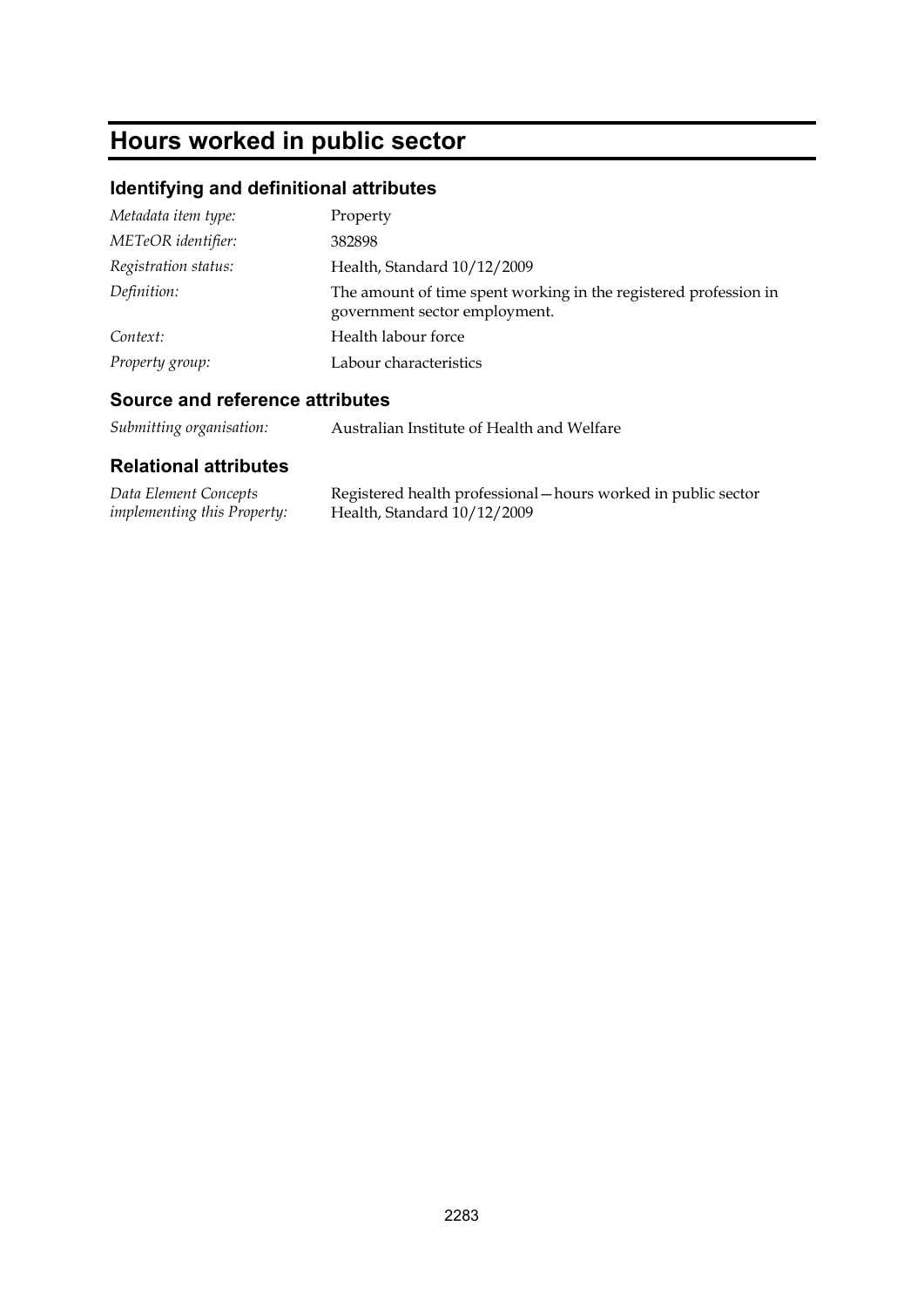# Hours worked in public sector

## Identifying and definitional attributes

| | |
|---|---|
| *Metadata item type:* | Property |
| *METeOR identifier:* | 382898 |
| *Registration status:* | Health, Standard 10/12/2009 |
| *Definition:* | The amount of time spent working in the registered profession in government sector employment. |
| *Context:* | Health labour force |
| *Property group:* | Labour characteristics |

## Source and reference attributes

| | |
|---|---|
| *Submitting organisation:* | Australian Institute of Health and Welfare |

## Relational attributes

| | |
|---|---|
| *Data Element Concepts implementing this Property:* | Registered health professional—hours worked in public sector<br>Health, Standard 10/12/2009 |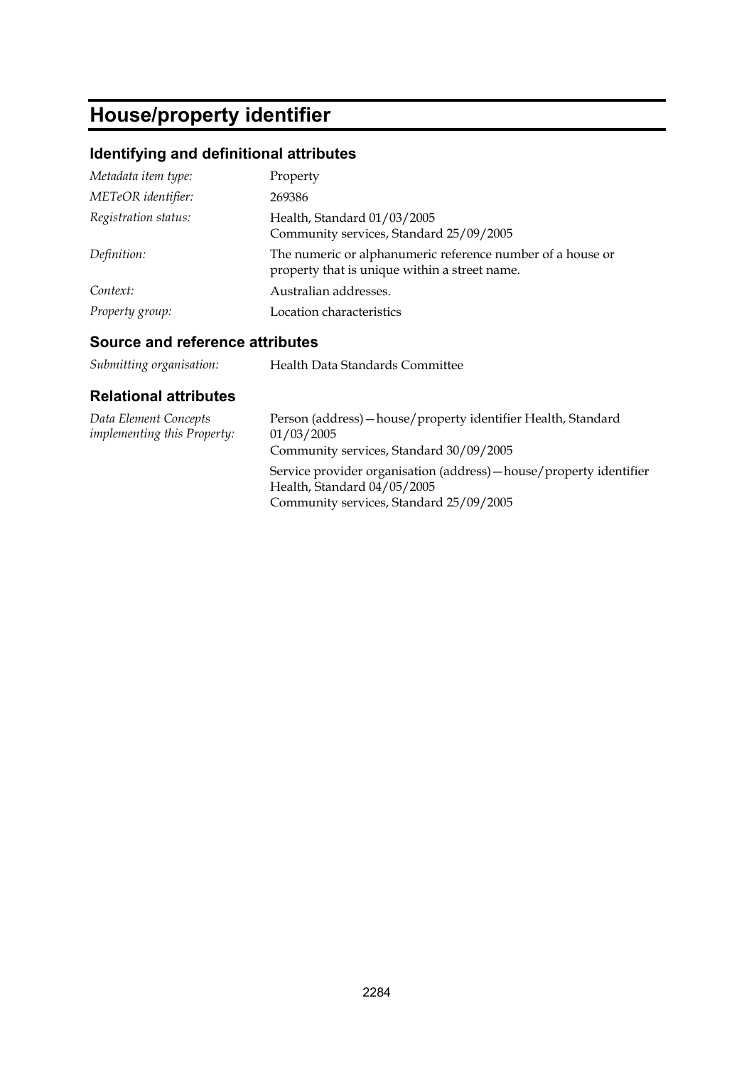# House/property identifier

## Identifying and definitional attributes

| | |
|---|---|
| *Metadata item type:* | Property |
| *METeOR identifier:* | 269386 |
| *Registration status:* | Health, Standard 01/03/2005<br>Community services, Standard 25/09/2005 |
| *Definition:* | The numeric or alphanumeric reference number of a house or property that is unique within a street name. |
| *Context:* | Australian addresses. |
| *Property group:* | Location characteristics |

## Source and reference attributes

| | |
|---|---|
| *Submitting organisation:* | Health Data Standards Committee |

## Relational attributes

| | |
|---|---|
| *Data Element Concepts implementing this Property:* | Person (address)—house/property identifier Health, Standard 01/03/2005<br>Community services, Standard 30/09/2005 |
| | Service provider organisation (address)—house/property identifier Health, Standard 04/05/2005<br>Community services, Standard 25/09/2005 |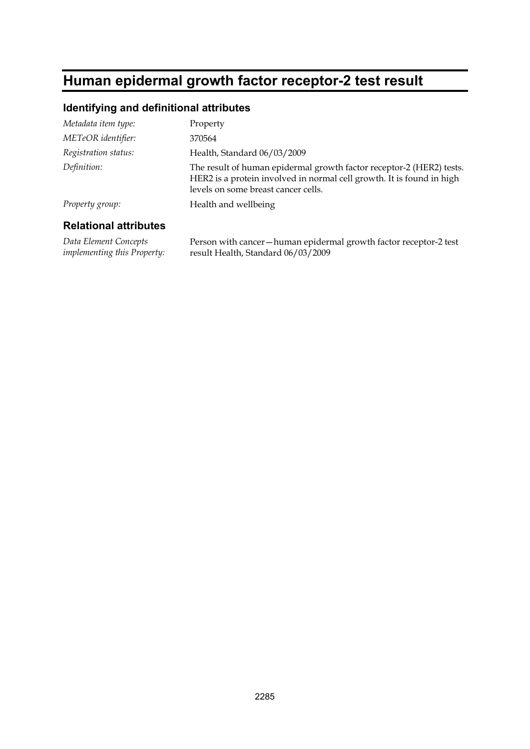# Human epidermal growth factor receptor-2 test result

## Identifying and definitional attributes

| | |
|---|---|
| *Metadata item type:* | Property |
| *METeOR identifier:* | 370564 |
| *Registration status:* | Health, Standard 06/03/2009 |
| *Definition:* | The result of human epidermal growth factor receptor-2 (HER2) tests. HER2 is a protein involved in normal cell growth. It is found in high levels on some breast cancer cells. |
| *Property group:* | Health and wellbeing |

## Relational attributes

| | |
|---|---|
| *Data Element Concepts implementing this Property:* | Person with cancer—human epidermal growth factor receptor-2 test result Health, Standard 06/03/2009 |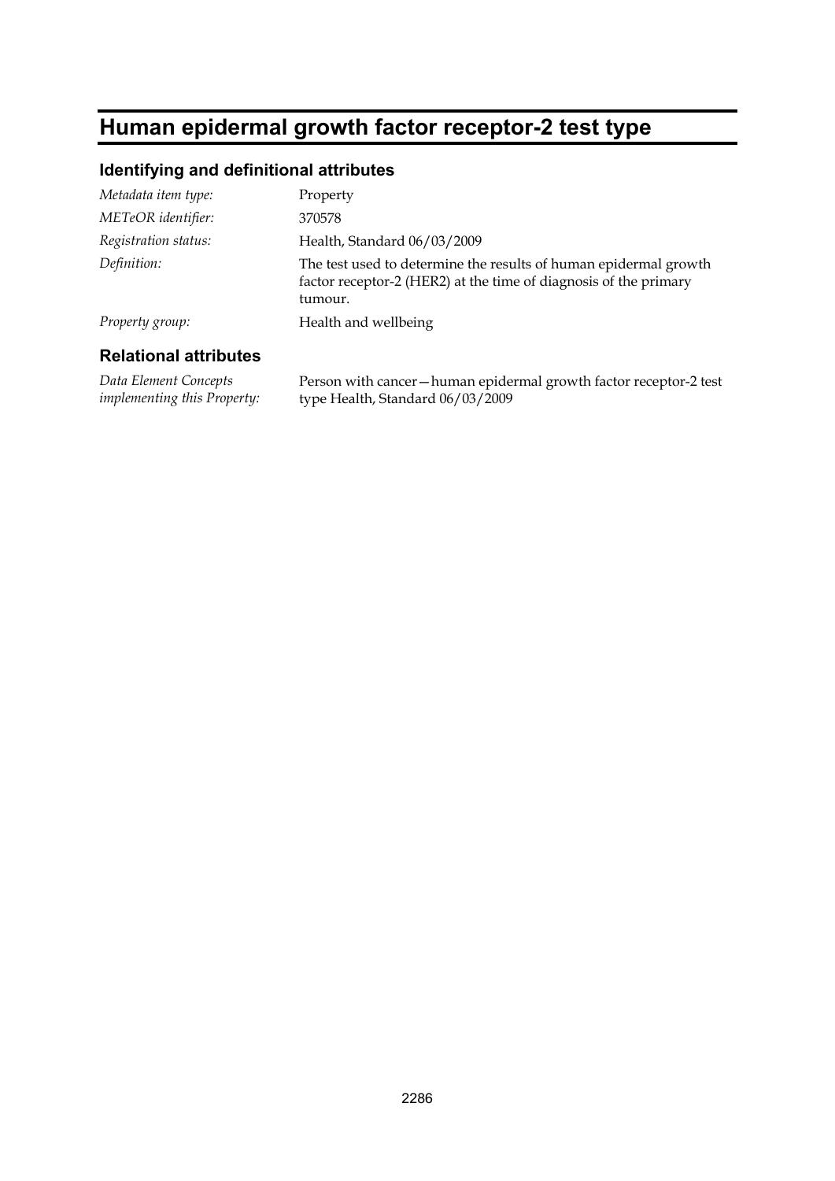# Human epidermal growth factor receptor-2 test type

## Identifying and definitional attributes

| | |
|---|---|
| *Metadata item type:* | Property |
| *METeOR identifier:* | 370578 |
| *Registration status:* | Health, Standard 06/03/2009 |
| *Definition:* | The test used to determine the results of human epidermal growth factor receptor-2 (HER2) at the time of diagnosis of the primary tumour. |
| *Property group:* | Health and wellbeing |

## Relational attributes

| | |
|---|---|
| *Data Element Concepts implementing this Property:* | Person with cancer—human epidermal growth factor receptor-2 test type Health, Standard 06/03/2009 |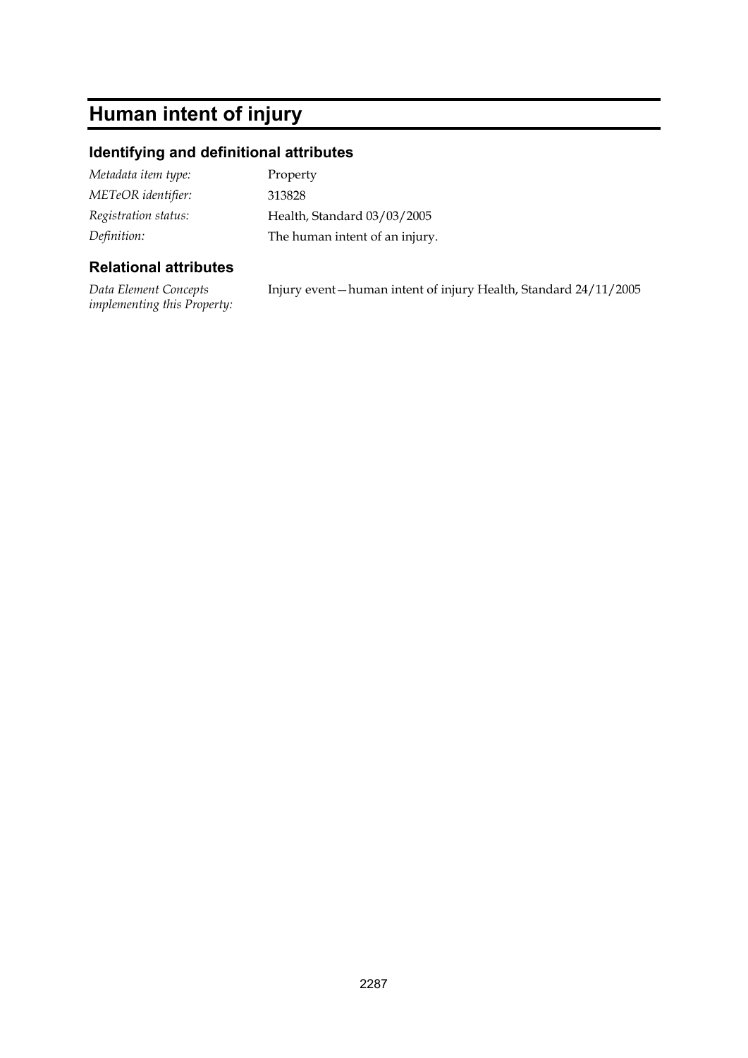# Human intent of injury

## Identifying and definitional attributes

| | |
|---|---|
| *Metadata item type:* | Property |
| *METeOR identifier:* | 313828 |
| *Registration status:* | Health, Standard 03/03/2005 |
| *Definition:* | The human intent of an injury. |

## Relational attributes

| | |
|---|---|
| *Data Element Concepts implementing this Property:* | Injury event—human intent of injury Health, Standard 24/11/2005 |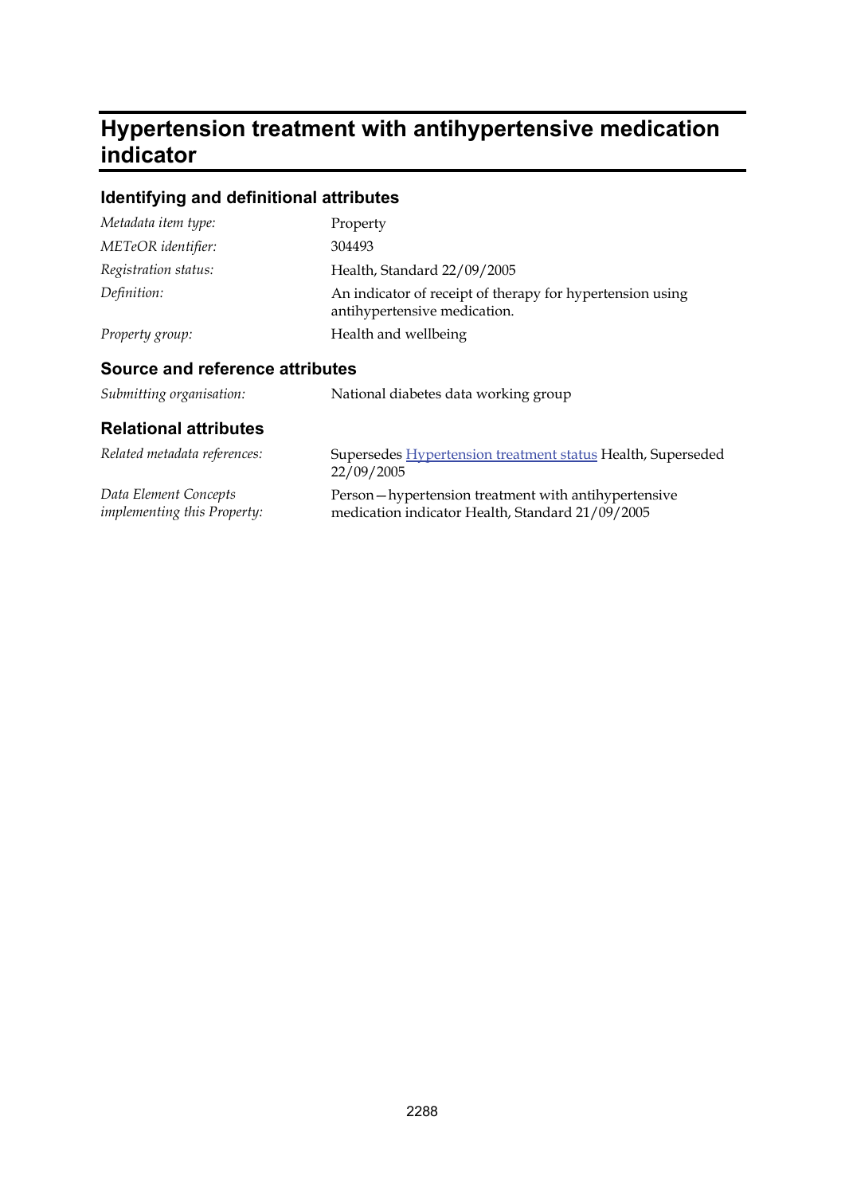# Hypertension treatment with antihypertensive medication indicator

## Identifying and definitional attributes

| | |
|---|---|
| *Metadata item type:* | Property |
| *METeOR identifier:* | 304493 |
| *Registration status:* | Health, Standard 22/09/2005 |
| *Definition:* | An indicator of receipt of therapy for hypertension using antihypertensive medication. |
| *Property group:* | Health and wellbeing |

## Source and reference attributes

| | |
|---|---|
| *Submitting organisation:* | National diabetes data working group |

## Relational attributes

| | |
|---|---|
| *Related metadata references:* | Supersedes Hypertension treatment status Health, Superseded 22/09/2005 |
| *Data Element Concepts implementing this Property:* | Person—hypertension treatment with antihypertensive medication indicator Health, Standard 21/09/2005 |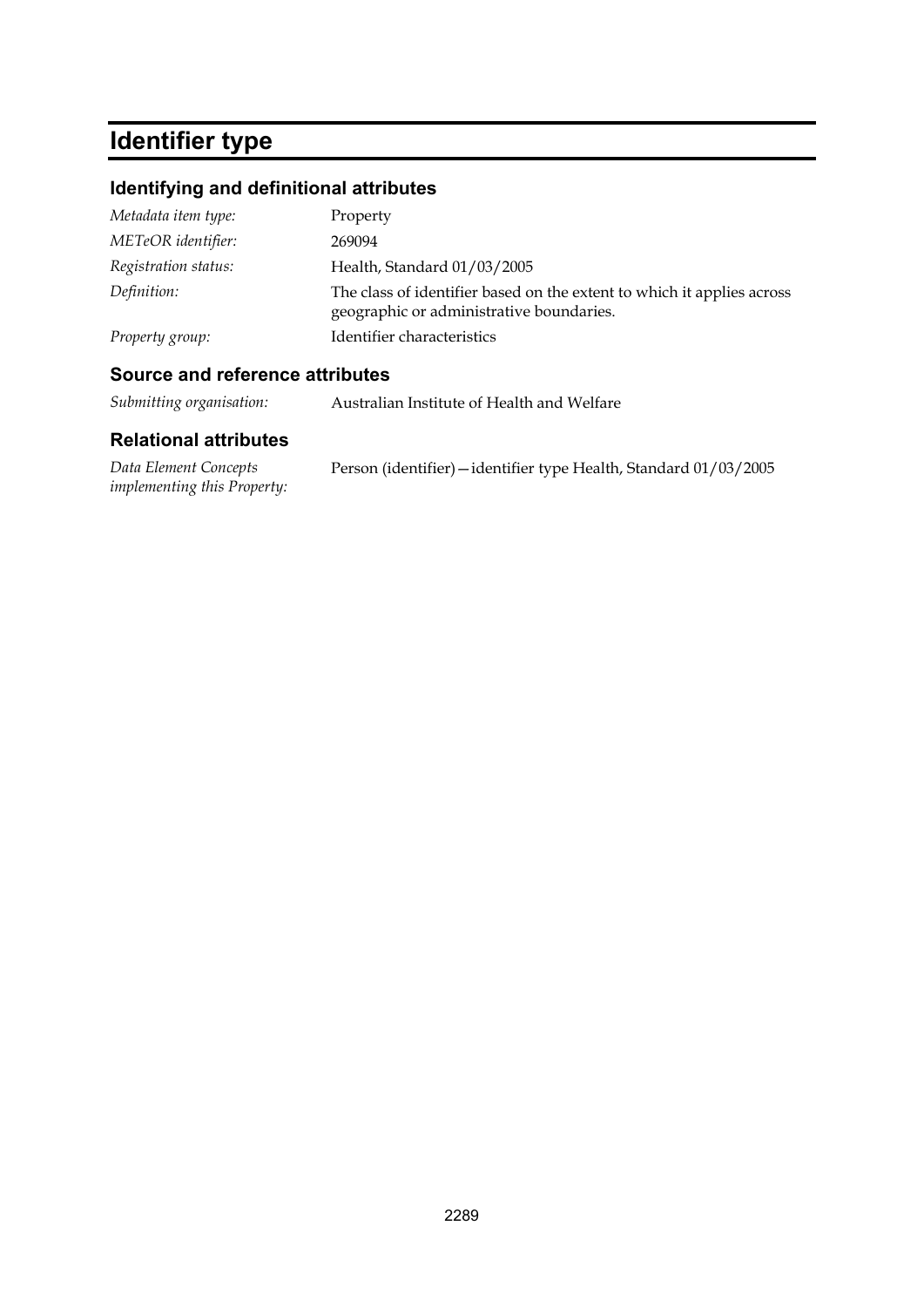# Identifier type

## Identifying and definitional attributes

| | |
|---|---|
| *Metadata item type:* | Property |
| *METeOR identifier:* | 269094 |
| *Registration status:* | Health, Standard 01/03/2005 |
| *Definition:* | The class of identifier based on the extent to which it applies across geographic or administrative boundaries. |
| *Property group:* | Identifier characteristics |

## Source and reference attributes

| | |
|---|---|
| *Submitting organisation:* | Australian Institute of Health and Welfare |

## Relational attributes

| | |
|---|---|
| *Data Element Concepts implementing this Property:* | Person (identifier)—identifier type Health, Standard 01/03/2005 |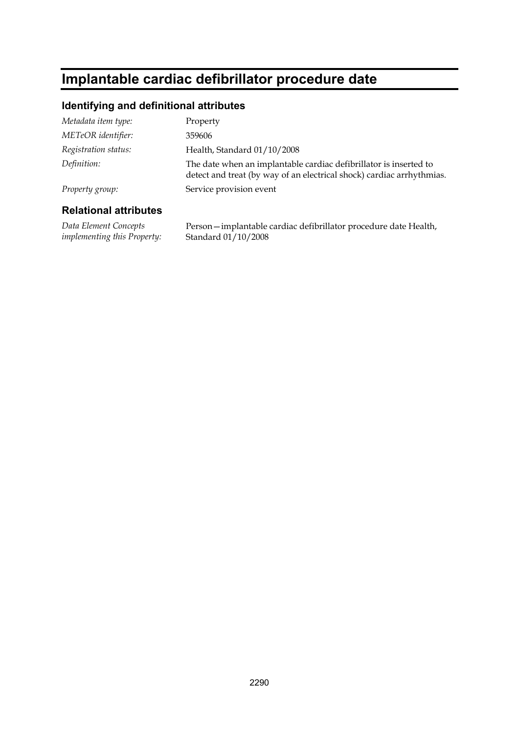# Implantable cardiac defibrillator procedure date

## Identifying and definitional attributes

| | |
|---|---|
| *Metadata item type:* | Property |
| *METeOR identifier:* | 359606 |
| *Registration status:* | Health, Standard 01/10/2008 |
| *Definition:* | The date when an implantable cardiac defibrillator is inserted to detect and treat (by way of an electrical shock) cardiac arrhythmias. |
| *Property group:* | Service provision event |

## Relational attributes

| | |
|---|---|
| *Data Element Concepts implementing this Property:* | Person—implantable cardiac defibrillator procedure date Health, Standard 01/10/2008 |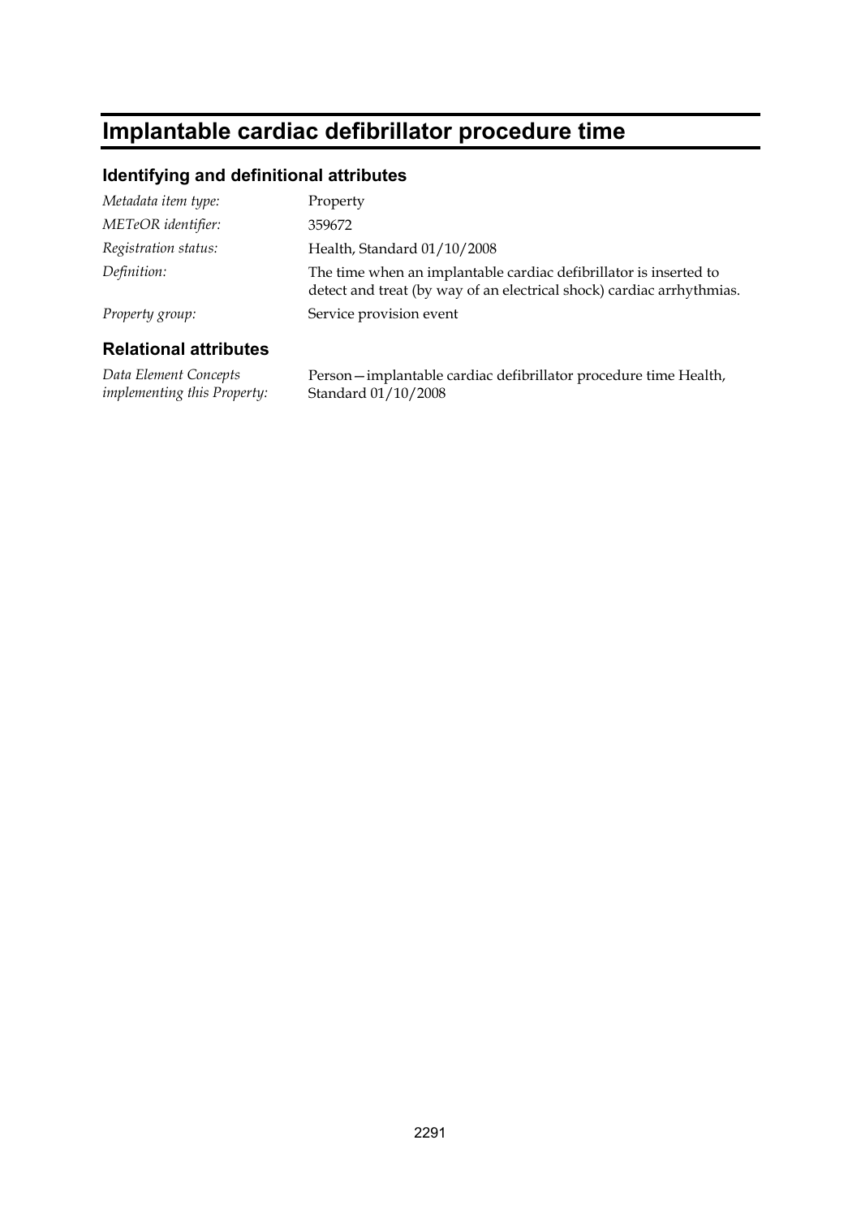# Implantable cardiac defibrillator procedure time

## Identifying and definitional attributes

| | |
|---|---|
| *Metadata item type:* | Property |
| *METeOR identifier:* | 359672 |
| *Registration status:* | Health, Standard 01/10/2008 |
| *Definition:* | The time when an implantable cardiac defibrillator is inserted to detect and treat (by way of an electrical shock) cardiac arrhythmias. |
| *Property group:* | Service provision event |

## Relational attributes

| | |
|---|---|
| *Data Element Concepts implementing this Property:* | Person—implantable cardiac defibrillator procedure time Health, Standard 01/10/2008 |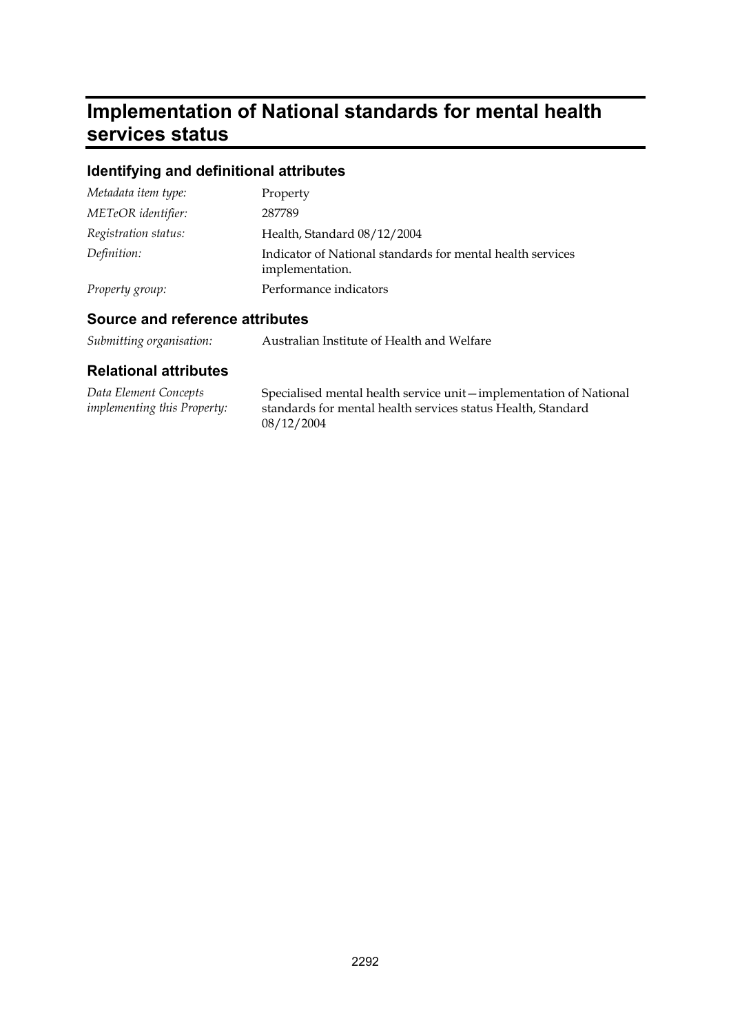# Implementation of National standards for mental health services status

## Identifying and definitional attributes

| | |
|---|---|
| *Metadata item type:* | Property |
| *METeOR identifier:* | 287789 |
| *Registration status:* | Health, Standard 08/12/2004 |
| *Definition:* | Indicator of National standards for mental health services implementation. |
| *Property group:* | Performance indicators |

## Source and reference attributes

| | |
|---|---|
| *Submitting organisation:* | Australian Institute of Health and Welfare |

## Relational attributes

| | |
|---|---|
| *Data Element Concepts implementing this Property:* | Specialised mental health service unit—implementation of National standards for mental health services status Health, Standard 08/12/2004 |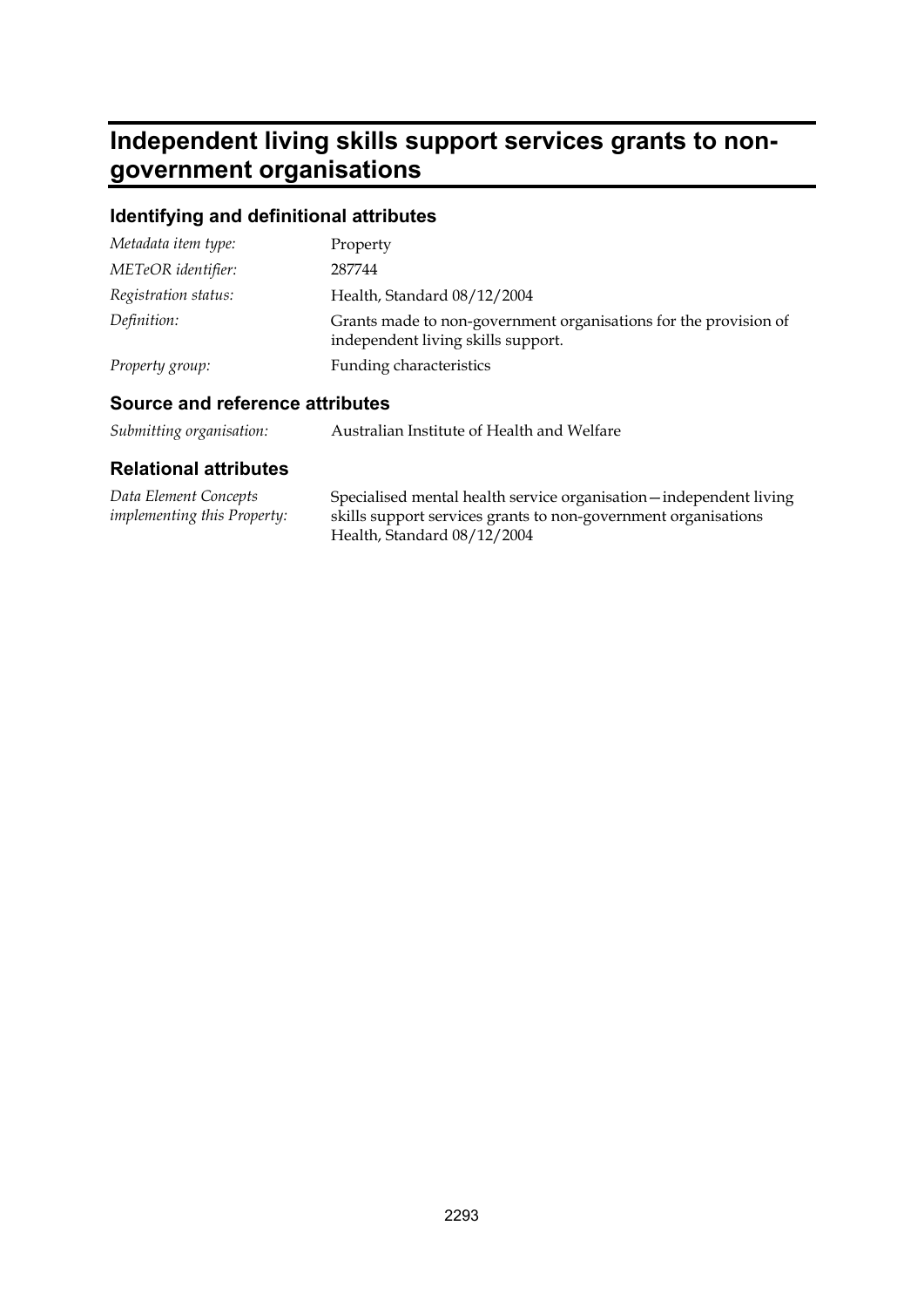# Independent living skills support services grants to non-government organisations

## Identifying and definitional attributes

| | |
|---|---|
| *Metadata item type:* | Property |
| *METeOR identifier:* | 287744 |
| *Registration status:* | Health, Standard 08/12/2004 |
| *Definition:* | Grants made to non-government organisations for the provision of independent living skills support. |
| *Property group:* | Funding characteristics |

## Source and reference attributes

| | |
|---|---|
| *Submitting organisation:* | Australian Institute of Health and Welfare |

## Relational attributes

| | |
|---|---|
| *Data Element Concepts implementing this Property:* | Specialised mental health service organisation—independent living skills support services grants to non-government organisations Health, Standard 08/12/2004 |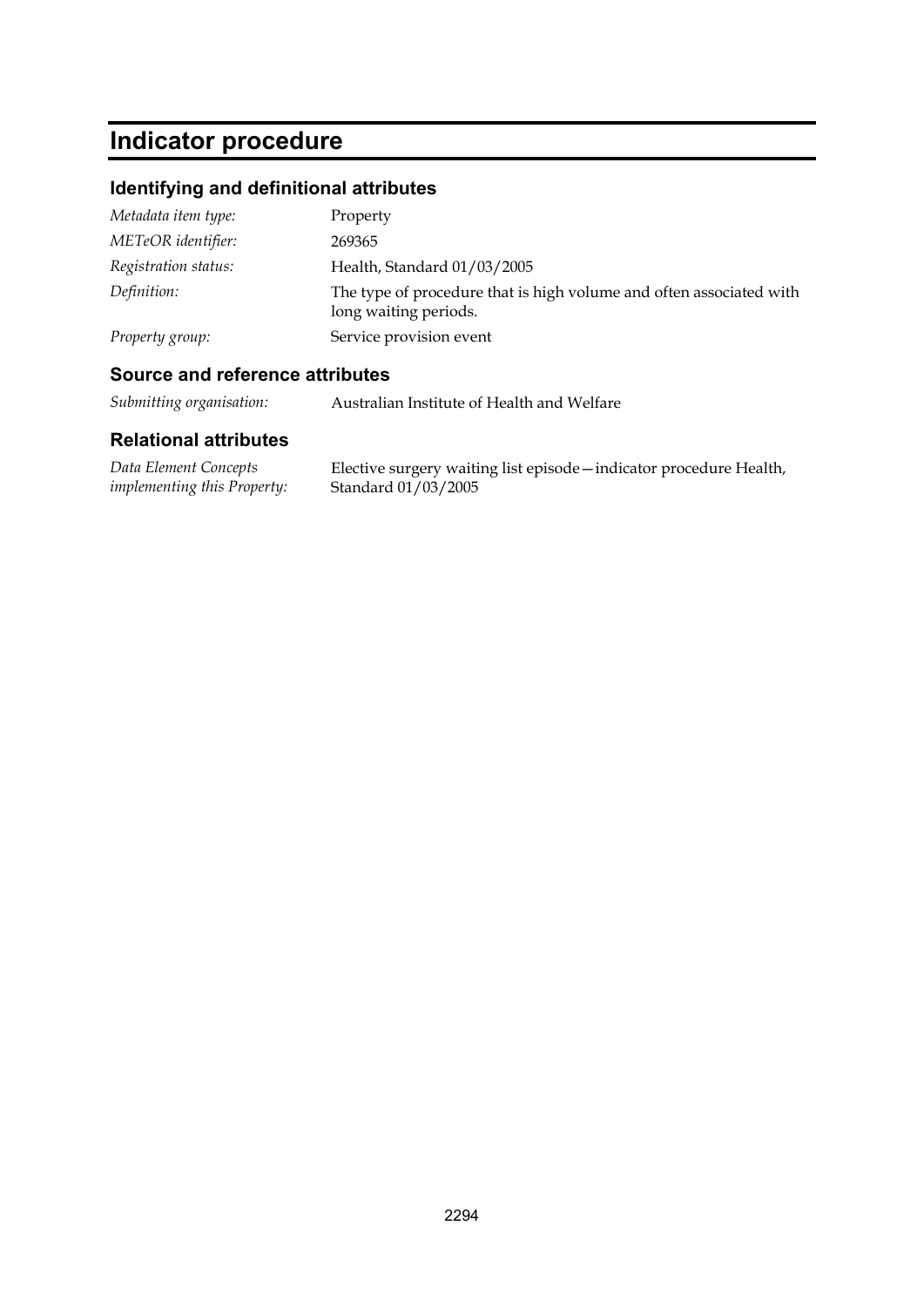# Indicator procedure

## Identifying and definitional attributes

| | |
|---|---|
| *Metadata item type:* | Property |
| *METeOR identifier:* | 269365 |
| *Registration status:* | Health, Standard 01/03/2005 |
| *Definition:* | The type of procedure that is high volume and often associated with long waiting periods. |
| *Property group:* | Service provision event |

## Source and reference attributes

| | |
|---|---|
| *Submitting organisation:* | Australian Institute of Health and Welfare |

## Relational attributes

| | |
|---|---|
| *Data Element Concepts implementing this Property:* | Elective surgery waiting list episode—indicator procedure Health, Standard 01/03/2005 |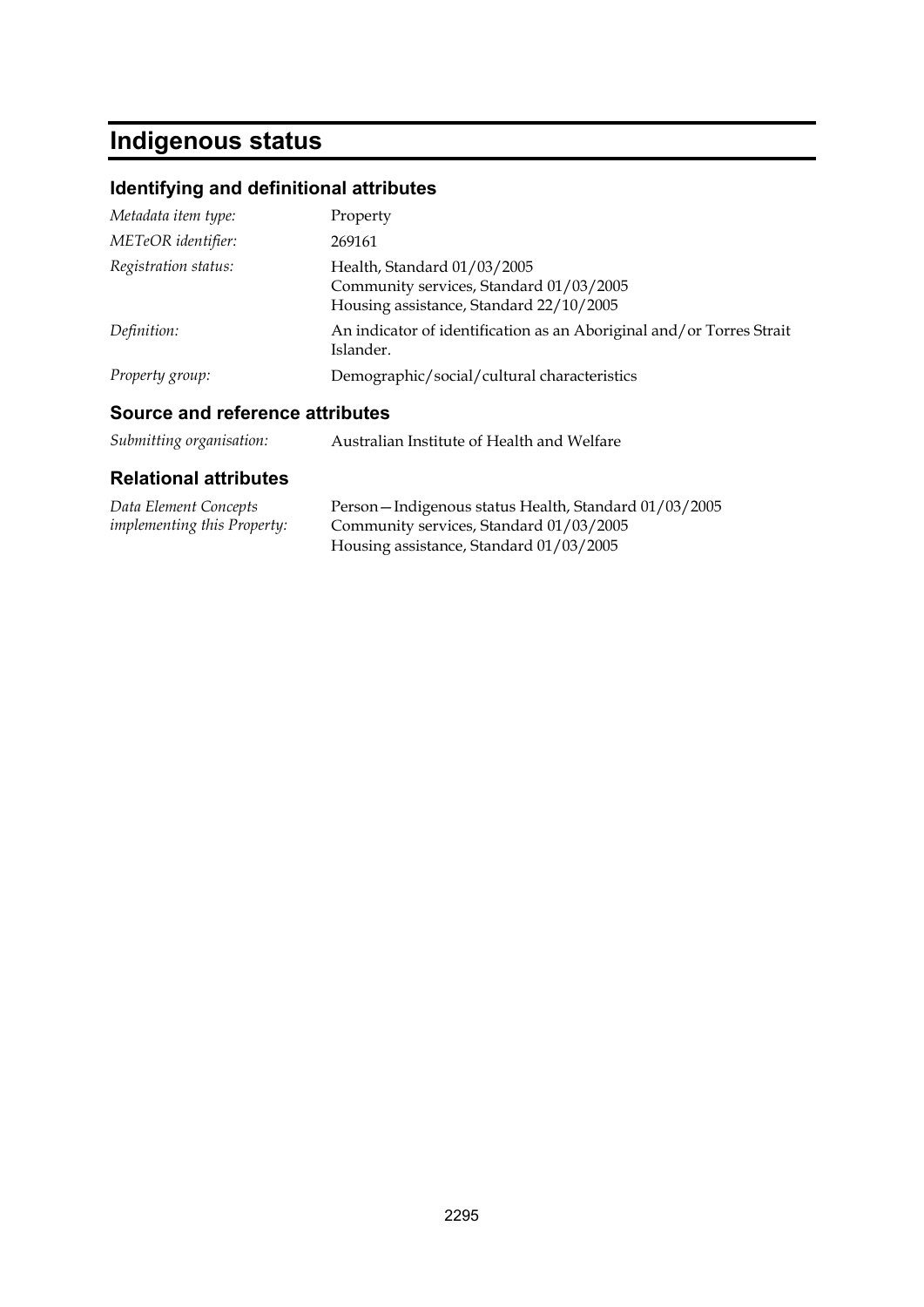# Indigenous status

## Identifying and definitional attributes

| | |
|---|---|
| *Metadata item type:* | Property |
| *METeOR identifier:* | 269161 |
| *Registration status:* | Health, Standard 01/03/2005<br>Community services, Standard 01/03/2005<br>Housing assistance, Standard 22/10/2005 |
| *Definition:* | An indicator of identification as an Aboriginal and/or Torres Strait Islander. |
| *Property group:* | Demographic/social/cultural characteristics |

## Source and reference attributes

| | |
|---|---|
| *Submitting organisation:* | Australian Institute of Health and Welfare |

## Relational attributes

| | |
|---|---|
| *Data Element Concepts implementing this Property:* | Person—Indigenous status Health, Standard 01/03/2005<br>Community services, Standard 01/03/2005<br>Housing assistance, Standard 01/03/2005 |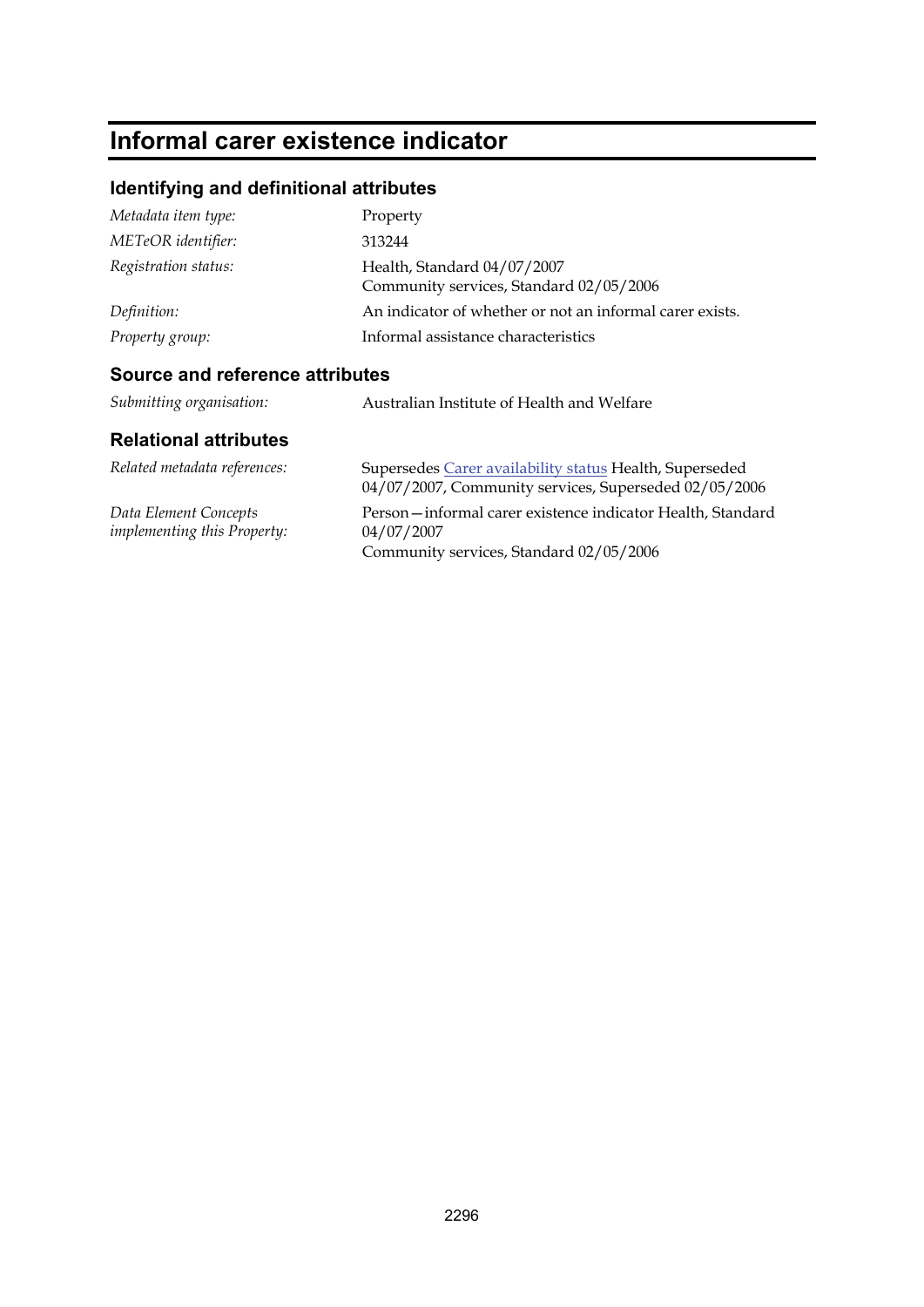# Informal carer existence indicator

## Identifying and definitional attributes

| | |
|---|---|
| *Metadata item type:* | Property |
| *METeOR identifier:* | 313244 |
| *Registration status:* | Health, Standard 04/07/2007<br>Community services, Standard 02/05/2006 |
| *Definition:* | An indicator of whether or not an informal carer exists. |
| *Property group:* | Informal assistance characteristics |

## Source and reference attributes

| | |
|---|---|
| *Submitting organisation:* | Australian Institute of Health and Welfare |

## Relational attributes

| | |
|---|---|
| *Related metadata references:* | Supersedes Carer availability status Health, Superseded 04/07/2007, Community services, Superseded 02/05/2006 |
| *Data Element Concepts implementing this Property:* | Person—informal carer existence indicator Health, Standard 04/07/2007<br>Community services, Standard 02/05/2006 |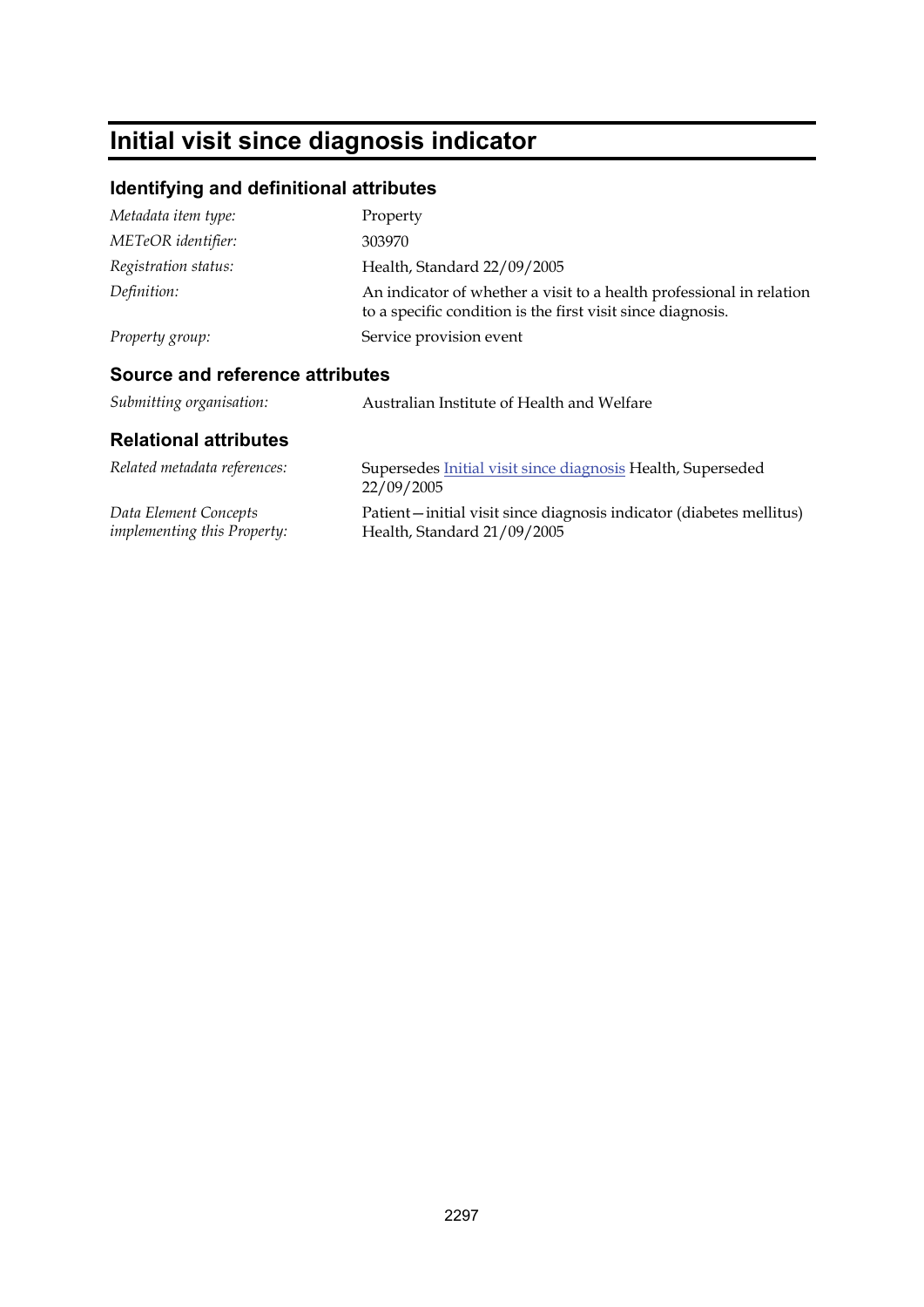# Initial visit since diagnosis indicator

## Identifying and definitional attributes

| | |
|---|---|
| *Metadata item type:* | Property |
| *METeOR identifier:* | 303970 |
| *Registration status:* | Health, Standard 22/09/2005 |
| *Definition:* | An indicator of whether a visit to a health professional in relation to a specific condition is the first visit since diagnosis. |
| *Property group:* | Service provision event |

## Source and reference attributes

| | |
|---|---|
| *Submitting organisation:* | Australian Institute of Health and Welfare |

## Relational attributes

| | |
|---|---|
| *Related metadata references:* | Supersedes Initial visit since diagnosis Health, Superseded 22/09/2005 |
| *Data Element Concepts implementing this Property:* | Patient—initial visit since diagnosis indicator (diabetes mellitus) Health, Standard 21/09/2005 |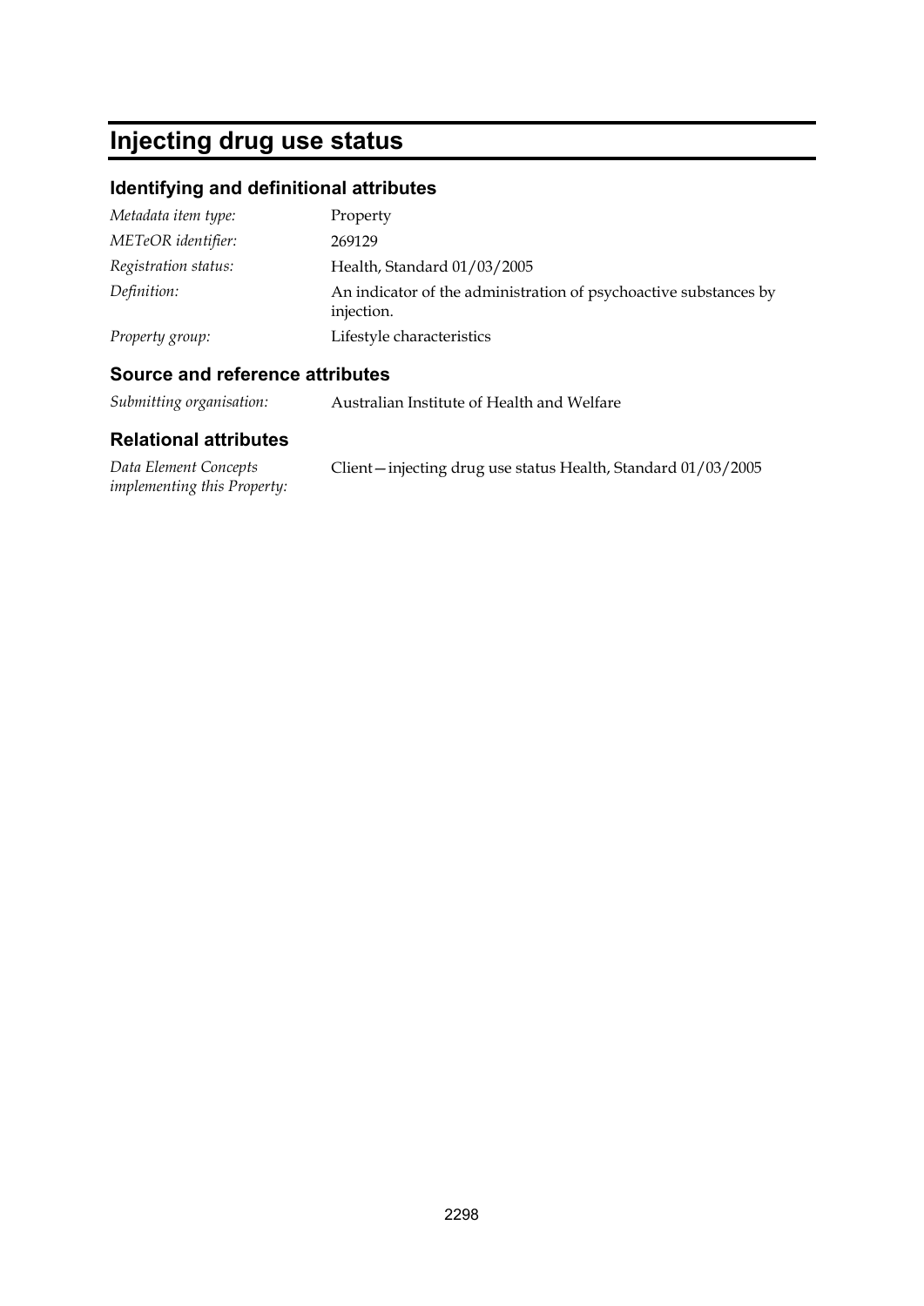# Injecting drug use status

## Identifying and definitional attributes

| | |
|---|---|
| *Metadata item type:* | Property |
| *METeOR identifier:* | 269129 |
| *Registration status:* | Health, Standard 01/03/2005 |
| *Definition:* | An indicator of the administration of psychoactive substances by injection. |
| *Property group:* | Lifestyle characteristics |

## Source and reference attributes

| | |
|---|---|
| *Submitting organisation:* | Australian Institute of Health and Welfare |

## Relational attributes

| | |
|---|---|
| *Data Element Concepts implementing this Property:* | Client—injecting drug use status Health, Standard 01/03/2005 |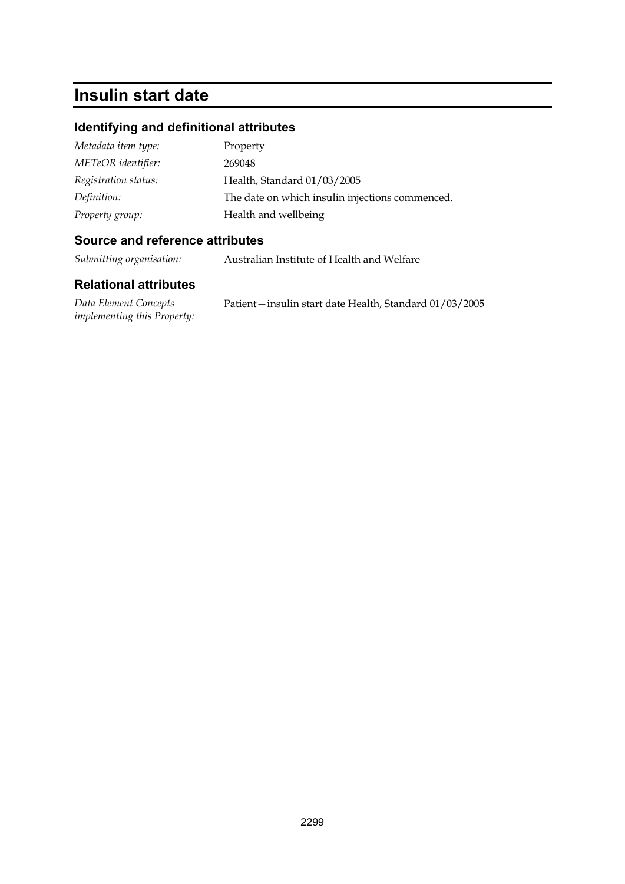# Insulin start date

## Identifying and definitional attributes

| | |
|---|---|
| *Metadata item type:* | Property |
| *METeOR identifier:* | 269048 |
| *Registration status:* | Health, Standard 01/03/2005 |
| *Definition:* | The date on which insulin injections commenced. |
| *Property group:* | Health and wellbeing |

## Source and reference attributes

| | |
|---|---|
| *Submitting organisation:* | Australian Institute of Health and Welfare |

## Relational attributes

| | |
|---|---|
| *Data Element Concepts implementing this Property:* | Patient—insulin start date Health, Standard 01/03/2005 |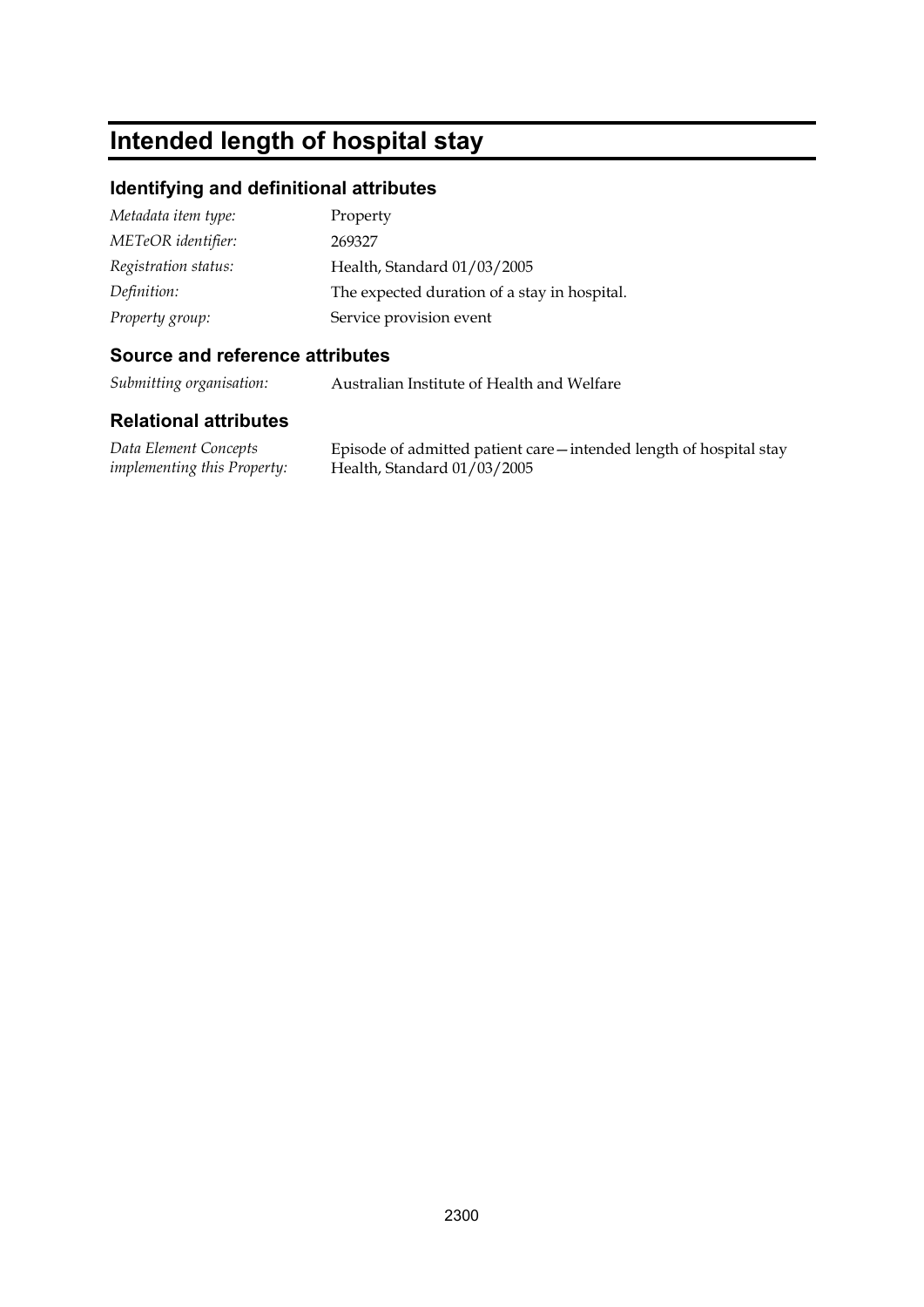# Intended length of hospital stay

## Identifying and definitional attributes

| | |
|---|---|
| *Metadata item type:* | Property |
| *METeOR identifier:* | 269327 |
| *Registration status:* | Health, Standard 01/03/2005 |
| *Definition:* | The expected duration of a stay in hospital. |
| *Property group:* | Service provision event |

## Source and reference attributes

| | |
|---|---|
| *Submitting organisation:* | Australian Institute of Health and Welfare |

## Relational attributes

| | |
|---|---|
| *Data Element Concepts implementing this Property:* | Episode of admitted patient care—intended length of hospital stay Health, Standard 01/03/2005 |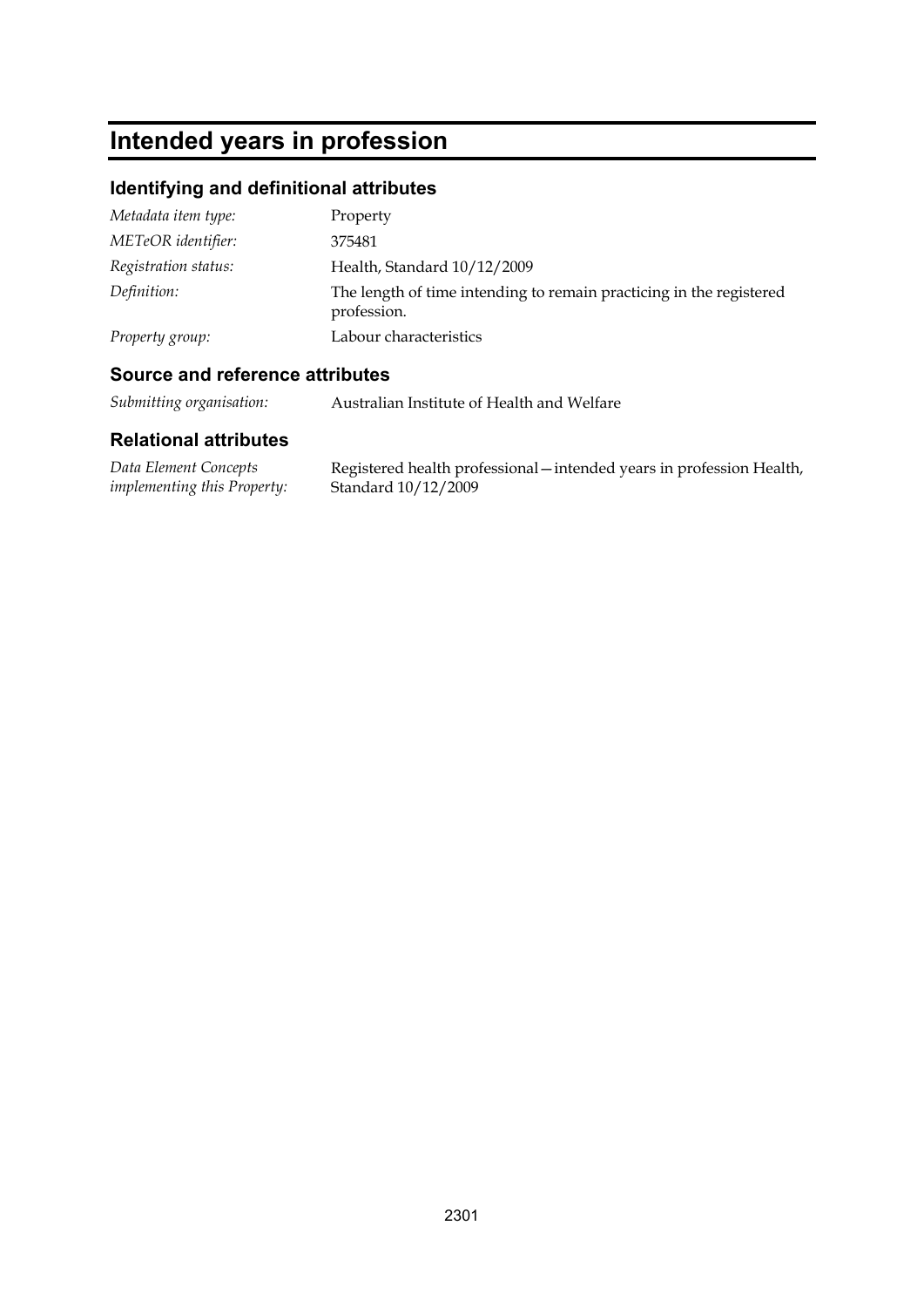# Intended years in profession

## Identifying and definitional attributes

*Metadata item type:* Property

*METeOR identifier:* 375481

*Registration status:* Health, Standard 10/12/2009

*Definition:* The length of time intending to remain practicing in the registered profession.

*Property group:* Labour characteristics

## Source and reference attributes

*Submitting organisation:* Australian Institute of Health and Welfare

## Relational attributes

*Data Element Concepts implementing this Property:* Registered health professional—intended years in profession Health, Standard 10/12/2009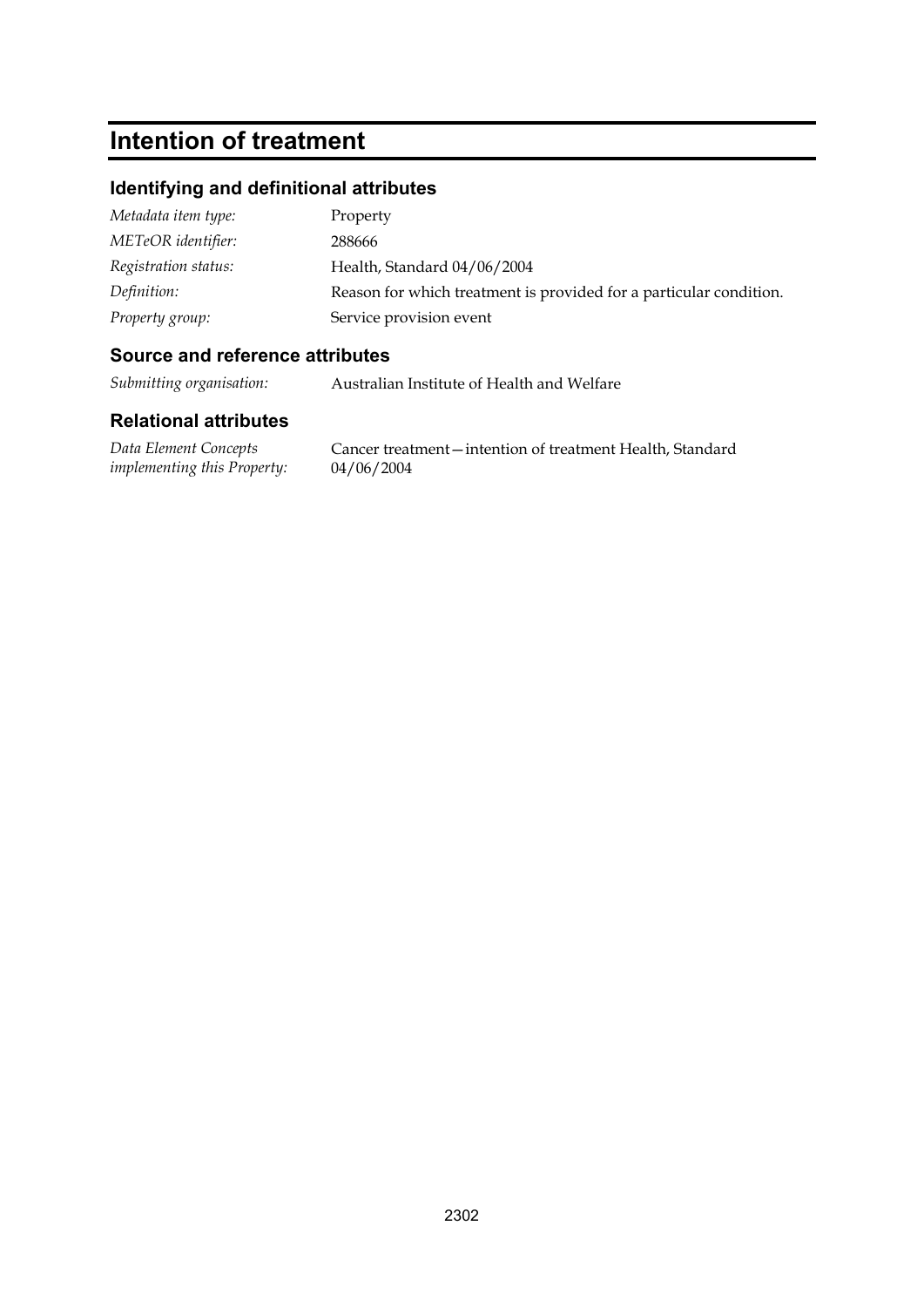# Intention of treatment

## Identifying and definitional attributes

| | |
|---|---|
| *Metadata item type:* | Property |
| *METeOR identifier:* | 288666 |
| *Registration status:* | Health, Standard 04/06/2004 |
| *Definition:* | Reason for which treatment is provided for a particular condition. |
| *Property group:* | Service provision event |

## Source and reference attributes

| | |
|---|---|
| *Submitting organisation:* | Australian Institute of Health and Welfare |

## Relational attributes

| | |
|---|---|
| *Data Element Concepts implementing this Property:* | Cancer treatment—intention of treatment Health, Standard 04/06/2004 |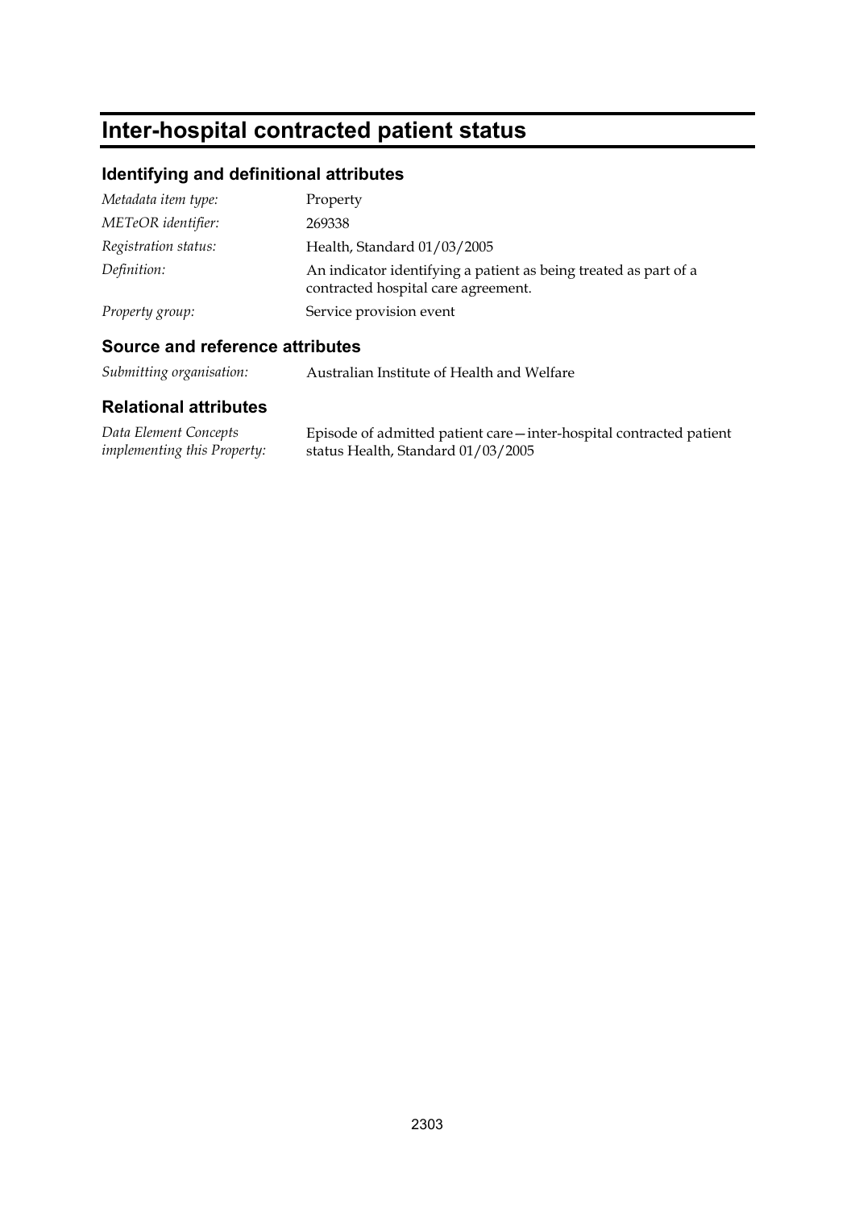# Inter-hospital contracted patient status

## Identifying and definitional attributes

| | |
|---|---|
| *Metadata item type:* | Property |
| *METeOR identifier:* | 269338 |
| *Registration status:* | Health, Standard 01/03/2005 |
| *Definition:* | An indicator identifying a patient as being treated as part of a contracted hospital care agreement. |
| *Property group:* | Service provision event |

## Source and reference attributes

| | |
|---|---|
| *Submitting organisation:* | Australian Institute of Health and Welfare |

## Relational attributes

| | |
|---|---|
| *Data Element Concepts implementing this Property:* | Episode of admitted patient care—inter-hospital contracted patient status Health, Standard 01/03/2005 |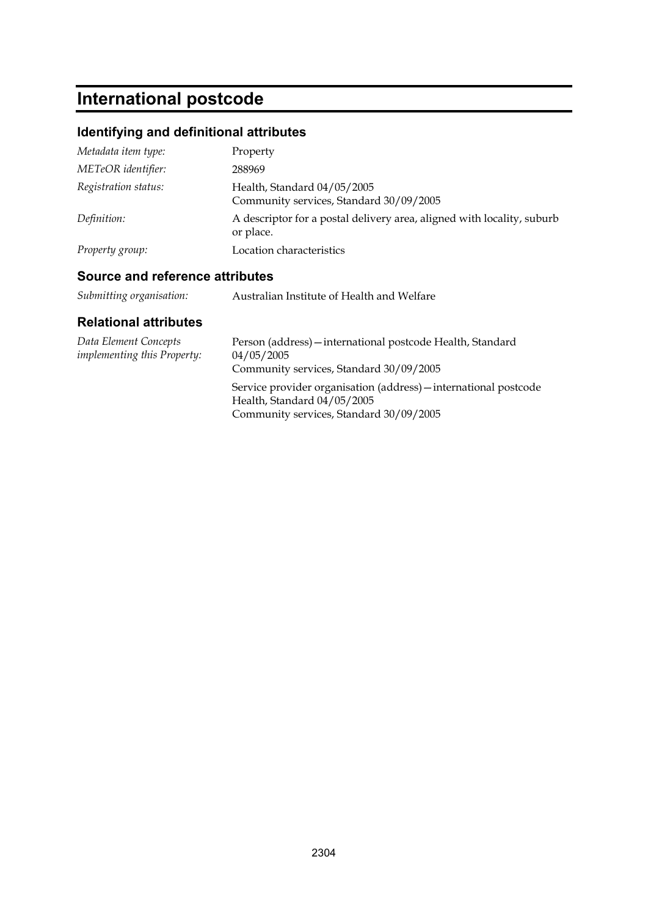# International postcode

## Identifying and definitional attributes

| | |
|---|---|
| *Metadata item type:* | Property |
| *METeOR identifier:* | 288969 |
| *Registration status:* | Health, Standard 04/05/2005<br>Community services, Standard 30/09/2005 |
| *Definition:* | A descriptor for a postal delivery area, aligned with locality, suburb or place. |
| *Property group:* | Location characteristics |

## Source and reference attributes

| | |
|---|---|
| *Submitting organisation:* | Australian Institute of Health and Welfare |

## Relational attributes

| | |
|---|---|
| *Data Element Concepts implementing this Property:* | Person (address)—international postcode Health, Standard 04/05/2005<br>Community services, Standard 30/09/2005<br><br>Service provider organisation (address)—international postcode Health, Standard 04/05/2005<br>Community services, Standard 30/09/2005 |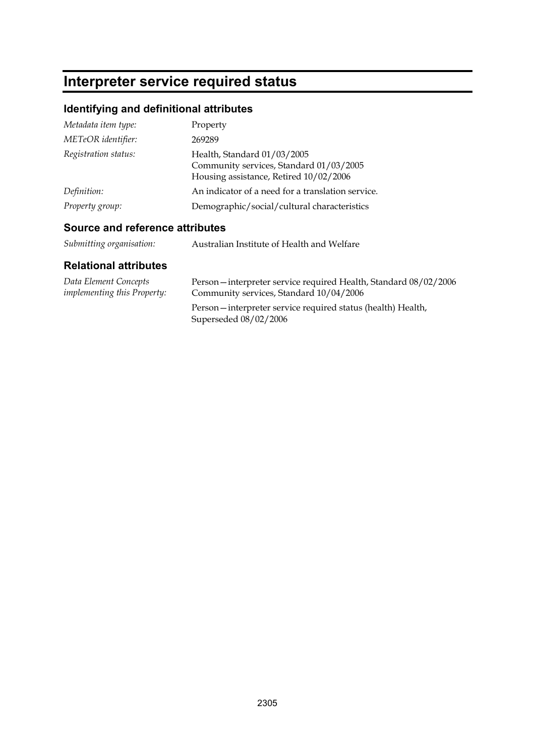# Interpreter service required status

## Identifying and definitional attributes

| | |
|---|---|
| *Metadata item type:* | Property |
| *METeOR identifier:* | 269289 |
| *Registration status:* | Health, Standard 01/03/2005<br>Community services, Standard 01/03/2005<br>Housing assistance, Retired 10/02/2006 |
| *Definition:* | An indicator of a need for a translation service. |
| *Property group:* | Demographic/social/cultural characteristics |

## Source and reference attributes

| | |
|---|---|
| *Submitting organisation:* | Australian Institute of Health and Welfare |

## Relational attributes

| | |
|---|---|
| *Data Element Concepts implementing this Property:* | Person—interpreter service required Health, Standard 08/02/2006<br>Community services, Standard 10/04/2006<br><br>Person—interpreter service required status (health) Health, Superseded 08/02/2006 |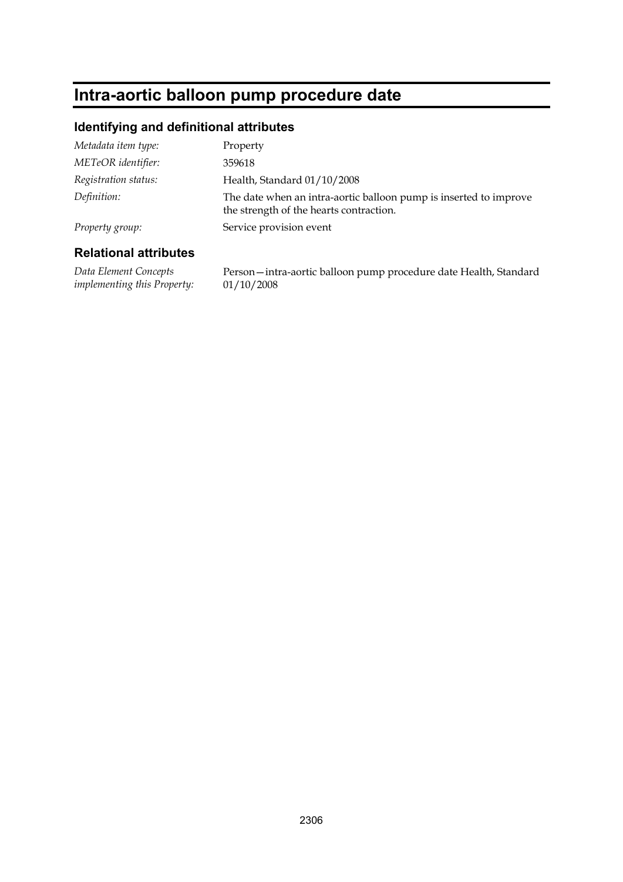# Intra-aortic balloon pump procedure date

## Identifying and definitional attributes

| | |
|---|---|
| *Metadata item type:* | Property |
| *METeOR identifier:* | 359618 |
| *Registration status:* | Health, Standard 01/10/2008 |
| *Definition:* | The date when an intra-aortic balloon pump is inserted to improve the strength of the hearts contraction. |
| *Property group:* | Service provision event |

## Relational attributes

| | |
|---|---|
| *Data Element Concepts implementing this Property:* | Person—intra-aortic balloon pump procedure date Health, Standard 01/10/2008 |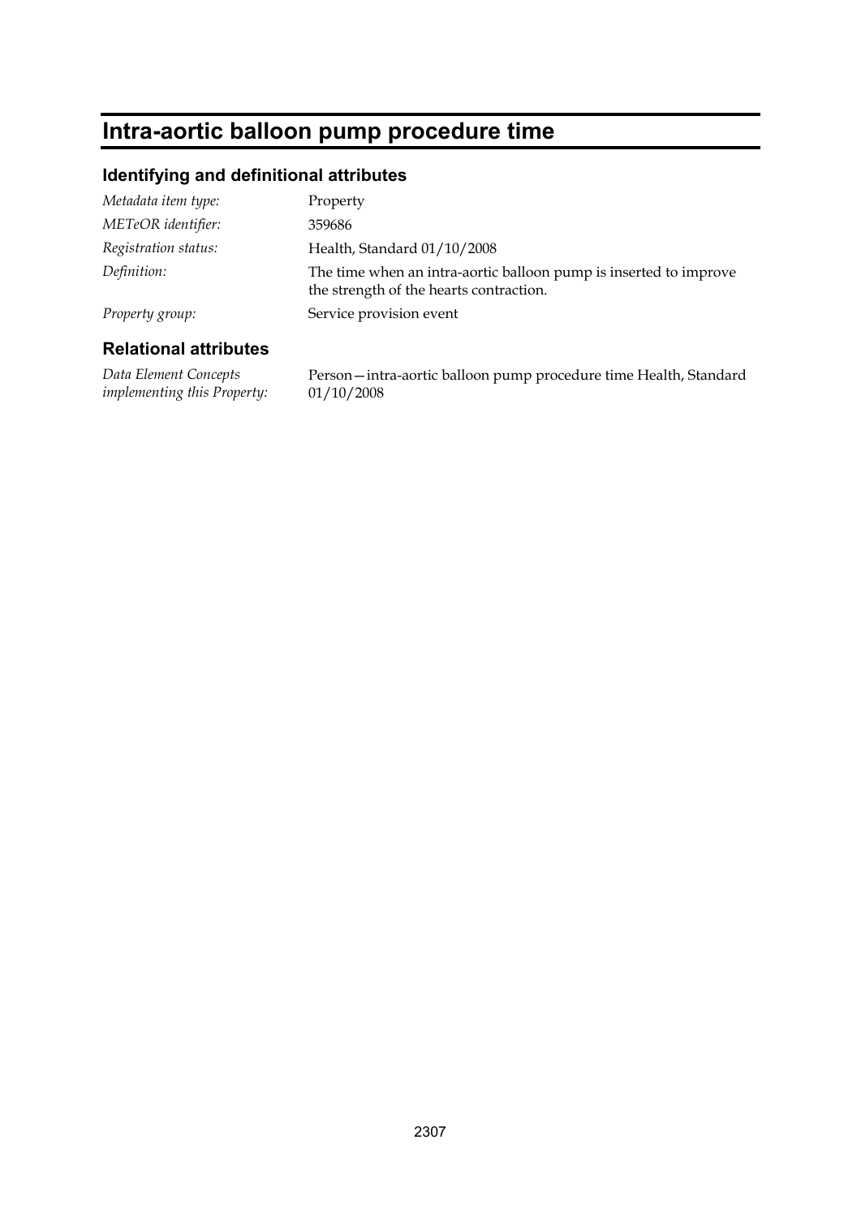# Intra-aortic balloon pump procedure time

## Identifying and definitional attributes

| | |
|---|---|
| *Metadata item type:* | Property |
| *METeOR identifier:* | 359686 |
| *Registration status:* | Health, Standard 01/10/2008 |
| *Definition:* | The time when an intra-aortic balloon pump is inserted to improve the strength of the hearts contraction. |
| *Property group:* | Service provision event |

## Relational attributes

| | |
|---|---|
| *Data Element Concepts implementing this Property:* | Person—intra-aortic balloon pump procedure time Health, Standard 01/10/2008 |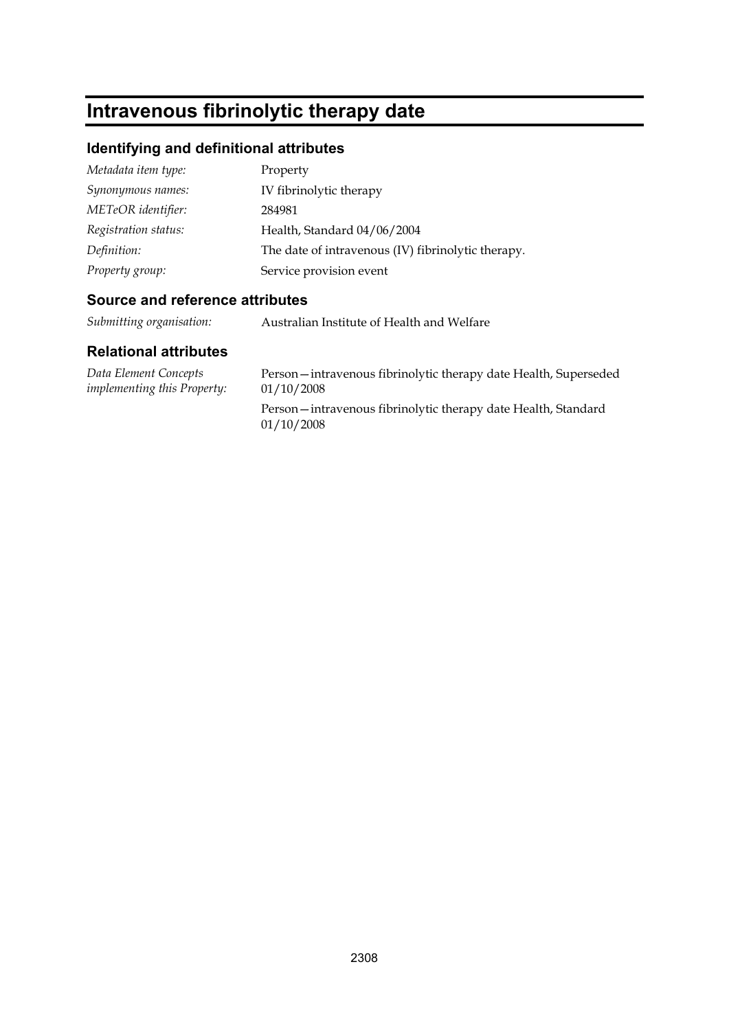# Intravenous fibrinolytic therapy date

## Identifying and definitional attributes

| | |
|---|---|
| *Metadata item type:* | Property |
| *Synonymous names:* | IV fibrinolytic therapy |
| *METeOR identifier:* | 284981 |
| *Registration status:* | Health, Standard 04/06/2004 |
| *Definition:* | The date of intravenous (IV) fibrinolytic therapy. |
| *Property group:* | Service provision event |

## Source and reference attributes

| | |
|---|---|
| *Submitting organisation:* | Australian Institute of Health and Welfare |

## Relational attributes

| | |
|---|---|
| *Data Element Concepts implementing this Property:* | Person—intravenous fibrinolytic therapy date Health, Superseded 01/10/2008 |
| | Person—intravenous fibrinolytic therapy date Health, Standard 01/10/2008 |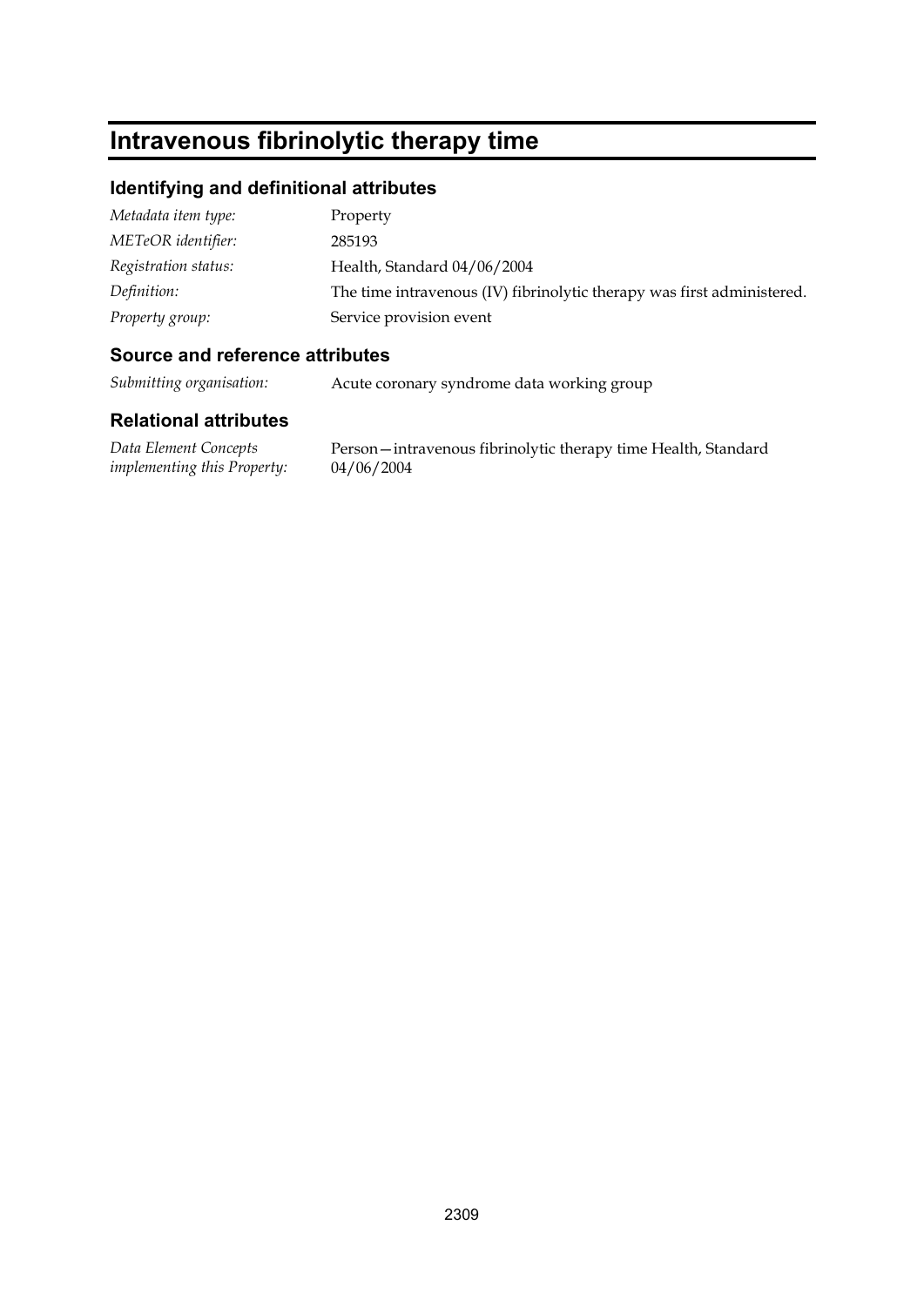# Intravenous fibrinolytic therapy time

## Identifying and definitional attributes

| | |
|---|---|
| *Metadata item type:* | Property |
| *METeOR identifier:* | 285193 |
| *Registration status:* | Health, Standard 04/06/2004 |
| *Definition:* | The time intravenous (IV) fibrinolytic therapy was first administered. |
| *Property group:* | Service provision event |

## Source and reference attributes

| | |
|---|---|
| *Submitting organisation:* | Acute coronary syndrome data working group |

## Relational attributes

| | |
|---|---|
| *Data Element Concepts implementing this Property:* | Person—intravenous fibrinolytic therapy time Health, Standard 04/06/2004 |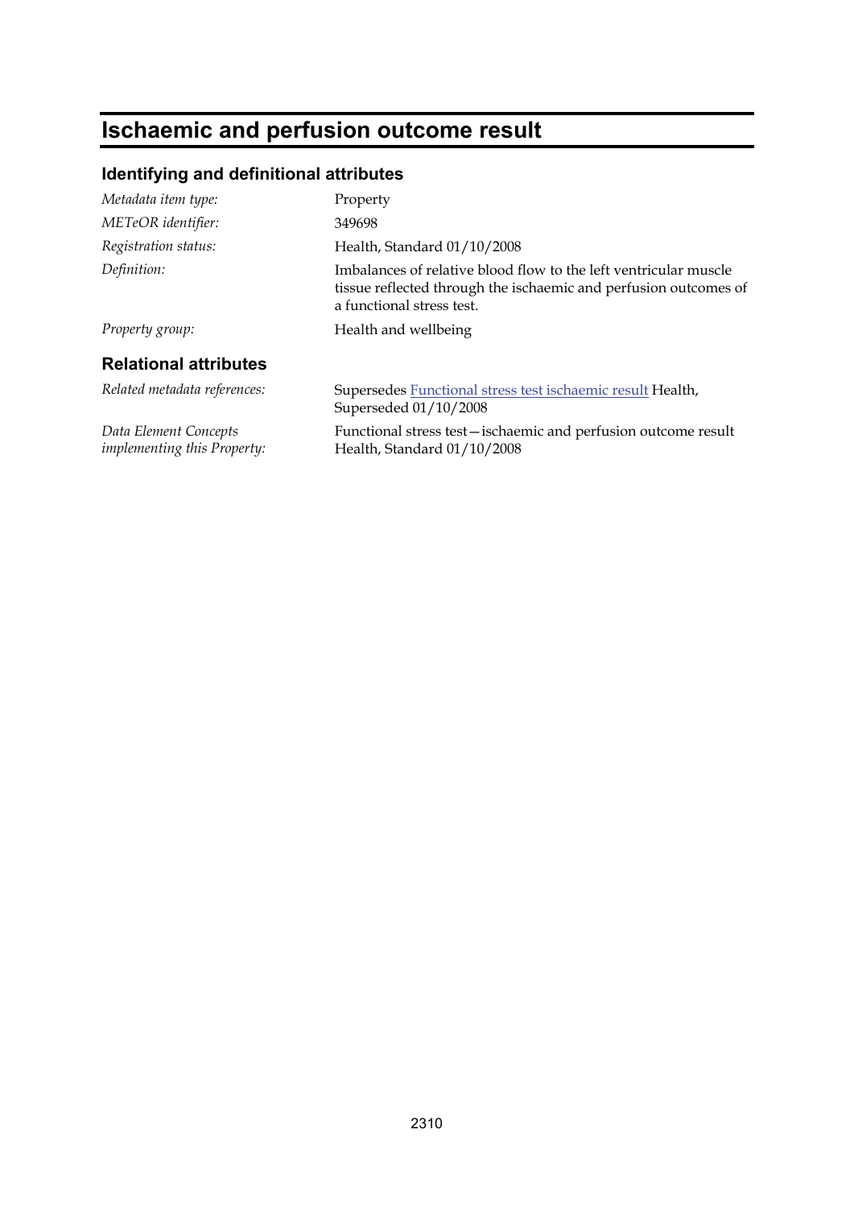# Ischaemic and perfusion outcome result

## Identifying and definitional attributes

| | |
|---|---|
| *Metadata item type:* | Property |
| *METeOR identifier:* | 349698 |
| *Registration status:* | Health, Standard 01/10/2008 |
| *Definition:* | Imbalances of relative blood flow to the left ventricular muscle tissue reflected through the ischaemic and perfusion outcomes of a functional stress test. |
| *Property group:* | Health and wellbeing |

## Relational attributes

| | |
|---|---|
| *Related metadata references:* | Supersedes Functional stress test ischaemic result Health, Superseded 01/10/2008 |
| *Data Element Concepts implementing this Property:* | Functional stress test—ischaemic and perfusion outcome result Health, Standard 01/10/2008 |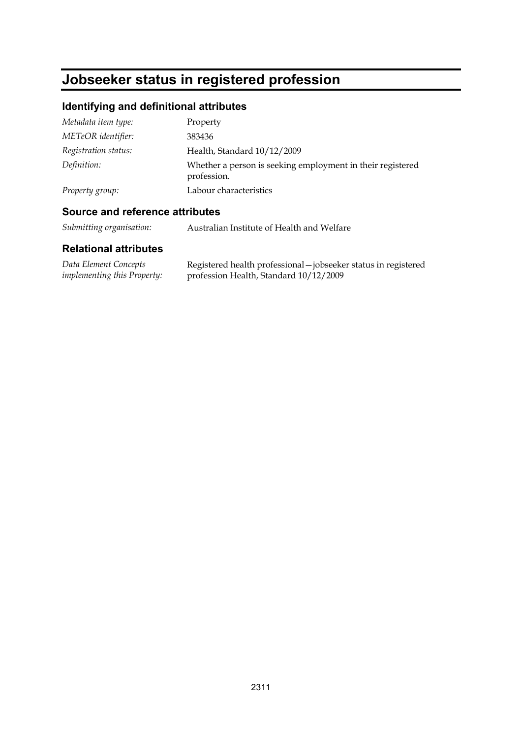# Jobseeker status in registered profession

## Identifying and definitional attributes

| | |
|---|---|
| *Metadata item type:* | Property |
| *METeOR identifier:* | 383436 |
| *Registration status:* | Health, Standard 10/12/2009 |
| *Definition:* | Whether a person is seeking employment in their registered profession. |
| *Property group:* | Labour characteristics |

## Source and reference attributes

| | |
|---|---|
| *Submitting organisation:* | Australian Institute of Health and Welfare |

## Relational attributes

| | |
|---|---|
| *Data Element Concepts implementing this Property:* | Registered health professional—jobseeker status in registered profession Health, Standard 10/12/2009 |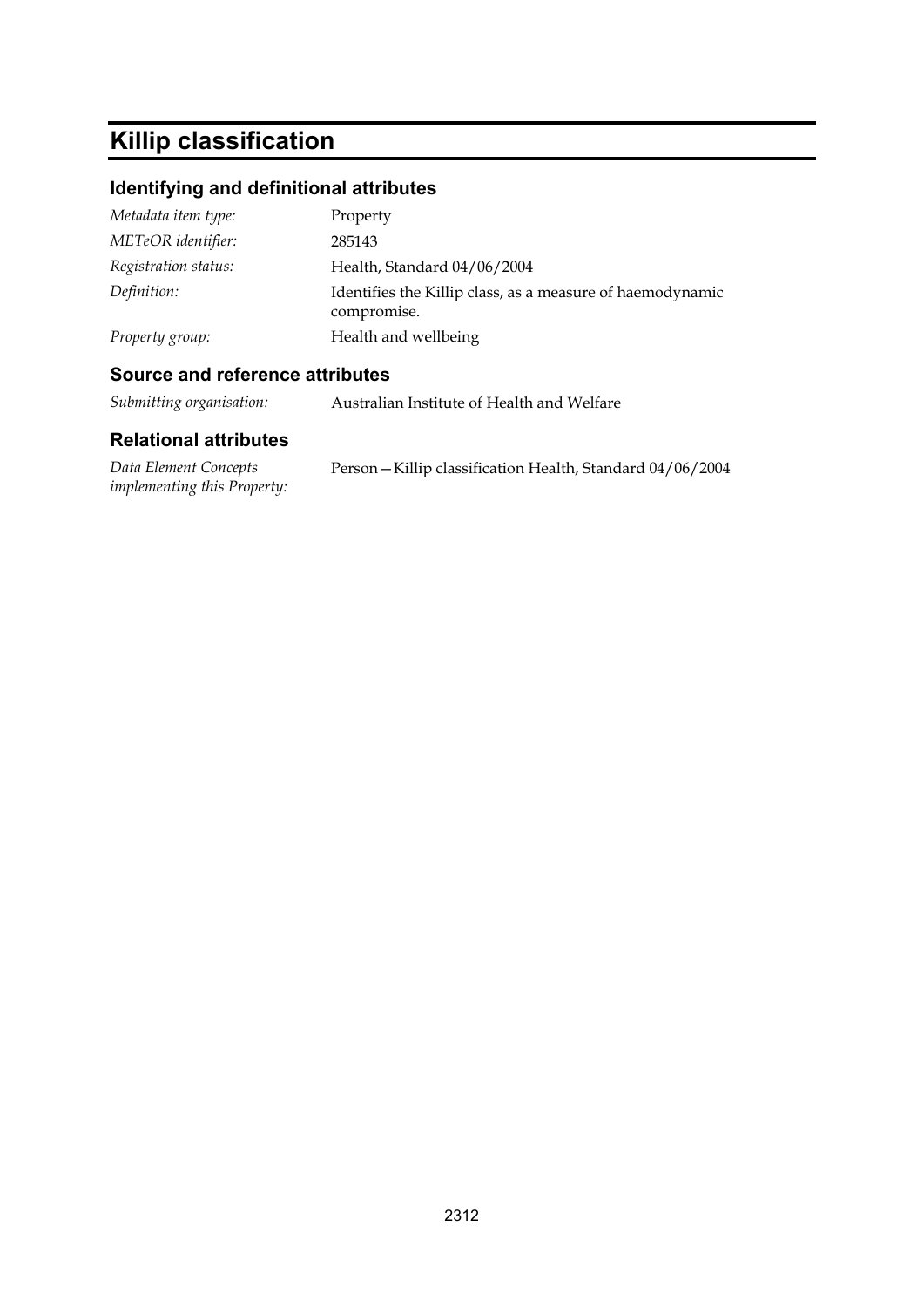# Killip classification

## Identifying and definitional attributes

| | |
|---|---|
| *Metadata item type:* | Property |
| *METeOR identifier:* | 285143 |
| *Registration status:* | Health, Standard 04/06/2004 |
| *Definition:* | Identifies the Killip class, as a measure of haemodynamic compromise. |
| *Property group:* | Health and wellbeing |

## Source and reference attributes

| | |
|---|---|
| *Submitting organisation:* | Australian Institute of Health and Welfare |

## Relational attributes

| | |
|---|---|
| *Data Element Concepts implementing this Property:* | Person—Killip classification Health, Standard 04/06/2004 |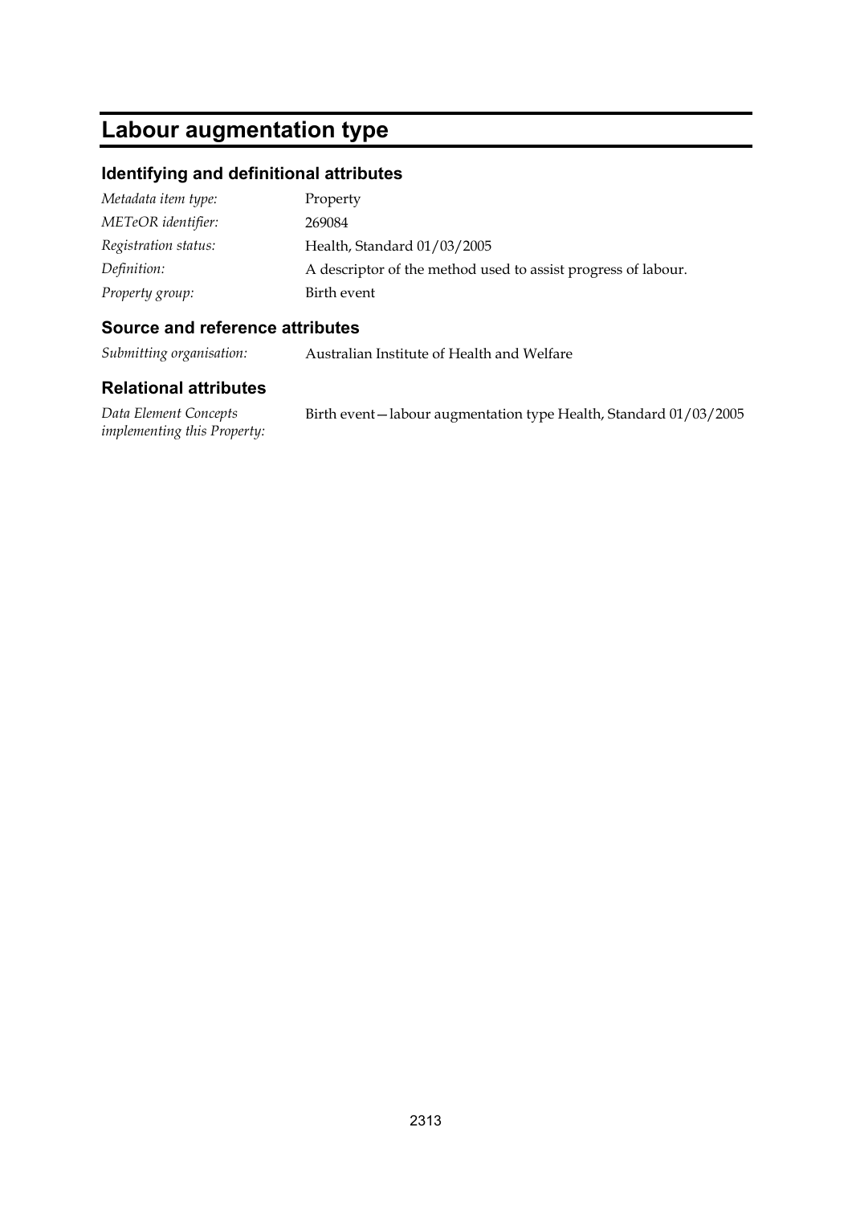# Labour augmentation type

## Identifying and definitional attributes

| | |
|---|---|
| *Metadata item type:* | Property |
| *METeOR identifier:* | 269084 |
| *Registration status:* | Health, Standard 01/03/2005 |
| *Definition:* | A descriptor of the method used to assist progress of labour. |
| *Property group:* | Birth event |

## Source and reference attributes

| | |
|---|---|
| *Submitting organisation:* | Australian Institute of Health and Welfare |

## Relational attributes

| | |
|---|---|
| *Data Element Concepts implementing this Property:* | Birth event—labour augmentation type Health, Standard 01/03/2005 |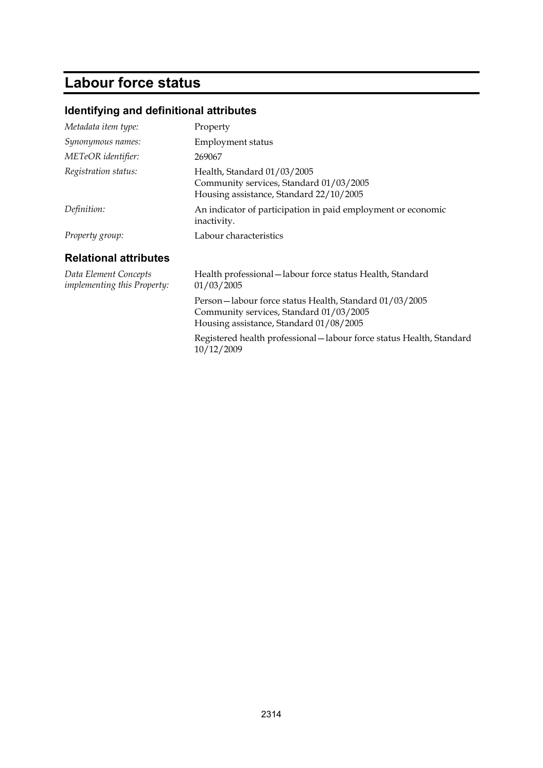# Labour force status

## Identifying and definitional attributes

| | |
|---|---|
| *Metadata item type:* | Property |
| *Synonymous names:* | Employment status |
| *METeOR identifier:* | 269067 |
| *Registration status:* | Health, Standard 01/03/2005<br>Community services, Standard 01/03/2005<br>Housing assistance, Standard 22/10/2005 |
| *Definition:* | An indicator of participation in paid employment or economic inactivity. |
| *Property group:* | Labour characteristics |

## Relational attributes

| | |
|---|---|
| *Data Element Concepts implementing this Property:* | Health professional—labour force status Health, Standard 01/03/2005<br><br>Person—labour force status Health, Standard 01/03/2005<br>Community services, Standard 01/03/2005<br>Housing assistance, Standard 01/08/2005<br><br>Registered health professional—labour force status Health, Standard 10/12/2009 |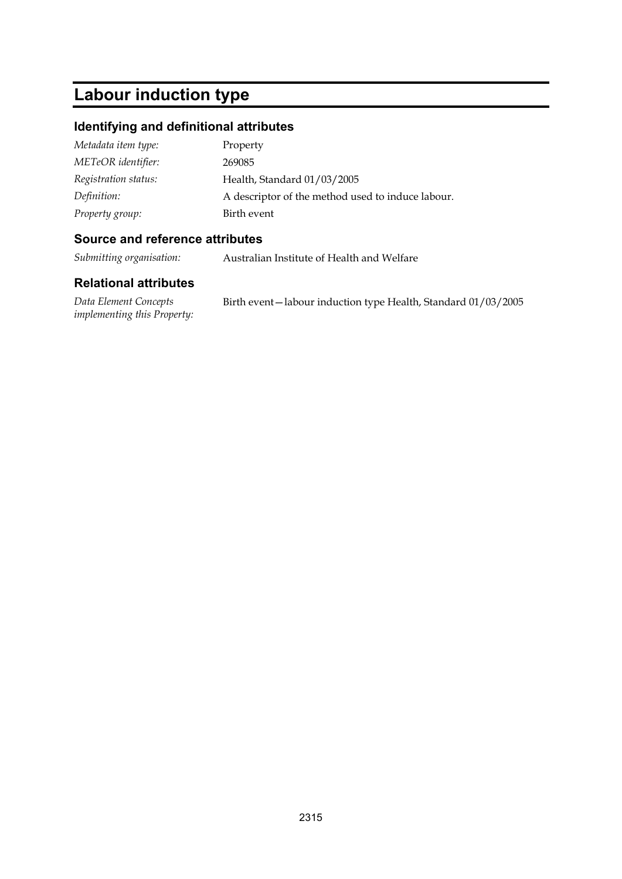# Labour induction type

## Identifying and definitional attributes

*Metadata item type:* Property

*METeOR identifier:* 269085

*Registration status:* Health, Standard 01/03/2005

*Definition:* A descriptor of the method used to induce labour.

*Property group:* Birth event

## Source and reference attributes

*Submitting organisation:* Australian Institute of Health and Welfare

## Relational attributes

*Data Element Concepts implementing this Property:* Birth event—labour induction type Health, Standard 01/03/2005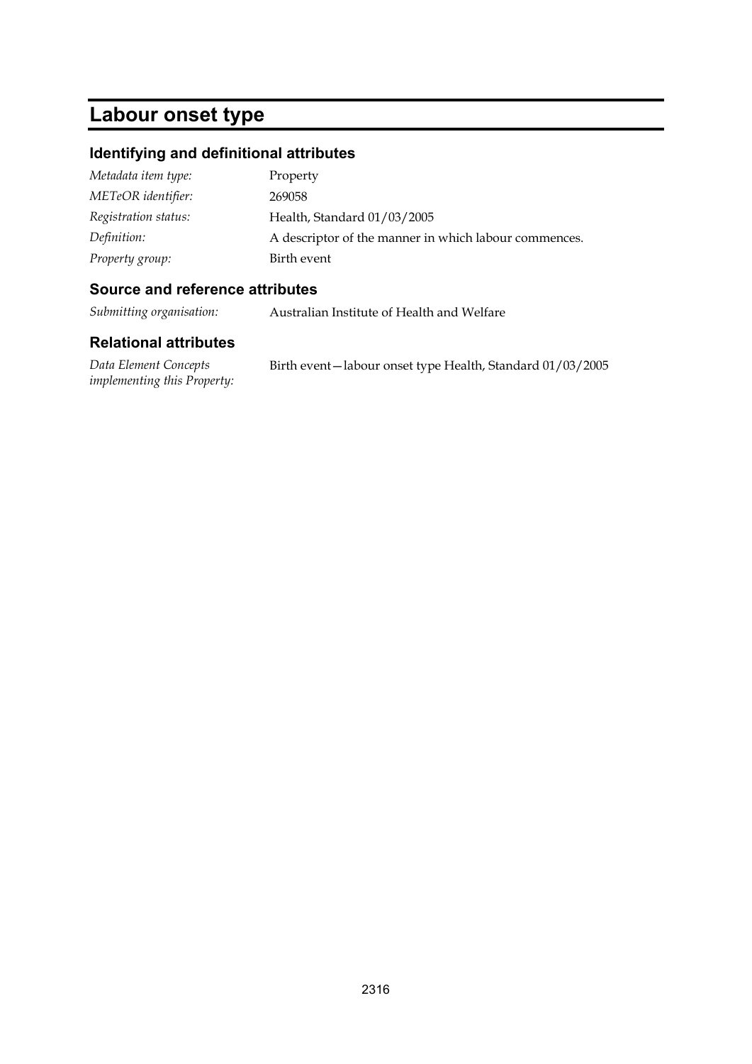# Labour onset type

## Identifying and definitional attributes

| | |
|---|---|
| *Metadata item type:* | Property |
| *METeOR identifier:* | 269058 |
| *Registration status:* | Health, Standard 01/03/2005 |
| *Definition:* | A descriptor of the manner in which labour commences. |
| *Property group:* | Birth event |

## Source and reference attributes

| | |
|---|---|
| *Submitting organisation:* | Australian Institute of Health and Welfare |

## Relational attributes

| | |
|---|---|
| *Data Element Concepts implementing this Property:* | Birth event—labour onset type Health, Standard 01/03/2005 |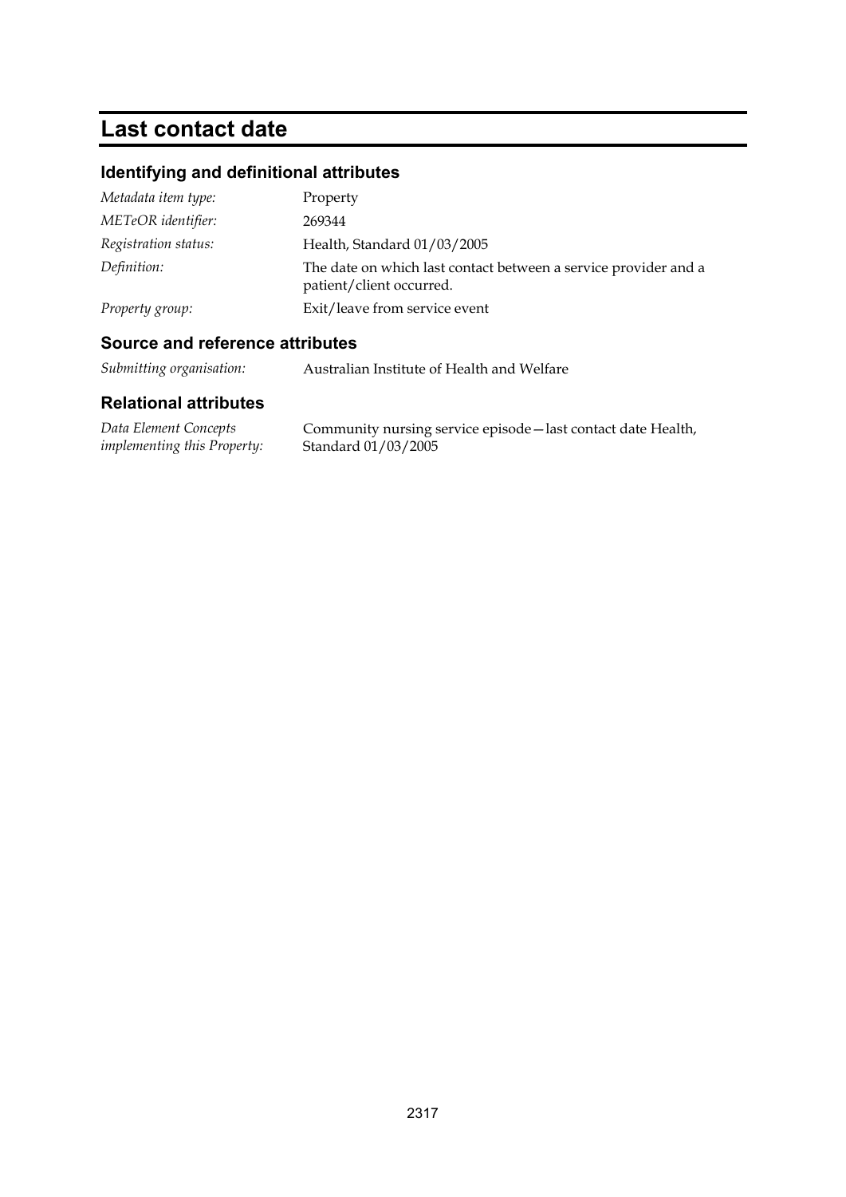# Last contact date

## Identifying and definitional attributes

| | |
|---|---|
| *Metadata item type:* | Property |
| *METeOR identifier:* | 269344 |
| *Registration status:* | Health, Standard 01/03/2005 |
| *Definition:* | The date on which last contact between a service provider and a patient/client occurred. |
| *Property group:* | Exit/leave from service event |

## Source and reference attributes

| | |
|---|---|
| *Submitting organisation:* | Australian Institute of Health and Welfare |

## Relational attributes

| | |
|---|---|
| *Data Element Concepts implementing this Property:* | Community nursing service episode—last contact date Health, Standard 01/03/2005 |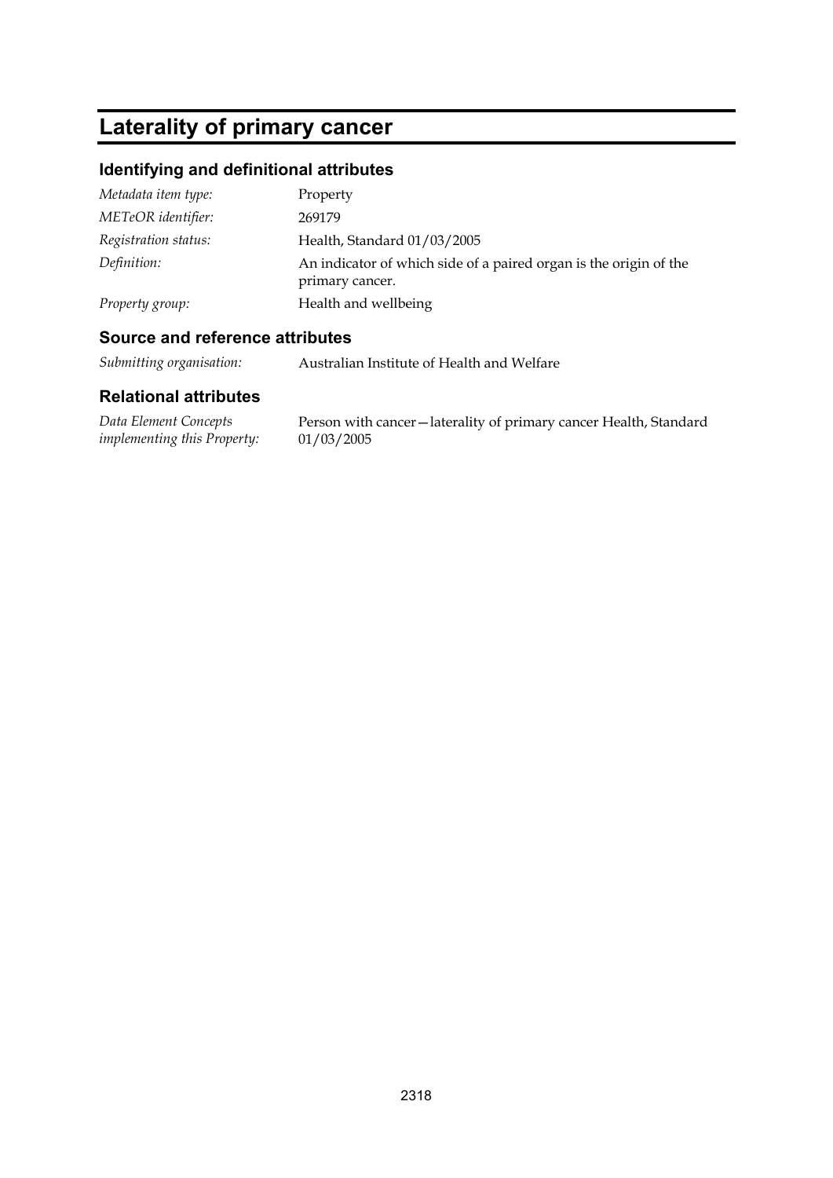# Laterality of primary cancer

## Identifying and definitional attributes

| | |
|---|---|
| *Metadata item type:* | Property |
| *METeOR identifier:* | 269179 |
| *Registration status:* | Health, Standard 01/03/2005 |
| *Definition:* | An indicator of which side of a paired organ is the origin of the primary cancer. |
| *Property group:* | Health and wellbeing |

## Source and reference attributes

| | |
|---|---|
| *Submitting organisation:* | Australian Institute of Health and Welfare |

## Relational attributes

| | |
|---|---|
| *Data Element Concepts implementing this Property:* | Person with cancer—laterality of primary cancer Health, Standard 01/03/2005 |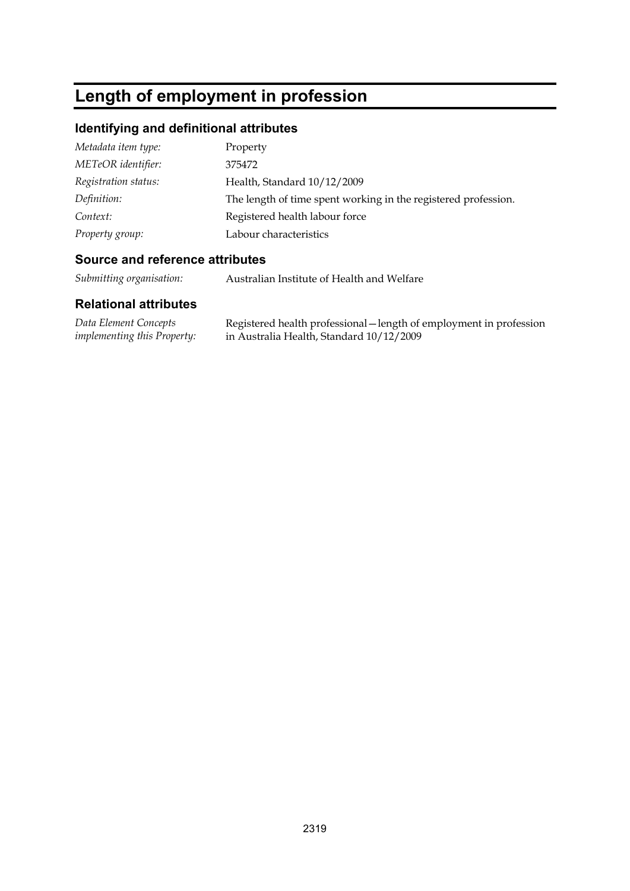# Length of employment in profession

## Identifying and definitional attributes

| | |
|---|---|
| *Metadata item type:* | Property |
| *METeOR identifier:* | 375472 |
| *Registration status:* | Health, Standard 10/12/2009 |
| *Definition:* | The length of time spent working in the registered profession. |
| *Context:* | Registered health labour force |
| *Property group:* | Labour characteristics |

## Source and reference attributes

| | |
|---|---|
| *Submitting organisation:* | Australian Institute of Health and Welfare |

## Relational attributes

| | |
|---|---|
| *Data Element Concepts implementing this Property:* | Registered health professional—length of employment in profession in Australia Health, Standard 10/12/2009 |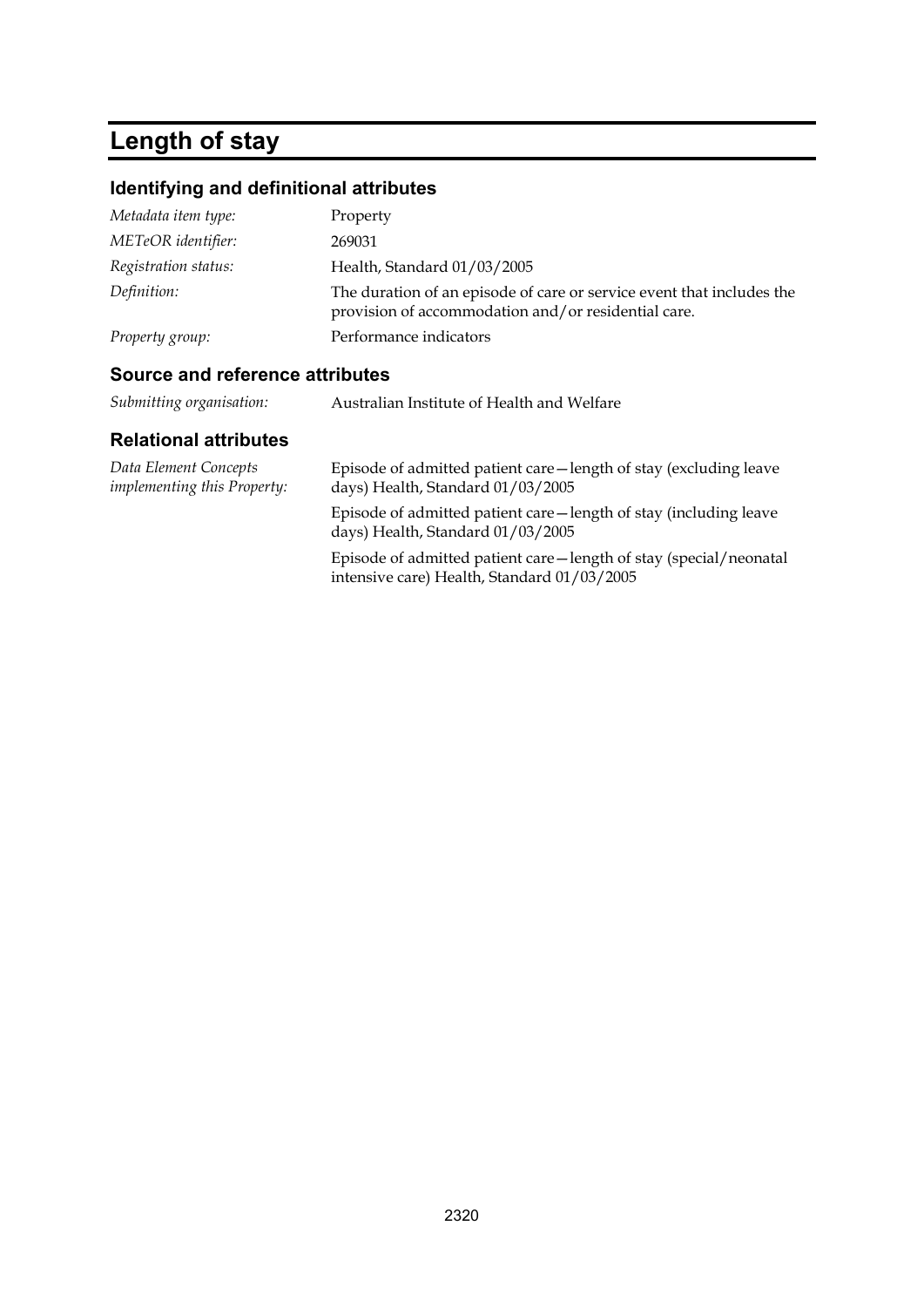# Length of stay

## Identifying and definitional attributes

| | |
|---|---|
| *Metadata item type:* | Property |
| *METeOR identifier:* | 269031 |
| *Registration status:* | Health, Standard 01/03/2005 |
| *Definition:* | The duration of an episode of care or service event that includes the provision of accommodation and/or residential care. |
| *Property group:* | Performance indicators |

## Source and reference attributes

| | |
|---|---|
| *Submitting organisation:* | Australian Institute of Health and Welfare |

## Relational attributes

| | |
|---|---|
| *Data Element Concepts implementing this Property:* | Episode of admitted patient care—length of stay (excluding leave days) Health, Standard 01/03/2005 |
| | Episode of admitted patient care—length of stay (including leave days) Health, Standard 01/03/2005 |
| | Episode of admitted patient care—length of stay (special/neonatal intensive care) Health, Standard 01/03/2005 |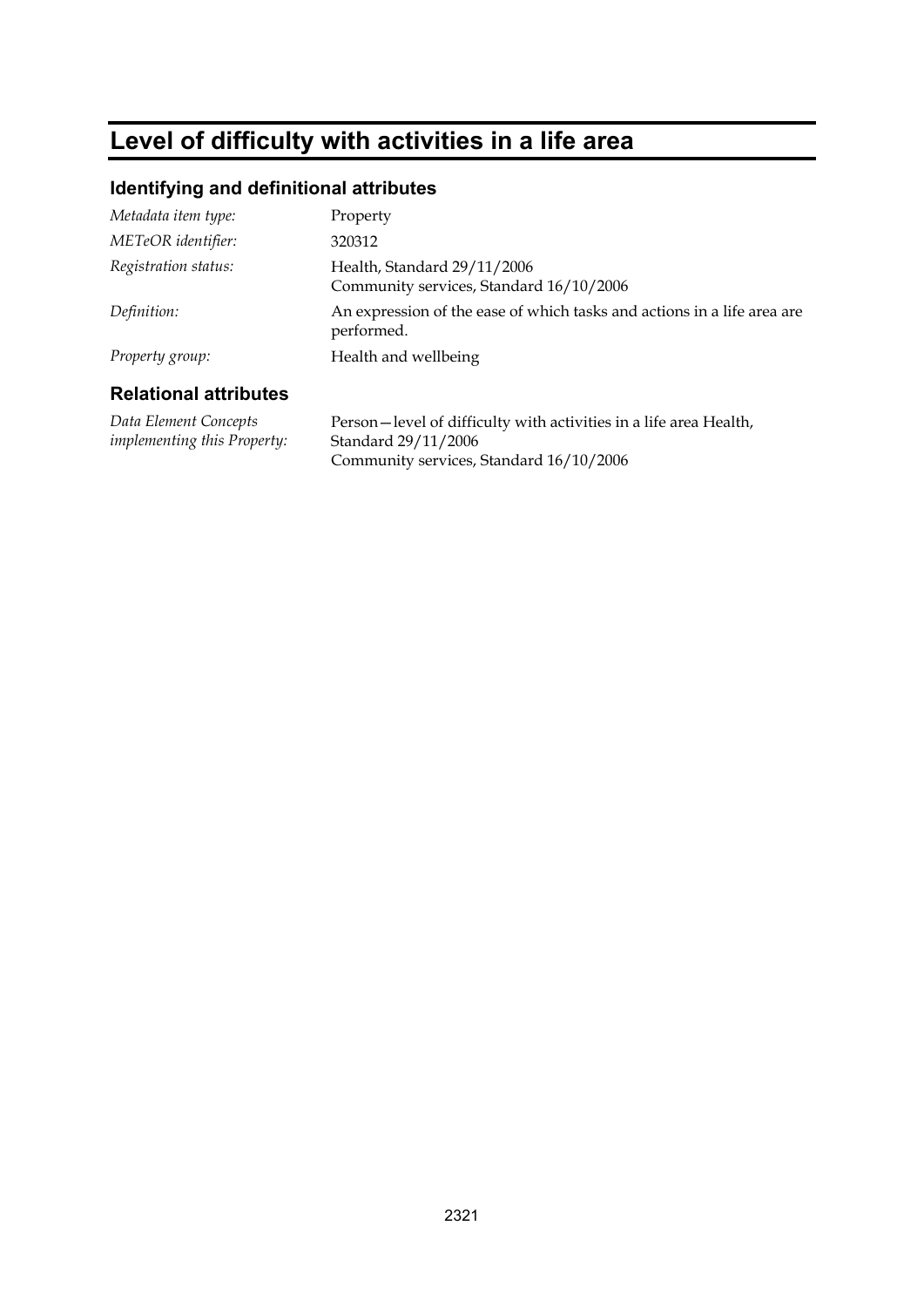# Level of difficulty with activities in a life area

## Identifying and definitional attributes

*Metadata item type:* Property

*METeOR identifier:* 320312

*Registration status:* Health, Standard 29/11/2006
Community services, Standard 16/10/2006

*Definition:* An expression of the ease of which tasks and actions in a life area are performed.

*Property group:* Health and wellbeing

## Relational attributes

*Data Element Concepts implementing this Property:* Person—level of difficulty with activities in a life area Health, Standard 29/11/2006
Community services, Standard 16/10/2006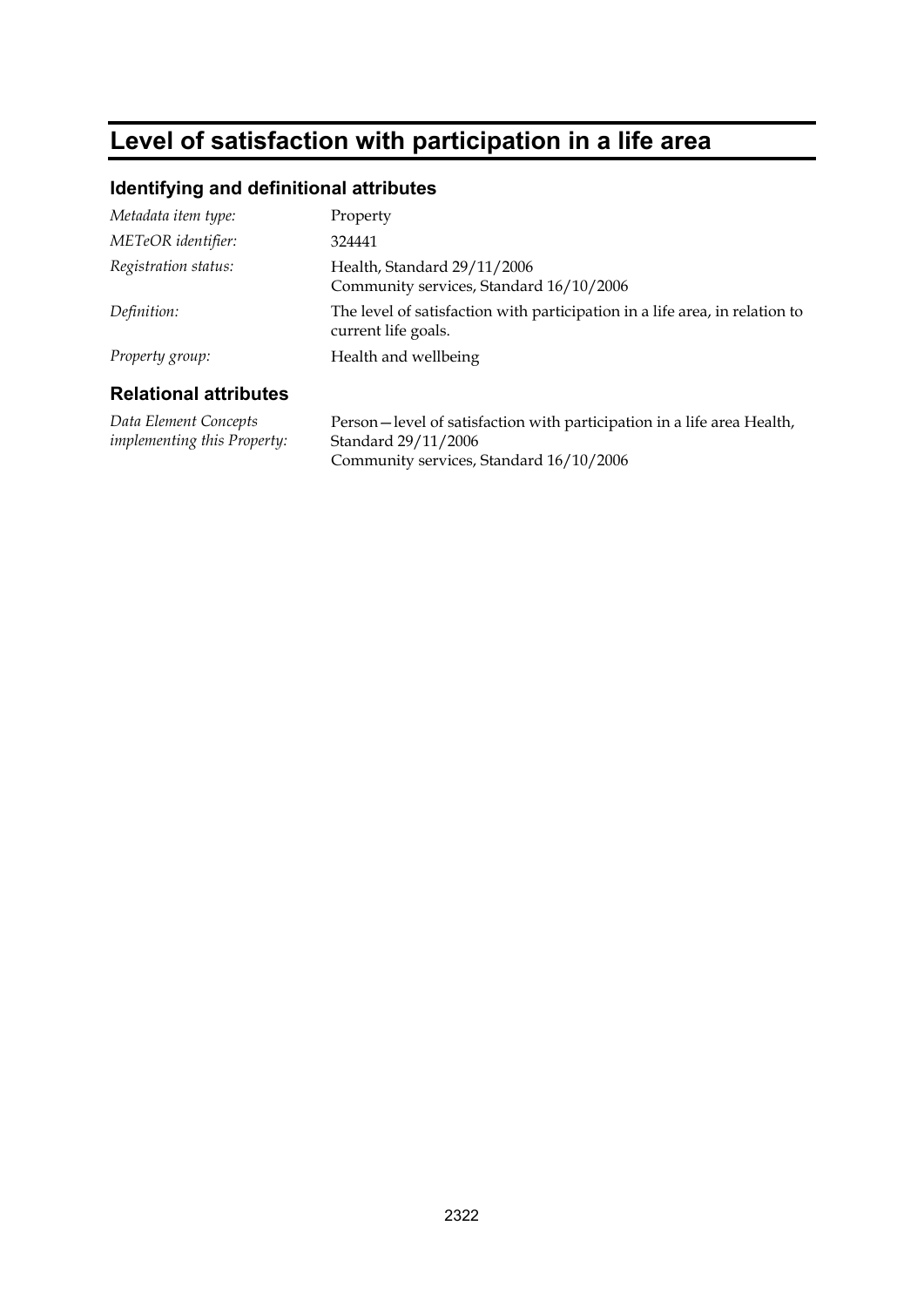# Level of satisfaction with participation in a life area

## Identifying and definitional attributes

| | |
|---|---|
| *Metadata item type:* | Property |
| *METeOR identifier:* | 324441 |
| *Registration status:* | Health, Standard 29/11/2006<br>Community services, Standard 16/10/2006 |
| *Definition:* | The level of satisfaction with participation in a life area, in relation to current life goals. |
| *Property group:* | Health and wellbeing |

## Relational attributes

| | |
|---|---|
| *Data Element Concepts implementing this Property:* | Person—level of satisfaction with participation in a life area Health, Standard 29/11/2006<br>Community services, Standard 16/10/2006 |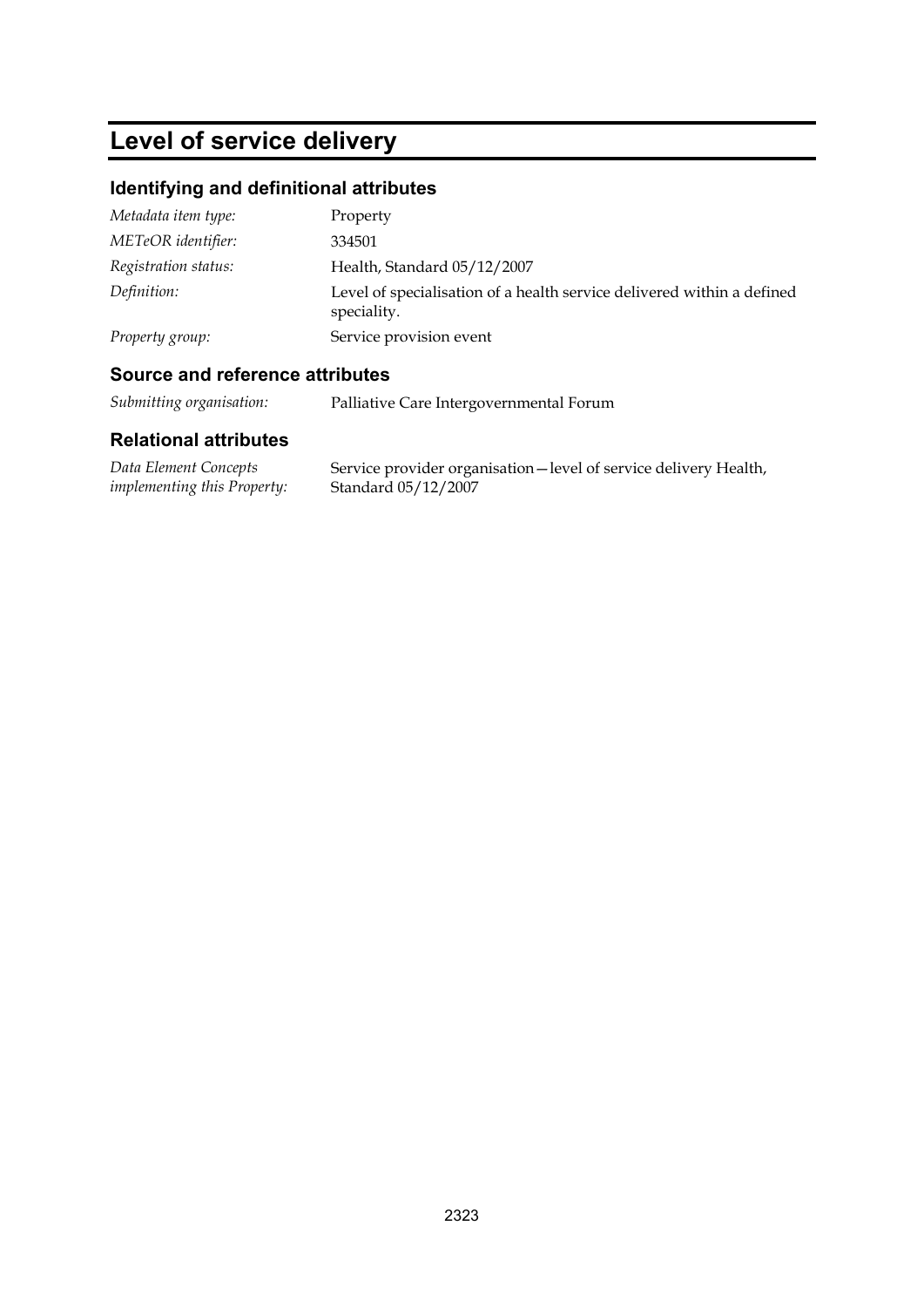# Level of service delivery

## Identifying and definitional attributes

| | |
|---|---|
| *Metadata item type:* | Property |
| *METeOR identifier:* | 334501 |
| *Registration status:* | Health, Standard 05/12/2007 |
| *Definition:* | Level of specialisation of a health service delivered within a defined speciality. |
| *Property group:* | Service provision event |

## Source and reference attributes

| | |
|---|---|
| *Submitting organisation:* | Palliative Care Intergovernmental Forum |

## Relational attributes

| | |
|---|---|
| *Data Element Concepts implementing this Property:* | Service provider organisation—level of service delivery Health, Standard 05/12/2007 |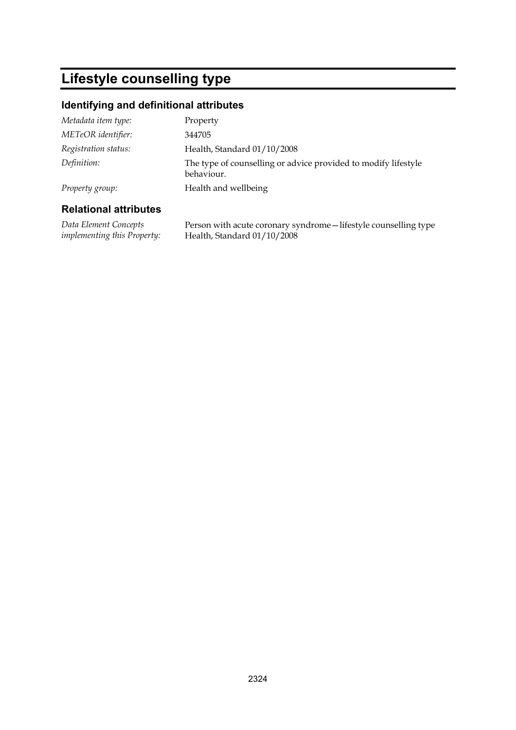# Lifestyle counselling type

## Identifying and definitional attributes

| | |
|---|---|
| *Metadata item type:* | Property |
| *METeOR identifier:* | 344705 |
| *Registration status:* | Health, Standard 01/10/2008 |
| *Definition:* | The type of counselling or advice provided to modify lifestyle behaviour. |
| *Property group:* | Health and wellbeing |

## Relational attributes

| | |
|---|---|
| *Data Element Concepts implementing this Property:* | Person with acute coronary syndrome—lifestyle counselling type Health, Standard 01/10/2008 |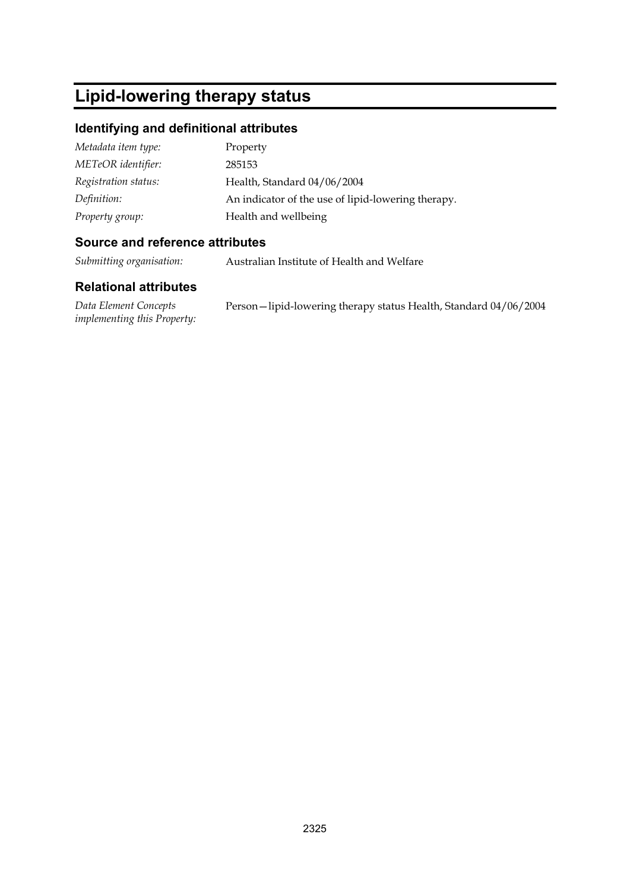# Lipid-lowering therapy status

## Identifying and definitional attributes

| | |
|---|---|
| *Metadata item type:* | Property |
| *METeOR identifier:* | 285153 |
| *Registration status:* | Health, Standard 04/06/2004 |
| *Definition:* | An indicator of the use of lipid-lowering therapy. |
| *Property group:* | Health and wellbeing |

## Source and reference attributes

| | |
|---|---|
| *Submitting organisation:* | Australian Institute of Health and Welfare |

## Relational attributes

| | |
|---|---|
| *Data Element Concepts implementing this Property:* | Person—lipid-lowering therapy status Health, Standard 04/06/2004 |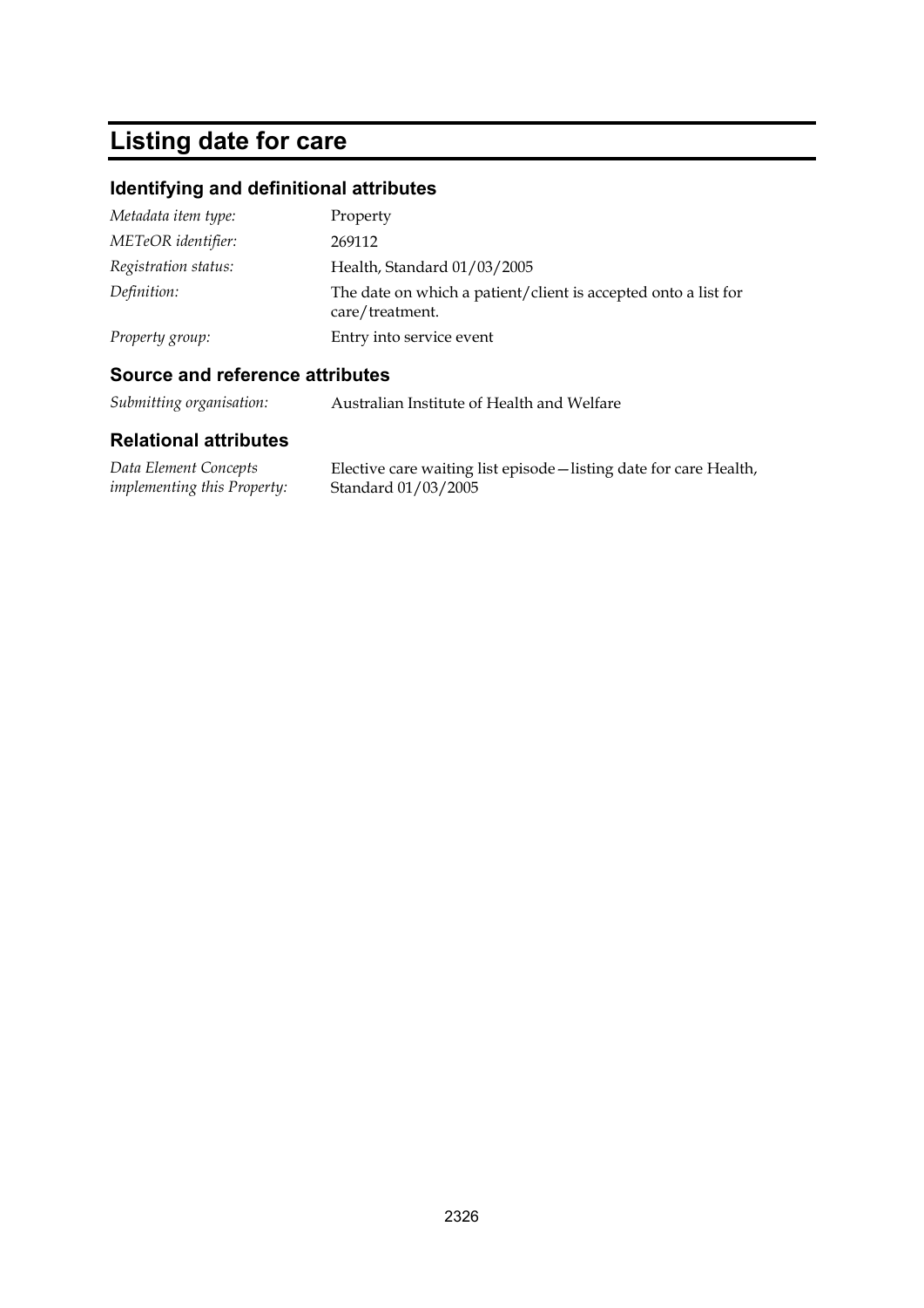# Listing date for care

## Identifying and definitional attributes

| | |
|---|---|
| *Metadata item type:* | Property |
| *METeOR identifier:* | 269112 |
| *Registration status:* | Health, Standard 01/03/2005 |
| *Definition:* | The date on which a patient/client is accepted onto a list for care/treatment. |
| *Property group:* | Entry into service event |

## Source and reference attributes

| | |
|---|---|
| *Submitting organisation:* | Australian Institute of Health and Welfare |

## Relational attributes

| | |
|---|---|
| *Data Element Concepts implementing this Property:* | Elective care waiting list episode—listing date for care Health, Standard 01/03/2005 |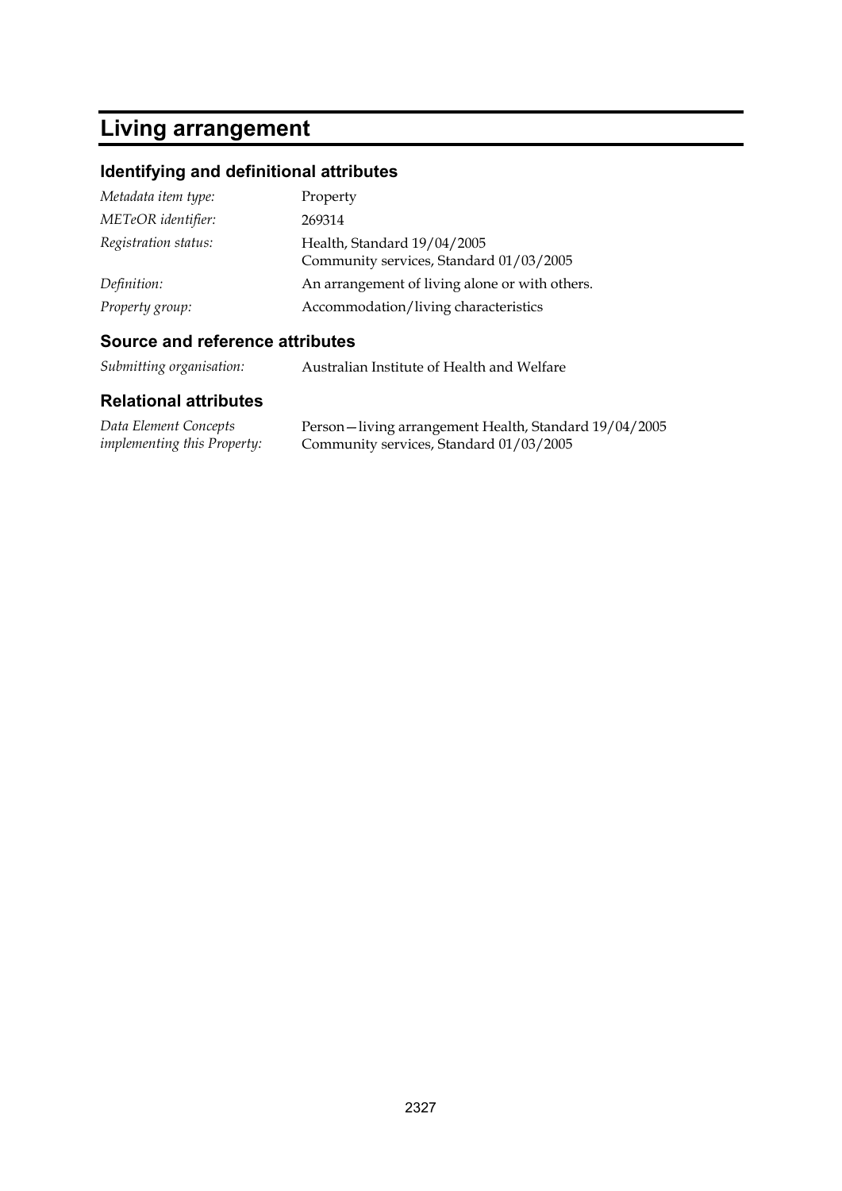# Living arrangement

## Identifying and definitional attributes

| | |
|---|---|
| *Metadata item type:* | Property |
| *METeOR identifier:* | 269314 |
| *Registration status:* | Health, Standard 19/04/2005<br>Community services, Standard 01/03/2005 |
| *Definition:* | An arrangement of living alone or with others. |
| *Property group:* | Accommodation/living characteristics |

## Source and reference attributes

| | |
|---|---|
| *Submitting organisation:* | Australian Institute of Health and Welfare |

## Relational attributes

| | |
|---|---|
| *Data Element Concepts implementing this Property:* | Person—living arrangement Health, Standard 19/04/2005<br>Community services, Standard 01/03/2005 |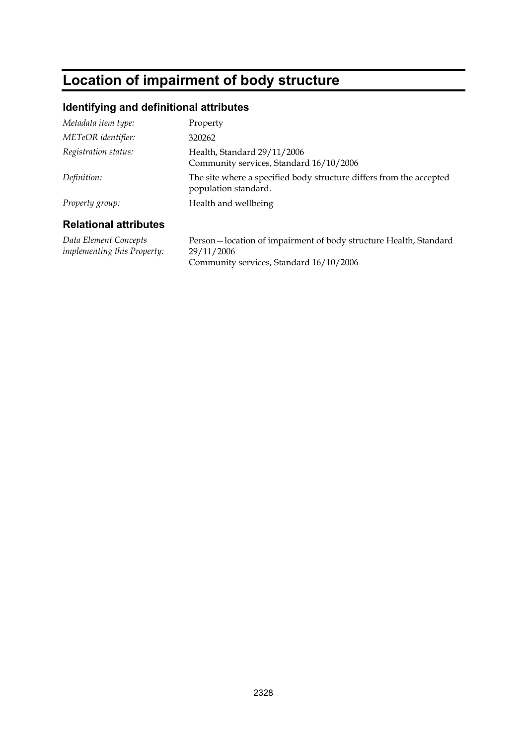# Location of impairment of body structure

## Identifying and definitional attributes

| | |
|---|---|
| *Metadata item type:* | Property |
| *METeOR identifier:* | 320262 |
| *Registration status:* | Health, Standard 29/11/2006<br>Community services, Standard 16/10/2006 |
| *Definition:* | The site where a specified body structure differs from the accepted population standard. |
| *Property group:* | Health and wellbeing |

## Relational attributes

| | |
|---|---|
| *Data Element Concepts implementing this Property:* | Person—location of impairment of body structure Health, Standard 29/11/2006<br>Community services, Standard 16/10/2006 |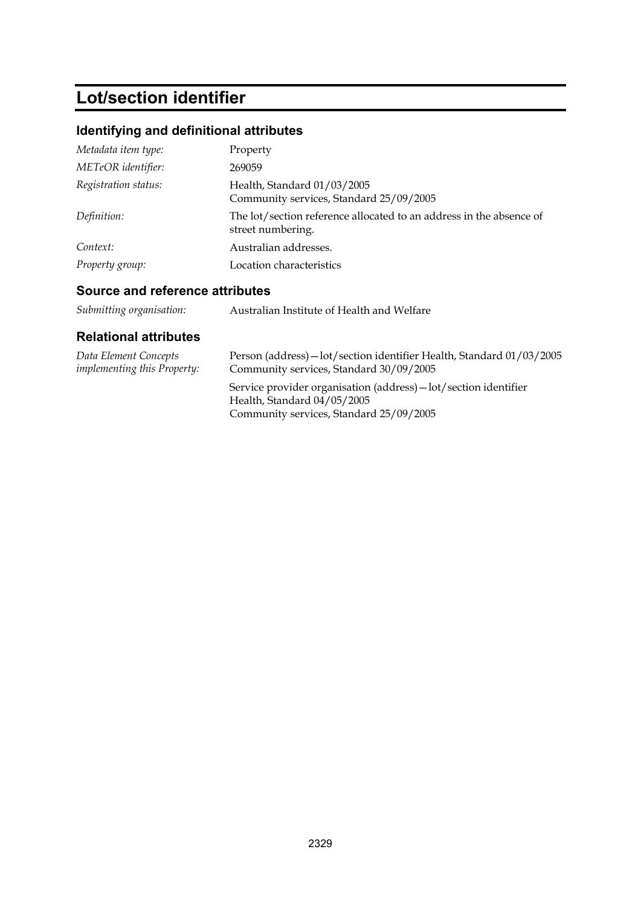# Lot/section identifier

## Identifying and definitional attributes

| | |
|---|---|
| *Metadata item type:* | Property |
| *METeOR identifier:* | 269059 |
| *Registration status:* | Health, Standard 01/03/2005<br>Community services, Standard 25/09/2005 |
| *Definition:* | The lot/section reference allocated to an address in the absence of street numbering. |
| *Context:* | Australian addresses. |
| *Property group:* | Location characteristics |

## Source and reference attributes

| | |
|---|---|
| *Submitting organisation:* | Australian Institute of Health and Welfare |

## Relational attributes

| | |
|---|---|
| *Data Element Concepts implementing this Property:* | Person (address)—lot/section identifier Health, Standard 01/03/2005<br>Community services, Standard 30/09/2005<br><br>Service provider organisation (address)—lot/section identifier<br>Health, Standard 04/05/2005<br>Community services, Standard 25/09/2005 |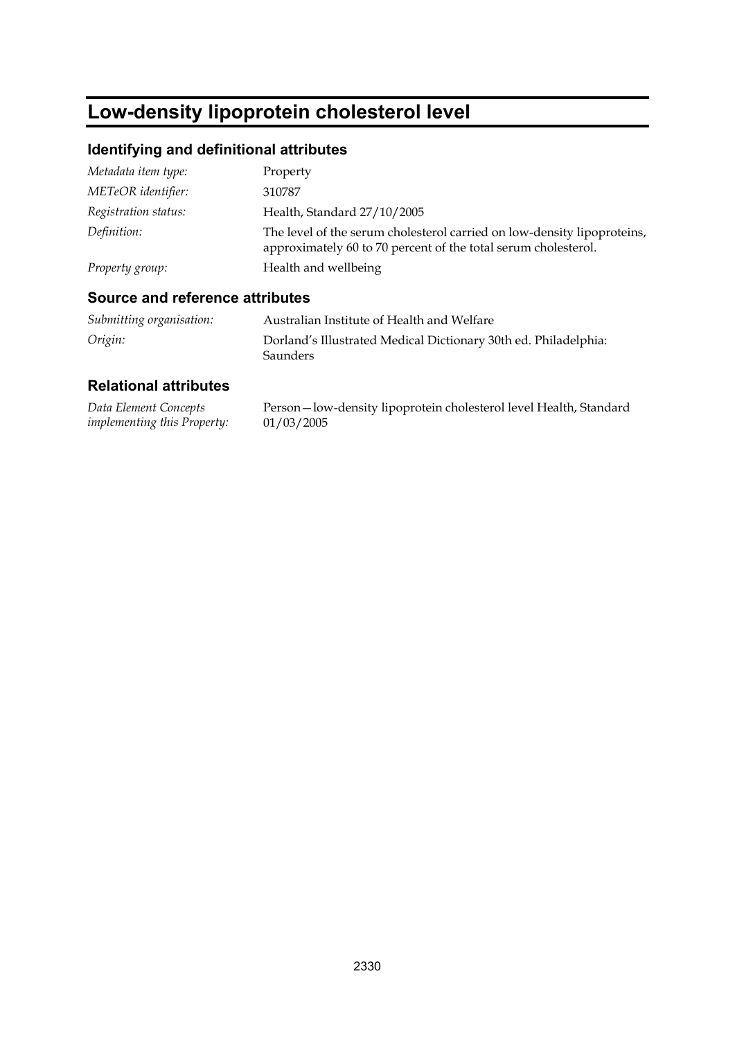# Low-density lipoprotein cholesterol level

## Identifying and definitional attributes

| | |
|---|---|
| *Metadata item type:* | Property |
| *METeOR identifier:* | 310787 |
| *Registration status:* | Health, Standard 27/10/2005 |
| *Definition:* | The level of the serum cholesterol carried on low-density lipoproteins, approximately 60 to 70 percent of the total serum cholesterol. |
| *Property group:* | Health and wellbeing |

## Source and reference attributes

| | |
|---|---|
| *Submitting organisation:* | Australian Institute of Health and Welfare |
| *Origin:* | Dorland's Illustrated Medical Dictionary 30th ed. Philadelphia: Saunders |

## Relational attributes

| | |
|---|---|
| *Data Element Concepts implementing this Property:* | Person—low-density lipoprotein cholesterol level Health, Standard 01/03/2005 |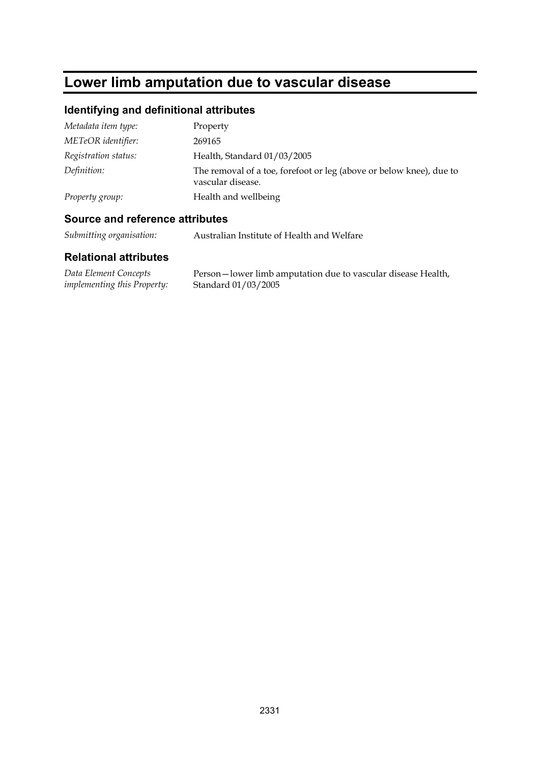# Lower limb amputation due to vascular disease

## Identifying and definitional attributes

| | |
|---|---|
| *Metadata item type:* | Property |
| *METeOR identifier:* | 269165 |
| *Registration status:* | Health, Standard 01/03/2005 |
| *Definition:* | The removal of a toe, forefoot or leg (above or below knee), due to vascular disease. |
| *Property group:* | Health and wellbeing |

## Source and reference attributes

| | |
|---|---|
| *Submitting organisation:* | Australian Institute of Health and Welfare |

## Relational attributes

| | |
|---|---|
| *Data Element Concepts implementing this Property:* | Person—lower limb amputation due to vascular disease Health, Standard 01/03/2005 |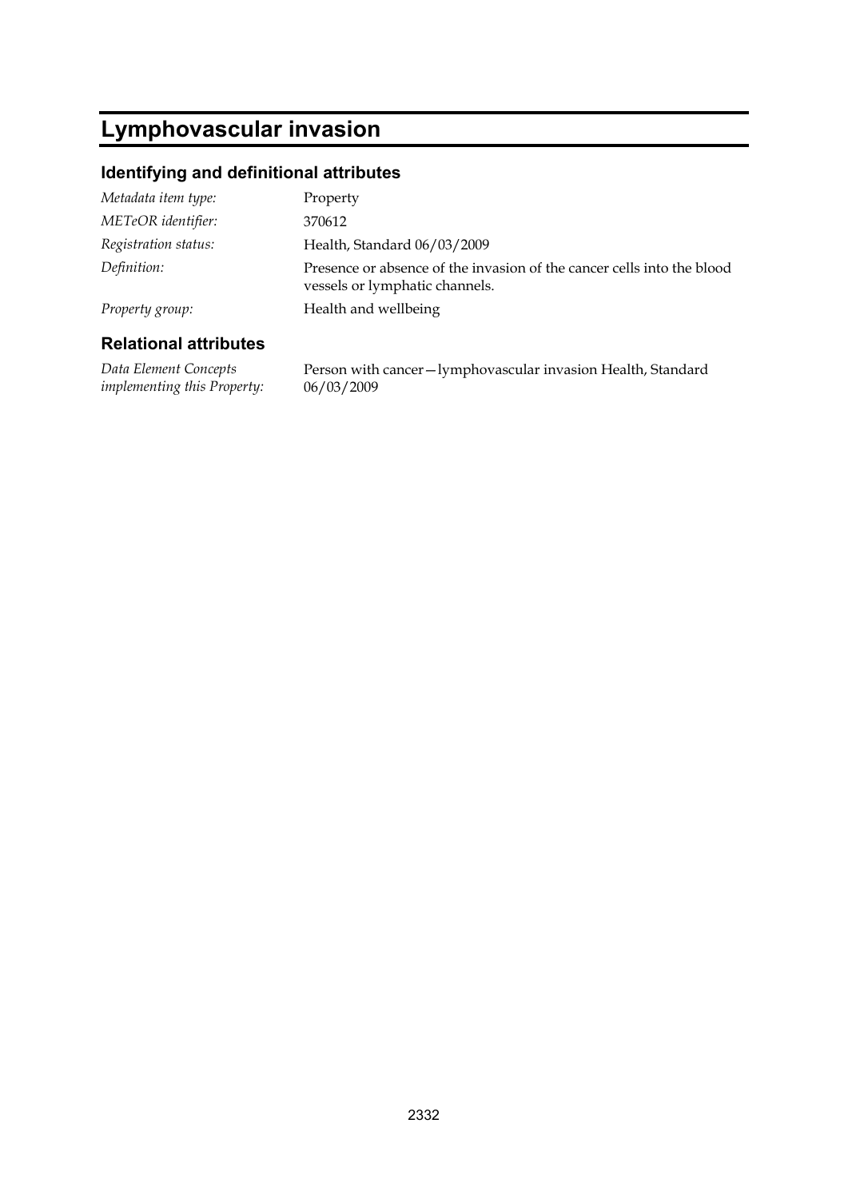# Lymphovascular invasion

## Identifying and definitional attributes

| | |
|---|---|
| *Metadata item type:* | Property |
| *METeOR identifier:* | 370612 |
| *Registration status:* | Health, Standard 06/03/2009 |
| *Definition:* | Presence or absence of the invasion of the cancer cells into the blood vessels or lymphatic channels. |
| *Property group:* | Health and wellbeing |

## Relational attributes

| | |
|---|---|
| *Data Element Concepts implementing this Property:* | Person with cancer—lymphovascular invasion Health, Standard 06/03/2009 |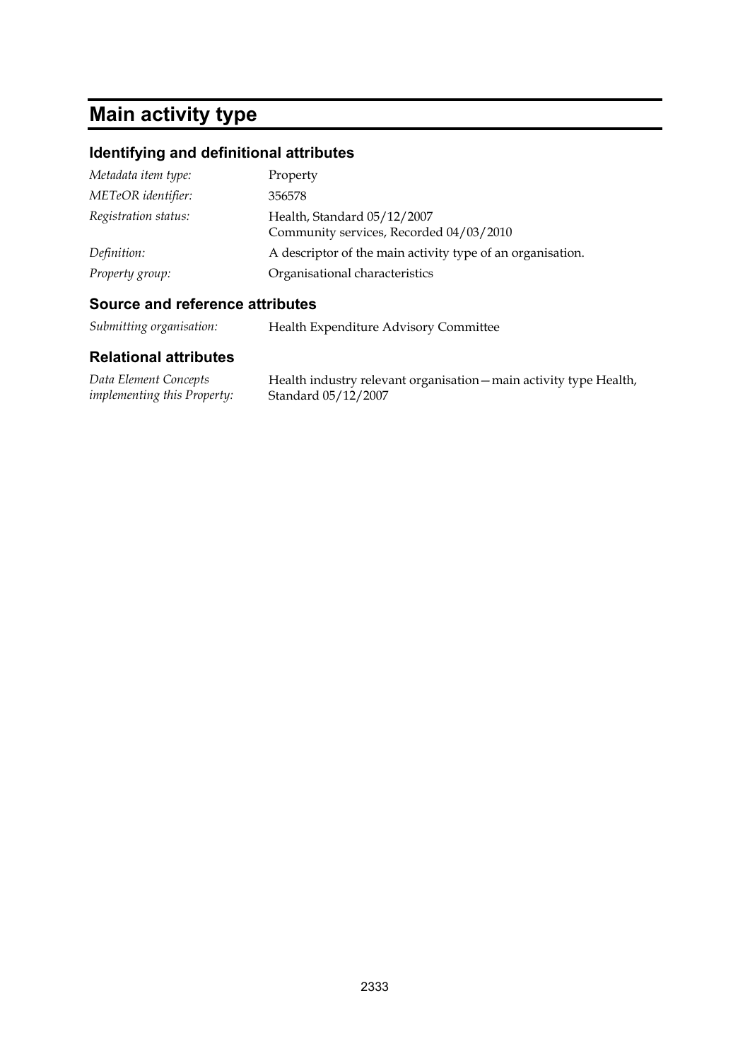# Main activity type

## Identifying and definitional attributes

| | |
|---|---|
| *Metadata item type:* | Property |
| *METeOR identifier:* | 356578 |
| *Registration status:* | Health, Standard 05/12/2007<br>Community services, Recorded 04/03/2010 |
| *Definition:* | A descriptor of the main activity type of an organisation. |
| *Property group:* | Organisational characteristics |

## Source and reference attributes

| | |
|---|---|
| *Submitting organisation:* | Health Expenditure Advisory Committee |

## Relational attributes

| | |
|---|---|
| *Data Element Concepts implementing this Property:* | Health industry relevant organisation—main activity type Health, Standard 05/12/2007 |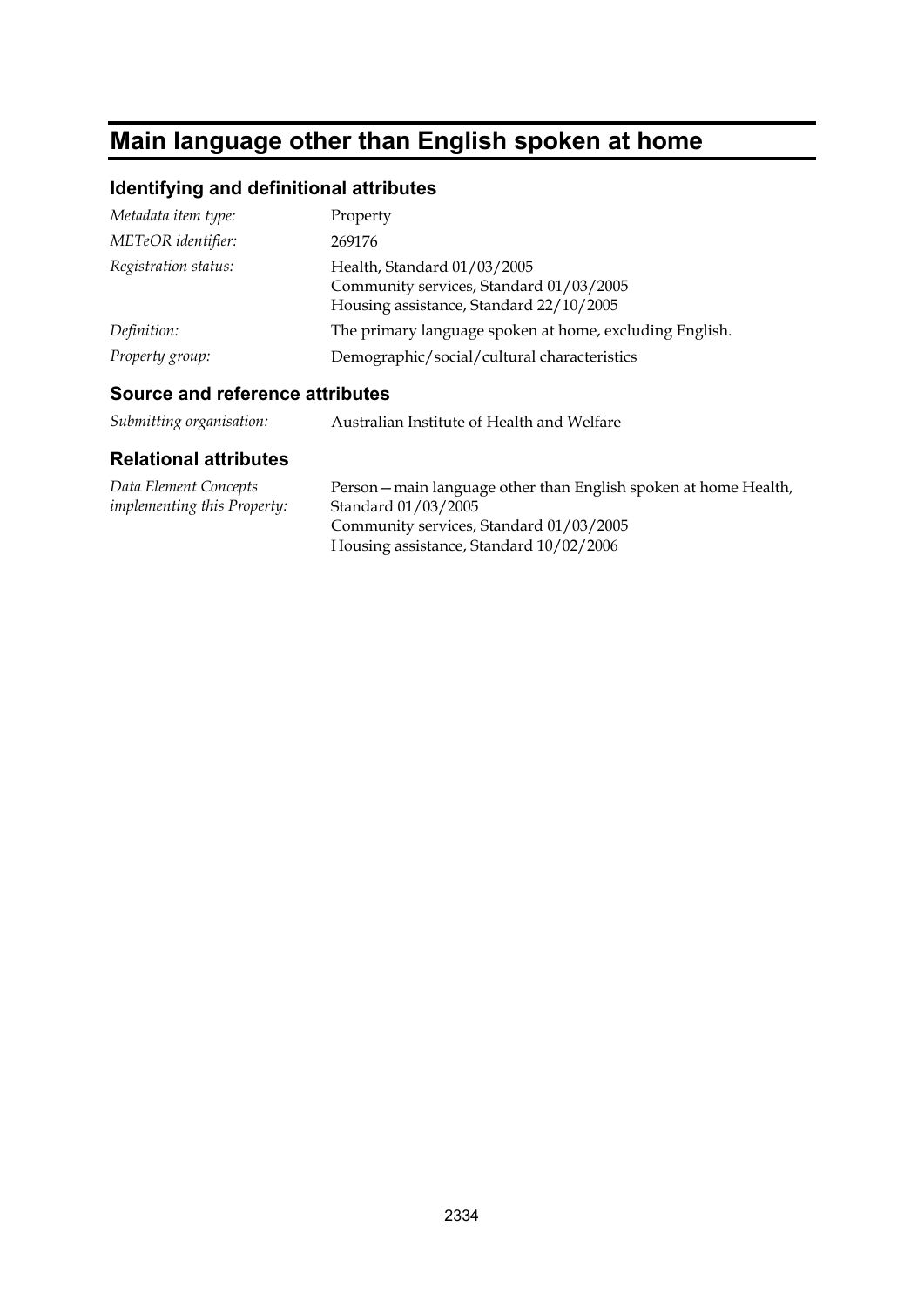# Main language other than English spoken at home

## Identifying and definitional attributes

| | |
|---|---|
| *Metadata item type:* | Property |
| *METeOR identifier:* | 269176 |
| *Registration status:* | Health, Standard 01/03/2005<br>Community services, Standard 01/03/2005<br>Housing assistance, Standard 22/10/2005 |
| *Definition:* | The primary language spoken at home, excluding English. |
| *Property group:* | Demographic/social/cultural characteristics |

## Source and reference attributes

| | |
|---|---|
| *Submitting organisation:* | Australian Institute of Health and Welfare |

## Relational attributes

| | |
|---|---|
| *Data Element Concepts implementing this Property:* | Person—main language other than English spoken at home Health, Standard 01/03/2005<br>Community services, Standard 01/03/2005<br>Housing assistance, Standard 10/02/2006 |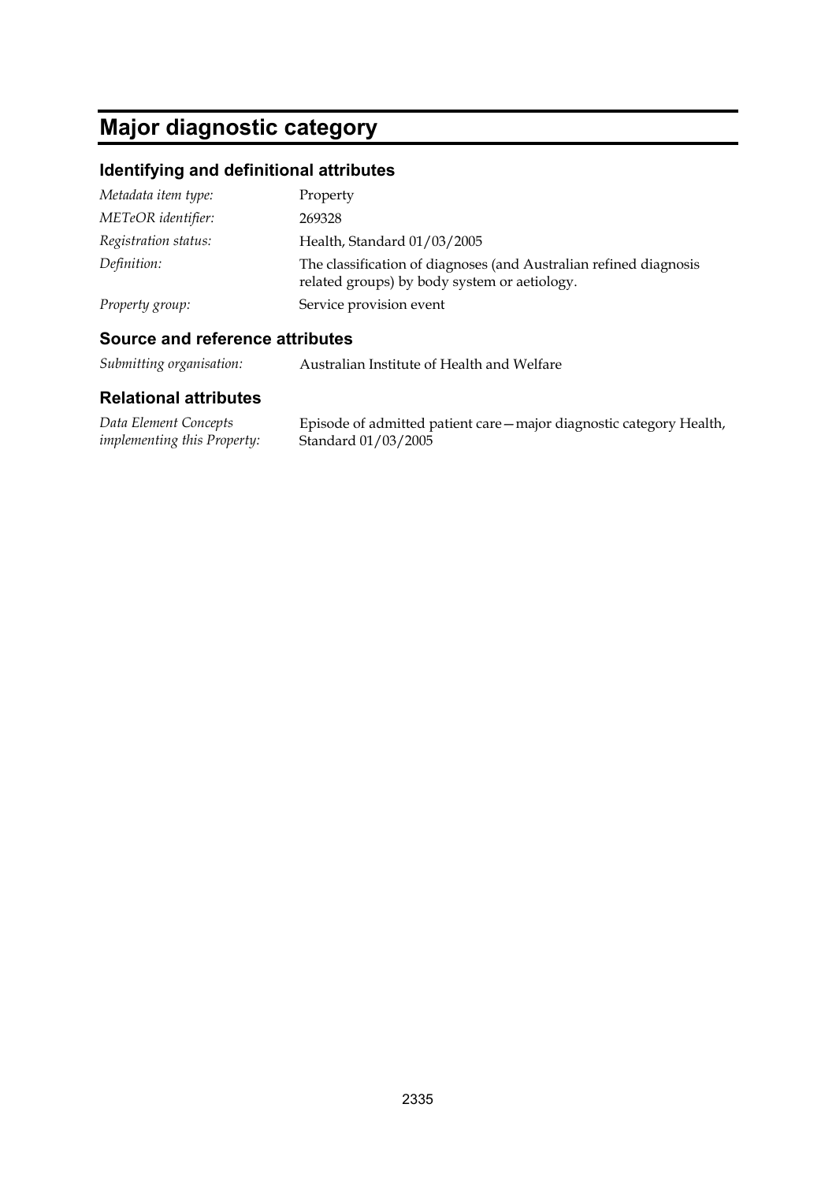# Major diagnostic category

## Identifying and definitional attributes

| | |
|---|---|
| *Metadata item type:* | Property |
| *METeOR identifier:* | 269328 |
| *Registration status:* | Health, Standard 01/03/2005 |
| *Definition:* | The classification of diagnoses (and Australian refined diagnosis related groups) by body system or aetiology. |
| *Property group:* | Service provision event |

## Source and reference attributes

| | |
|---|---|
| *Submitting organisation:* | Australian Institute of Health and Welfare |

## Relational attributes

| | |
|---|---|
| *Data Element Concepts implementing this Property:* | Episode of admitted patient care—major diagnostic category Health, Standard 01/03/2005 |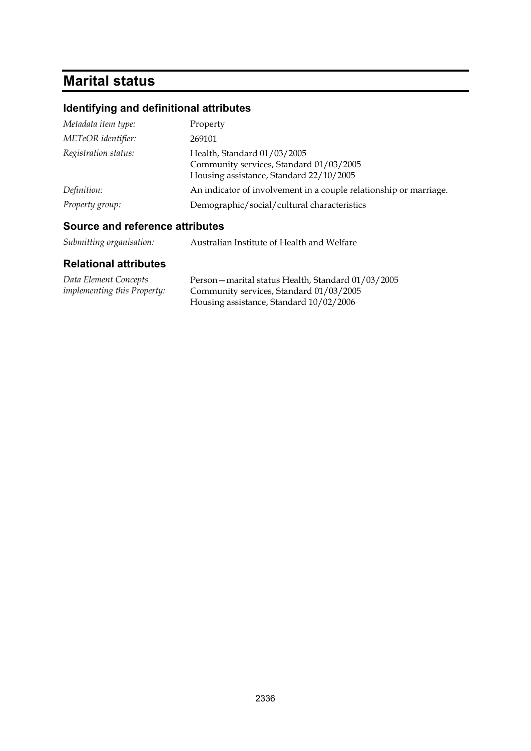# Marital status

## Identifying and definitional attributes

| | |
|---|---|
| *Metadata item type:* | Property |
| *METeOR identifier:* | 269101 |
| *Registration status:* | Health, Standard 01/03/2005<br>Community services, Standard 01/03/2005<br>Housing assistance, Standard 22/10/2005 |
| *Definition:* | An indicator of involvement in a couple relationship or marriage. |
| *Property group:* | Demographic/social/cultural characteristics |

## Source and reference attributes

| | |
|---|---|
| *Submitting organisation:* | Australian Institute of Health and Welfare |

## Relational attributes

| | |
|---|---|
| *Data Element Concepts implementing this Property:* | Person—marital status Health, Standard 01/03/2005<br>Community services, Standard 01/03/2005<br>Housing assistance, Standard 10/02/2006 |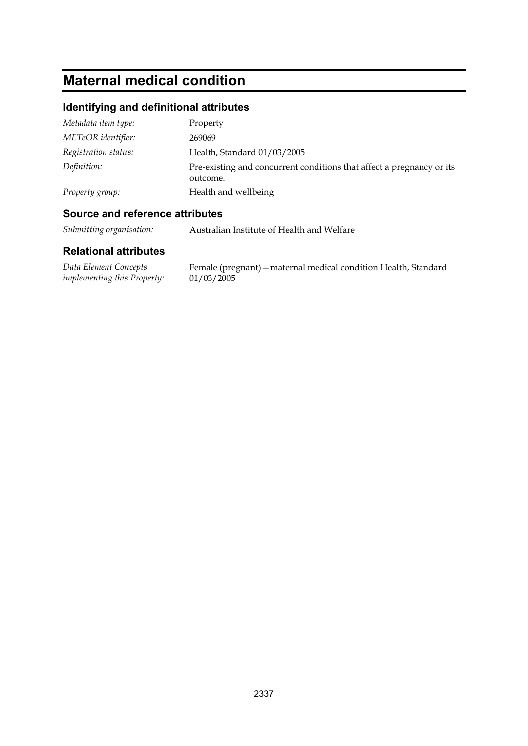# Maternal medical condition

## Identifying and definitional attributes

| | |
|---|---|
| *Metadata item type:* | Property |
| *METeOR identifier:* | 269069 |
| *Registration status:* | Health, Standard 01/03/2005 |
| *Definition:* | Pre-existing and concurrent conditions that affect a pregnancy or its outcome. |
| *Property group:* | Health and wellbeing |

## Source and reference attributes

| | |
|---|---|
| *Submitting organisation:* | Australian Institute of Health and Welfare |

## Relational attributes

| | |
|---|---|
| *Data Element Concepts implementing this Property:* | Female (pregnant)—maternal medical condition Health, Standard 01/03/2005 |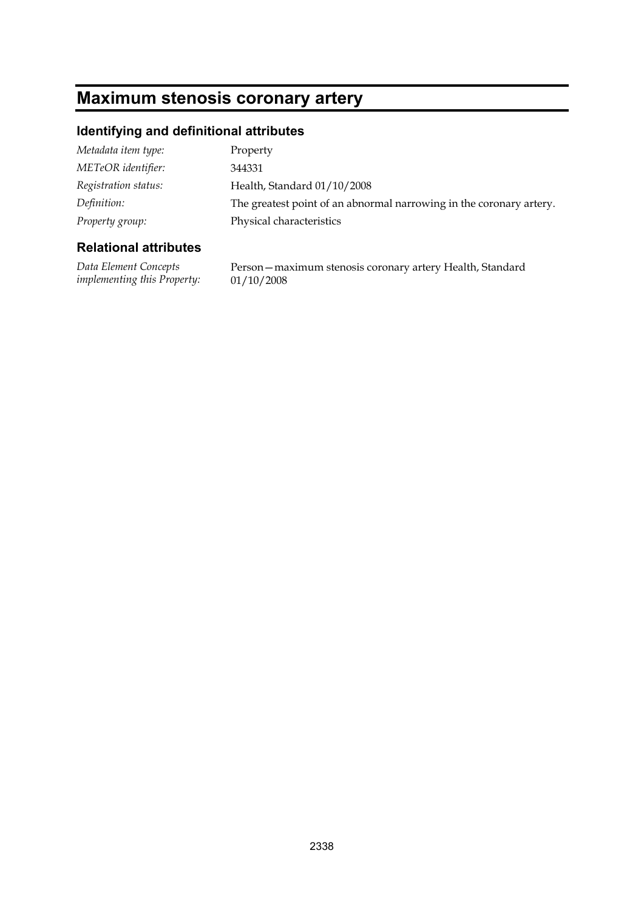# Maximum stenosis coronary artery

## Identifying and definitional attributes

| | |
|---|---|
| *Metadata item type:* | Property |
| *METeOR identifier:* | 344331 |
| *Registration status:* | Health, Standard 01/10/2008 |
| *Definition:* | The greatest point of an abnormal narrowing in the coronary artery. |
| *Property group:* | Physical characteristics |

## Relational attributes

| | |
|---|---|
| *Data Element Concepts implementing this Property:* | Person—maximum stenosis coronary artery Health, Standard 01/10/2008 |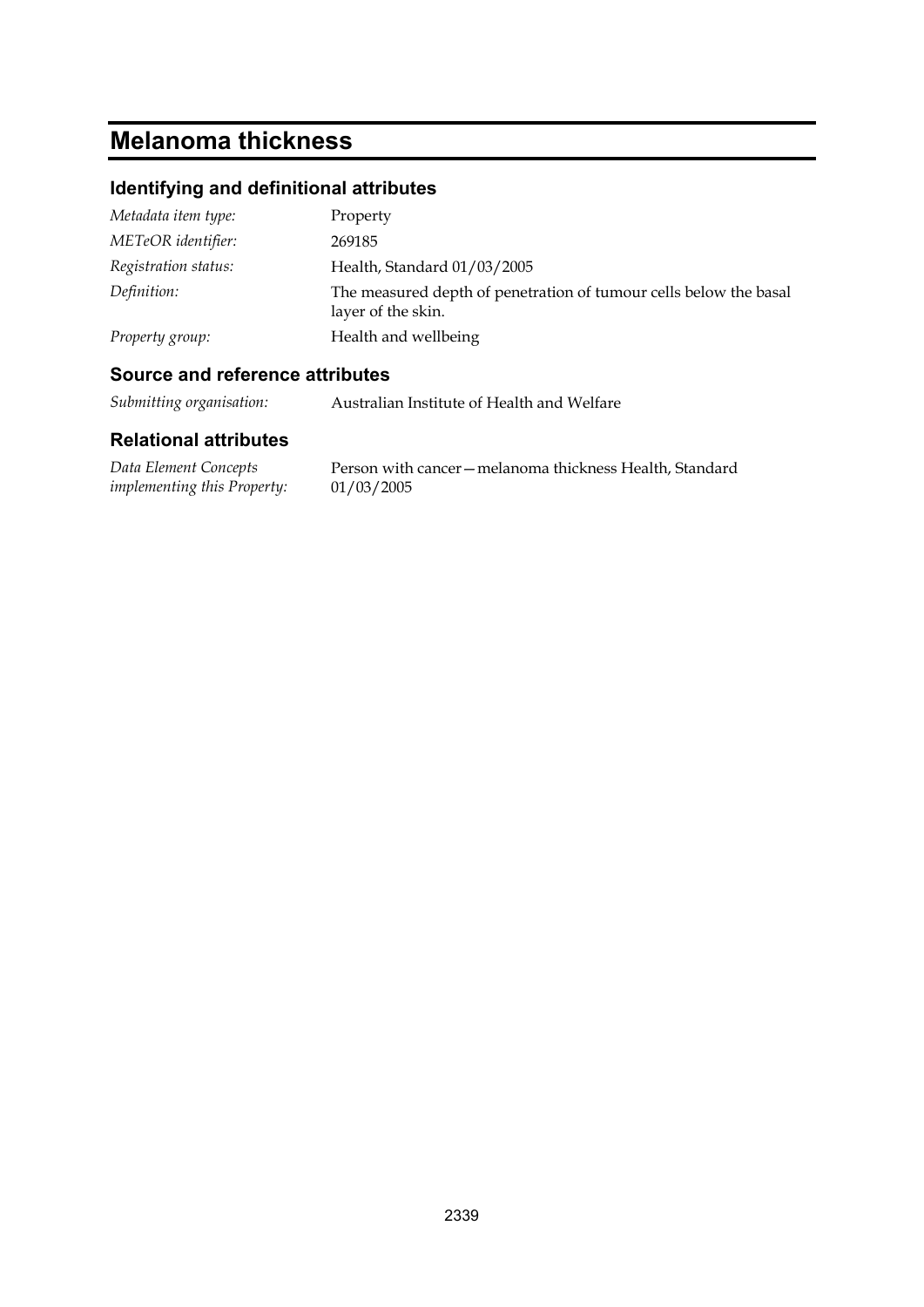# Melanoma thickness

## Identifying and definitional attributes

| | |
|---|---|
| *Metadata item type:* | Property |
| *METeOR identifier:* | 269185 |
| *Registration status:* | Health, Standard 01/03/2005 |
| *Definition:* | The measured depth of penetration of tumour cells below the basal layer of the skin. |
| *Property group:* | Health and wellbeing |

## Source and reference attributes

| | |
|---|---|
| *Submitting organisation:* | Australian Institute of Health and Welfare |

## Relational attributes

| | |
|---|---|
| *Data Element Concepts implementing this Property:* | Person with cancer—melanoma thickness Health, Standard 01/03/2005 |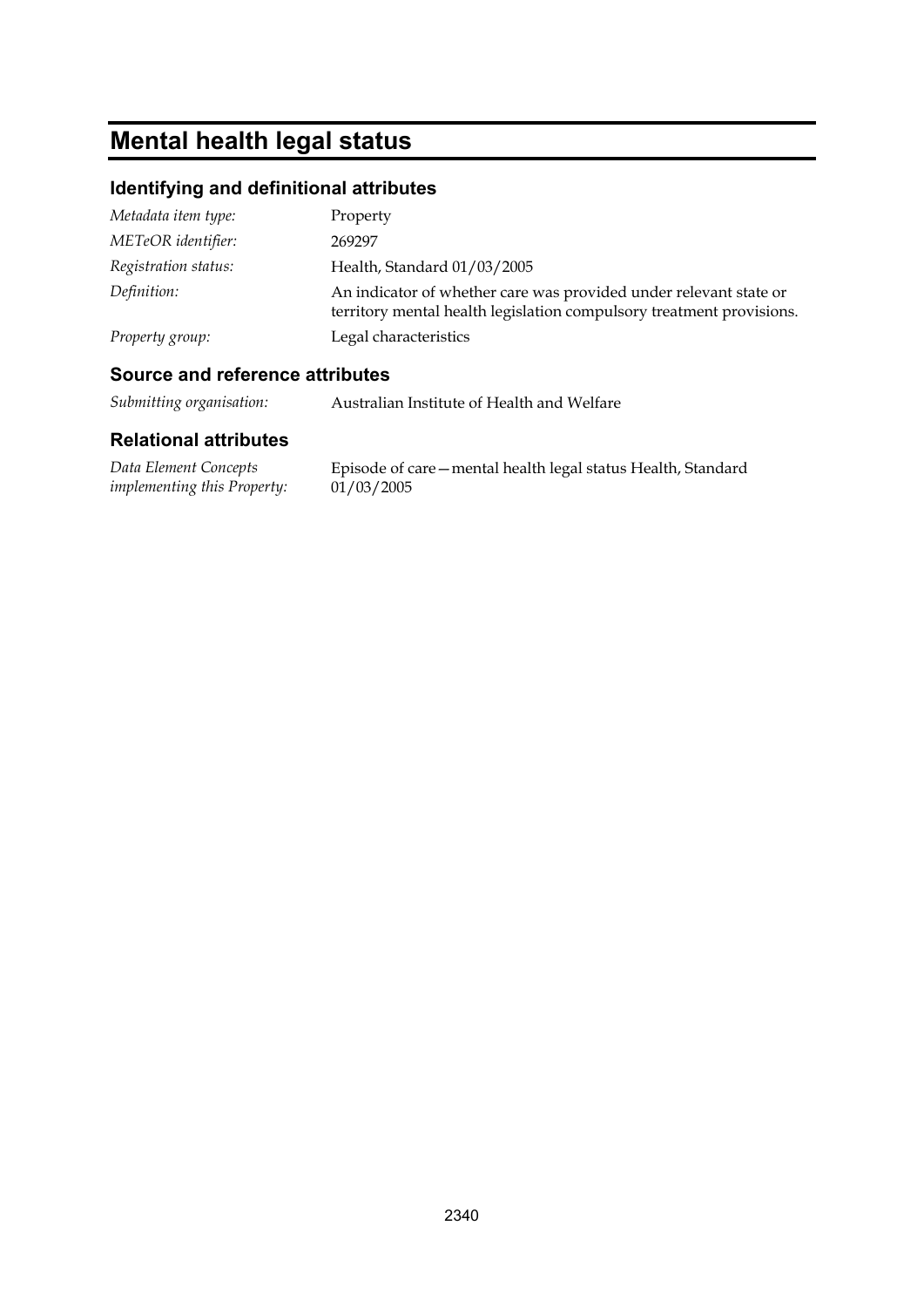# Mental health legal status

## Identifying and definitional attributes

| | |
|---|---|
| *Metadata item type:* | Property |
| *METeOR identifier:* | 269297 |
| *Registration status:* | Health, Standard 01/03/2005 |
| *Definition:* | An indicator of whether care was provided under relevant state or territory mental health legislation compulsory treatment provisions. |
| *Property group:* | Legal characteristics |

## Source and reference attributes

| | |
|---|---|
| *Submitting organisation:* | Australian Institute of Health and Welfare |

## Relational attributes

| | |
|---|---|
| *Data Element Concepts implementing this Property:* | Episode of care—mental health legal status Health, Standard 01/03/2005 |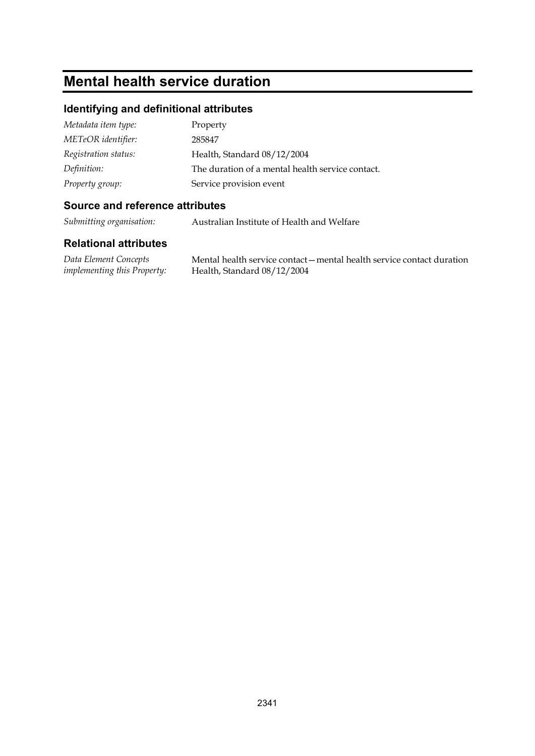# Mental health service duration

## Identifying and definitional attributes

| | |
|---|---|
| *Metadata item type:* | Property |
| *METeOR identifier:* | 285847 |
| *Registration status:* | Health, Standard 08/12/2004 |
| *Definition:* | The duration of a mental health service contact. |
| *Property group:* | Service provision event |

## Source and reference attributes

| | |
|---|---|
| *Submitting organisation:* | Australian Institute of Health and Welfare |

## Relational attributes

| | |
|---|---|
| *Data Element Concepts implementing this Property:* | Mental health service contact—mental health service contact duration Health, Standard 08/12/2004 |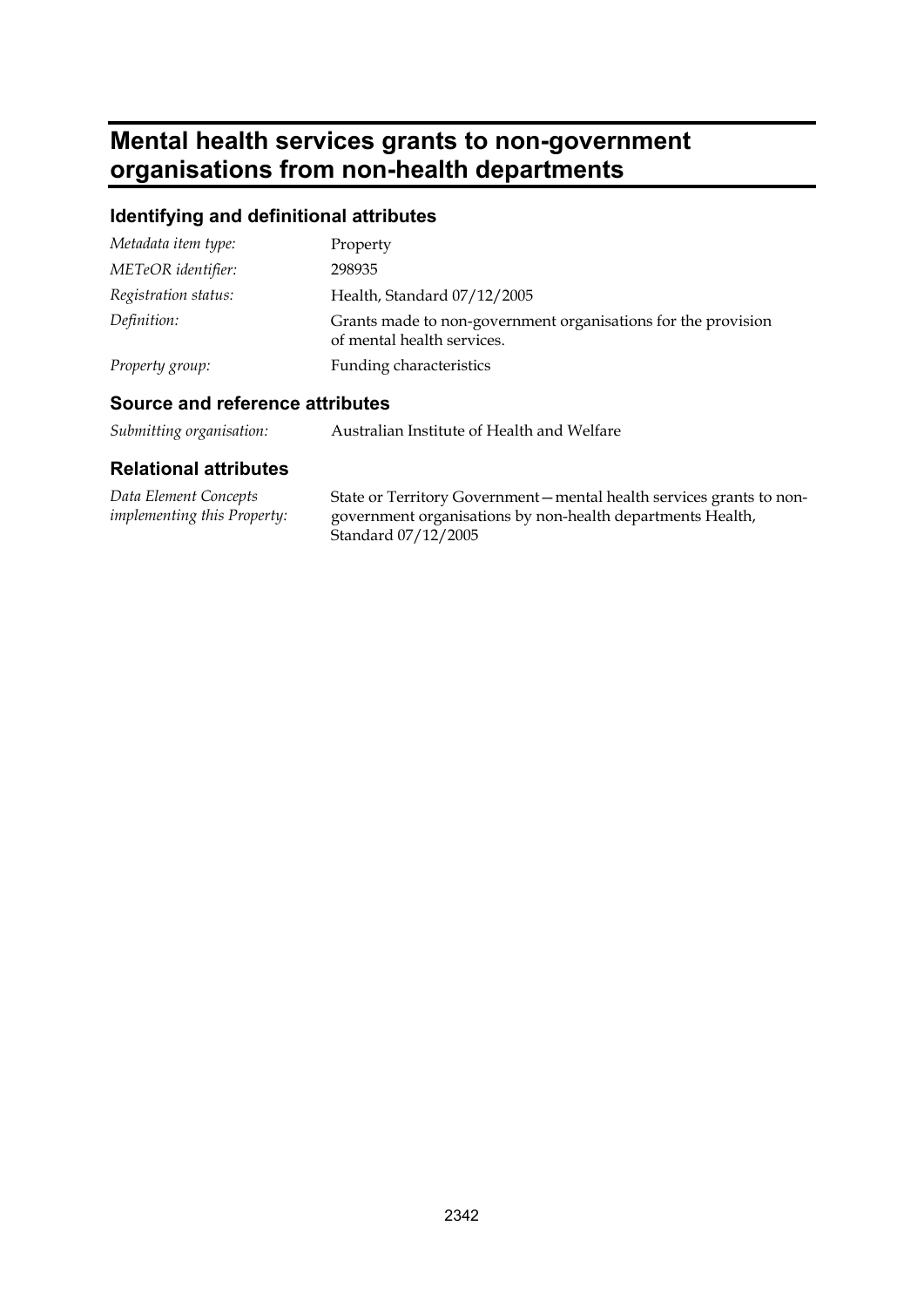# Mental health services grants to non-government organisations from non-health departments

## Identifying and definitional attributes

| | |
|---|---|
| *Metadata item type:* | Property |
| *METeOR identifier:* | 298935 |
| *Registration status:* | Health, Standard 07/12/2005 |
| *Definition:* | Grants made to non-government organisations for the provision of mental health services. |
| *Property group:* | Funding characteristics |

## Source and reference attributes

| | |
|---|---|
| *Submitting organisation:* | Australian Institute of Health and Welfare |

## Relational attributes

| | |
|---|---|
| *Data Element Concepts implementing this Property:* | State or Territory Government—mental health services grants to non-government organisations by non-health departments Health, Standard 07/12/2005 |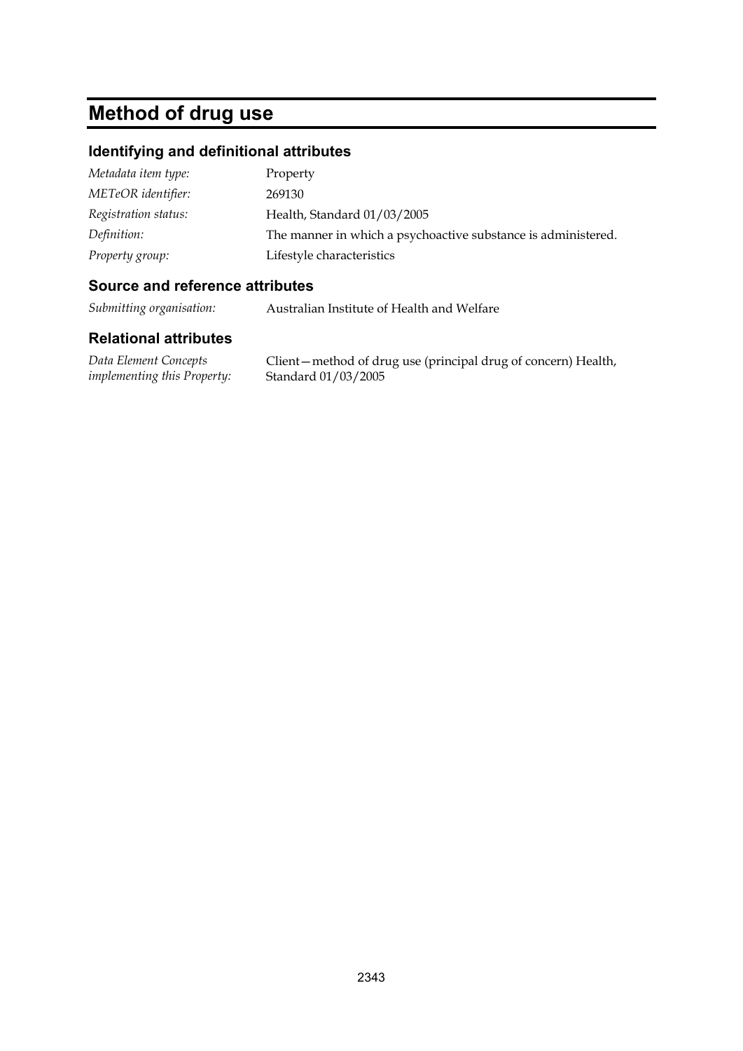# Method of drug use

## Identifying and definitional attributes

| | |
|---|---|
| *Metadata item type:* | Property |
| *METeOR identifier:* | 269130 |
| *Registration status:* | Health, Standard 01/03/2005 |
| *Definition:* | The manner in which a psychoactive substance is administered. |
| *Property group:* | Lifestyle characteristics |

## Source and reference attributes

| | |
|---|---|
| *Submitting organisation:* | Australian Institute of Health and Welfare |

## Relational attributes

| | |
|---|---|
| *Data Element Concepts implementing this Property:* | Client—method of drug use (principal drug of concern) Health, Standard 01/03/2005 |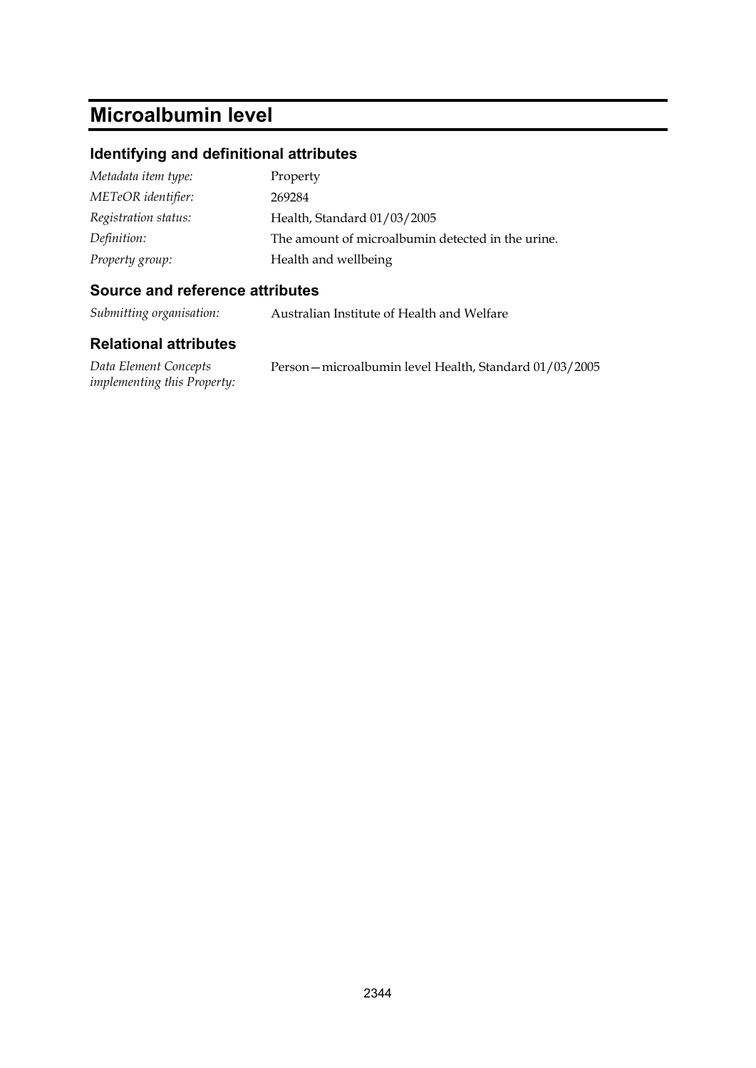# Microalbumin level

## Identifying and definitional attributes

| | |
|---|---|
| *Metadata item type:* | Property |
| *METeOR identifier:* | 269284 |
| *Registration status:* | Health, Standard 01/03/2005 |
| *Definition:* | The amount of microalbumin detected in the urine. |
| *Property group:* | Health and wellbeing |

## Source and reference attributes

| | |
|---|---|
| *Submitting organisation:* | Australian Institute of Health and Welfare |

## Relational attributes

| | |
|---|---|
| *Data Element Concepts implementing this Property:* | Person—microalbumin level Health, Standard 01/03/2005 |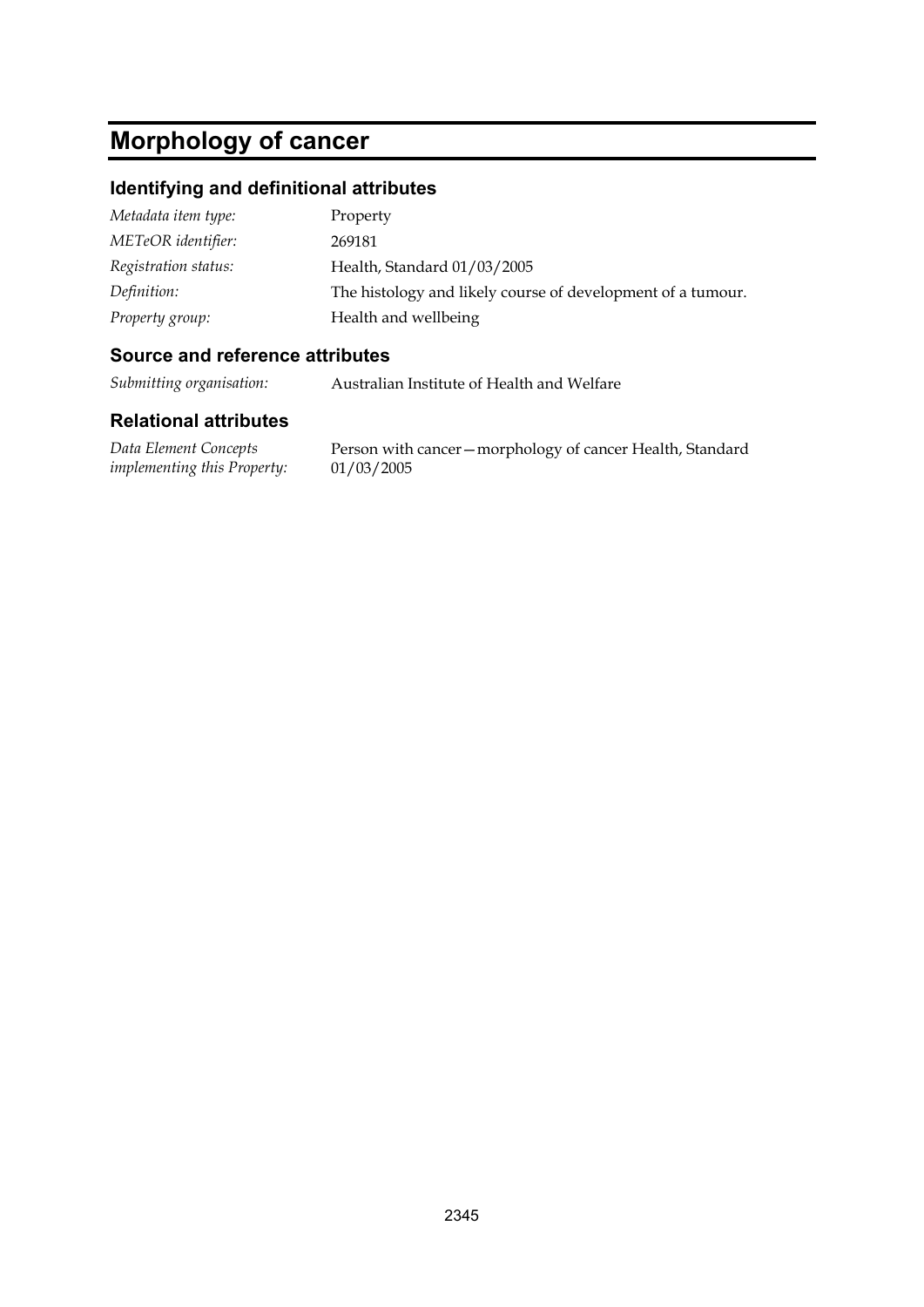# Morphology of cancer

## Identifying and definitional attributes

| | |
|---|---|
| *Metadata item type:* | Property |
| *METeOR identifier:* | 269181 |
| *Registration status:* | Health, Standard 01/03/2005 |
| *Definition:* | The histology and likely course of development of a tumour. |
| *Property group:* | Health and wellbeing |

## Source and reference attributes

| | |
|---|---|
| *Submitting organisation:* | Australian Institute of Health and Welfare |

## Relational attributes

| | |
|---|---|
| *Data Element Concepts implementing this Property:* | Person with cancer—morphology of cancer Health, Standard 01/03/2005 |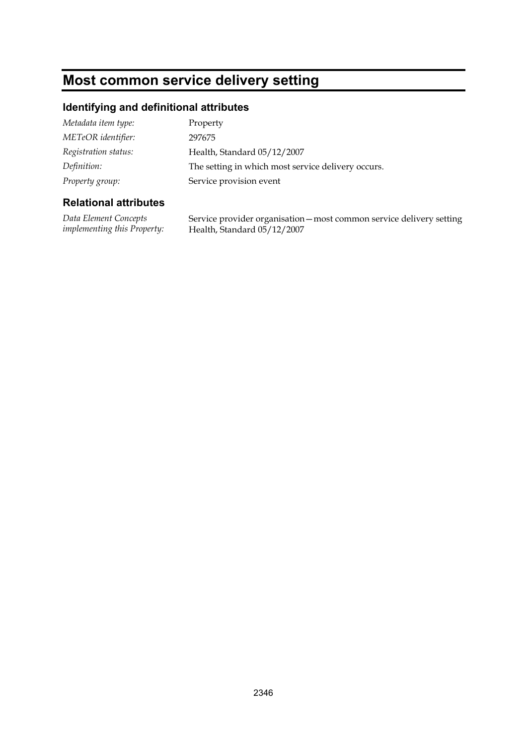# Most common service delivery setting

## Identifying and definitional attributes

| | |
|---|---|
| *Metadata item type:* | Property |
| *METeOR identifier:* | 297675 |
| *Registration status:* | Health, Standard 05/12/2007 |
| *Definition:* | The setting in which most service delivery occurs. |
| *Property group:* | Service provision event |

## Relational attributes

| | |
|---|---|
| *Data Element Concepts implementing this Property:* | Service provider organisation—most common service delivery setting Health, Standard 05/12/2007 |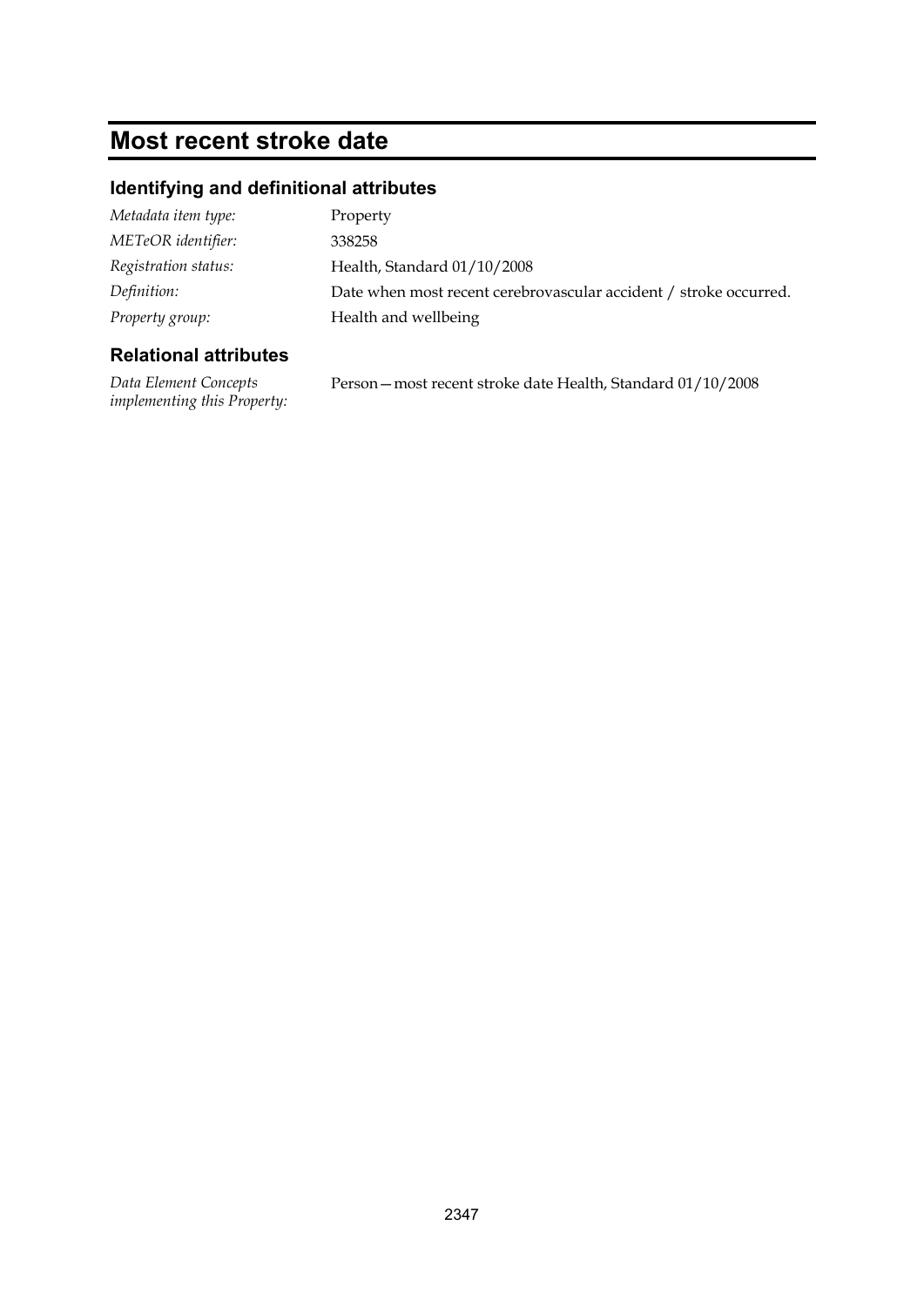# Most recent stroke date

## Identifying and definitional attributes

| | |
|---|---|
| *Metadata item type:* | Property |
| *METeOR identifier:* | 338258 |
| *Registration status:* | Health, Standard 01/10/2008 |
| *Definition:* | Date when most recent cerebrovascular accident / stroke occurred. |
| *Property group:* | Health and wellbeing |

## Relational attributes

| | |
|---|---|
| *Data Element Concepts implementing this Property:* | Person—most recent stroke date Health, Standard 01/10/2008 |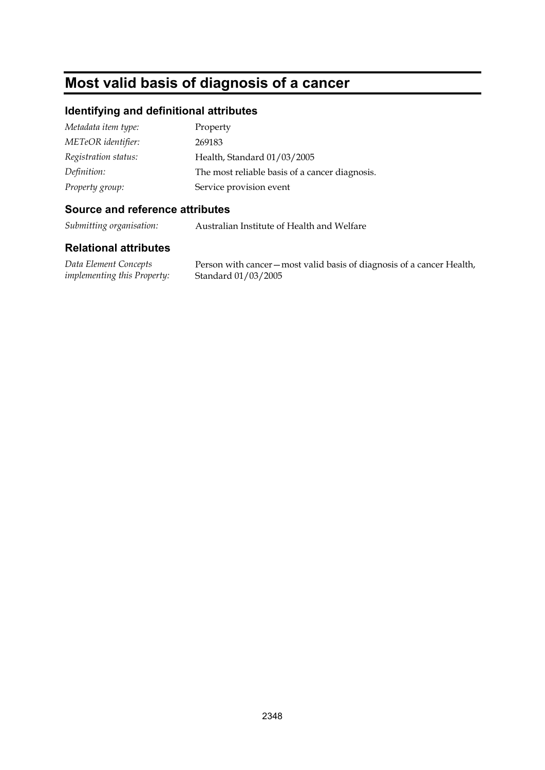# Most valid basis of diagnosis of a cancer

## Identifying and definitional attributes

| | |
|---|---|
| *Metadata item type:* | Property |
| *METeOR identifier:* | 269183 |
| *Registration status:* | Health, Standard 01/03/2005 |
| *Definition:* | The most reliable basis of a cancer diagnosis. |
| *Property group:* | Service provision event |

## Source and reference attributes

| | |
|---|---|
| *Submitting organisation:* | Australian Institute of Health and Welfare |

## Relational attributes

| | |
|---|---|
| *Data Element Concepts implementing this Property:* | Person with cancer—most valid basis of diagnosis of a cancer Health, Standard 01/03/2005 |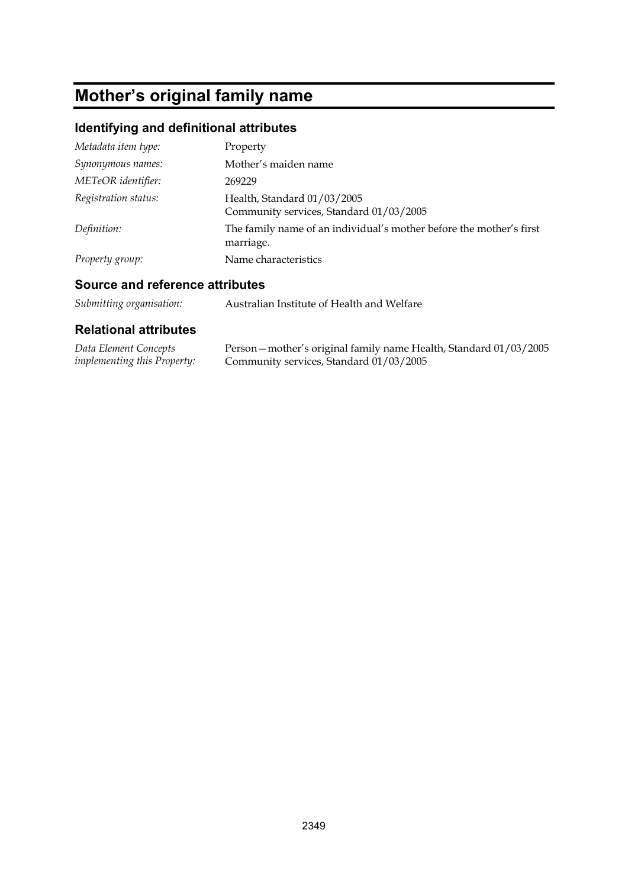# Mother's original family name

## Identifying and definitional attributes

| | |
|---|---|
| *Metadata item type:* | Property |
| *Synonymous names:* | Mother's maiden name |
| *METeOR identifier:* | 269229 |
| *Registration status:* | Health, Standard 01/03/2005<br>Community services, Standard 01/03/2005 |
| *Definition:* | The family name of an individual's mother before the mother's first marriage. |
| *Property group:* | Name characteristics |

## Source and reference attributes

| | |
|---|---|
| *Submitting organisation:* | Australian Institute of Health and Welfare |

## Relational attributes

| | |
|---|---|
| *Data Element Concepts implementing this Property:* | Person—mother's original family name Health, Standard 01/03/2005<br>Community services, Standard 01/03/2005 |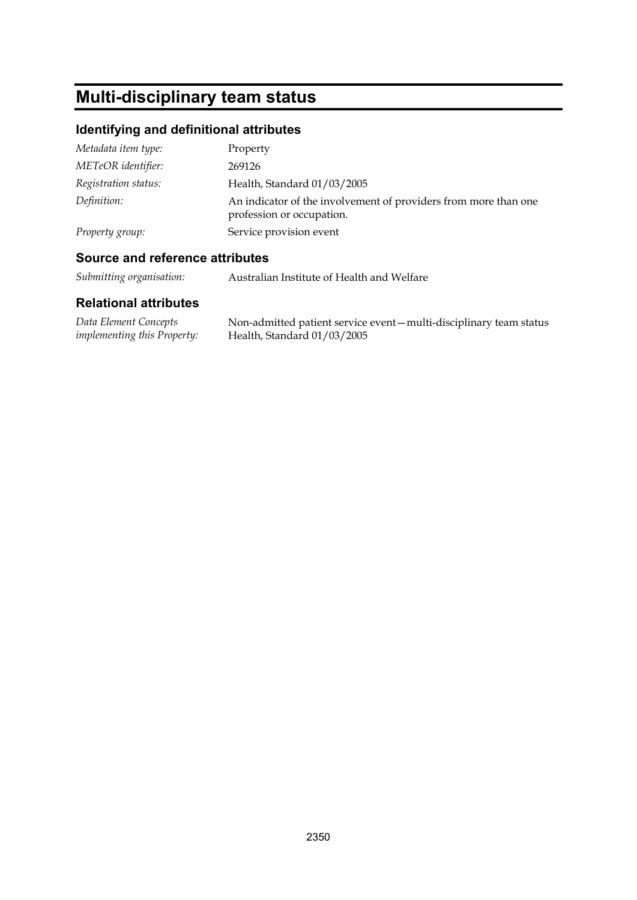# Multi-disciplinary team status

## Identifying and definitional attributes

| | |
|---|---|
| *Metadata item type:* | Property |
| *METeOR identifier:* | 269126 |
| *Registration status:* | Health, Standard 01/03/2005 |
| *Definition:* | An indicator of the involvement of providers from more than one profession or occupation. |
| *Property group:* | Service provision event |

## Source and reference attributes

| | |
|---|---|
| *Submitting organisation:* | Australian Institute of Health and Welfare |

## Relational attributes

| | |
|---|---|
| *Data Element Concepts implementing this Property:* | Non-admitted patient service event—multi-disciplinary team status Health, Standard 01/03/2005 |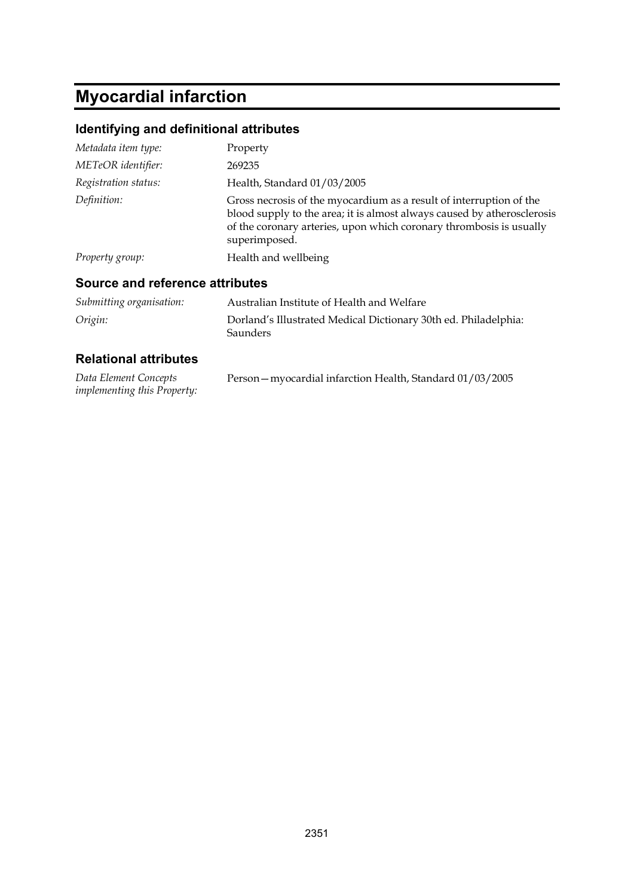# Myocardial infarction

## Identifying and definitional attributes

| | |
|---|---|
| *Metadata item type:* | Property |
| *METeOR identifier:* | 269235 |
| *Registration status:* | Health, Standard 01/03/2005 |
| *Definition:* | Gross necrosis of the myocardium as a result of interruption of the blood supply to the area; it is almost always caused by atherosclerosis of the coronary arteries, upon which coronary thrombosis is usually superimposed. |
| *Property group:* | Health and wellbeing |

## Source and reference attributes

| | |
|---|---|
| *Submitting organisation:* | Australian Institute of Health and Welfare |
| *Origin:* | Dorland's Illustrated Medical Dictionary 30th ed. Philadelphia: Saunders |

## Relational attributes

| | |
|---|---|
| *Data Element Concepts implementing this Property:* | Person—myocardial infarction Health, Standard 01/03/2005 |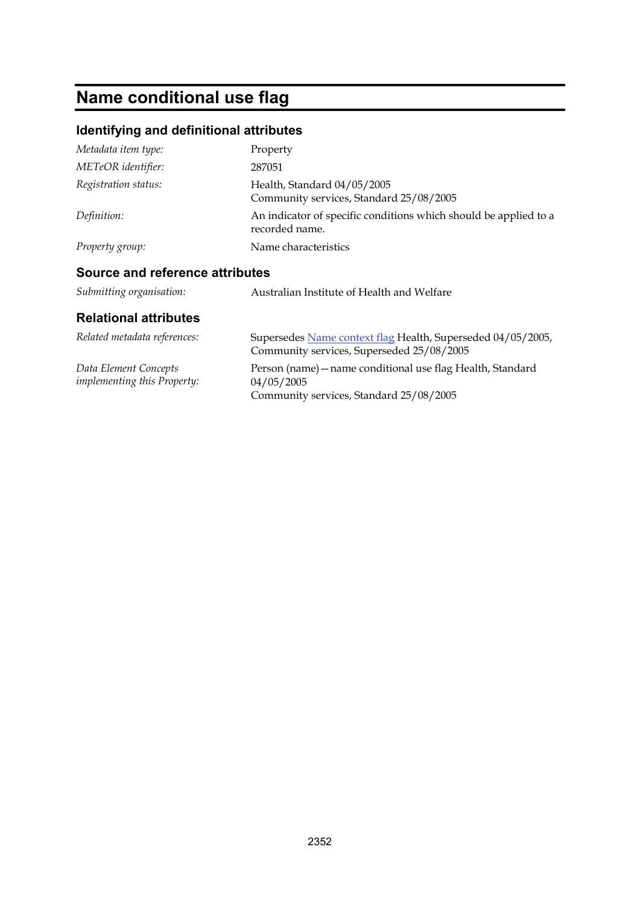# Name conditional use flag

## Identifying and definitional attributes

| | |
|---|---|
| *Metadata item type:* | Property |
| *METeOR identifier:* | 287051 |
| *Registration status:* | Health, Standard 04/05/2005<br>Community services, Standard 25/08/2005 |
| *Definition:* | An indicator of specific conditions which should be applied to a recorded name. |
| *Property group:* | Name characteristics |

## Source and reference attributes

| | |
|---|---|
| *Submitting organisation:* | Australian Institute of Health and Welfare |

## Relational attributes

| | |
|---|---|
| *Related metadata references:* | Supersedes Name context flag Health, Superseded 04/05/2005, Community services, Superseded 25/08/2005 |
| *Data Element Concepts implementing this Property:* | Person (name)—name conditional use flag Health, Standard 04/05/2005<br>Community services, Standard 25/08/2005 |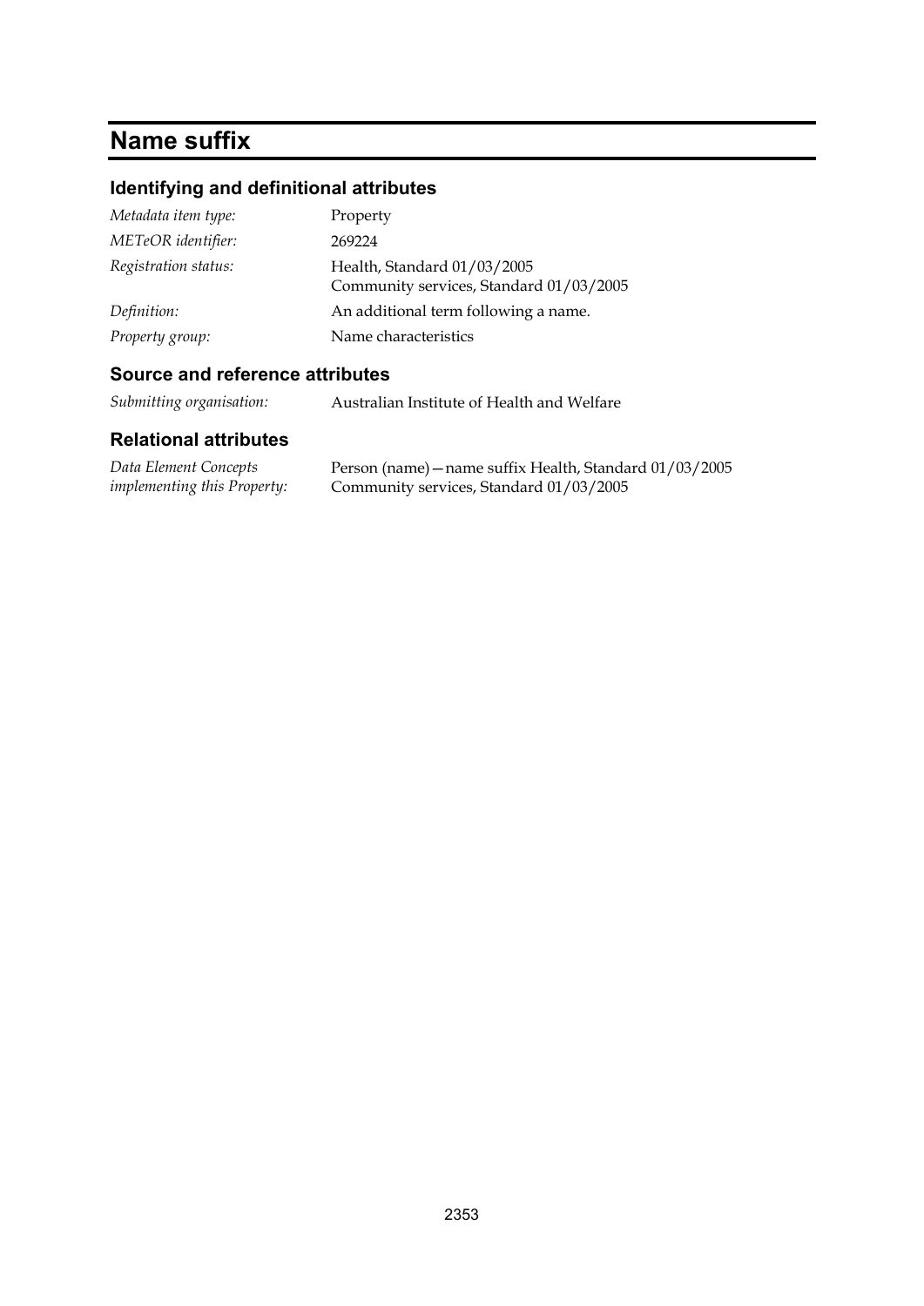# Name suffix

## Identifying and definitional attributes

| | |
|---|---|
| *Metadata item type:* | Property |
| *METeOR identifier:* | 269224 |
| *Registration status:* | Health, Standard 01/03/2005<br>Community services, Standard 01/03/2005 |
| *Definition:* | An additional term following a name. |
| *Property group:* | Name characteristics |

## Source and reference attributes

| | |
|---|---|
| *Submitting organisation:* | Australian Institute of Health and Welfare |

## Relational attributes

| | |
|---|---|
| *Data Element Concepts implementing this Property:* | Person (name)—name suffix Health, Standard 01/03/2005<br>Community services, Standard 01/03/2005 |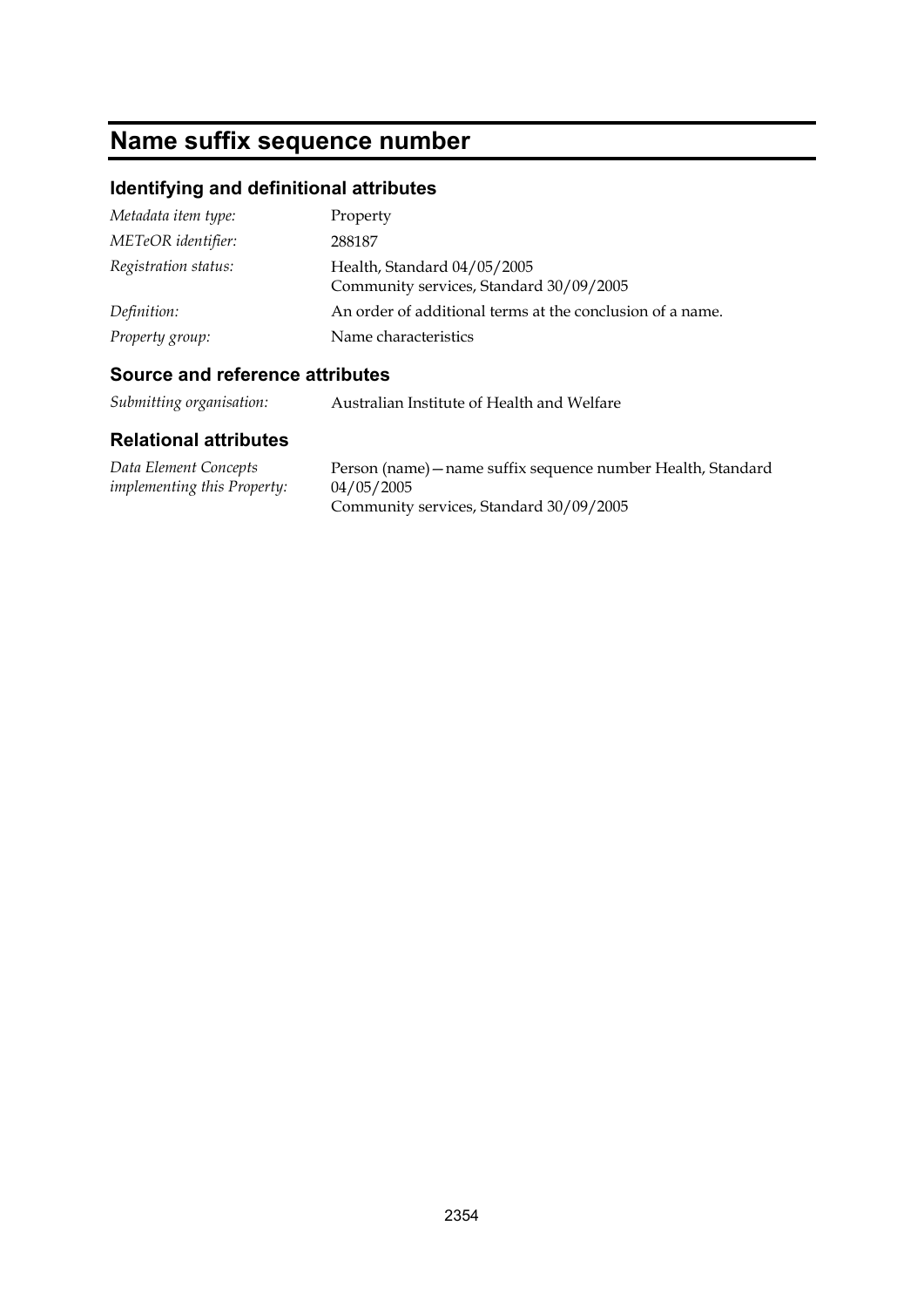# Name suffix sequence number

## Identifying and definitional attributes

*Metadata item type:* Property

*METeOR identifier:* 288187

*Registration status:* Health, Standard 04/05/2005
Community services, Standard 30/09/2005

*Definition:* An order of additional terms at the conclusion of a name.

*Property group:* Name characteristics

## Source and reference attributes

*Submitting organisation:* Australian Institute of Health and Welfare

## Relational attributes

*Data Element Concepts implementing this Property:* Person (name)—name suffix sequence number Health, Standard 04/05/2005
Community services, Standard 30/09/2005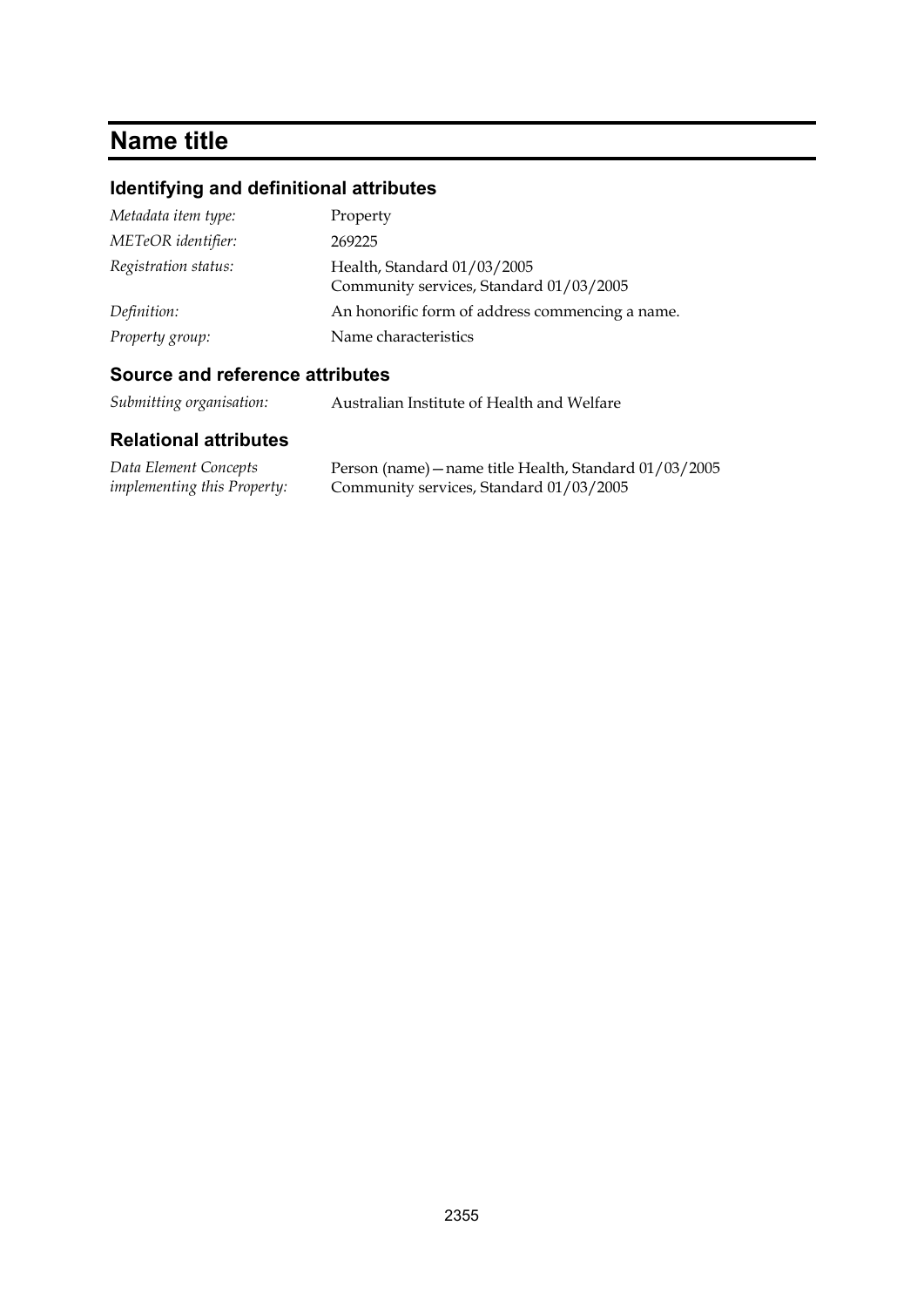# Name title

## Identifying and definitional attributes

| | |
|---|---|
| *Metadata item type:* | Property |
| *METeOR identifier:* | 269225 |
| *Registration status:* | Health, Standard 01/03/2005<br>Community services, Standard 01/03/2005 |
| *Definition:* | An honorific form of address commencing a name. |
| *Property group:* | Name characteristics |

## Source and reference attributes

| | |
|---|---|
| *Submitting organisation:* | Australian Institute of Health and Welfare |

## Relational attributes

| | |
|---|---|
| *Data Element Concepts implementing this Property:* | Person (name)—name title Health, Standard 01/03/2005<br>Community services, Standard 01/03/2005 |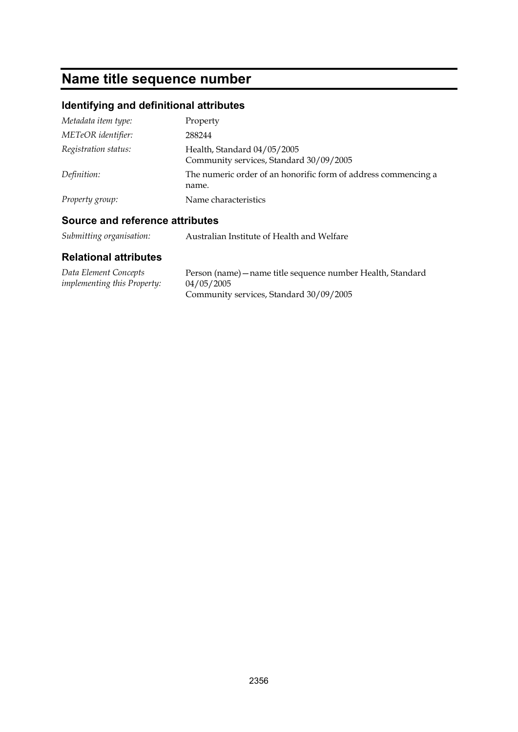# Name title sequence number

## Identifying and definitional attributes

| | |
|---|---|
| *Metadata item type:* | Property |
| *METeOR identifier:* | 288244 |
| *Registration status:* | Health, Standard 04/05/2005<br>Community services, Standard 30/09/2005 |
| *Definition:* | The numeric order of an honorific form of address commencing a name. |
| *Property group:* | Name characteristics |

## Source and reference attributes

| | |
|---|---|
| *Submitting organisation:* | Australian Institute of Health and Welfare |

## Relational attributes

| | |
|---|---|
| *Data Element Concepts implementing this Property:* | Person (name)—name title sequence number Health, Standard 04/05/2005<br>Community services, Standard 30/09/2005 |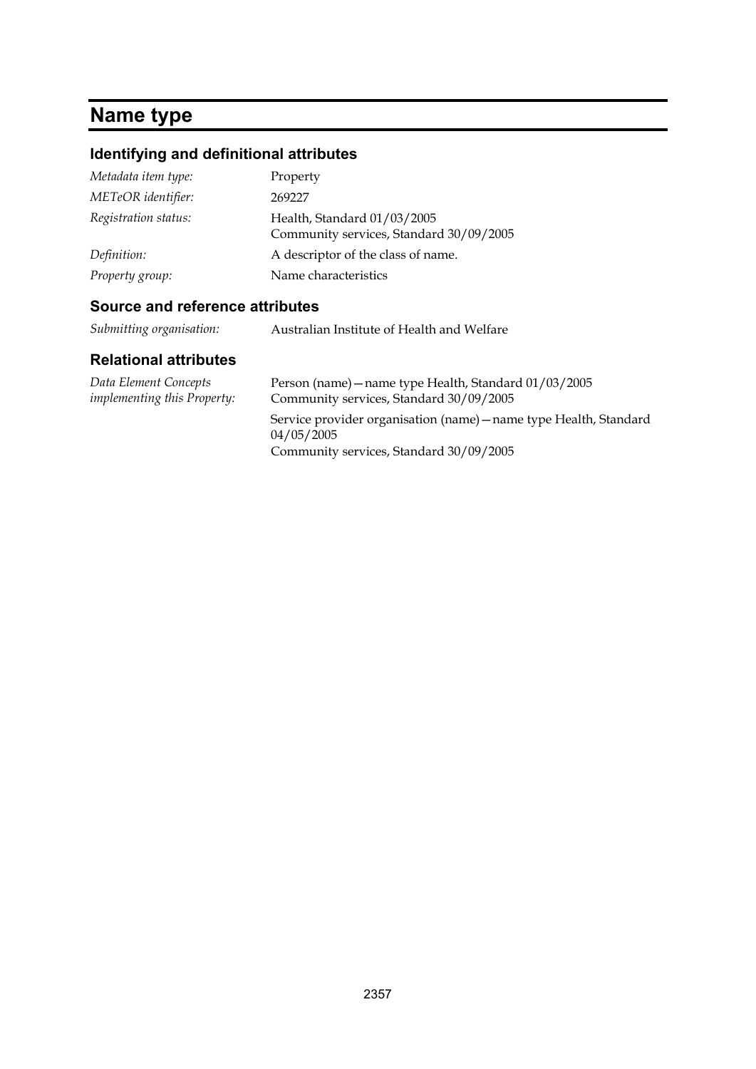# Name type

## Identifying and definitional attributes

| | |
|---|---|
| *Metadata item type:* | Property |
| *METeOR identifier:* | 269227 |
| *Registration status:* | Health, Standard 01/03/2005<br>Community services, Standard 30/09/2005 |
| *Definition:* | A descriptor of the class of name. |
| *Property group:* | Name characteristics |

## Source and reference attributes

| | |
|---|---|
| *Submitting organisation:* | Australian Institute of Health and Welfare |

## Relational attributes

| | |
|---|---|
| *Data Element Concepts implementing this Property:* | Person (name)—name type Health, Standard 01/03/2005<br>Community services, Standard 30/09/2005<br><br>Service provider organisation (name)—name type Health, Standard 04/05/2005<br>Community services, Standard 30/09/2005 |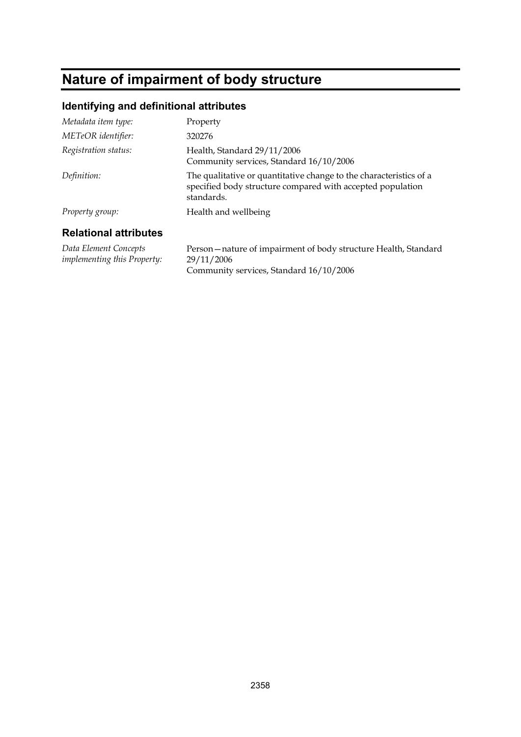# Nature of impairment of body structure

## Identifying and definitional attributes

| | |
|---|---|
| *Metadata item type:* | Property |
| *METeOR identifier:* | 320276 |
| *Registration status:* | Health, Standard 29/11/2006<br>Community services, Standard 16/10/2006 |
| *Definition:* | The qualitative or quantitative change to the characteristics of a specified body structure compared with accepted population standards. |
| *Property group:* | Health and wellbeing |

## Relational attributes

| | |
|---|---|
| *Data Element Concepts implementing this Property:* | Person—nature of impairment of body structure Health, Standard 29/11/2006<br>Community services, Standard 16/10/2006 |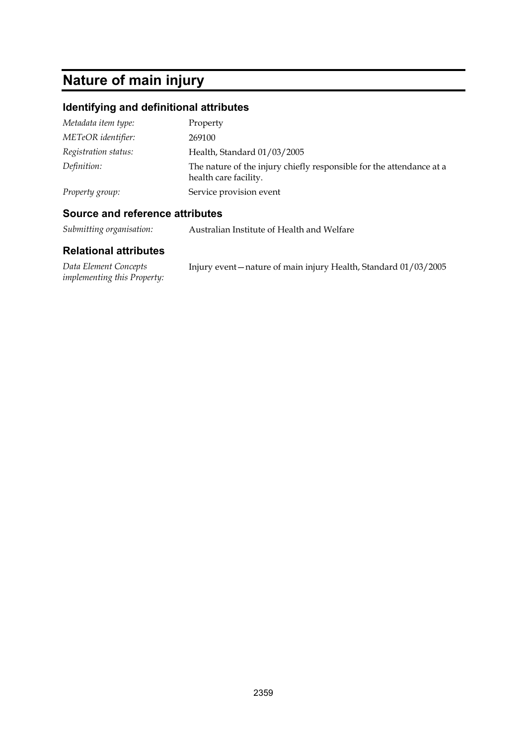# Nature of main injury

## Identifying and definitional attributes

| | |
|---|---|
| *Metadata item type:* | Property |
| *METeOR identifier:* | 269100 |
| *Registration status:* | Health, Standard 01/03/2005 |
| *Definition:* | The nature of the injury chiefly responsible for the attendance at a health care facility. |
| *Property group:* | Service provision event |

## Source and reference attributes

| | |
|---|---|
| *Submitting organisation:* | Australian Institute of Health and Welfare |

## Relational attributes

| | |
|---|---|
| *Data Element Concepts implementing this Property:* | Injury event—nature of main injury Health, Standard 01/03/2005 |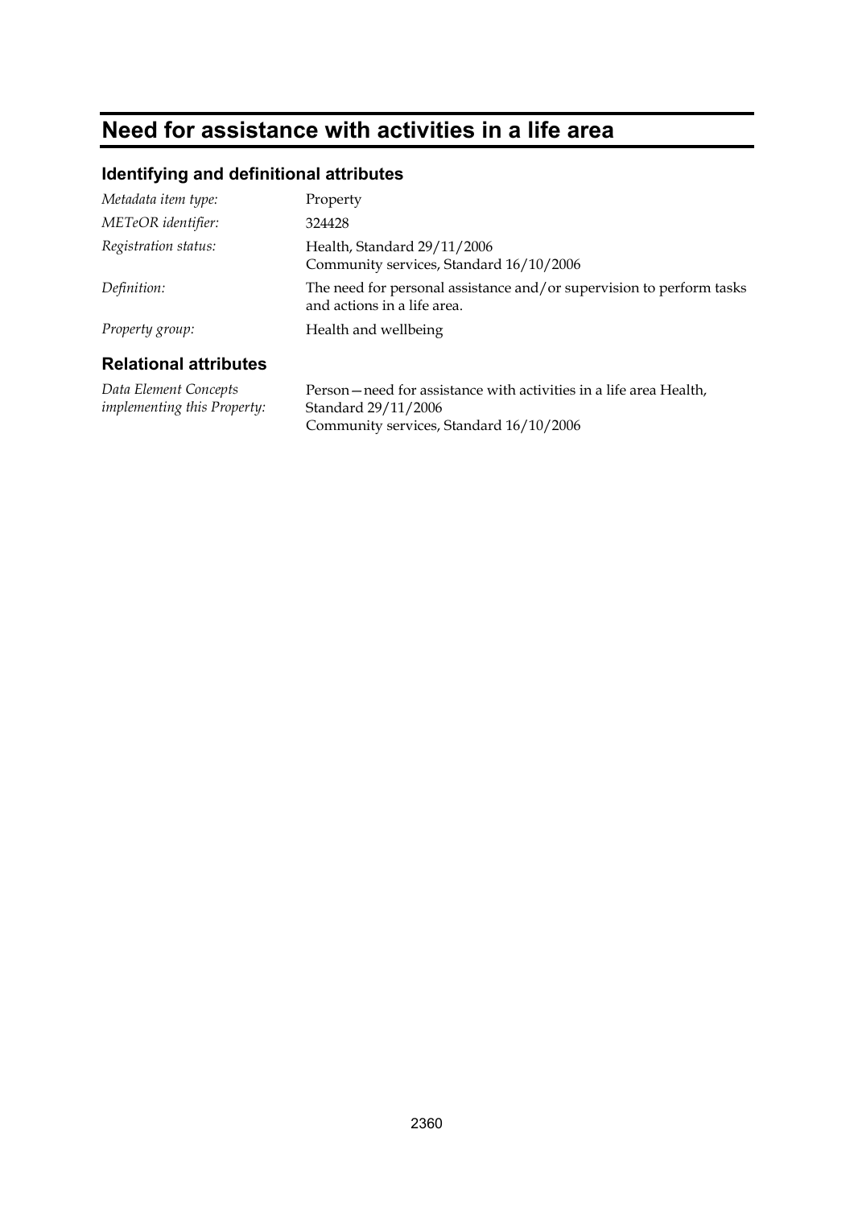# Need for assistance with activities in a life area

## Identifying and definitional attributes

| | |
|---|---|
| *Metadata item type:* | Property |
| *METeOR identifier:* | 324428 |
| *Registration status:* | Health, Standard 29/11/2006<br>Community services, Standard 16/10/2006 |
| *Definition:* | The need for personal assistance and/or supervision to perform tasks and actions in a life area. |
| *Property group:* | Health and wellbeing |

## Relational attributes

| | |
|---|---|
| *Data Element Concepts implementing this Property:* | Person—need for assistance with activities in a life area Health, Standard 29/11/2006<br>Community services, Standard 16/10/2006 |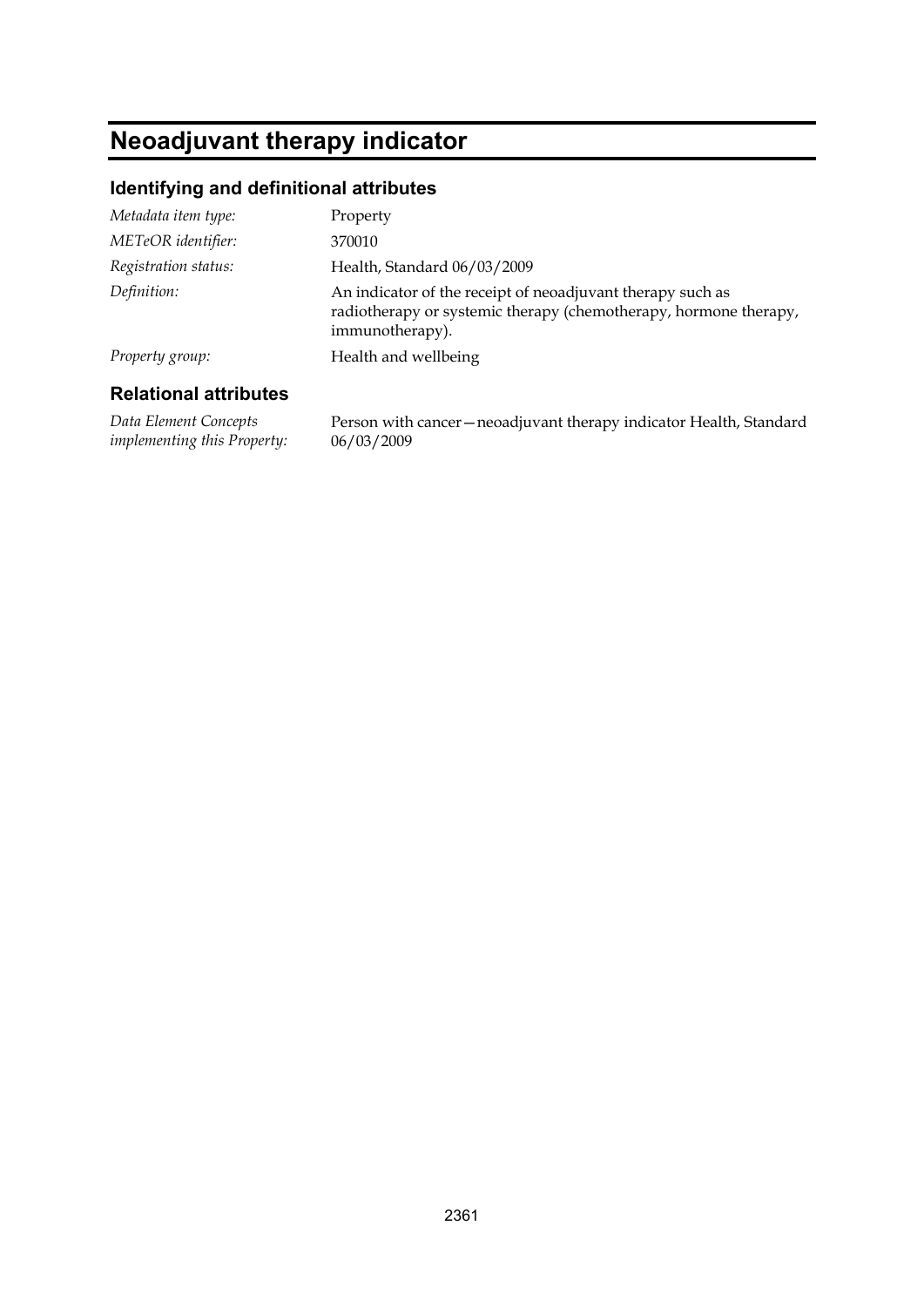# Neoadjuvant therapy indicator

## Identifying and definitional attributes

| | |
|---|---|
| *Metadata item type:* | Property |
| *METeOR identifier:* | 370010 |
| *Registration status:* | Health, Standard 06/03/2009 |
| *Definition:* | An indicator of the receipt of neoadjuvant therapy such as radiotherapy or systemic therapy (chemotherapy, hormone therapy, immunotherapy). |
| *Property group:* | Health and wellbeing |

## Relational attributes

| | |
|---|---|
| *Data Element Concepts implementing this Property:* | Person with cancer—neoadjuvant therapy indicator Health, Standard 06/03/2009 |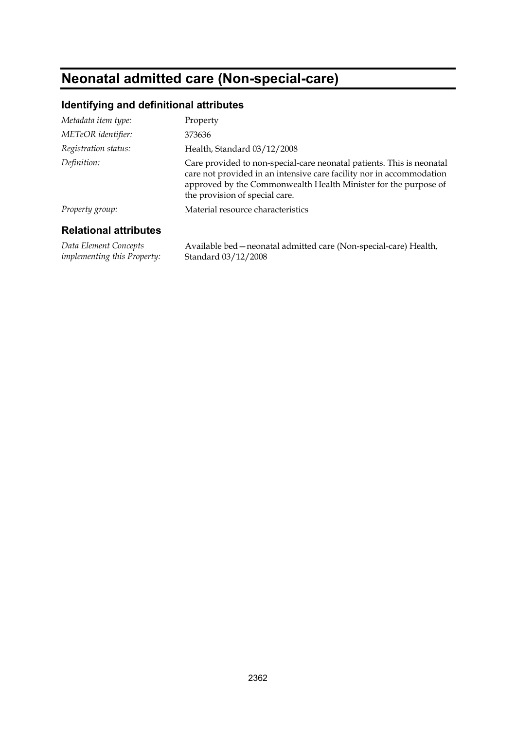# Neonatal admitted care (Non-special-care)

## Identifying and definitional attributes

| | |
|---|---|
| *Metadata item type:* | Property |
| *METeOR identifier:* | 373636 |
| *Registration status:* | Health, Standard 03/12/2008 |
| *Definition:* | Care provided to non-special-care neonatal patients. This is neonatal care not provided in an intensive care facility nor in accommodation approved by the Commonwealth Health Minister for the purpose of the provision of special care. |
| *Property group:* | Material resource characteristics |

## Relational attributes

| | |
|---|---|
| *Data Element Concepts implementing this Property:* | Available bed—neonatal admitted care (Non-special-care) Health, Standard 03/12/2008 |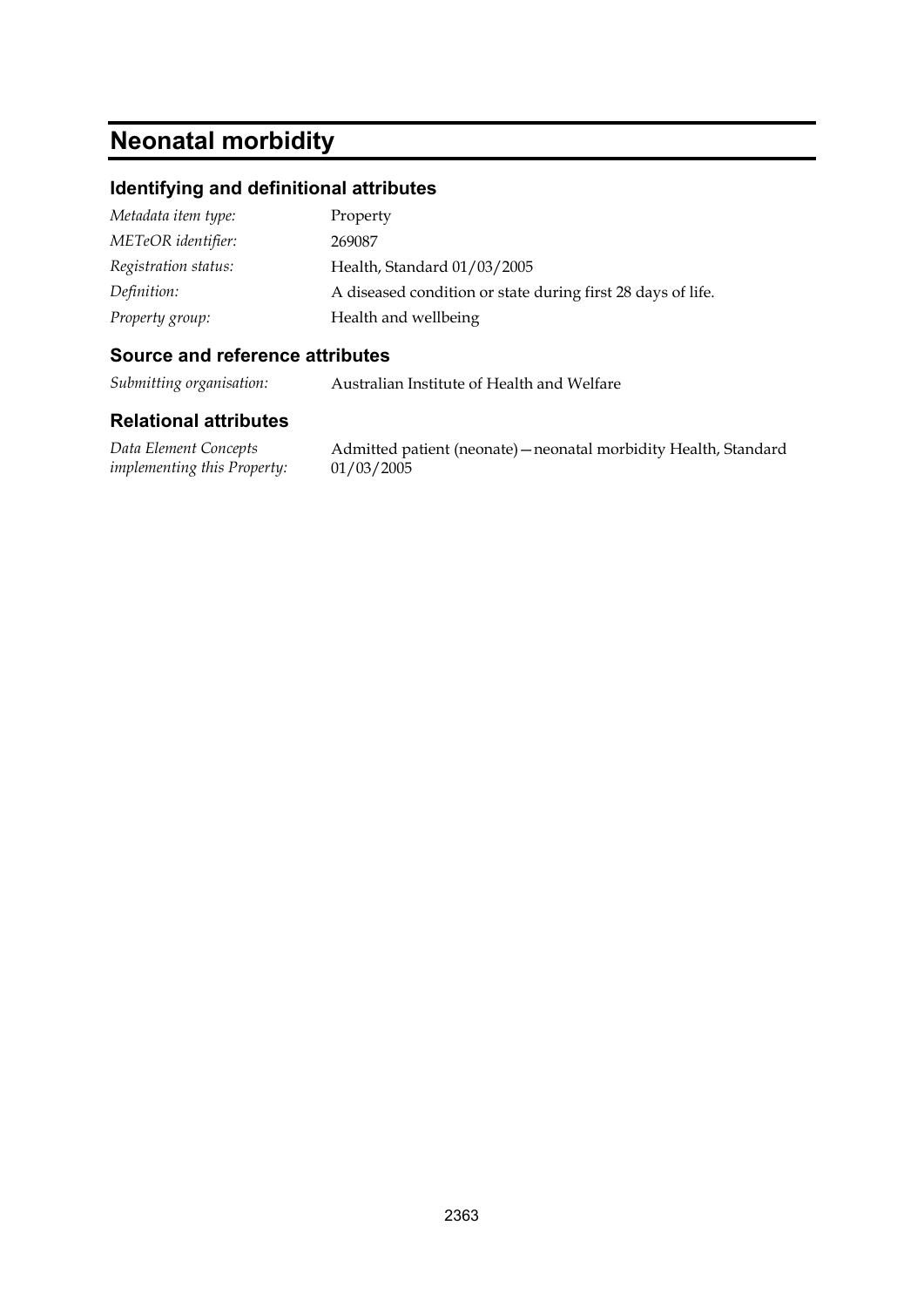# Neonatal morbidity

## Identifying and definitional attributes

| | |
|---|---|
| *Metadata item type:* | Property |
| *METeOR identifier:* | 269087 |
| *Registration status:* | Health, Standard 01/03/2005 |
| *Definition:* | A diseased condition or state during first 28 days of life. |
| *Property group:* | Health and wellbeing |

## Source and reference attributes

| | |
|---|---|
| *Submitting organisation:* | Australian Institute of Health and Welfare |

## Relational attributes

| | |
|---|---|
| *Data Element Concepts implementing this Property:* | Admitted patient (neonate)—neonatal morbidity Health, Standard 01/03/2005 |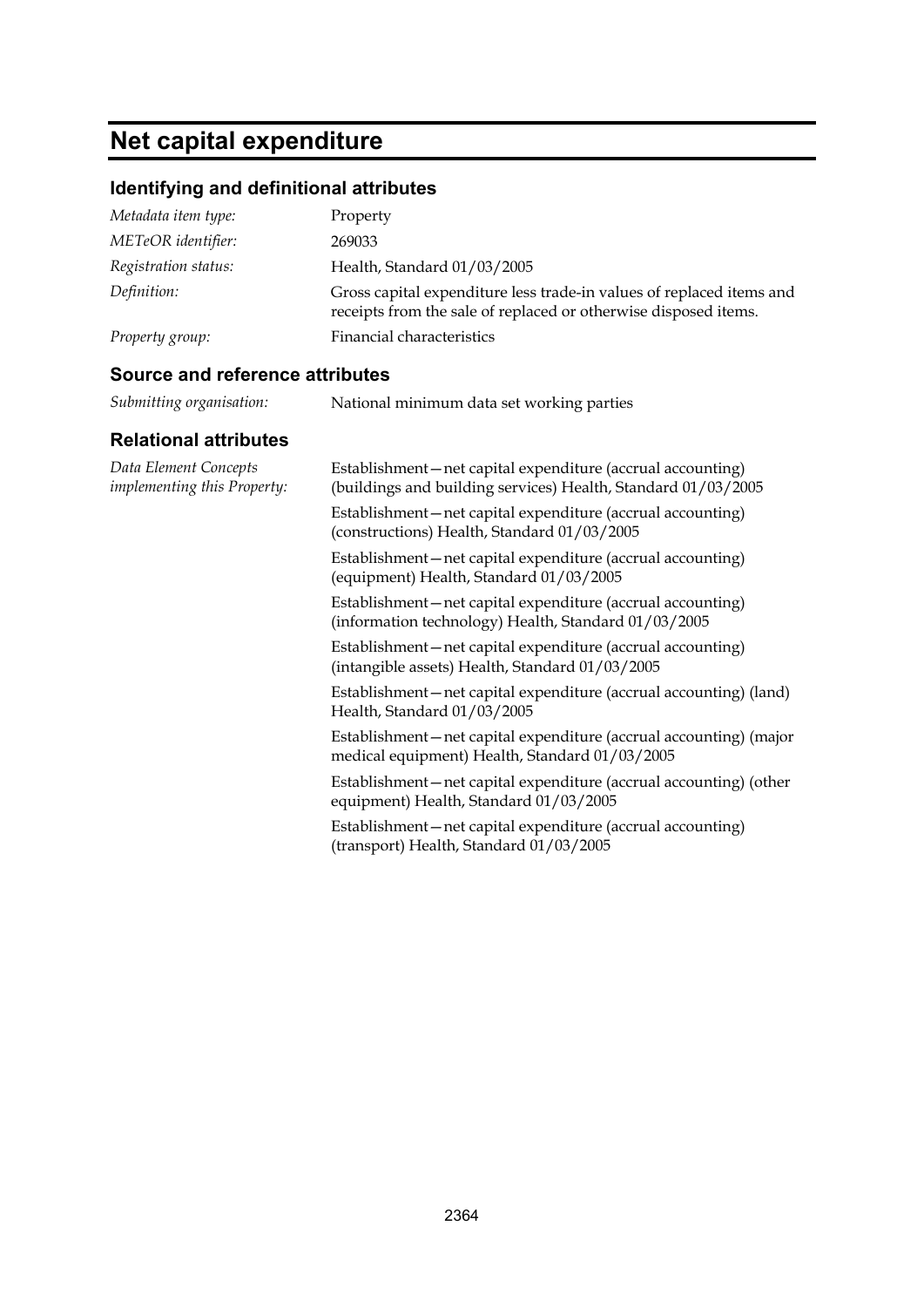# Net capital expenditure

## Identifying and definitional attributes

| | |
|---|---|
| *Metadata item type:* | Property |
| *METeOR identifier:* | 269033 |
| *Registration status:* | Health, Standard 01/03/2005 |
| *Definition:* | Gross capital expenditure less trade-in values of replaced items and receipts from the sale of replaced or otherwise disposed items. |
| *Property group:* | Financial characteristics |

## Source and reference attributes

| | |
|---|---|
| *Submitting organisation:* | National minimum data set working parties |

## Relational attributes

*Data Element Concepts implementing this Property:*

Establishment—net capital expenditure (accrual accounting) (buildings and building services) Health, Standard 01/03/2005

Establishment—net capital expenditure (accrual accounting) (constructions) Health, Standard 01/03/2005

Establishment—net capital expenditure (accrual accounting) (equipment) Health, Standard 01/03/2005

Establishment—net capital expenditure (accrual accounting) (information technology) Health, Standard 01/03/2005

Establishment—net capital expenditure (accrual accounting) (intangible assets) Health, Standard 01/03/2005

Establishment—net capital expenditure (accrual accounting) (land) Health, Standard 01/03/2005

Establishment—net capital expenditure (accrual accounting) (major medical equipment) Health, Standard 01/03/2005

Establishment—net capital expenditure (accrual accounting) (other equipment) Health, Standard 01/03/2005

Establishment—net capital expenditure (accrual accounting) (transport) Health, Standard 01/03/2005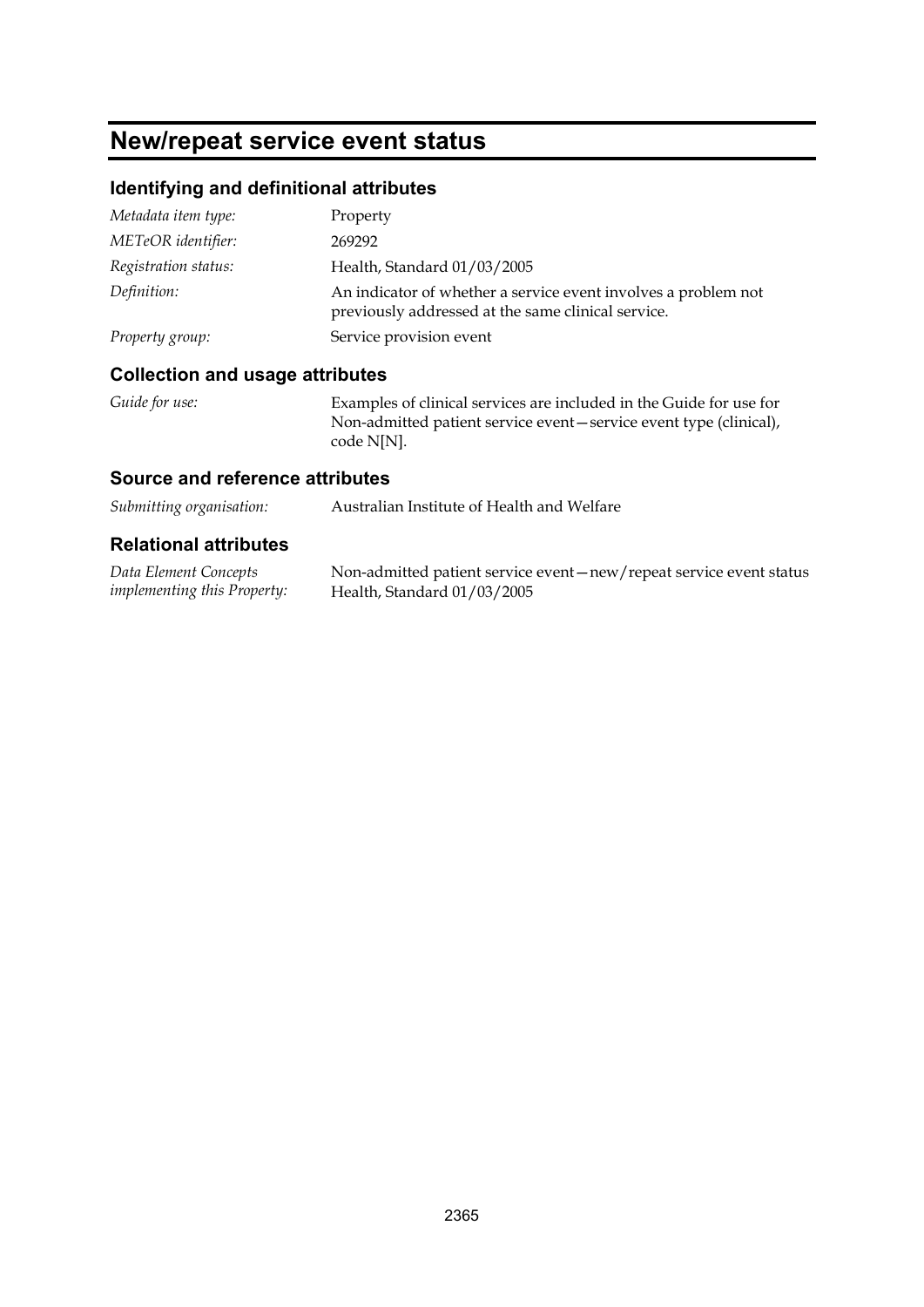# New/repeat service event status

## Identifying and definitional attributes

| | |
|---|---|
| *Metadata item type:* | Property |
| *METeOR identifier:* | 269292 |
| *Registration status:* | Health, Standard 01/03/2005 |
| *Definition:* | An indicator of whether a service event involves a problem not previously addressed at the same clinical service. |
| *Property group:* | Service provision event |

## Collection and usage attributes

| | |
|---|---|
| *Guide for use:* | Examples of clinical services are included in the Guide for use for Non-admitted patient service event—service event type (clinical), code N[N]. |

## Source and reference attributes

| | |
|---|---|
| *Submitting organisation:* | Australian Institute of Health and Welfare |

## Relational attributes

| | |
|---|---|
| *Data Element Concepts implementing this Property:* | Non-admitted patient service event—new/repeat service event status Health, Standard 01/03/2005 |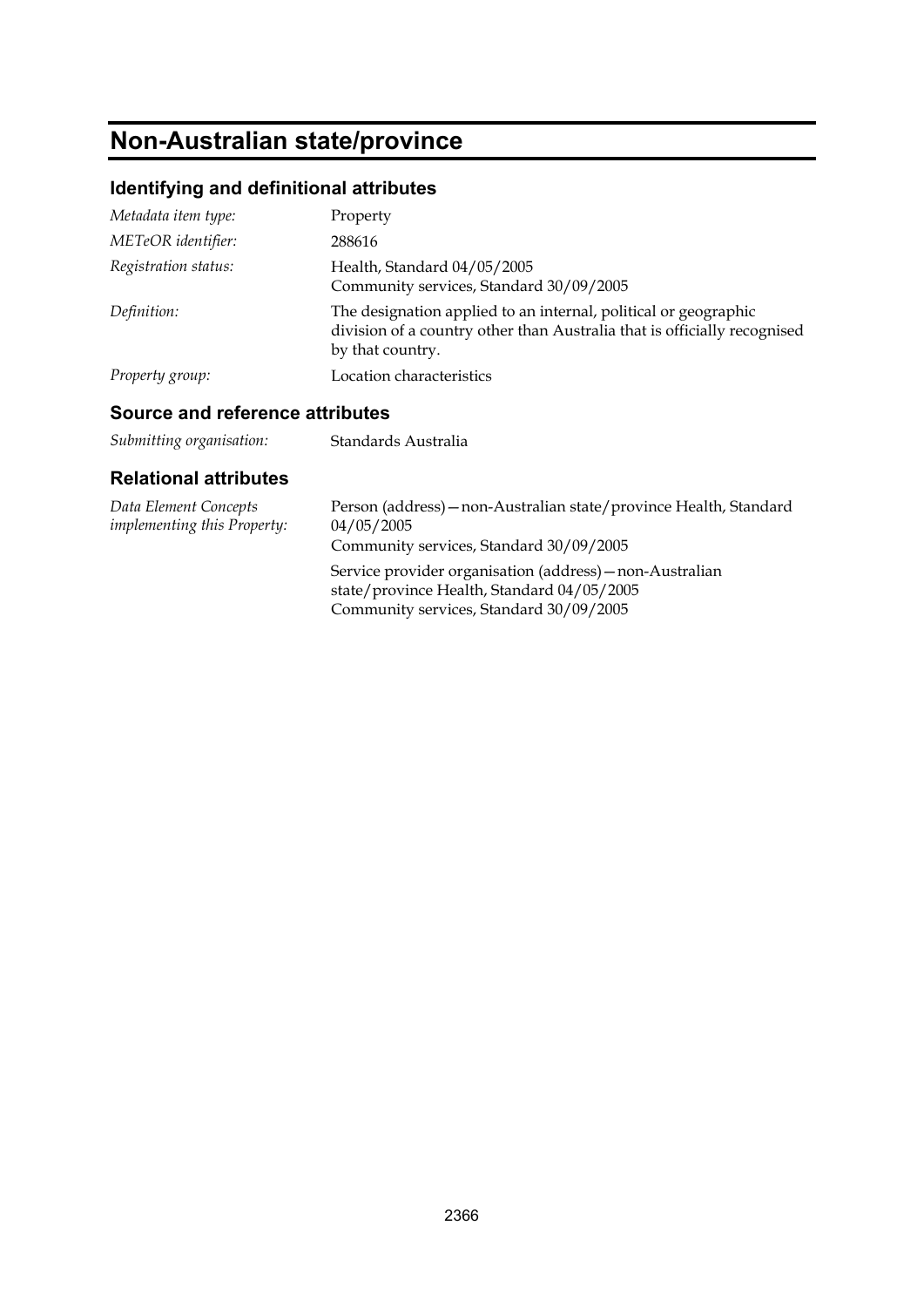# Non-Australian state/province

## Identifying and definitional attributes

| | |
|---|---|
| *Metadata item type:* | Property |
| *METeOR identifier:* | 288616 |
| *Registration status:* | Health, Standard 04/05/2005<br>Community services, Standard 30/09/2005 |
| *Definition:* | The designation applied to an internal, political or geographic division of a country other than Australia that is officially recognised by that country. |
| *Property group:* | Location characteristics |

## Source and reference attributes

| | |
|---|---|
| *Submitting organisation:* | Standards Australia |

## Relational attributes

| | |
|---|---|
| *Data Element Concepts implementing this Property:* | Person (address)—non-Australian state/province Health, Standard 04/05/2005<br>Community services, Standard 30/09/2005<br><br>Service provider organisation (address)—non-Australian state/province Health, Standard 04/05/2005<br>Community services, Standard 30/09/2005 |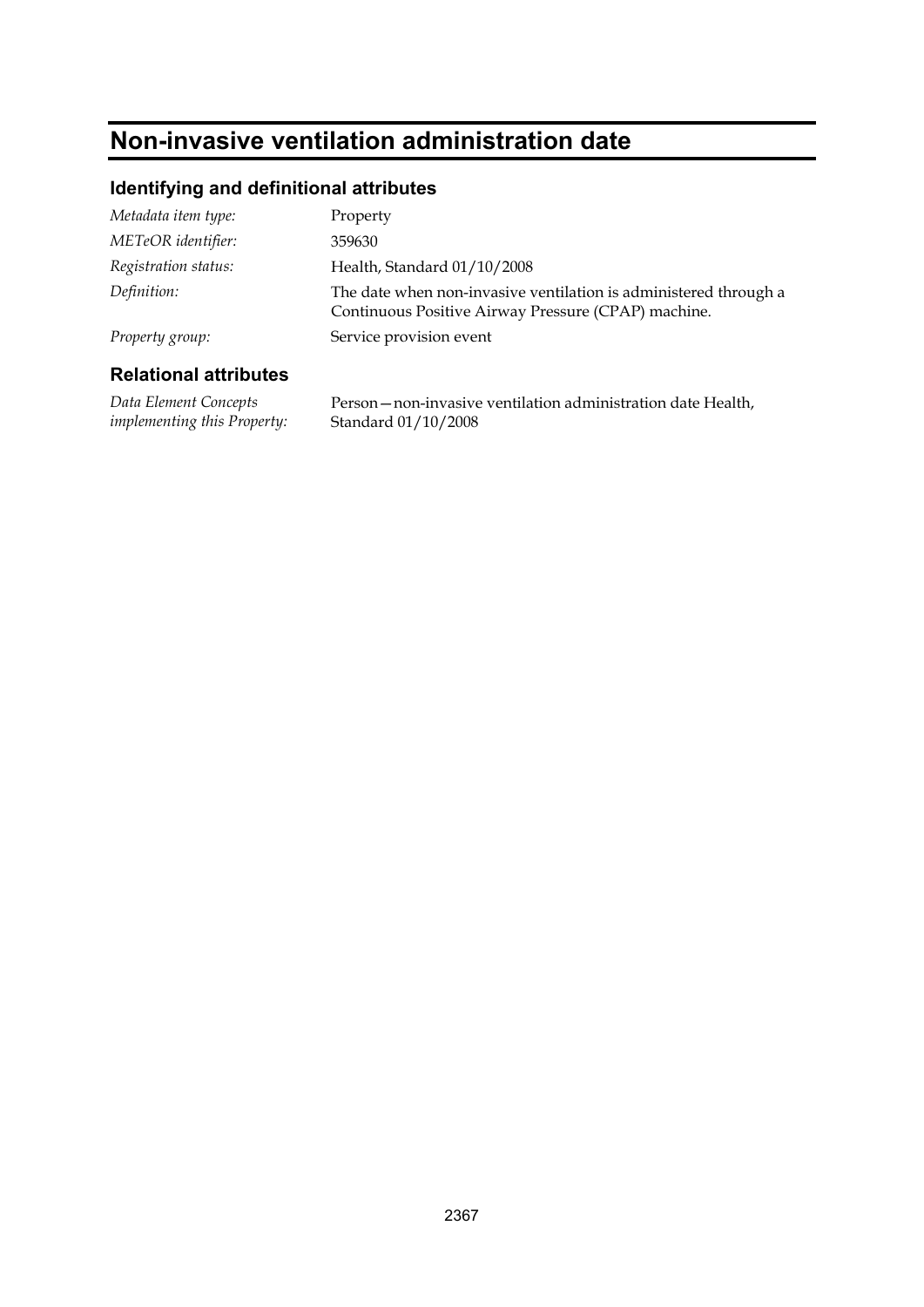# Non-invasive ventilation administration date

## Identifying and definitional attributes

| | |
|---|---|
| *Metadata item type:* | Property |
| *METeOR identifier:* | 359630 |
| *Registration status:* | Health, Standard 01/10/2008 |
| *Definition:* | The date when non-invasive ventilation is administered through a Continuous Positive Airway Pressure (CPAP) machine. |
| *Property group:* | Service provision event |

## Relational attributes

| | |
|---|---|
| *Data Element Concepts implementing this Property:* | Person—non-invasive ventilation administration date Health, Standard 01/10/2008 |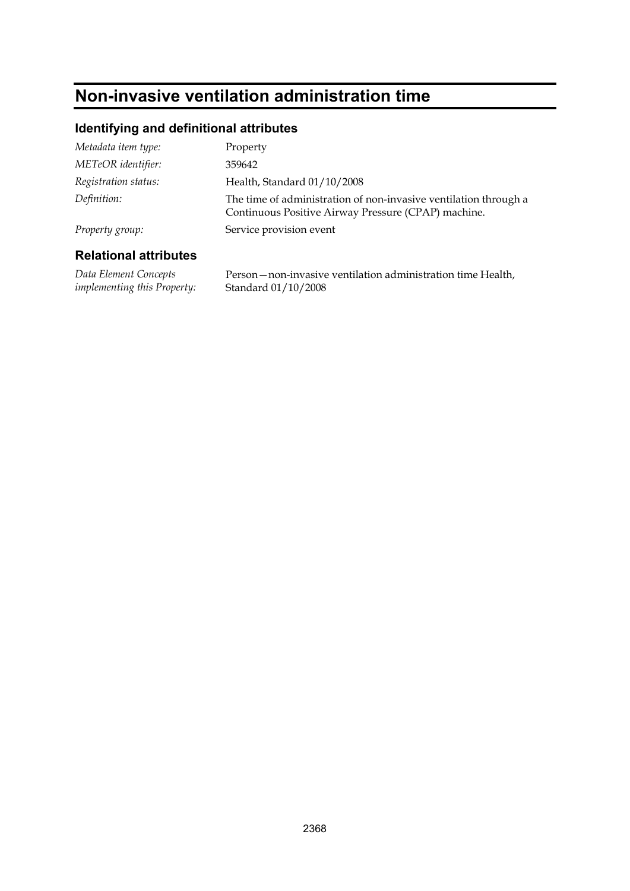# Non-invasive ventilation administration time

## Identifying and definitional attributes

| | |
|---|---|
| *Metadata item type:* | Property |
| *METeOR identifier:* | 359642 |
| *Registration status:* | Health, Standard 01/10/2008 |
| *Definition:* | The time of administration of non-invasive ventilation through a Continuous Positive Airway Pressure (CPAP) machine. |
| *Property group:* | Service provision event |

## Relational attributes

| | |
|---|---|
| *Data Element Concepts implementing this Property:* | Person—non-invasive ventilation administration time Health, Standard 01/10/2008 |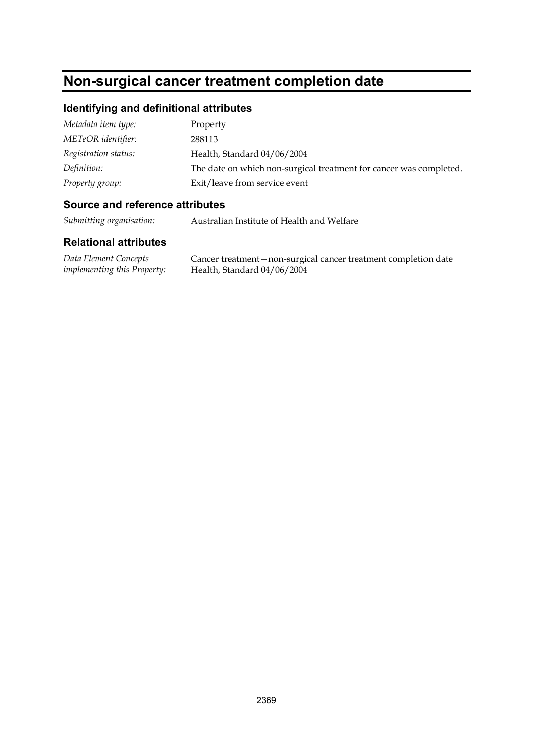# Non-surgical cancer treatment completion date

## Identifying and definitional attributes

| | |
|---|---|
| *Metadata item type:* | Property |
| *METeOR identifier:* | 288113 |
| *Registration status:* | Health, Standard 04/06/2004 |
| *Definition:* | The date on which non-surgical treatment for cancer was completed. |
| *Property group:* | Exit/leave from service event |

## Source and reference attributes

| | |
|---|---|
| *Submitting organisation:* | Australian Institute of Health and Welfare |

## Relational attributes

| | |
|---|---|
| *Data Element Concepts implementing this Property:* | Cancer treatment—non-surgical cancer treatment completion date Health, Standard 04/06/2004 |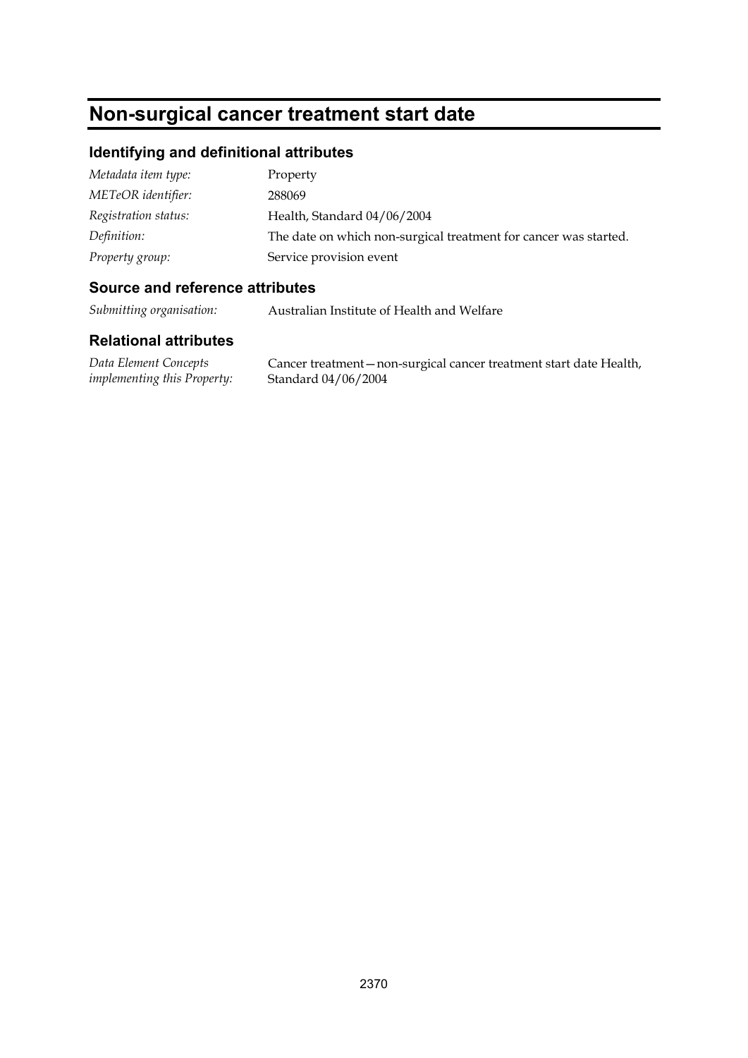# Non-surgical cancer treatment start date

## Identifying and definitional attributes

| | |
|---|---|
| *Metadata item type:* | Property |
| *METeOR identifier:* | 288069 |
| *Registration status:* | Health, Standard 04/06/2004 |
| *Definition:* | The date on which non-surgical treatment for cancer was started. |
| *Property group:* | Service provision event |

## Source and reference attributes

| | |
|---|---|
| *Submitting organisation:* | Australian Institute of Health and Welfare |

## Relational attributes

| | |
|---|---|
| *Data Element Concepts implementing this Property:* | Cancer treatment—non-surgical cancer treatment start date Health, Standard 04/06/2004 |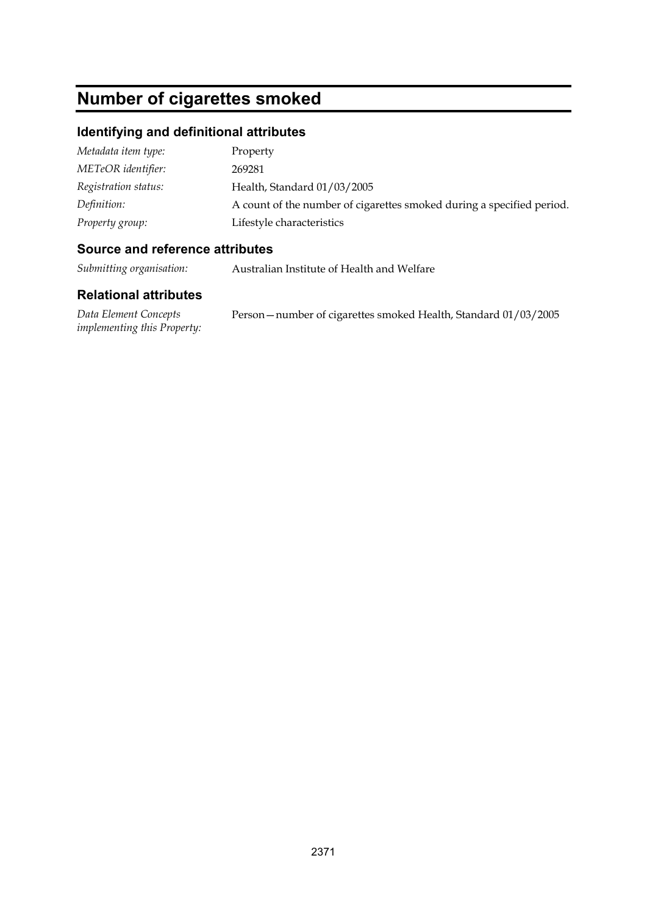# Number of cigarettes smoked

## Identifying and definitional attributes

| | |
|---|---|
| *Metadata item type:* | Property |
| *METeOR identifier:* | 269281 |
| *Registration status:* | Health, Standard 01/03/2005 |
| *Definition:* | A count of the number of cigarettes smoked during a specified period. |
| *Property group:* | Lifestyle characteristics |

## Source and reference attributes

| | |
|---|---|
| *Submitting organisation:* | Australian Institute of Health and Welfare |

## Relational attributes

| | |
|---|---|
| *Data Element Concepts implementing this Property:* | Person—number of cigarettes smoked Health, Standard 01/03/2005 |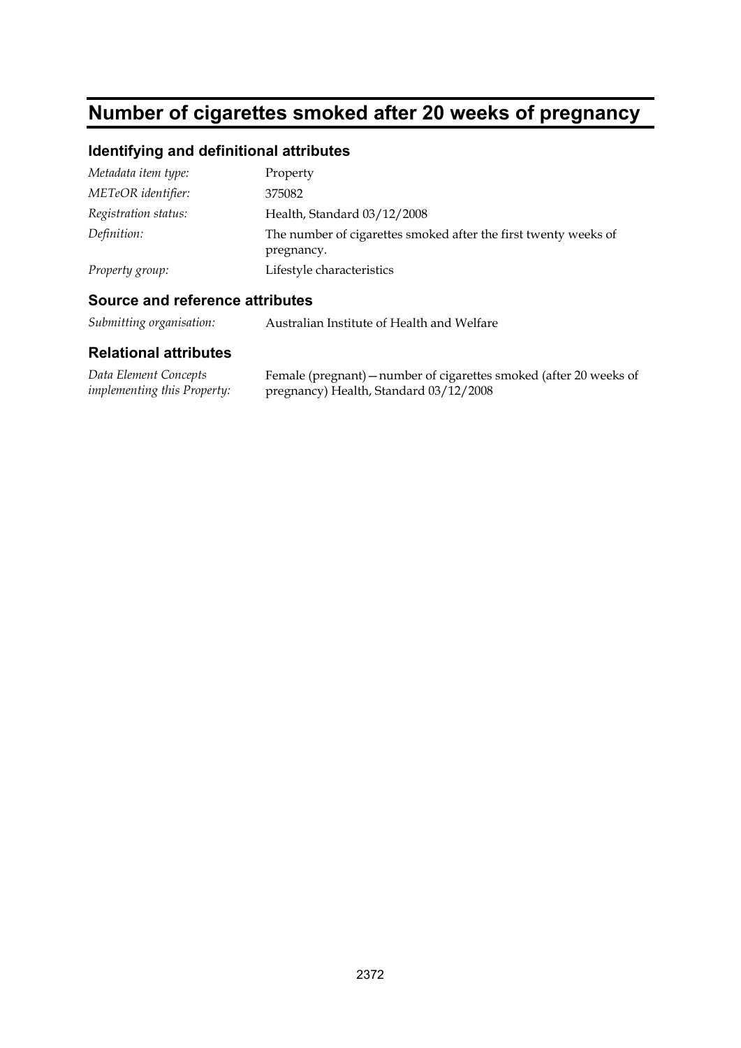# Number of cigarettes smoked after 20 weeks of pregnancy

## Identifying and definitional attributes

| | |
|---|---|
| *Metadata item type:* | Property |
| *METeOR identifier:* | 375082 |
| *Registration status:* | Health, Standard 03/12/2008 |
| *Definition:* | The number of cigarettes smoked after the first twenty weeks of pregnancy. |
| *Property group:* | Lifestyle characteristics |

## Source and reference attributes

| | |
|---|---|
| *Submitting organisation:* | Australian Institute of Health and Welfare |

## Relational attributes

| | |
|---|---|
| *Data Element Concepts implementing this Property:* | Female (pregnant)—number of cigarettes smoked (after 20 weeks of pregnancy) Health, Standard 03/12/2008 |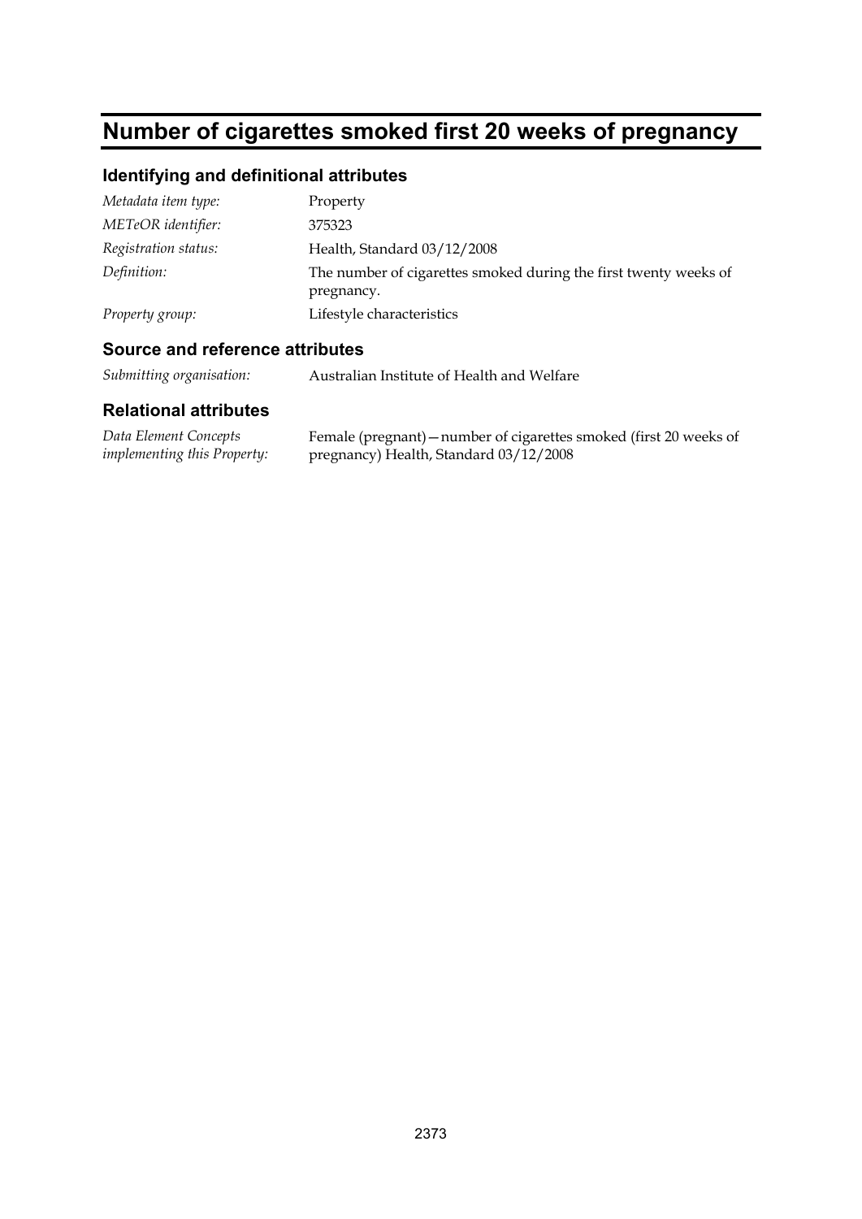# Number of cigarettes smoked first 20 weeks of pregnancy

## Identifying and definitional attributes

| | |
|---|---|
| *Metadata item type:* | Property |
| *METeOR identifier:* | 375323 |
| *Registration status:* | Health, Standard 03/12/2008 |
| *Definition:* | The number of cigarettes smoked during the first twenty weeks of pregnancy. |
| *Property group:* | Lifestyle characteristics |

## Source and reference attributes

| | |
|---|---|
| *Submitting organisation:* | Australian Institute of Health and Welfare |

## Relational attributes

| | |
|---|---|
| *Data Element Concepts implementing this Property:* | Female (pregnant)—number of cigarettes smoked (first 20 weeks of pregnancy) Health, Standard 03/12/2008 |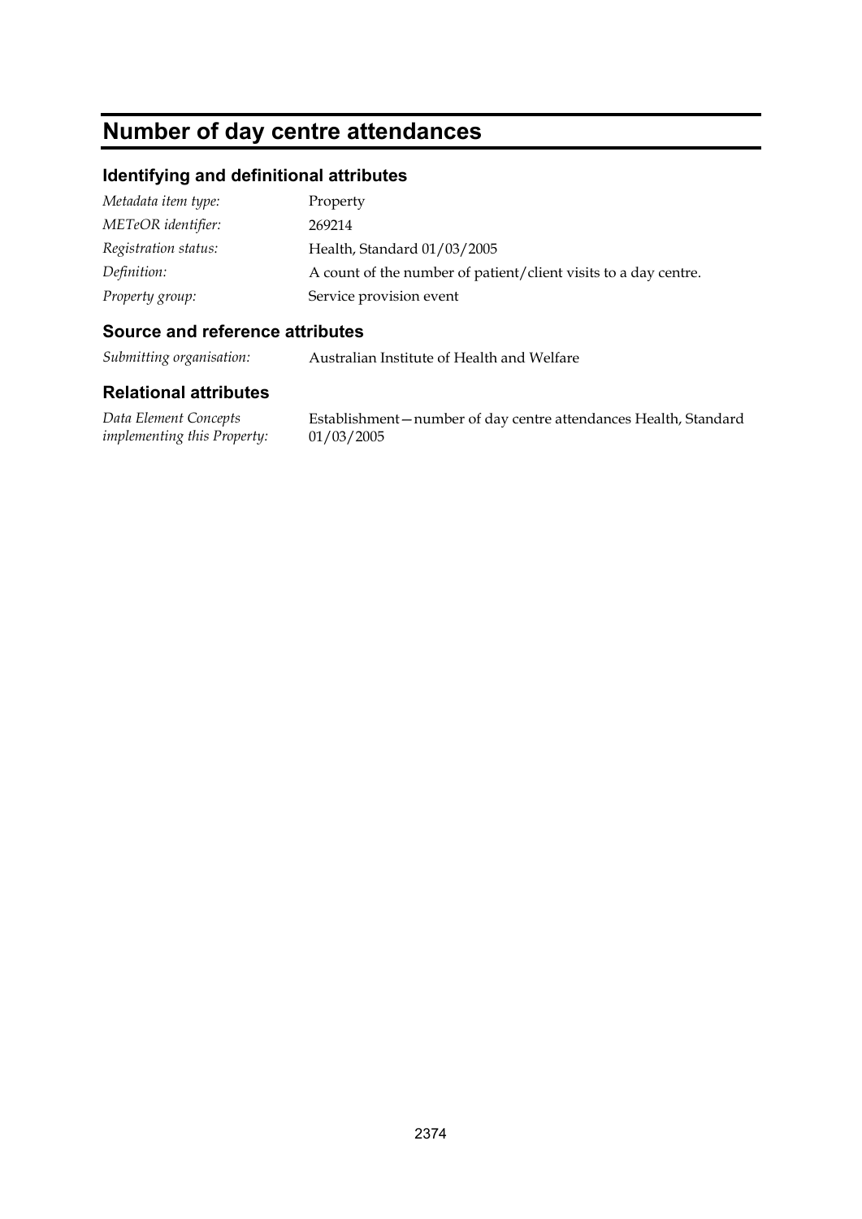# Number of day centre attendances

## Identifying and definitional attributes

| | |
|---|---|
| *Metadata item type:* | Property |
| *METeOR identifier:* | 269214 |
| *Registration status:* | Health, Standard 01/03/2005 |
| *Definition:* | A count of the number of patient/client visits to a day centre. |
| *Property group:* | Service provision event |

## Source and reference attributes

| | |
|---|---|
| *Submitting organisation:* | Australian Institute of Health and Welfare |

## Relational attributes

| | |
|---|---|
| *Data Element Concepts implementing this Property:* | Establishment—number of day centre attendances Health, Standard 01/03/2005 |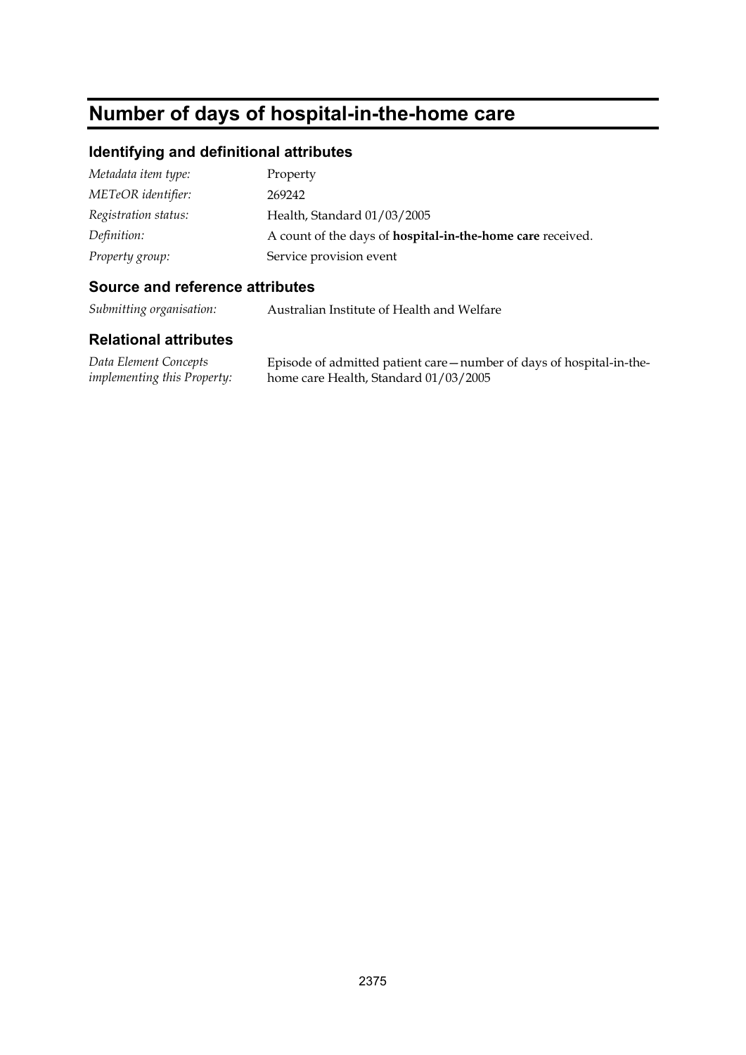# Number of days of hospital-in-the-home care

## Identifying and definitional attributes

| | |
|---|---|
| *Metadata item type:* | Property |
| *METeOR identifier:* | 269242 |
| *Registration status:* | Health, Standard 01/03/2005 |
| *Definition:* | A count of the days of **hospital-in-the-home care** received. |
| *Property group:* | Service provision event |

## Source and reference attributes

| | |
|---|---|
| *Submitting organisation:* | Australian Institute of Health and Welfare |

## Relational attributes

| | |
|---|---|
| *Data Element Concepts implementing this Property:* | Episode of admitted patient care—number of days of hospital-in-the-home care Health, Standard 01/03/2005 |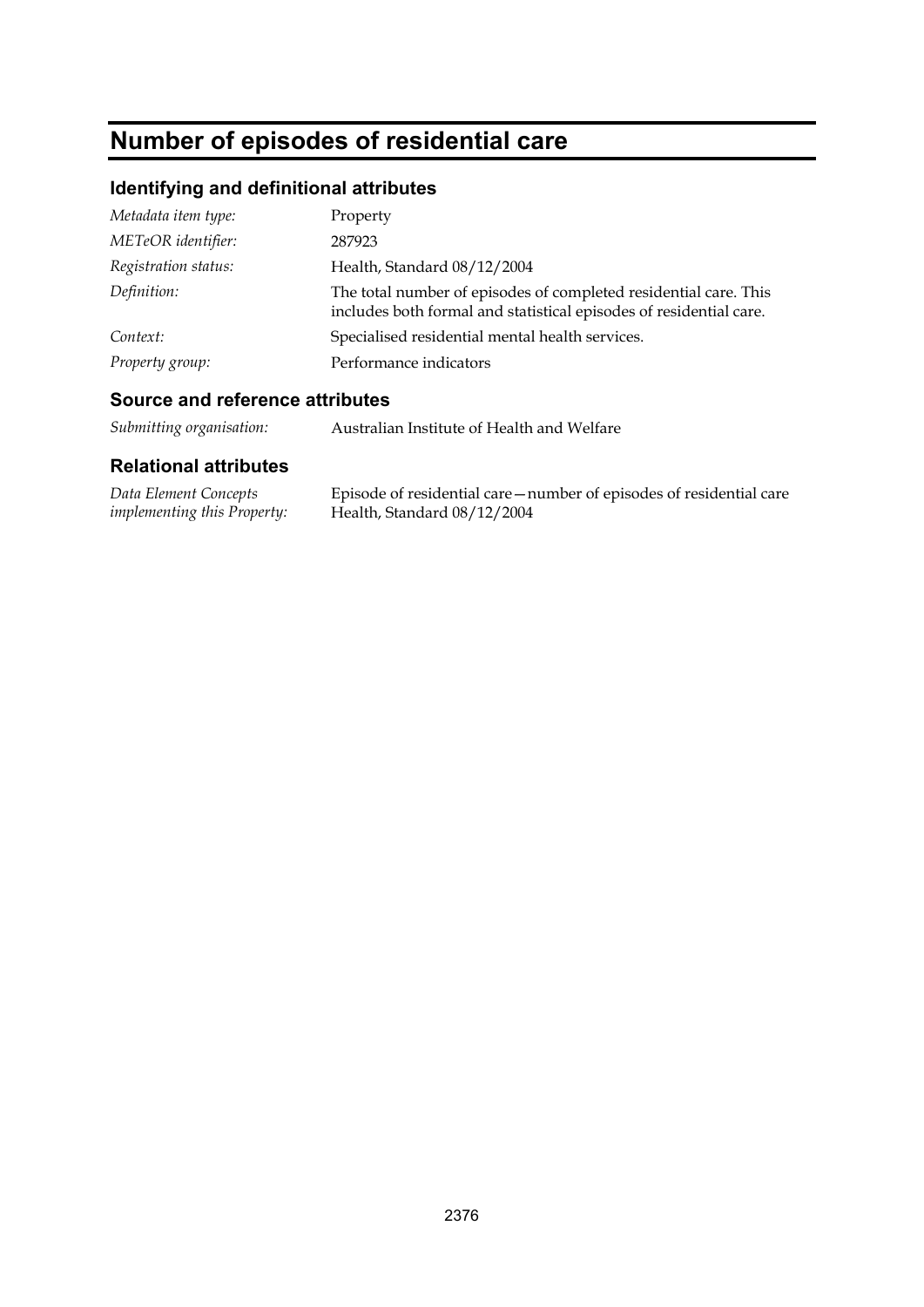# Number of episodes of residential care

## Identifying and definitional attributes

*Metadata item type:* Property

*METeOR identifier:* 287923

*Registration status:* Health, Standard 08/12/2004

*Definition:* The total number of episodes of completed residential care. This includes both formal and statistical episodes of residential care.

*Context:* Specialised residential mental health services.

*Property group:* Performance indicators

## Source and reference attributes

*Submitting organisation:* Australian Institute of Health and Welfare

## Relational attributes

*Data Element Concepts implementing this Property:* Episode of residential care—number of episodes of residential care Health, Standard 08/12/2004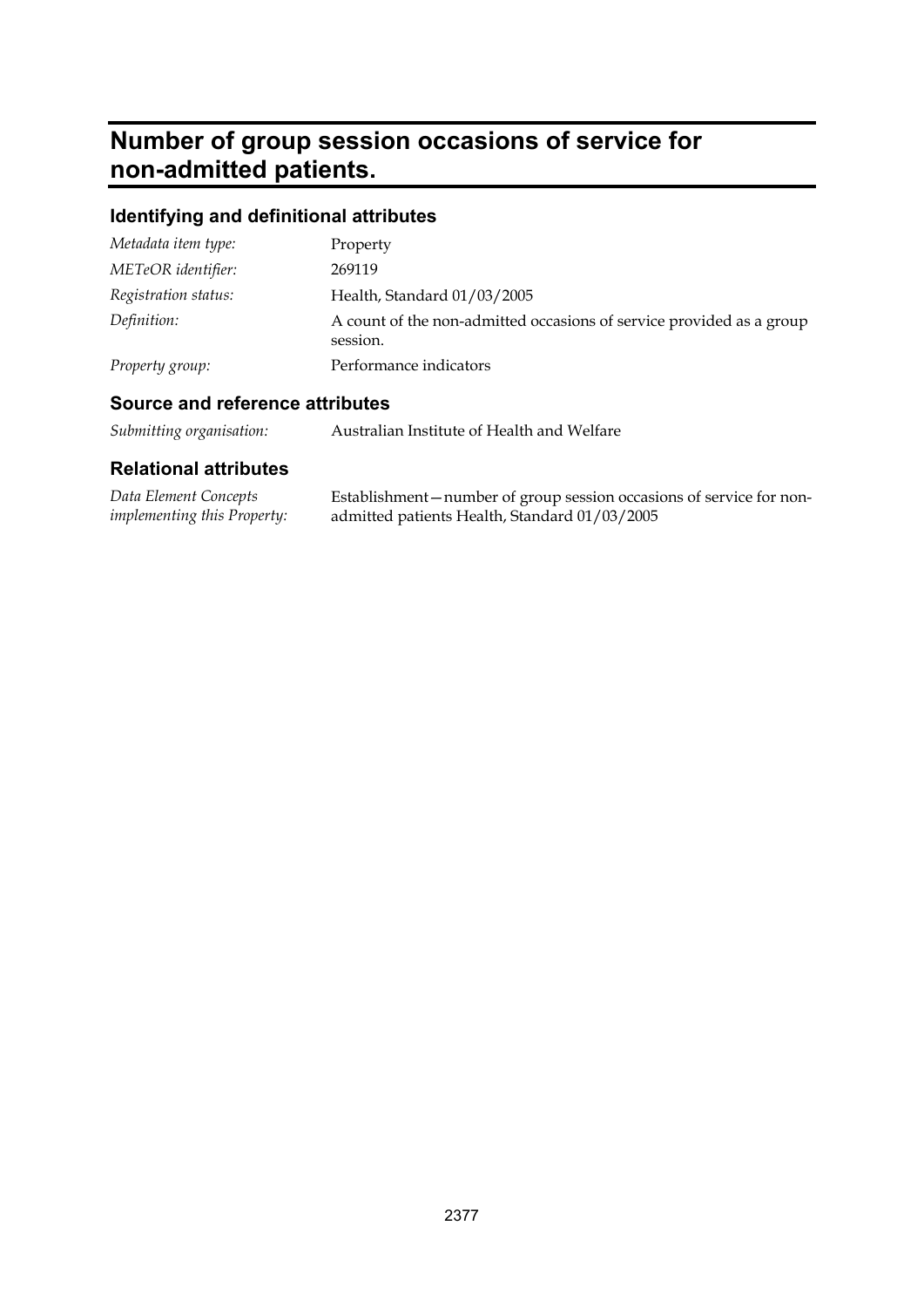# Number of group session occasions of service for non-admitted patients.

## Identifying and definitional attributes

| | |
|---|---|
| *Metadata item type:* | Property |
| *METeOR identifier:* | 269119 |
| *Registration status:* | Health, Standard 01/03/2005 |
| *Definition:* | A count of the non-admitted occasions of service provided as a group session. |
| *Property group:* | Performance indicators |

## Source and reference attributes

| | |
|---|---|
| *Submitting organisation:* | Australian Institute of Health and Welfare |

## Relational attributes

| | |
|---|---|
| *Data Element Concepts implementing this Property:* | Establishment—number of group session occasions of service for non-admitted patients Health, Standard 01/03/2005 |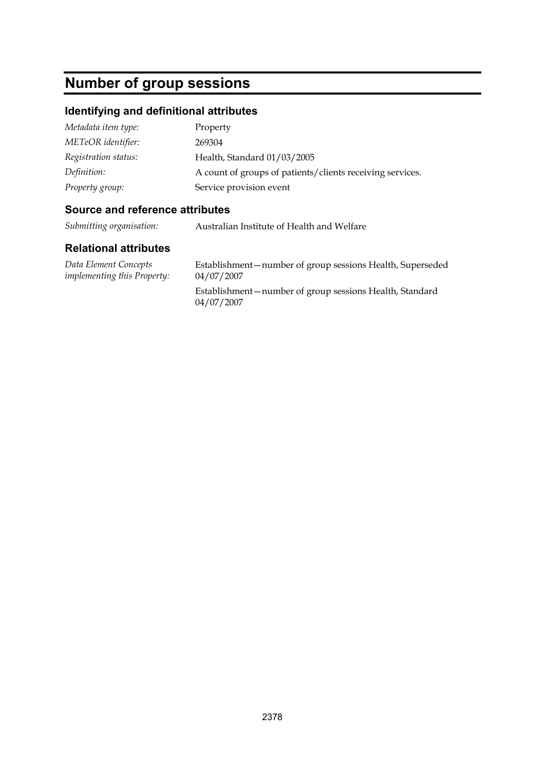# Number of group sessions

## Identifying and definitional attributes

| | |
|---|---|
| *Metadata item type:* | Property |
| *METeOR identifier:* | 269304 |
| *Registration status:* | Health, Standard 01/03/2005 |
| *Definition:* | A count of groups of patients/clients receiving services. |
| *Property group:* | Service provision event |

## Source and reference attributes

| | |
|---|---|
| *Submitting organisation:* | Australian Institute of Health and Welfare |

## Relational attributes

| | |
|---|---|
| *Data Element Concepts implementing this Property:* | Establishment—number of group sessions Health, Superseded 04/07/2007 |
| | Establishment—number of group sessions Health, Standard 04/07/2007 |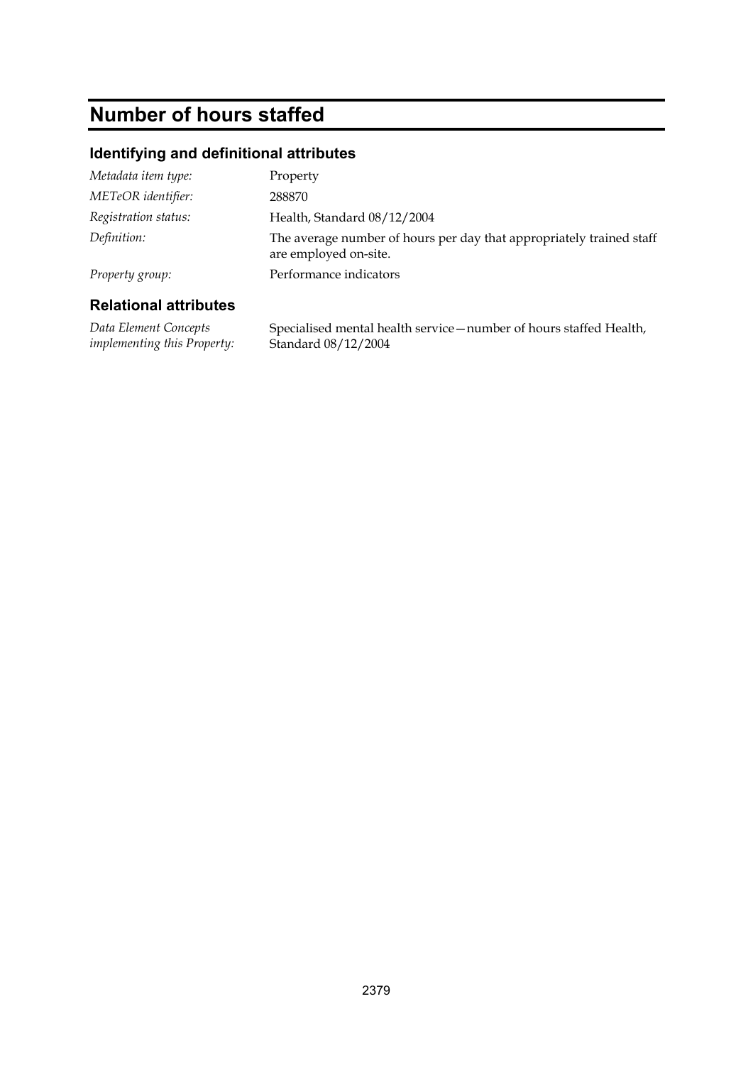# Number of hours staffed

## Identifying and definitional attributes

| | |
|---|---|
| *Metadata item type:* | Property |
| *METeOR identifier:* | 288870 |
| *Registration status:* | Health, Standard 08/12/2004 |
| *Definition:* | The average number of hours per day that appropriately trained staff are employed on-site. |
| *Property group:* | Performance indicators |

## Relational attributes

| | |
|---|---|
| *Data Element Concepts implementing this Property:* | Specialised mental health service—number of hours staffed Health, Standard 08/12/2004 |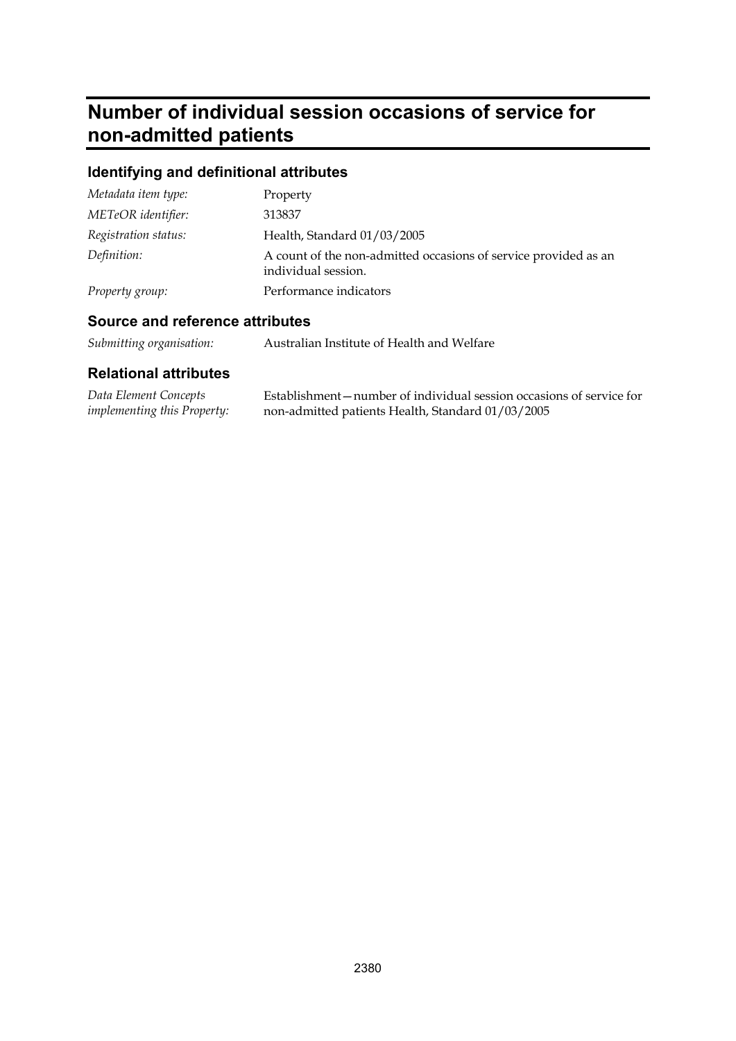# Number of individual session occasions of service for non-admitted patients

## Identifying and definitional attributes

| | |
|---|---|
| *Metadata item type:* | Property |
| *METeOR identifier:* | 313837 |
| *Registration status:* | Health, Standard 01/03/2005 |
| *Definition:* | A count of the non-admitted occasions of service provided as an individual session. |
| *Property group:* | Performance indicators |

## Source and reference attributes

| | |
|---|---|
| *Submitting organisation:* | Australian Institute of Health and Welfare |

## Relational attributes

| | |
|---|---|
| *Data Element Concepts implementing this Property:* | Establishment—number of individual session occasions of service for non-admitted patients Health, Standard 01/03/2005 |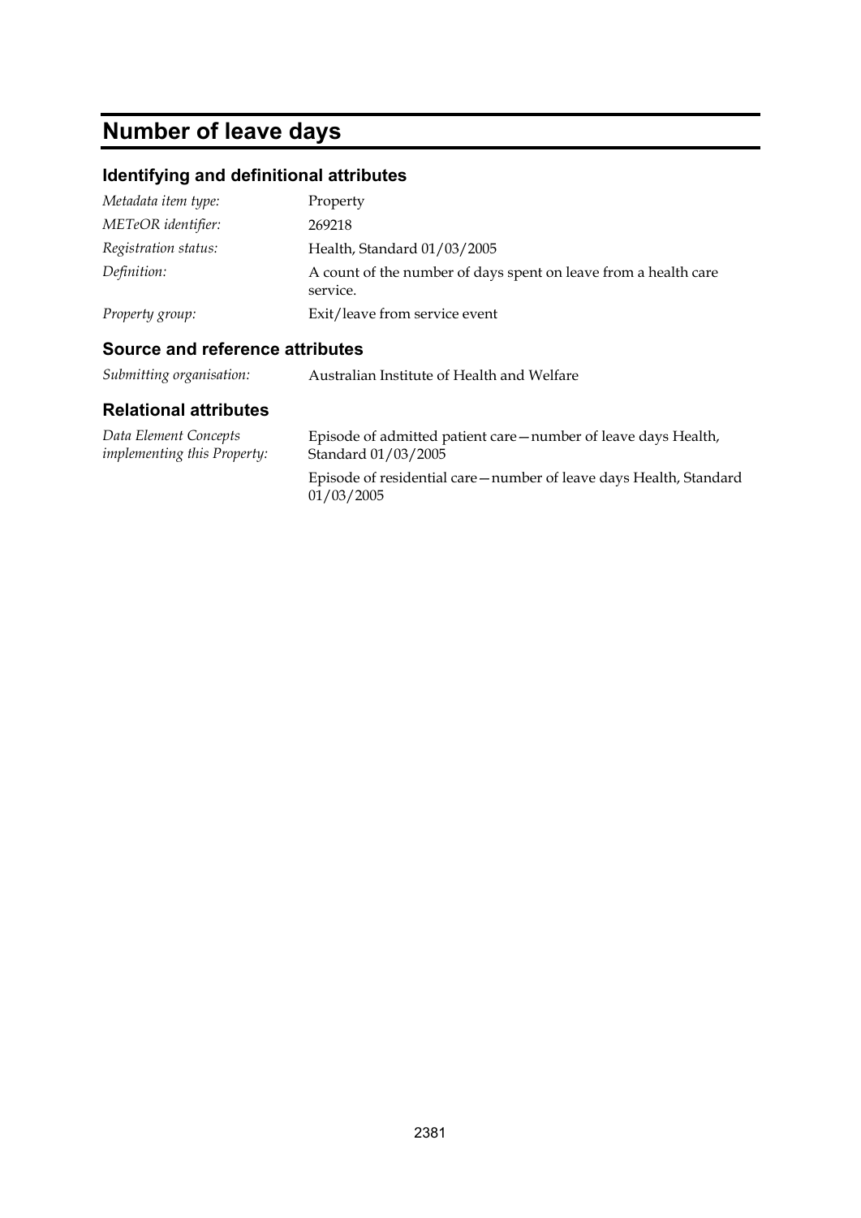# Number of leave days

## Identifying and definitional attributes

| | |
|---|---|
| *Metadata item type:* | Property |
| *METeOR identifier:* | 269218 |
| *Registration status:* | Health, Standard 01/03/2005 |
| *Definition:* | A count of the number of days spent on leave from a health care service. |
| *Property group:* | Exit/leave from service event |

## Source and reference attributes

| | |
|---|---|
| *Submitting organisation:* | Australian Institute of Health and Welfare |

## Relational attributes

| | |
|---|---|
| *Data Element Concepts implementing this Property:* | Episode of admitted patient care—number of leave days Health, Standard 01/03/2005<br><br>Episode of residential care—number of leave days Health, Standard 01/03/2005 |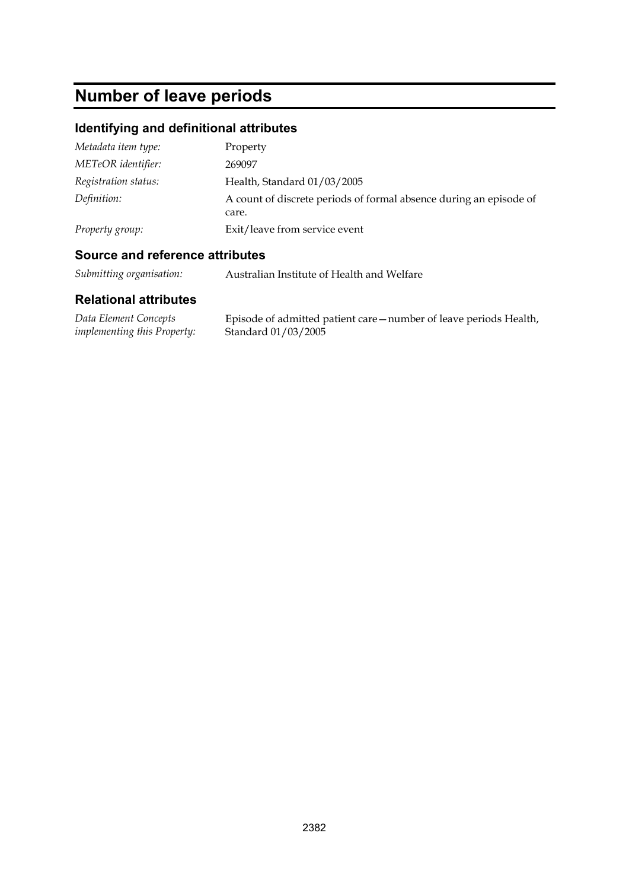# Number of leave periods

## Identifying and definitional attributes

| | |
|---|---|
| *Metadata item type:* | Property |
| *METeOR identifier:* | 269097 |
| *Registration status:* | Health, Standard 01/03/2005 |
| *Definition:* | A count of discrete periods of formal absence during an episode of care. |
| *Property group:* | Exit/leave from service event |

## Source and reference attributes

| | |
|---|---|
| *Submitting organisation:* | Australian Institute of Health and Welfare |

## Relational attributes

| | |
|---|---|
| *Data Element Concepts implementing this Property:* | Episode of admitted patient care—number of leave periods Health, Standard 01/03/2005 |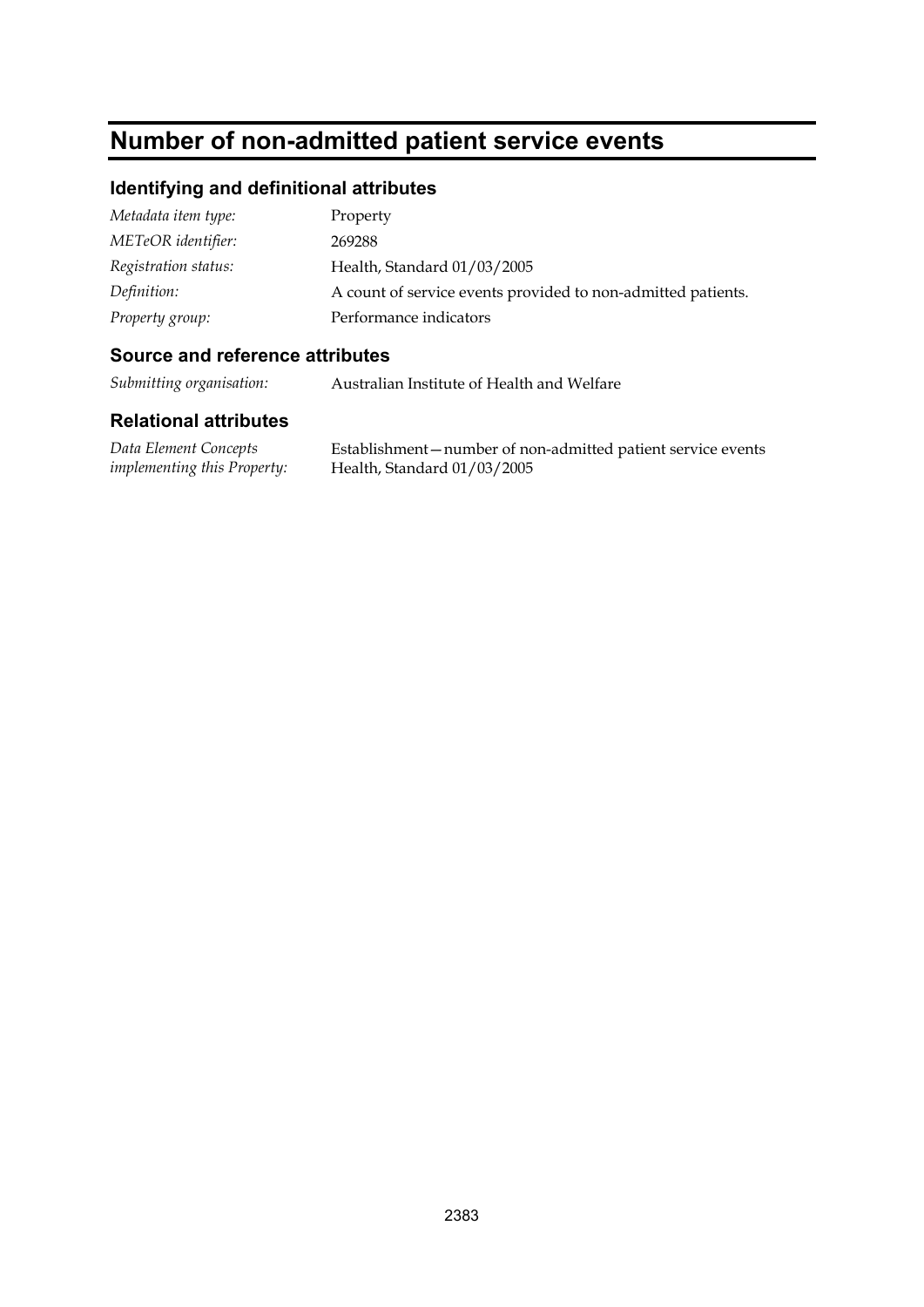# Number of non-admitted patient service events

## Identifying and definitional attributes

| | |
|---|---|
| *Metadata item type:* | Property |
| *METeOR identifier:* | 269288 |
| *Registration status:* | Health, Standard 01/03/2005 |
| *Definition:* | A count of service events provided to non-admitted patients. |
| *Property group:* | Performance indicators |

## Source and reference attributes

| | |
|---|---|
| *Submitting organisation:* | Australian Institute of Health and Welfare |

## Relational attributes

| | |
|---|---|
| *Data Element Concepts implementing this Property:* | Establishment—number of non-admitted patient service events Health, Standard 01/03/2005 |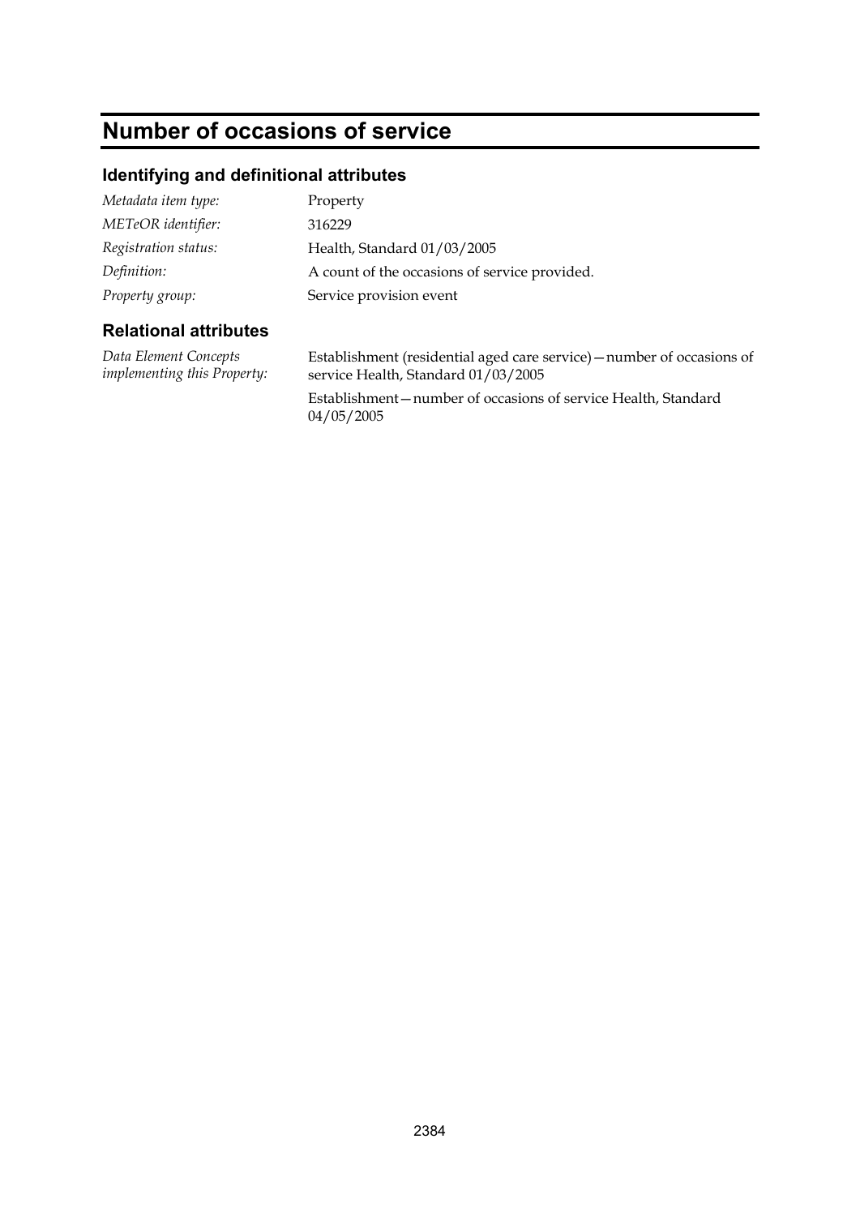# Number of occasions of service

## Identifying and definitional attributes

| | |
|---|---|
| *Metadata item type:* | Property |
| *METeOR identifier:* | 316229 |
| *Registration status:* | Health, Standard 01/03/2005 |
| *Definition:* | A count of the occasions of service provided. |
| *Property group:* | Service provision event |

## Relational attributes

| | |
|---|---|
| *Data Element Concepts implementing this Property:* | Establishment (residential aged care service)—number of occasions of service Health, Standard 01/03/2005 |
| | Establishment—number of occasions of service Health, Standard 04/05/2005 |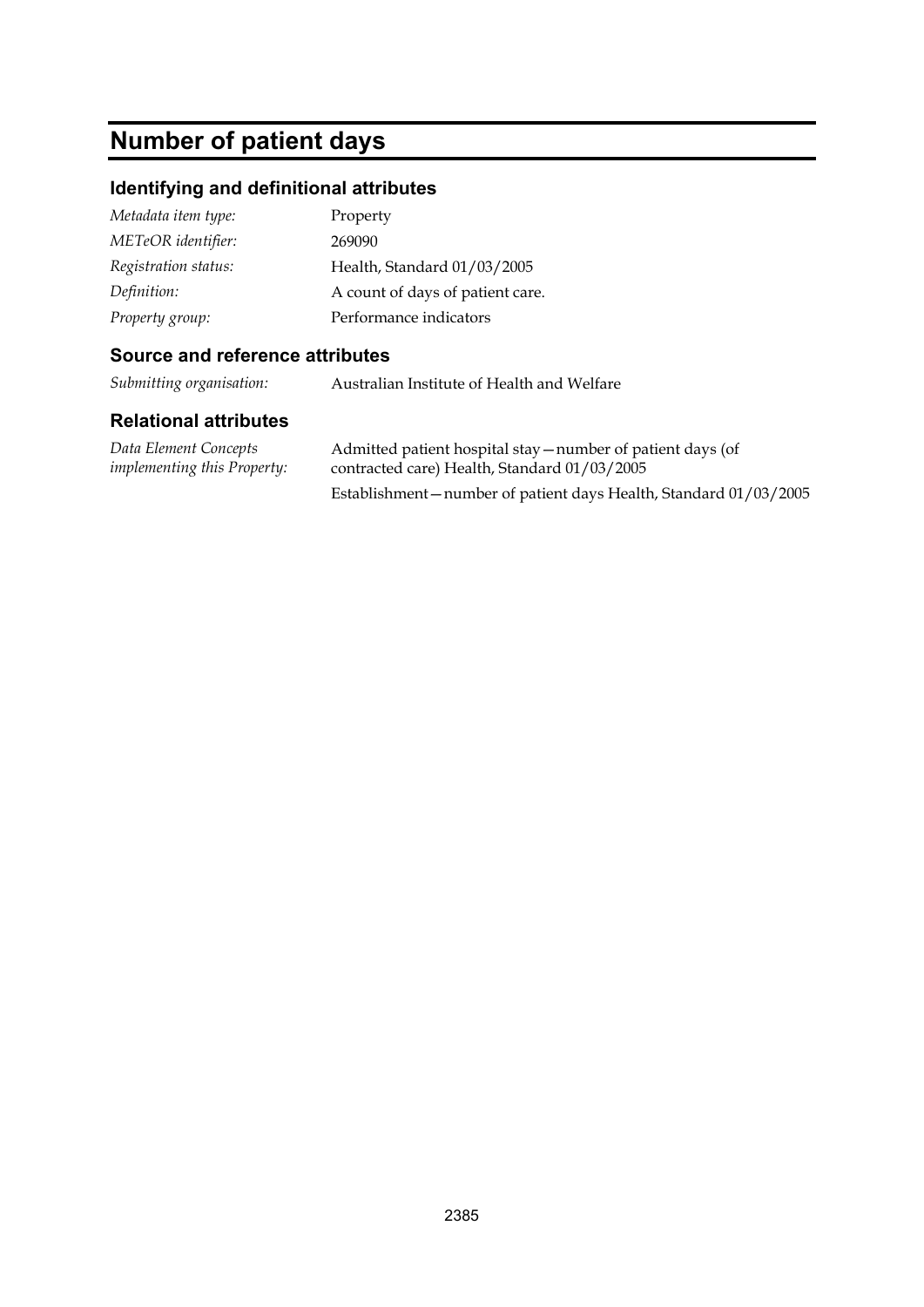# Number of patient days

## Identifying and definitional attributes

| | |
|---|---|
| *Metadata item type:* | Property |
| *METeOR identifier:* | 269090 |
| *Registration status:* | Health, Standard 01/03/2005 |
| *Definition:* | A count of days of patient care. |
| *Property group:* | Performance indicators |

## Source and reference attributes

| | |
|---|---|
| *Submitting organisation:* | Australian Institute of Health and Welfare |

## Relational attributes

| | |
|---|---|
| *Data Element Concepts implementing this Property:* | Admitted patient hospital stay—number of patient days (of contracted care) Health, Standard 01/03/2005 |
| | Establishment—number of patient days Health, Standard 01/03/2005 |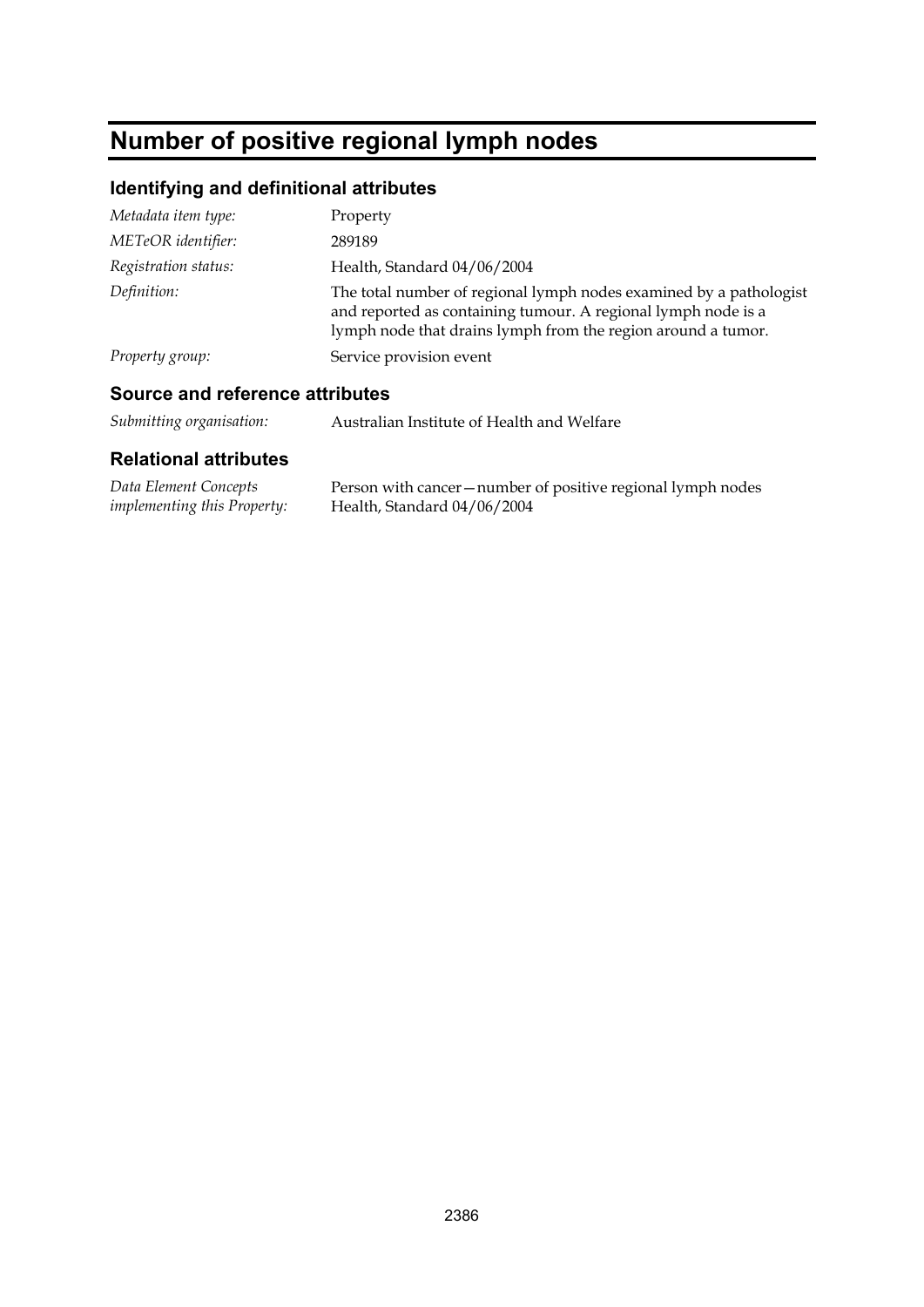# Number of positive regional lymph nodes

## Identifying and definitional attributes

| | |
|---|---|
| *Metadata item type:* | Property |
| *METeOR identifier:* | 289189 |
| *Registration status:* | Health, Standard 04/06/2004 |
| *Definition:* | The total number of regional lymph nodes examined by a pathologist and reported as containing tumour. A regional lymph node is a lymph node that drains lymph from the region around a tumor. |
| *Property group:* | Service provision event |

## Source and reference attributes

| | |
|---|---|
| *Submitting organisation:* | Australian Institute of Health and Welfare |

## Relational attributes

| | |
|---|---|
| *Data Element Concepts implementing this Property:* | Person with cancer—number of positive regional lymph nodes Health, Standard 04/06/2004 |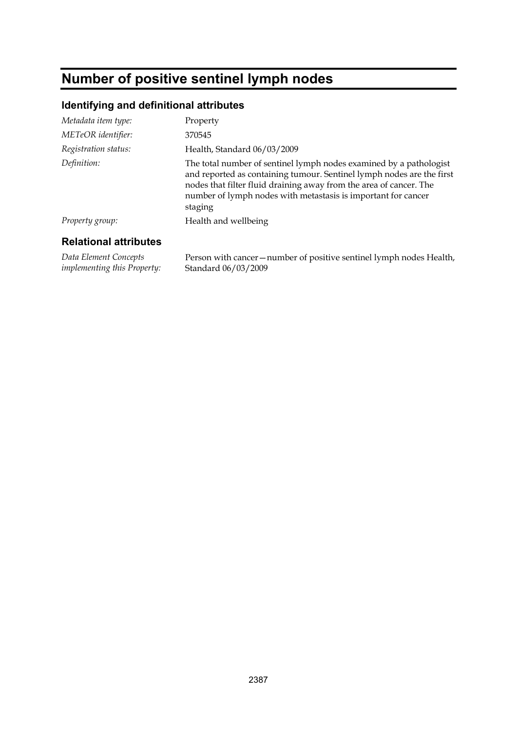# Number of positive sentinel lymph nodes

## Identifying and definitional attributes

| | |
|---|---|
| *Metadata item type:* | Property |
| *METeOR identifier:* | 370545 |
| *Registration status:* | Health, Standard 06/03/2009 |
| *Definition:* | The total number of sentinel lymph nodes examined by a pathologist and reported as containing tumour. Sentinel lymph nodes are the first nodes that filter fluid draining away from the area of cancer. The number of lymph nodes with metastasis is important for cancer staging |
| *Property group:* | Health and wellbeing |

## Relational attributes

| | |
|---|---|
| *Data Element Concepts implementing this Property:* | Person with cancer—number of positive sentinel lymph nodes Health, Standard 06/03/2009 |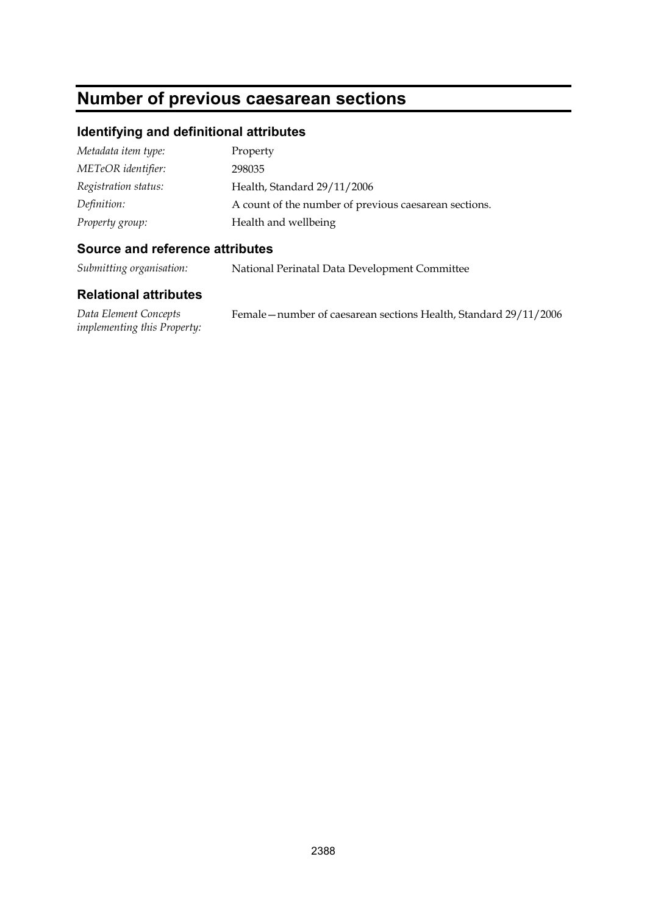# Number of previous caesarean sections

## Identifying and definitional attributes

| | |
|---|---|
| *Metadata item type:* | Property |
| *METeOR identifier:* | 298035 |
| *Registration status:* | Health, Standard 29/11/2006 |
| *Definition:* | A count of the number of previous caesarean sections. |
| *Property group:* | Health and wellbeing |

## Source and reference attributes

| | |
|---|---|
| *Submitting organisation:* | National Perinatal Data Development Committee |

## Relational attributes

| | |
|---|---|
| *Data Element Concepts implementing this Property:* | Female—number of caesarean sections Health, Standard 29/11/2006 |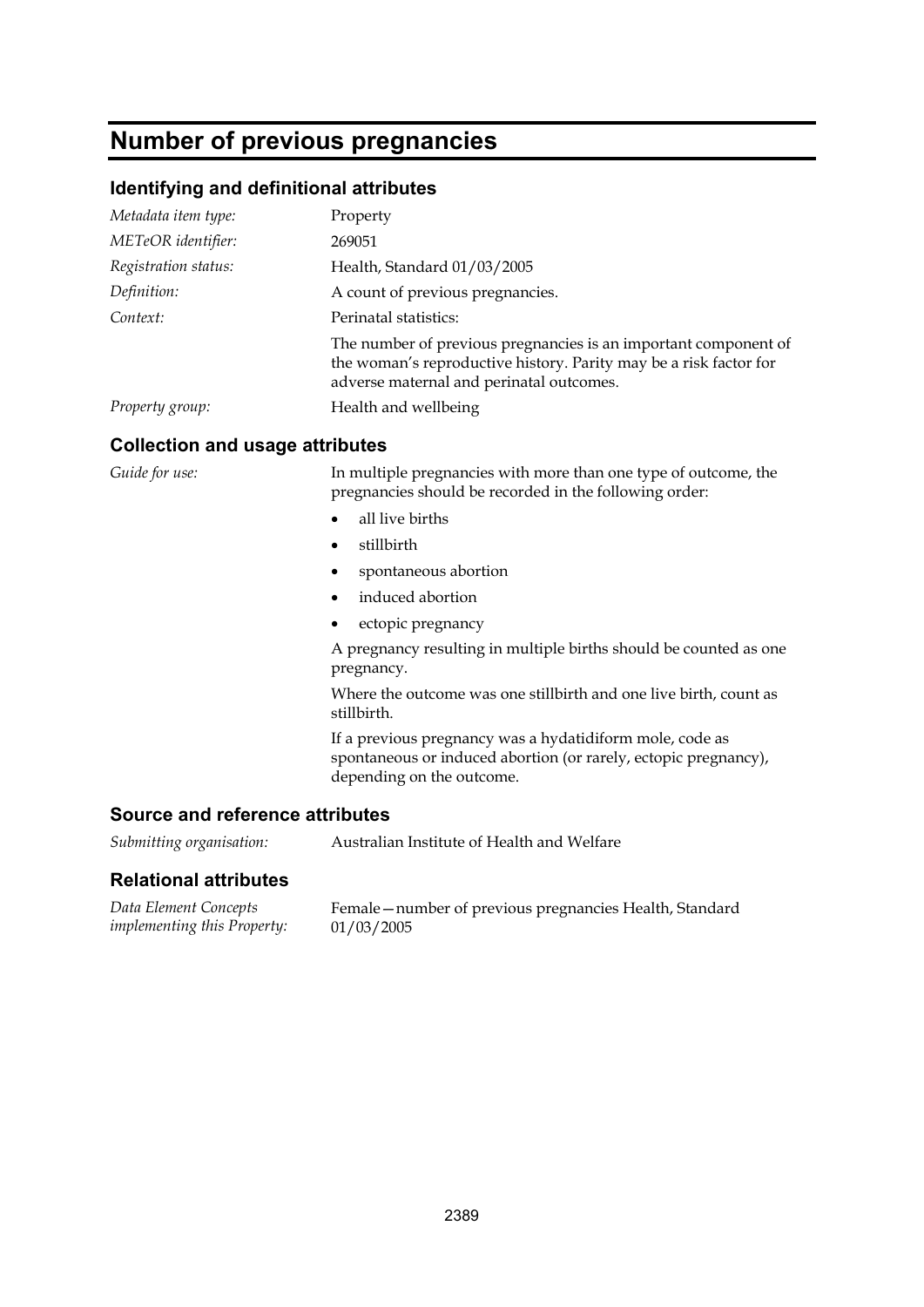# Number of previous pregnancies

## Identifying and definitional attributes

| | |
|---|---|
| *Metadata item type:* | Property |
| *METeOR identifier:* | 269051 |
| *Registration status:* | Health, Standard 01/03/2005 |
| *Definition:* | A count of previous pregnancies. |
| *Context:* | Perinatal statistics:<br>The number of previous pregnancies is an important component of the woman's reproductive history. Parity may be a risk factor for adverse maternal and perinatal outcomes. |
| *Property group:* | Health and wellbeing |

## Collection and usage attributes

*Guide for use:*

In multiple pregnancies with more than one type of outcome, the pregnancies should be recorded in the following order:

- all live births
- stillbirth
- spontaneous abortion
- induced abortion
- ectopic pregnancy

A pregnancy resulting in multiple births should be counted as one pregnancy.

Where the outcome was one stillbirth and one live birth, count as stillbirth.

If a previous pregnancy was a hydatidiform mole, code as spontaneous or induced abortion (or rarely, ectopic pregnancy), depending on the outcome.

## Source and reference attributes

| | |
|---|---|
| *Submitting organisation:* | Australian Institute of Health and Welfare |

## Relational attributes

| | |
|---|---|
| *Data Element Concepts implementing this Property:* | Female—number of previous pregnancies Health, Standard 01/03/2005 |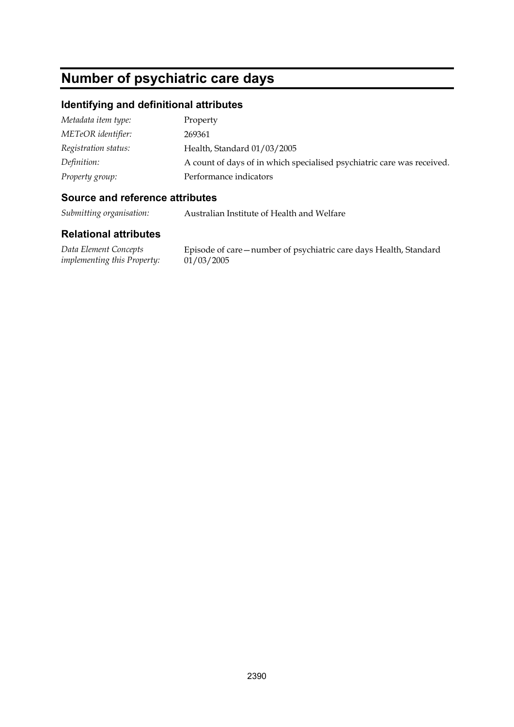# Number of psychiatric care days

## Identifying and definitional attributes

*Metadata item type:* Property

*METeOR identifier:* 269361

*Registration status:* Health, Standard 01/03/2005

*Definition:* A count of days of in which specialised psychiatric care was received.

*Property group:* Performance indicators

## Source and reference attributes

*Submitting organisation:* Australian Institute of Health and Welfare

## Relational attributes

*Data Element Concepts implementing this Property:* Episode of care—number of psychiatric care days Health, Standard 01/03/2005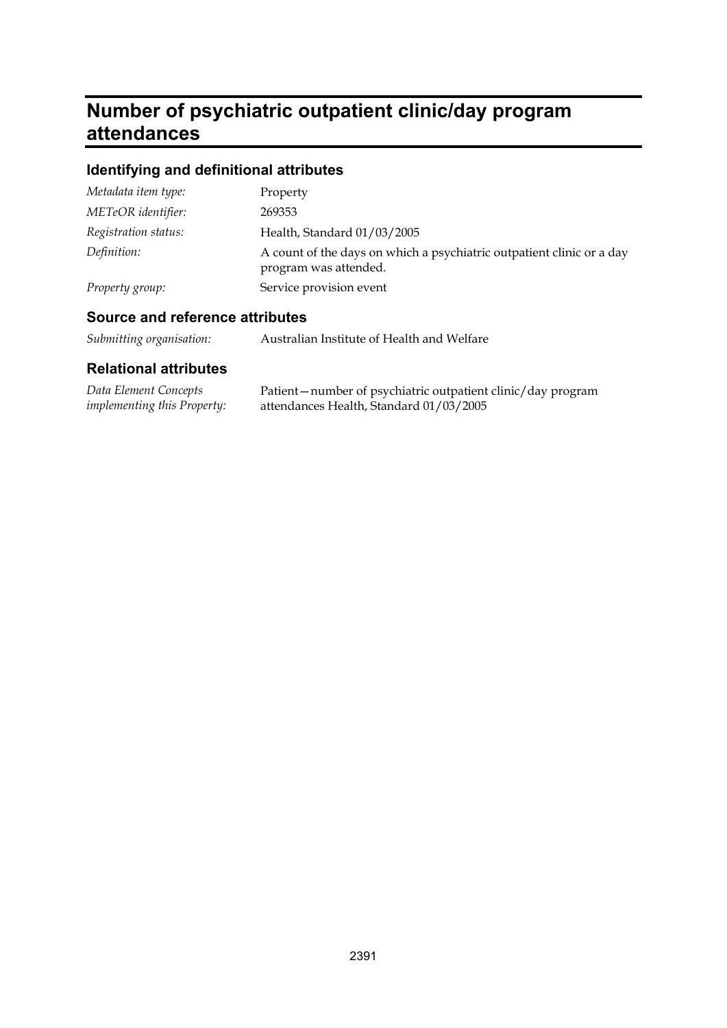# Number of psychiatric outpatient clinic/day program attendances

## Identifying and definitional attributes

| | |
|---|---|
| *Metadata item type:* | Property |
| *METeOR identifier:* | 269353 |
| *Registration status:* | Health, Standard 01/03/2005 |
| *Definition:* | A count of the days on which a psychiatric outpatient clinic or a day program was attended. |
| *Property group:* | Service provision event |

## Source and reference attributes

| | |
|---|---|
| *Submitting organisation:* | Australian Institute of Health and Welfare |

## Relational attributes

| | |
|---|---|
| *Data Element Concepts implementing this Property:* | Patient—number of psychiatric outpatient clinic/day program attendances Health, Standard 01/03/2005 |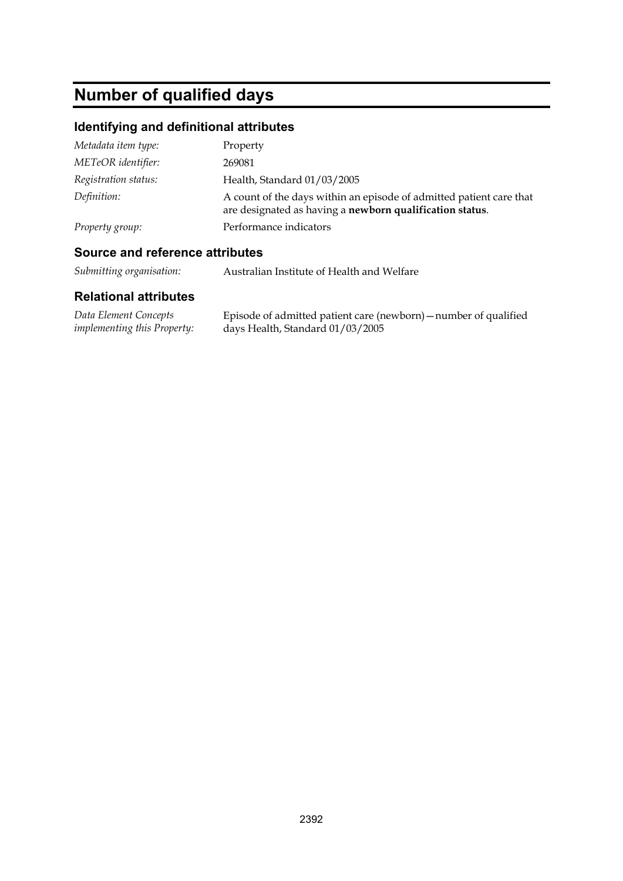# Number of qualified days

## Identifying and definitional attributes

| | |
|---|---|
| *Metadata item type:* | Property |
| *METeOR identifier:* | 269081 |
| *Registration status:* | Health, Standard 01/03/2005 |
| *Definition:* | A count of the days within an episode of admitted patient care that are designated as having a **newborn qualification status**. |
| *Property group:* | Performance indicators |

## Source and reference attributes

| | |
|---|---|
| *Submitting organisation:* | Australian Institute of Health and Welfare |

## Relational attributes

| | |
|---|---|
| *Data Element Concepts implementing this Property:* | Episode of admitted patient care (newborn)—number of qualified days Health, Standard 01/03/2005 |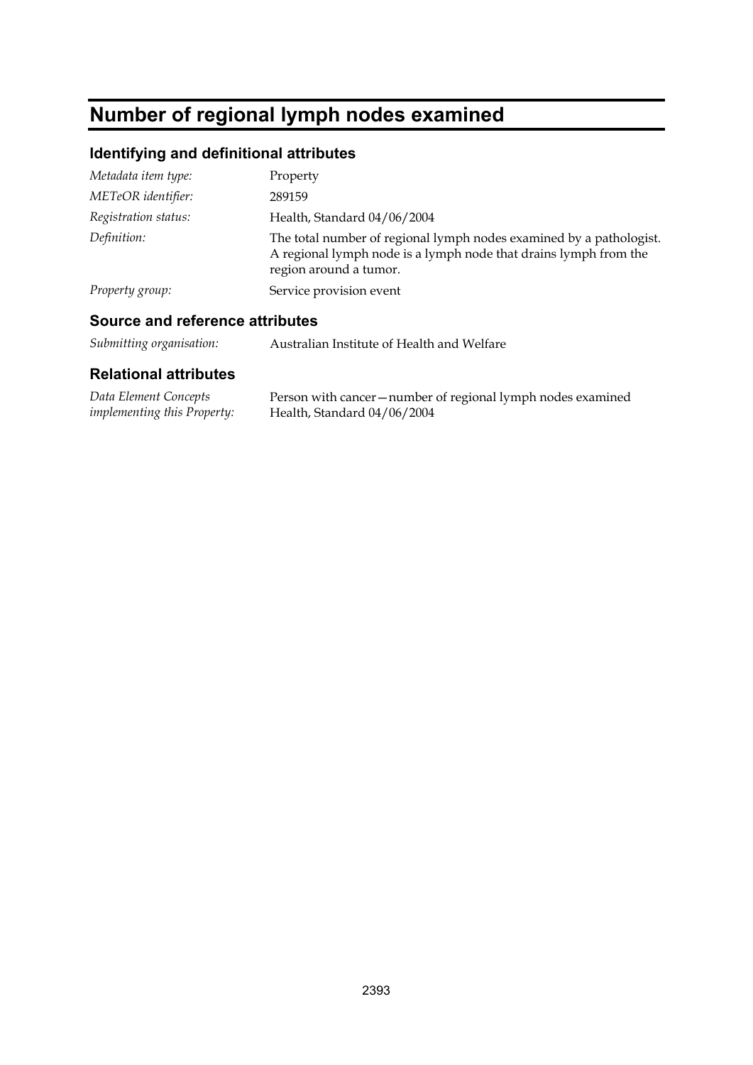# Number of regional lymph nodes examined

## Identifying and definitional attributes

*Metadata item type:* Property

*METeOR identifier:* 289159

*Registration status:* Health, Standard 04/06/2004

*Definition:* The total number of regional lymph nodes examined by a pathologist. A regional lymph node is a lymph node that drains lymph from the region around a tumor.

*Property group:* Service provision event

## Source and reference attributes

*Submitting organisation:* Australian Institute of Health and Welfare

## Relational attributes

*Data Element Concepts implementing this Property:* Person with cancer—number of regional lymph nodes examined Health, Standard 04/06/2004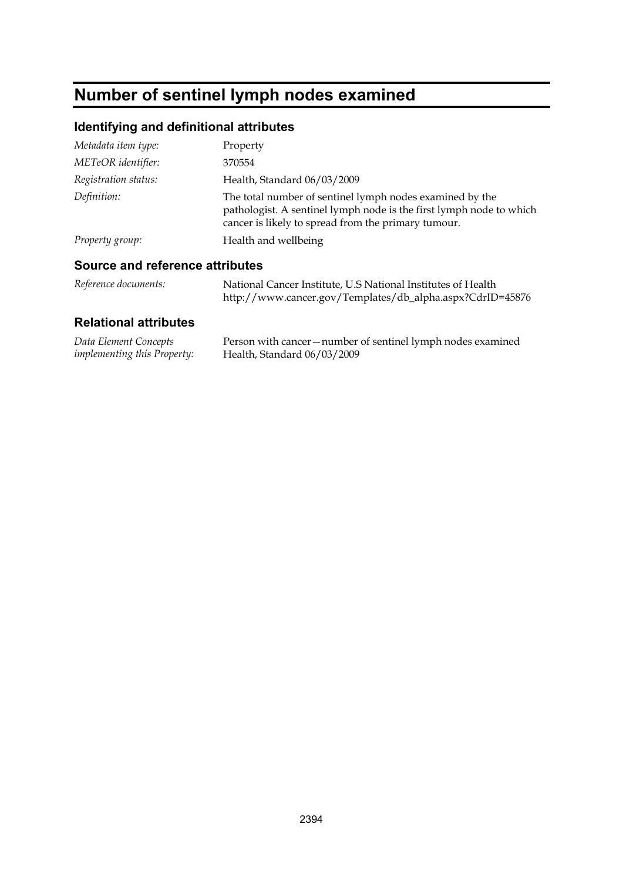# Number of sentinel lymph nodes examined

## Identifying and definitional attributes

| | |
|---|---|
| *Metadata item type:* | Property |
| *METeOR identifier:* | 370554 |
| *Registration status:* | Health, Standard 06/03/2009 |
| *Definition:* | The total number of sentinel lymph nodes examined by the pathologist. A sentinel lymph node is the first lymph node to which cancer is likely to spread from the primary tumour. |
| *Property group:* | Health and wellbeing |

## Source and reference attributes

| | |
|---|---|
| *Reference documents:* | National Cancer Institute, U.S National Institutes of Health http://www.cancer.gov/Templates/db_alpha.aspx?CdrID=45876 |

## Relational attributes

| | |
|---|---|
| *Data Element Concepts implementing this Property:* | Person with cancer—number of sentinel lymph nodes examined Health, Standard 06/03/2009 |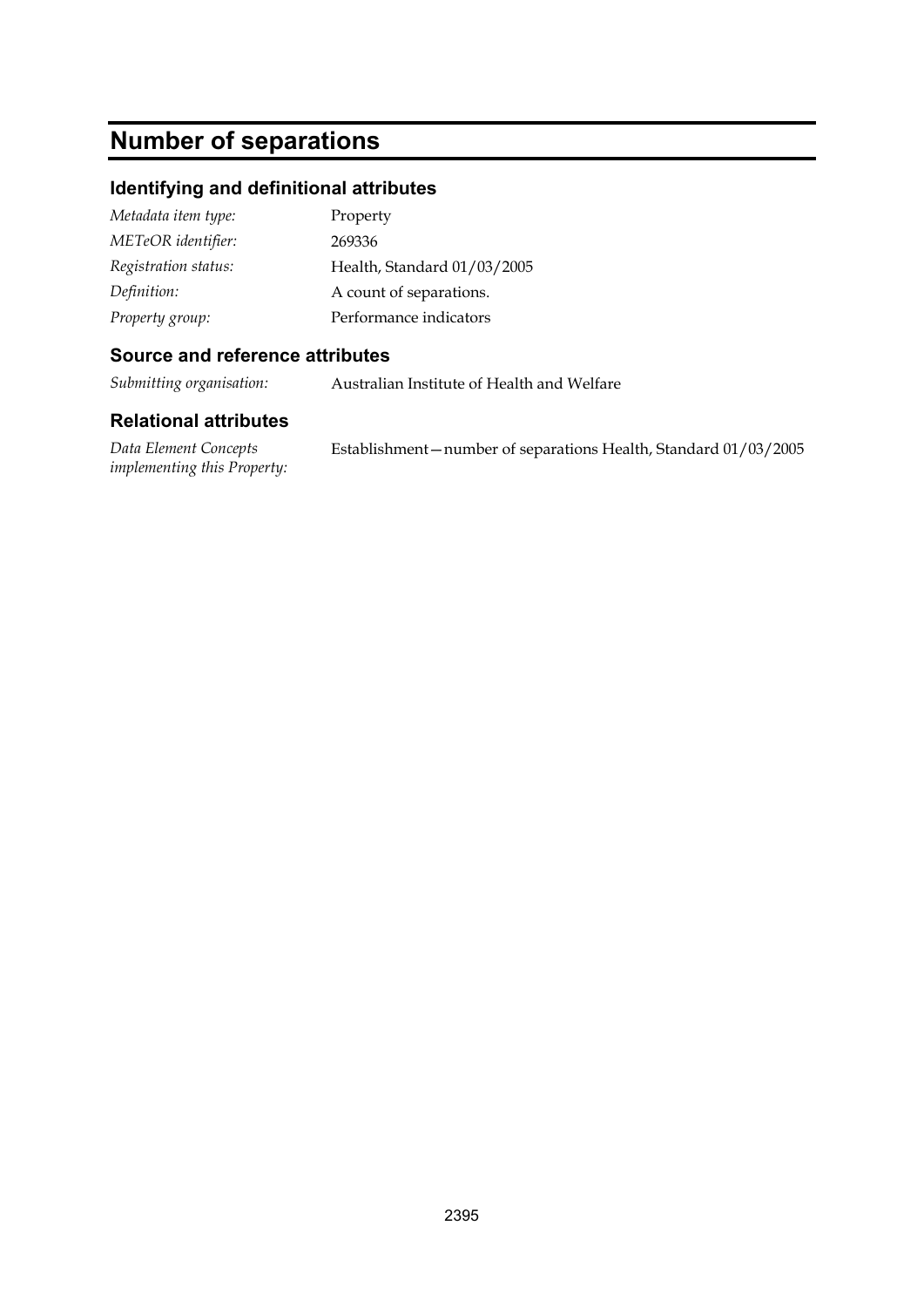# Number of separations

## Identifying and definitional attributes

| | |
|---|---|
| *Metadata item type:* | Property |
| *METeOR identifier:* | 269336 |
| *Registration status:* | Health, Standard 01/03/2005 |
| *Definition:* | A count of separations. |
| *Property group:* | Performance indicators |

## Source and reference attributes

| | |
|---|---|
| *Submitting organisation:* | Australian Institute of Health and Welfare |

## Relational attributes

| | |
|---|---|
| *Data Element Concepts implementing this Property:* | Establishment—number of separations Health, Standard 01/03/2005 |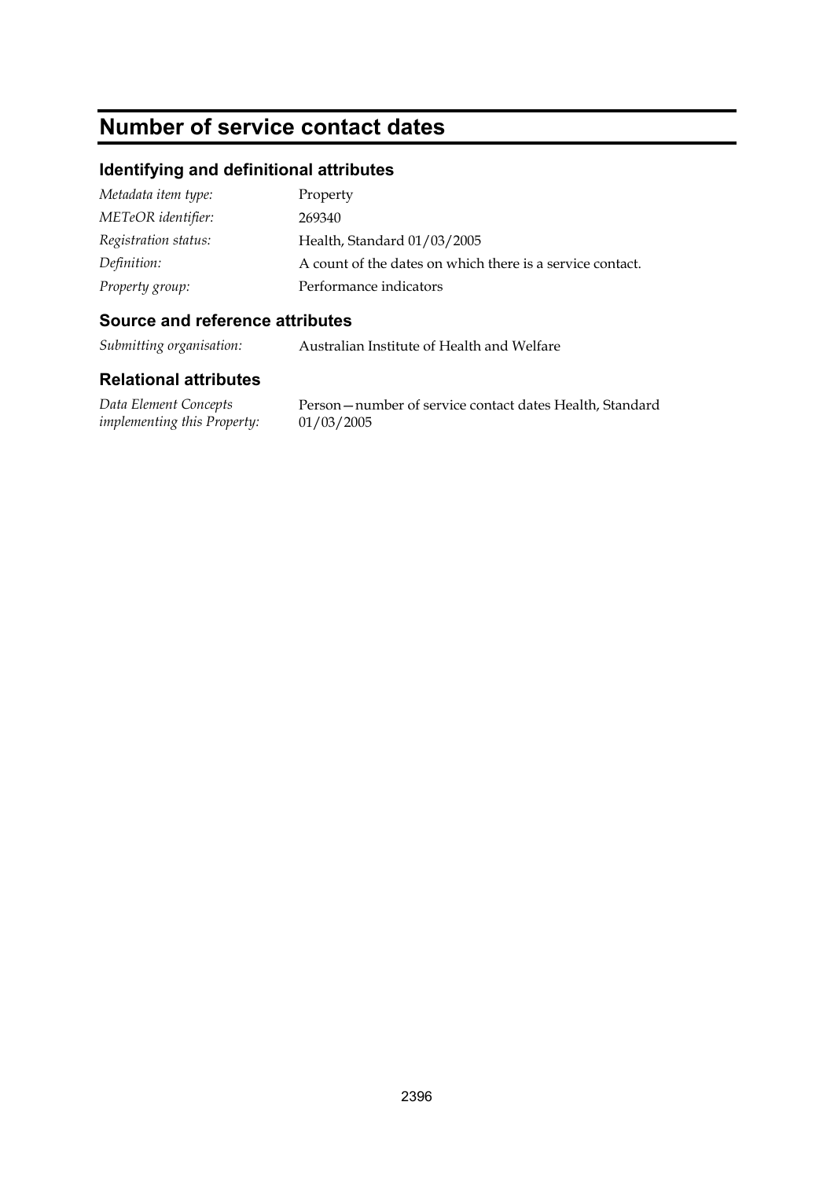# Number of service contact dates

## Identifying and definitional attributes

| | |
|---|---|
| *Metadata item type:* | Property |
| *METeOR identifier:* | 269340 |
| *Registration status:* | Health, Standard 01/03/2005 |
| *Definition:* | A count of the dates on which there is a service contact. |
| *Property group:* | Performance indicators |

## Source and reference attributes

| | |
|---|---|
| *Submitting organisation:* | Australian Institute of Health and Welfare |

## Relational attributes

| | |
|---|---|
| *Data Element Concepts implementing this Property:* | Person—number of service contact dates Health, Standard 01/03/2005 |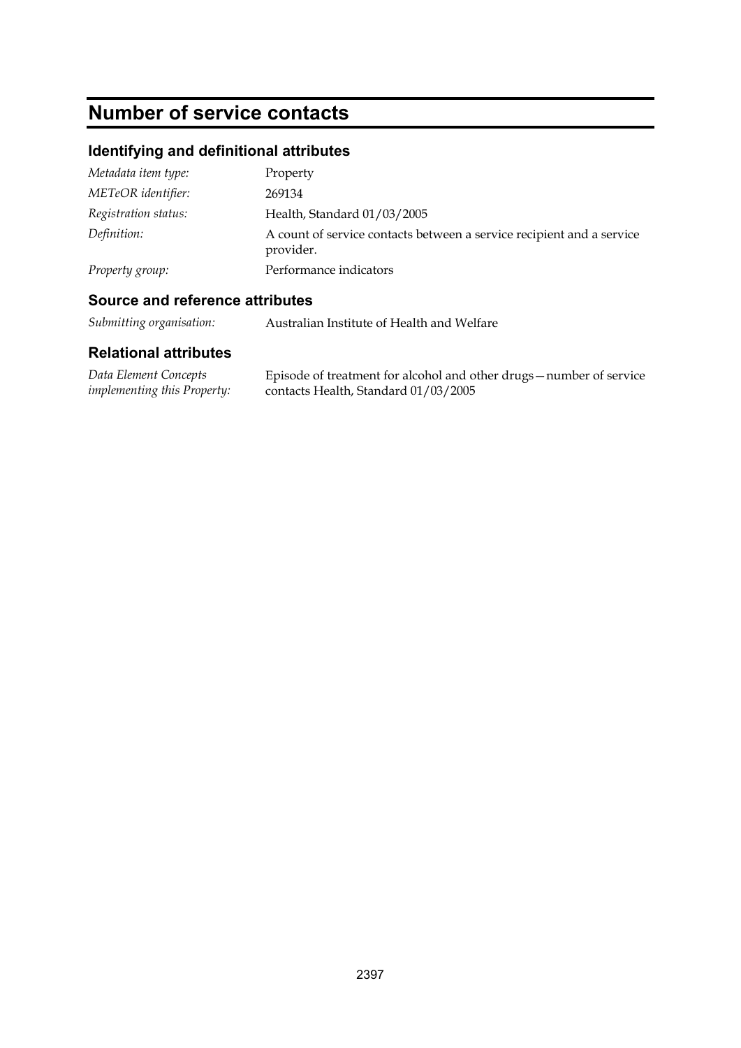# Number of service contacts

## Identifying and definitional attributes

| | |
|---|---|
| *Metadata item type:* | Property |
| *METeOR identifier:* | 269134 |
| *Registration status:* | Health, Standard 01/03/2005 |
| *Definition:* | A count of service contacts between a service recipient and a service provider. |
| *Property group:* | Performance indicators |

## Source and reference attributes

| | |
|---|---|
| *Submitting organisation:* | Australian Institute of Health and Welfare |

## Relational attributes

| | |
|---|---|
| *Data Element Concepts implementing this Property:* | Episode of treatment for alcohol and other drugs—number of service contacts Health, Standard 01/03/2005 |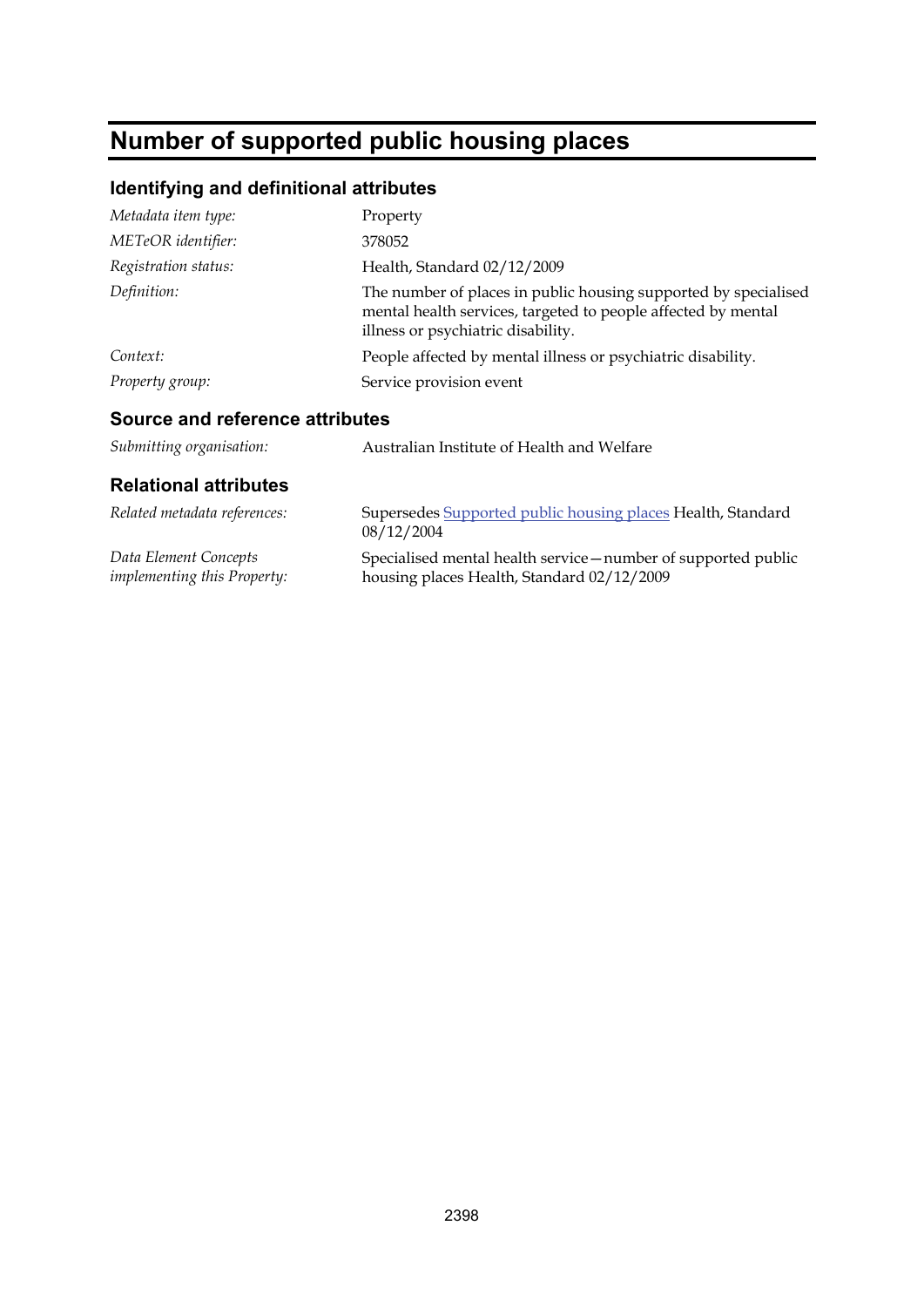# Number of supported public housing places

## Identifying and definitional attributes

| | |
|---|---|
| *Metadata item type:* | Property |
| *METeOR identifier:* | 378052 |
| *Registration status:* | Health, Standard 02/12/2009 |
| *Definition:* | The number of places in public housing supported by specialised mental health services, targeted to people affected by mental illness or psychiatric disability. |
| *Context:* | People affected by mental illness or psychiatric disability. |
| *Property group:* | Service provision event |

## Source and reference attributes

| | |
|---|---|
| *Submitting organisation:* | Australian Institute of Health and Welfare |

## Relational attributes

| | |
|---|---|
| *Related metadata references:* | Supersedes Supported public housing places Health, Standard 08/12/2004 |
| *Data Element Concepts implementing this Property:* | Specialised mental health service—number of supported public housing places Health, Standard 02/12/2009 |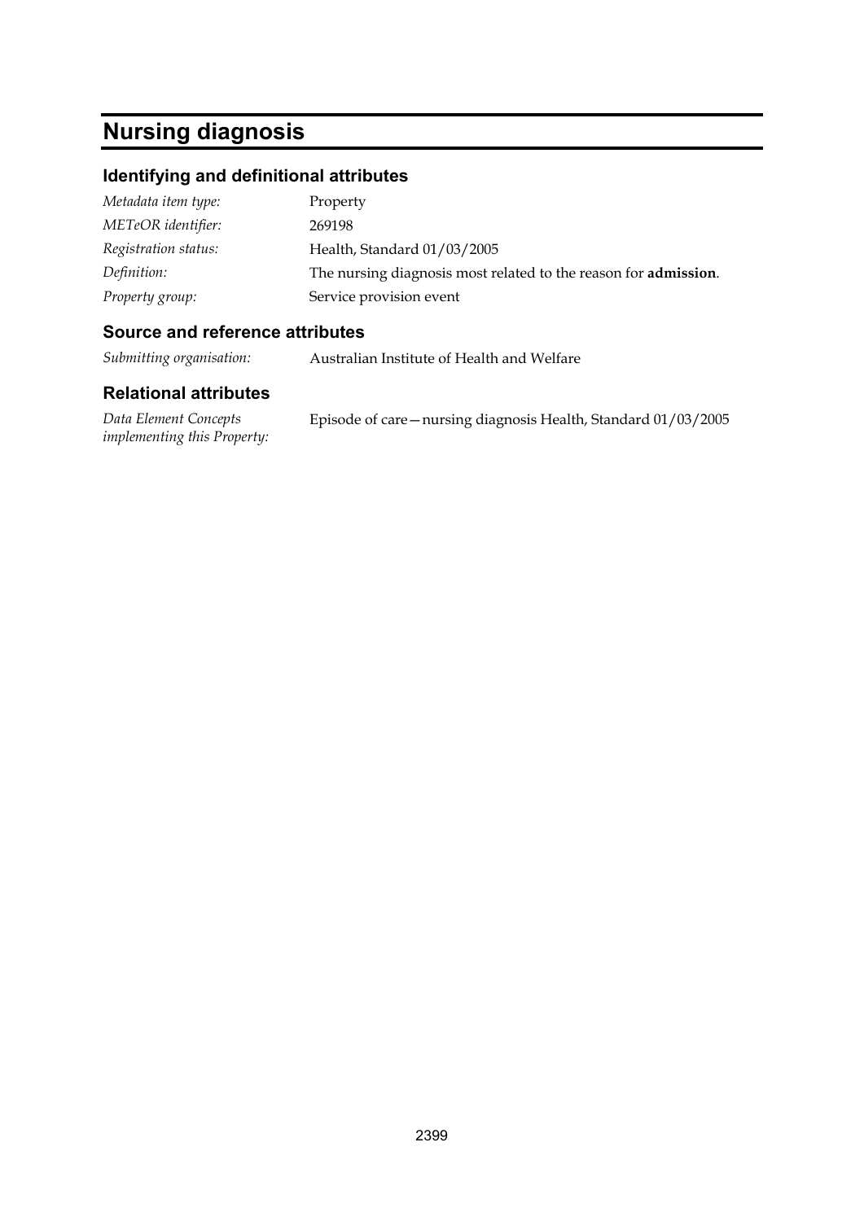# Nursing diagnosis

## Identifying and definitional attributes

| | |
|---|---|
| *Metadata item type:* | Property |
| *METeOR identifier:* | 269198 |
| *Registration status:* | Health, Standard 01/03/2005 |
| *Definition:* | The nursing diagnosis most related to the reason for **admission**. |
| *Property group:* | Service provision event |

## Source and reference attributes

| | |
|---|---|
| *Submitting organisation:* | Australian Institute of Health and Welfare |

## Relational attributes

| | |
|---|---|
| *Data Element Concepts implementing this Property:* | Episode of care—nursing diagnosis Health, Standard 01/03/2005 |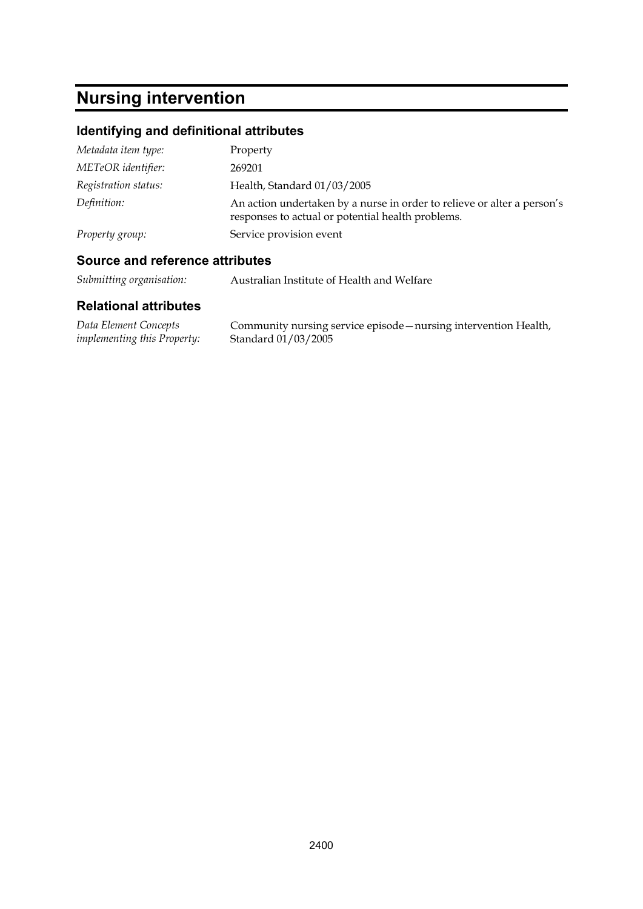# Nursing intervention

## Identifying and definitional attributes

| | |
|---|---|
| *Metadata item type:* | Property |
| *METeOR identifier:* | 269201 |
| *Registration status:* | Health, Standard 01/03/2005 |
| *Definition:* | An action undertaken by a nurse in order to relieve or alter a person's responses to actual or potential health problems. |
| *Property group:* | Service provision event |

## Source and reference attributes

| | |
|---|---|
| *Submitting organisation:* | Australian Institute of Health and Welfare |

## Relational attributes

| | |
|---|---|
| *Data Element Concepts implementing this Property:* | Community nursing service episode—nursing intervention Health, Standard 01/03/2005 |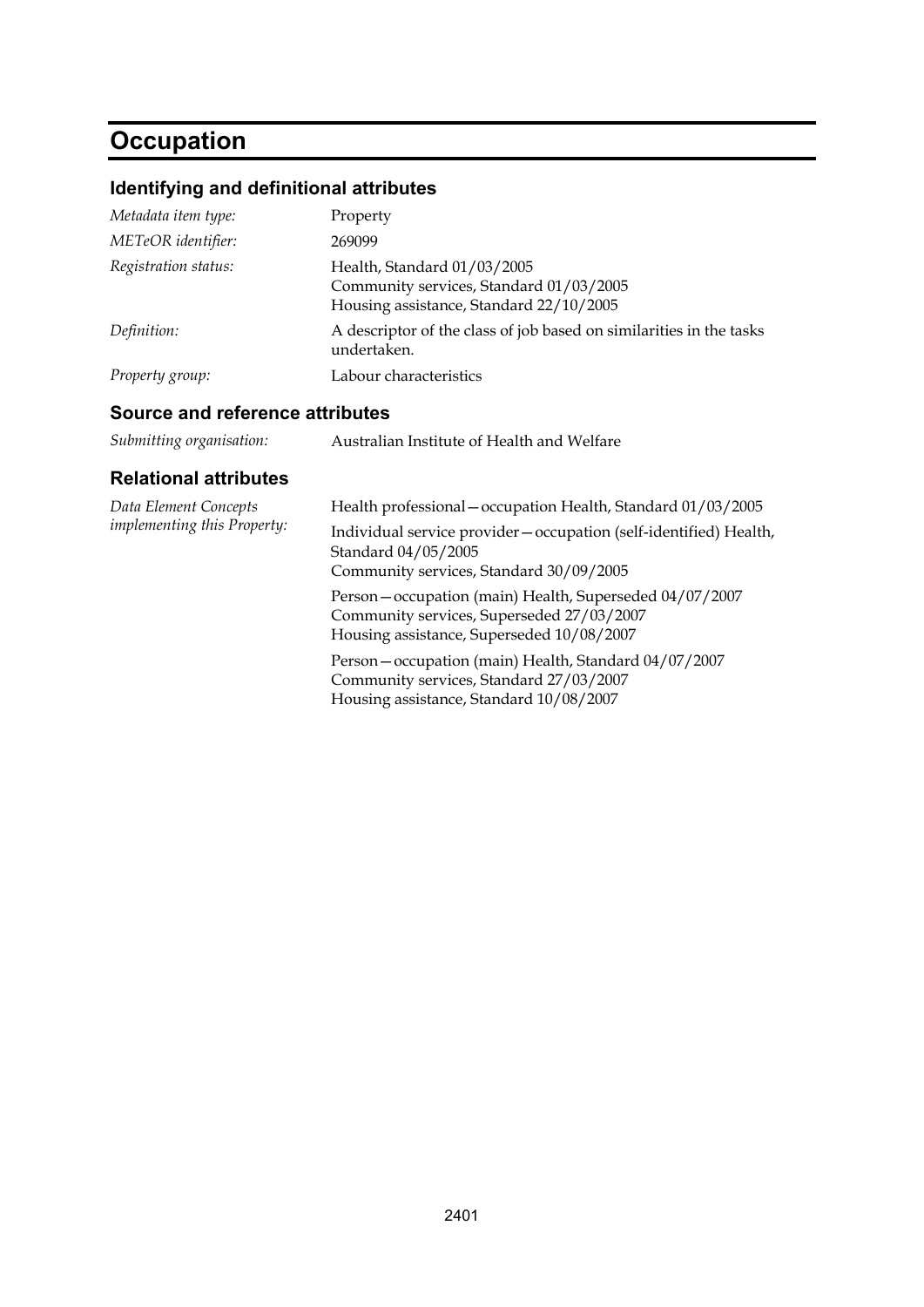# Occupation

## Identifying and definitional attributes

*Metadata item type:* Property

*METeOR identifier:* 269099

*Registration status:* Health, Standard 01/03/2005
Community services, Standard 01/03/2005
Housing assistance, Standard 22/10/2005

*Definition:* A descriptor of the class of job based on similarities in the tasks undertaken.

*Property group:* Labour characteristics

## Source and reference attributes

*Submitting organisation:* Australian Institute of Health and Welfare

## Relational attributes

*Data Element Concepts implementing this Property:*

Health professional—occupation Health, Standard 01/03/2005

Individual service provider—occupation (self-identified) Health, Standard 04/05/2005
Community services, Standard 30/09/2005

Person—occupation (main) Health, Superseded 04/07/2007
Community services, Superseded 27/03/2007
Housing assistance, Superseded 10/08/2007

Person—occupation (main) Health, Standard 04/07/2007
Community services, Standard 27/03/2007
Housing assistance, Standard 10/08/2007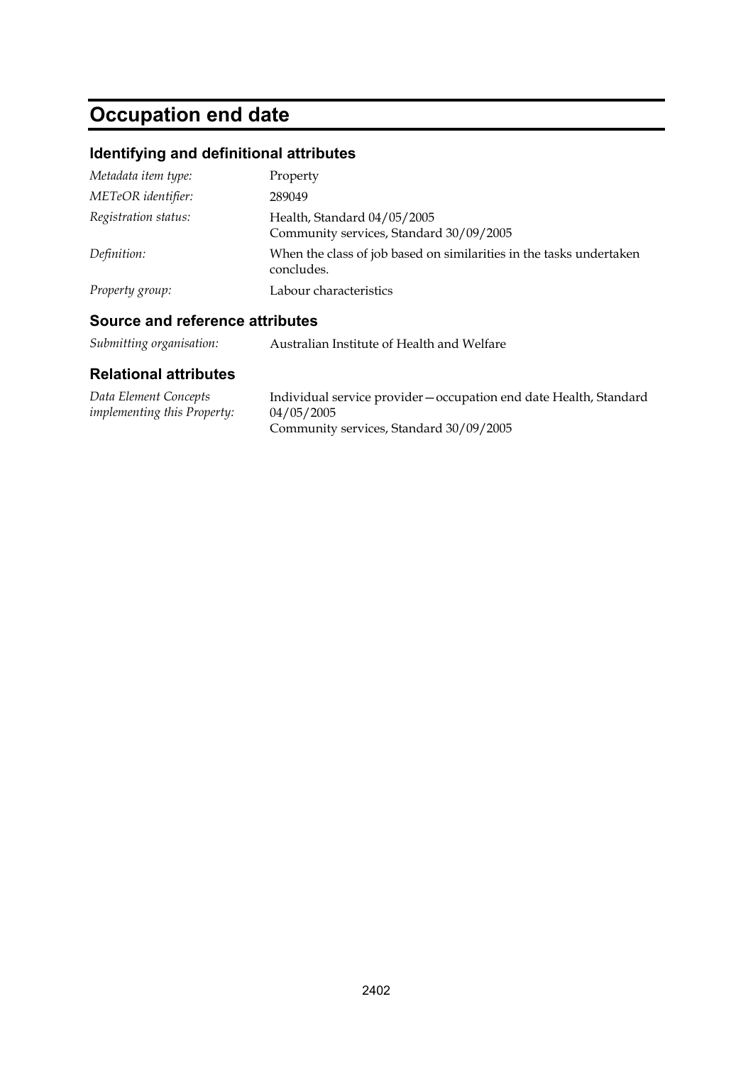# Occupation end date

## Identifying and definitional attributes

| | |
|---|---|
| *Metadata item type:* | Property |
| *METeOR identifier:* | 289049 |
| *Registration status:* | Health, Standard 04/05/2005<br>Community services, Standard 30/09/2005 |
| *Definition:* | When the class of job based on similarities in the tasks undertaken concludes. |
| *Property group:* | Labour characteristics |

## Source and reference attributes

| | |
|---|---|
| *Submitting organisation:* | Australian Institute of Health and Welfare |

## Relational attributes

| | |
|---|---|
| *Data Element Concepts implementing this Property:* | Individual service provider—occupation end date Health, Standard 04/05/2005<br>Community services, Standard 30/09/2005 |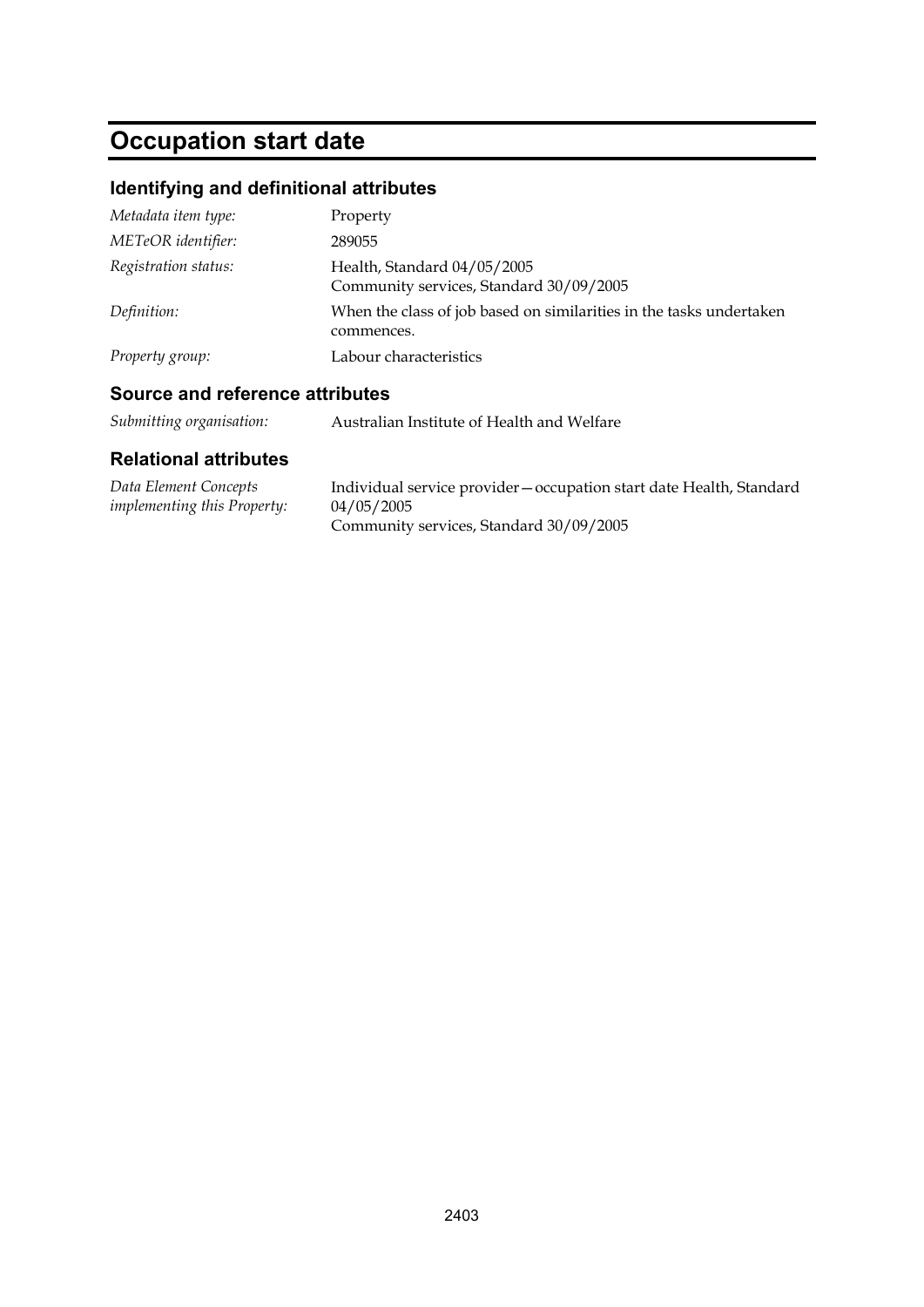# Occupation start date

## Identifying and definitional attributes

| | |
|---|---|
| *Metadata item type:* | Property |
| *METeOR identifier:* | 289055 |
| *Registration status:* | Health, Standard 04/05/2005<br>Community services, Standard 30/09/2005 |
| *Definition:* | When the class of job based on similarities in the tasks undertaken commences. |
| *Property group:* | Labour characteristics |

## Source and reference attributes

| | |
|---|---|
| *Submitting organisation:* | Australian Institute of Health and Welfare |

## Relational attributes

| | |
|---|---|
| *Data Element Concepts implementing this Property:* | Individual service provider—occupation start date Health, Standard 04/05/2005<br>Community services, Standard 30/09/2005 |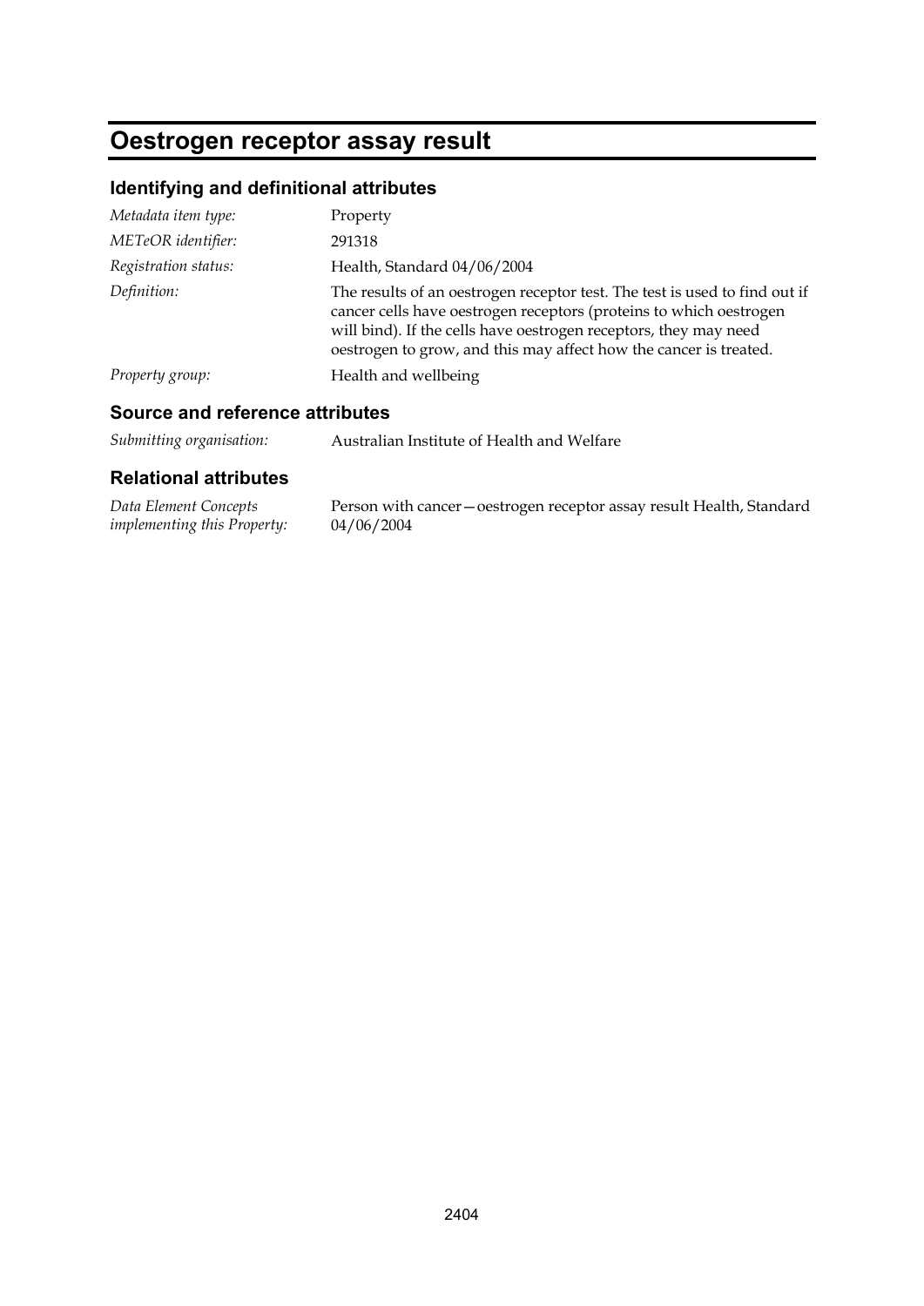# Oestrogen receptor assay result

## Identifying and definitional attributes

| | |
|---|---|
| *Metadata item type:* | Property |
| *METeOR identifier:* | 291318 |
| *Registration status:* | Health, Standard 04/06/2004 |
| *Definition:* | The results of an oestrogen receptor test. The test is used to find out if cancer cells have oestrogen receptors (proteins to which oestrogen will bind). If the cells have oestrogen receptors, they may need oestrogen to grow, and this may affect how the cancer is treated. |
| *Property group:* | Health and wellbeing |

## Source and reference attributes

| | |
|---|---|
| *Submitting organisation:* | Australian Institute of Health and Welfare |

## Relational attributes

| | |
|---|---|
| *Data Element Concepts implementing this Property:* | Person with cancer—oestrogen receptor assay result Health, Standard 04/06/2004 |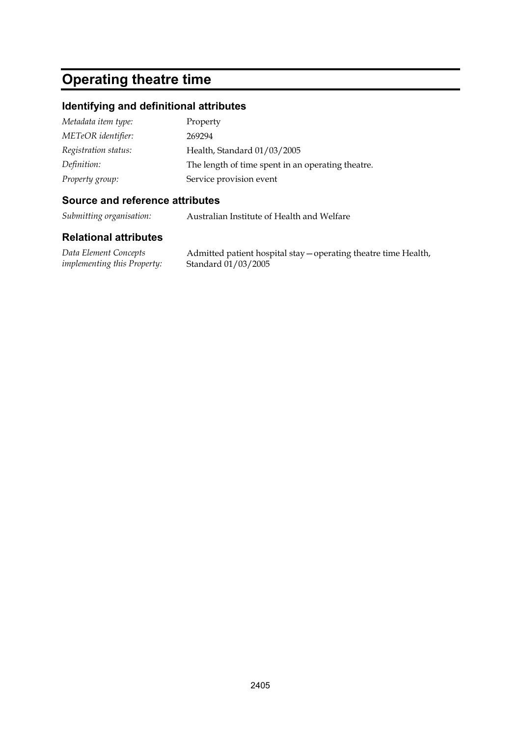# Operating theatre time

## Identifying and definitional attributes

| | |
|---|---|
| *Metadata item type:* | Property |
| *METeOR identifier:* | 269294 |
| *Registration status:* | Health, Standard 01/03/2005 |
| *Definition:* | The length of time spent in an operating theatre. |
| *Property group:* | Service provision event |

## Source and reference attributes

| | |
|---|---|
| *Submitting organisation:* | Australian Institute of Health and Welfare |

## Relational attributes

| | |
|---|---|
| *Data Element Concepts implementing this Property:* | Admitted patient hospital stay—operating theatre time Health, Standard 01/03/2005 |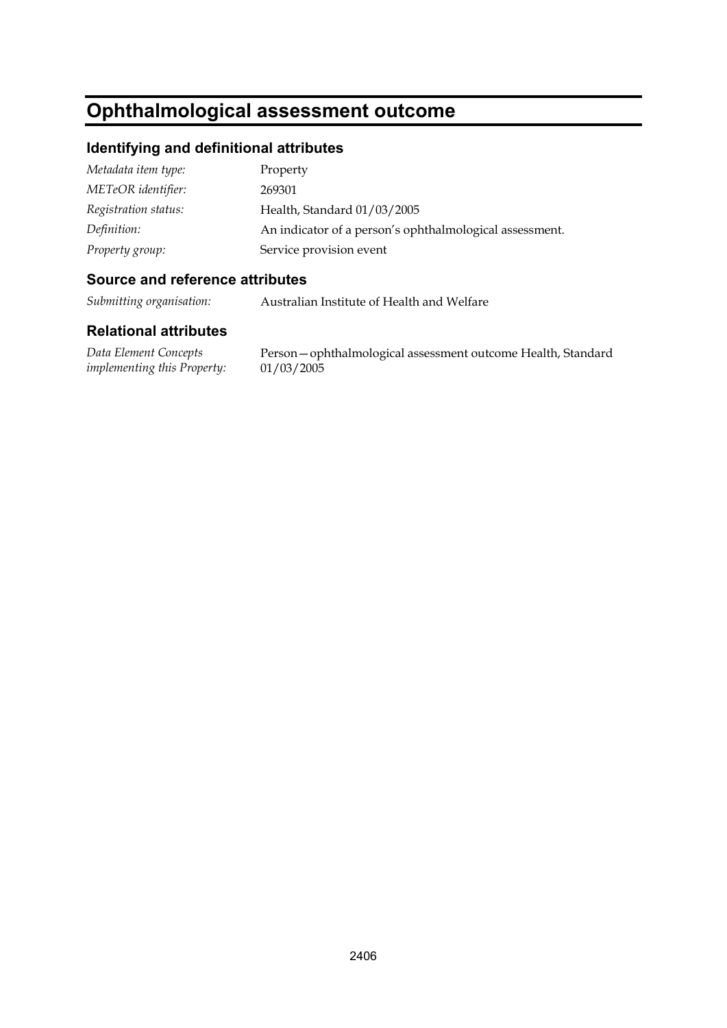# Ophthalmological assessment outcome

## Identifying and definitional attributes

| | |
|---|---|
| *Metadata item type:* | Property |
| *METeOR identifier:* | 269301 |
| *Registration status:* | Health, Standard 01/03/2005 |
| *Definition:* | An indicator of a person's ophthalmological assessment. |
| *Property group:* | Service provision event |

## Source and reference attributes

| | |
|---|---|
| *Submitting organisation:* | Australian Institute of Health and Welfare |

## Relational attributes

| | |
|---|---|
| *Data Element Concepts implementing this Property:* | Person—ophthalmological assessment outcome Health, Standard 01/03/2005 |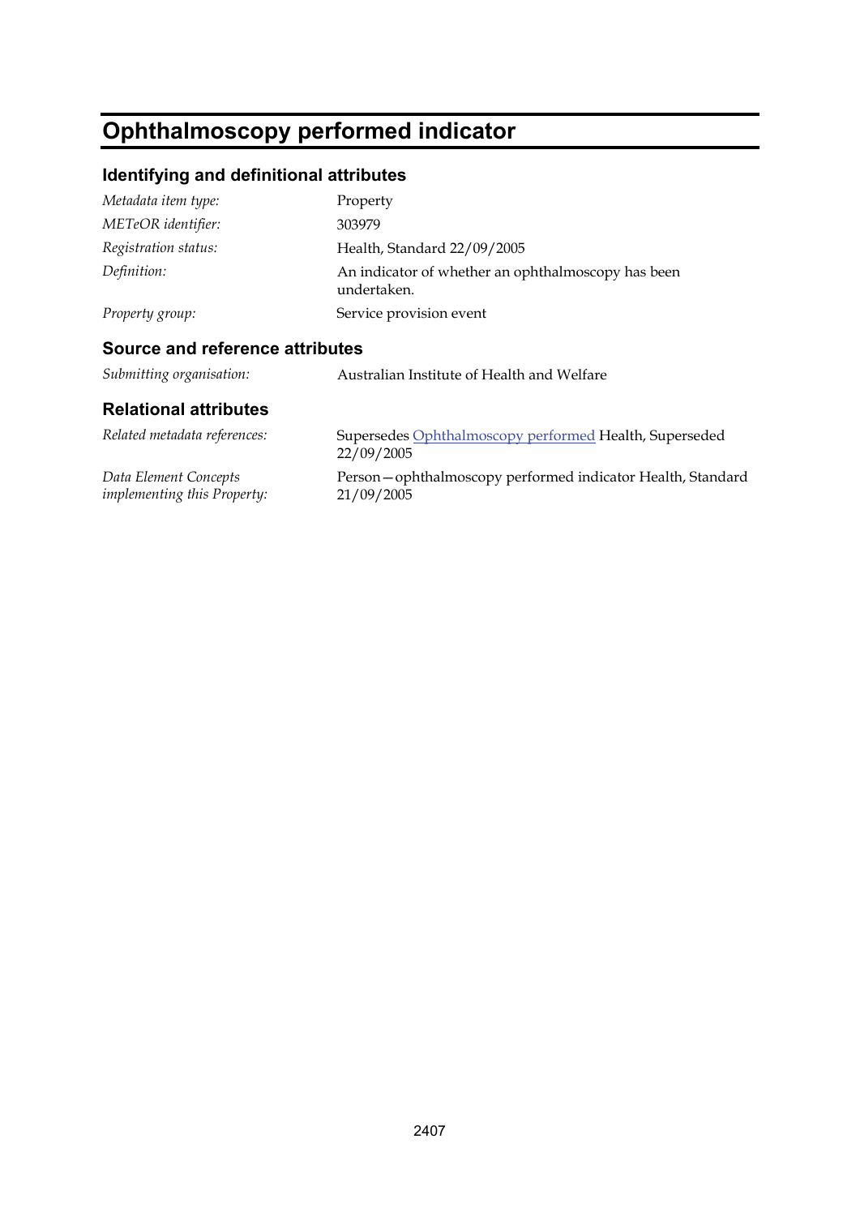# Ophthalmoscopy performed indicator

## Identifying and definitional attributes

| | |
|---|---|
| *Metadata item type:* | Property |
| *METeOR identifier:* | 303979 |
| *Registration status:* | Health, Standard 22/09/2005 |
| *Definition:* | An indicator of whether an ophthalmoscopy has been undertaken. |
| *Property group:* | Service provision event |

## Source and reference attributes

| | |
|---|---|
| *Submitting organisation:* | Australian Institute of Health and Welfare |

## Relational attributes

| | |
|---|---|
| *Related metadata references:* | Supersedes Ophthalmoscopy performed Health, Superseded 22/09/2005 |
| *Data Element Concepts implementing this Property:* | Person—ophthalmoscopy performed indicator Health, Standard 21/09/2005 |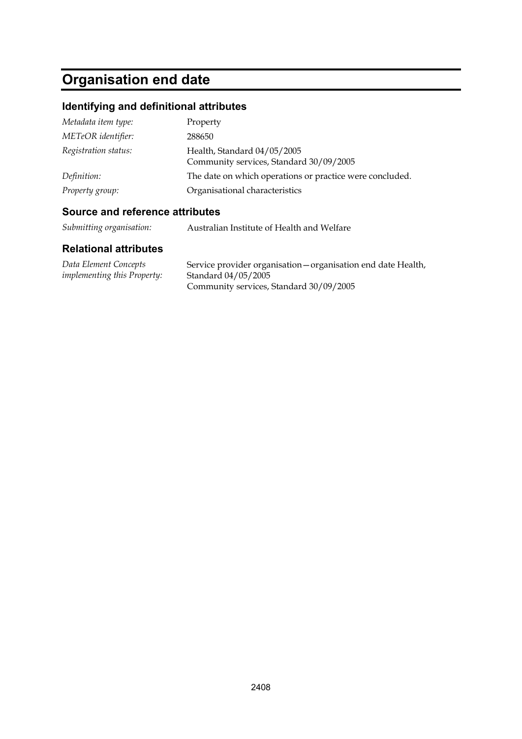# Organisation end date

## Identifying and definitional attributes

| | |
|---|---|
| *Metadata item type:* | Property |
| *METeOR identifier:* | 288650 |
| *Registration status:* | Health, Standard 04/05/2005<br>Community services, Standard 30/09/2005 |
| *Definition:* | The date on which operations or practice were concluded. |
| *Property group:* | Organisational characteristics |

## Source and reference attributes

| | |
|---|---|
| *Submitting organisation:* | Australian Institute of Health and Welfare |

## Relational attributes

| | |
|---|---|
| *Data Element Concepts implementing this Property:* | Service provider organisation—organisation end date Health, Standard 04/05/2005<br>Community services, Standard 30/09/2005 |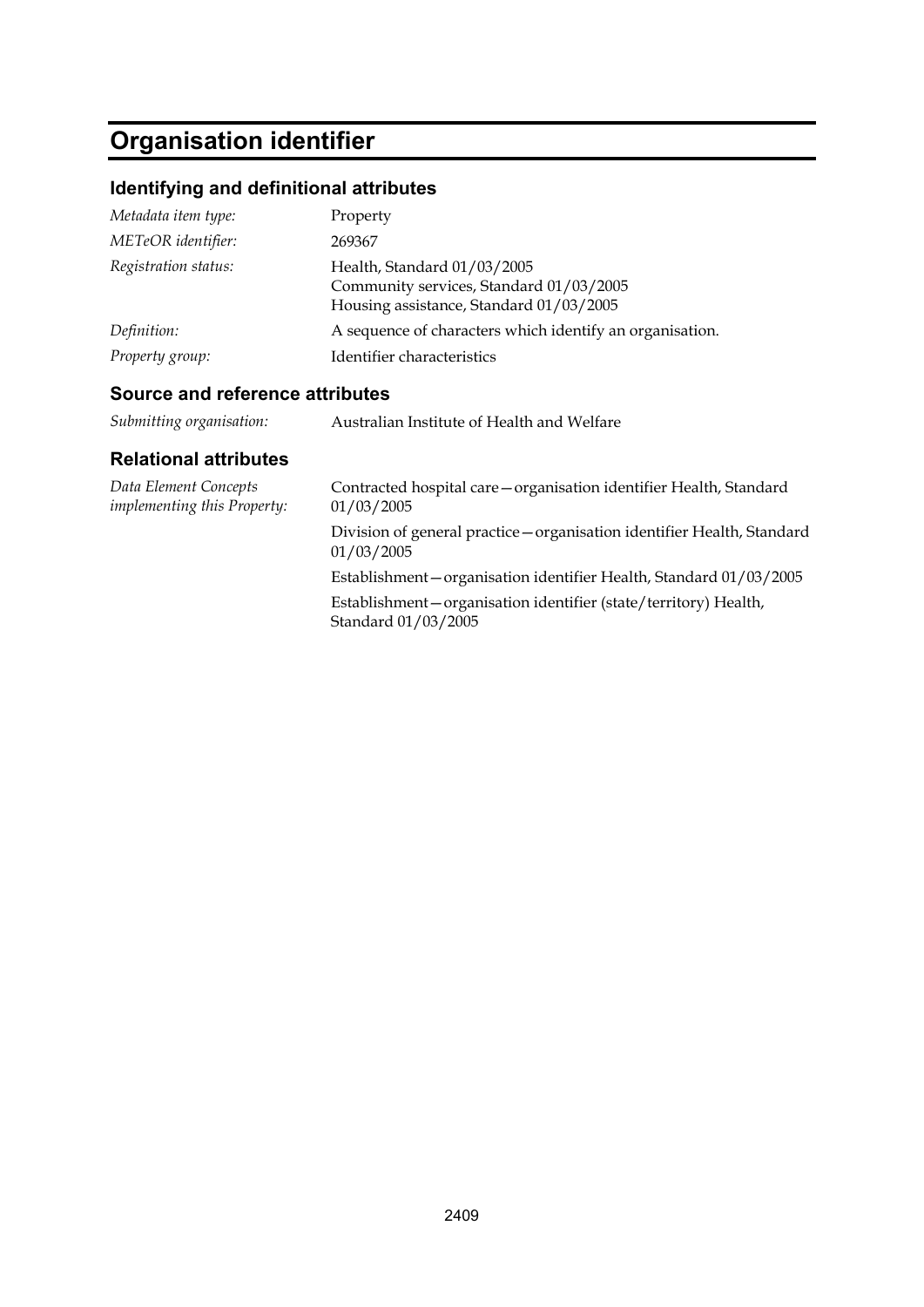# Organisation identifier

## Identifying and definitional attributes

| | |
|---|---|
| *Metadata item type:* | Property |
| *METeOR identifier:* | 269367 |
| *Registration status:* | Health, Standard 01/03/2005<br>Community services, Standard 01/03/2005<br>Housing assistance, Standard 01/03/2005 |
| *Definition:* | A sequence of characters which identify an organisation. |
| *Property group:* | Identifier characteristics |

## Source and reference attributes

| | |
|---|---|
| *Submitting organisation:* | Australian Institute of Health and Welfare |

## Relational attributes

| | |
|---|---|
| *Data Element Concepts implementing this Property:* | Contracted hospital care—organisation identifier Health, Standard 01/03/2005<br>Division of general practice—organisation identifier Health, Standard 01/03/2005<br>Establishment—organisation identifier Health, Standard 01/03/2005<br>Establishment—organisation identifier (state/territory) Health, Standard 01/03/2005 |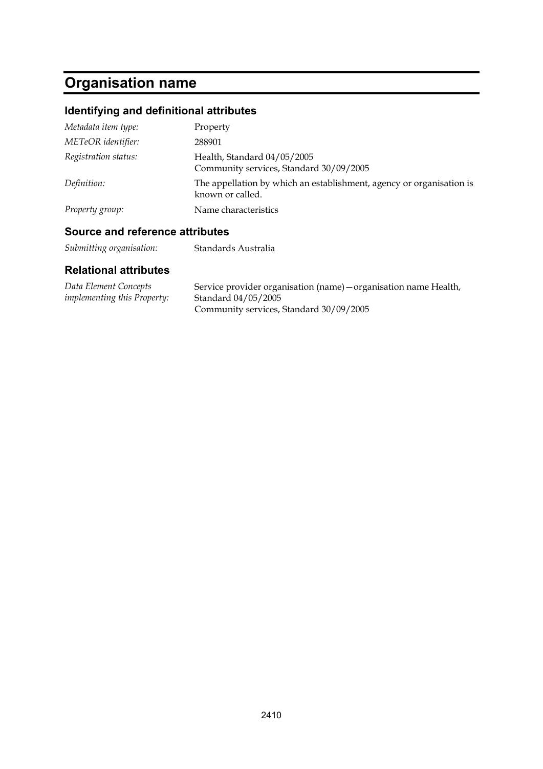# Organisation name

## Identifying and definitional attributes

| | |
|---|---|
| *Metadata item type:* | Property |
| *METeOR identifier:* | 288901 |
| *Registration status:* | Health, Standard 04/05/2005<br>Community services, Standard 30/09/2005 |
| *Definition:* | The appellation by which an establishment, agency or organisation is known or called. |
| *Property group:* | Name characteristics |

## Source and reference attributes

| | |
|---|---|
| *Submitting organisation:* | Standards Australia |

## Relational attributes

| | |
|---|---|
| *Data Element Concepts implementing this Property:* | Service provider organisation (name)—organisation name Health, Standard 04/05/2005<br>Community services, Standard 30/09/2005 |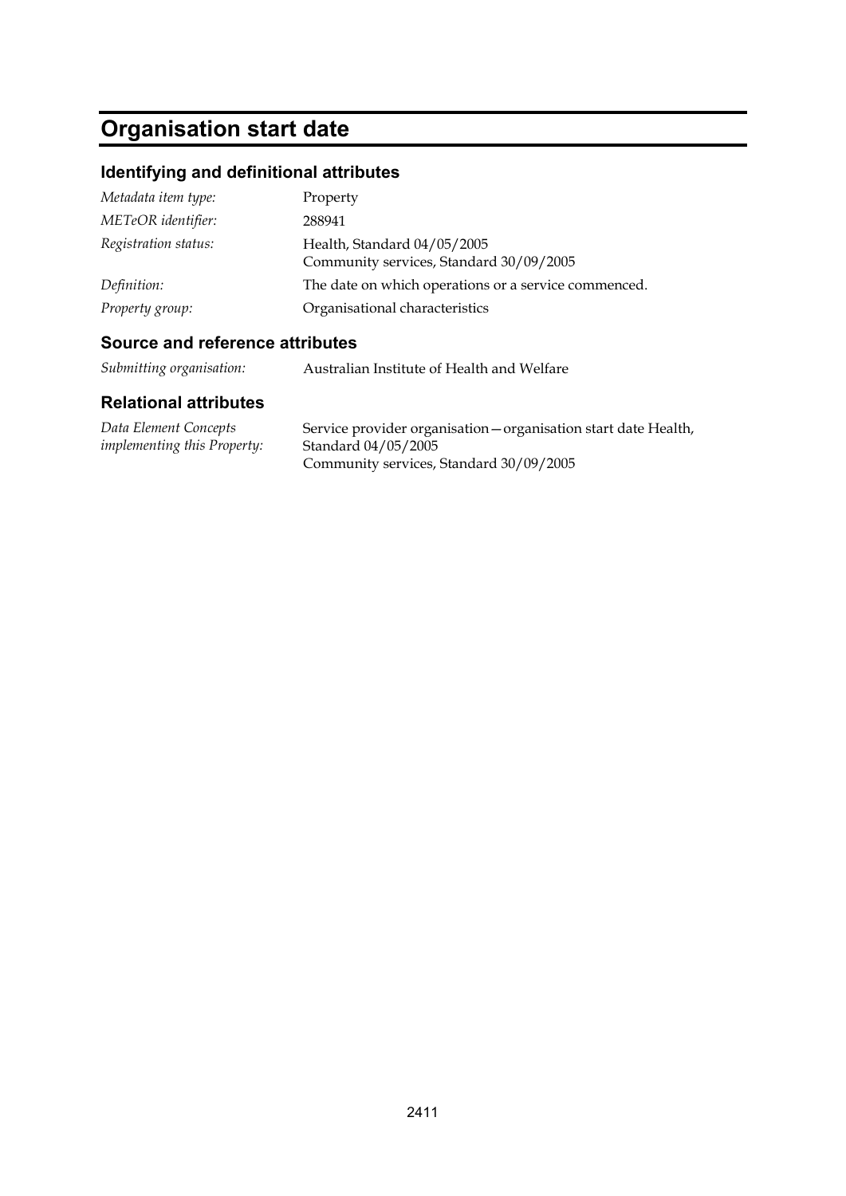# Organisation start date

## Identifying and definitional attributes

| | |
|---|---|
| *Metadata item type:* | Property |
| *METeOR identifier:* | 288941 |
| *Registration status:* | Health, Standard 04/05/2005<br>Community services, Standard 30/09/2005 |
| *Definition:* | The date on which operations or a service commenced. |
| *Property group:* | Organisational characteristics |

## Source and reference attributes

| | |
|---|---|
| *Submitting organisation:* | Australian Institute of Health and Welfare |

## Relational attributes

| | |
|---|---|
| *Data Element Concepts implementing this Property:* | Service provider organisation—organisation start date Health, Standard 04/05/2005<br>Community services, Standard 30/09/2005 |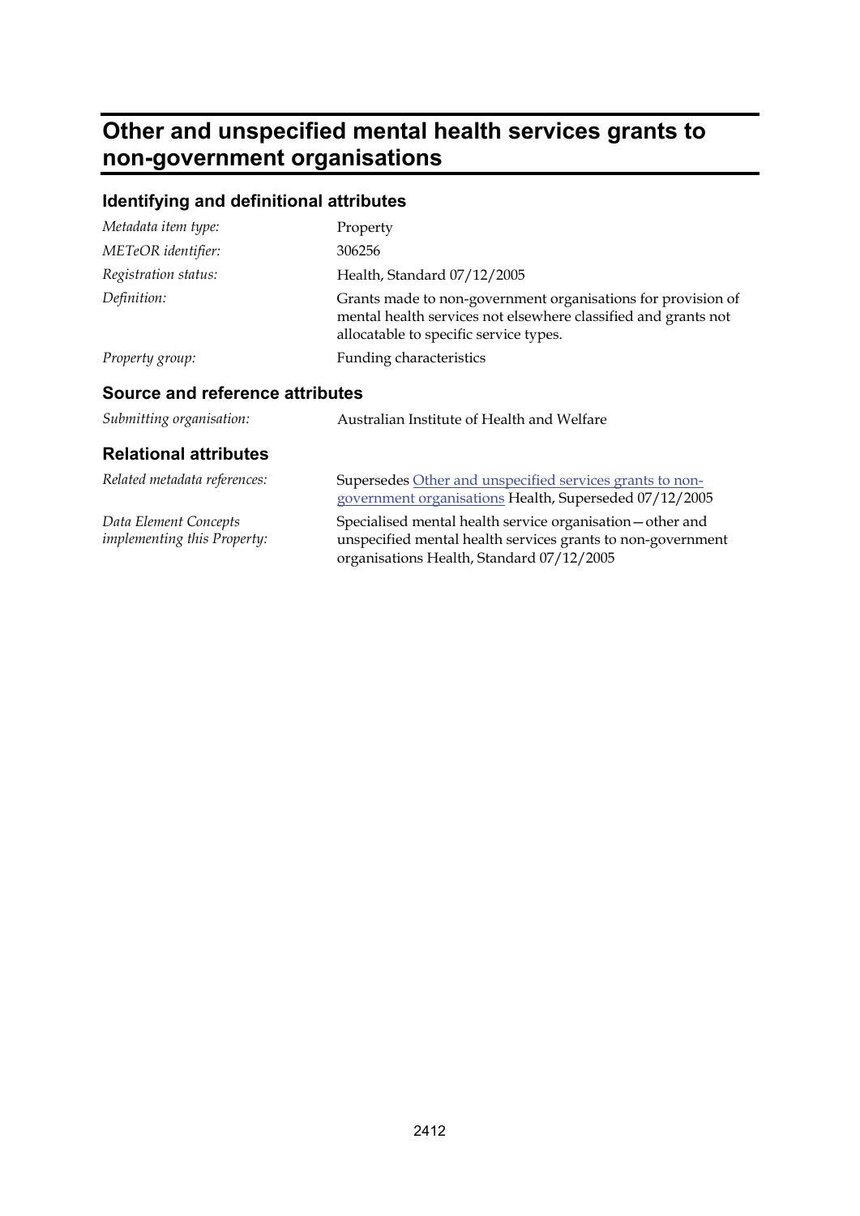# Other and unspecified mental health services grants to non-government organisations

## Identifying and definitional attributes

| | |
|---|---|
| *Metadata item type:* | Property |
| *METeOR identifier:* | 306256 |
| *Registration status:* | Health, Standard 07/12/2005 |
| *Definition:* | Grants made to non-government organisations for provision of mental health services not elsewhere classified and grants not allocatable to specific service types. |
| *Property group:* | Funding characteristics |

## Source and reference attributes

| | |
|---|---|
| *Submitting organisation:* | Australian Institute of Health and Welfare |

## Relational attributes

| | |
|---|---|
| *Related metadata references:* | Supersedes Other and unspecified services grants to non-government organisations Health, Superseded 07/12/2005 |
| *Data Element Concepts implementing this Property:* | Specialised mental health service organisation—other and unspecified mental health services grants to non-government organisations Health, Standard 07/12/2005 |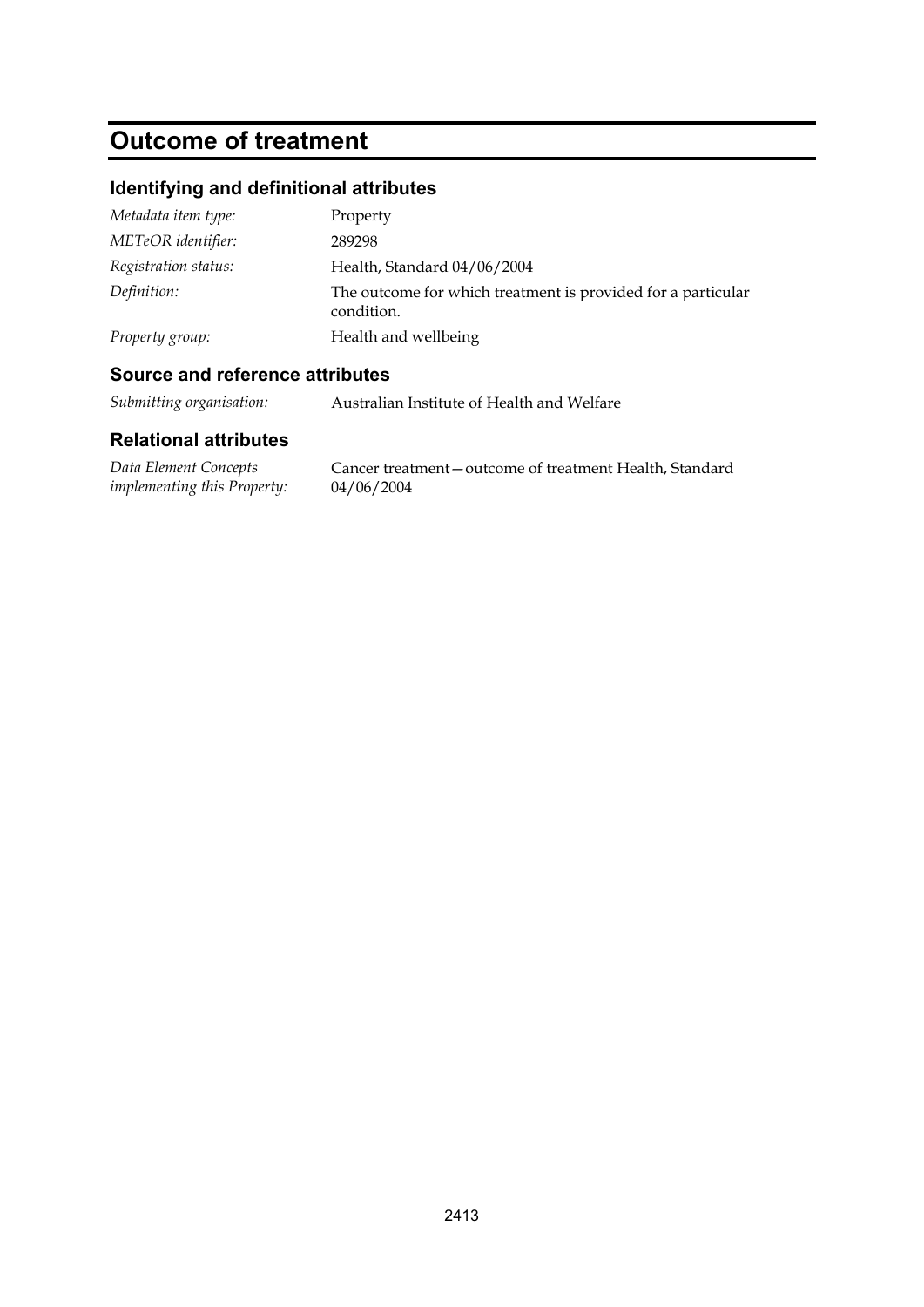# Outcome of treatment

## Identifying and definitional attributes

| | |
|---|---|
| *Metadata item type:* | Property |
| *METeOR identifier:* | 289298 |
| *Registration status:* | Health, Standard 04/06/2004 |
| *Definition:* | The outcome for which treatment is provided for a particular condition. |
| *Property group:* | Health and wellbeing |

## Source and reference attributes

| | |
|---|---|
| *Submitting organisation:* | Australian Institute of Health and Welfare |

## Relational attributes

| | |
|---|---|
| *Data Element Concepts implementing this Property:* | Cancer treatment—outcome of treatment Health, Standard 04/06/2004 |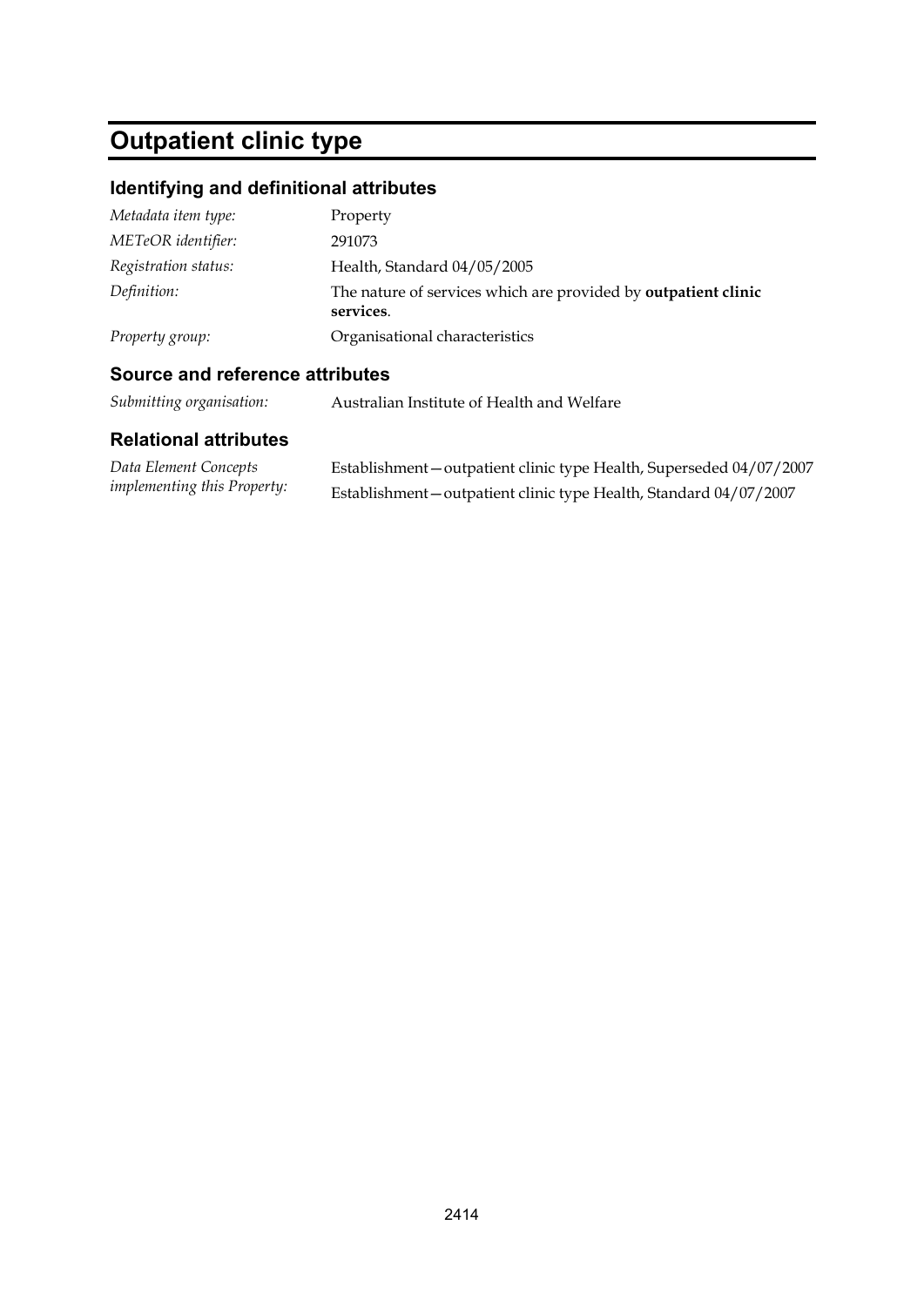# Outpatient clinic type

## Identifying and definitional attributes

| | |
|---|---|
| *Metadata item type:* | Property |
| *METeOR identifier:* | 291073 |
| *Registration status:* | Health, Standard 04/05/2005 |
| *Definition:* | The nature of services which are provided by **outpatient clinic services**. |
| *Property group:* | Organisational characteristics |

## Source and reference attributes

| | |
|---|---|
| *Submitting organisation:* | Australian Institute of Health and Welfare |

## Relational attributes

| | |
|---|---|
| *Data Element Concepts implementing this Property:* | Establishment—outpatient clinic type Health, Superseded 04/07/2007<br>Establishment—outpatient clinic type Health, Standard 04/07/2007 |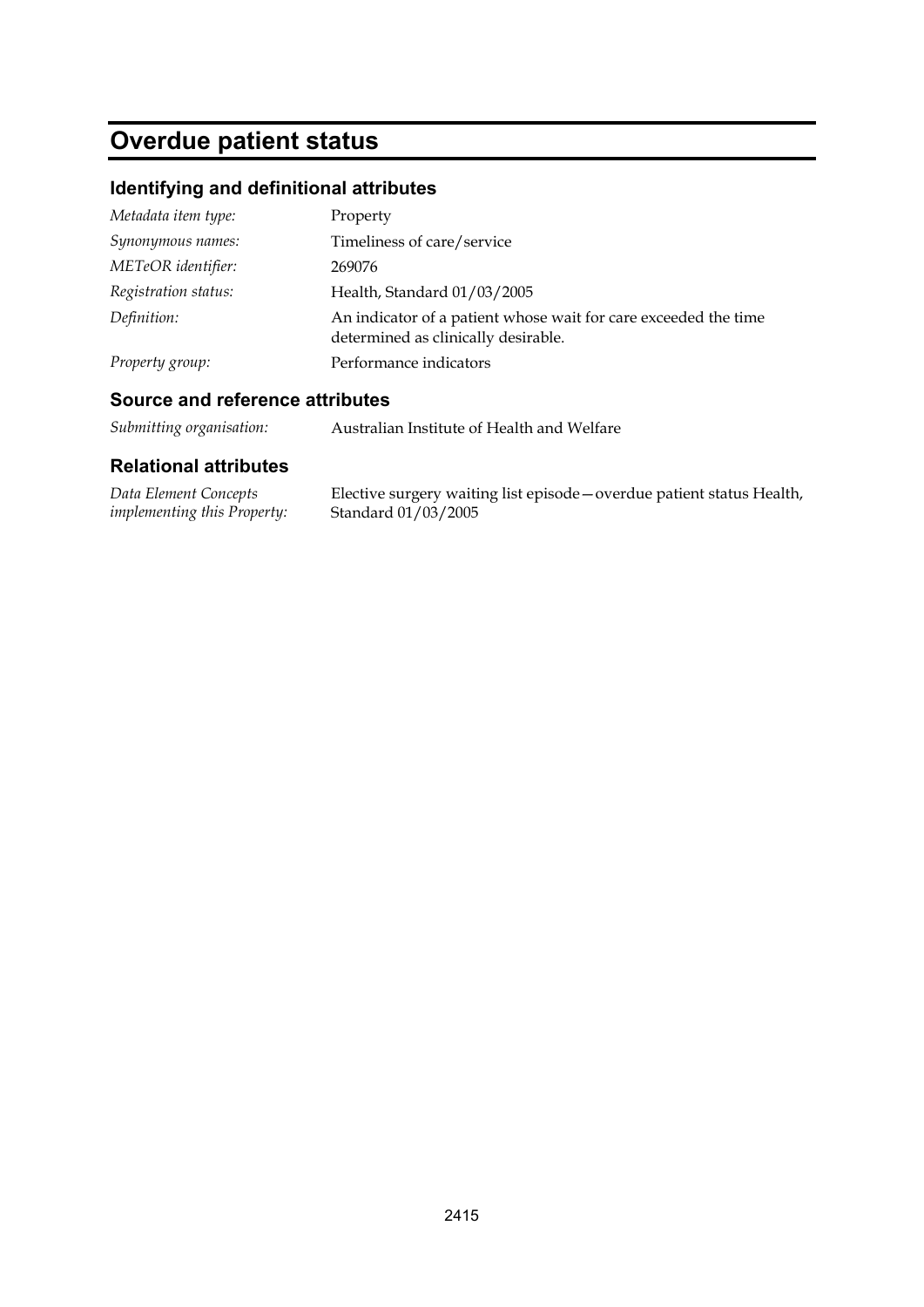# Overdue patient status

## Identifying and definitional attributes

| | |
|---|---|
| *Metadata item type:* | Property |
| *Synonymous names:* | Timeliness of care/service |
| *METeOR identifier:* | 269076 |
| *Registration status:* | Health, Standard 01/03/2005 |
| *Definition:* | An indicator of a patient whose wait for care exceeded the time determined as clinically desirable. |
| *Property group:* | Performance indicators |

## Source and reference attributes

| | |
|---|---|
| *Submitting organisation:* | Australian Institute of Health and Welfare |

## Relational attributes

| | |
|---|---|
| *Data Element Concepts implementing this Property:* | Elective surgery waiting list episode—overdue patient status Health, Standard 01/03/2005 |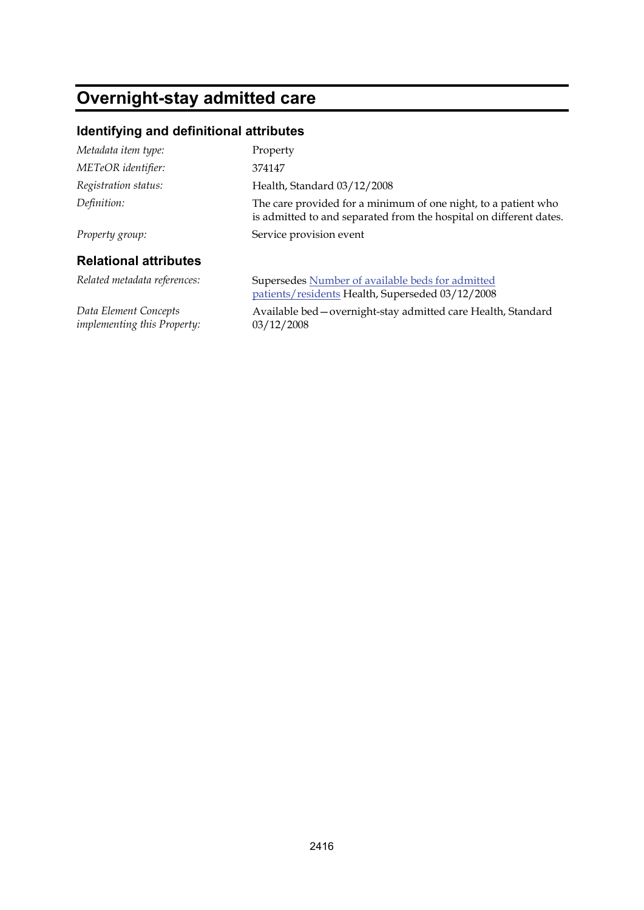# Overnight-stay admitted care

## Identifying and definitional attributes

| | |
|---|---|
| *Metadata item type:* | Property |
| *METeOR identifier:* | 374147 |
| *Registration status:* | Health, Standard 03/12/2008 |
| *Definition:* | The care provided for a minimum of one night, to a patient who is admitted to and separated from the hospital on different dates. |
| *Property group:* | Service provision event |

## Relational attributes

| | |
|---|---|
| *Related metadata references:* | Supersedes Number of available beds for admitted patients/residents Health, Superseded 03/12/2008 |
| *Data Element Concepts implementing this Property:* | Available bed—overnight-stay admitted care Health, Standard 03/12/2008 |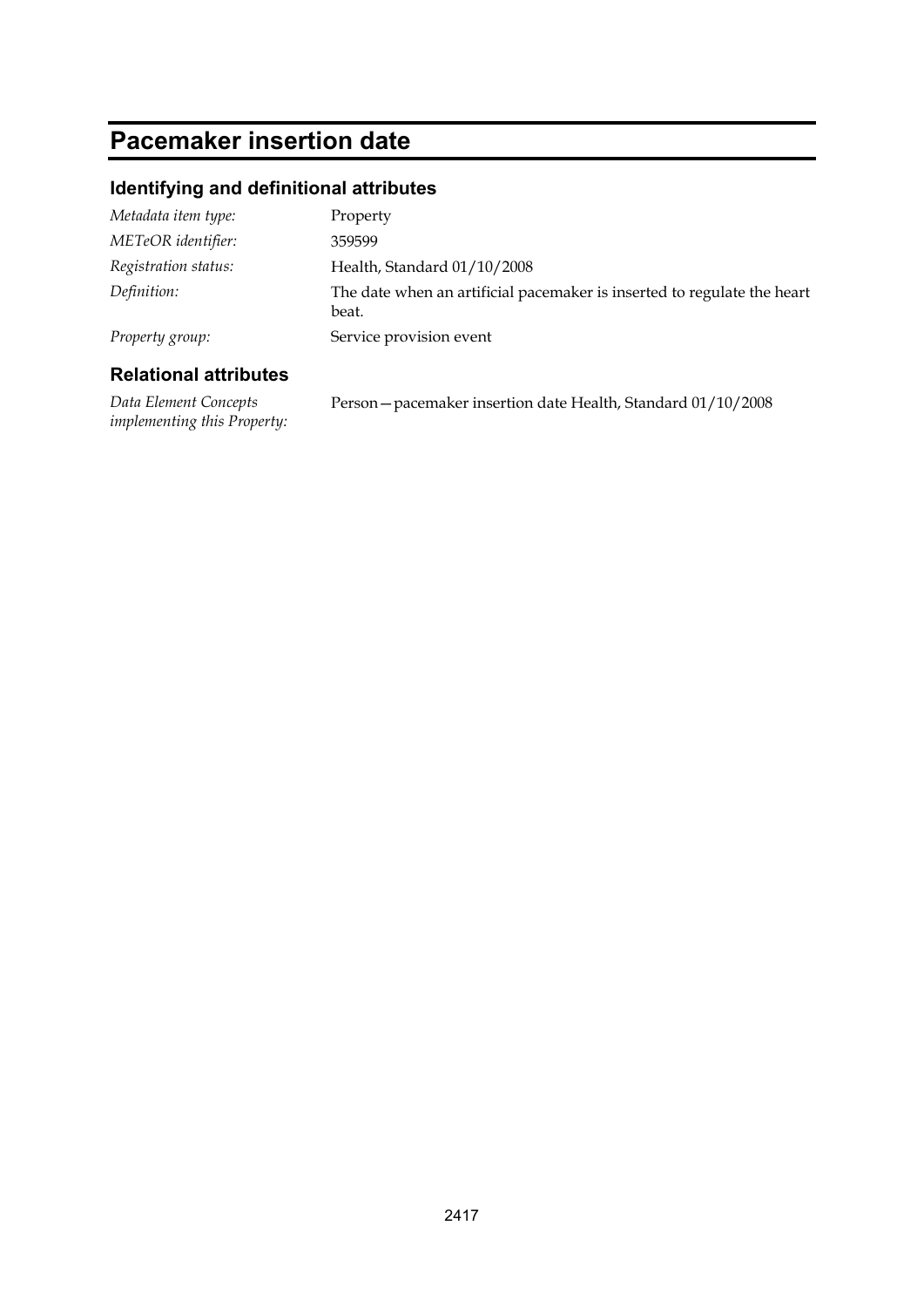# Pacemaker insertion date

## Identifying and definitional attributes

| | |
|---|---|
| *Metadata item type:* | Property |
| *METeOR identifier:* | 359599 |
| *Registration status:* | Health, Standard 01/10/2008 |
| *Definition:* | The date when an artificial pacemaker is inserted to regulate the heart beat. |
| *Property group:* | Service provision event |

## Relational attributes

| | |
|---|---|
| *Data Element Concepts implementing this Property:* | Person—pacemaker insertion date Health, Standard 01/10/2008 |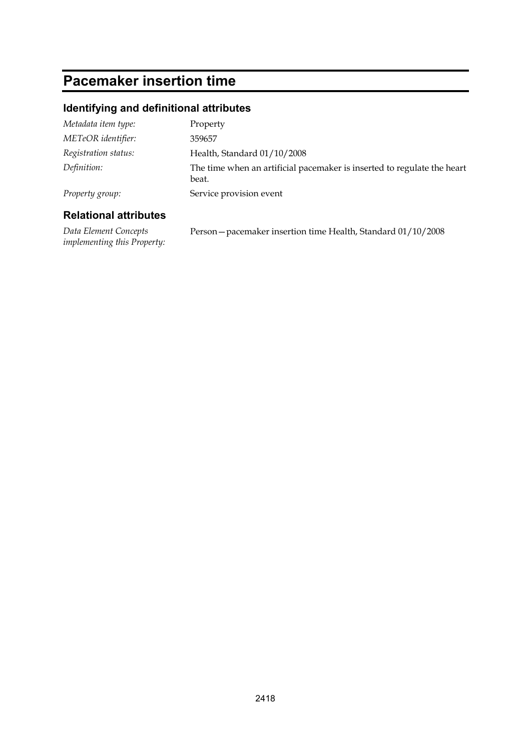# Pacemaker insertion time

## Identifying and definitional attributes

| | |
|---|---|
| *Metadata item type:* | Property |
| *METeOR identifier:* | 359657 |
| *Registration status:* | Health, Standard 01/10/2008 |
| *Definition:* | The time when an artificial pacemaker is inserted to regulate the heart beat. |
| *Property group:* | Service provision event |

## Relational attributes

| | |
|---|---|
| *Data Element Concepts implementing this Property:* | Person—pacemaker insertion time Health, Standard 01/10/2008 |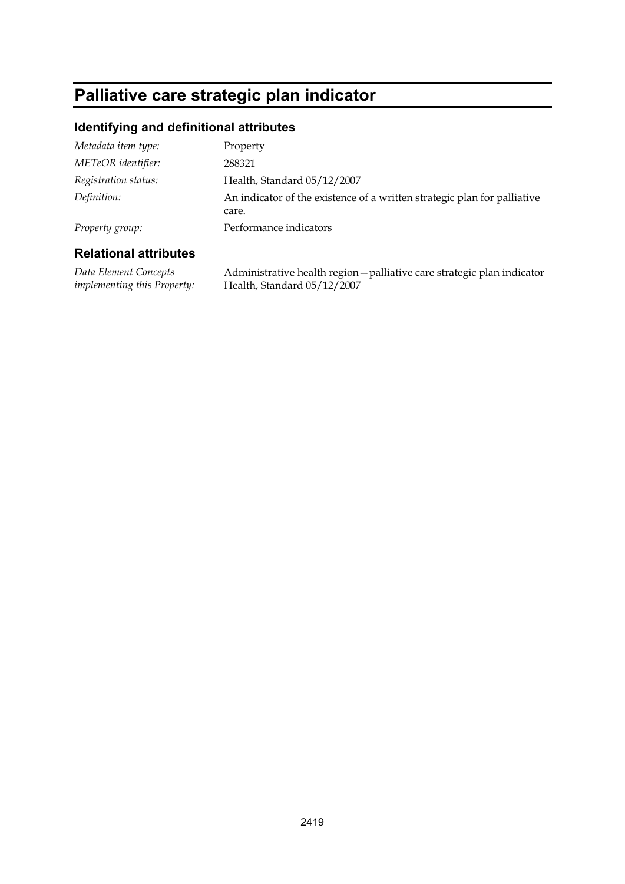# Palliative care strategic plan indicator

## Identifying and definitional attributes

| | |
|---|---|
| *Metadata item type:* | Property |
| *METeOR identifier:* | 288321 |
| *Registration status:* | Health, Standard 05/12/2007 |
| *Definition:* | An indicator of the existence of a written strategic plan for palliative care. |
| *Property group:* | Performance indicators |

## Relational attributes

| | |
|---|---|
| *Data Element Concepts implementing this Property:* | Administrative health region—palliative care strategic plan indicator Health, Standard 05/12/2007 |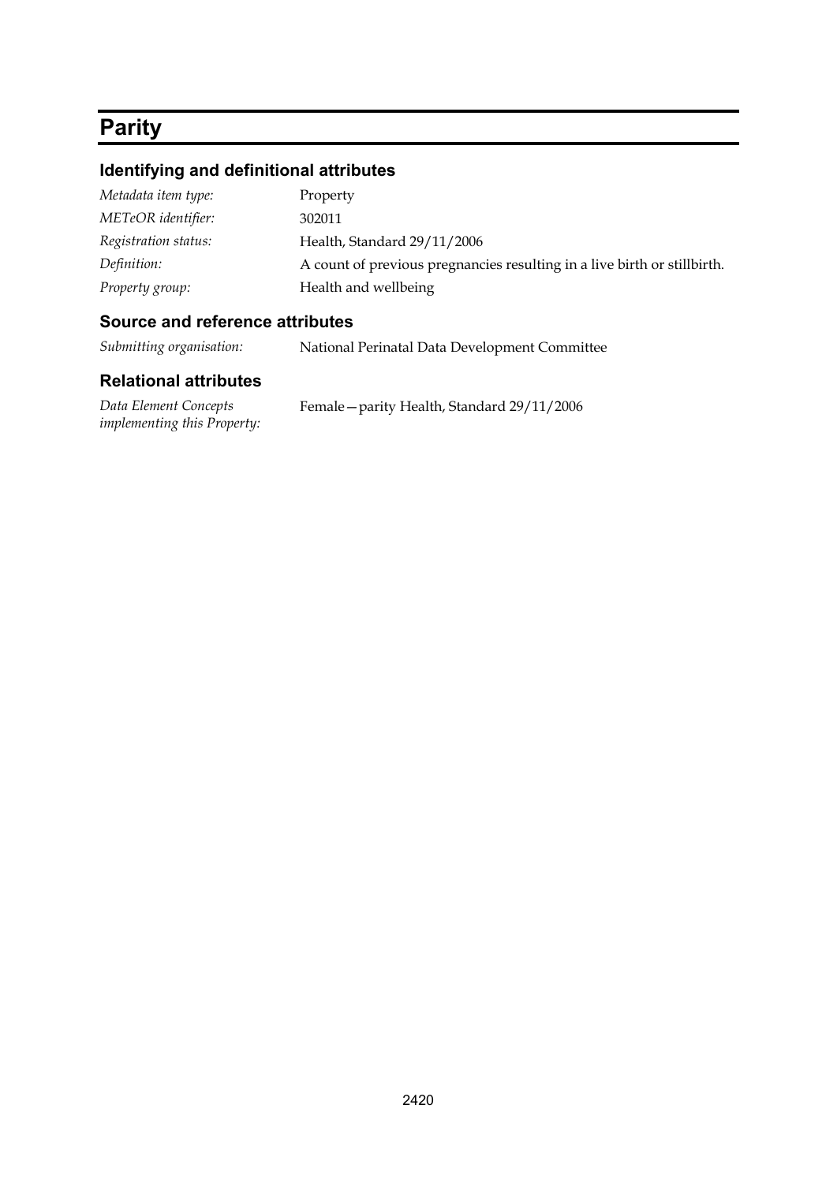# Parity

## Identifying and definitional attributes

| | |
|---|---|
| *Metadata item type:* | Property |
| *METeOR identifier:* | 302011 |
| *Registration status:* | Health, Standard 29/11/2006 |
| *Definition:* | A count of previous pregnancies resulting in a live birth or stillbirth. |
| *Property group:* | Health and wellbeing |

## Source and reference attributes

| | |
|---|---|
| *Submitting organisation:* | National Perinatal Data Development Committee |

## Relational attributes

| | |
|---|---|
| *Data Element Concepts implementing this Property:* | Female—parity Health, Standard 29/11/2006 |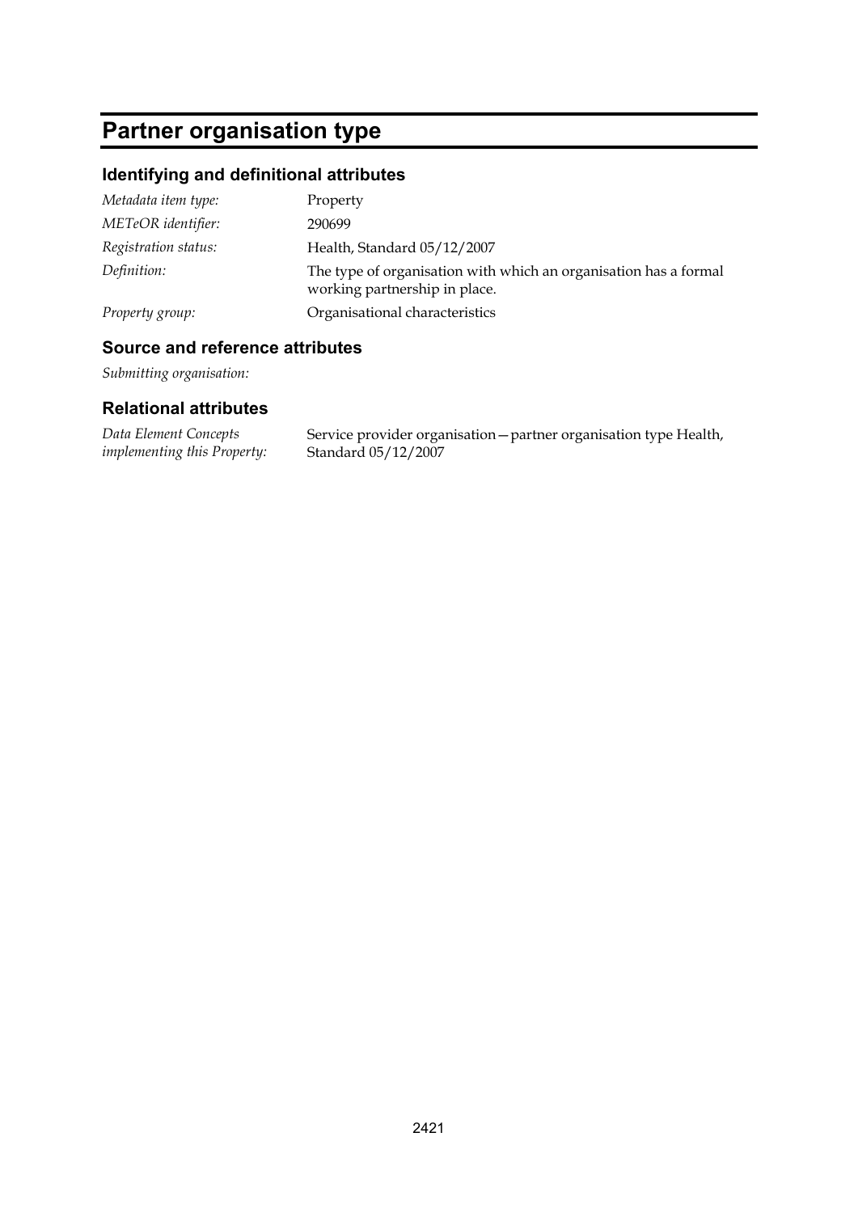# Partner organisation type

## Identifying and definitional attributes

| | |
|---|---|
| *Metadata item type:* | Property |
| *METeOR identifier:* | 290699 |
| *Registration status:* | Health, Standard 05/12/2007 |
| *Definition:* | The type of organisation with which an organisation has a formal working partnership in place. |
| *Property group:* | Organisational characteristics |

## Source and reference attributes

*Submitting organisation:*

## Relational attributes

| | |
|---|---|
| *Data Element Concepts implementing this Property:* | Service provider organisation—partner organisation type Health, Standard 05/12/2007 |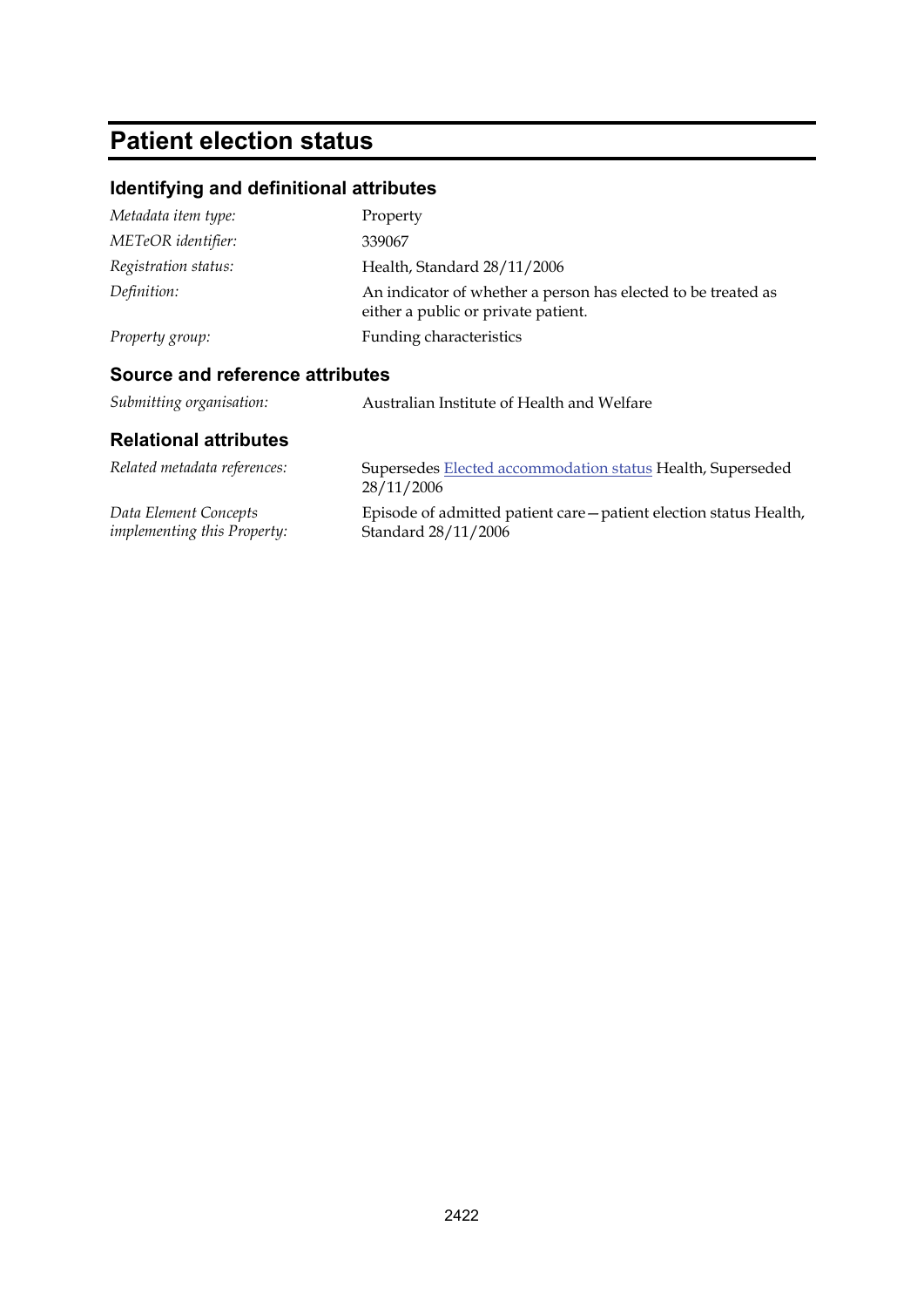# Patient election status

## Identifying and definitional attributes

| | |
|---|---|
| *Metadata item type:* | Property |
| *METeOR identifier:* | 339067 |
| *Registration status:* | Health, Standard 28/11/2006 |
| *Definition:* | An indicator of whether a person has elected to be treated as either a public or private patient. |
| *Property group:* | Funding characteristics |

## Source and reference attributes

| | |
|---|---|
| *Submitting organisation:* | Australian Institute of Health and Welfare |

## Relational attributes

| | |
|---|---|
| *Related metadata references:* | Supersedes Elected accommodation status Health, Superseded 28/11/2006 |
| *Data Element Concepts implementing this Property:* | Episode of admitted patient care—patient election status Health, Standard 28/11/2006 |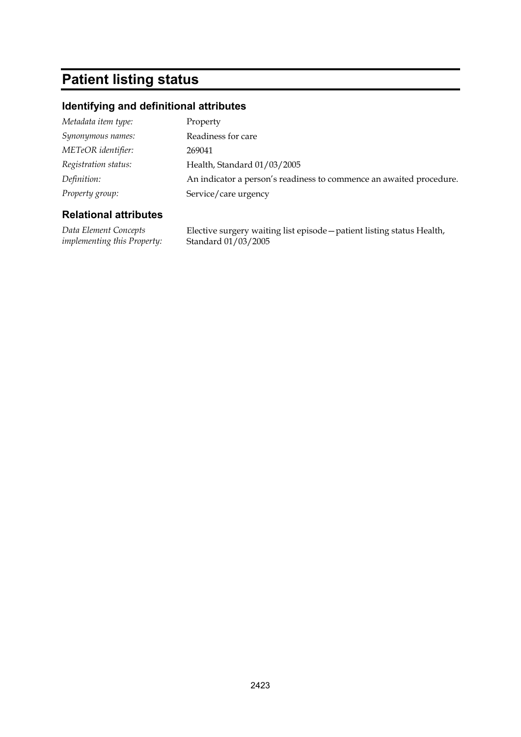# Patient listing status

## Identifying and definitional attributes

| | |
|---|---|
| *Metadata item type:* | Property |
| *Synonymous names:* | Readiness for care |
| *METeOR identifier:* | 269041 |
| *Registration status:* | Health, Standard 01/03/2005 |
| *Definition:* | An indicator a person's readiness to commence an awaited procedure. |
| *Property group:* | Service/care urgency |

## Relational attributes

| | |
|---|---|
| *Data Element Concepts implementing this Property:* | Elective surgery waiting list episode—patient listing status Health, Standard 01/03/2005 |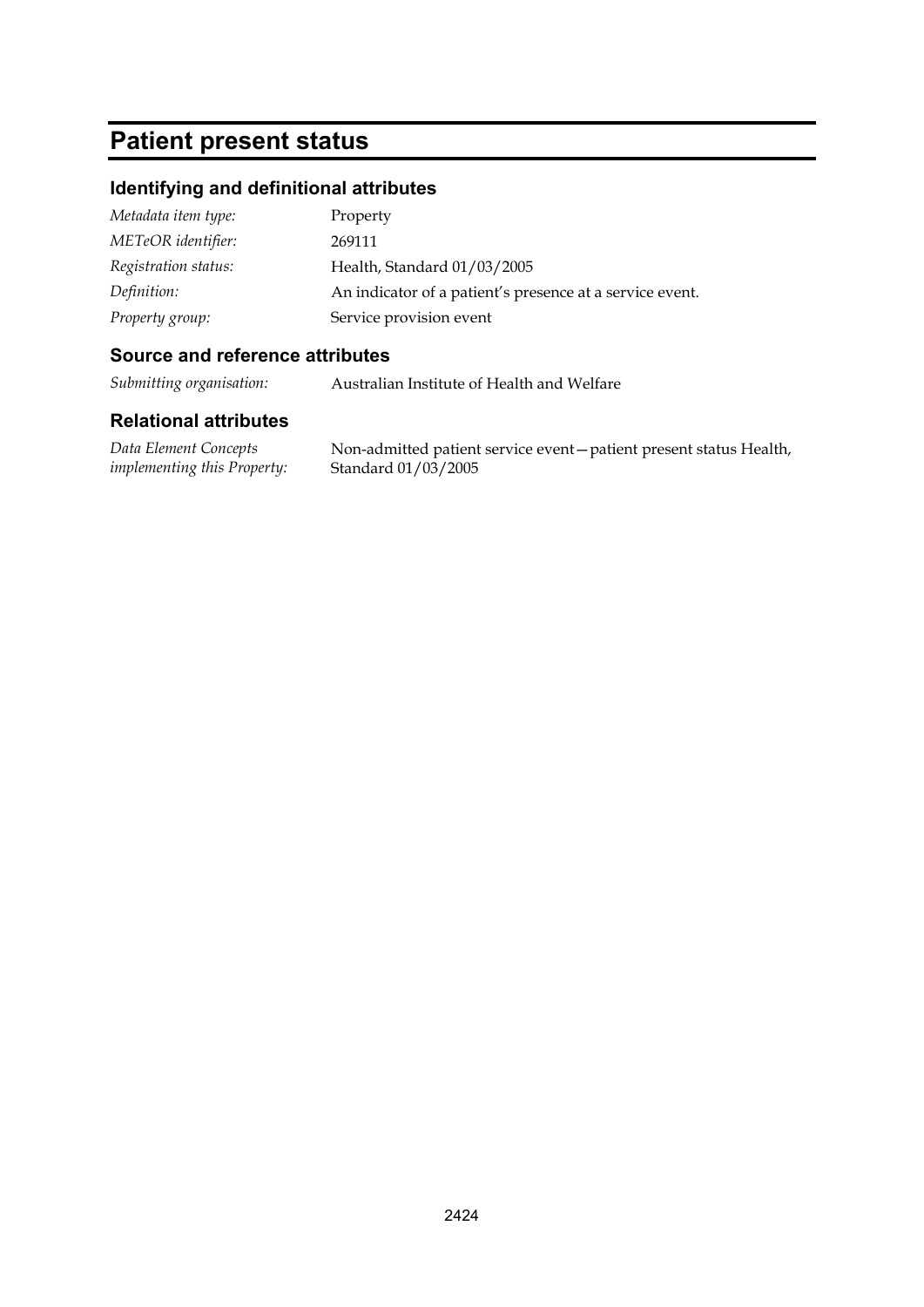# Patient present status

## Identifying and definitional attributes

| | |
|---|---|
| *Metadata item type:* | Property |
| *METeOR identifier:* | 269111 |
| *Registration status:* | Health, Standard 01/03/2005 |
| *Definition:* | An indicator of a patient's presence at a service event. |
| *Property group:* | Service provision event |

## Source and reference attributes

| | |
|---|---|
| *Submitting organisation:* | Australian Institute of Health and Welfare |

## Relational attributes

| | |
|---|---|
| *Data Element Concepts implementing this Property:* | Non-admitted patient service event—patient present status Health, Standard 01/03/2005 |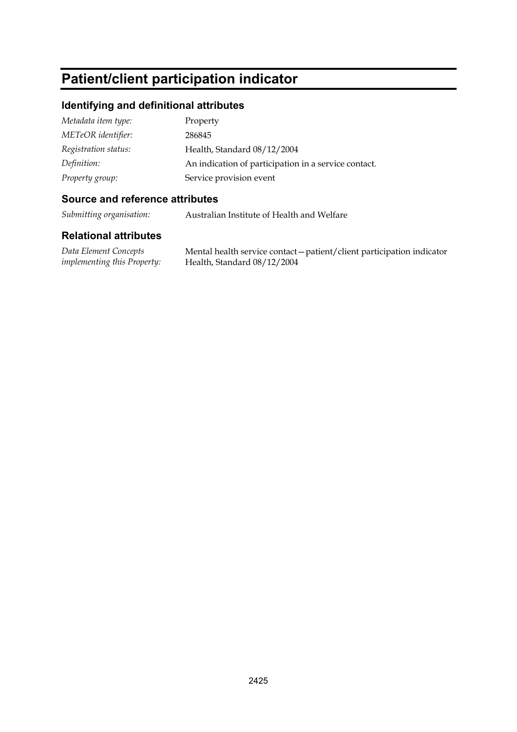# Patient/client participation indicator

## Identifying and definitional attributes

| | |
|---|---|
| *Metadata item type:* | Property |
| *METeOR identifier:* | 286845 |
| *Registration status:* | Health, Standard 08/12/2004 |
| *Definition:* | An indication of participation in a service contact. |
| *Property group:* | Service provision event |

## Source and reference attributes

| | |
|---|---|
| *Submitting organisation:* | Australian Institute of Health and Welfare |

## Relational attributes

| | |
|---|---|
| *Data Element Concepts implementing this Property:* | Mental health service contact—patient/client participation indicator Health, Standard 08/12/2004 |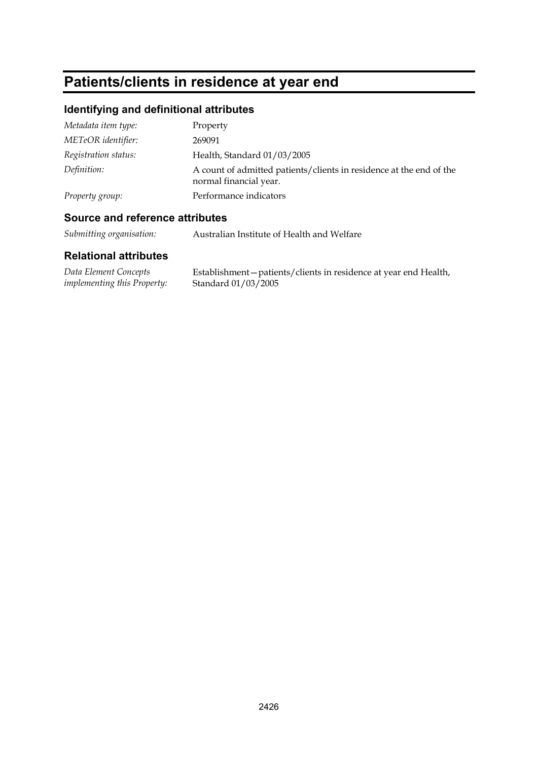# Patients/clients in residence at year end

## Identifying and definitional attributes

| | |
|---|---|
| *Metadata item type:* | Property |
| *METeOR identifier:* | 269091 |
| *Registration status:* | Health, Standard 01/03/2005 |
| *Definition:* | A count of admitted patients/clients in residence at the end of the normal financial year. |
| *Property group:* | Performance indicators |

## Source and reference attributes

| | |
|---|---|
| *Submitting organisation:* | Australian Institute of Health and Welfare |

## Relational attributes

| | |
|---|---|
| *Data Element Concepts implementing this Property:* | Establishment—patients/clients in residence at year end Health, Standard 01/03/2005 |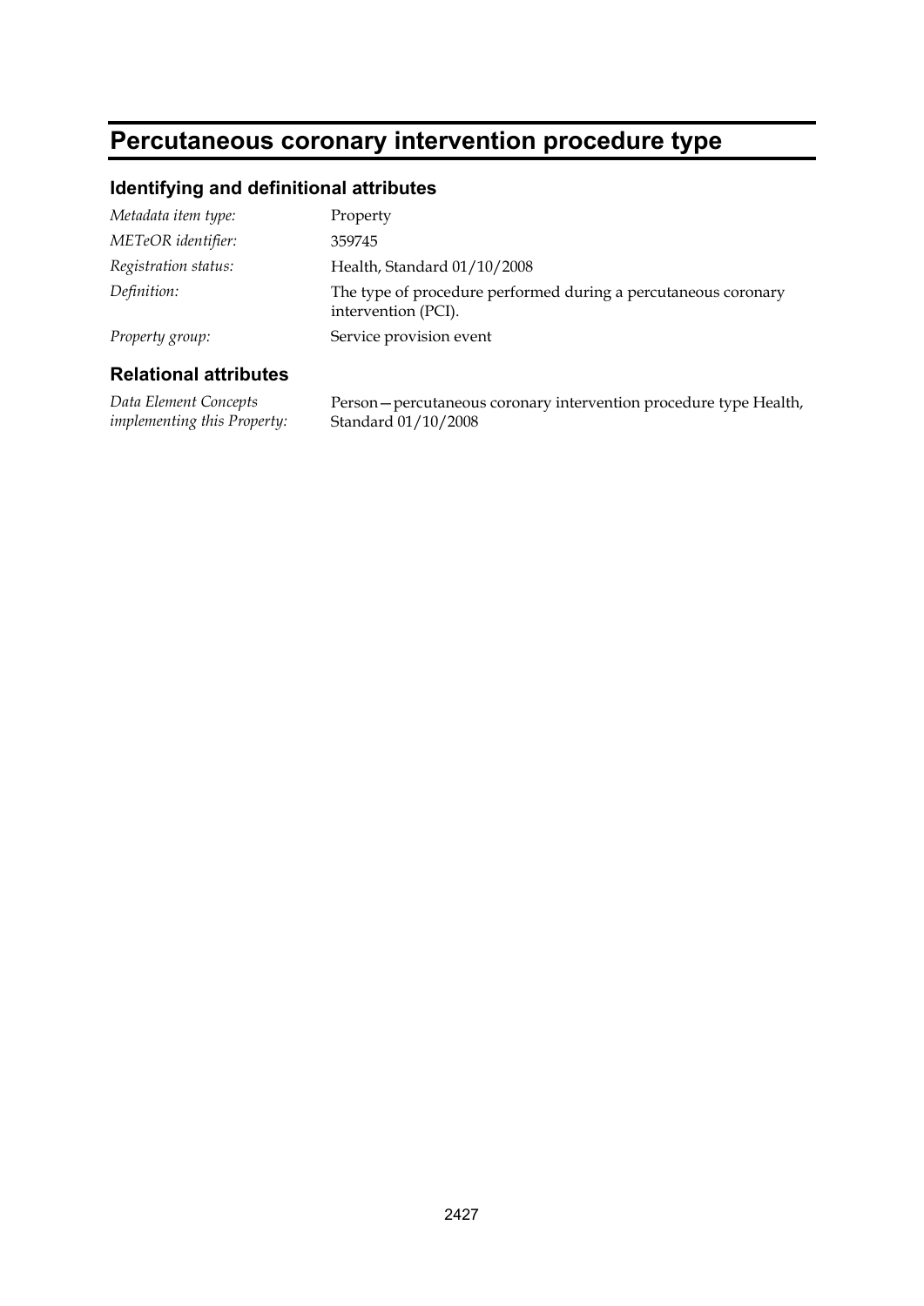# Percutaneous coronary intervention procedure type

## Identifying and definitional attributes

| | |
|---|---|
| *Metadata item type:* | Property |
| *METeOR identifier:* | 359745 |
| *Registration status:* | Health, Standard 01/10/2008 |
| *Definition:* | The type of procedure performed during a percutaneous coronary intervention (PCI). |
| *Property group:* | Service provision event |

## Relational attributes

| | |
|---|---|
| *Data Element Concepts implementing this Property:* | Person—percutaneous coronary intervention procedure type Health, Standard 01/10/2008 |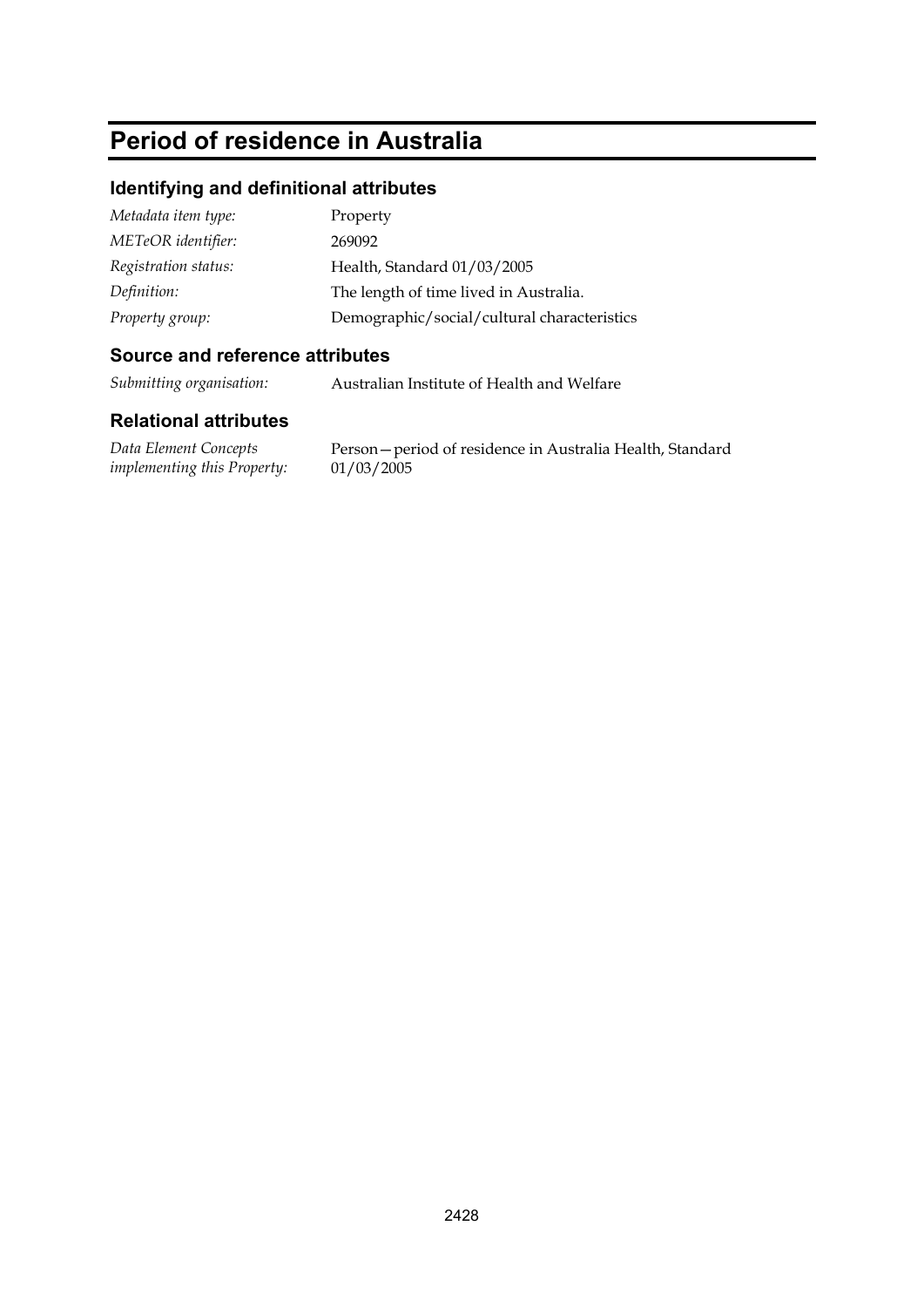# Period of residence in Australia

## Identifying and definitional attributes

| | |
|---|---|
| *Metadata item type:* | Property |
| *METeOR identifier:* | 269092 |
| *Registration status:* | Health, Standard 01/03/2005 |
| *Definition:* | The length of time lived in Australia. |
| *Property group:* | Demographic/social/cultural characteristics |

## Source and reference attributes

| | |
|---|---|
| *Submitting organisation:* | Australian Institute of Health and Welfare |

## Relational attributes

| | |
|---|---|
| *Data Element Concepts implementing this Property:* | Person—period of residence in Australia Health, Standard 01/03/2005 |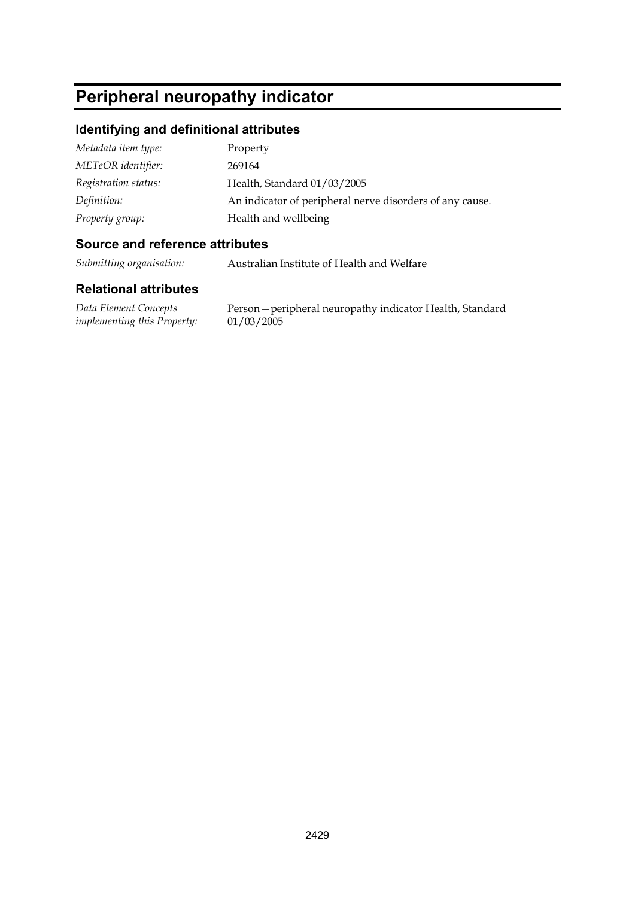# Peripheral neuropathy indicator

## Identifying and definitional attributes

| | |
|---|---|
| *Metadata item type:* | Property |
| *METeOR identifier:* | 269164 |
| *Registration status:* | Health, Standard 01/03/2005 |
| *Definition:* | An indicator of peripheral nerve disorders of any cause. |
| *Property group:* | Health and wellbeing |

## Source and reference attributes

| | |
|---|---|
| *Submitting organisation:* | Australian Institute of Health and Welfare |

## Relational attributes

| | |
|---|---|
| *Data Element Concepts implementing this Property:* | Person—peripheral neuropathy indicator Health, Standard 01/03/2005 |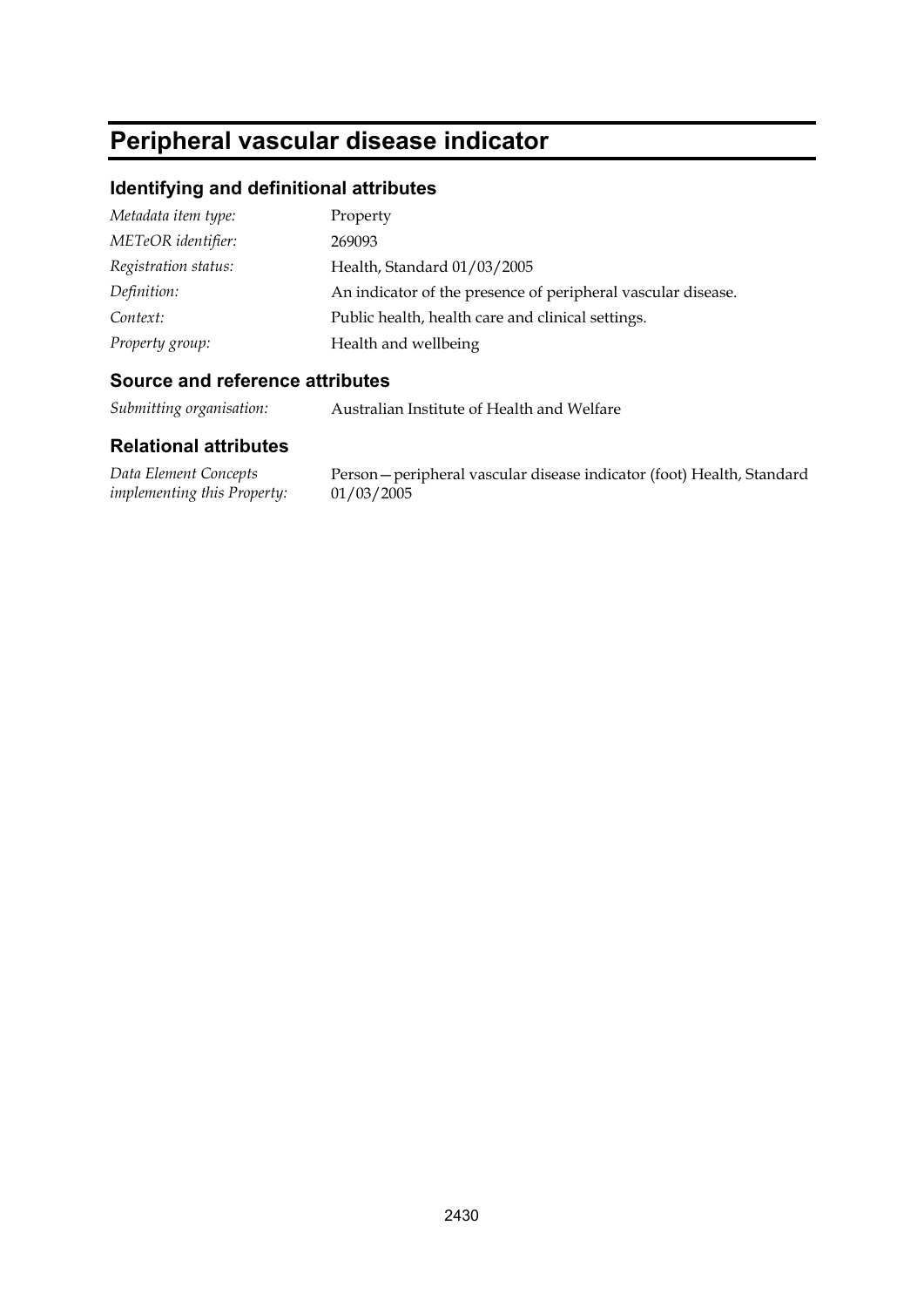# Peripheral vascular disease indicator

## Identifying and definitional attributes

| | |
|---|---|
| *Metadata item type:* | Property |
| *METeOR identifier:* | 269093 |
| *Registration status:* | Health, Standard 01/03/2005 |
| *Definition:* | An indicator of the presence of peripheral vascular disease. |
| *Context:* | Public health, health care and clinical settings. |
| *Property group:* | Health and wellbeing |

## Source and reference attributes

| | |
|---|---|
| *Submitting organisation:* | Australian Institute of Health and Welfare |

## Relational attributes

| | |
|---|---|
| *Data Element Concepts implementing this Property:* | Person—peripheral vascular disease indicator (foot) Health, Standard 01/03/2005 |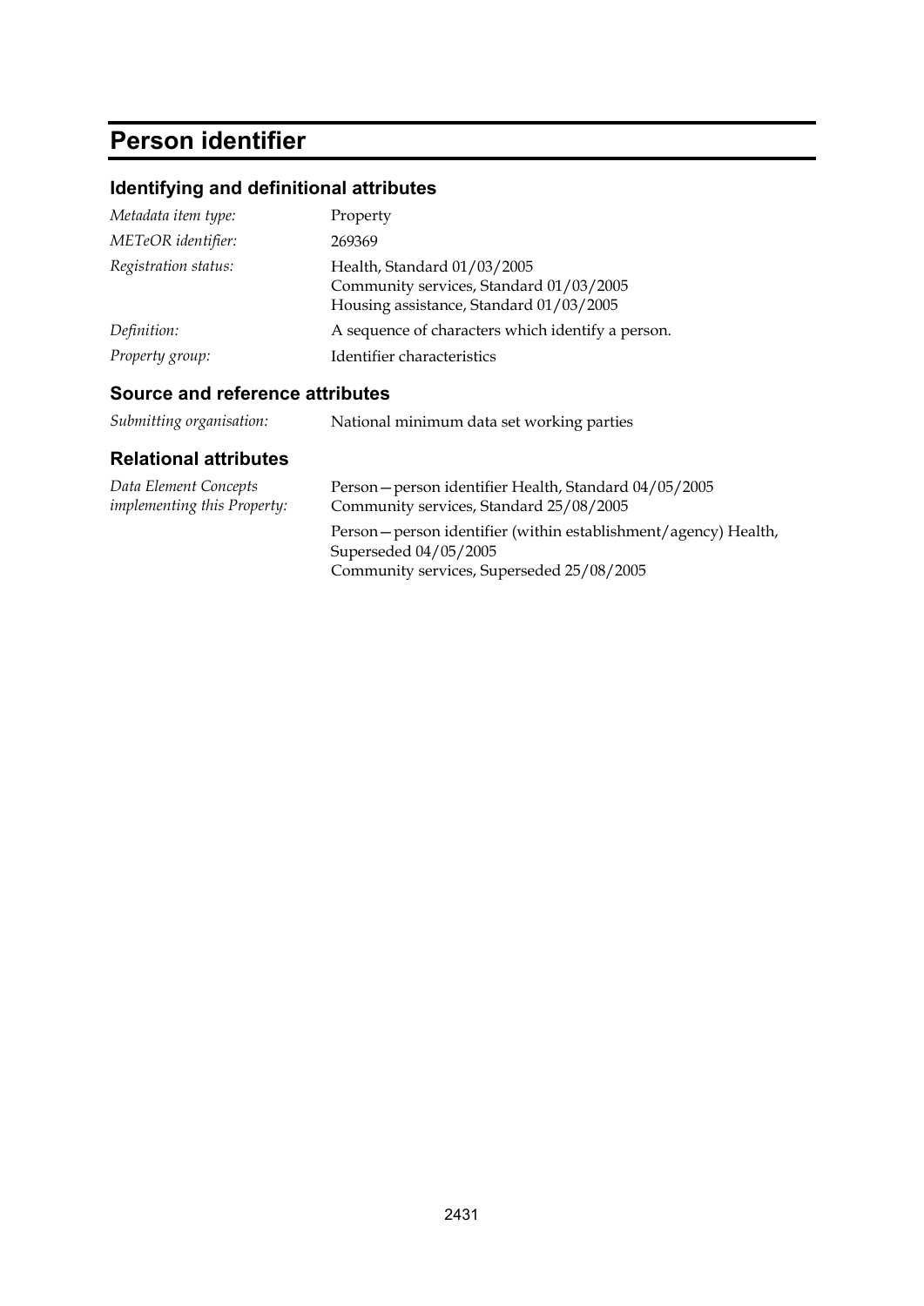# Person identifier

## Identifying and definitional attributes

| | |
|---|---|
| *Metadata item type:* | Property |
| *METeOR identifier:* | 269369 |
| *Registration status:* | Health, Standard 01/03/2005<br>Community services, Standard 01/03/2005<br>Housing assistance, Standard 01/03/2005 |
| *Definition:* | A sequence of characters which identify a person. |
| *Property group:* | Identifier characteristics |

## Source and reference attributes

| | |
|---|---|
| *Submitting organisation:* | National minimum data set working parties |

## Relational attributes

| | |
|---|---|
| *Data Element Concepts implementing this Property:* | Person—person identifier Health, Standard 04/05/2005<br>Community services, Standard 25/08/2005 |
| | Person—person identifier (within establishment/agency) Health, Superseded 04/05/2005<br>Community services, Superseded 25/08/2005 |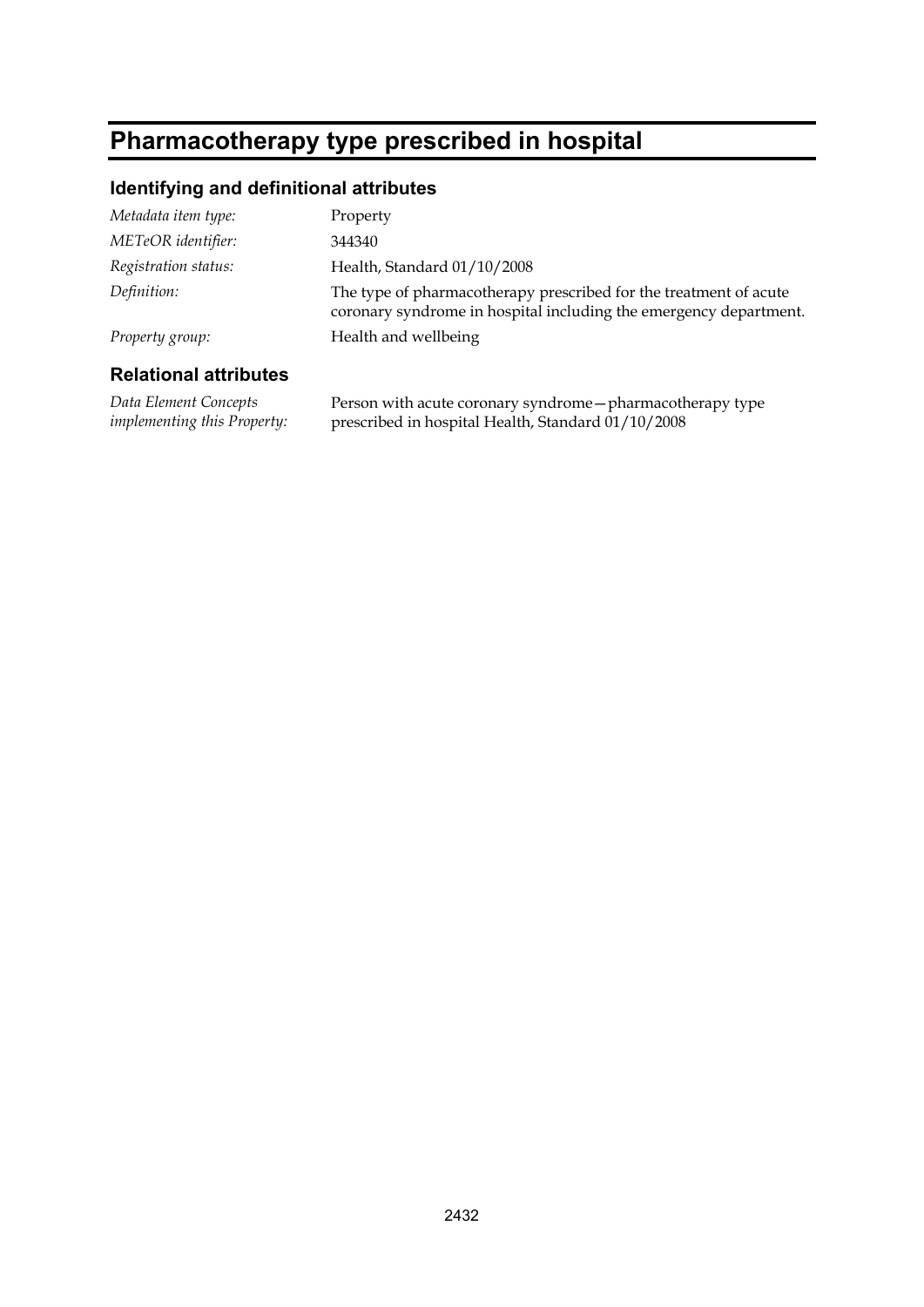# Pharmacotherapy type prescribed in hospital

## Identifying and definitional attributes

| | |
|---|---|
| *Metadata item type:* | Property |
| *METeOR identifier:* | 344340 |
| *Registration status:* | Health, Standard 01/10/2008 |
| *Definition:* | The type of pharmacotherapy prescribed for the treatment of acute coronary syndrome in hospital including the emergency department. |
| *Property group:* | Health and wellbeing |

## Relational attributes

| | |
|---|---|
| *Data Element Concepts implementing this Property:* | Person with acute coronary syndrome—pharmacotherapy type prescribed in hospital Health, Standard 01/10/2008 |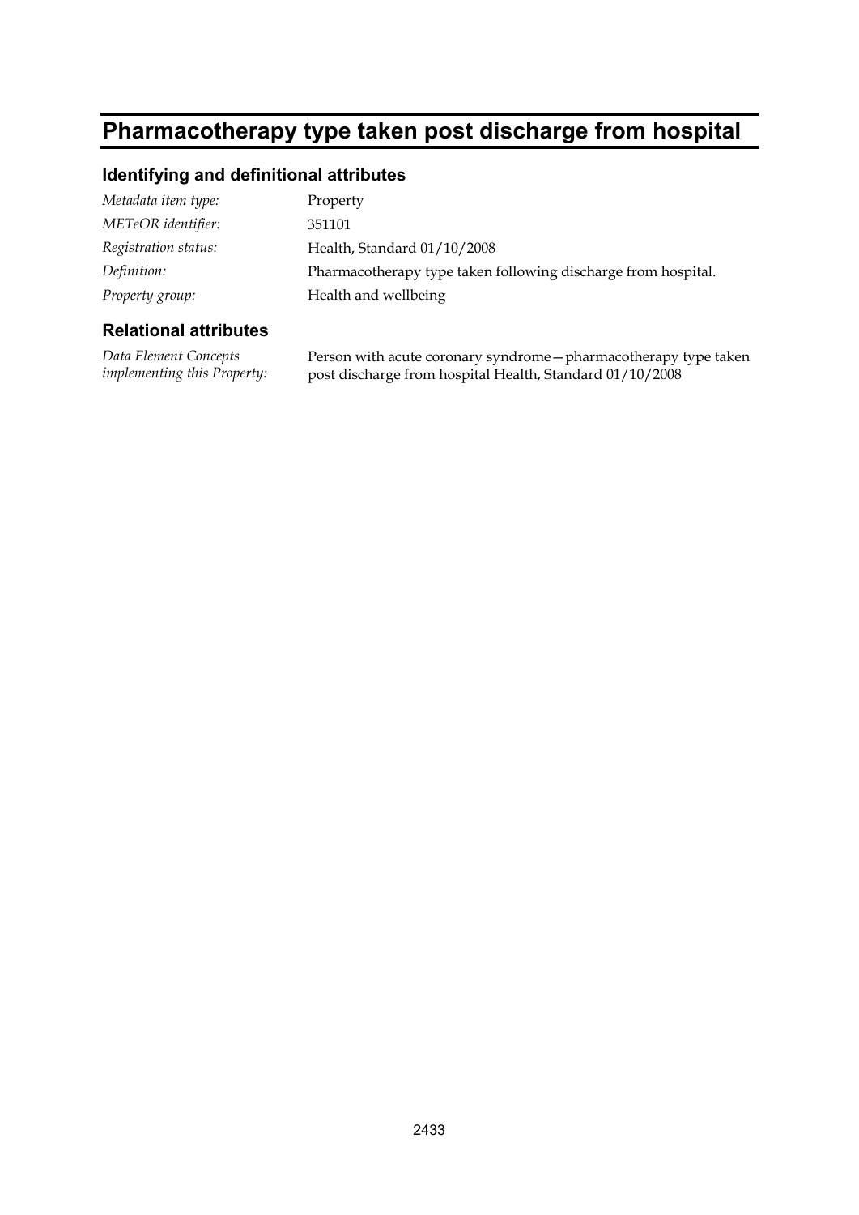# Pharmacotherapy type taken post discharge from hospital

## Identifying and definitional attributes

| | |
|---|---|
| *Metadata item type:* | Property |
| *METeOR identifier:* | 351101 |
| *Registration status:* | Health, Standard 01/10/2008 |
| *Definition:* | Pharmacotherapy type taken following discharge from hospital. |
| *Property group:* | Health and wellbeing |

## Relational attributes

| | |
|---|---|
| *Data Element Concepts implementing this Property:* | Person with acute coronary syndrome—pharmacotherapy type taken post discharge from hospital Health, Standard 01/10/2008 |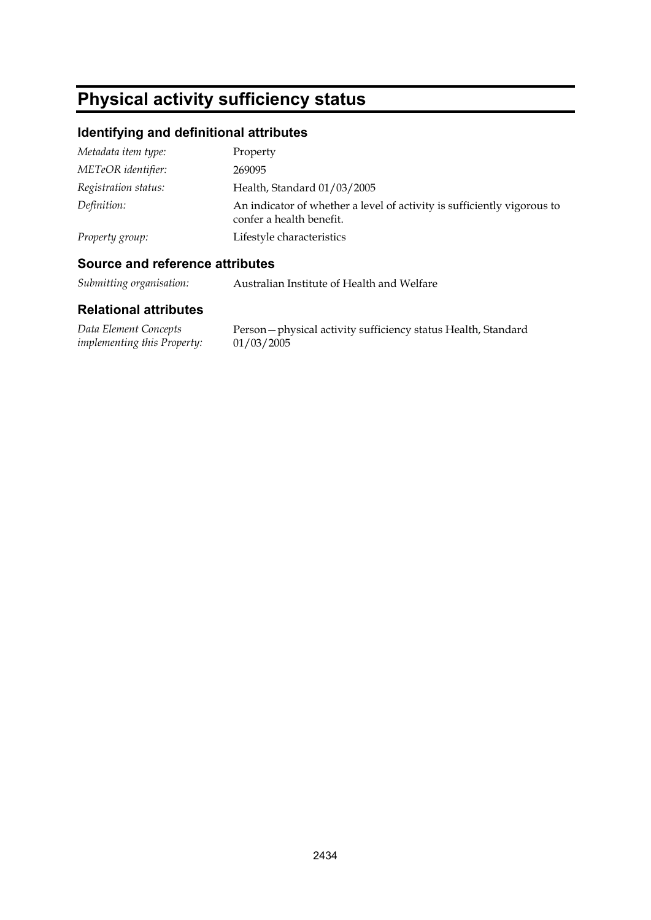# Physical activity sufficiency status

## Identifying and definitional attributes

| | |
|---|---|
| *Metadata item type:* | Property |
| *METeOR identifier:* | 269095 |
| *Registration status:* | Health, Standard 01/03/2005 |
| *Definition:* | An indicator of whether a level of activity is sufficiently vigorous to confer a health benefit. |
| *Property group:* | Lifestyle characteristics |

## Source and reference attributes

| | |
|---|---|
| *Submitting organisation:* | Australian Institute of Health and Welfare |

## Relational attributes

| | |
|---|---|
| *Data Element Concepts implementing this Property:* | Person—physical activity sufficiency status Health, Standard 01/03/2005 |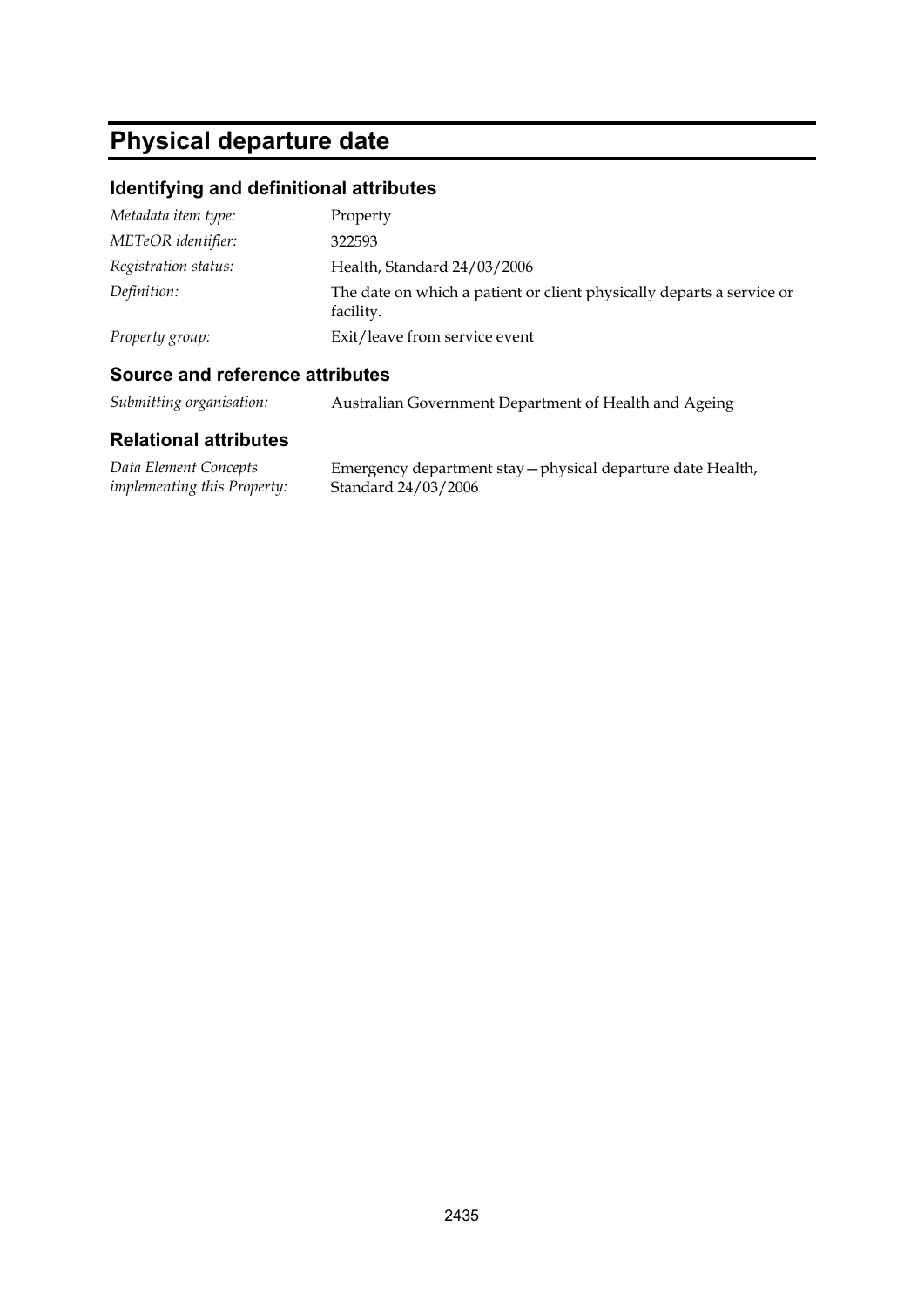# Physical departure date

## Identifying and definitional attributes

| | |
|---|---|
| *Metadata item type:* | Property |
| *METeOR identifier:* | 322593 |
| *Registration status:* | Health, Standard 24/03/2006 |
| *Definition:* | The date on which a patient or client physically departs a service or facility. |
| *Property group:* | Exit/leave from service event |

## Source and reference attributes

| | |
|---|---|
| *Submitting organisation:* | Australian Government Department of Health and Ageing |

## Relational attributes

| | |
|---|---|
| *Data Element Concepts implementing this Property:* | Emergency department stay—physical departure date Health, Standard 24/03/2006 |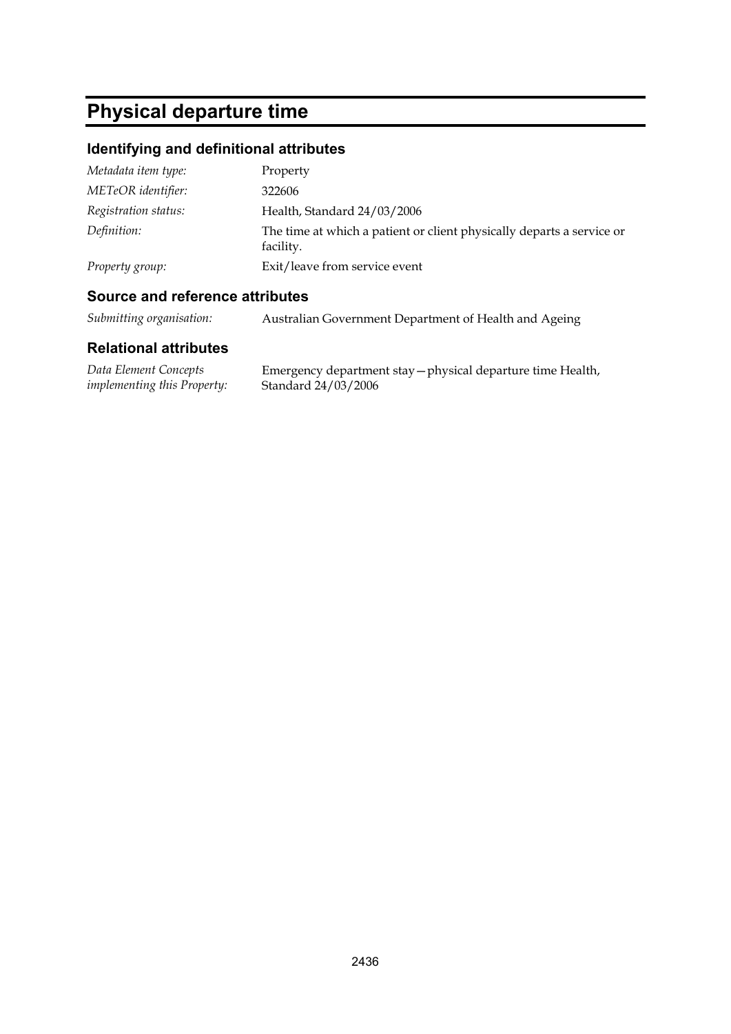# Physical departure time

## Identifying and definitional attributes

| | |
|---|---|
| *Metadata item type:* | Property |
| *METeOR identifier:* | 322606 |
| *Registration status:* | Health, Standard 24/03/2006 |
| *Definition:* | The time at which a patient or client physically departs a service or facility. |
| *Property group:* | Exit/leave from service event |

## Source and reference attributes

| | |
|---|---|
| *Submitting organisation:* | Australian Government Department of Health and Ageing |

## Relational attributes

| | |
|---|---|
| *Data Element Concepts implementing this Property:* | Emergency department stay—physical departure time Health, Standard 24/03/2006 |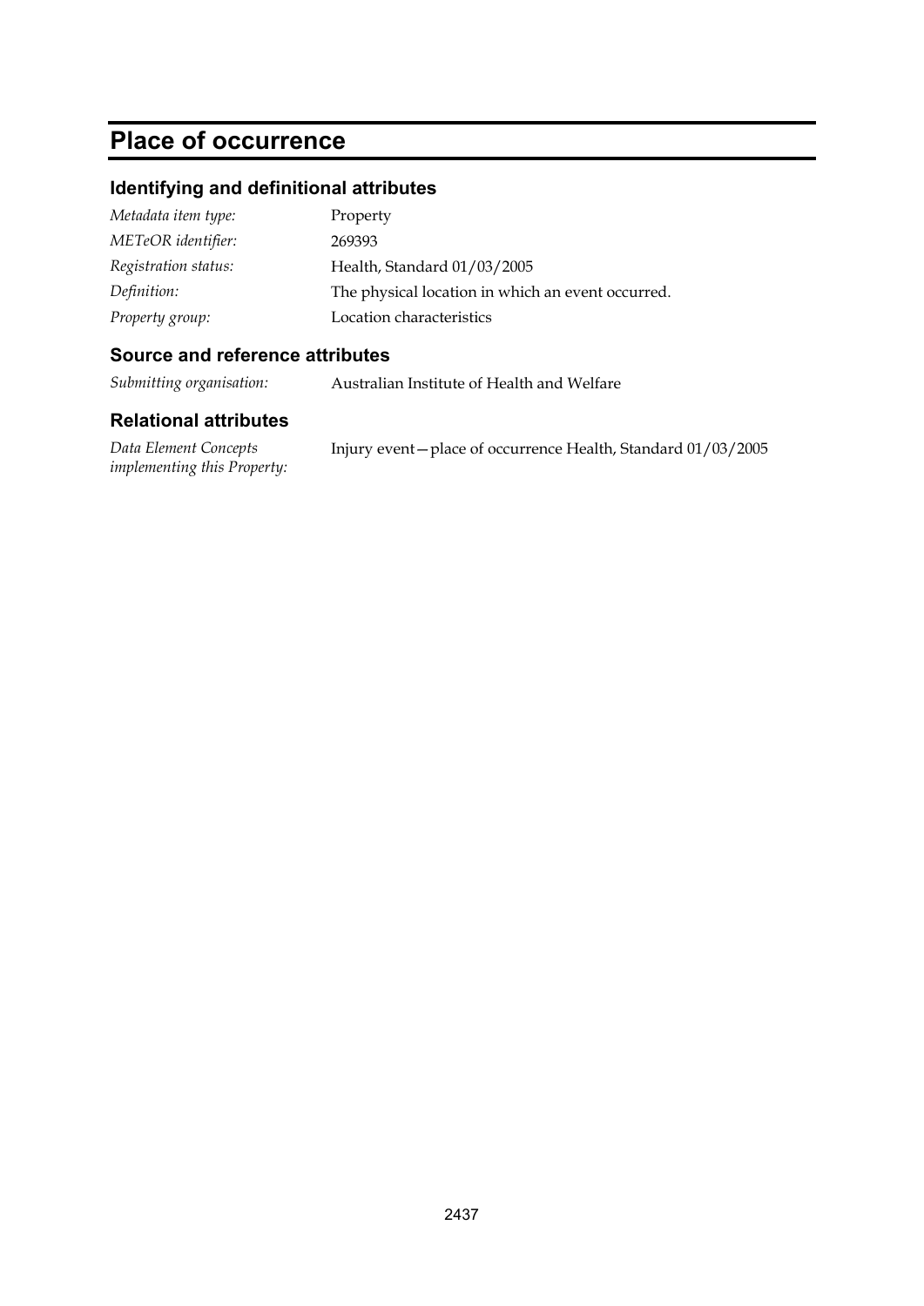# Place of occurrence

## Identifying and definitional attributes

| | |
|---|---|
| *Metadata item type:* | Property |
| *METeOR identifier:* | 269393 |
| *Registration status:* | Health, Standard 01/03/2005 |
| *Definition:* | The physical location in which an event occurred. |
| *Property group:* | Location characteristics |

## Source and reference attributes

| | |
|---|---|
| *Submitting organisation:* | Australian Institute of Health and Welfare |

## Relational attributes

| | |
|---|---|
| *Data Element Concepts implementing this Property:* | Injury event—place of occurrence Health, Standard 01/03/2005 |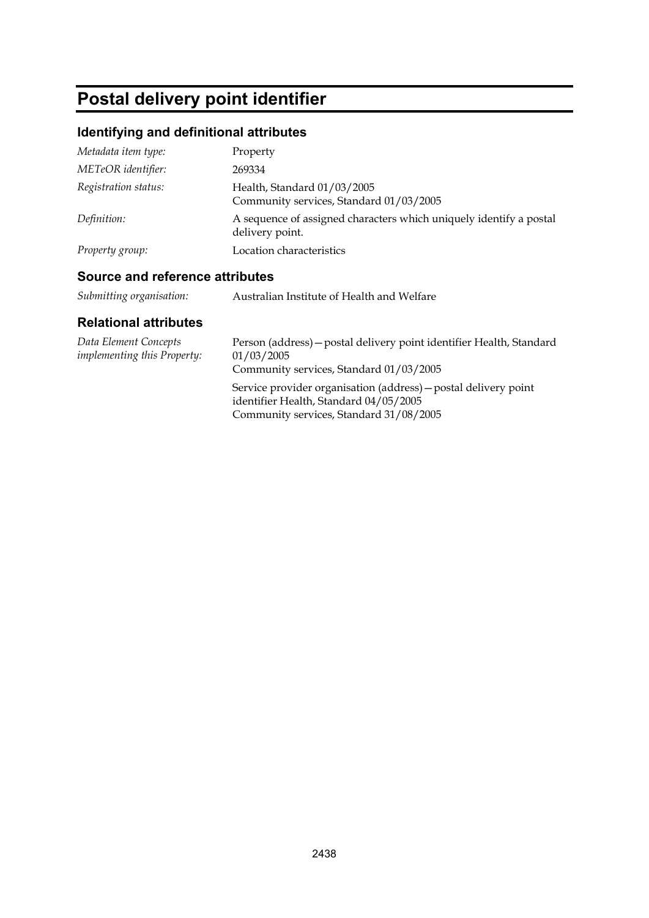# Postal delivery point identifier

## Identifying and definitional attributes

| | |
|---|---|
| *Metadata item type:* | Property |
| *METeOR identifier:* | 269334 |
| *Registration status:* | Health, Standard 01/03/2005<br>Community services, Standard 01/03/2005 |
| *Definition:* | A sequence of assigned characters which uniquely identify a postal delivery point. |
| *Property group:* | Location characteristics |

## Source and reference attributes

| | |
|---|---|
| *Submitting organisation:* | Australian Institute of Health and Welfare |

## Relational attributes

| | |
|---|---|
| *Data Element Concepts implementing this Property:* | Person (address)—postal delivery point identifier Health, Standard 01/03/2005<br>Community services, Standard 01/03/2005<br><br>Service provider organisation (address)—postal delivery point identifier Health, Standard 04/05/2005<br>Community services, Standard 31/08/2005 |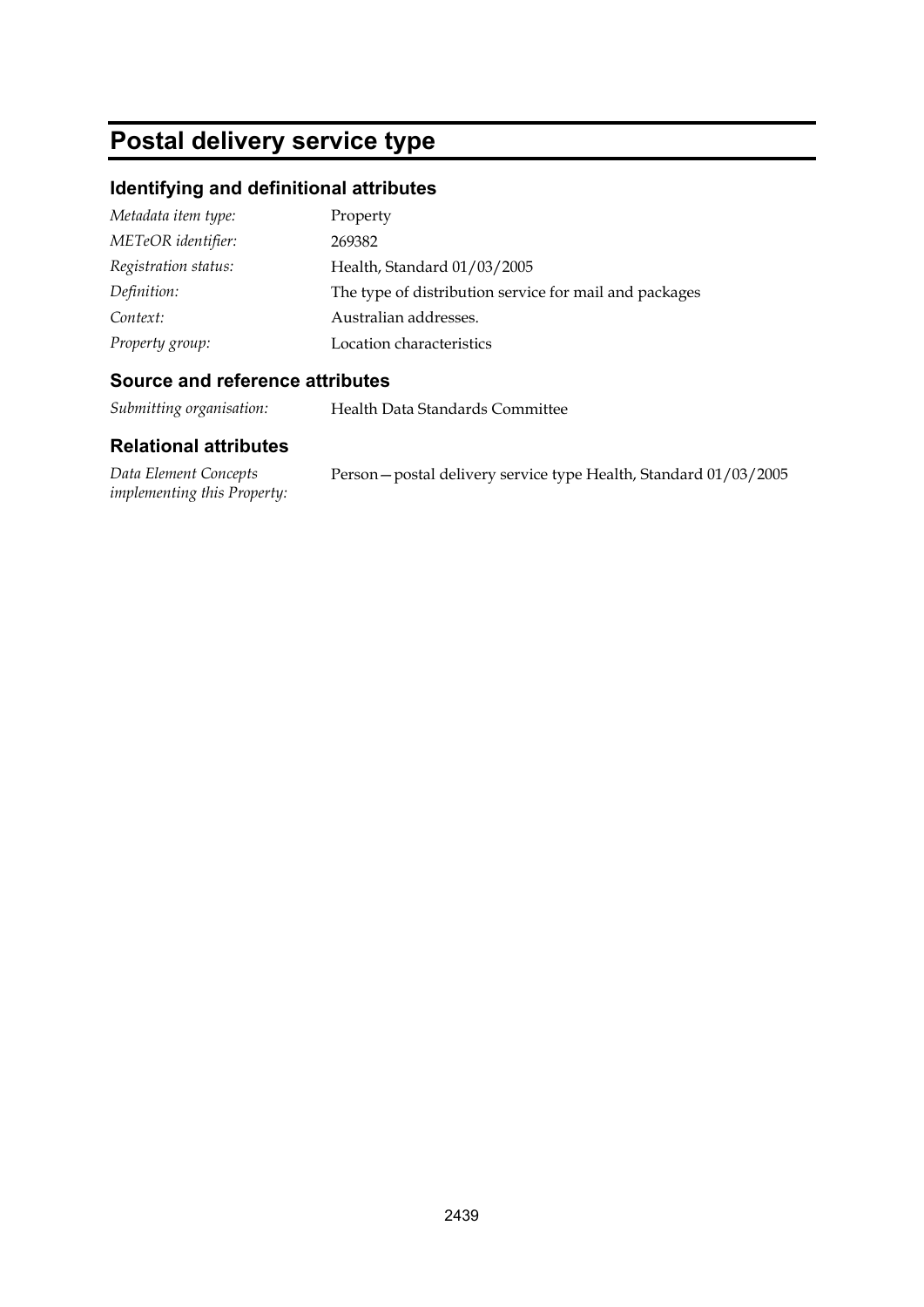# Postal delivery service type

## Identifying and definitional attributes

| | |
|---|---|
| *Metadata item type:* | Property |
| *METeOR identifier:* | 269382 |
| *Registration status:* | Health, Standard 01/03/2005 |
| *Definition:* | The type of distribution service for mail and packages |
| *Context:* | Australian addresses. |
| *Property group:* | Location characteristics |

## Source and reference attributes

| | |
|---|---|
| *Submitting organisation:* | Health Data Standards Committee |

## Relational attributes

| | |
|---|---|
| *Data Element Concepts implementing this Property:* | Person—postal delivery service type Health, Standard 01/03/2005 |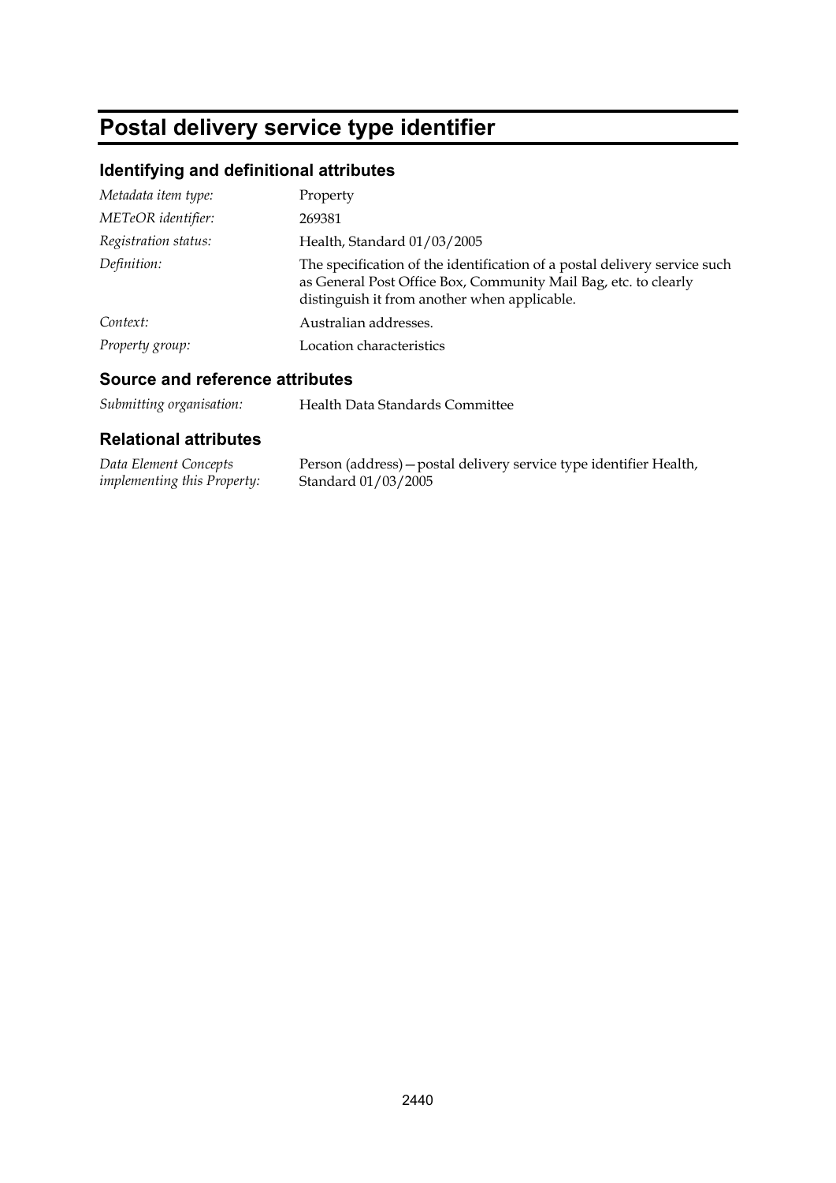# Postal delivery service type identifier

## Identifying and definitional attributes

| | |
|---|---|
| *Metadata item type:* | Property |
| *METeOR identifier:* | 269381 |
| *Registration status:* | Health, Standard 01/03/2005 |
| *Definition:* | The specification of the identification of a postal delivery service such as General Post Office Box, Community Mail Bag, etc. to clearly distinguish it from another when applicable. |
| *Context:* | Australian addresses. |
| *Property group:* | Location characteristics |

## Source and reference attributes

| | |
|---|---|
| *Submitting organisation:* | Health Data Standards Committee |

## Relational attributes

| | |
|---|---|
| *Data Element Concepts implementing this Property:* | Person (address)—postal delivery service type identifier Health, Standard 01/03/2005 |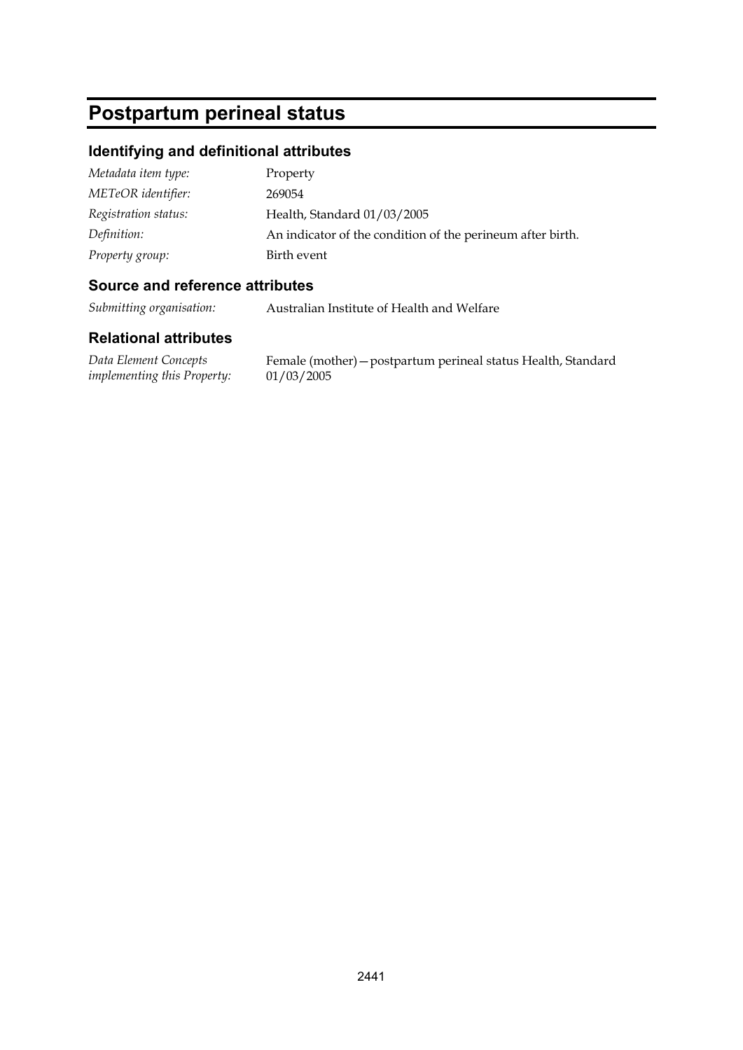# Postpartum perineal status

## Identifying and definitional attributes

| | |
|---|---|
| *Metadata item type:* | Property |
| *METeOR identifier:* | 269054 |
| *Registration status:* | Health, Standard 01/03/2005 |
| *Definition:* | An indicator of the condition of the perineum after birth. |
| *Property group:* | Birth event |

## Source and reference attributes

| | |
|---|---|
| *Submitting organisation:* | Australian Institute of Health and Welfare |

## Relational attributes

| | |
|---|---|
| *Data Element Concepts implementing this Property:* | Female (mother)—postpartum perineal status Health, Standard 01/03/2005 |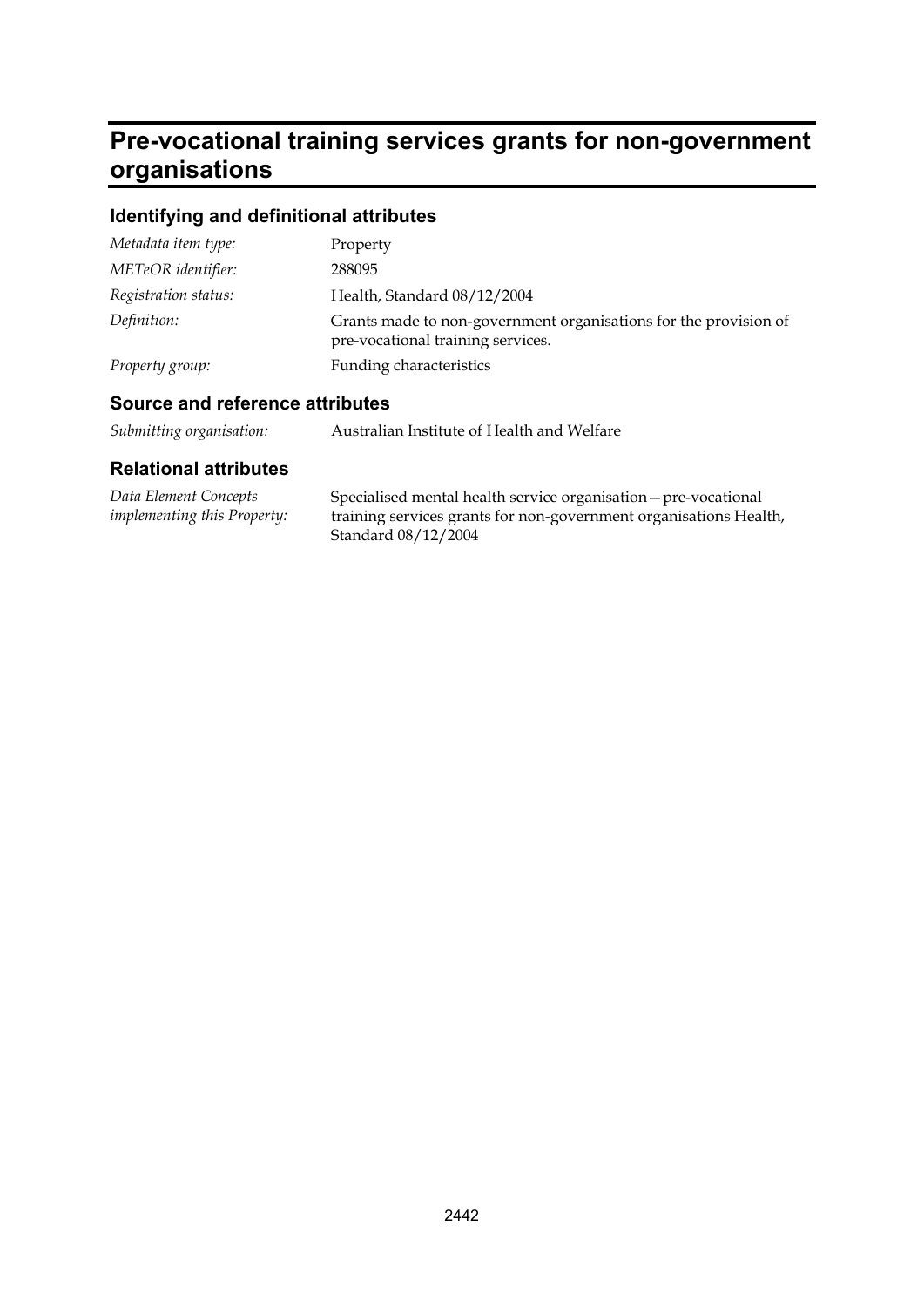# Pre-vocational training services grants for non-government organisations

## Identifying and definitional attributes

| | |
|---|---|
| *Metadata item type:* | Property |
| *METeOR identifier:* | 288095 |
| *Registration status:* | Health, Standard 08/12/2004 |
| *Definition:* | Grants made to non-government organisations for the provision of pre-vocational training services. |
| *Property group:* | Funding characteristics |

## Source and reference attributes

| | |
|---|---|
| *Submitting organisation:* | Australian Institute of Health and Welfare |

## Relational attributes

| | |
|---|---|
| *Data Element Concepts implementing this Property:* | Specialised mental health service organisation—pre-vocational training services grants for non-government organisations Health, Standard 08/12/2004 |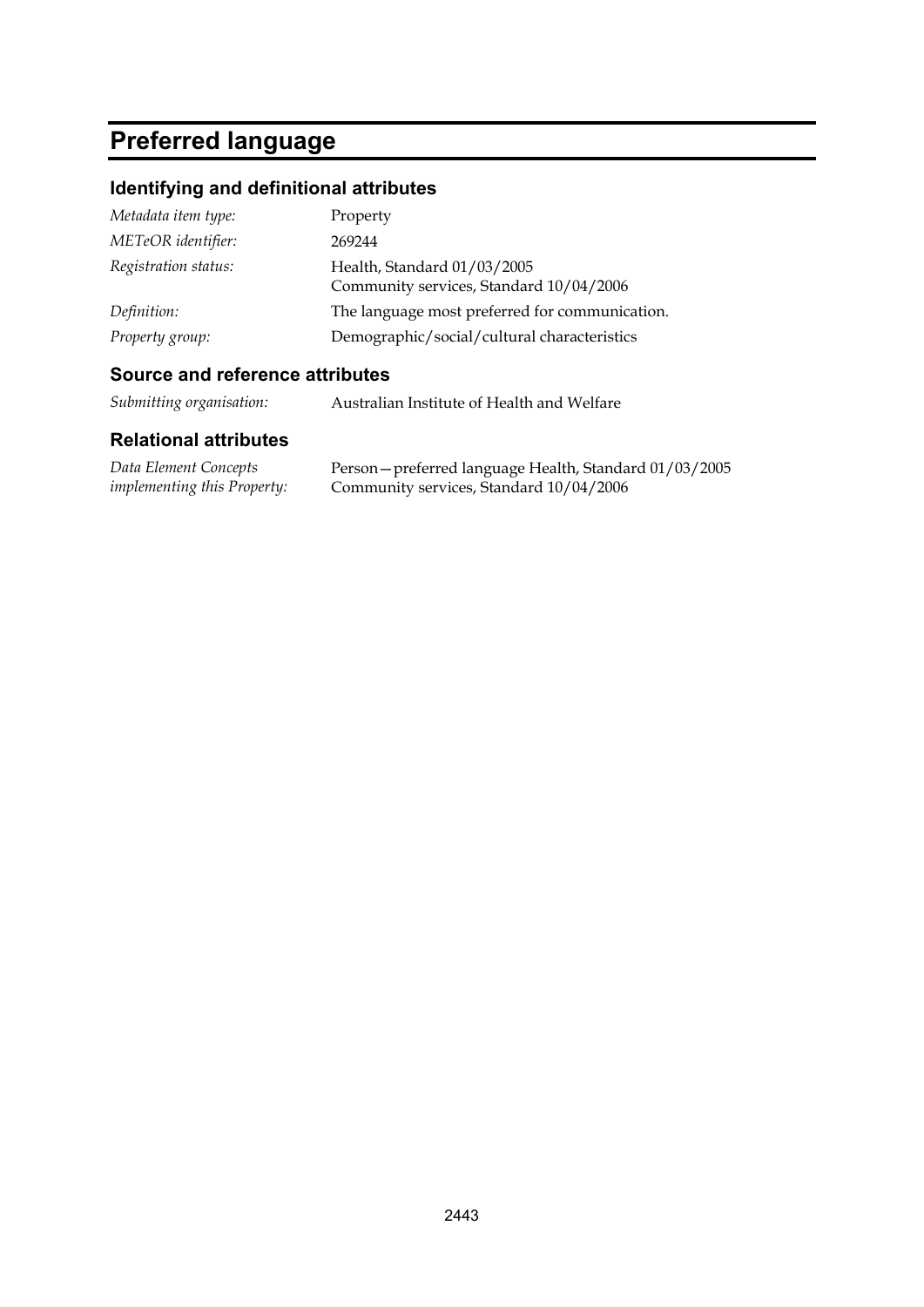# Preferred language

## Identifying and definitional attributes

| | |
|---|---|
| *Metadata item type:* | Property |
| *METeOR identifier:* | 269244 |
| *Registration status:* | Health, Standard 01/03/2005<br>Community services, Standard 10/04/2006 |
| *Definition:* | The language most preferred for communication. |
| *Property group:* | Demographic/social/cultural characteristics |

## Source and reference attributes

| | |
|---|---|
| *Submitting organisation:* | Australian Institute of Health and Welfare |

## Relational attributes

| | |
|---|---|
| *Data Element Concepts implementing this Property:* | Person—preferred language Health, Standard 01/03/2005<br>Community services, Standard 10/04/2006 |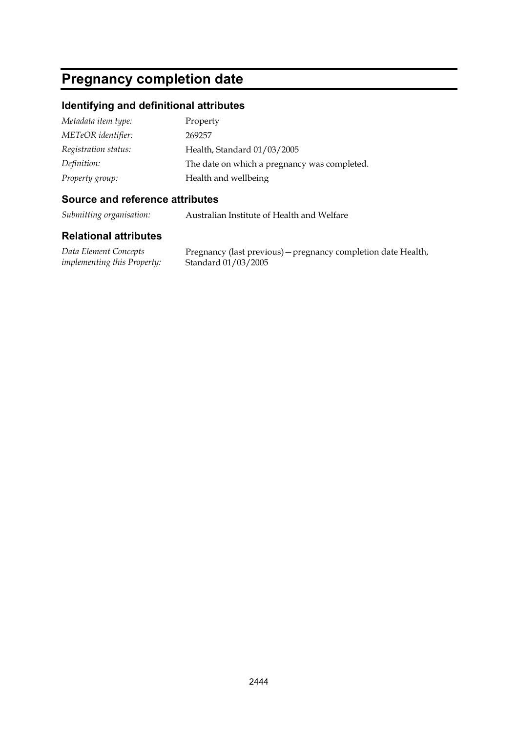# Pregnancy completion date

## Identifying and definitional attributes

| | |
|---|---|
| *Metadata item type:* | Property |
| *METeOR identifier:* | 269257 |
| *Registration status:* | Health, Standard 01/03/2005 |
| *Definition:* | The date on which a pregnancy was completed. |
| *Property group:* | Health and wellbeing |

## Source and reference attributes

| | |
|---|---|
| *Submitting organisation:* | Australian Institute of Health and Welfare |

## Relational attributes

| | |
|---|---|
| *Data Element Concepts implementing this Property:* | Pregnancy (last previous)—pregnancy completion date Health, Standard 01/03/2005 |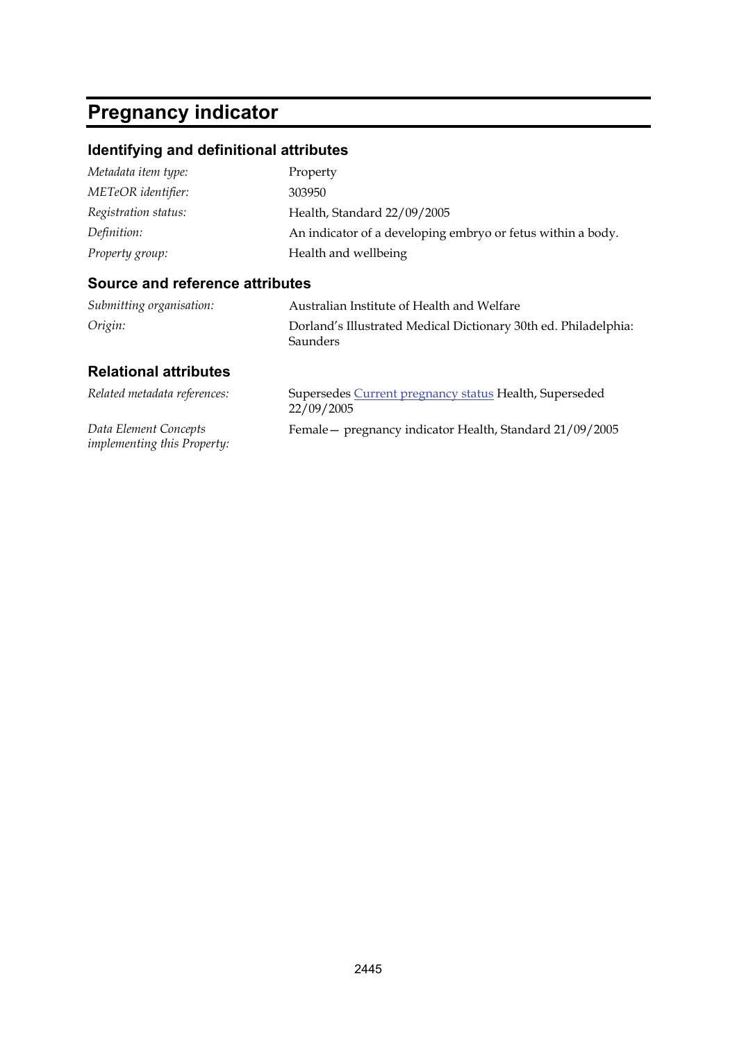# Pregnancy indicator

## Identifying and definitional attributes

| | |
|---|---|
| *Metadata item type:* | Property |
| *METeOR identifier:* | 303950 |
| *Registration status:* | Health, Standard 22/09/2005 |
| *Definition:* | An indicator of a developing embryo or fetus within a body. |
| *Property group:* | Health and wellbeing |

## Source and reference attributes

| | |
|---|---|
| *Submitting organisation:* | Australian Institute of Health and Welfare |
| *Origin:* | Dorland's Illustrated Medical Dictionary 30th ed. Philadelphia: Saunders |

## Relational attributes

| | |
|---|---|
| *Related metadata references:* | Supersedes Current pregnancy status Health, Superseded 22/09/2005 |
| *Data Element Concepts implementing this Property:* | Female— pregnancy indicator Health, Standard 21/09/2005 |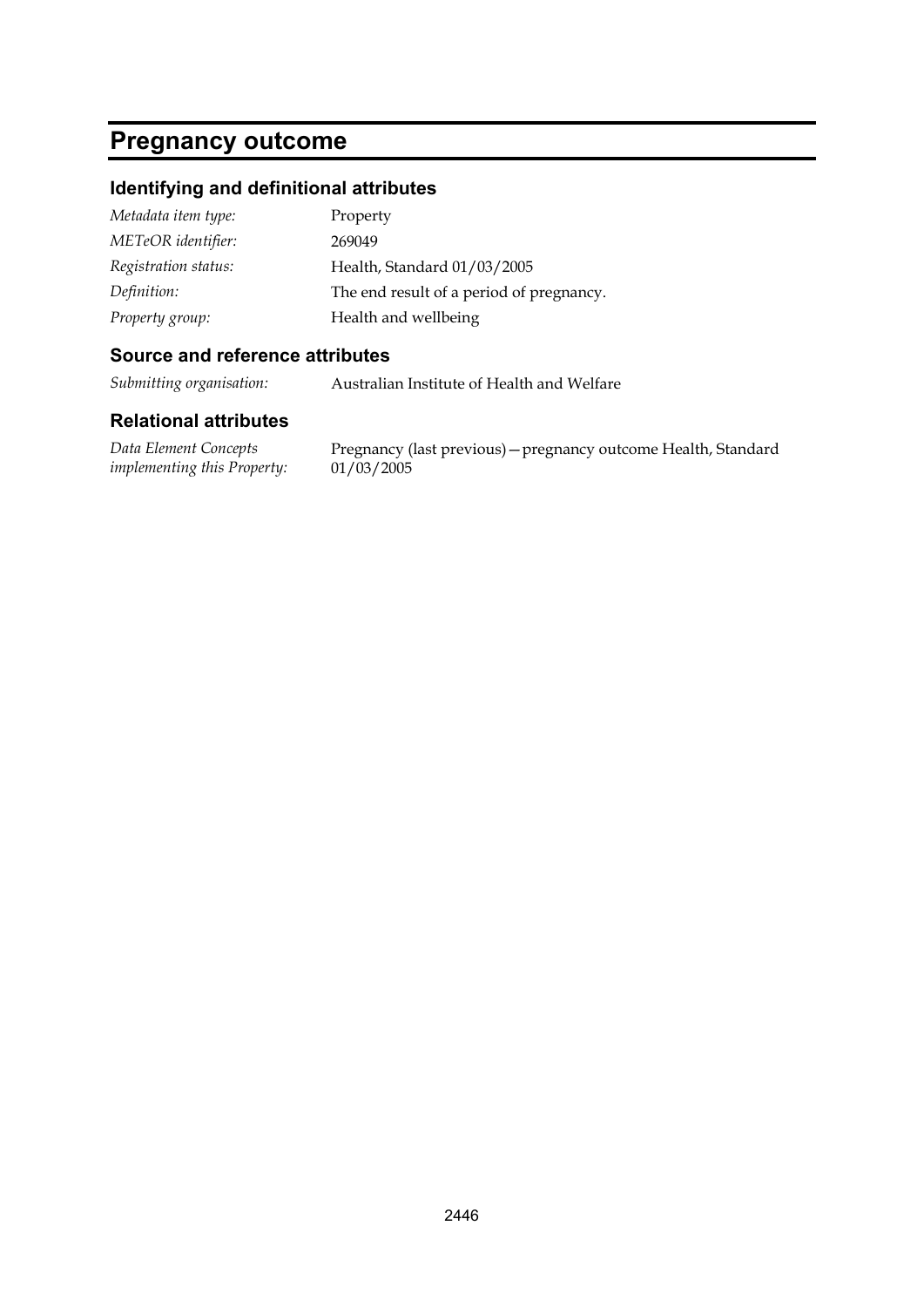# Pregnancy outcome

## Identifying and definitional attributes

| | |
|---|---|
| *Metadata item type:* | Property |
| *METeOR identifier:* | 269049 |
| *Registration status:* | Health, Standard 01/03/2005 |
| *Definition:* | The end result of a period of pregnancy. |
| *Property group:* | Health and wellbeing |

## Source and reference attributes

| | |
|---|---|
| *Submitting organisation:* | Australian Institute of Health and Welfare |

## Relational attributes

| | |
|---|---|
| *Data Element Concepts implementing this Property:* | Pregnancy (last previous)—pregnancy outcome Health, Standard 01/03/2005 |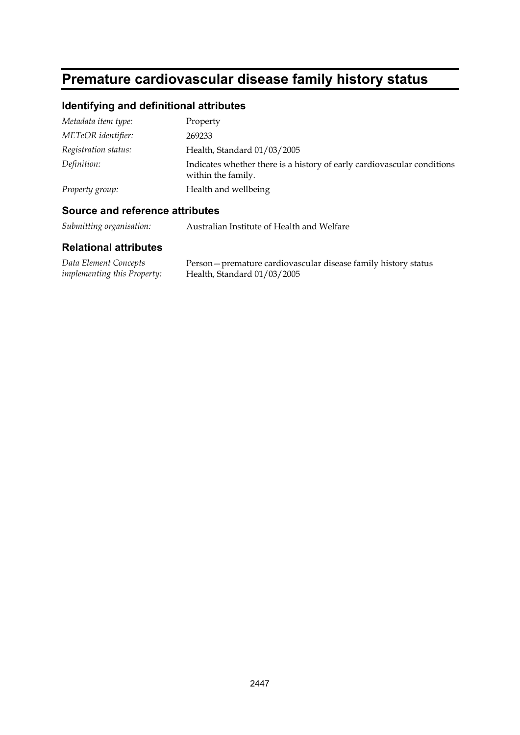# Premature cardiovascular disease family history status

## Identifying and definitional attributes

| | |
|---|---|
| *Metadata item type:* | Property |
| *METeOR identifier:* | 269233 |
| *Registration status:* | Health, Standard 01/03/2005 |
| *Definition:* | Indicates whether there is a history of early cardiovascular conditions within the family. |
| *Property group:* | Health and wellbeing |

## Source and reference attributes

| | |
|---|---|
| *Submitting organisation:* | Australian Institute of Health and Welfare |

## Relational attributes

| | |
|---|---|
| *Data Element Concepts implementing this Property:* | Person—premature cardiovascular disease family history status Health, Standard 01/03/2005 |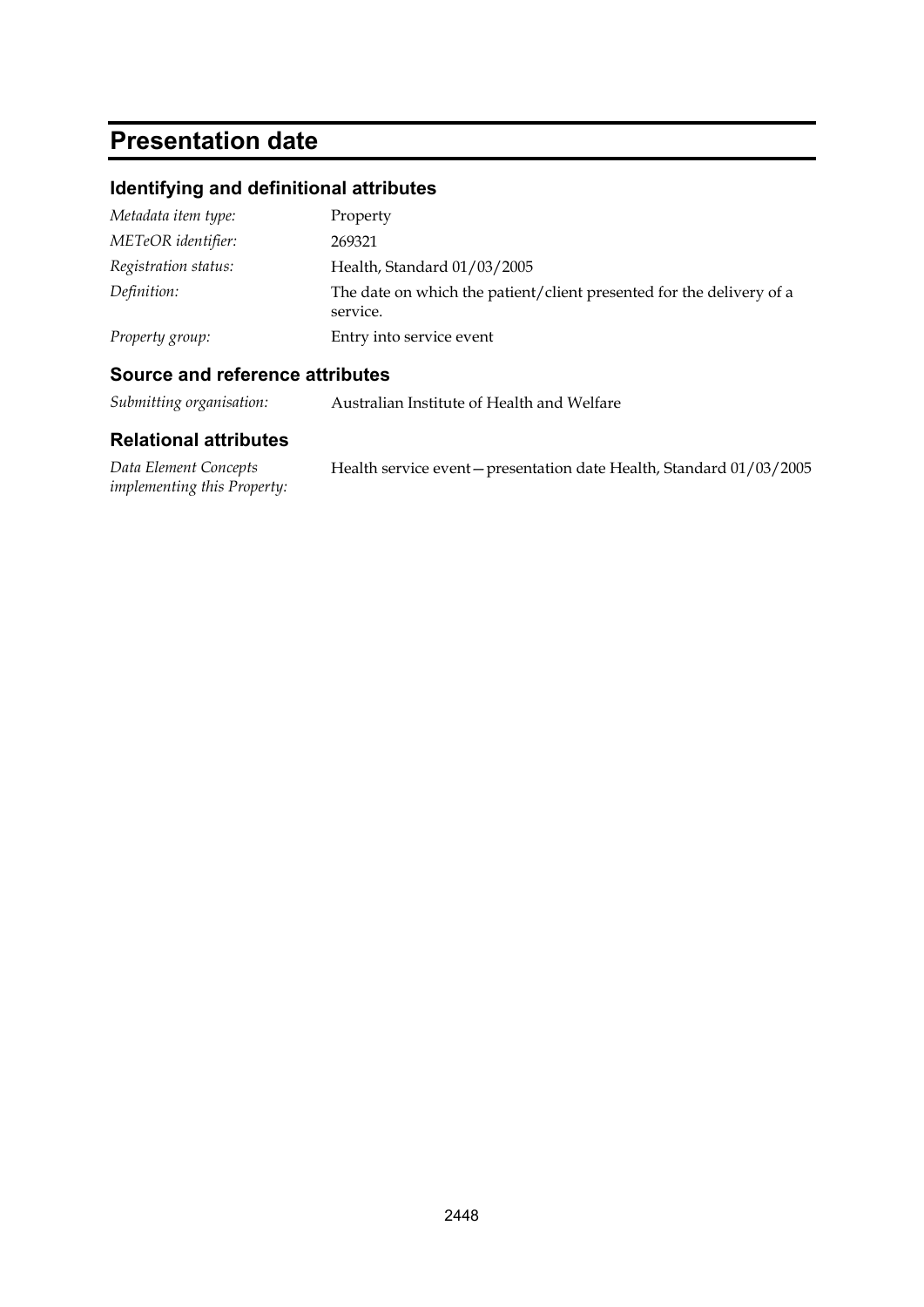# Presentation date

## Identifying and definitional attributes

| | |
|---|---|
| *Metadata item type:* | Property |
| *METeOR identifier:* | 269321 |
| *Registration status:* | Health, Standard 01/03/2005 |
| *Definition:* | The date on which the patient/client presented for the delivery of a service. |
| *Property group:* | Entry into service event |

## Source and reference attributes

| | |
|---|---|
| *Submitting organisation:* | Australian Institute of Health and Welfare |

## Relational attributes

| | |
|---|---|
| *Data Element Concepts implementing this Property:* | Health service event—presentation date Health, Standard 01/03/2005 |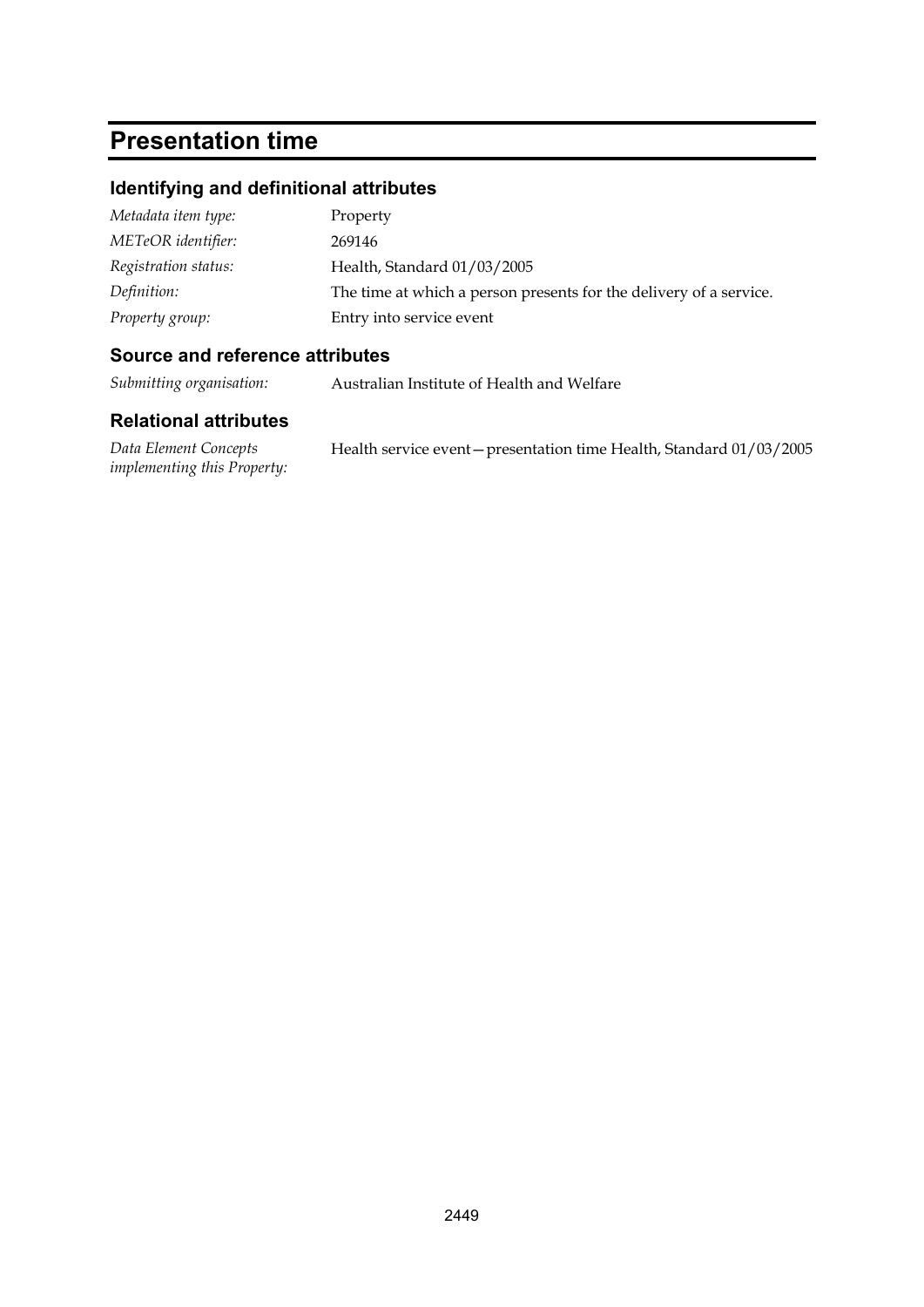# Presentation time

## Identifying and definitional attributes

| | |
|---|---|
| *Metadata item type:* | Property |
| *METeOR identifier:* | 269146 |
| *Registration status:* | Health, Standard 01/03/2005 |
| *Definition:* | The time at which a person presents for the delivery of a service. |
| *Property group:* | Entry into service event |

## Source and reference attributes

| | |
|---|---|
| *Submitting organisation:* | Australian Institute of Health and Welfare |

## Relational attributes

| | |
|---|---|
| *Data Element Concepts implementing this Property:* | Health service event—presentation time Health, Standard 01/03/2005 |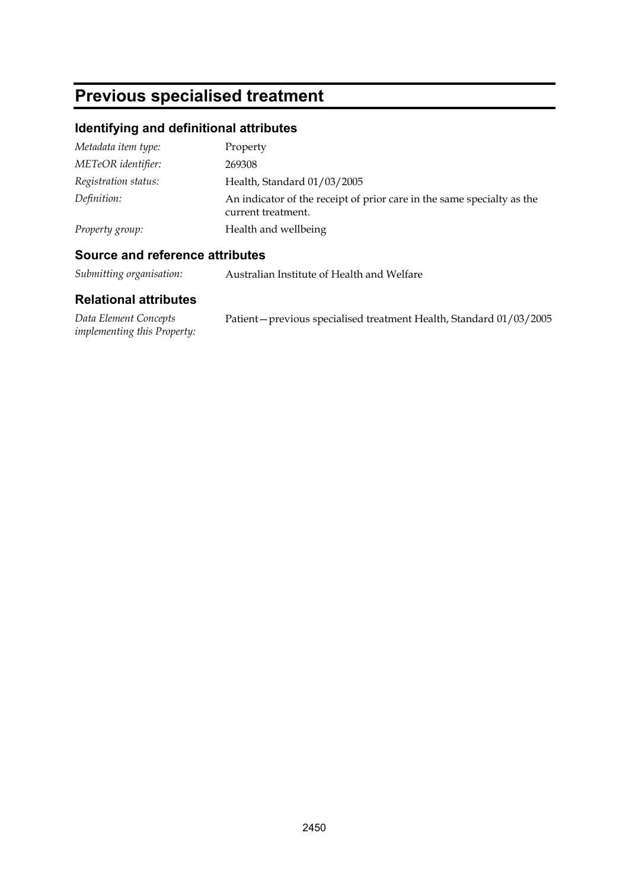# Previous specialised treatment

## Identifying and definitional attributes

| | |
|---|---|
| *Metadata item type:* | Property |
| *METeOR identifier:* | 269308 |
| *Registration status:* | Health, Standard 01/03/2005 |
| *Definition:* | An indicator of the receipt of prior care in the same specialty as the current treatment. |
| *Property group:* | Health and wellbeing |

## Source and reference attributes

| | |
|---|---|
| *Submitting organisation:* | Australian Institute of Health and Welfare |

## Relational attributes

| | |
|---|---|
| *Data Element Concepts implementing this Property:* | Patient—previous specialised treatment Health, Standard 01/03/2005 |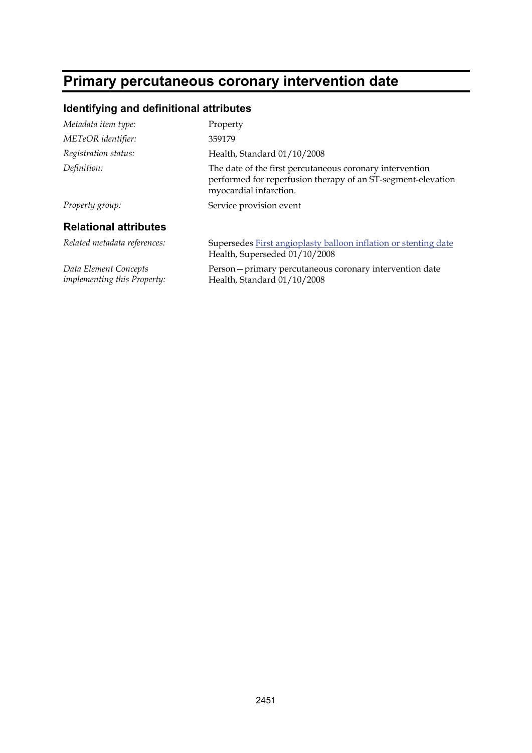# Primary percutaneous coronary intervention date

## Identifying and definitional attributes

| | |
|---|---|
| *Metadata item type:* | Property |
| *METeOR identifier:* | 359179 |
| *Registration status:* | Health, Standard 01/10/2008 |
| *Definition:* | The date of the first percutaneous coronary intervention performed for reperfusion therapy of an ST-segment-elevation myocardial infarction. |
| *Property group:* | Service provision event |

## Relational attributes

| | |
|---|---|
| *Related metadata references:* | Supersedes First angioplasty balloon inflation or stenting date Health, Superseded 01/10/2008 |
| *Data Element Concepts implementing this Property:* | Person—primary percutaneous coronary intervention date Health, Standard 01/10/2008 |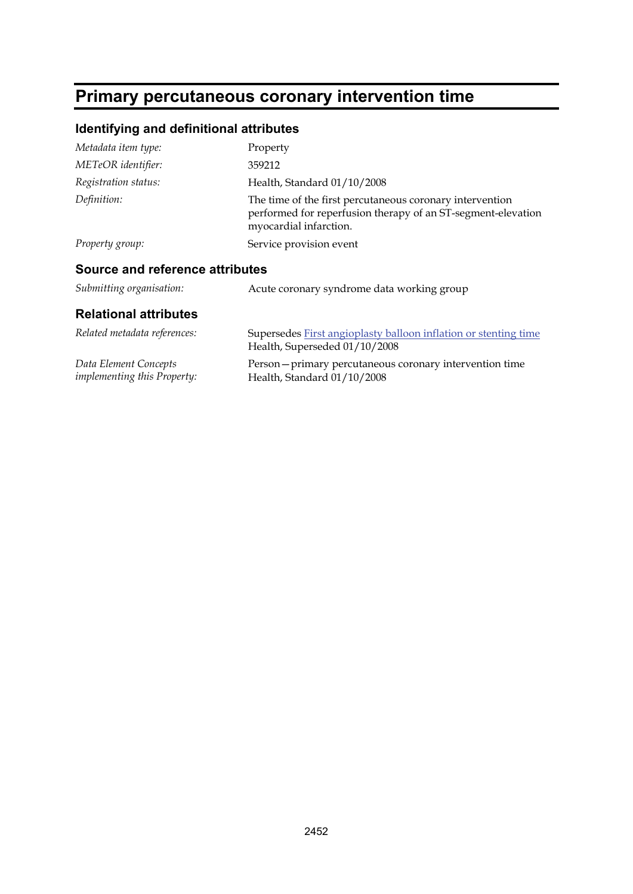# Primary percutaneous coronary intervention time

## Identifying and definitional attributes

| | |
|---|---|
| *Metadata item type:* | Property |
| *METeOR identifier:* | 359212 |
| *Registration status:* | Health, Standard 01/10/2008 |
| *Definition:* | The time of the first percutaneous coronary intervention performed for reperfusion therapy of an ST-segment-elevation myocardial infarction. |
| *Property group:* | Service provision event |

## Source and reference attributes

| | |
|---|---|
| *Submitting organisation:* | Acute coronary syndrome data working group |

## Relational attributes

| | |
|---|---|
| *Related metadata references:* | Supersedes First angioplasty balloon inflation or stenting time Health, Superseded 01/10/2008 |
| *Data Element Concepts implementing this Property:* | Person—primary percutaneous coronary intervention time Health, Standard 01/10/2008 |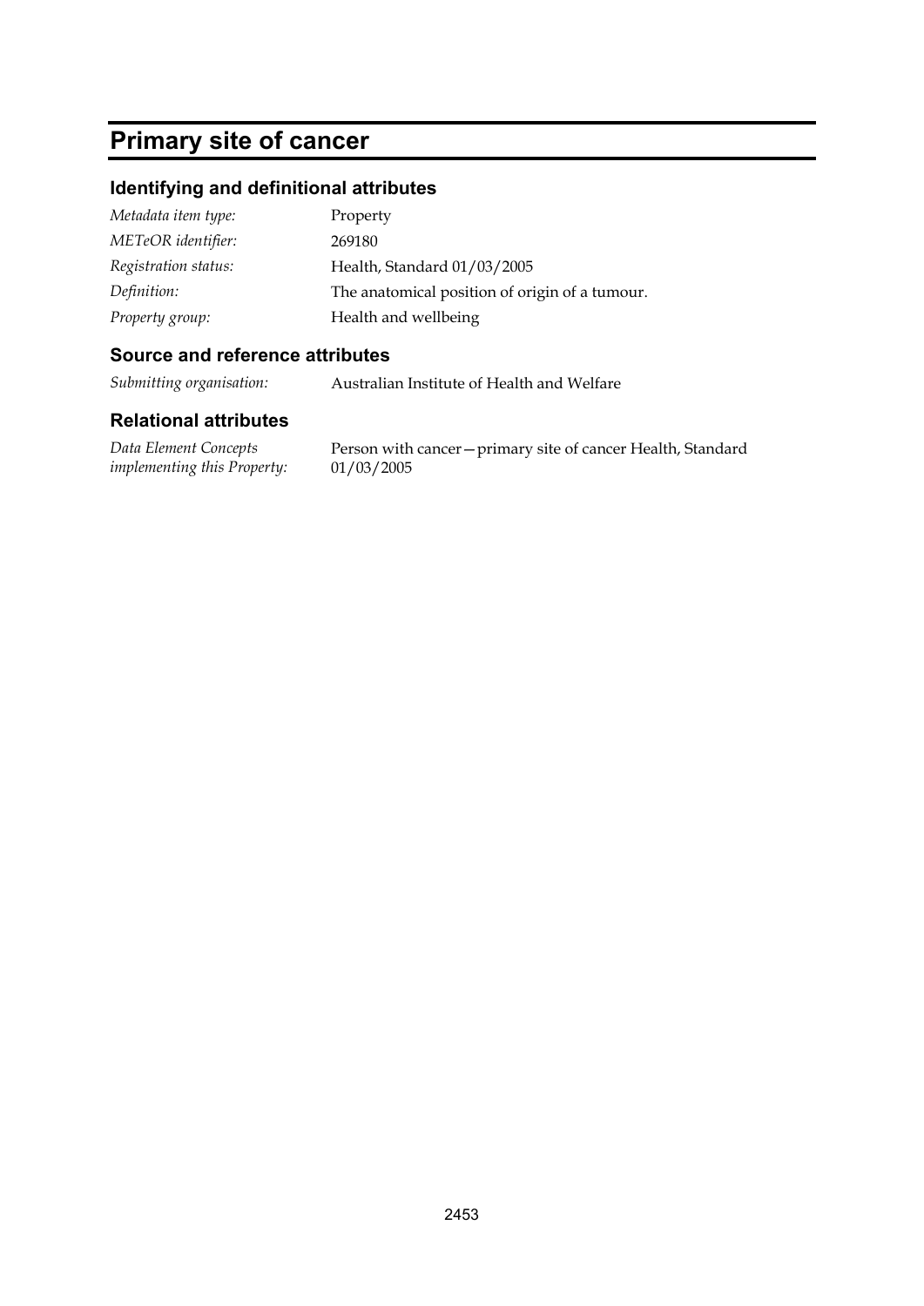# Primary site of cancer

## Identifying and definitional attributes

| | |
|---|---|
| *Metadata item type:* | Property |
| *METeOR identifier:* | 269180 |
| *Registration status:* | Health, Standard 01/03/2005 |
| *Definition:* | The anatomical position of origin of a tumour. |
| *Property group:* | Health and wellbeing |

## Source and reference attributes

| | |
|---|---|
| *Submitting organisation:* | Australian Institute of Health and Welfare |

## Relational attributes

| | |
|---|---|
| *Data Element Concepts implementing this Property:* | Person with cancer—primary site of cancer Health, Standard 01/03/2005 |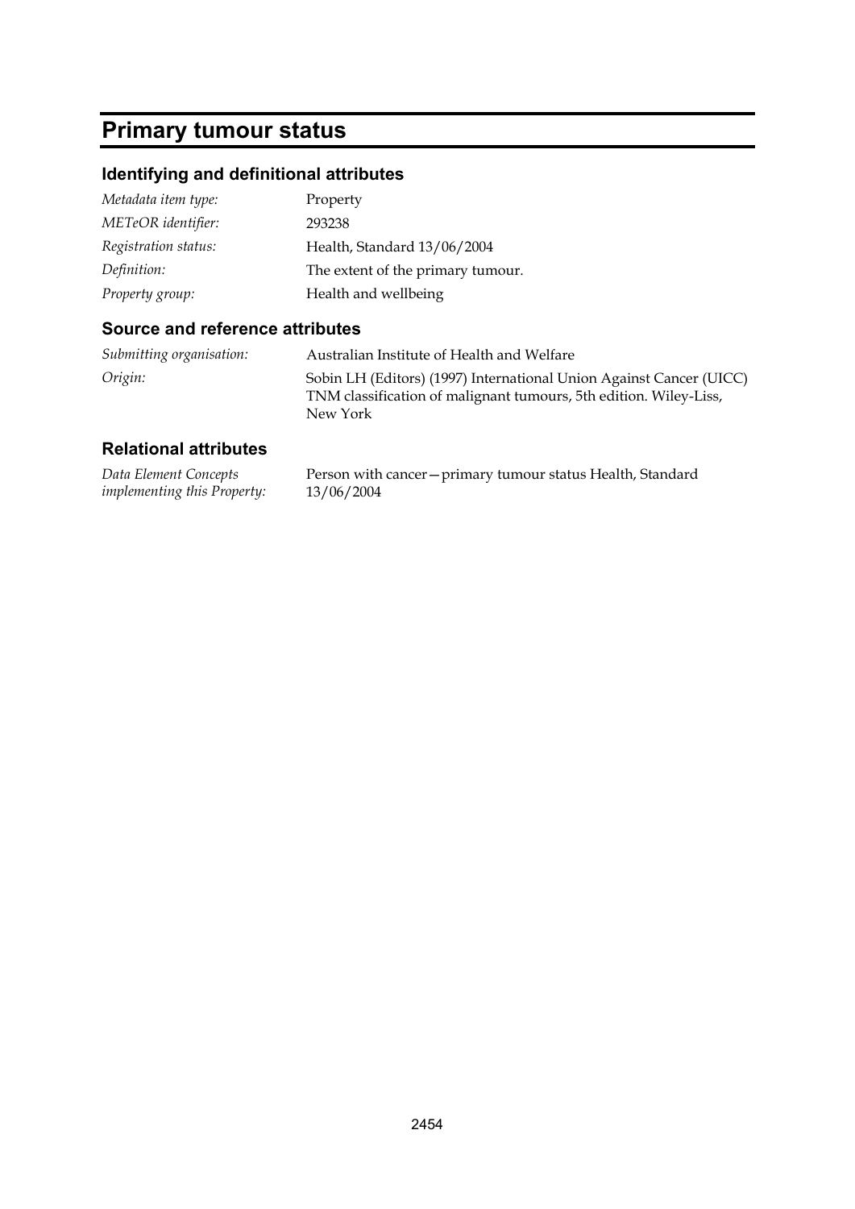# Primary tumour status

## Identifying and definitional attributes

| | |
|---|---|
| *Metadata item type:* | Property |
| *METeOR identifier:* | 293238 |
| *Registration status:* | Health, Standard 13/06/2004 |
| *Definition:* | The extent of the primary tumour. |
| *Property group:* | Health and wellbeing |

## Source and reference attributes

| | |
|---|---|
| *Submitting organisation:* | Australian Institute of Health and Welfare |
| *Origin:* | Sobin LH (Editors) (1997) International Union Against Cancer (UICC) TNM classification of malignant tumours, 5th edition. Wiley-Liss, New York |

## Relational attributes

| | |
|---|---|
| *Data Element Concepts implementing this Property:* | Person with cancer—primary tumour status Health, Standard 13/06/2004 |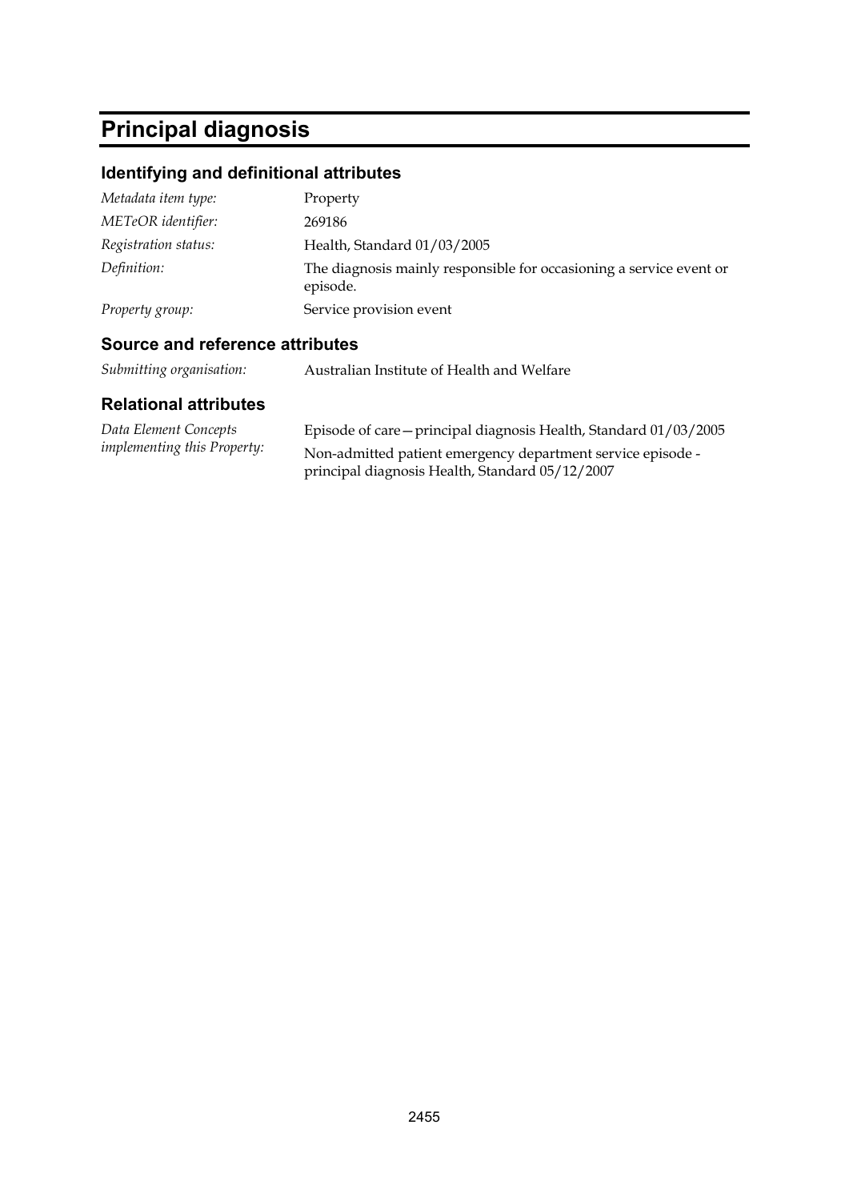# Principal diagnosis

## Identifying and definitional attributes

| | |
|---|---|
| *Metadata item type:* | Property |
| *METeOR identifier:* | 269186 |
| *Registration status:* | Health, Standard 01/03/2005 |
| *Definition:* | The diagnosis mainly responsible for occasioning a service event or episode. |
| *Property group:* | Service provision event |

## Source and reference attributes

| | |
|---|---|
| *Submitting organisation:* | Australian Institute of Health and Welfare |

## Relational attributes

| | |
|---|---|
| *Data Element Concepts implementing this Property:* | Episode of care—principal diagnosis Health, Standard 01/03/2005 |
| | Non-admitted patient emergency department service episode - principal diagnosis Health, Standard 05/12/2007 |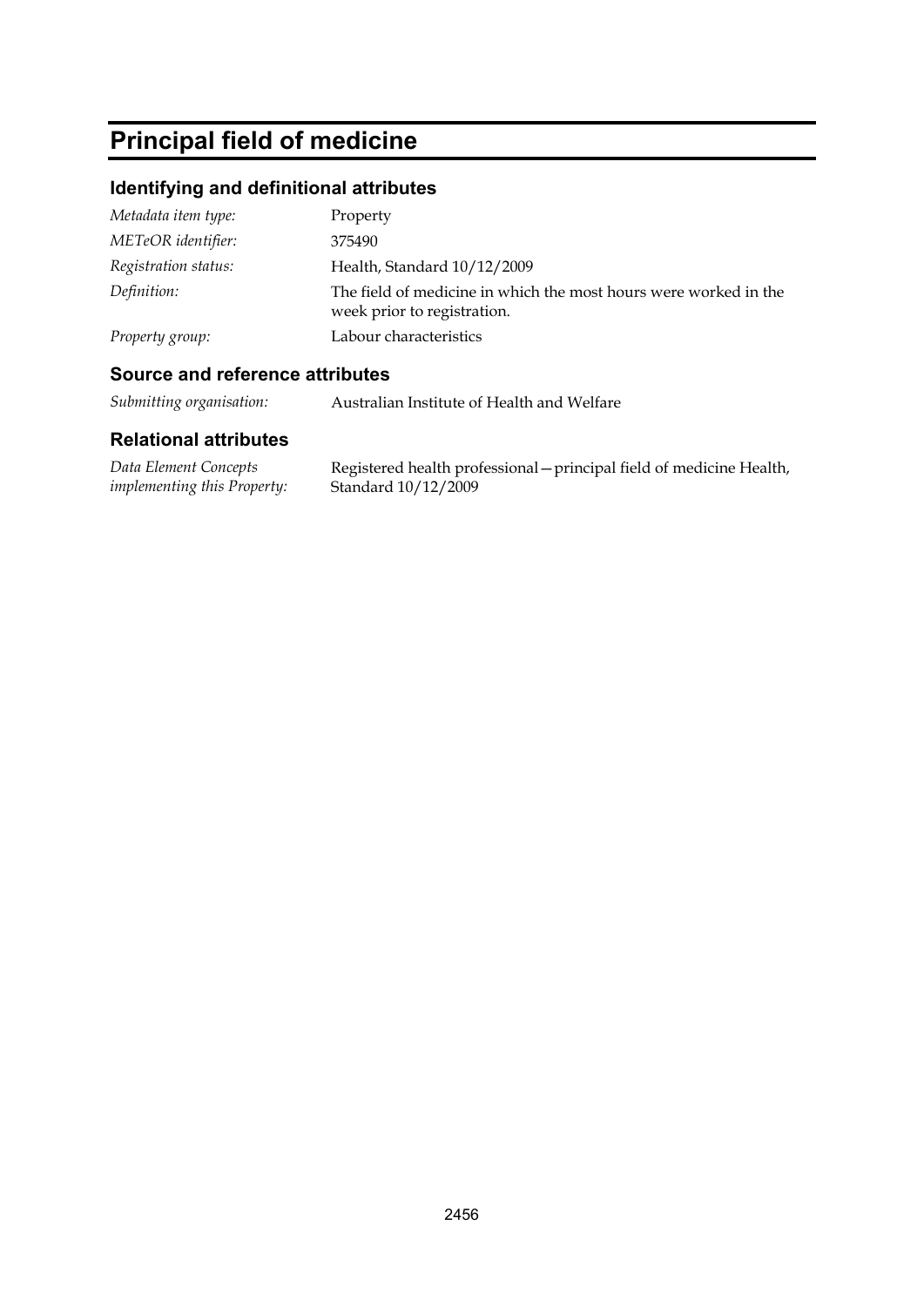# Principal field of medicine

## Identifying and definitional attributes

| | |
|---|---|
| *Metadata item type:* | Property |
| *METeOR identifier:* | 375490 |
| *Registration status:* | Health, Standard 10/12/2009 |
| *Definition:* | The field of medicine in which the most hours were worked in the week prior to registration. |
| *Property group:* | Labour characteristics |

## Source and reference attributes

| | |
|---|---|
| *Submitting organisation:* | Australian Institute of Health and Welfare |

## Relational attributes

| | |
|---|---|
| *Data Element Concepts implementing this Property:* | Registered health professional—principal field of medicine Health, Standard 10/12/2009 |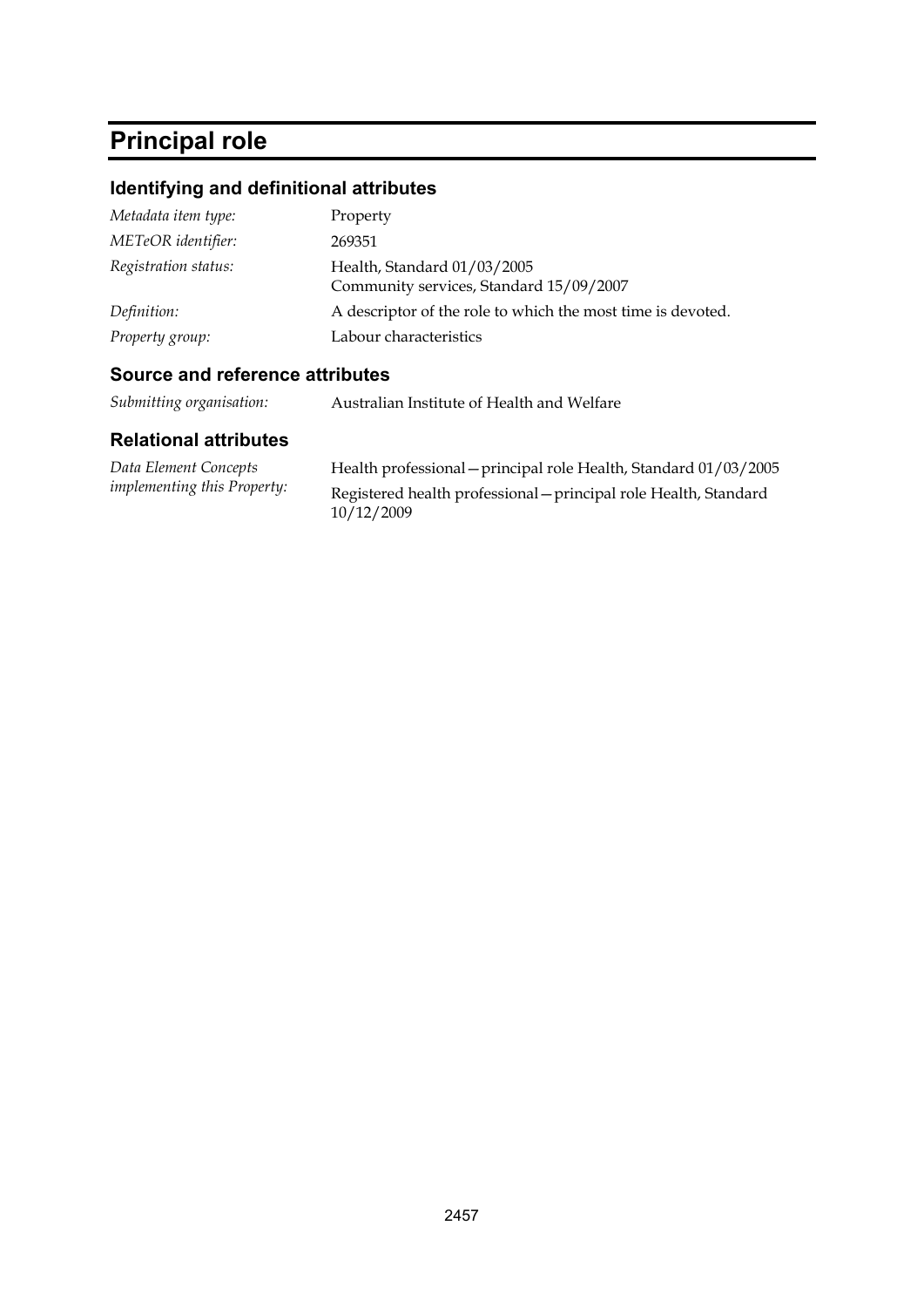# Principal role

## Identifying and definitional attributes

| | |
|---|---|
| *Metadata item type:* | Property |
| *METeOR identifier:* | 269351 |
| *Registration status:* | Health, Standard 01/03/2005<br>Community services, Standard 15/09/2007 |
| *Definition:* | A descriptor of the role to which the most time is devoted. |
| *Property group:* | Labour characteristics |

## Source and reference attributes

| | |
|---|---|
| *Submitting organisation:* | Australian Institute of Health and Welfare |

## Relational attributes

| | |
|---|---|
| *Data Element Concepts implementing this Property:* | Health professional—principal role Health, Standard 01/03/2005<br>Registered health professional—principal role Health, Standard 10/12/2009 |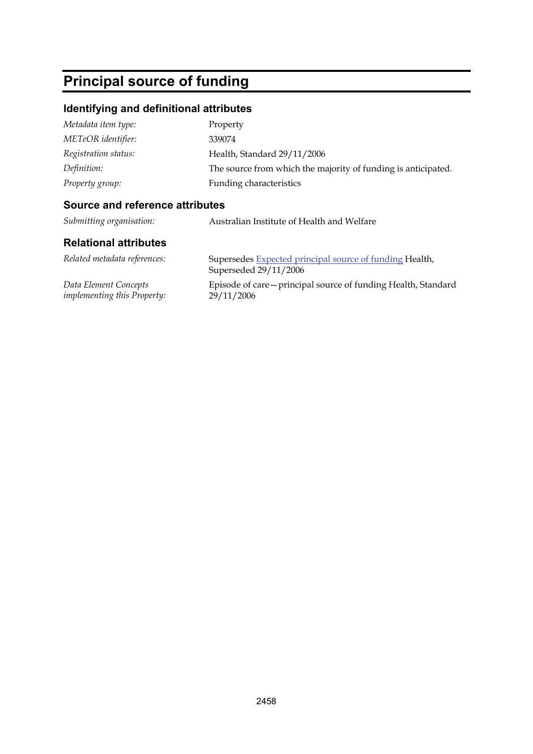# Principal source of funding

## Identifying and definitional attributes

| | |
|---|---|
| *Metadata item type:* | Property |
| *METeOR identifier:* | 339074 |
| *Registration status:* | Health, Standard 29/11/2006 |
| *Definition:* | The source from which the majority of funding is anticipated. |
| *Property group:* | Funding characteristics |

## Source and reference attributes

| | |
|---|---|
| *Submitting organisation:* | Australian Institute of Health and Welfare |

## Relational attributes

| | |
|---|---|
| *Related metadata references:* | Supersedes Expected principal source of funding Health, Superseded 29/11/2006 |
| *Data Element Concepts implementing this Property:* | Episode of care—principal source of funding Health, Standard 29/11/2006 |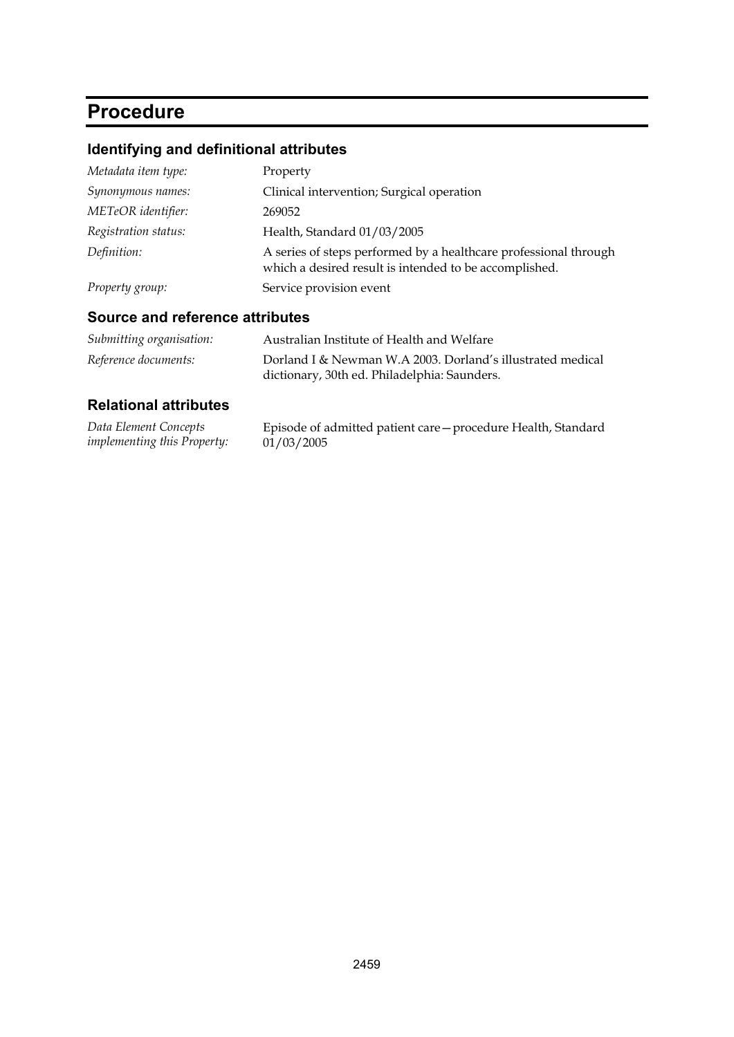# Procedure

## Identifying and definitional attributes

| | |
|---|---|
| *Metadata item type:* | Property |
| *Synonymous names:* | Clinical intervention; Surgical operation |
| *METeOR identifier:* | 269052 |
| *Registration status:* | Health, Standard 01/03/2005 |
| *Definition:* | A series of steps performed by a healthcare professional through which a desired result is intended to be accomplished. |
| *Property group:* | Service provision event |

## Source and reference attributes

| | |
|---|---|
| *Submitting organisation:* | Australian Institute of Health and Welfare |
| *Reference documents:* | Dorland I & Newman W.A 2003. Dorland's illustrated medical dictionary, 30th ed. Philadelphia: Saunders. |

## Relational attributes

| | |
|---|---|
| *Data Element Concepts implementing this Property:* | Episode of admitted patient care—procedure Health, Standard 01/03/2005 |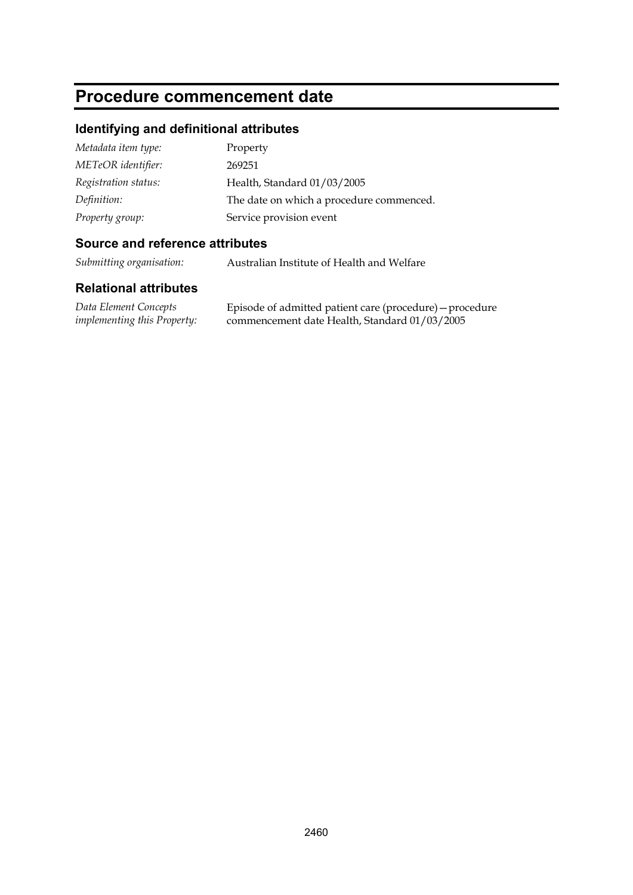# Procedure commencement date

## Identifying and definitional attributes

| | |
|---|---|
| *Metadata item type:* | Property |
| *METeOR identifier:* | 269251 |
| *Registration status:* | Health, Standard 01/03/2005 |
| *Definition:* | The date on which a procedure commenced. |
| *Property group:* | Service provision event |

## Source and reference attributes

| | |
|---|---|
| *Submitting organisation:* | Australian Institute of Health and Welfare |

## Relational attributes

| | |
|---|---|
| *Data Element Concepts implementing this Property:* | Episode of admitted patient care (procedure)—procedure commencement date Health, Standard 01/03/2005 |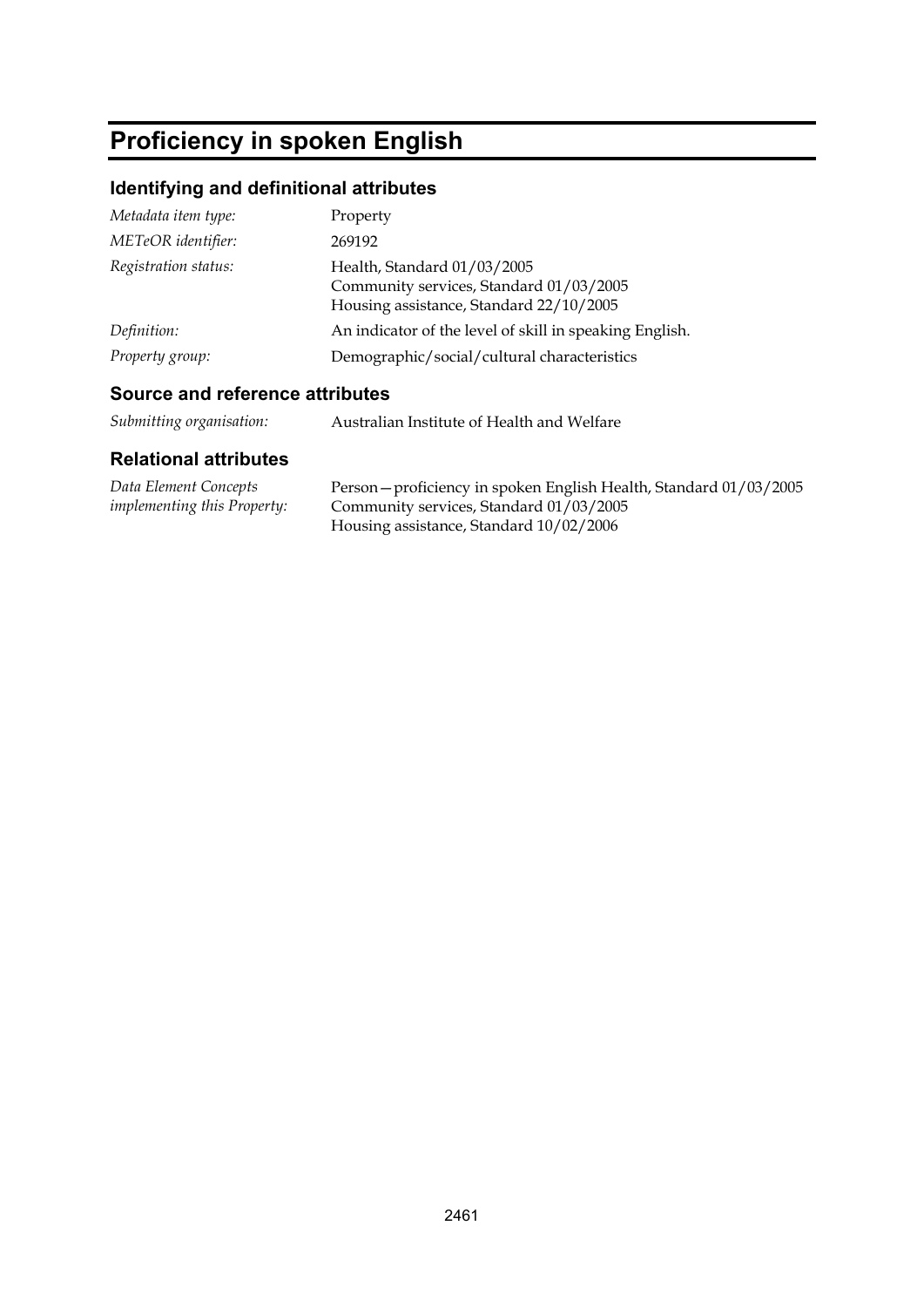# Proficiency in spoken English

## Identifying and definitional attributes

| | |
|---|---|
| *Metadata item type:* | Property |
| *METeOR identifier:* | 269192 |
| *Registration status:* | Health, Standard 01/03/2005<br>Community services, Standard 01/03/2005<br>Housing assistance, Standard 22/10/2005 |
| *Definition:* | An indicator of the level of skill in speaking English. |
| *Property group:* | Demographic/social/cultural characteristics |

## Source and reference attributes

| | |
|---|---|
| *Submitting organisation:* | Australian Institute of Health and Welfare |

## Relational attributes

| | |
|---|---|
| *Data Element Concepts implementing this Property:* | Person—proficiency in spoken English Health, Standard 01/03/2005<br>Community services, Standard 01/03/2005<br>Housing assistance, Standard 10/02/2006 |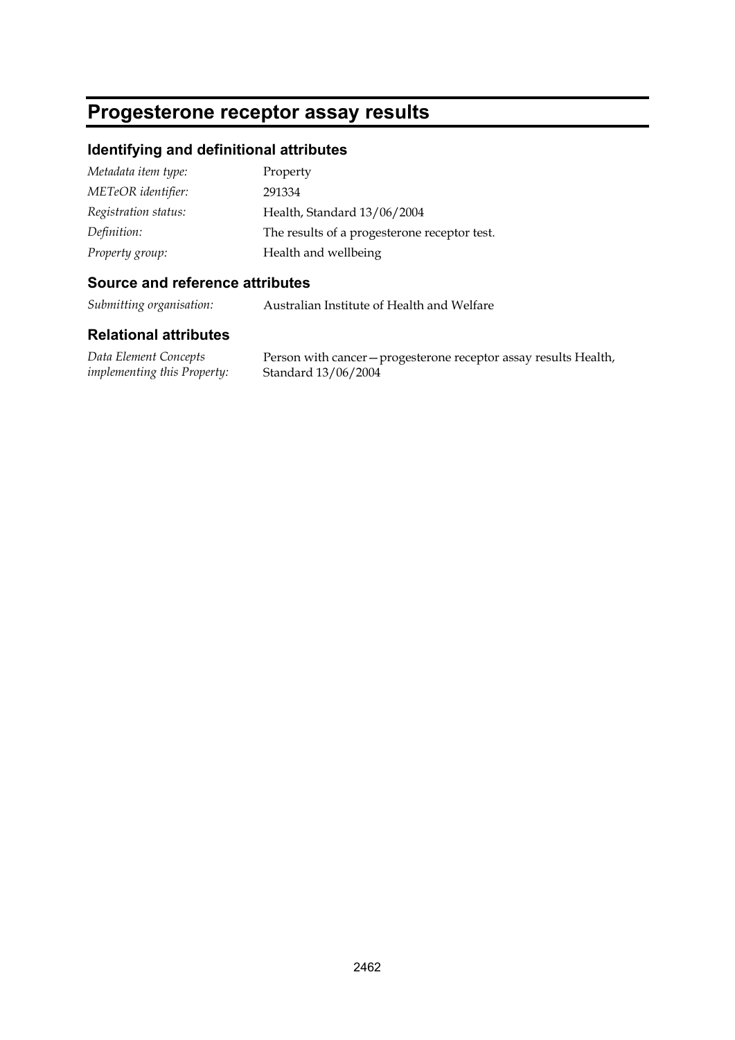# Progesterone receptor assay results

## Identifying and definitional attributes

| | |
|---|---|
| *Metadata item type:* | Property |
| *METeOR identifier:* | 291334 |
| *Registration status:* | Health, Standard 13/06/2004 |
| *Definition:* | The results of a progesterone receptor test. |
| *Property group:* | Health and wellbeing |

## Source and reference attributes

| | |
|---|---|
| *Submitting organisation:* | Australian Institute of Health and Welfare |

## Relational attributes

| | |
|---|---|
| *Data Element Concepts implementing this Property:* | Person with cancer—progesterone receptor assay results Health, Standard 13/06/2004 |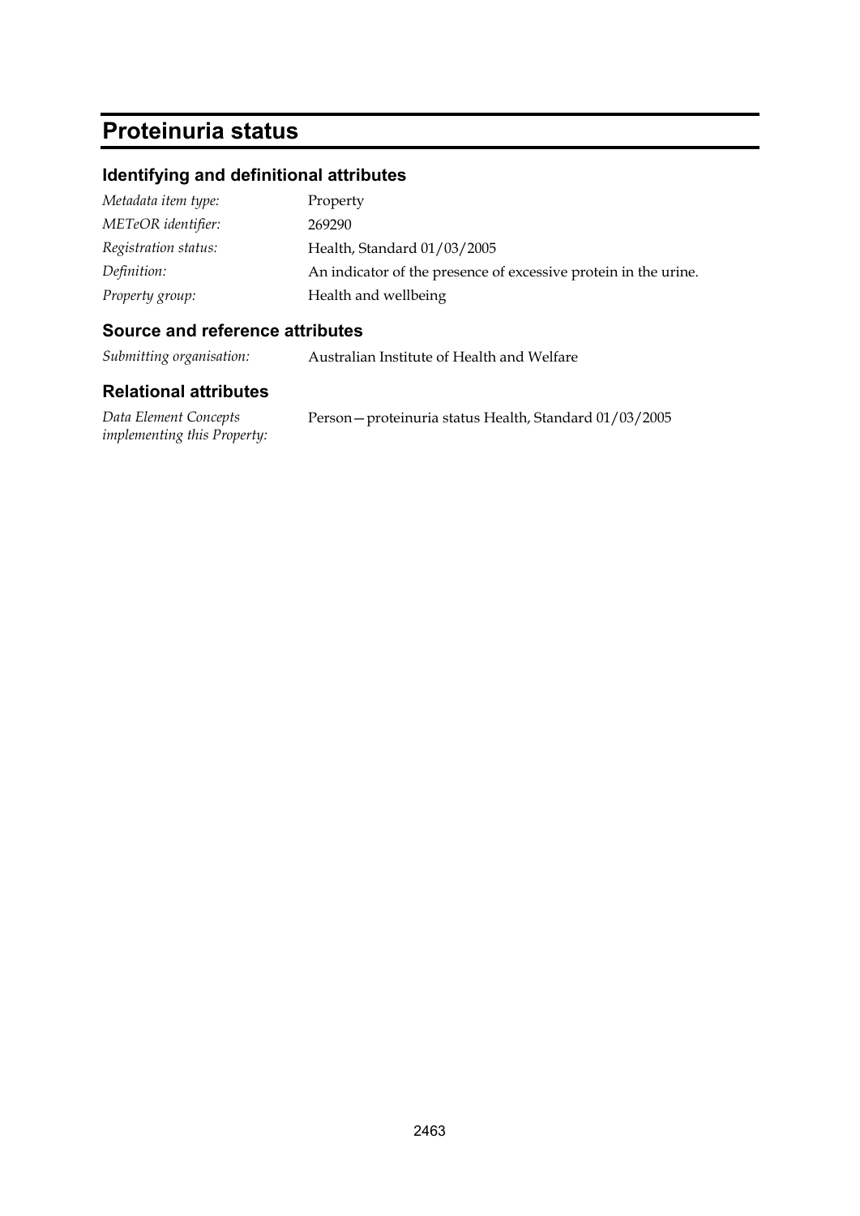# Proteinuria status

## Identifying and definitional attributes

| | |
|---|---|
| *Metadata item type:* | Property |
| *METeOR identifier:* | 269290 |
| *Registration status:* | Health, Standard 01/03/2005 |
| *Definition:* | An indicator of the presence of excessive protein in the urine. |
| *Property group:* | Health and wellbeing |

## Source and reference attributes

| | |
|---|---|
| *Submitting organisation:* | Australian Institute of Health and Welfare |

## Relational attributes

| | |
|---|---|
| *Data Element Concepts implementing this Property:* | Person—proteinuria status Health, Standard 01/03/2005 |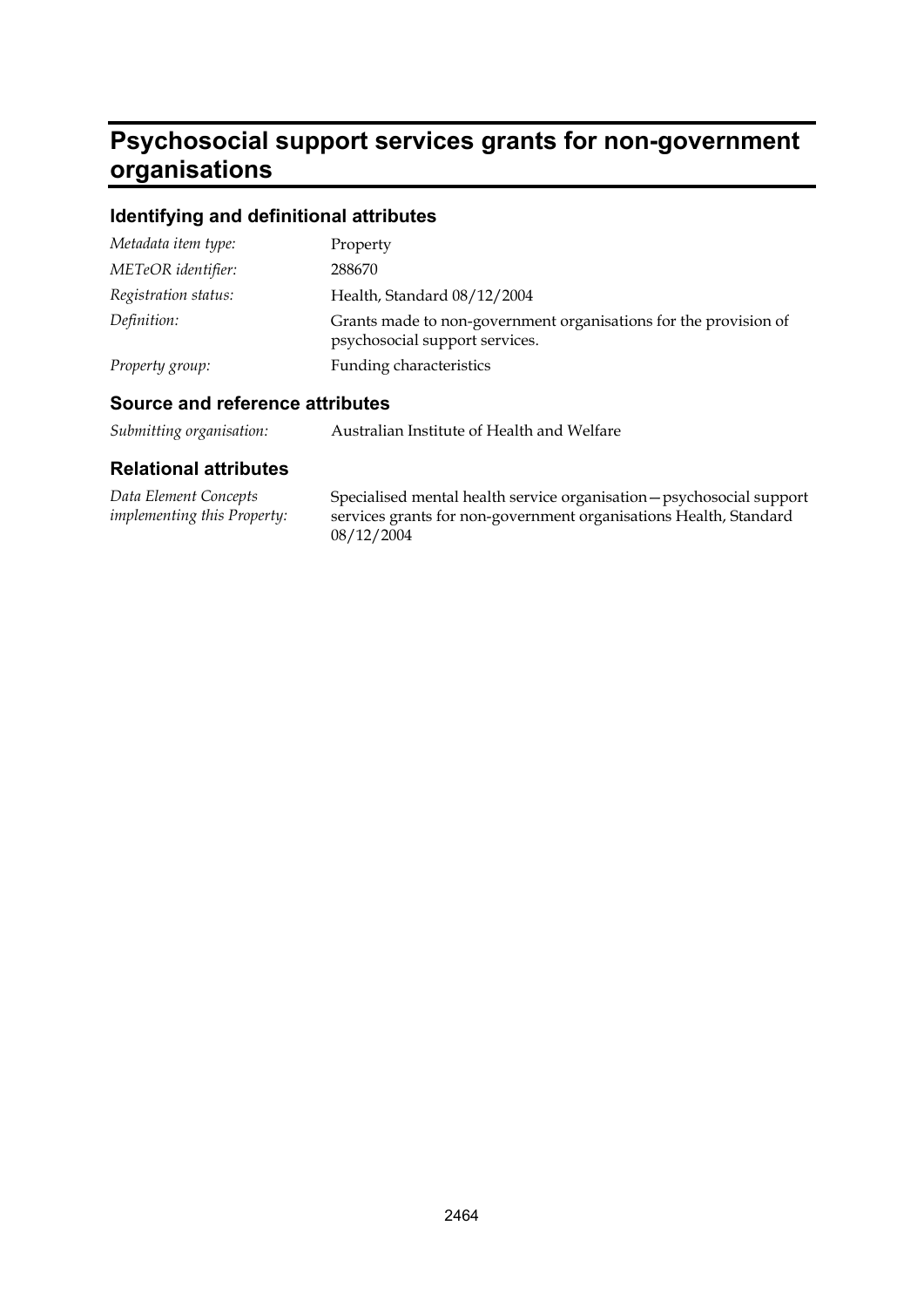# Psychosocial support services grants for non-government organisations

## Identifying and definitional attributes

| | |
|---|---|
| *Metadata item type:* | Property |
| *METeOR identifier:* | 288670 |
| *Registration status:* | Health, Standard 08/12/2004 |
| *Definition:* | Grants made to non-government organisations for the provision of psychosocial support services. |
| *Property group:* | Funding characteristics |

## Source and reference attributes

| | |
|---|---|
| *Submitting organisation:* | Australian Institute of Health and Welfare |

## Relational attributes

| | |
|---|---|
| *Data Element Concepts implementing this Property:* | Specialised mental health service organisation—psychosocial support services grants for non-government organisations Health, Standard 08/12/2004 |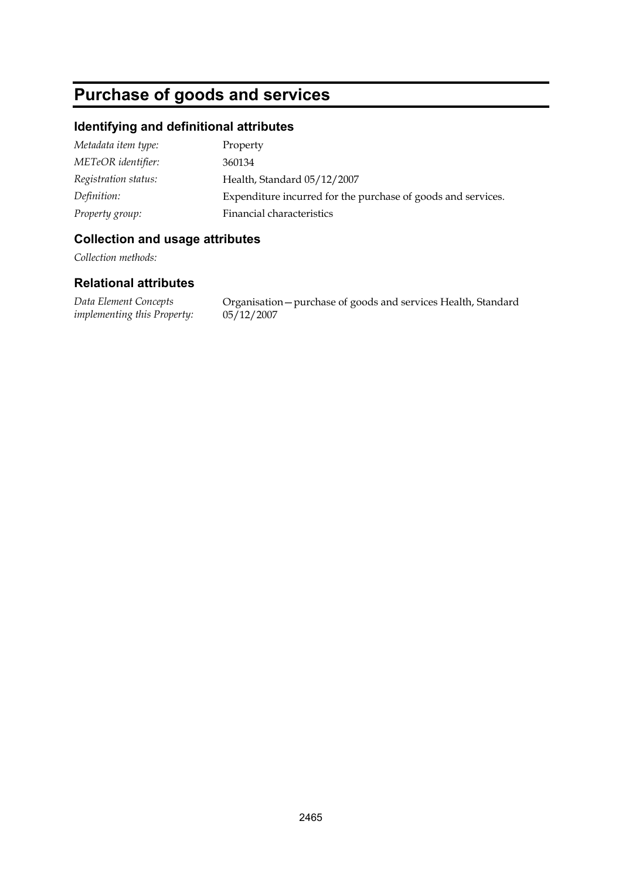# Purchase of goods and services

## Identifying and definitional attributes

| | |
|---|---|
| *Metadata item type:* | Property |
| *METeOR identifier:* | 360134 |
| *Registration status:* | Health, Standard 05/12/2007 |
| *Definition:* | Expenditure incurred for the purchase of goods and services. |
| *Property group:* | Financial characteristics |

## Collection and usage attributes

*Collection methods:*

## Relational attributes

| | |
|---|---|
| *Data Element Concepts implementing this Property:* | Organisation—purchase of goods and services Health, Standard 05/12/2007 |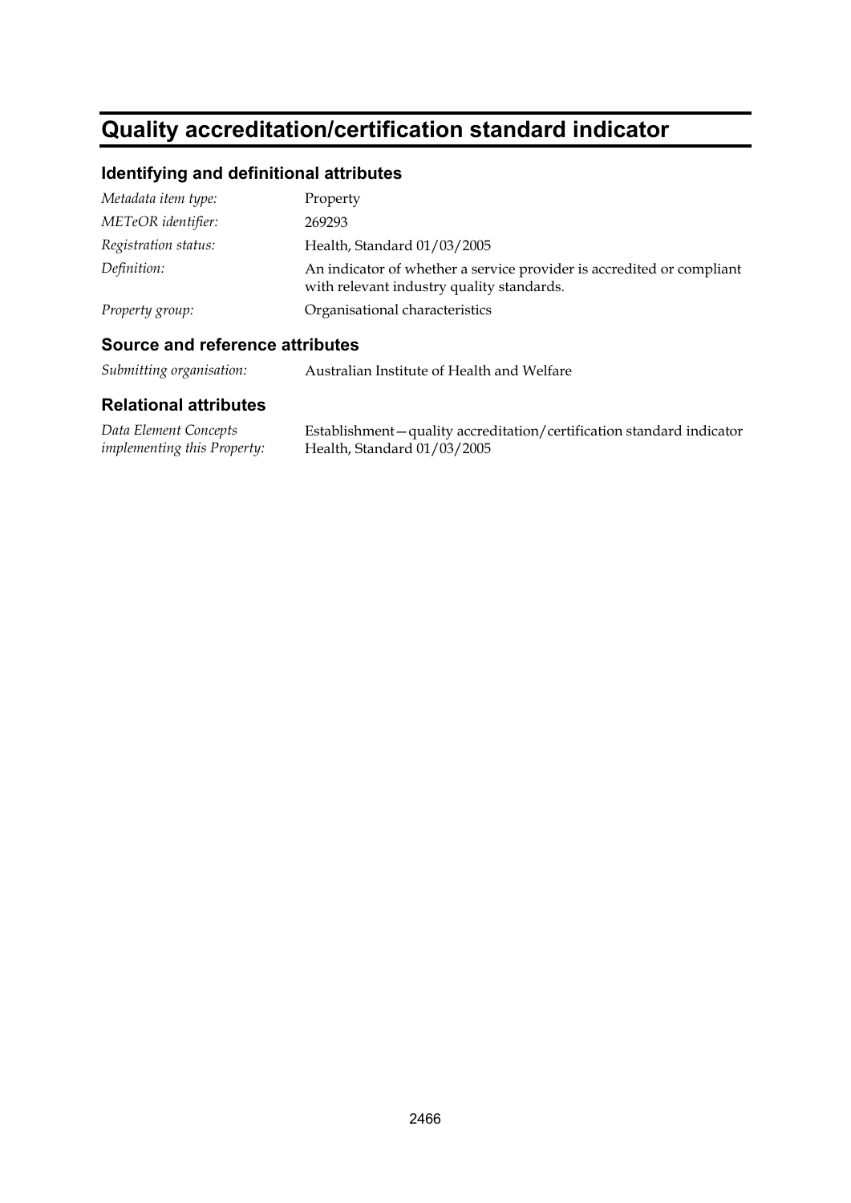# Quality accreditation/certification standard indicator

## Identifying and definitional attributes

| | |
|---|---|
| *Metadata item type:* | Property |
| *METeOR identifier:* | 269293 |
| *Registration status:* | Health, Standard 01/03/2005 |
| *Definition:* | An indicator of whether a service provider is accredited or compliant with relevant industry quality standards. |
| *Property group:* | Organisational characteristics |

## Source and reference attributes

| | |
|---|---|
| *Submitting organisation:* | Australian Institute of Health and Welfare |

## Relational attributes

| | |
|---|---|
| *Data Element Concepts implementing this Property:* | Establishment—quality accreditation/certification standard indicator Health, Standard 01/03/2005 |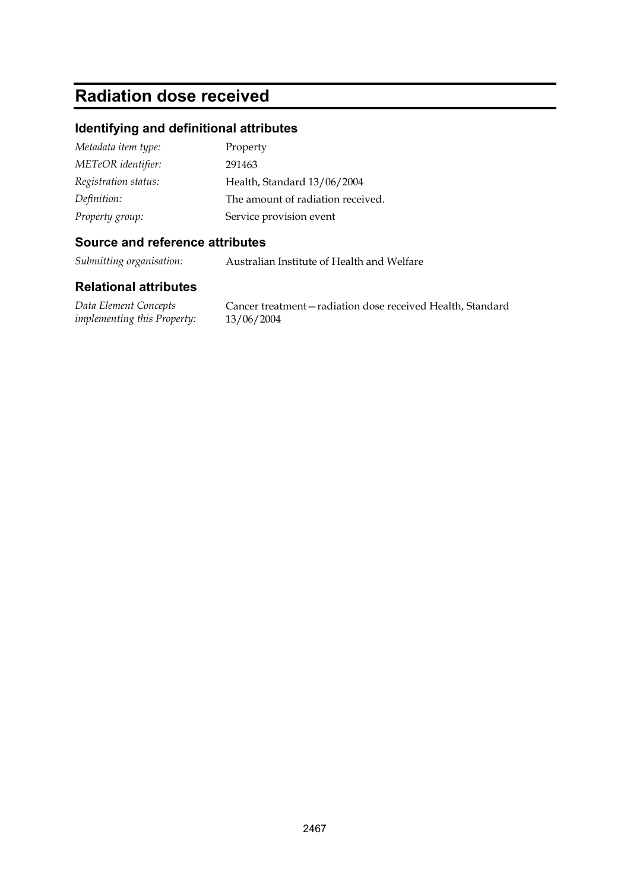# Radiation dose received

## Identifying and definitional attributes

| | |
|---|---|
| *Metadata item type:* | Property |
| *METeOR identifier:* | 291463 |
| *Registration status:* | Health, Standard 13/06/2004 |
| *Definition:* | The amount of radiation received. |
| *Property group:* | Service provision event |

## Source and reference attributes

| | |
|---|---|
| *Submitting organisation:* | Australian Institute of Health and Welfare |

## Relational attributes

| | |
|---|---|
| *Data Element Concepts implementing this Property:* | Cancer treatment—radiation dose received Health, Standard 13/06/2004 |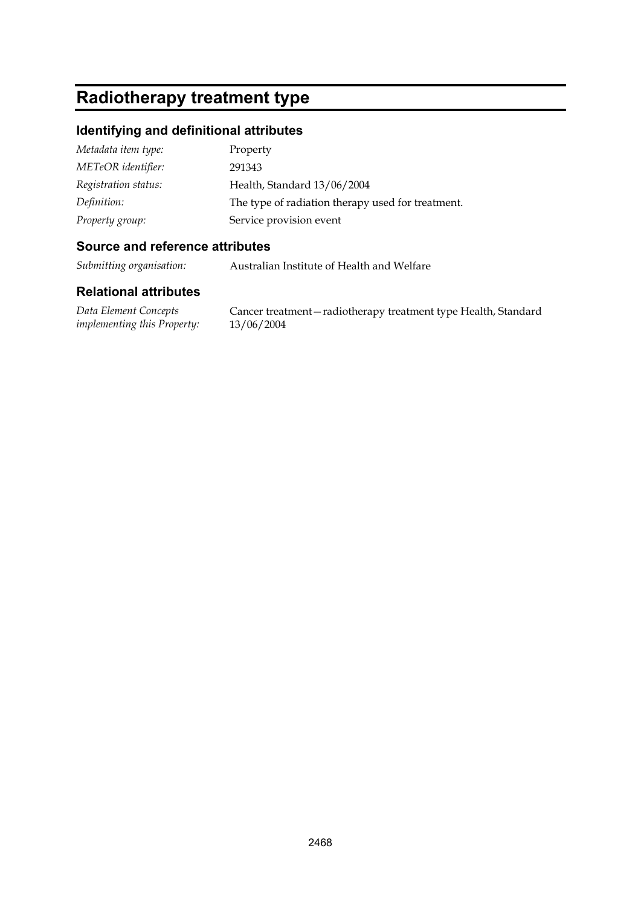# Radiotherapy treatment type

## Identifying and definitional attributes

| | |
|---|---|
| *Metadata item type:* | Property |
| *METeOR identifier:* | 291343 |
| *Registration status:* | Health, Standard 13/06/2004 |
| *Definition:* | The type of radiation therapy used for treatment. |
| *Property group:* | Service provision event |

## Source and reference attributes

| | |
|---|---|
| *Submitting organisation:* | Australian Institute of Health and Welfare |

## Relational attributes

| | |
|---|---|
| *Data Element Concepts implementing this Property:* | Cancer treatment—radiotherapy treatment type Health, Standard 13/06/2004 |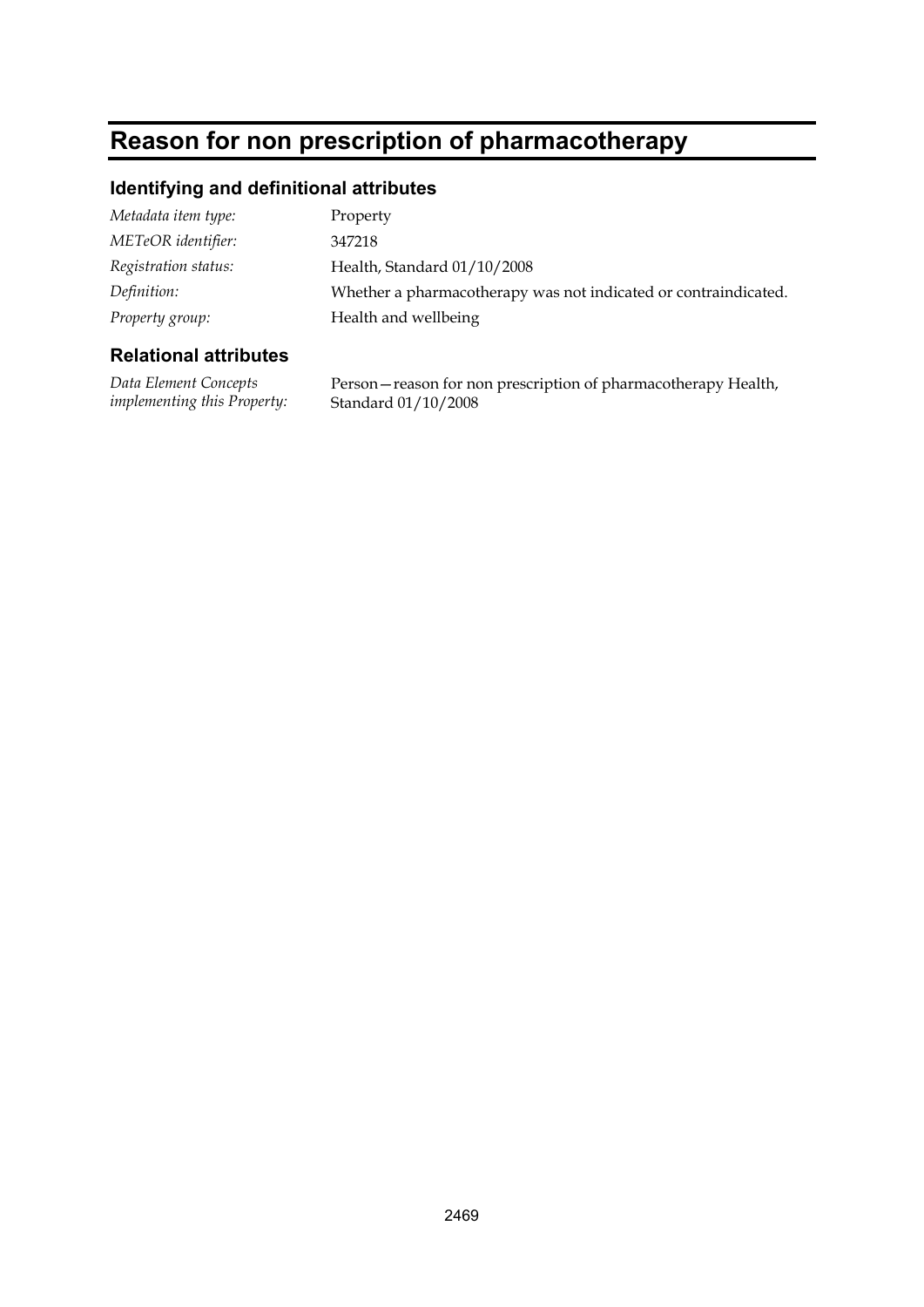# Reason for non prescription of pharmacotherapy

## Identifying and definitional attributes

| | |
|---|---|
| *Metadata item type:* | Property |
| *METeOR identifier:* | 347218 |
| *Registration status:* | Health, Standard 01/10/2008 |
| *Definition:* | Whether a pharmacotherapy was not indicated or contraindicated. |
| *Property group:* | Health and wellbeing |

## Relational attributes

| | |
|---|---|
| *Data Element Concepts implementing this Property:* | Person—reason for non prescription of pharmacotherapy Health, Standard 01/10/2008 |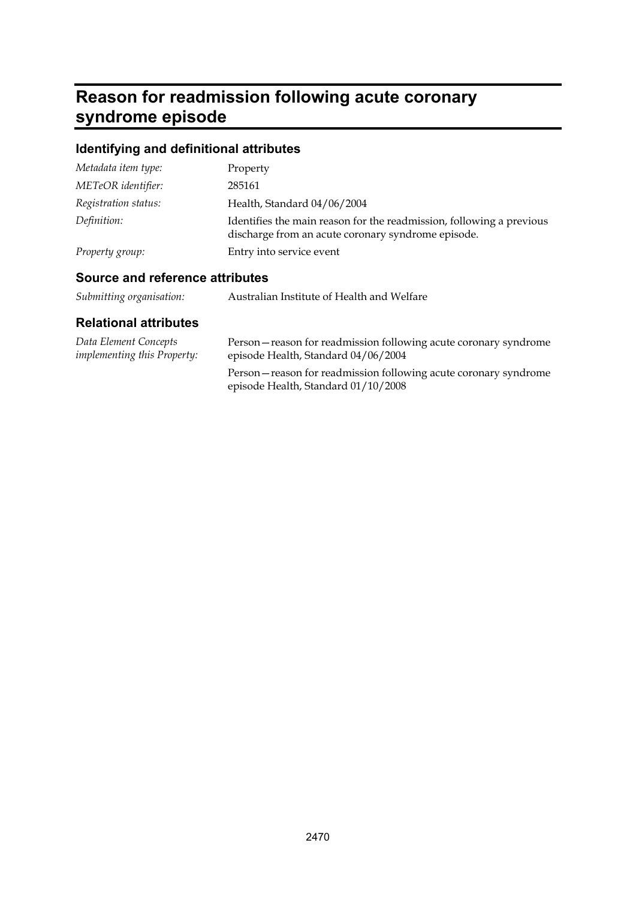# Reason for readmission following acute coronary syndrome episode

## Identifying and definitional attributes

| | |
|---|---|
| *Metadata item type:* | Property |
| *METeOR identifier:* | 285161 |
| *Registration status:* | Health, Standard 04/06/2004 |
| *Definition:* | Identifies the main reason for the readmission, following a previous discharge from an acute coronary syndrome episode. |
| *Property group:* | Entry into service event |

## Source and reference attributes

| | |
|---|---|
| *Submitting organisation:* | Australian Institute of Health and Welfare |

## Relational attributes

| | |
|---|---|
| *Data Element Concepts implementing this Property:* | Person—reason for readmission following acute coronary syndrome episode Health, Standard 04/06/2004 |
| | Person—reason for readmission following acute coronary syndrome episode Health, Standard 01/10/2008 |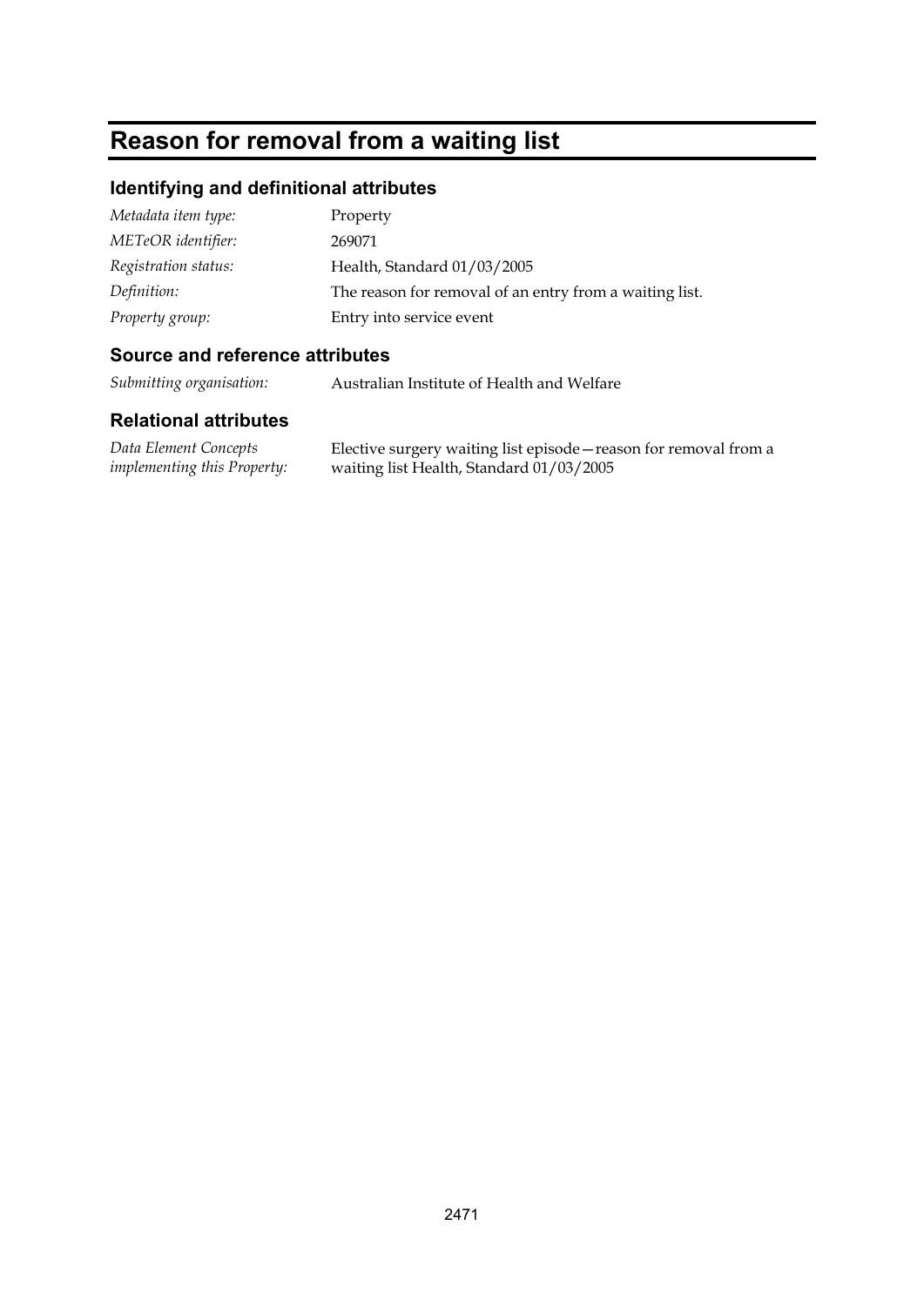# Reason for removal from a waiting list

## Identifying and definitional attributes

| | |
|---|---|
| *Metadata item type:* | Property |
| *METeOR identifier:* | 269071 |
| *Registration status:* | Health, Standard 01/03/2005 |
| *Definition:* | The reason for removal of an entry from a waiting list. |
| *Property group:* | Entry into service event |

## Source and reference attributes

| | |
|---|---|
| *Submitting organisation:* | Australian Institute of Health and Welfare |

## Relational attributes

| | |
|---|---|
| *Data Element Concepts implementing this Property:* | Elective surgery waiting list episode—reason for removal from a waiting list Health, Standard 01/03/2005 |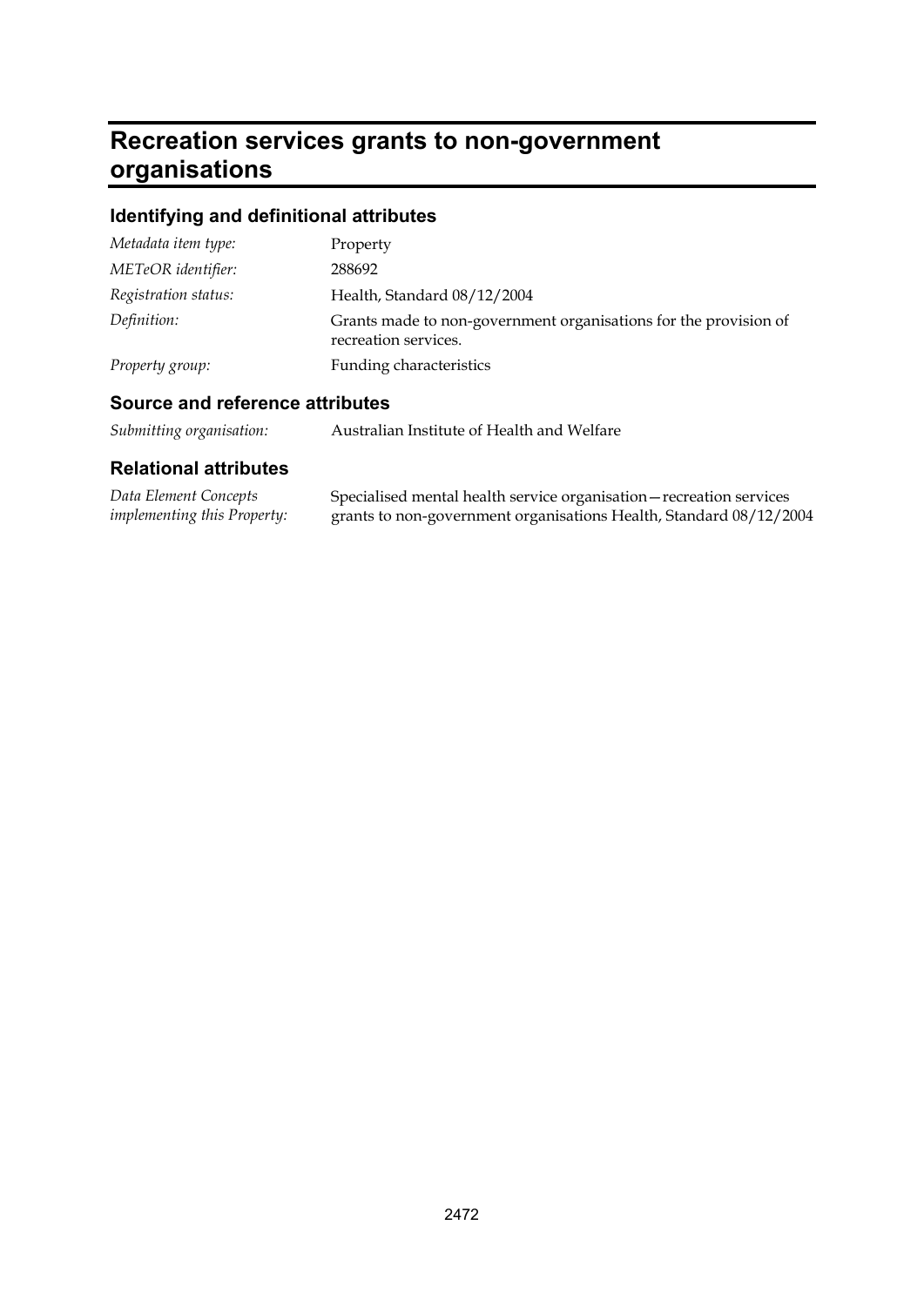# Recreation services grants to non-government organisations

## Identifying and definitional attributes

| | |
|---|---|
| *Metadata item type:* | Property |
| *METeOR identifier:* | 288692 |
| *Registration status:* | Health, Standard 08/12/2004 |
| *Definition:* | Grants made to non-government organisations for the provision of recreation services. |
| *Property group:* | Funding characteristics |

## Source and reference attributes

| | |
|---|---|
| *Submitting organisation:* | Australian Institute of Health and Welfare |

## Relational attributes

| | |
|---|---|
| *Data Element Concepts implementing this Property:* | Specialised mental health service organisation—recreation services grants to non-government organisations Health, Standard 08/12/2004 |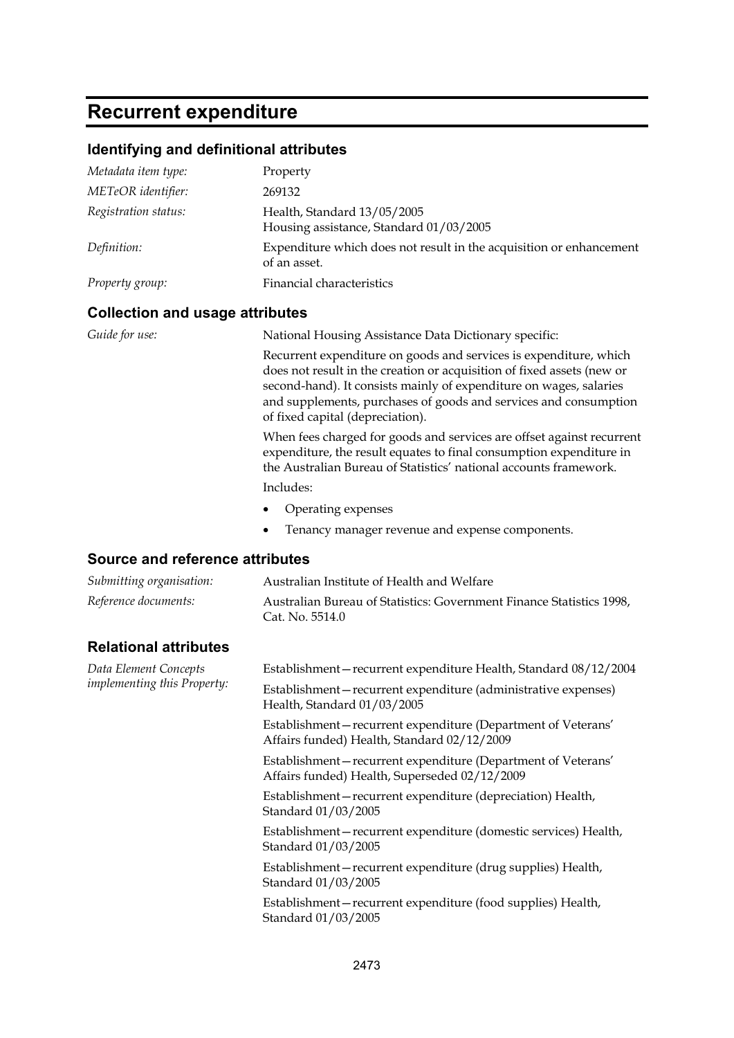# Recurrent expenditure

## Identifying and definitional attributes

| | |
|---|---|
| *Metadata item type:* | Property |
| *METeOR identifier:* | 269132 |
| *Registration status:* | Health, Standard 13/05/2005<br>Housing assistance, Standard 01/03/2005 |
| *Definition:* | Expenditure which does not result in the acquisition or enhancement of an asset. |
| *Property group:* | Financial characteristics |

## Collection and usage attributes

*Guide for use:*

National Housing Assistance Data Dictionary specific:

Recurrent expenditure on goods and services is expenditure, which does not result in the creation or acquisition of fixed assets (new or second-hand). It consists mainly of expenditure on wages, salaries and supplements, purchases of goods and services and consumption of fixed capital (depreciation).

When fees charged for goods and services are offset against recurrent expenditure, the result equates to final consumption expenditure in the Australian Bureau of Statistics' national accounts framework.

Includes:

- Operating expenses
- Tenancy manager revenue and expense components.

## Source and reference attributes

| | |
|---|---|
| *Submitting organisation:* | Australian Institute of Health and Welfare |
| *Reference documents:* | Australian Bureau of Statistics: Government Finance Statistics 1998, Cat. No. 5514.0 |

## Relational attributes

*Data Element Concepts implementing this Property:*

Establishment—recurrent expenditure Health, Standard 08/12/2004

Establishment—recurrent expenditure (administrative expenses) Health, Standard 01/03/2005

Establishment—recurrent expenditure (Department of Veterans' Affairs funded) Health, Standard 02/12/2009

Establishment—recurrent expenditure (Department of Veterans' Affairs funded) Health, Superseded 02/12/2009

Establishment—recurrent expenditure (depreciation) Health, Standard 01/03/2005

Establishment—recurrent expenditure (domestic services) Health, Standard 01/03/2005

Establishment—recurrent expenditure (drug supplies) Health, Standard 01/03/2005

Establishment—recurrent expenditure (food supplies) Health, Standard 01/03/2005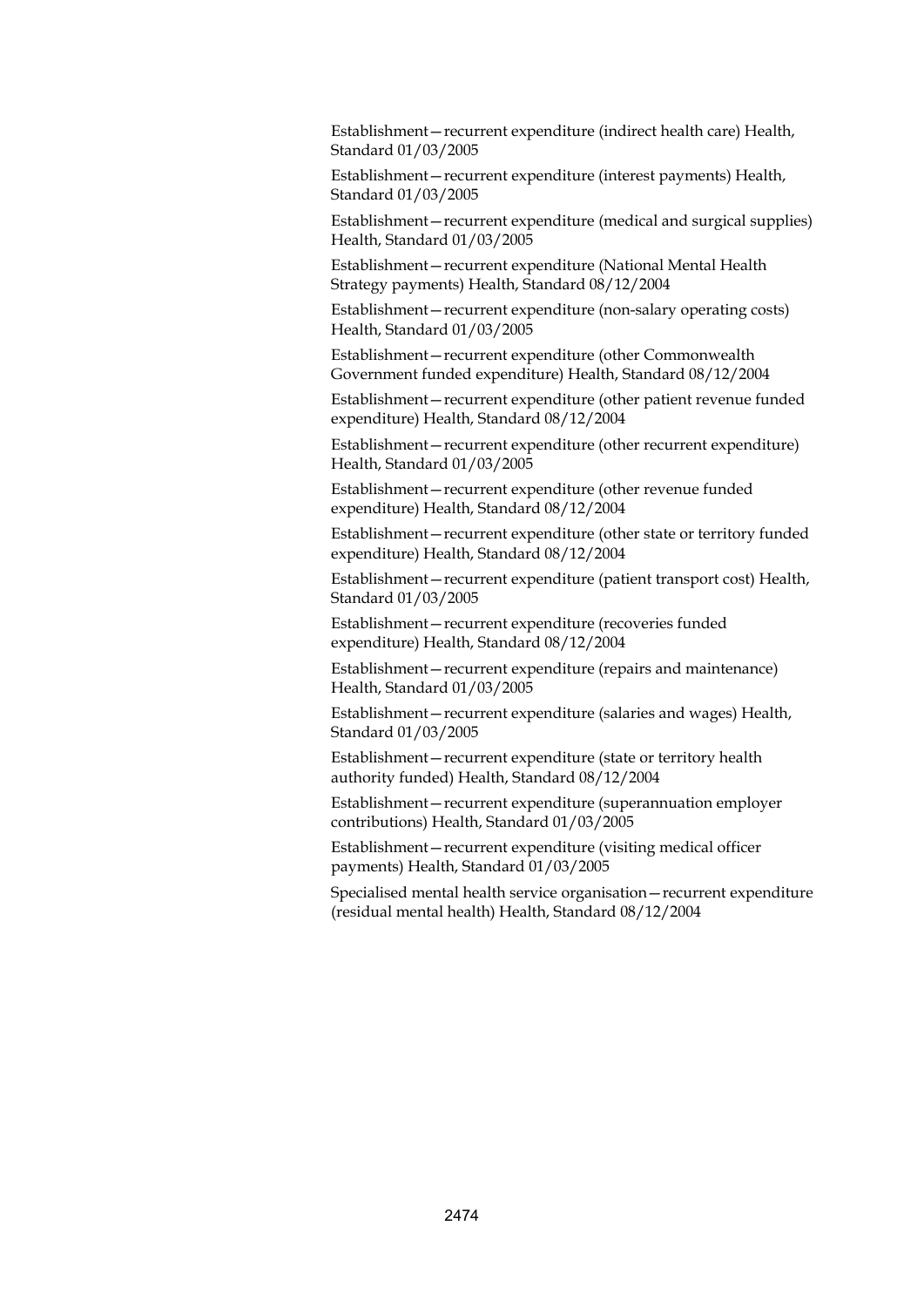Establishment—recurrent expenditure (indirect health care) Health, Standard 01/03/2005

Establishment—recurrent expenditure (interest payments) Health, Standard 01/03/2005

Establishment—recurrent expenditure (medical and surgical supplies) Health, Standard 01/03/2005

Establishment—recurrent expenditure (National Mental Health Strategy payments) Health, Standard 08/12/2004

Establishment—recurrent expenditure (non-salary operating costs) Health, Standard 01/03/2005

Establishment—recurrent expenditure (other Commonwealth Government funded expenditure) Health, Standard 08/12/2004

Establishment—recurrent expenditure (other patient revenue funded expenditure) Health, Standard 08/12/2004

Establishment—recurrent expenditure (other recurrent expenditure) Health, Standard 01/03/2005

Establishment—recurrent expenditure (other revenue funded expenditure) Health, Standard 08/12/2004

Establishment—recurrent expenditure (other state or territory funded expenditure) Health, Standard 08/12/2004

Establishment—recurrent expenditure (patient transport cost) Health, Standard 01/03/2005

Establishment—recurrent expenditure (recoveries funded expenditure) Health, Standard 08/12/2004

Establishment—recurrent expenditure (repairs and maintenance) Health, Standard 01/03/2005

Establishment—recurrent expenditure (salaries and wages) Health, Standard 01/03/2005

Establishment—recurrent expenditure (state or territory health authority funded) Health, Standard 08/12/2004

Establishment—recurrent expenditure (superannuation employer contributions) Health, Standard 01/03/2005

Establishment—recurrent expenditure (visiting medical officer payments) Health, Standard 01/03/2005

Specialised mental health service organisation—recurrent expenditure (residual mental health) Health, Standard 08/12/2004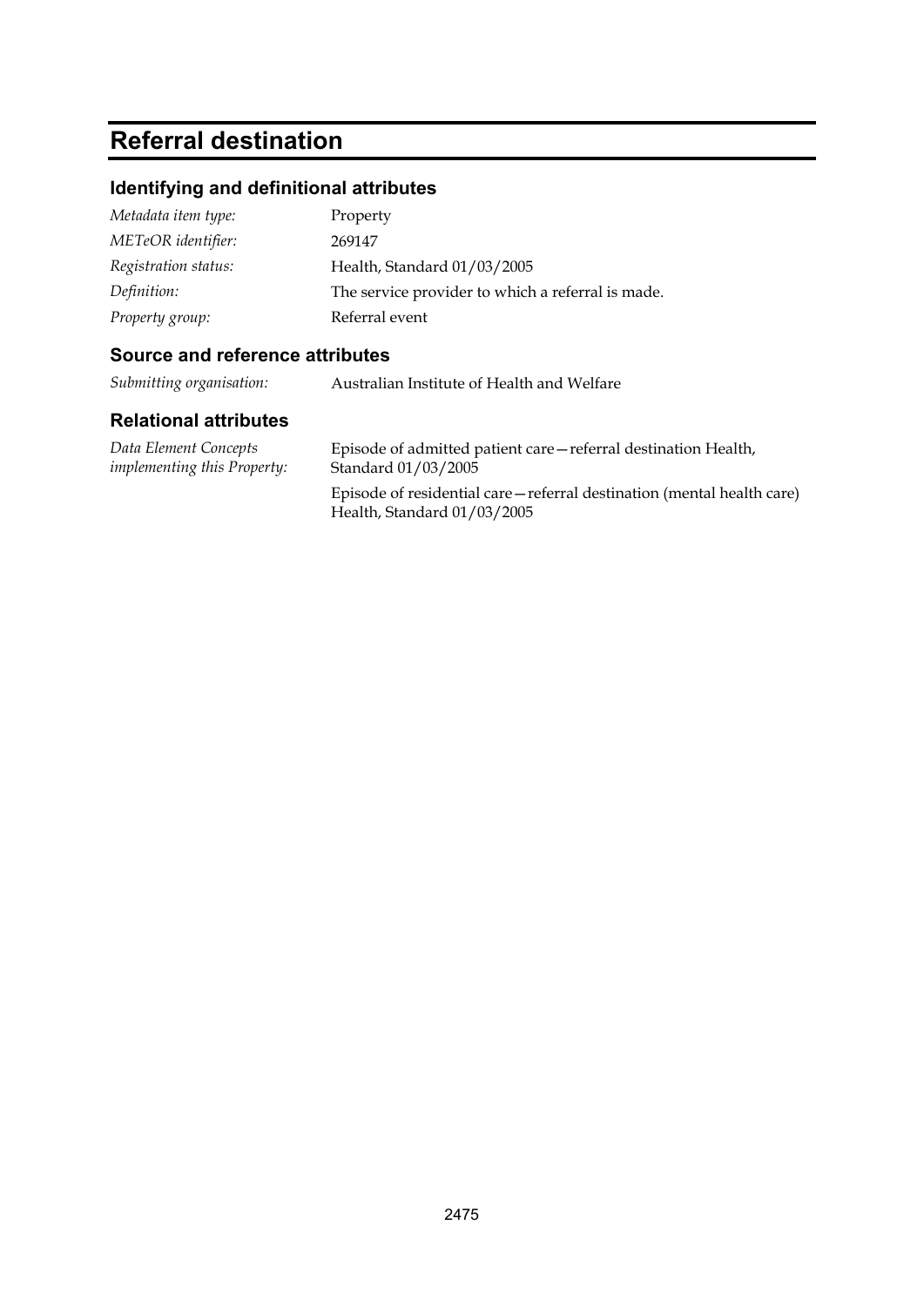# Referral destination

## Identifying and definitional attributes

| | |
|---|---|
| *Metadata item type:* | Property |
| *METeOR identifier:* | 269147 |
| *Registration status:* | Health, Standard 01/03/2005 |
| *Definition:* | The service provider to which a referral is made. |
| *Property group:* | Referral event |

## Source and reference attributes

| | |
|---|---|
| *Submitting organisation:* | Australian Institute of Health and Welfare |

## Relational attributes

| | |
|---|---|
| *Data Element Concepts implementing this Property:* | Episode of admitted patient care—referral destination Health, Standard 01/03/2005 |
| | Episode of residential care—referral destination (mental health care) Health, Standard 01/03/2005 |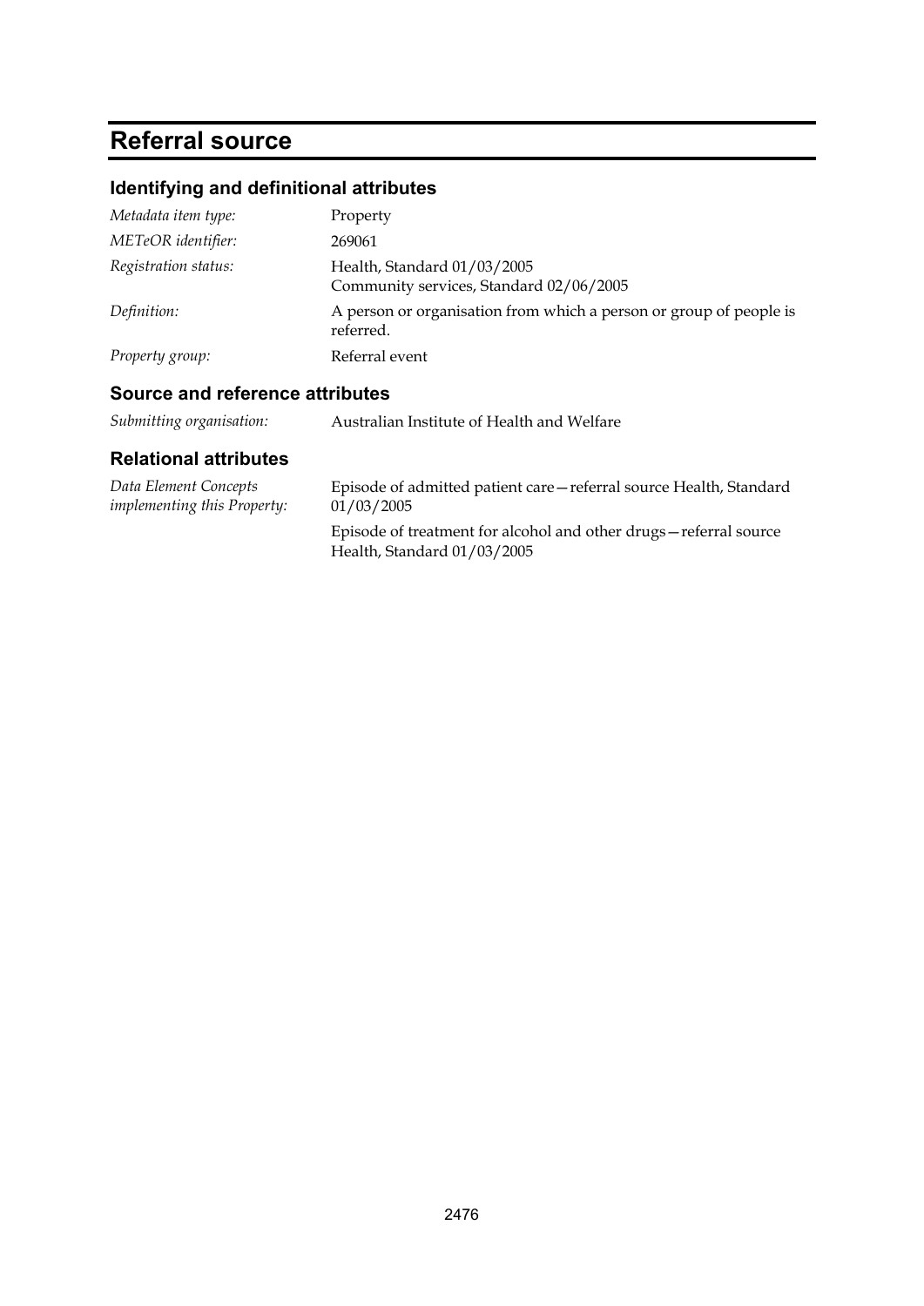# Referral source

## Identifying and definitional attributes

| | |
|---|---|
| *Metadata item type:* | Property |
| *METeOR identifier:* | 269061 |
| *Registration status:* | Health, Standard 01/03/2005<br>Community services, Standard 02/06/2005 |
| *Definition:* | A person or organisation from which a person or group of people is referred. |
| *Property group:* | Referral event |

## Source and reference attributes

| | |
|---|---|
| *Submitting organisation:* | Australian Institute of Health and Welfare |

## Relational attributes

| | |
|---|---|
| *Data Element Concepts implementing this Property:* | Episode of admitted patient care—referral source Health, Standard 01/03/2005<br><br>Episode of treatment for alcohol and other drugs—referral source Health, Standard 01/03/2005 |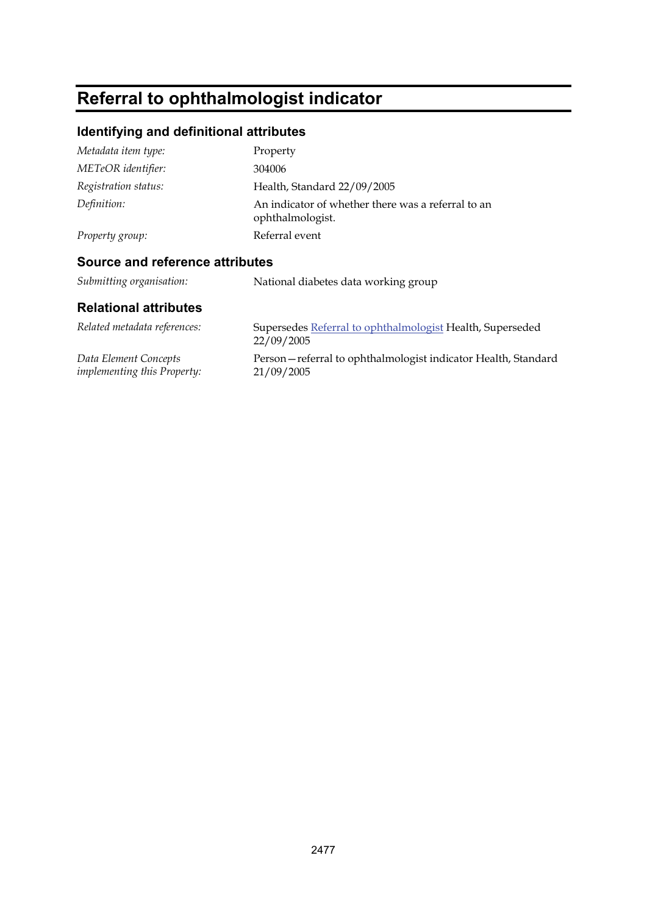# Referral to ophthalmologist indicator

## Identifying and definitional attributes

| | |
|---|---|
| *Metadata item type:* | Property |
| *METeOR identifier:* | 304006 |
| *Registration status:* | Health, Standard 22/09/2005 |
| *Definition:* | An indicator of whether there was a referral to an ophthalmologist. |
| *Property group:* | Referral event |

## Source and reference attributes

| | |
|---|---|
| *Submitting organisation:* | National diabetes data working group |

## Relational attributes

| | |
|---|---|
| *Related metadata references:* | Supersedes Referral to ophthalmologist Health, Superseded 22/09/2005 |
| *Data Element Concepts implementing this Property:* | Person—referral to ophthalmologist indicator Health, Standard 21/09/2005 |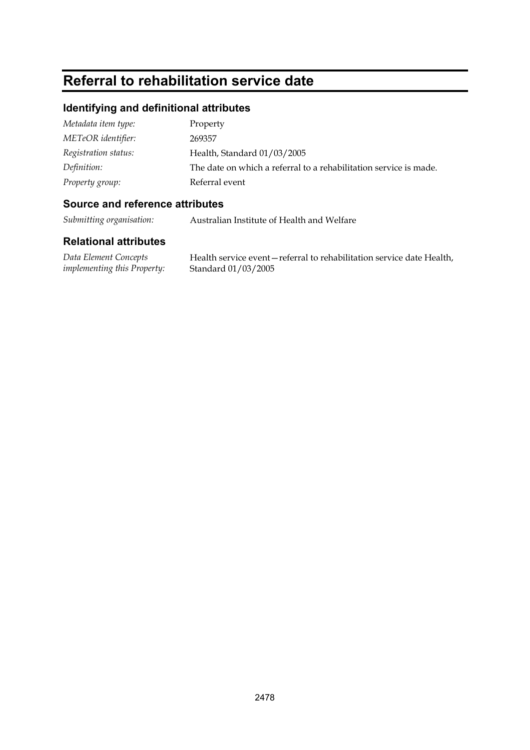# Referral to rehabilitation service date

## Identifying and definitional attributes

| | |
|---|---|
| *Metadata item type:* | Property |
| *METeOR identifier:* | 269357 |
| *Registration status:* | Health, Standard 01/03/2005 |
| *Definition:* | The date on which a referral to a rehabilitation service is made. |
| *Property group:* | Referral event |

## Source and reference attributes

| | |
|---|---|
| *Submitting organisation:* | Australian Institute of Health and Welfare |

## Relational attributes

| | |
|---|---|
| *Data Element Concepts implementing this Property:* | Health service event—referral to rehabilitation service date Health, Standard 01/03/2005 |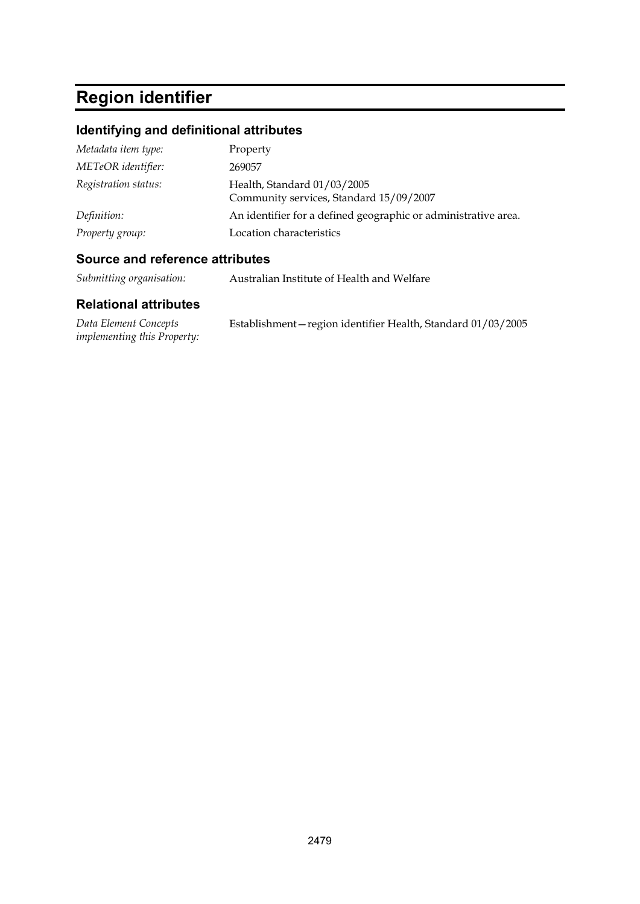# Region identifier

## Identifying and definitional attributes

| | |
|---|---|
| *Metadata item type:* | Property |
| *METeOR identifier:* | 269057 |
| *Registration status:* | Health, Standard 01/03/2005<br>Community services, Standard 15/09/2007 |
| *Definition:* | An identifier for a defined geographic or administrative area. |
| *Property group:* | Location characteristics |

## Source and reference attributes

| | |
|---|---|
| *Submitting organisation:* | Australian Institute of Health and Welfare |

## Relational attributes

| | |
|---|---|
| *Data Element Concepts implementing this Property:* | Establishment—region identifier Health, Standard 01/03/2005 |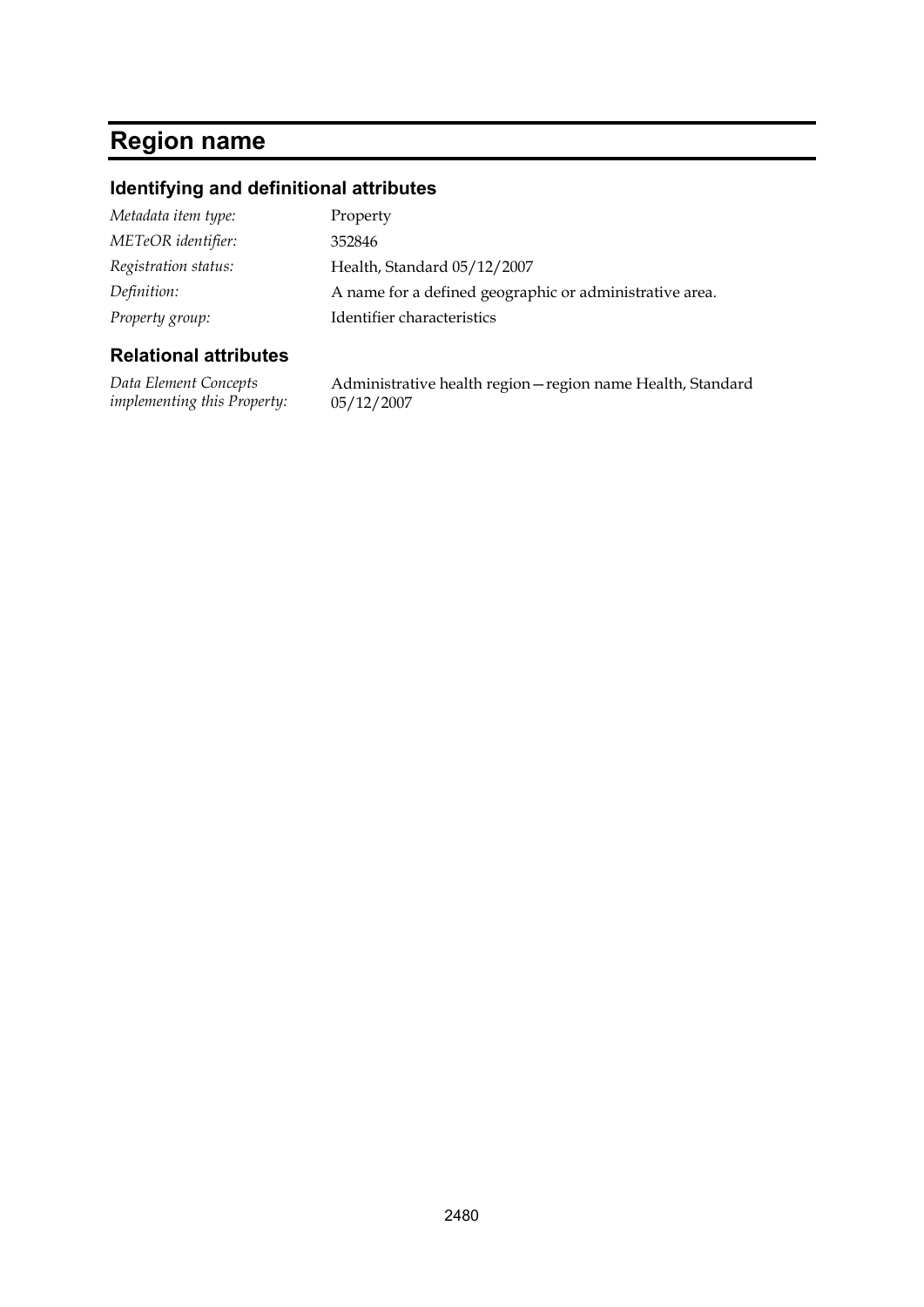# Region name

## Identifying and definitional attributes

| | |
|---|---|
| *Metadata item type:* | Property |
| *METeOR identifier:* | 352846 |
| *Registration status:* | Health, Standard 05/12/2007 |
| *Definition:* | A name for a defined geographic or administrative area. |
| *Property group:* | Identifier characteristics |

## Relational attributes

| | |
|---|---|
| *Data Element Concepts implementing this Property:* | Administrative health region—region name Health, Standard 05/12/2007 |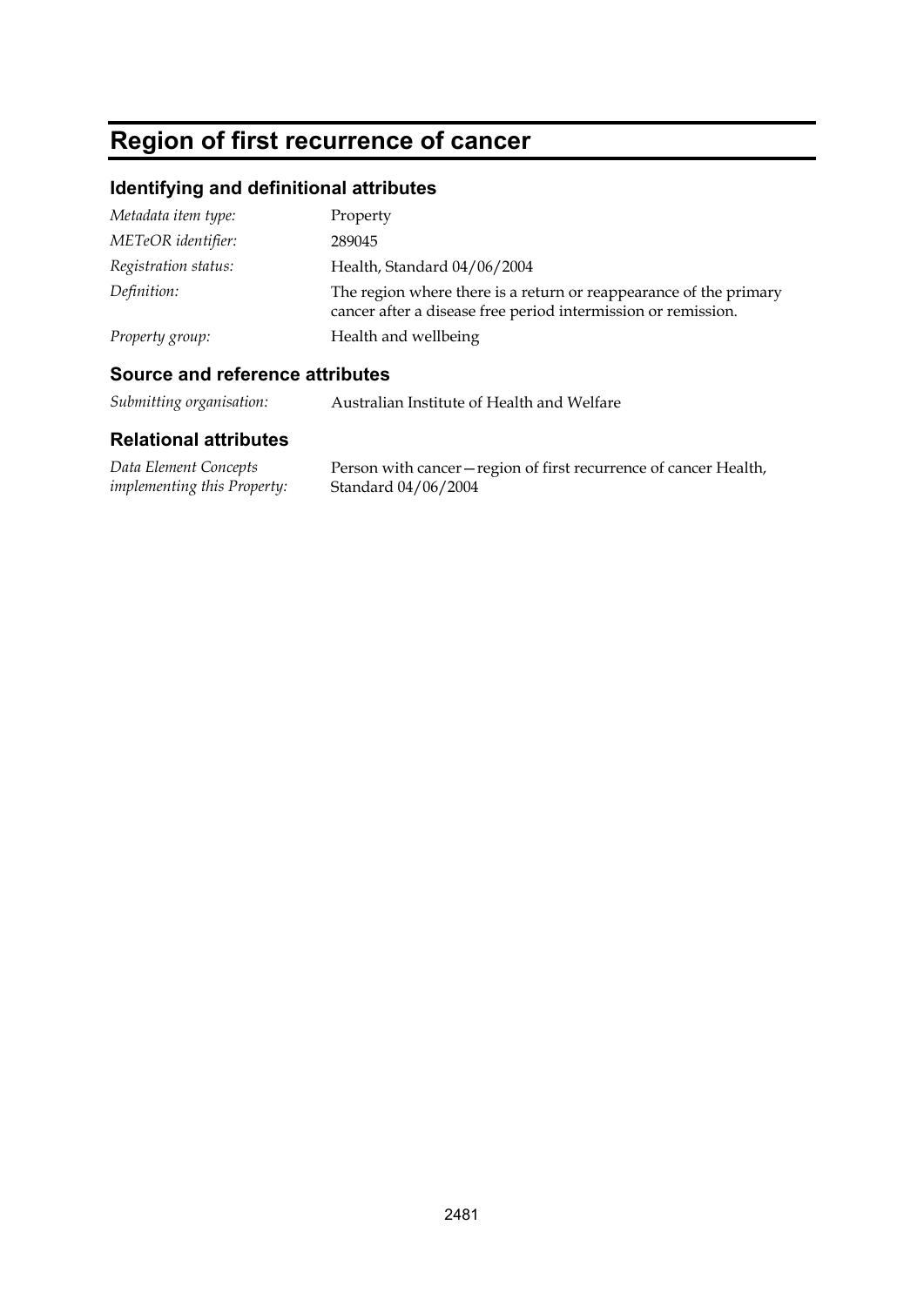# Region of first recurrence of cancer

## Identifying and definitional attributes

| | |
|---|---|
| *Metadata item type:* | Property |
| *METeOR identifier:* | 289045 |
| *Registration status:* | Health, Standard 04/06/2004 |
| *Definition:* | The region where there is a return or reappearance of the primary cancer after a disease free period intermission or remission. |
| *Property group:* | Health and wellbeing |

## Source and reference attributes

| | |
|---|---|
| *Submitting organisation:* | Australian Institute of Health and Welfare |

## Relational attributes

| | |
|---|---|
| *Data Element Concepts implementing this Property:* | Person with cancer—region of first recurrence of cancer Health, Standard 04/06/2004 |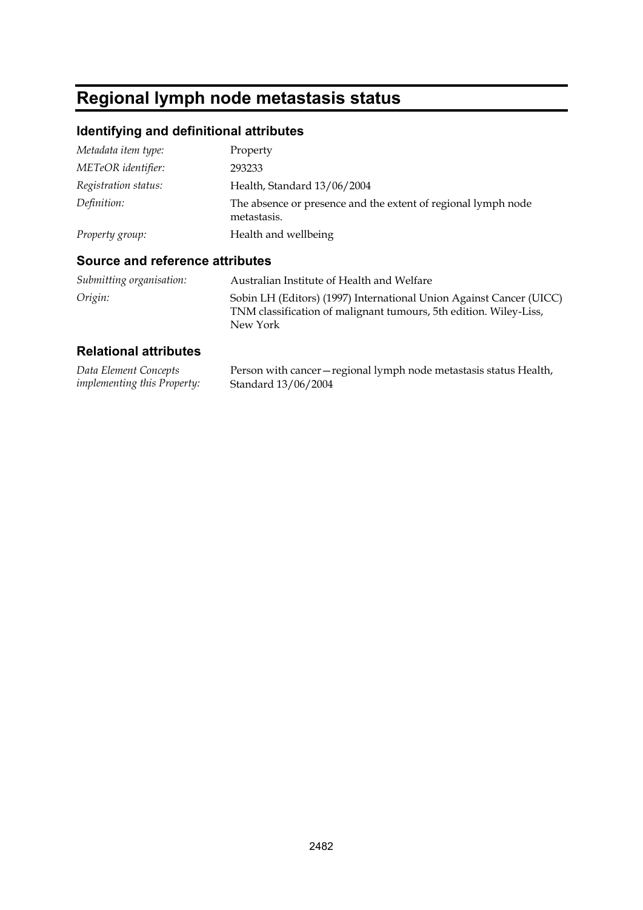# Regional lymph node metastasis status

## Identifying and definitional attributes

| | |
|---|---|
| *Metadata item type:* | Property |
| *METeOR identifier:* | 293233 |
| *Registration status:* | Health, Standard 13/06/2004 |
| *Definition:* | The absence or presence and the extent of regional lymph node metastasis. |
| *Property group:* | Health and wellbeing |

## Source and reference attributes

| | |
|---|---|
| *Submitting organisation:* | Australian Institute of Health and Welfare |
| *Origin:* | Sobin LH (Editors) (1997) International Union Against Cancer (UICC) TNM classification of malignant tumours, 5th edition. Wiley-Liss, New York |

## Relational attributes

| | |
|---|---|
| *Data Element Concepts implementing this Property:* | Person with cancer—regional lymph node metastasis status Health, Standard 13/06/2004 |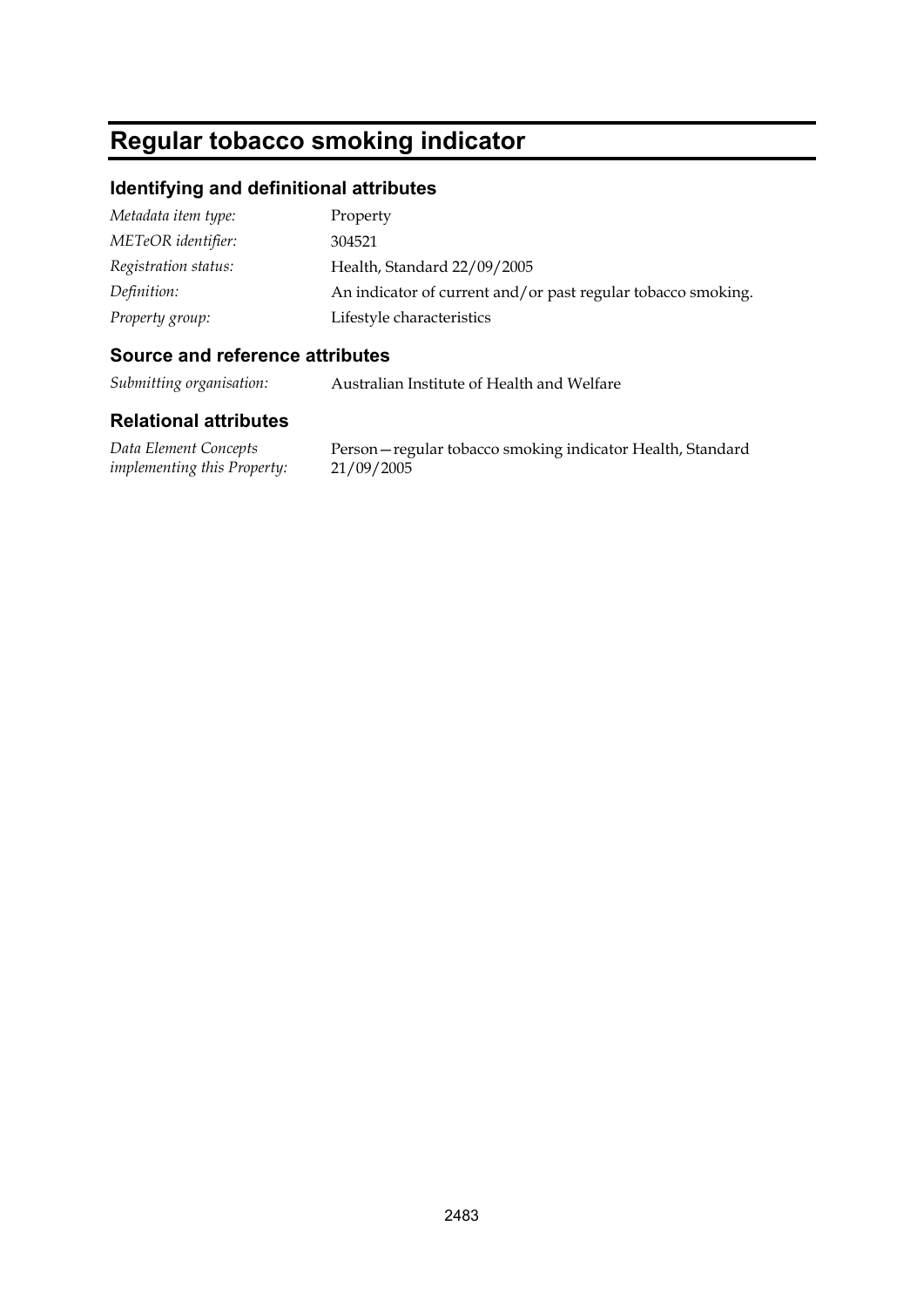# Regular tobacco smoking indicator

## Identifying and definitional attributes

| | |
|---|---|
| *Metadata item type:* | Property |
| *METeOR identifier:* | 304521 |
| *Registration status:* | Health, Standard 22/09/2005 |
| *Definition:* | An indicator of current and/or past regular tobacco smoking. |
| *Property group:* | Lifestyle characteristics |

## Source and reference attributes

| | |
|---|---|
| *Submitting organisation:* | Australian Institute of Health and Welfare |

## Relational attributes

| | |
|---|---|
| *Data Element Concepts implementing this Property:* | Person—regular tobacco smoking indicator Health, Standard 21/09/2005 |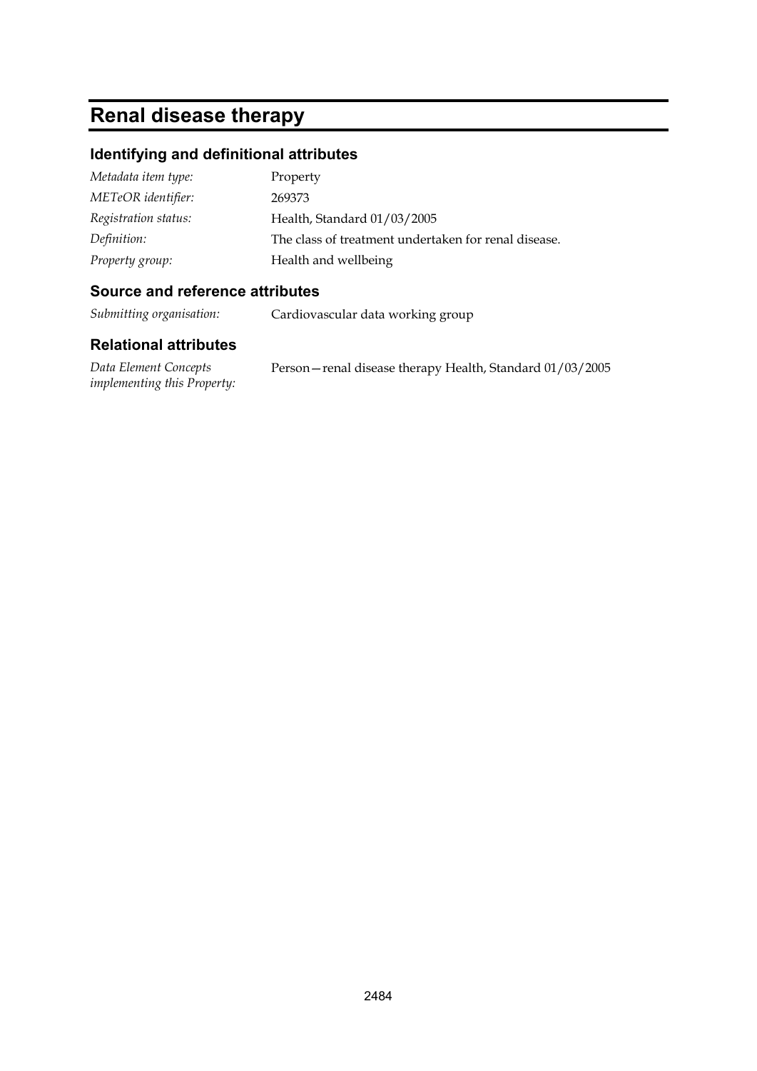# Renal disease therapy

## Identifying and definitional attributes

| | |
|---|---|
| *Metadata item type:* | Property |
| *METeOR identifier:* | 269373 |
| *Registration status:* | Health, Standard 01/03/2005 |
| *Definition:* | The class of treatment undertaken for renal disease. |
| *Property group:* | Health and wellbeing |

## Source and reference attributes

| | |
|---|---|
| *Submitting organisation:* | Cardiovascular data working group |

## Relational attributes

| | |
|---|---|
| *Data Element Concepts implementing this Property:* | Person—renal disease therapy Health, Standard 01/03/2005 |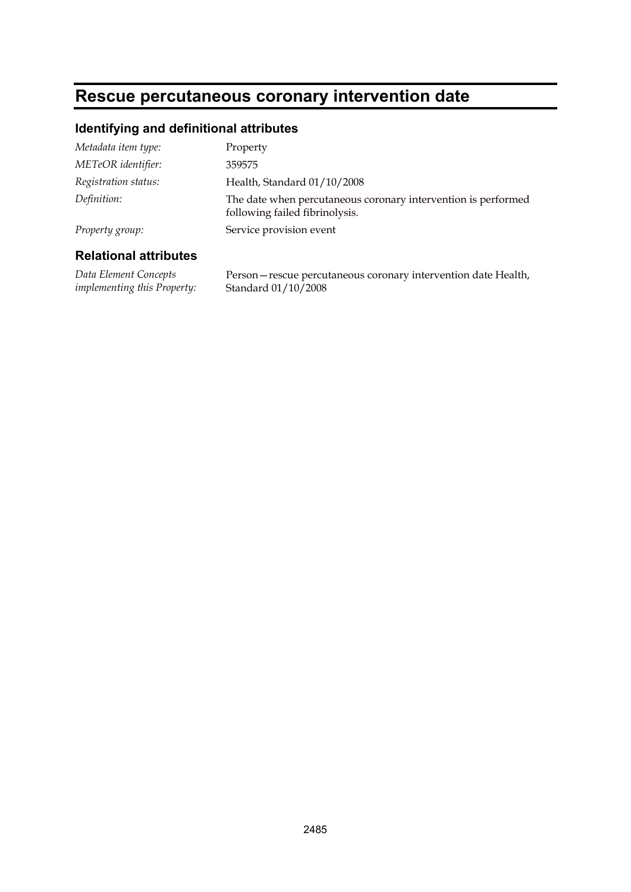# Rescue percutaneous coronary intervention date

## Identifying and definitional attributes

| | |
|---|---|
| *Metadata item type:* | Property |
| *METeOR identifier:* | 359575 |
| *Registration status:* | Health, Standard 01/10/2008 |
| *Definition:* | The date when percutaneous coronary intervention is performed following failed fibrinolysis. |
| *Property group:* | Service provision event |

## Relational attributes

| | |
|---|---|
| *Data Element Concepts implementing this Property:* | Person—rescue percutaneous coronary intervention date Health, Standard 01/10/2008 |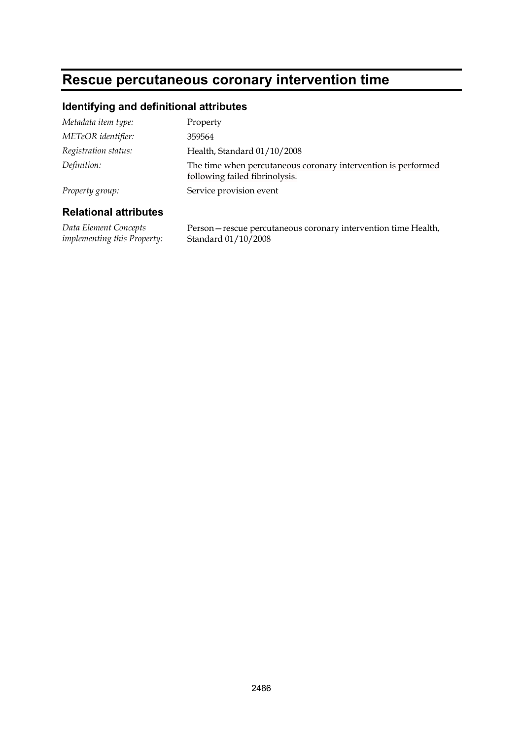# Rescue percutaneous coronary intervention time

## Identifying and definitional attributes

| | |
|---|---|
| *Metadata item type:* | Property |
| *METeOR identifier:* | 359564 |
| *Registration status:* | Health, Standard 01/10/2008 |
| *Definition:* | The time when percutaneous coronary intervention is performed following failed fibrinolysis. |
| *Property group:* | Service provision event |

## Relational attributes

| | |
|---|---|
| *Data Element Concepts implementing this Property:* | Person—rescue percutaneous coronary intervention time Health, Standard 01/10/2008 |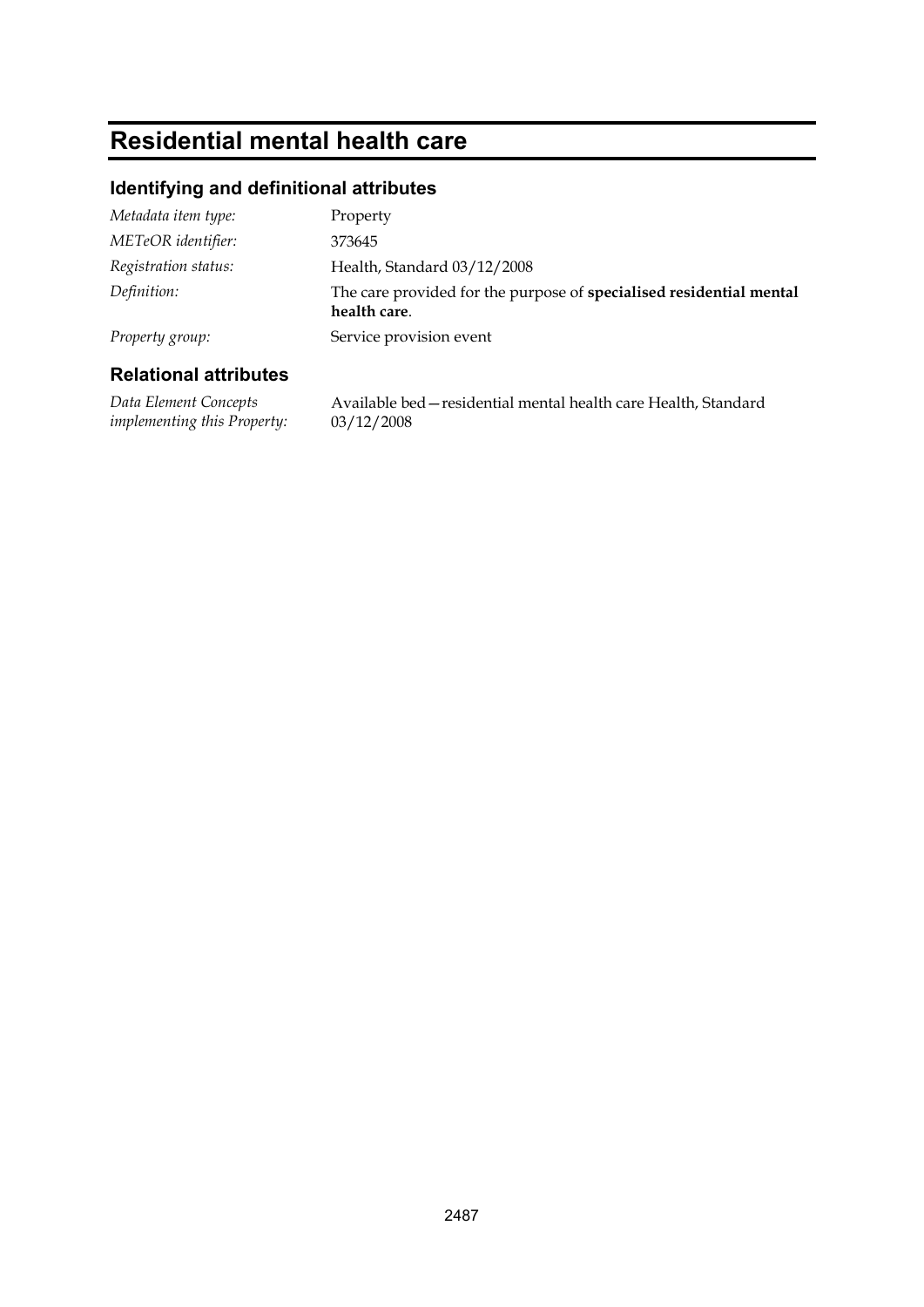# Residential mental health care

## Identifying and definitional attributes

| | |
|---|---|
| *Metadata item type:* | Property |
| *METeOR identifier:* | 373645 |
| *Registration status:* | Health, Standard 03/12/2008 |
| *Definition:* | The care provided for the purpose of **specialised residential mental health care**. |
| *Property group:* | Service provision event |

## Relational attributes

| | |
|---|---|
| *Data Element Concepts implementing this Property:* | Available bed—residential mental health care Health, Standard 03/12/2008 |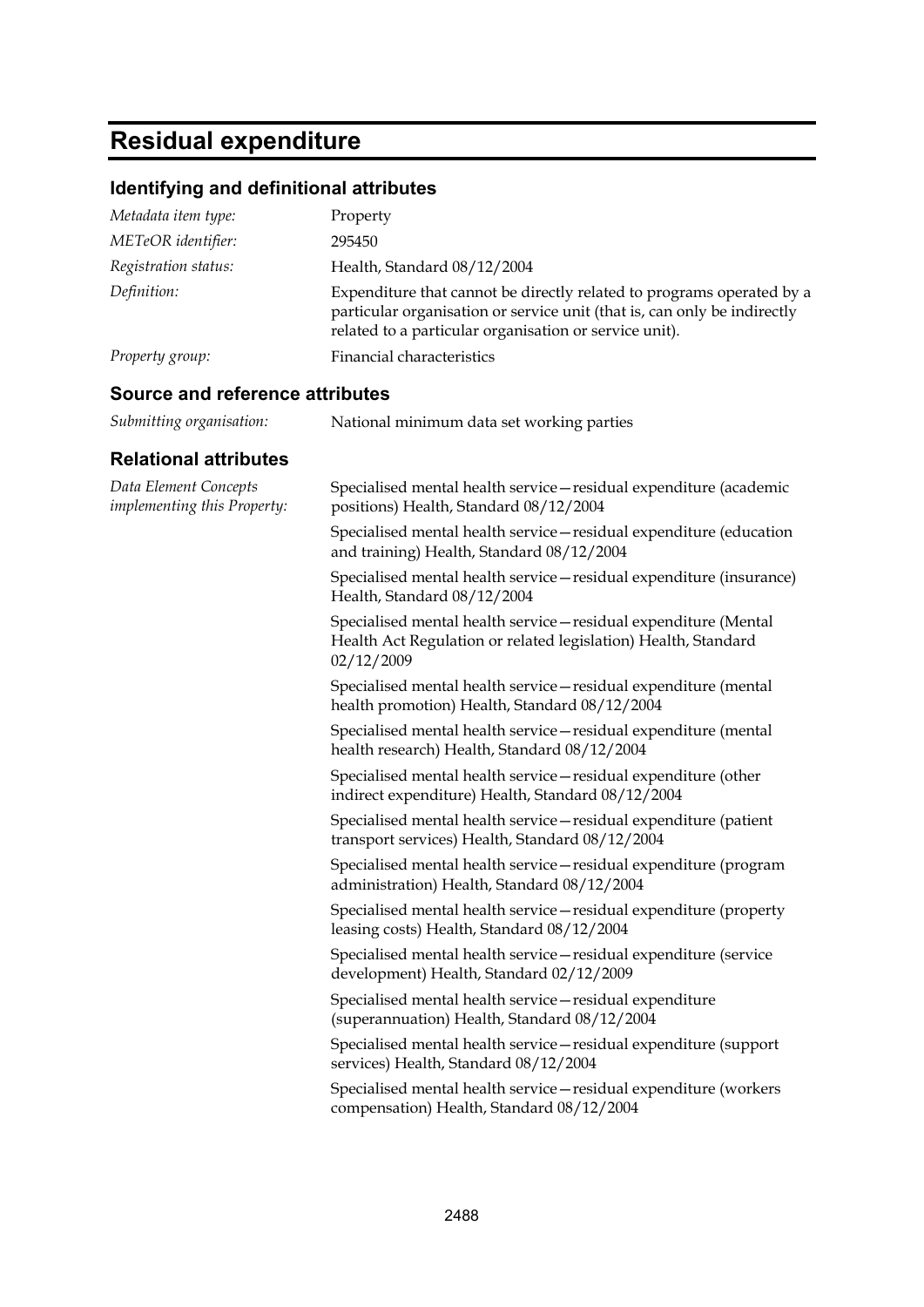# Residual expenditure

## Identifying and definitional attributes

| | |
|---|---|
| *Metadata item type:* | Property |
| *METeOR identifier:* | 295450 |
| *Registration status:* | Health, Standard 08/12/2004 |
| *Definition:* | Expenditure that cannot be directly related to programs operated by a particular organisation or service unit (that is, can only be indirectly related to a particular organisation or service unit). |
| *Property group:* | Financial characteristics |

## Source and reference attributes

| | |
|---|---|
| *Submitting organisation:* | National minimum data set working parties |

## Relational attributes

*Data Element Concepts implementing this Property:*

Specialised mental health service—residual expenditure (academic positions) Health, Standard 08/12/2004

Specialised mental health service—residual expenditure (education and training) Health, Standard 08/12/2004

Specialised mental health service—residual expenditure (insurance) Health, Standard 08/12/2004

Specialised mental health service—residual expenditure (Mental Health Act Regulation or related legislation) Health, Standard 02/12/2009

Specialised mental health service—residual expenditure (mental health promotion) Health, Standard 08/12/2004

Specialised mental health service—residual expenditure (mental health research) Health, Standard 08/12/2004

Specialised mental health service—residual expenditure (other indirect expenditure) Health, Standard 08/12/2004

Specialised mental health service—residual expenditure (patient transport services) Health, Standard 08/12/2004

Specialised mental health service—residual expenditure (program administration) Health, Standard 08/12/2004

Specialised mental health service—residual expenditure (property leasing costs) Health, Standard 08/12/2004

Specialised mental health service—residual expenditure (service development) Health, Standard 02/12/2009

Specialised mental health service—residual expenditure (superannuation) Health, Standard 08/12/2004

Specialised mental health service—residual expenditure (support services) Health, Standard 08/12/2004

Specialised mental health service—residual expenditure (workers compensation) Health, Standard 08/12/2004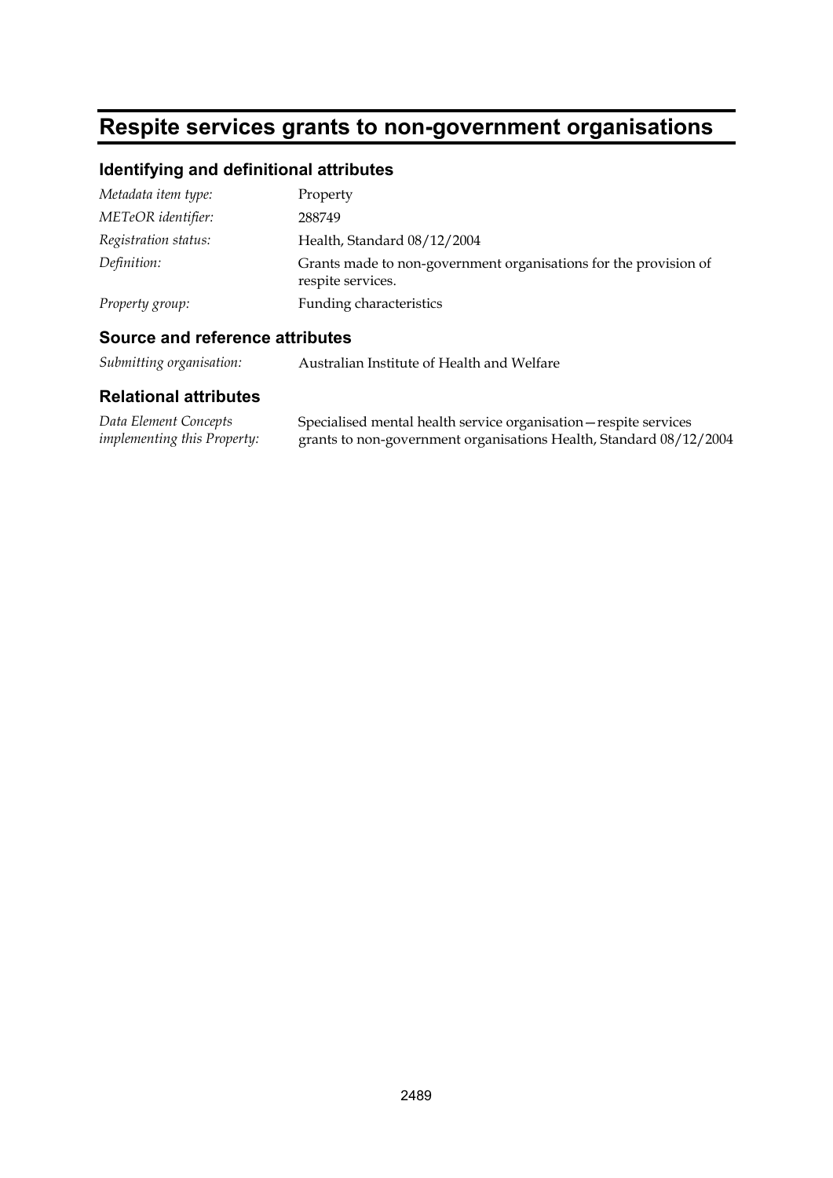# Respite services grants to non-government organisations

## Identifying and definitional attributes

| | |
|---|---|
| *Metadata item type:* | Property |
| *METeOR identifier:* | 288749 |
| *Registration status:* | Health, Standard 08/12/2004 |
| *Definition:* | Grants made to non-government organisations for the provision of respite services. |
| *Property group:* | Funding characteristics |

## Source and reference attributes

| | |
|---|---|
| *Submitting organisation:* | Australian Institute of Health and Welfare |

## Relational attributes

| | |
|---|---|
| *Data Element Concepts implementing this Property:* | Specialised mental health service organisation—respite services grants to non-government organisations Health, Standard 08/12/2004 |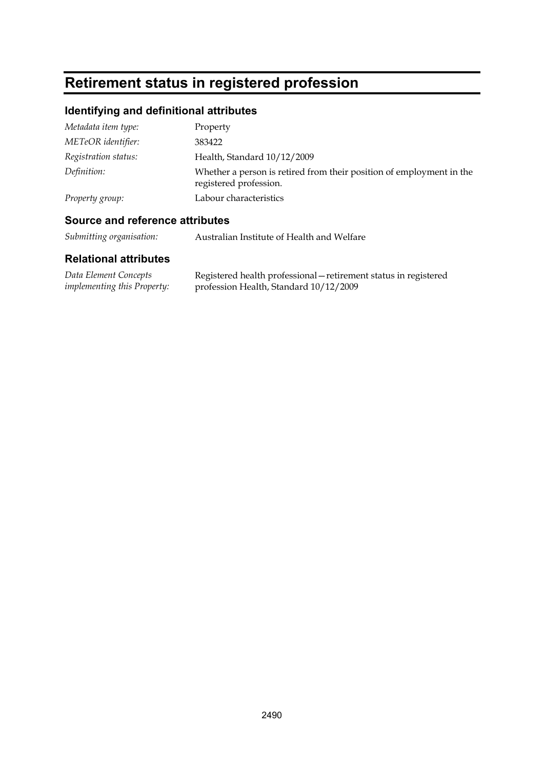# Retirement status in registered profession

## Identifying and definitional attributes

| | |
|---|---|
| *Metadata item type:* | Property |
| *METeOR identifier:* | 383422 |
| *Registration status:* | Health, Standard 10/12/2009 |
| *Definition:* | Whether a person is retired from their position of employment in the registered profession. |
| *Property group:* | Labour characteristics |

## Source and reference attributes

| | |
|---|---|
| *Submitting organisation:* | Australian Institute of Health and Welfare |

## Relational attributes

| | |
|---|---|
| *Data Element Concepts implementing this Property:* | Registered health professional—retirement status in registered profession Health, Standard 10/12/2009 |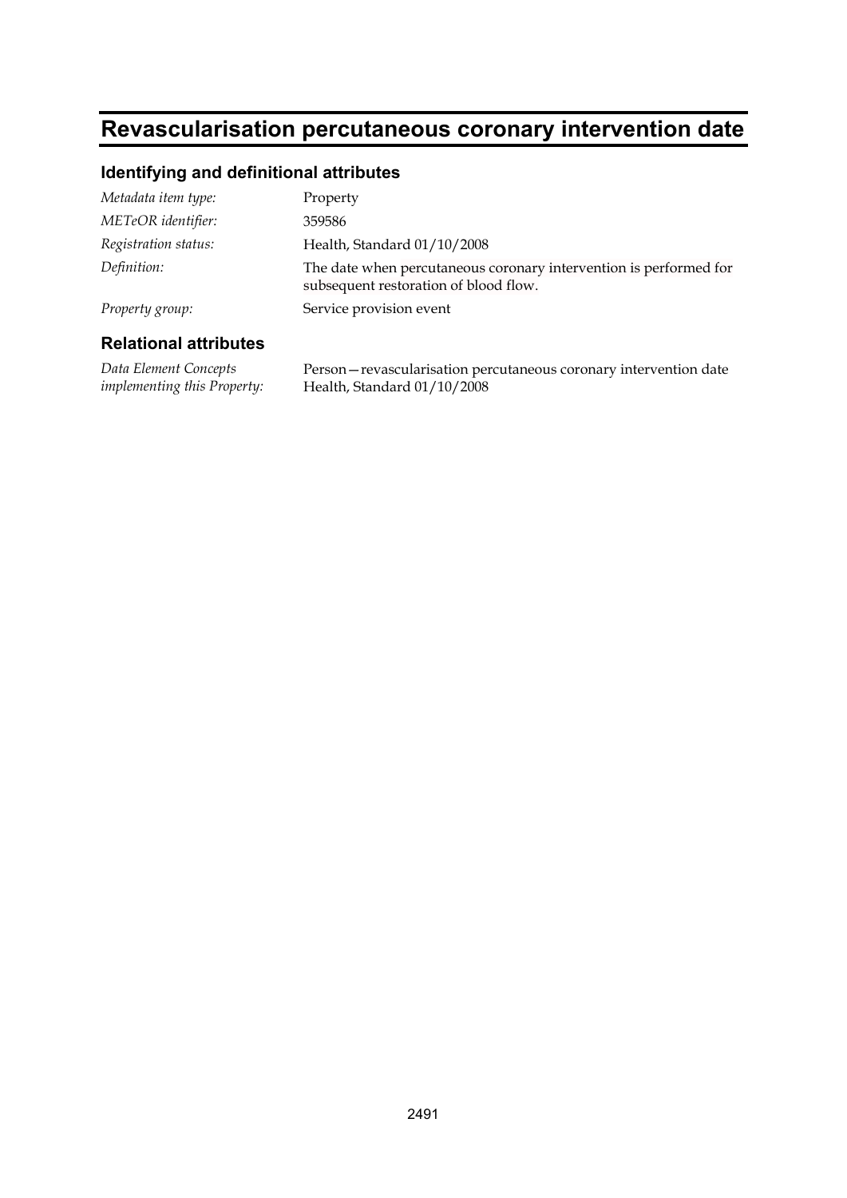# Revascularisation percutaneous coronary intervention date

## Identifying and definitional attributes

| | |
|---|---|
| *Metadata item type:* | Property |
| *METeOR identifier:* | 359586 |
| *Registration status:* | Health, Standard 01/10/2008 |
| *Definition:* | The date when percutaneous coronary intervention is performed for subsequent restoration of blood flow. |
| *Property group:* | Service provision event |

## Relational attributes

| | |
|---|---|
| *Data Element Concepts implementing this Property:* | Person—revascularisation percutaneous coronary intervention date<br>Health, Standard 01/10/2008 |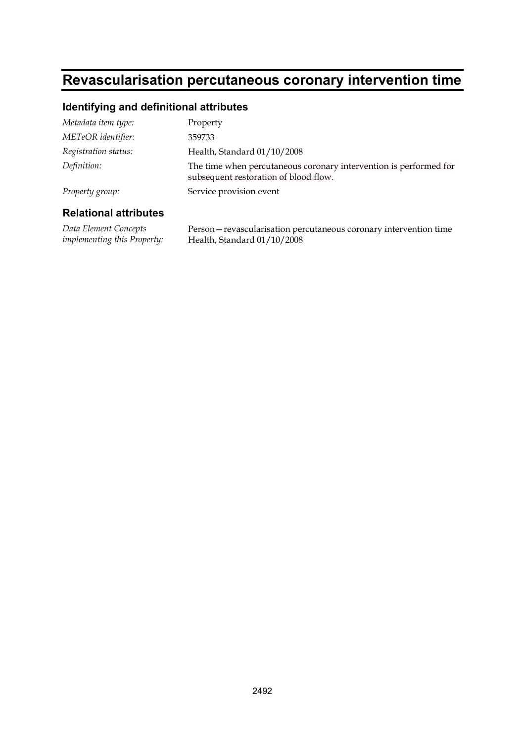# Revascularisation percutaneous coronary intervention time

## Identifying and definitional attributes

| | |
|---|---|
| *Metadata item type:* | Property |
| *METeOR identifier:* | 359733 |
| *Registration status:* | Health, Standard 01/10/2008 |
| *Definition:* | The time when percutaneous coronary intervention is performed for subsequent restoration of blood flow. |
| *Property group:* | Service provision event |

## Relational attributes

| | |
|---|---|
| *Data Element Concepts implementing this Property:* | Person—revascularisation percutaneous coronary intervention time Health, Standard 01/10/2008 |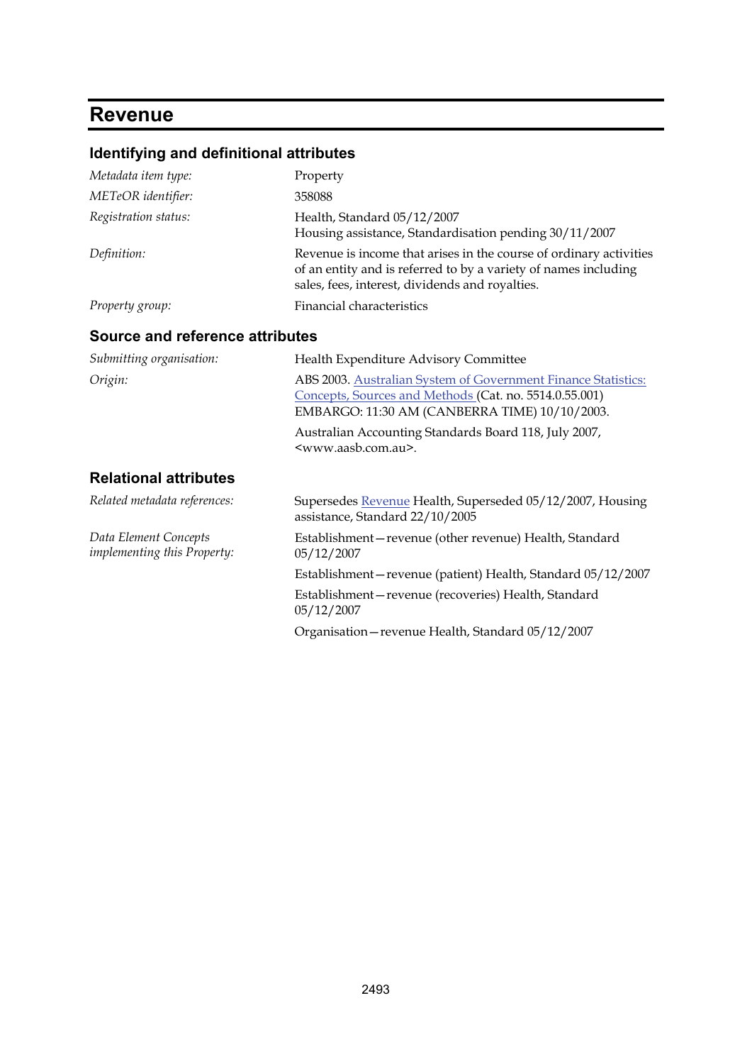# Revenue

## Identifying and definitional attributes

| | |
|---|---|
| *Metadata item type:* | Property |
| *METeOR identifier:* | 358088 |
| *Registration status:* | Health, Standard 05/12/2007<br>Housing assistance, Standardisation pending 30/11/2007 |
| *Definition:* | Revenue is income that arises in the course of ordinary activities of an entity and is referred to by a variety of names including sales, fees, interest, dividends and royalties. |
| *Property group:* | Financial characteristics |

## Source and reference attributes

| | |
|---|---|
| *Submitting organisation:* | Health Expenditure Advisory Committee |
| *Origin:* | ABS 2003. Australian System of Government Finance Statistics: Concepts, Sources and Methods (Cat. no. 5514.0.55.001) EMBARGO: 11:30 AM (CANBERRA TIME) 10/10/2003.<br>Australian Accounting Standards Board 118, July 2007, <www.aasb.com.au>. |

## Relational attributes

| | |
|---|---|
| *Related metadata references:* | Supersedes Revenue Health, Superseded 05/12/2007, Housing assistance, Standard 22/10/2005 |
| *Data Element Concepts implementing this Property:* | Establishment—revenue (other revenue) Health, Standard 05/12/2007<br>Establishment—revenue (patient) Health, Standard 05/12/2007<br>Establishment—revenue (recoveries) Health, Standard 05/12/2007<br>Organisation—revenue Health, Standard 05/12/2007 |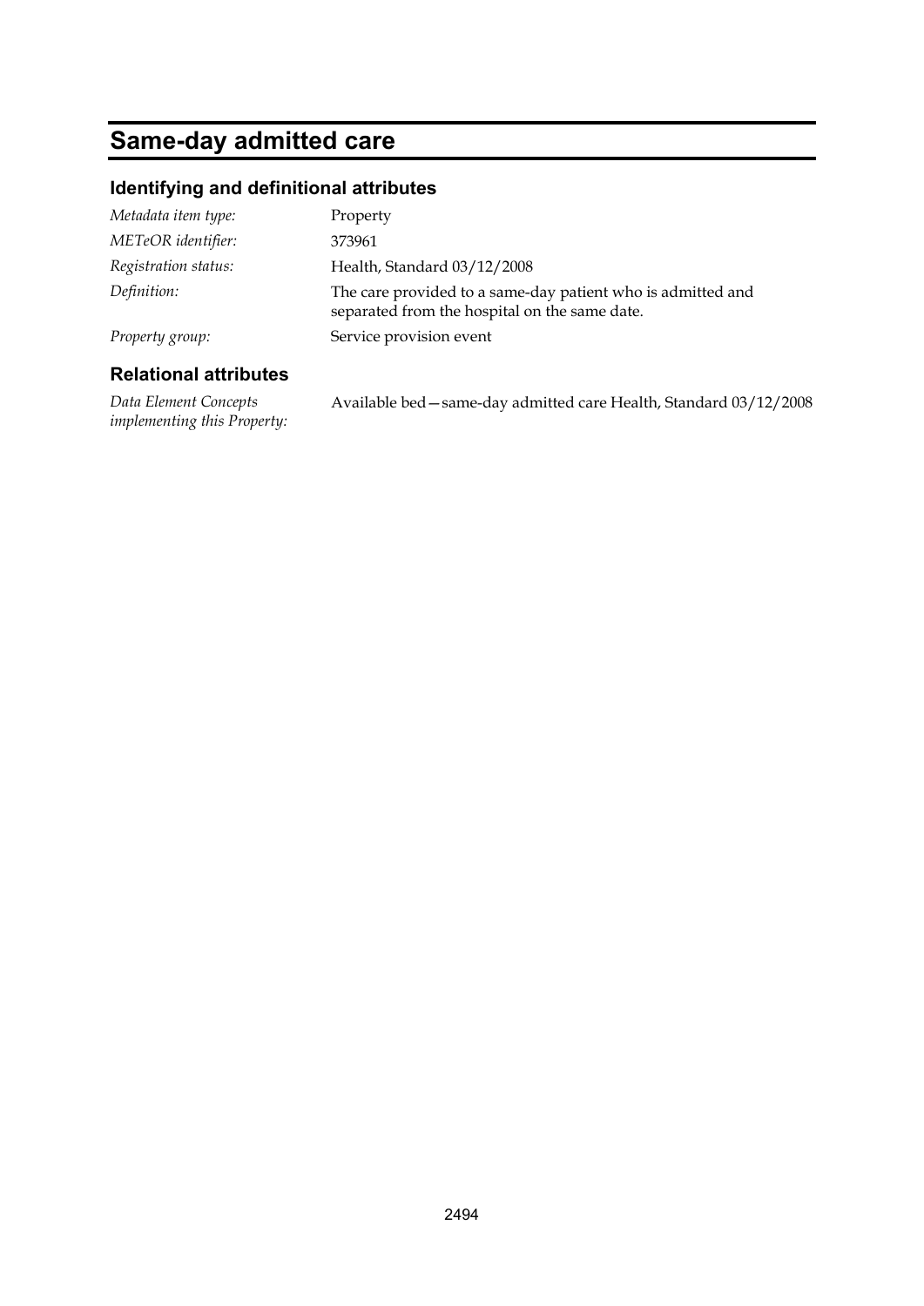# Same-day admitted care

## Identifying and definitional attributes

| | |
|---|---|
| *Metadata item type:* | Property |
| *METeOR identifier:* | 373961 |
| *Registration status:* | Health, Standard 03/12/2008 |
| *Definition:* | The care provided to a same-day patient who is admitted and separated from the hospital on the same date. |
| *Property group:* | Service provision event |

## Relational attributes

| | |
|---|---|
| *Data Element Concepts implementing this Property:* | Available bed—same-day admitted care Health, Standard 03/12/2008 |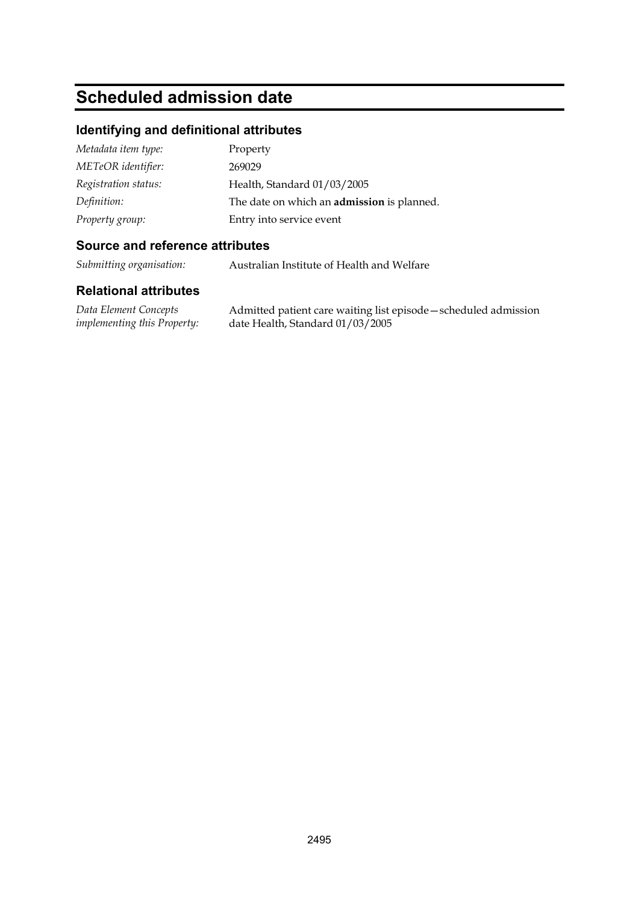# Scheduled admission date

## Identifying and definitional attributes

| | |
|---|---|
| *Metadata item type:* | Property |
| *METeOR identifier:* | 269029 |
| *Registration status:* | Health, Standard 01/03/2005 |
| *Definition:* | The date on which an **admission** is planned. |
| *Property group:* | Entry into service event |

## Source and reference attributes

| | |
|---|---|
| *Submitting organisation:* | Australian Institute of Health and Welfare |

## Relational attributes

| | |
|---|---|
| *Data Element Concepts implementing this Property:* | Admitted patient care waiting list episode—scheduled admission date Health, Standard 01/03/2005 |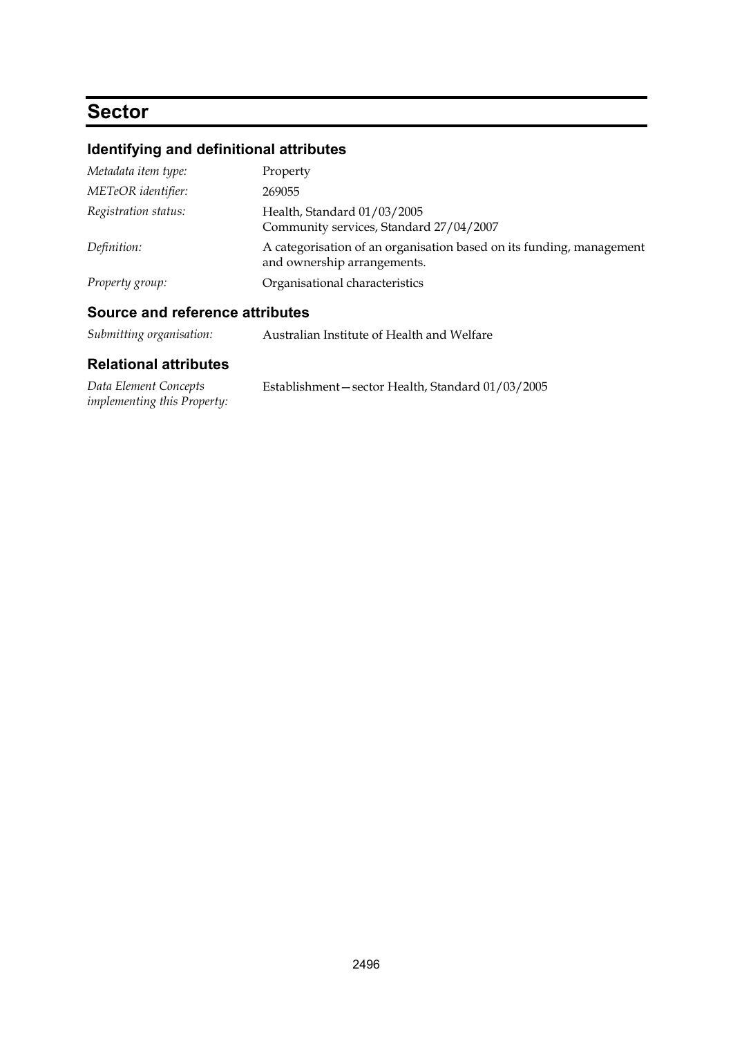# Sector

## Identifying and definitional attributes

| | |
|---|---|
| *Metadata item type:* | Property |
| *METeOR identifier:* | 269055 |
| *Registration status:* | Health, Standard 01/03/2005<br>Community services, Standard 27/04/2007 |
| *Definition:* | A categorisation of an organisation based on its funding, management and ownership arrangements. |
| *Property group:* | Organisational characteristics |

## Source and reference attributes

| | |
|---|---|
| *Submitting organisation:* | Australian Institute of Health and Welfare |

## Relational attributes

| | |
|---|---|
| *Data Element Concepts implementing this Property:* | Establishment—sector Health, Standard 01/03/2005 |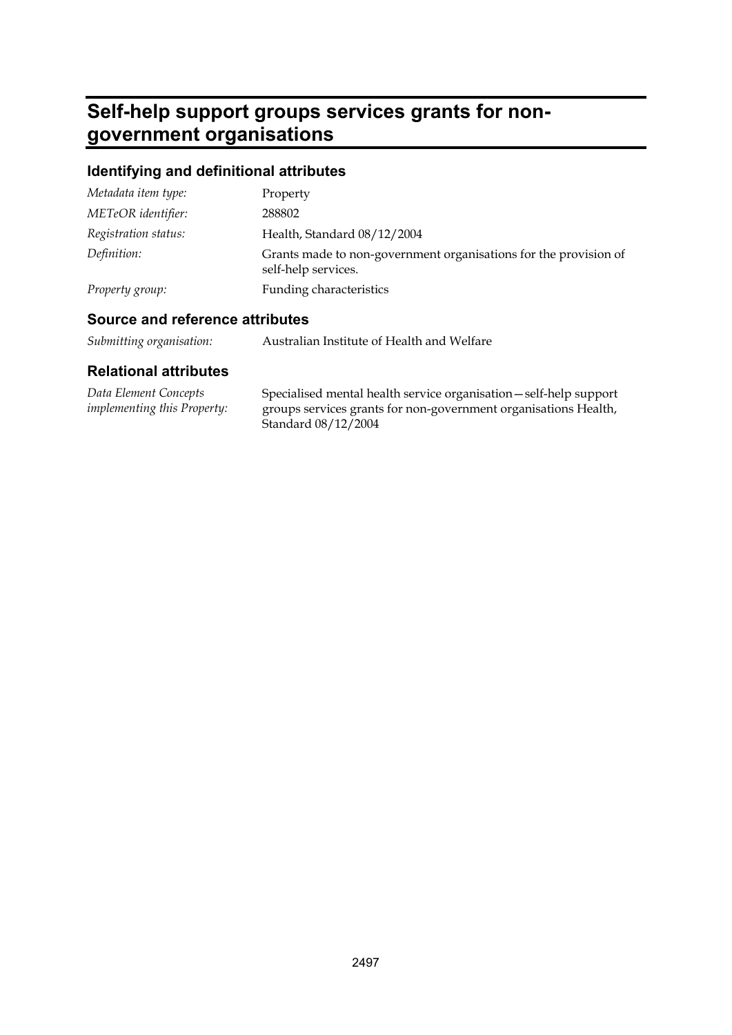# Self-help support groups services grants for non-government organisations

## Identifying and definitional attributes

| | |
|---|---|
| *Metadata item type:* | Property |
| *METeOR identifier:* | 288802 |
| *Registration status:* | Health, Standard 08/12/2004 |
| *Definition:* | Grants made to non-government organisations for the provision of self-help services. |
| *Property group:* | Funding characteristics |

## Source and reference attributes

| | |
|---|---|
| *Submitting organisation:* | Australian Institute of Health and Welfare |

## Relational attributes

| | |
|---|---|
| *Data Element Concepts implementing this Property:* | Specialised mental health service organisation—self-help support groups services grants for non-government organisations Health, Standard 08/12/2004 |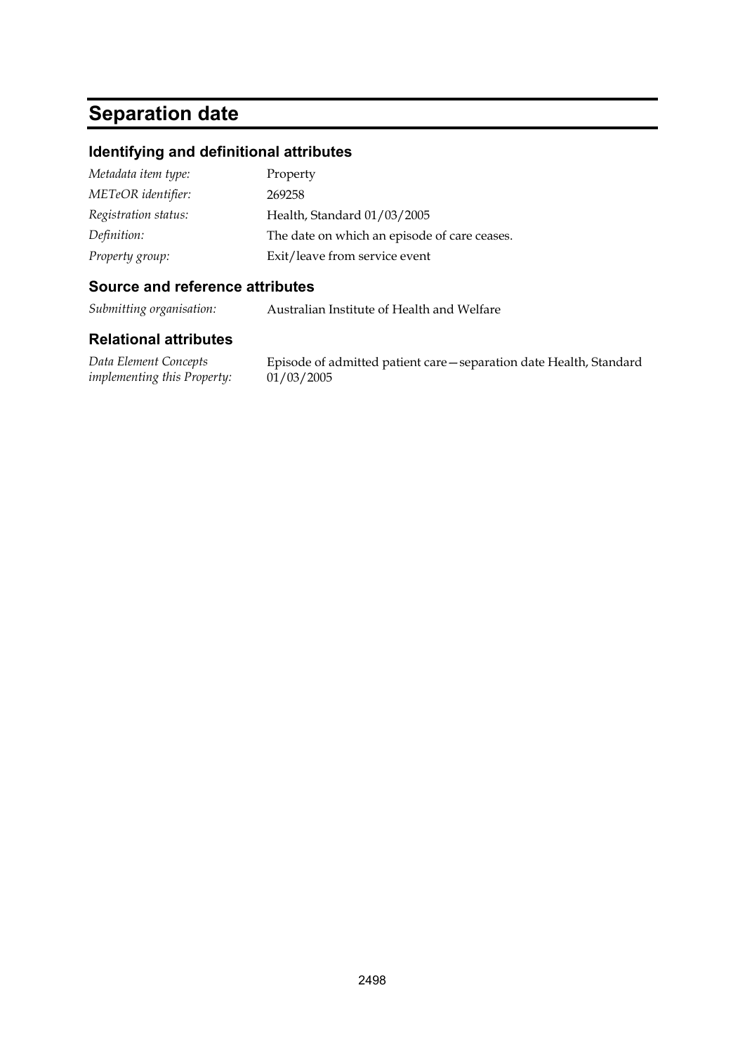# Separation date

## Identifying and definitional attributes

| | |
|---|---|
| *Metadata item type:* | Property |
| *METeOR identifier:* | 269258 |
| *Registration status:* | Health, Standard 01/03/2005 |
| *Definition:* | The date on which an episode of care ceases. |
| *Property group:* | Exit/leave from service event |

## Source and reference attributes

| | |
|---|---|
| *Submitting organisation:* | Australian Institute of Health and Welfare |

## Relational attributes

| | |
|---|---|
| *Data Element Concepts implementing this Property:* | Episode of admitted patient care—separation date Health, Standard 01/03/2005 |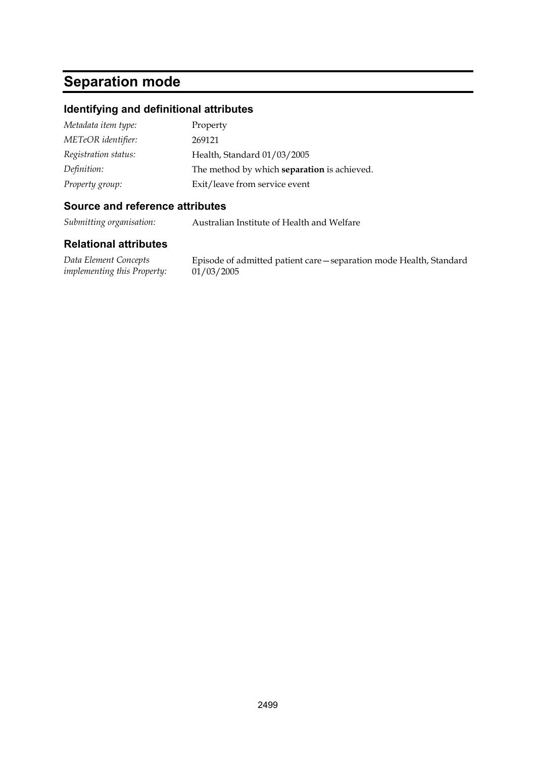# Separation mode

## Identifying and definitional attributes

| | |
|---|---|
| *Metadata item type:* | Property |
| *METeOR identifier:* | 269121 |
| *Registration status:* | Health, Standard 01/03/2005 |
| *Definition:* | The method by which **separation** is achieved. |
| *Property group:* | Exit/leave from service event |

## Source and reference attributes

| | |
|---|---|
| *Submitting organisation:* | Australian Institute of Health and Welfare |

## Relational attributes

| | |
|---|---|
| *Data Element Concepts implementing this Property:* | Episode of admitted patient care—separation mode Health, Standard 01/03/2005 |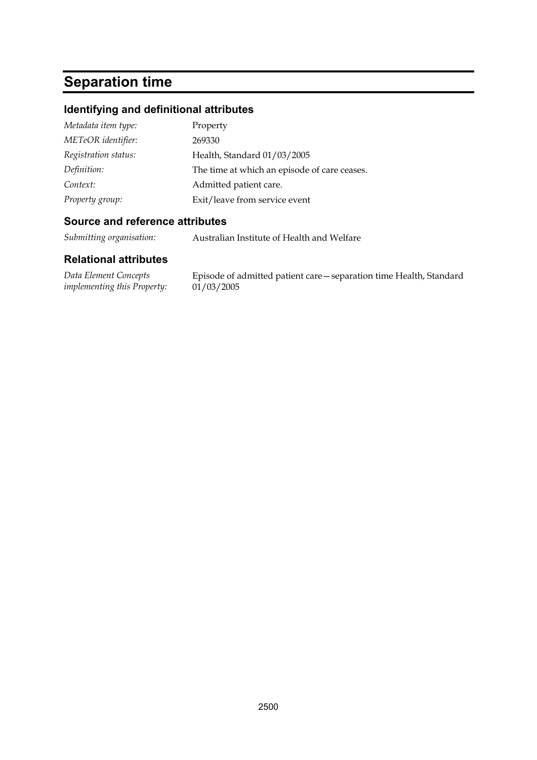# Separation time

## Identifying and definitional attributes

| | |
|---|---|
| *Metadata item type:* | Property |
| *METeOR identifier:* | 269330 |
| *Registration status:* | Health, Standard 01/03/2005 |
| *Definition:* | The time at which an episode of care ceases. |
| *Context:* | Admitted patient care. |
| *Property group:* | Exit/leave from service event |

## Source and reference attributes

| | |
|---|---|
| *Submitting organisation:* | Australian Institute of Health and Welfare |

## Relational attributes

| | |
|---|---|
| *Data Element Concepts implementing this Property:* | Episode of admitted patient care—separation time Health, Standard 01/03/2005 |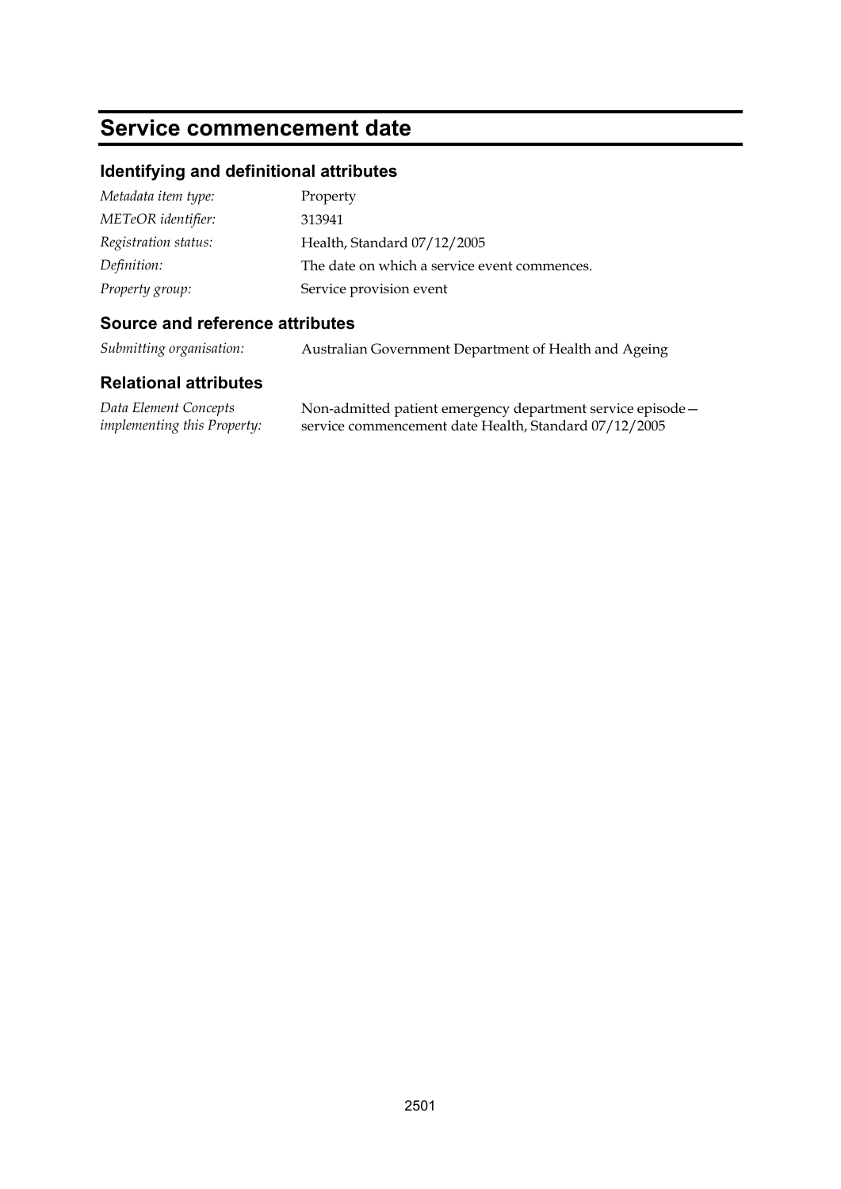# Service commencement date

## Identifying and definitional attributes

| | |
|---|---|
| *Metadata item type:* | Property |
| *METeOR identifier:* | 313941 |
| *Registration status:* | Health, Standard 07/12/2005 |
| *Definition:* | The date on which a service event commences. |
| *Property group:* | Service provision event |

## Source and reference attributes

| | |
|---|---|
| *Submitting organisation:* | Australian Government Department of Health and Ageing |

## Relational attributes

| | |
|---|---|
| *Data Element Concepts implementing this Property:* | Non-admitted patient emergency department service episode—service commencement date Health, Standard 07/12/2005 |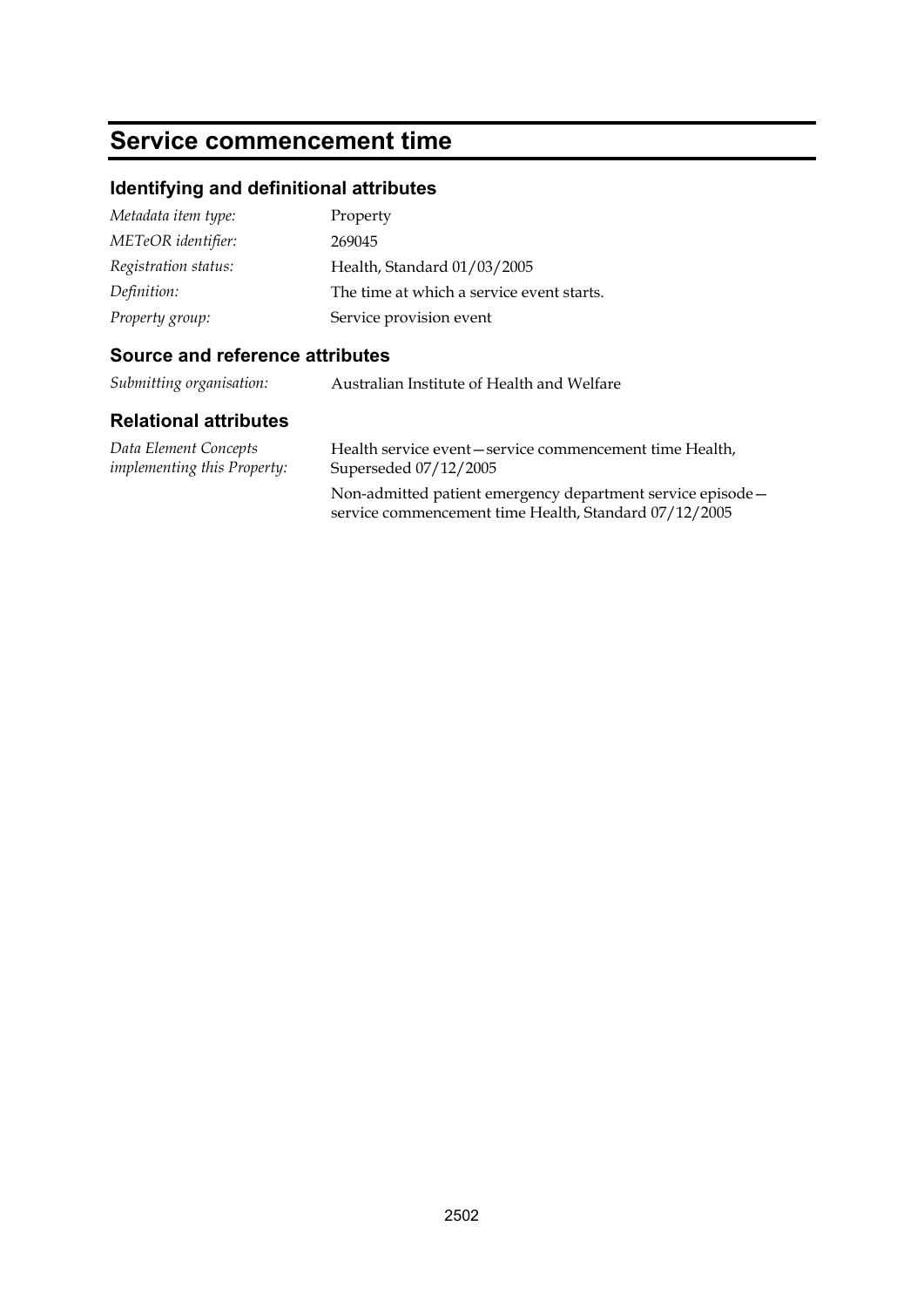# Service commencement time

## Identifying and definitional attributes

*Metadata item type:* Property

*METeOR identifier:* 269045

*Registration status:* Health, Standard 01/03/2005

*Definition:* The time at which a service event starts.

*Property group:* Service provision event

## Source and reference attributes

*Submitting organisation:* Australian Institute of Health and Welfare

## Relational attributes

*Data Element Concepts implementing this Property:*

Health service event—service commencement time Health, Superseded 07/12/2005

Non-admitted patient emergency department service episode—service commencement time Health, Standard 07/12/2005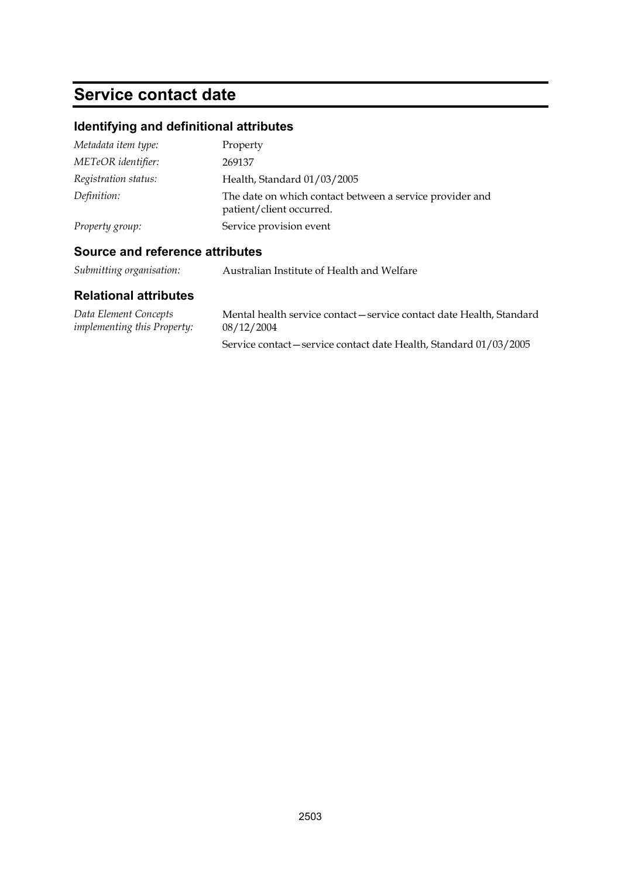# Service contact date

## Identifying and definitional attributes

| | |
|---|---|
| *Metadata item type:* | Property |
| *METeOR identifier:* | 269137 |
| *Registration status:* | Health, Standard 01/03/2005 |
| *Definition:* | The date on which contact between a service provider and patient/client occurred. |
| *Property group:* | Service provision event |

## Source and reference attributes

| | |
|---|---|
| *Submitting organisation:* | Australian Institute of Health and Welfare |

## Relational attributes

| | |
|---|---|
| *Data Element Concepts implementing this Property:* | Mental health service contact—service contact date Health, Standard 08/12/2004 |
| | Service contact—service contact date Health, Standard 01/03/2005 |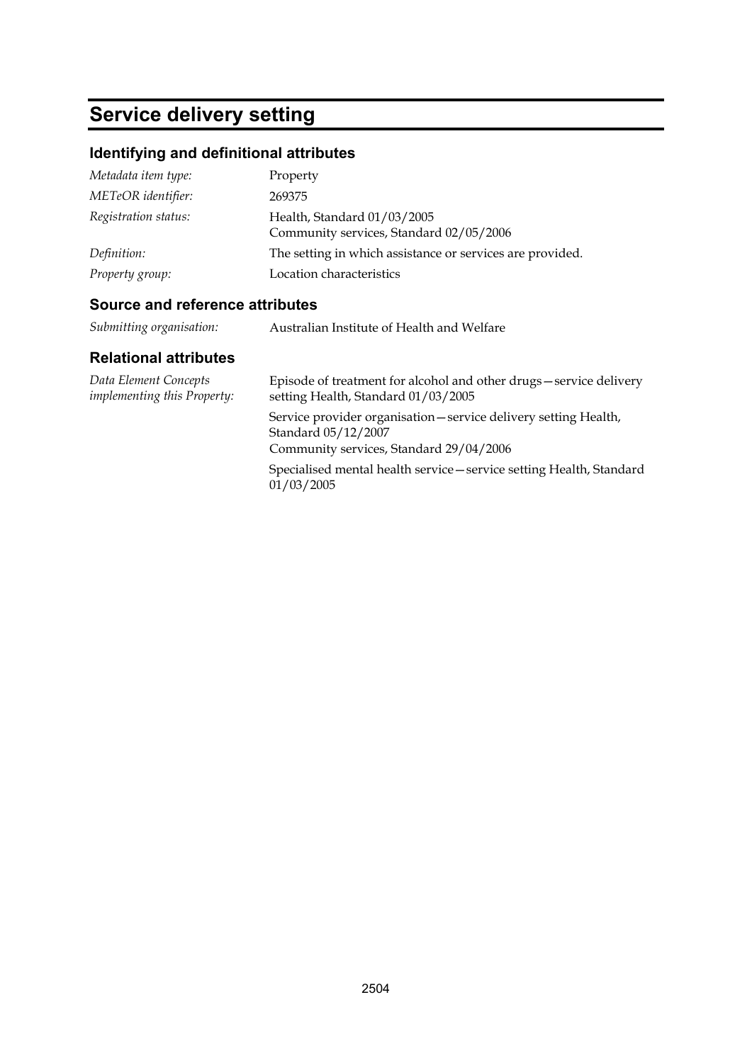# Service delivery setting

## Identifying and definitional attributes

| | |
|---|---|
| *Metadata item type:* | Property |
| *METeOR identifier:* | 269375 |
| *Registration status:* | Health, Standard 01/03/2005<br>Community services, Standard 02/05/2006 |
| *Definition:* | The setting in which assistance or services are provided. |
| *Property group:* | Location characteristics |

## Source and reference attributes

| | |
|---|---|
| *Submitting organisation:* | Australian Institute of Health and Welfare |

## Relational attributes

| | |
|---|---|
| *Data Element Concepts implementing this Property:* | Episode of treatment for alcohol and other drugs—service delivery setting Health, Standard 01/03/2005<br><br>Service provider organisation—service delivery setting Health, Standard 05/12/2007<br>Community services, Standard 29/04/2006<br><br>Specialised mental health service—service setting Health, Standard 01/03/2005 |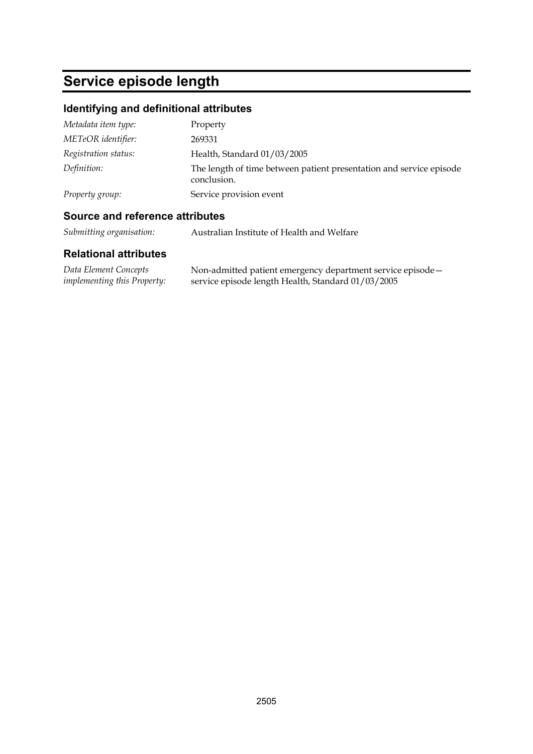# Service episode length

## Identifying and definitional attributes

*Metadata item type:* Property

*METeOR identifier:* 269331

*Registration status:* Health, Standard 01/03/2005

*Definition:* The length of time between patient presentation and service episode conclusion.

*Property group:* Service provision event

## Source and reference attributes

*Submitting organisation:* Australian Institute of Health and Welfare

## Relational attributes

*Data Element Concepts implementing this Property:* Non-admitted patient emergency department service episode—service episode length Health, Standard 01/03/2005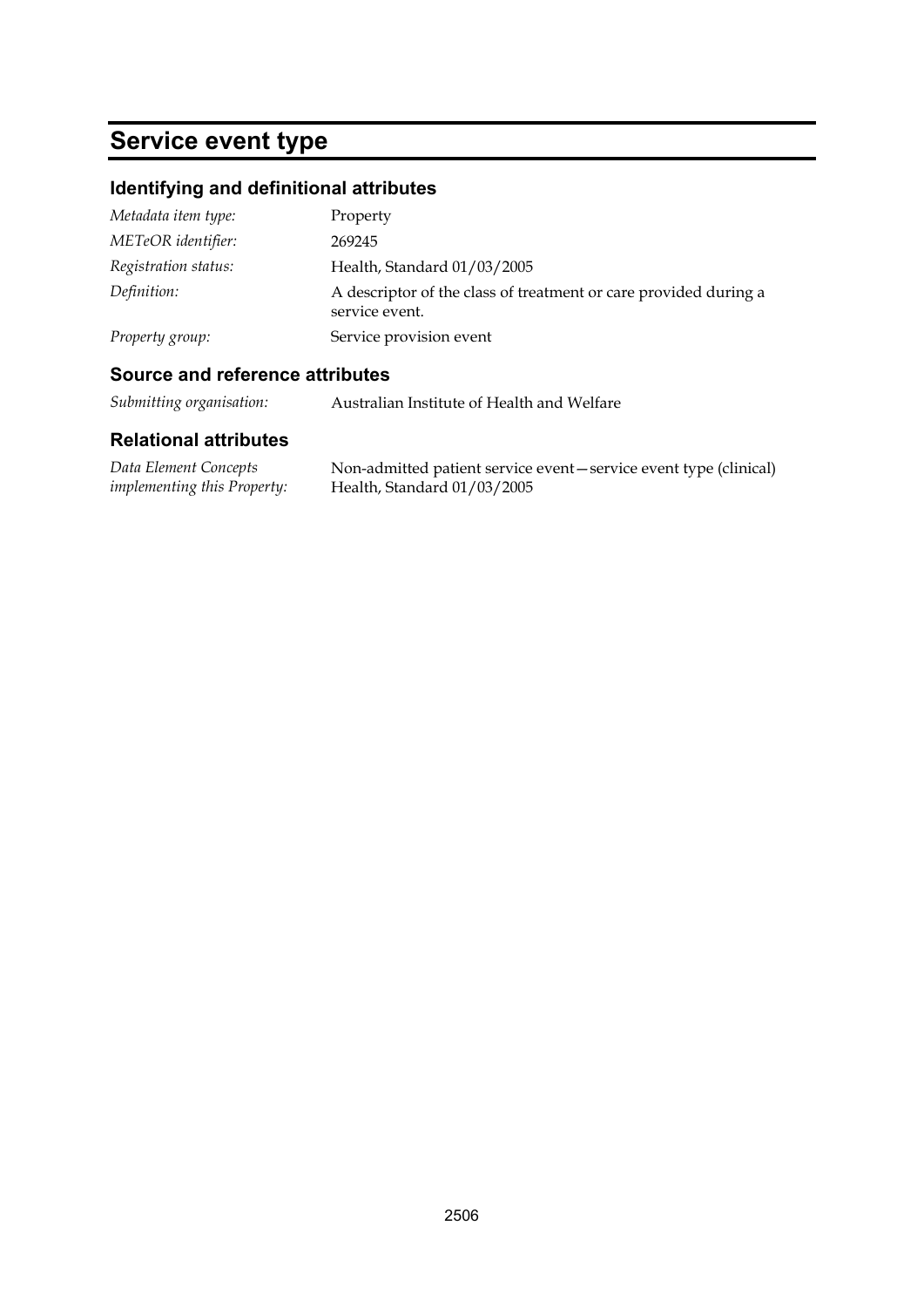# Service event type

## Identifying and definitional attributes

| | |
|---|---|
| *Metadata item type:* | Property |
| *METeOR identifier:* | 269245 |
| *Registration status:* | Health, Standard 01/03/2005 |
| *Definition:* | A descriptor of the class of treatment or care provided during a service event. |
| *Property group:* | Service provision event |

## Source and reference attributes

| | |
|---|---|
| *Submitting organisation:* | Australian Institute of Health and Welfare |

## Relational attributes

| | |
|---|---|
| *Data Element Concepts implementing this Property:* | Non-admitted patient service event—service event type (clinical) Health, Standard 01/03/2005 |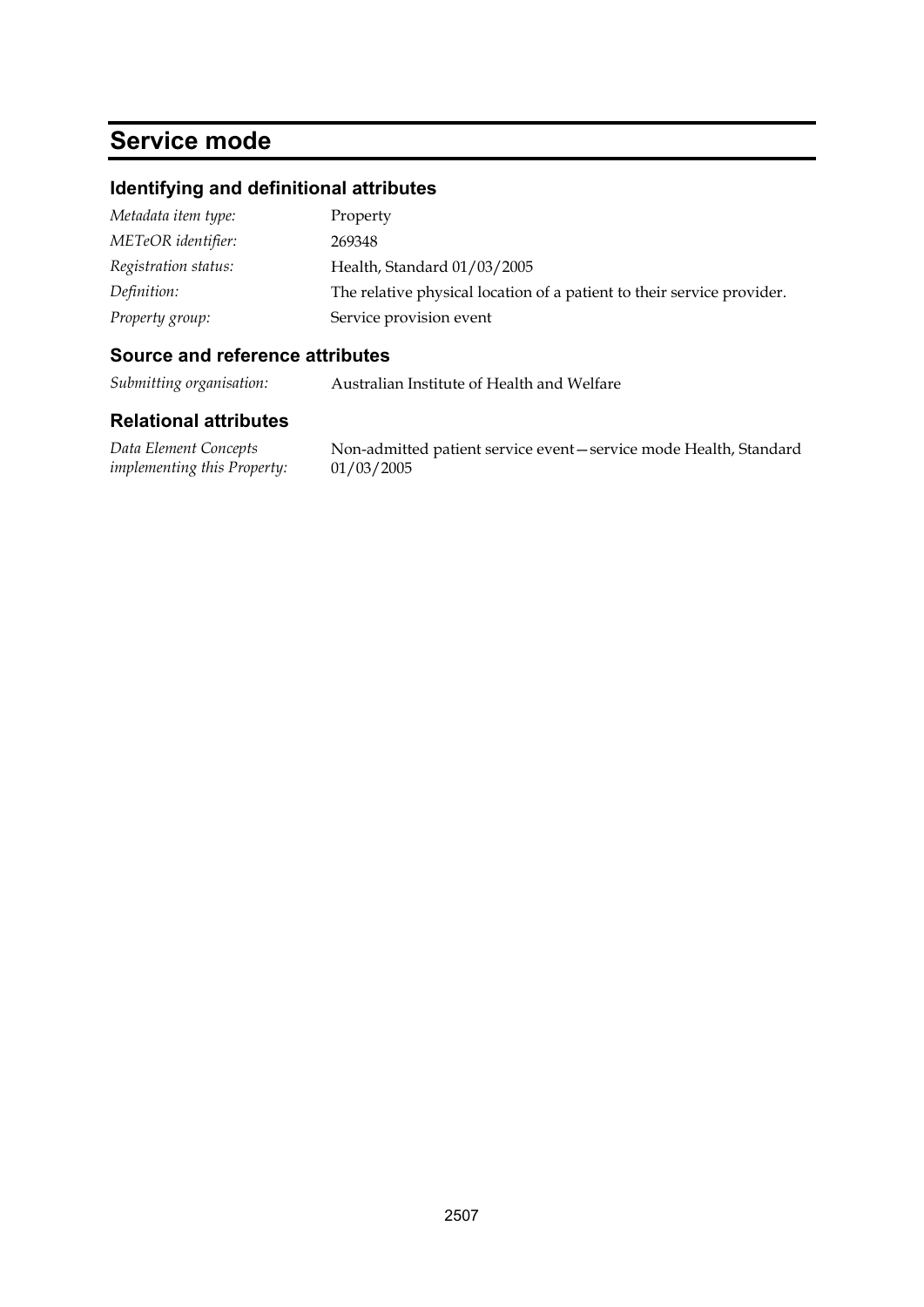# Service mode

## Identifying and definitional attributes

| | |
|---|---|
| *Metadata item type:* | Property |
| *METeOR identifier:* | 269348 |
| *Registration status:* | Health, Standard 01/03/2005 |
| *Definition:* | The relative physical location of a patient to their service provider. |
| *Property group:* | Service provision event |

## Source and reference attributes

| | |
|---|---|
| *Submitting organisation:* | Australian Institute of Health and Welfare |

## Relational attributes

| | |
|---|---|
| *Data Element Concepts implementing this Property:* | Non-admitted patient service event—service mode Health, Standard 01/03/2005 |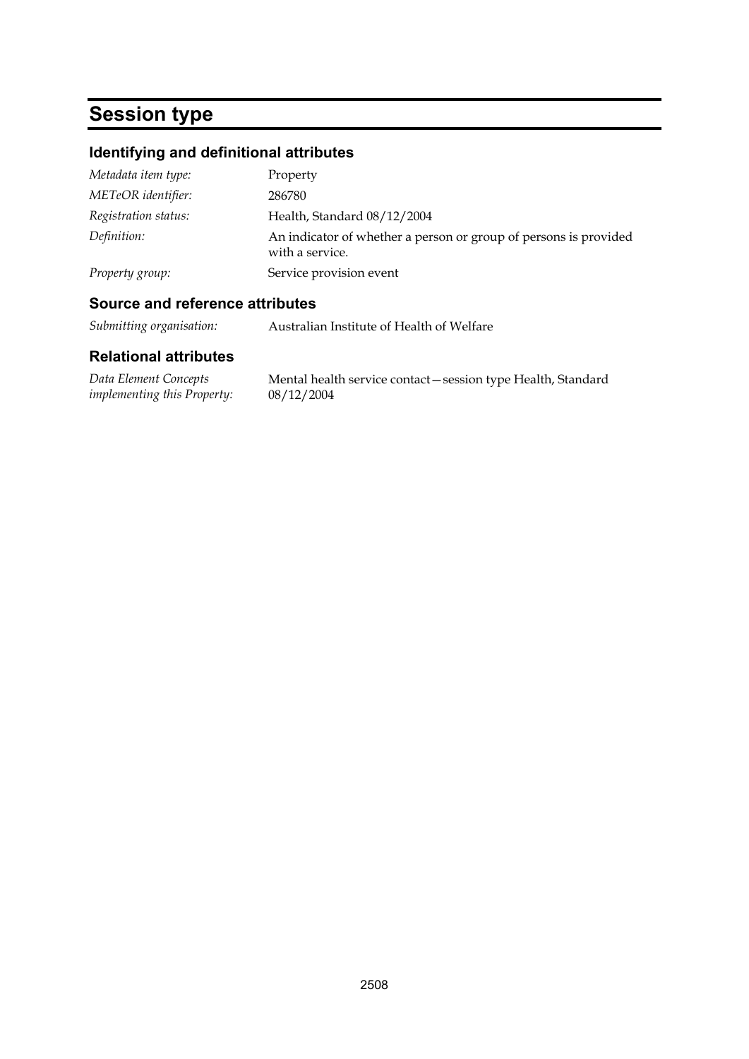# Session type

## Identifying and definitional attributes

| | |
|---|---|
| *Metadata item type:* | Property |
| *METeOR identifier:* | 286780 |
| *Registration status:* | Health, Standard 08/12/2004 |
| *Definition:* | An indicator of whether a person or group of persons is provided with a service. |
| *Property group:* | Service provision event |

## Source and reference attributes

| | |
|---|---|
| *Submitting organisation:* | Australian Institute of Health of Welfare |

## Relational attributes

| | |
|---|---|
| *Data Element Concepts implementing this Property:* | Mental health service contact—session type Health, Standard 08/12/2004 |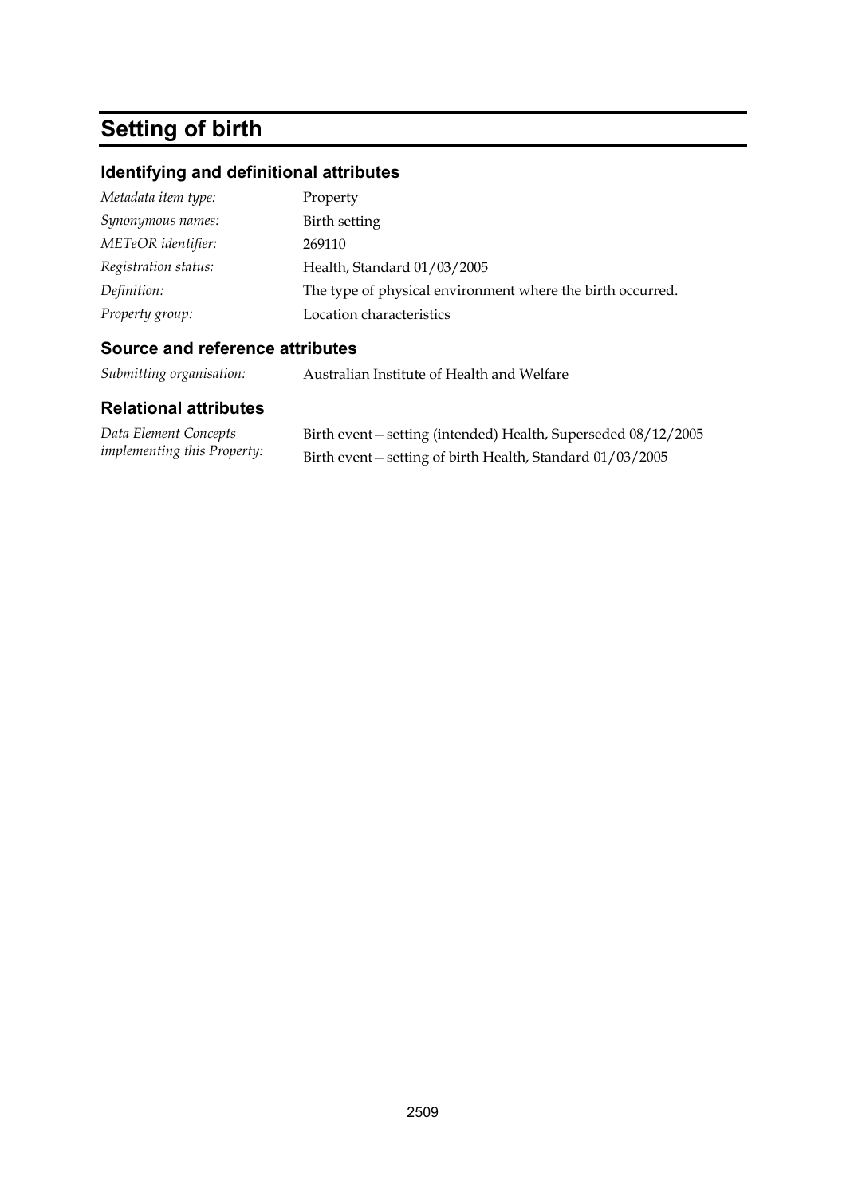# Setting of birth

## Identifying and definitional attributes

| | |
|---|---|
| *Metadata item type:* | Property |
| *Synonymous names:* | Birth setting |
| *METeOR identifier:* | 269110 |
| *Registration status:* | Health, Standard 01/03/2005 |
| *Definition:* | The type of physical environment where the birth occurred. |
| *Property group:* | Location characteristics |

## Source and reference attributes

| | |
|---|---|
| *Submitting organisation:* | Australian Institute of Health and Welfare |

## Relational attributes

| | |
|---|---|
| *Data Element Concepts implementing this Property:* | Birth event—setting (intended) Health, Superseded 08/12/2005<br>Birth event—setting of birth Health, Standard 01/03/2005 |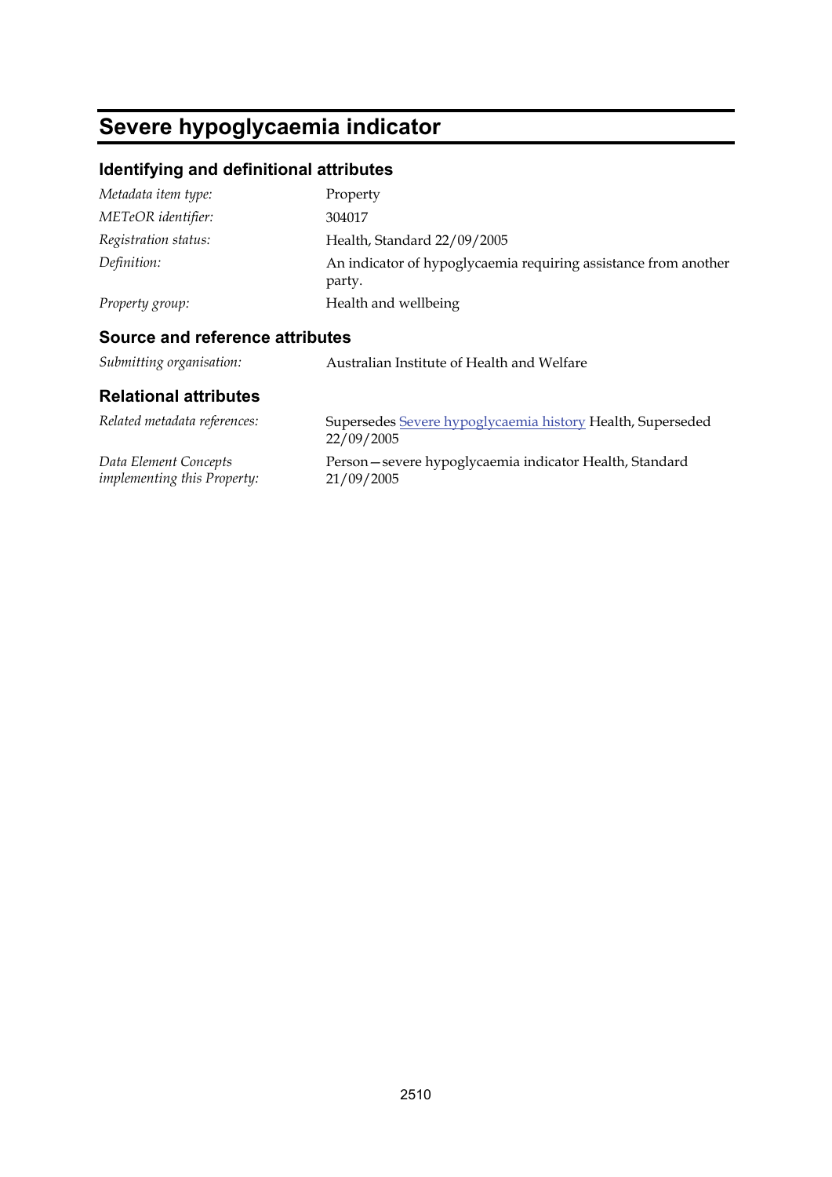# Severe hypoglycaemia indicator

## Identifying and definitional attributes

| | |
|---|---|
| *Metadata item type:* | Property |
| *METeOR identifier:* | 304017 |
| *Registration status:* | Health, Standard 22/09/2005 |
| *Definition:* | An indicator of hypoglycaemia requiring assistance from another party. |
| *Property group:* | Health and wellbeing |

## Source and reference attributes

| | |
|---|---|
| *Submitting organisation:* | Australian Institute of Health and Welfare |

## Relational attributes

| | |
|---|---|
| *Related metadata references:* | Supersedes Severe hypoglycaemia history Health, Superseded 22/09/2005 |
| *Data Element Concepts implementing this Property:* | Person—severe hypoglycaemia indicator Health, Standard 21/09/2005 |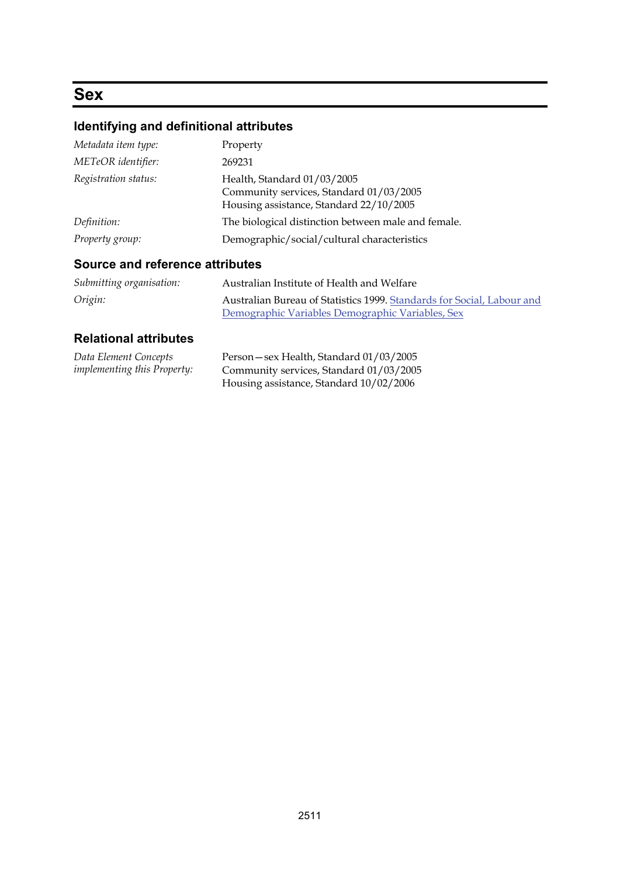# Sex

## Identifying and definitional attributes

*Metadata item type:* Property

*METeOR identifier:* 269231

*Registration status:* Health, Standard 01/03/2005
Community services, Standard 01/03/2005
Housing assistance, Standard 22/10/2005

*Definition:* The biological distinction between male and female.

*Property group:* Demographic/social/cultural characteristics

## Source and reference attributes

*Submitting organisation:* Australian Institute of Health and Welfare

*Origin:* Australian Bureau of Statistics 1999. Standards for Social, Labour and Demographic Variables Demographic Variables, Sex

## Relational attributes

*Data Element Concepts implementing this Property:* Person—sex Health, Standard 01/03/2005
Community services, Standard 01/03/2005
Housing assistance, Standard 10/02/2006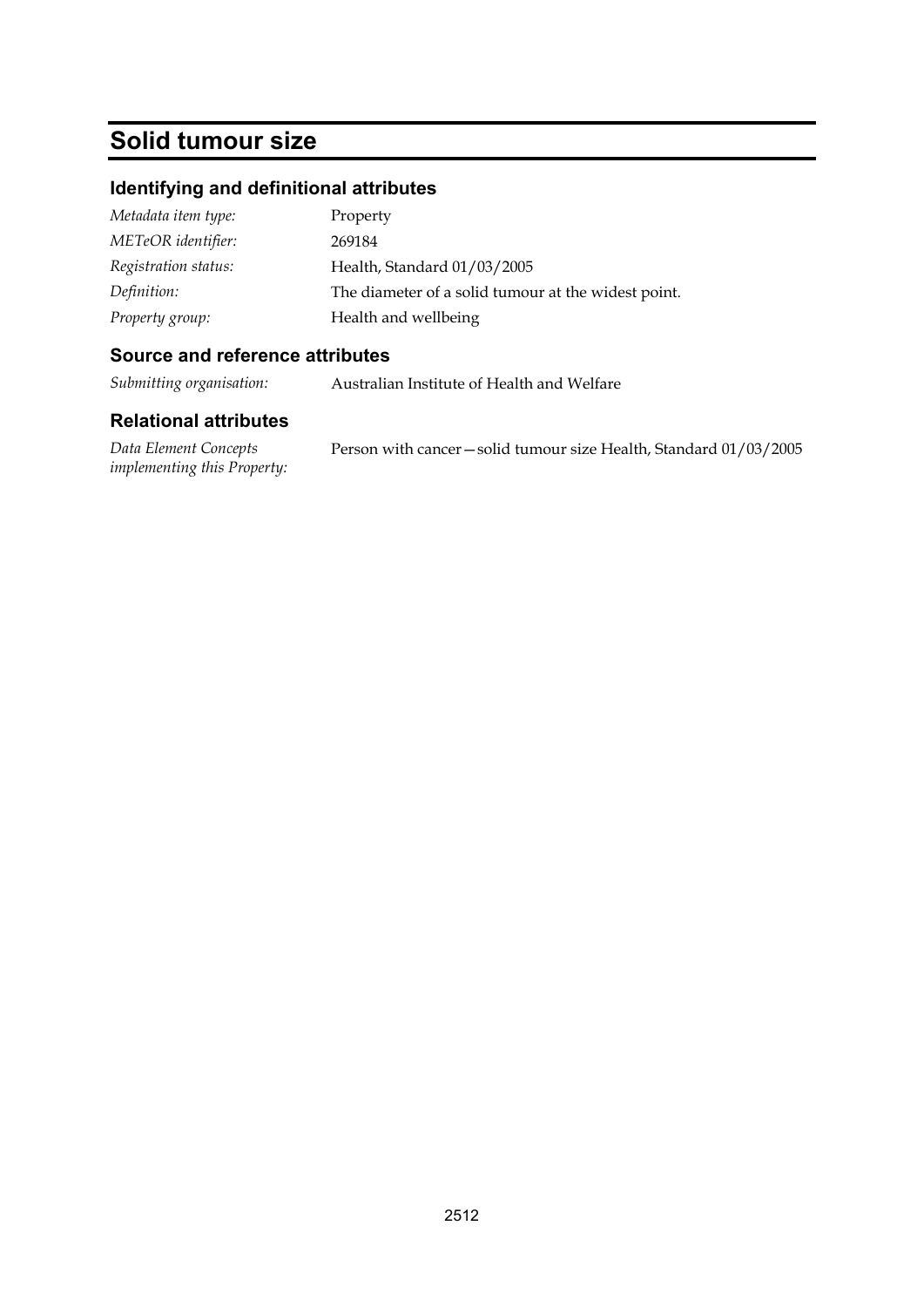# Solid tumour size

## Identifying and definitional attributes

| | |
|---|---|
| *Metadata item type:* | Property |
| *METeOR identifier:* | 269184 |
| *Registration status:* | Health, Standard 01/03/2005 |
| *Definition:* | The diameter of a solid tumour at the widest point. |
| *Property group:* | Health and wellbeing |

## Source and reference attributes

| | |
|---|---|
| *Submitting organisation:* | Australian Institute of Health and Welfare |

## Relational attributes

| | |
|---|---|
| *Data Element Concepts implementing this Property:* | Person with cancer—solid tumour size Health, Standard 01/03/2005 |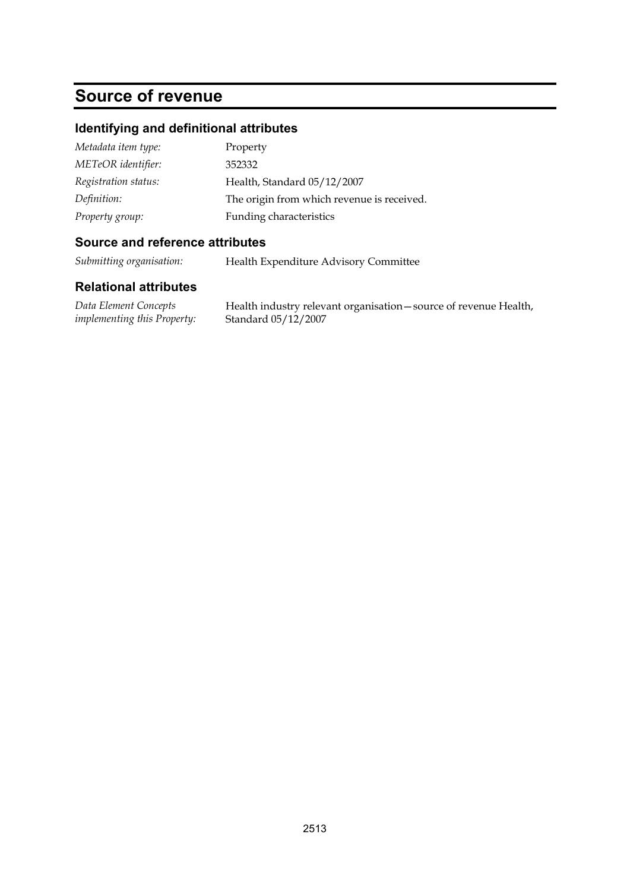# Source of revenue

## Identifying and definitional attributes

| | |
|---|---|
| *Metadata item type:* | Property |
| *METeOR identifier:* | 352332 |
| *Registration status:* | Health, Standard 05/12/2007 |
| *Definition:* | The origin from which revenue is received. |
| *Property group:* | Funding characteristics |

## Source and reference attributes

| | |
|---|---|
| *Submitting organisation:* | Health Expenditure Advisory Committee |

## Relational attributes

| | |
|---|---|
| *Data Element Concepts implementing this Property:* | Health industry relevant organisation—source of revenue Health, Standard 05/12/2007 |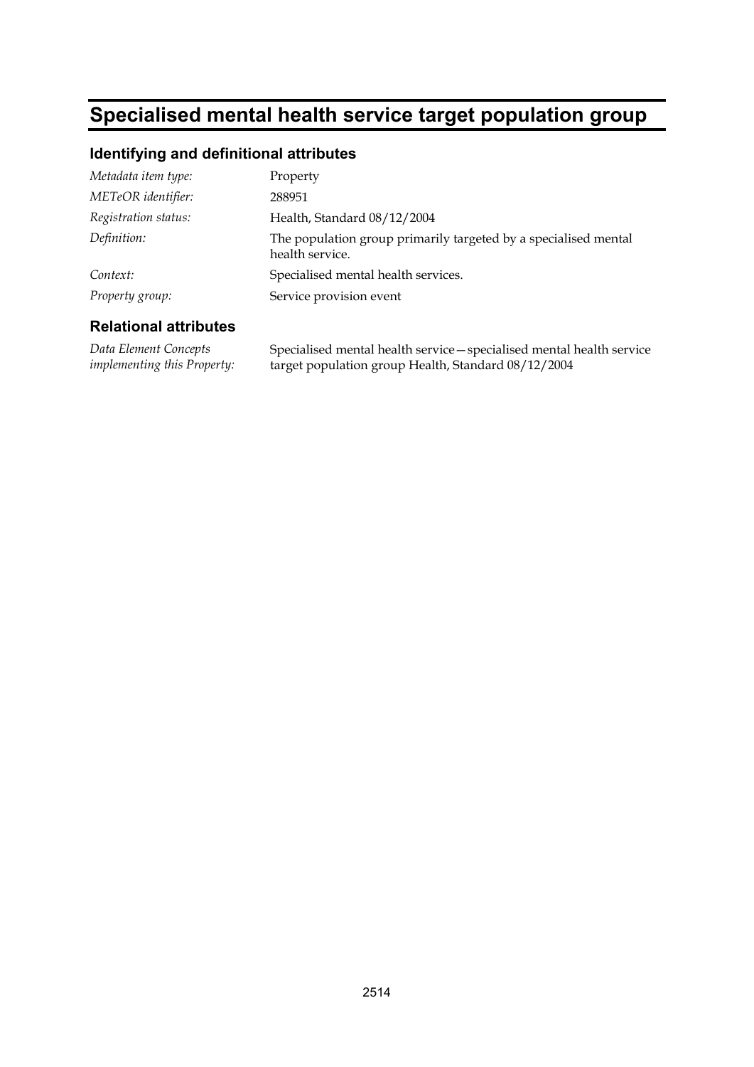# Specialised mental health service target population group

## Identifying and definitional attributes

| | |
|---|---|
| *Metadata item type:* | Property |
| *METeOR identifier:* | 288951 |
| *Registration status:* | Health, Standard 08/12/2004 |
| *Definition:* | The population group primarily targeted by a specialised mental health service. |
| *Context:* | Specialised mental health services. |
| *Property group:* | Service provision event |

## Relational attributes

| | |
|---|---|
| *Data Element Concepts implementing this Property:* | Specialised mental health service—specialised mental health service target population group Health, Standard 08/12/2004 |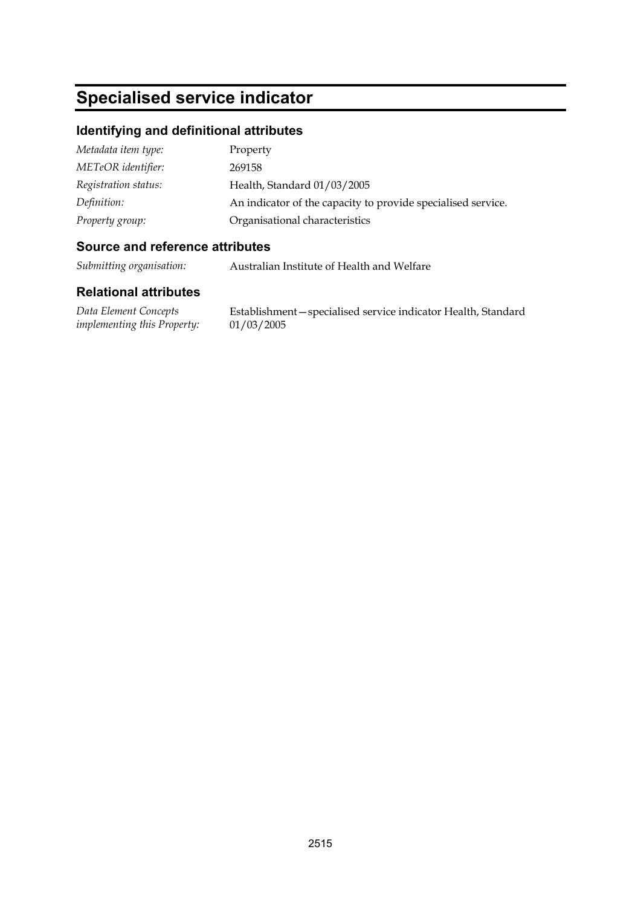# Specialised service indicator

## Identifying and definitional attributes

*Metadata item type:* Property

*METeOR identifier:* 269158

*Registration status:* Health, Standard 01/03/2005

*Definition:* An indicator of the capacity to provide specialised service.

*Property group:* Organisational characteristics

## Source and reference attributes

*Submitting organisation:* Australian Institute of Health and Welfare

## Relational attributes

*Data Element Concepts implementing this Property:* Establishment—specialised service indicator Health, Standard 01/03/2005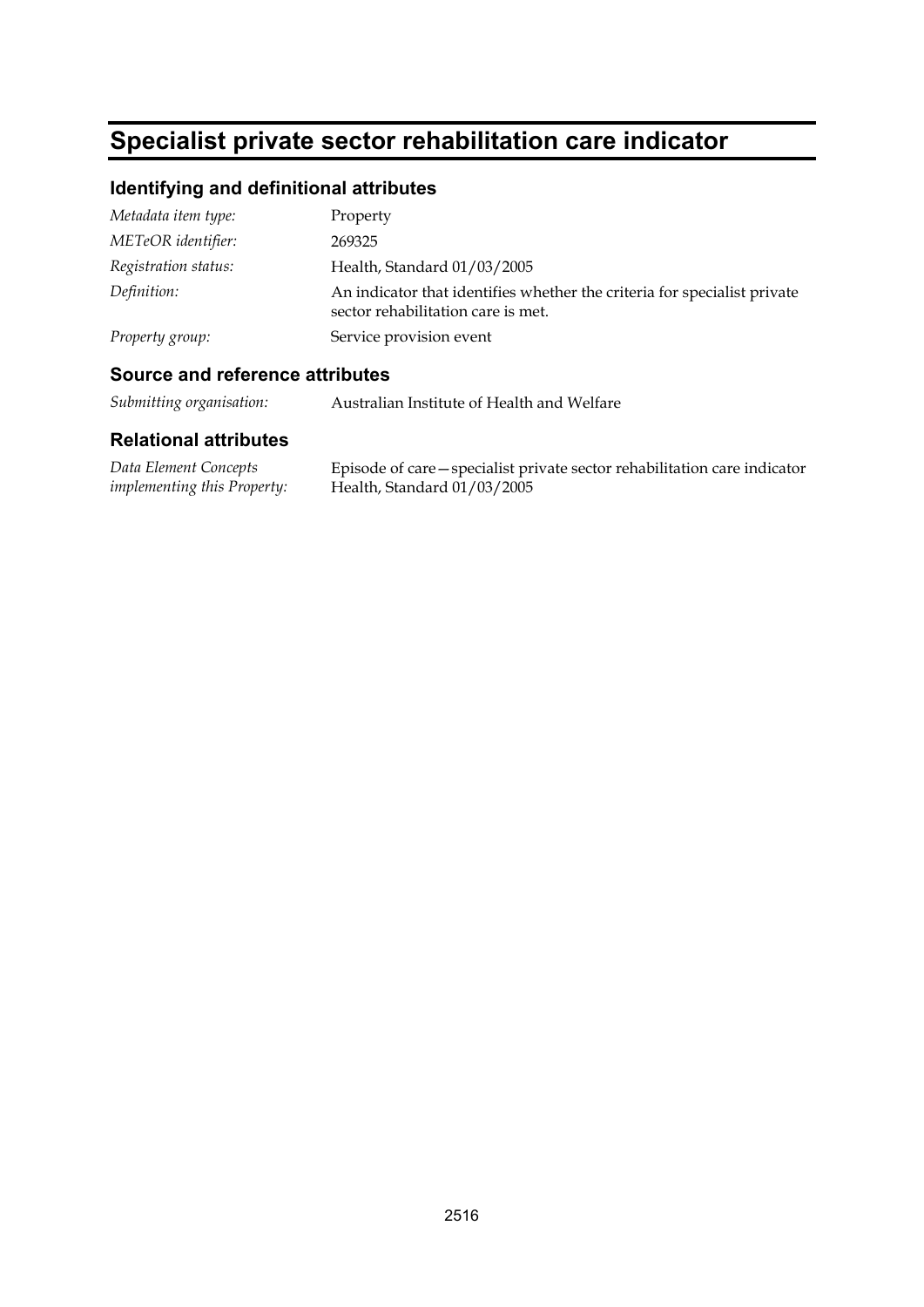# Specialist private sector rehabilitation care indicator

## Identifying and definitional attributes

| | |
|---|---|
| *Metadata item type:* | Property |
| *METeOR identifier:* | 269325 |
| *Registration status:* | Health, Standard 01/03/2005 |
| *Definition:* | An indicator that identifies whether the criteria for specialist private sector rehabilitation care is met. |
| *Property group:* | Service provision event |

## Source and reference attributes

| | |
|---|---|
| *Submitting organisation:* | Australian Institute of Health and Welfare |

## Relational attributes

| | |
|---|---|
| *Data Element Concepts implementing this Property:* | Episode of care—specialist private sector rehabilitation care indicator Health, Standard 01/03/2005 |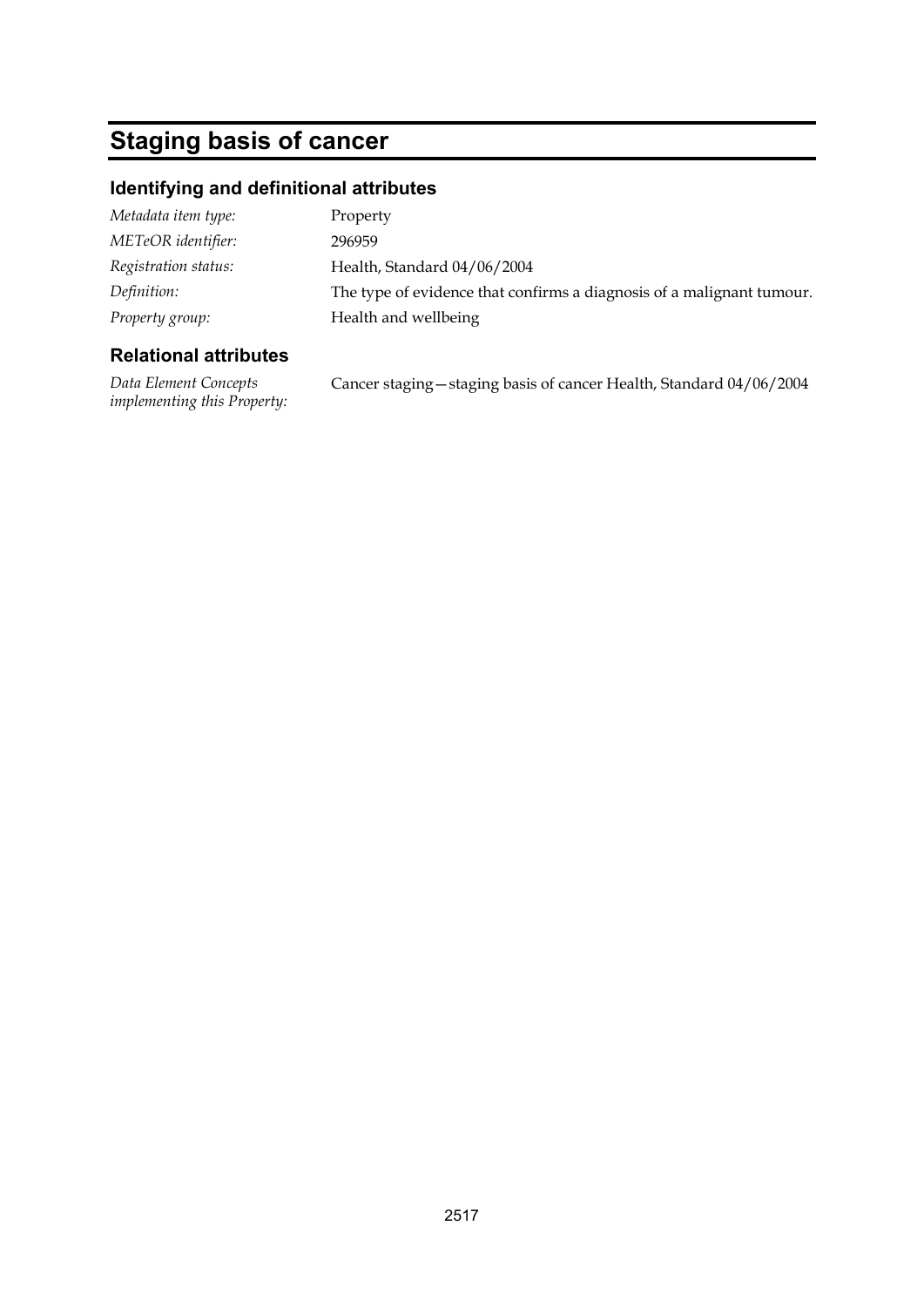# Staging basis of cancer

## Identifying and definitional attributes

| | |
|---|---|
| *Metadata item type:* | Property |
| *METeOR identifier:* | 296959 |
| *Registration status:* | Health, Standard 04/06/2004 |
| *Definition:* | The type of evidence that confirms a diagnosis of a malignant tumour. |
| *Property group:* | Health and wellbeing |

## Relational attributes

| | |
|---|---|
| *Data Element Concepts implementing this Property:* | Cancer staging—staging basis of cancer Health, Standard 04/06/2004 |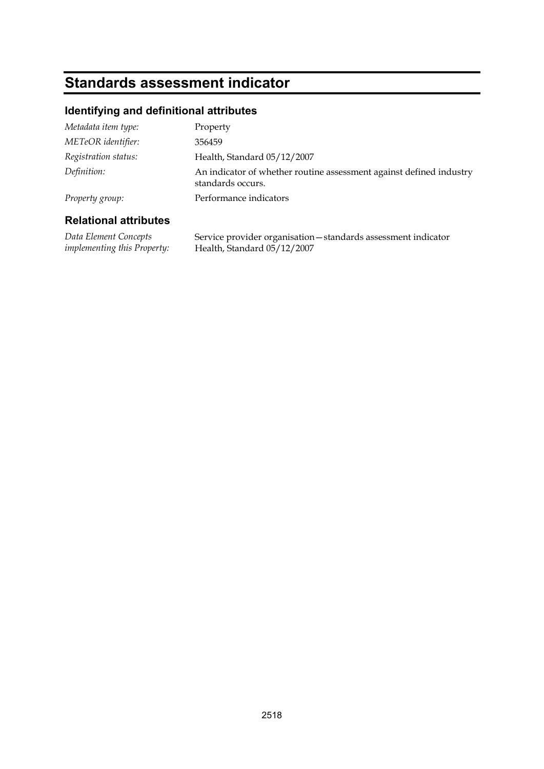# Standards assessment indicator

## Identifying and definitional attributes

| | |
|---|---|
| *Metadata item type:* | Property |
| *METeOR identifier:* | 356459 |
| *Registration status:* | Health, Standard 05/12/2007 |
| *Definition:* | An indicator of whether routine assessment against defined industry standards occurs. |
| *Property group:* | Performance indicators |

## Relational attributes

| | |
|---|---|
| *Data Element Concepts implementing this Property:* | Service provider organisation—standards assessment indicator Health, Standard 05/12/2007 |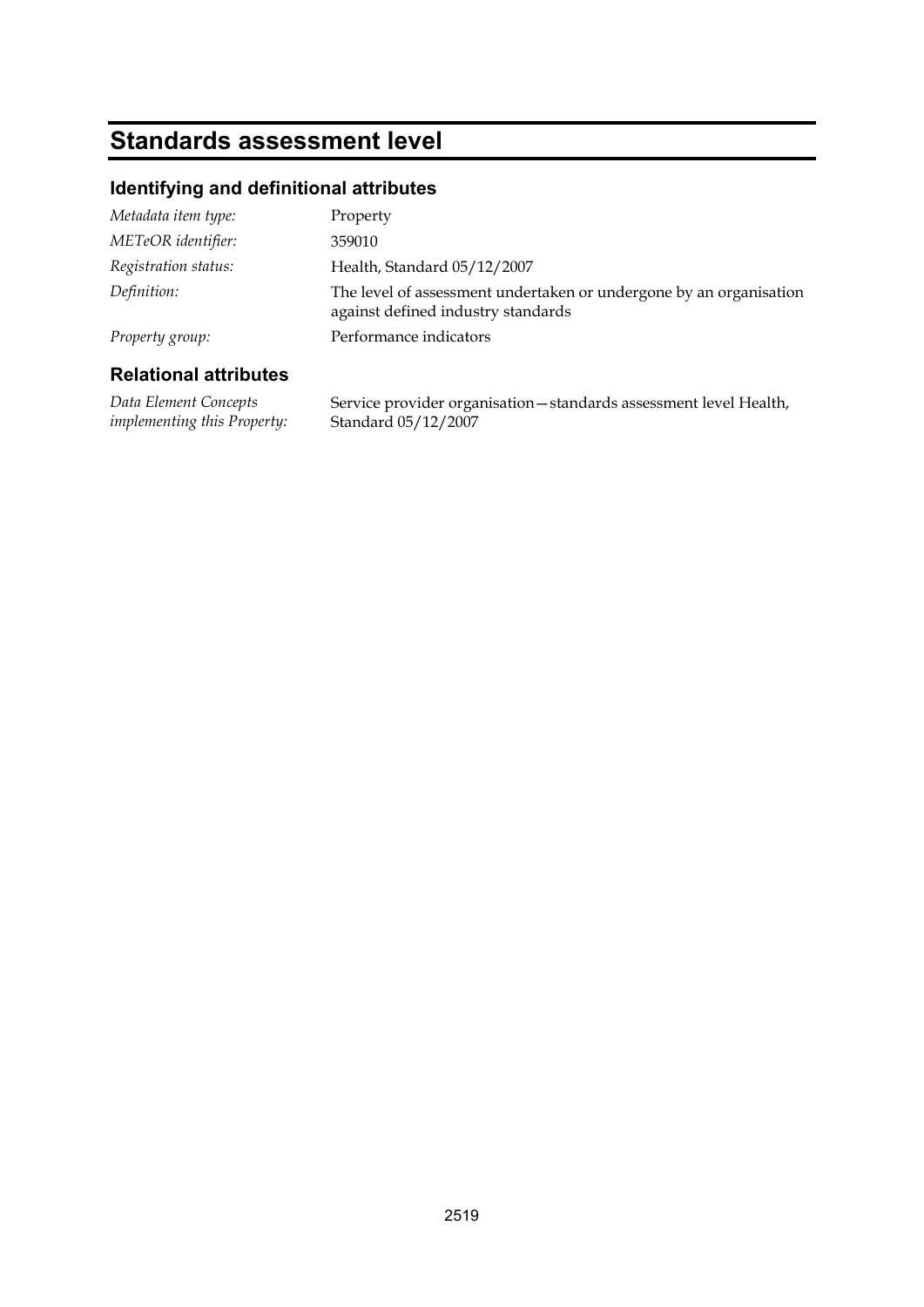# Standards assessment level

## Identifying and definitional attributes

| | |
|---|---|
| *Metadata item type:* | Property |
| *METeOR identifier:* | 359010 |
| *Registration status:* | Health, Standard 05/12/2007 |
| *Definition:* | The level of assessment undertaken or undergone by an organisation against defined industry standards |
| *Property group:* | Performance indicators |

## Relational attributes

| | |
|---|---|
| *Data Element Concepts implementing this Property:* | Service provider organisation—standards assessment level Health, Standard 05/12/2007 |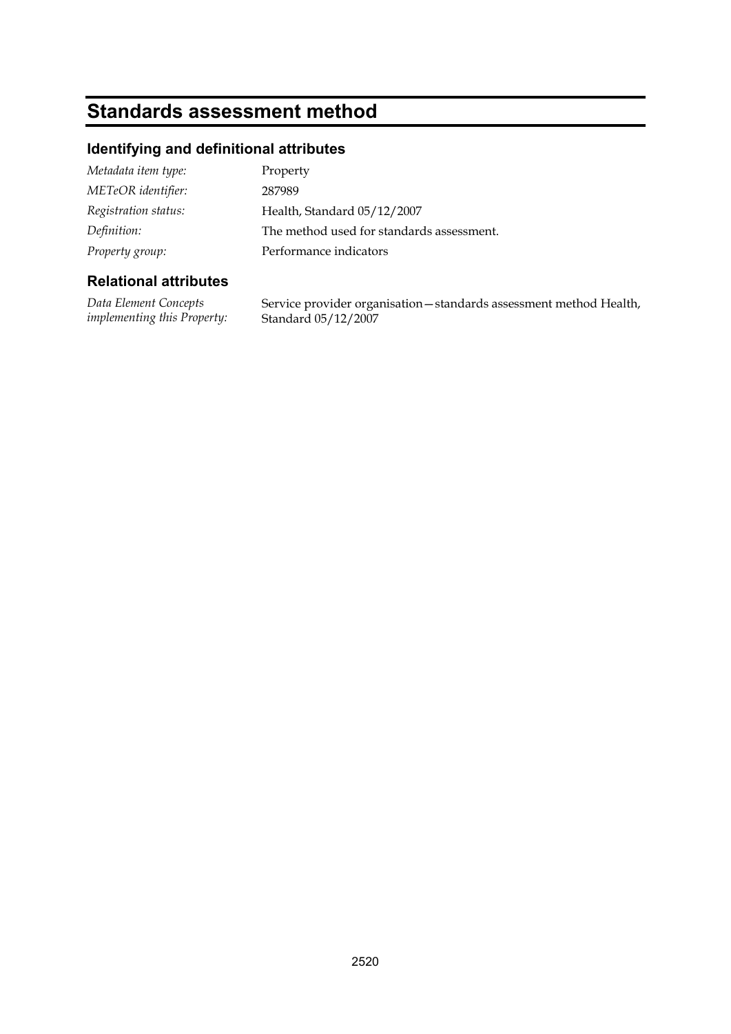# Standards assessment method

## Identifying and definitional attributes

| | |
|---|---|
| *Metadata item type:* | Property |
| *METeOR identifier:* | 287989 |
| *Registration status:* | Health, Standard 05/12/2007 |
| *Definition:* | The method used for standards assessment. |
| *Property group:* | Performance indicators |

## Relational attributes

| | |
|---|---|
| *Data Element Concepts implementing this Property:* | Service provider organisation—standards assessment method Health, Standard 05/12/2007 |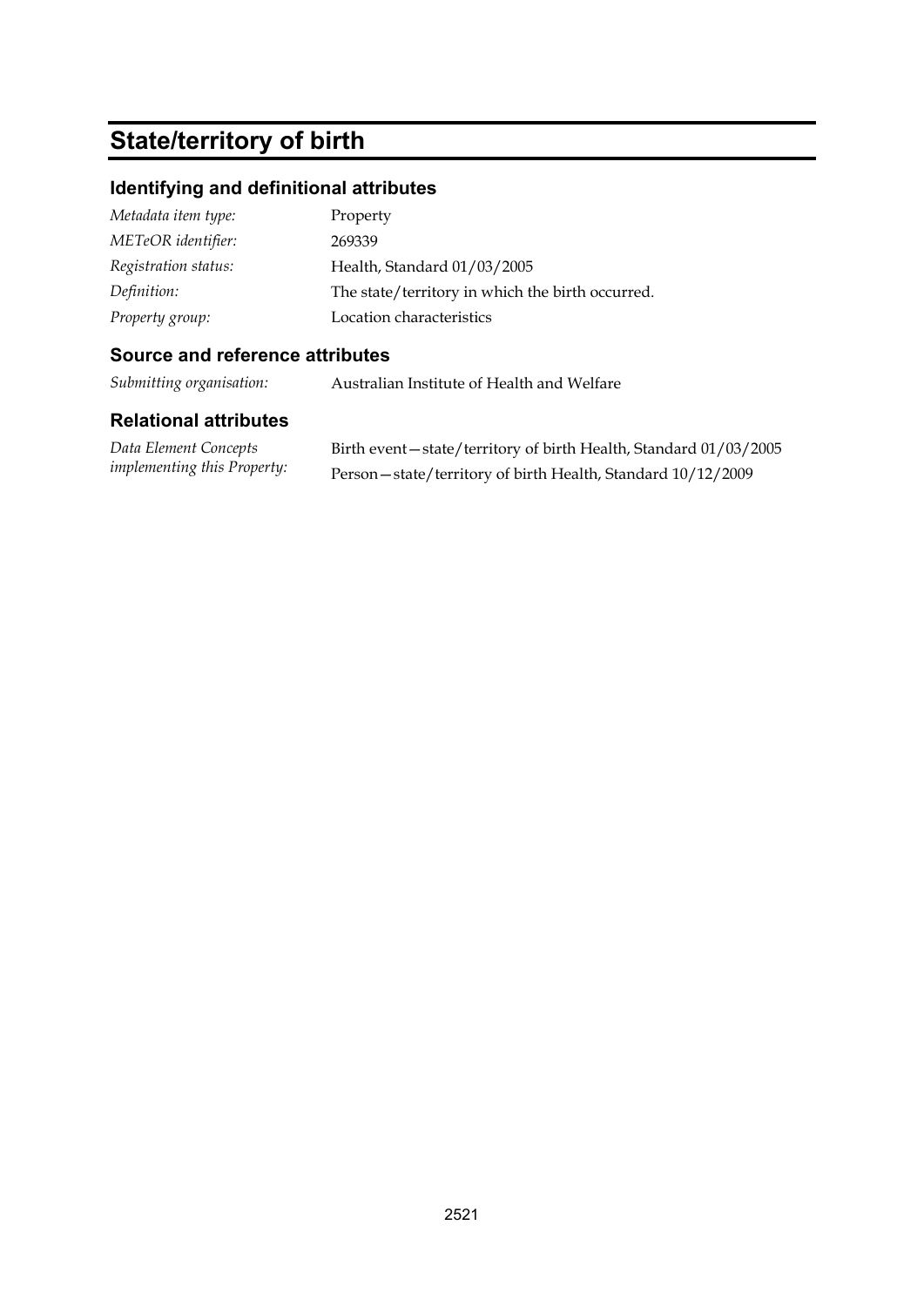# State/territory of birth

## Identifying and definitional attributes

| | |
|---|---|
| *Metadata item type:* | Property |
| *METeOR identifier:* | 269339 |
| *Registration status:* | Health, Standard 01/03/2005 |
| *Definition:* | The state/territory in which the birth occurred. |
| *Property group:* | Location characteristics |

## Source and reference attributes

| | |
|---|---|
| *Submitting organisation:* | Australian Institute of Health and Welfare |

## Relational attributes

| | |
|---|---|
| *Data Element Concepts implementing this Property:* | Birth event—state/territory of birth Health, Standard 01/03/2005<br>Person—state/territory of birth Health, Standard 10/12/2009 |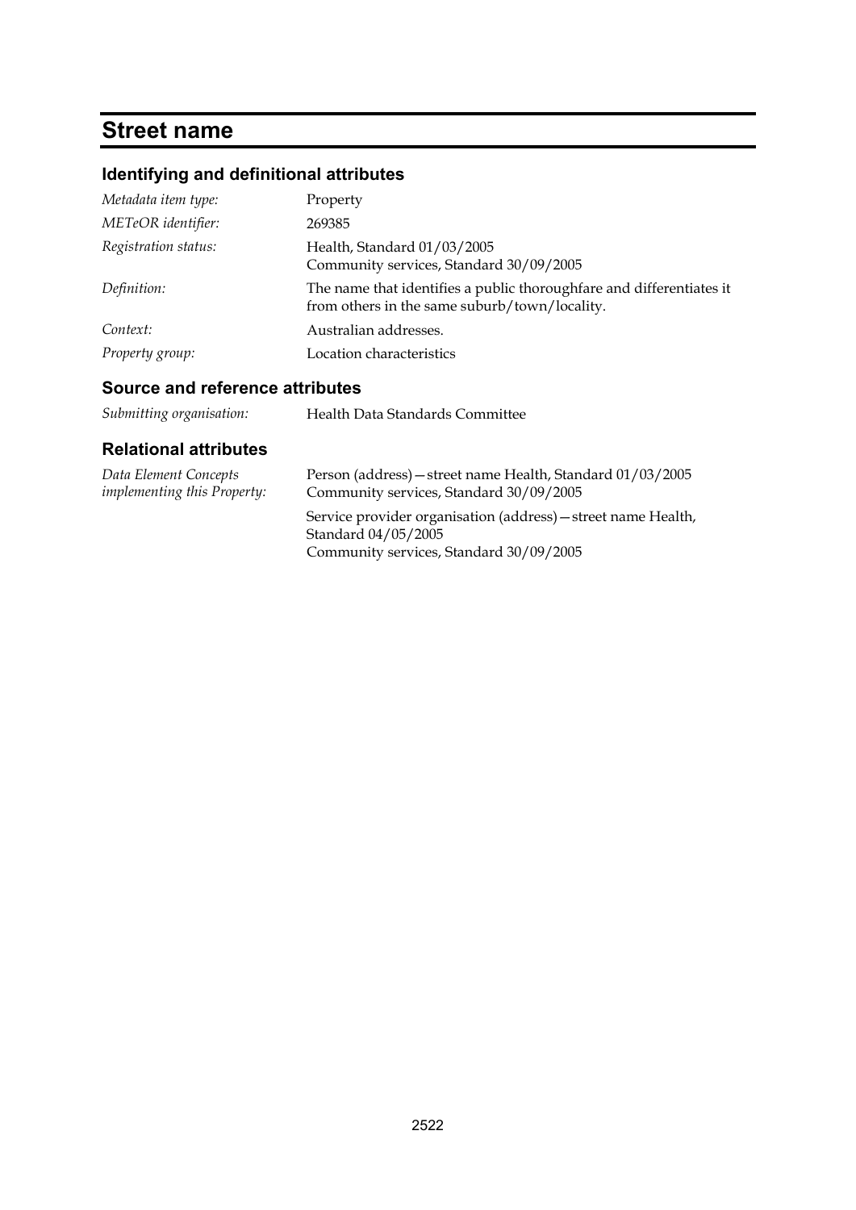# Street name

## Identifying and definitional attributes

| | |
|---|---|
| *Metadata item type:* | Property |
| *METeOR identifier:* | 269385 |
| *Registration status:* | Health, Standard 01/03/2005<br>Community services, Standard 30/09/2005 |
| *Definition:* | The name that identifies a public thoroughfare and differentiates it from others in the same suburb/town/locality. |
| *Context:* | Australian addresses. |
| *Property group:* | Location characteristics |

## Source and reference attributes

| | |
|---|---|
| *Submitting organisation:* | Health Data Standards Committee |

## Relational attributes

| | |
|---|---|
| *Data Element Concepts implementing this Property:* | Person (address)—street name Health, Standard 01/03/2005<br>Community services, Standard 30/09/2005<br><br>Service provider organisation (address)—street name Health, Standard 04/05/2005<br>Community services, Standard 30/09/2005 |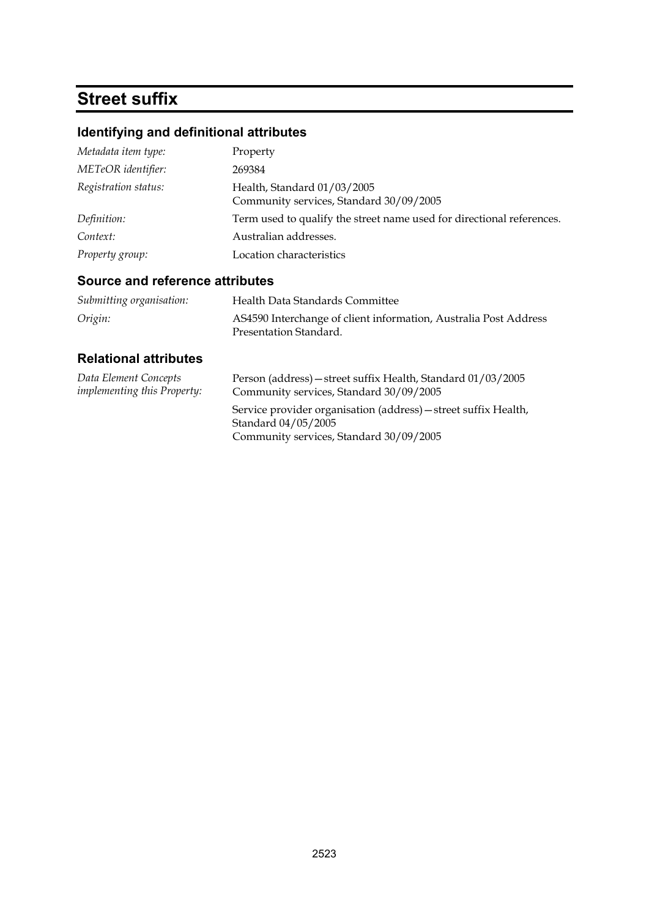# Street suffix

## Identifying and definitional attributes

| | |
|---|---|
| *Metadata item type:* | Property |
| *METeOR identifier:* | 269384 |
| *Registration status:* | Health, Standard 01/03/2005<br>Community services, Standard 30/09/2005 |
| *Definition:* | Term used to qualify the street name used for directional references. |
| *Context:* | Australian addresses. |
| *Property group:* | Location characteristics |

## Source and reference attributes

| | |
|---|---|
| *Submitting organisation:* | Health Data Standards Committee |
| *Origin:* | AS4590 Interchange of client information, Australia Post Address Presentation Standard. |

## Relational attributes

| | |
|---|---|
| *Data Element Concepts implementing this Property:* | Person (address)—street suffix Health, Standard 01/03/2005<br>Community services, Standard 30/09/2005 |
| | Service provider organisation (address)—street suffix Health, Standard 04/05/2005<br>Community services, Standard 30/09/2005 |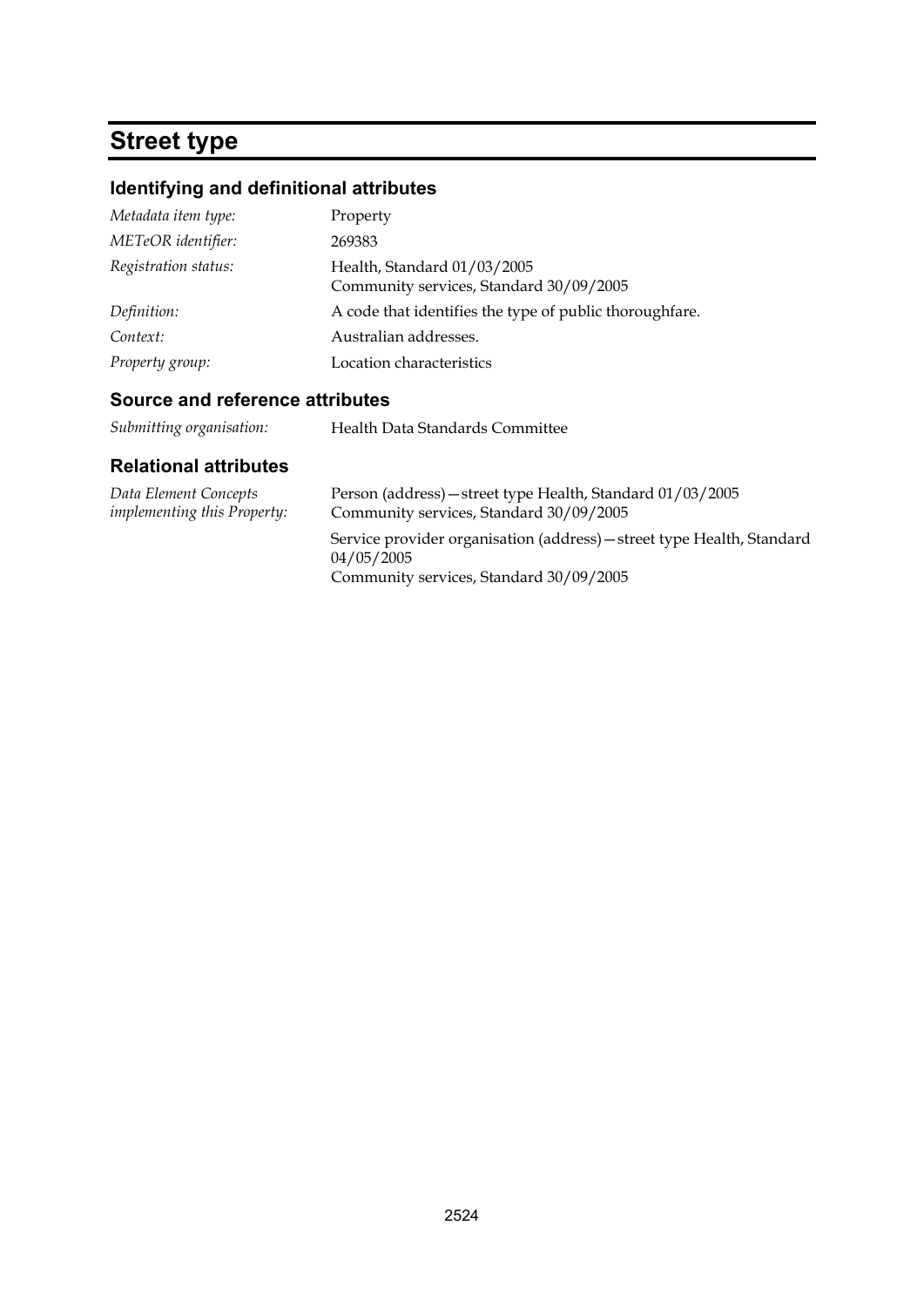# Street type

## Identifying and definitional attributes

| | |
|---|---|
| *Metadata item type:* | Property |
| *METeOR identifier:* | 269383 |
| *Registration status:* | Health, Standard 01/03/2005<br>Community services, Standard 30/09/2005 |
| *Definition:* | A code that identifies the type of public thoroughfare. |
| *Context:* | Australian addresses. |
| *Property group:* | Location characteristics |

## Source and reference attributes

| | |
|---|---|
| *Submitting organisation:* | Health Data Standards Committee |

## Relational attributes

| | |
|---|---|
| *Data Element Concepts implementing this Property:* | Person (address)—street type Health, Standard 01/03/2005<br>Community services, Standard 30/09/2005<br><br>Service provider organisation (address)—street type Health, Standard 04/05/2005<br>Community services, Standard 30/09/2005 |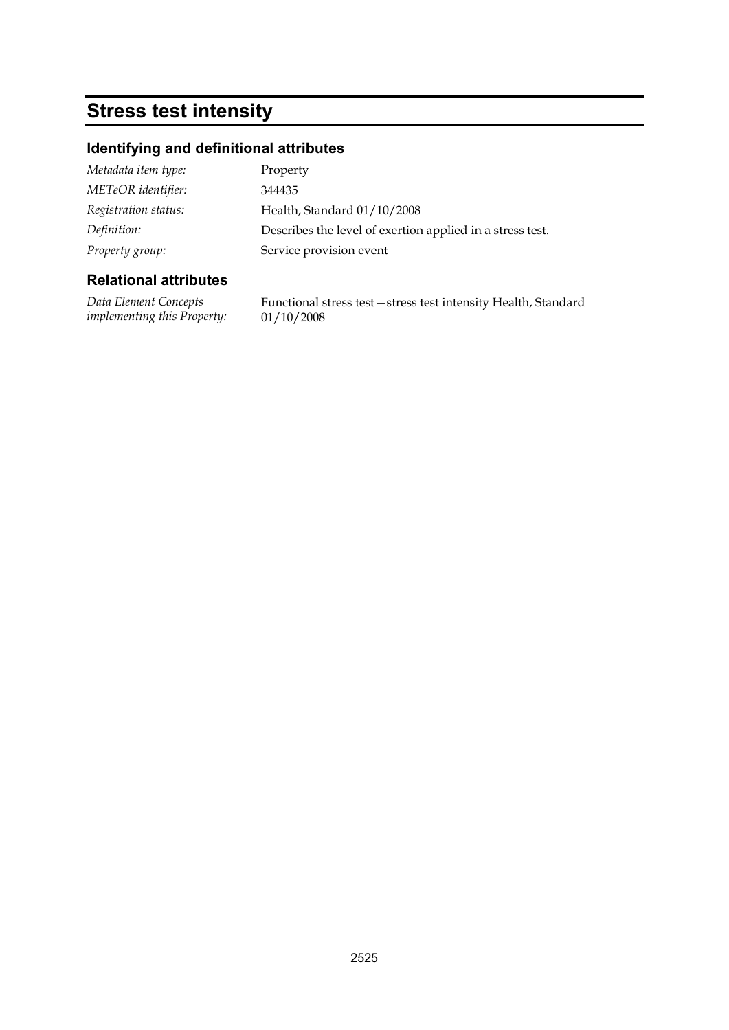# Stress test intensity

## Identifying and definitional attributes

| | |
|---|---|
| *Metadata item type:* | Property |
| *METeOR identifier:* | 344435 |
| *Registration status:* | Health, Standard 01/10/2008 |
| *Definition:* | Describes the level of exertion applied in a stress test. |
| *Property group:* | Service provision event |

## Relational attributes

| | |
|---|---|
| *Data Element Concepts implementing this Property:* | Functional stress test—stress test intensity Health, Standard 01/10/2008 |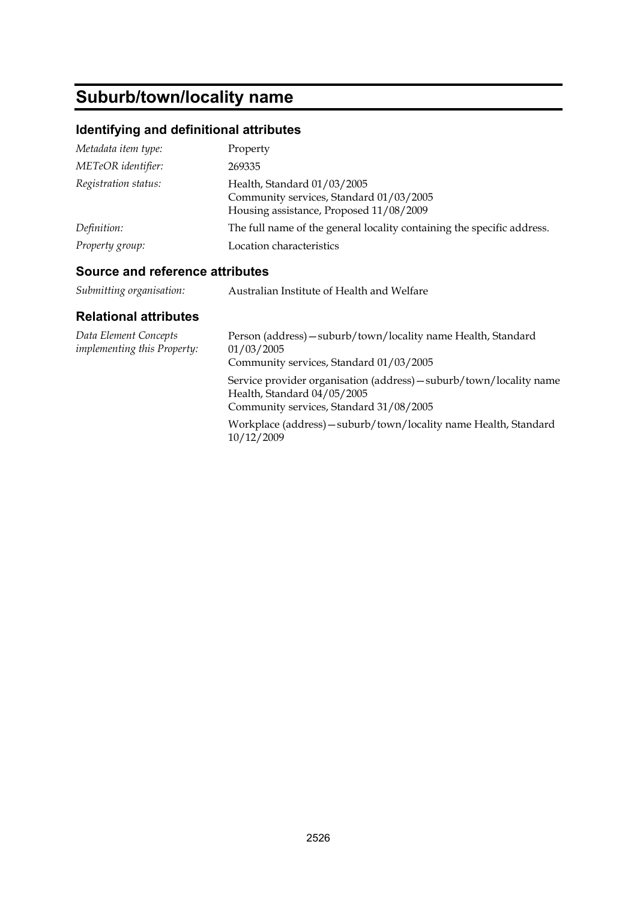# Suburb/town/locality name

## Identifying and definitional attributes

| | |
|---|---|
| *Metadata item type:* | Property |
| *METeOR identifier:* | 269335 |
| *Registration status:* | Health, Standard 01/03/2005<br>Community services, Standard 01/03/2005<br>Housing assistance, Proposed 11/08/2009 |
| *Definition:* | The full name of the general locality containing the specific address. |
| *Property group:* | Location characteristics |

## Source and reference attributes

| | |
|---|---|
| *Submitting organisation:* | Australian Institute of Health and Welfare |

## Relational attributes

| | |
|---|---|
| *Data Element Concepts implementing this Property:* | Person (address)—suburb/town/locality name Health, Standard 01/03/2005<br>Community services, Standard 01/03/2005<br><br>Service provider organisation (address)—suburb/town/locality name Health, Standard 04/05/2005<br>Community services, Standard 31/08/2005<br><br>Workplace (address)—suburb/town/locality name Health, Standard 10/12/2009 |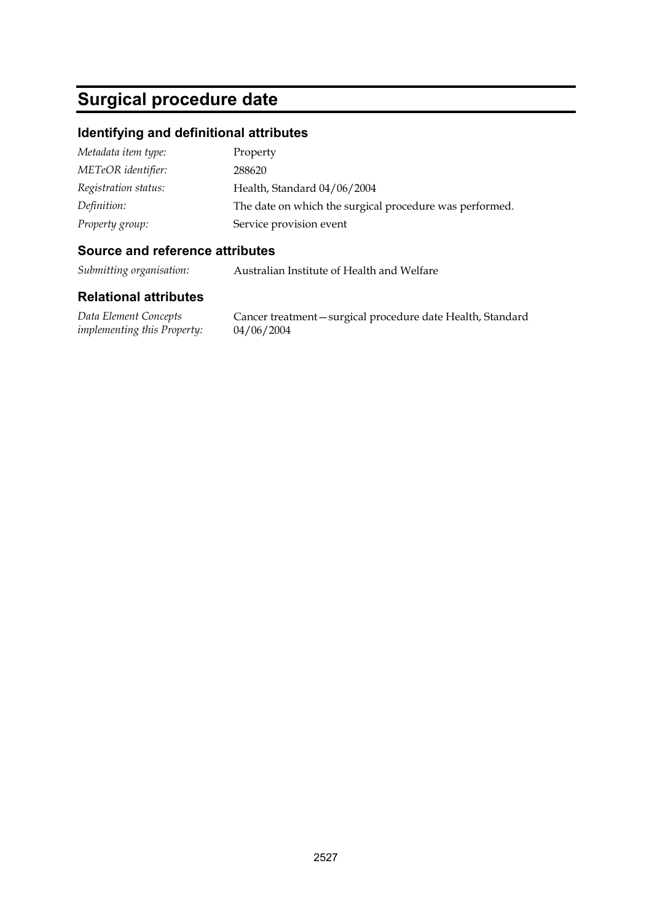# Surgical procedure date

## Identifying and definitional attributes

| | |
|---|---|
| *Metadata item type:* | Property |
| *METeOR identifier:* | 288620 |
| *Registration status:* | Health, Standard 04/06/2004 |
| *Definition:* | The date on which the surgical procedure was performed. |
| *Property group:* | Service provision event |

## Source and reference attributes

| | |
|---|---|
| *Submitting organisation:* | Australian Institute of Health and Welfare |

## Relational attributes

| | |
|---|---|
| *Data Element Concepts implementing this Property:* | Cancer treatment—surgical procedure date Health, Standard 04/06/2004 |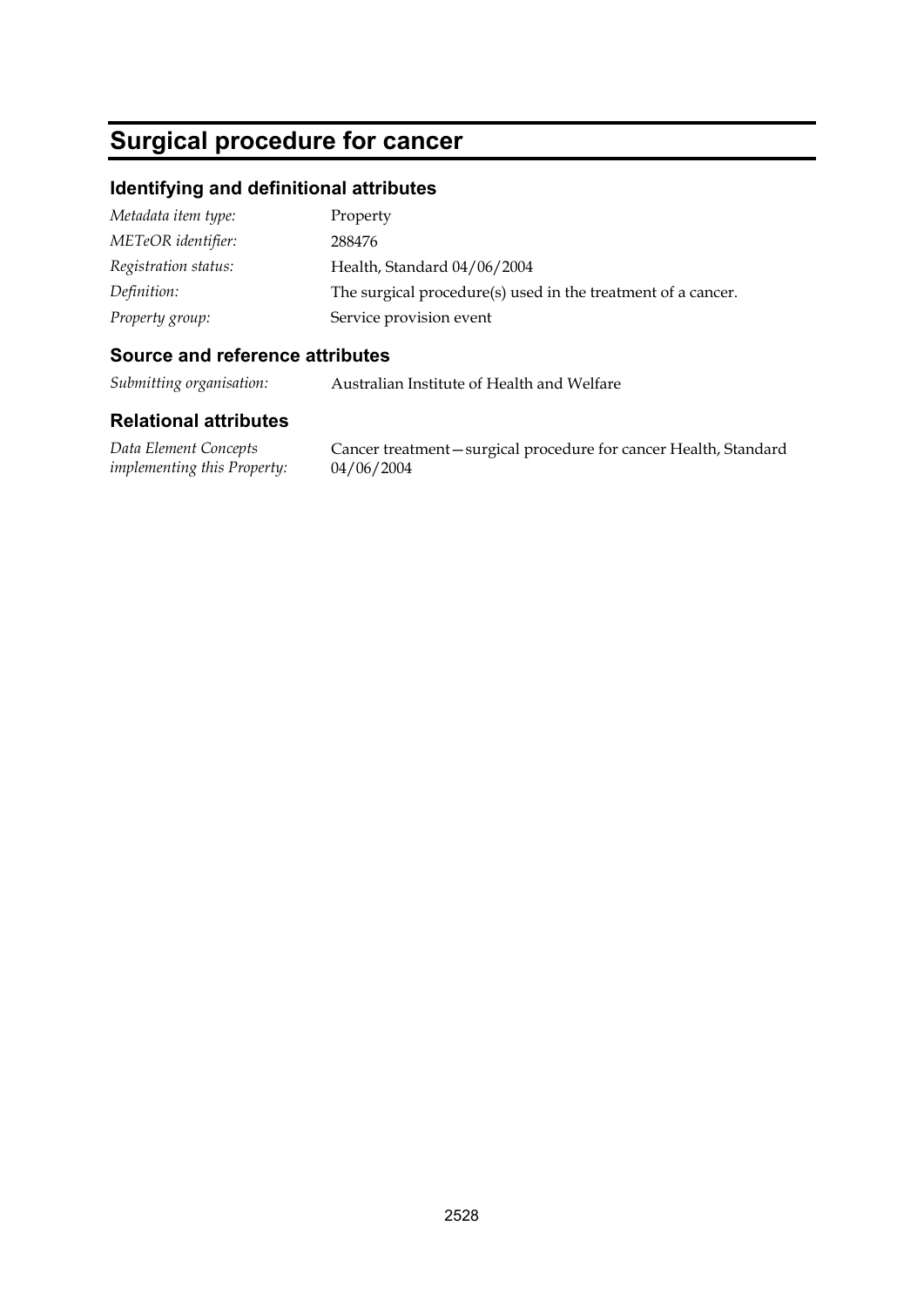# Surgical procedure for cancer

## Identifying and definitional attributes

| | |
|---|---|
| *Metadata item type:* | Property |
| *METeOR identifier:* | 288476 |
| *Registration status:* | Health, Standard 04/06/2004 |
| *Definition:* | The surgical procedure(s) used in the treatment of a cancer. |
| *Property group:* | Service provision event |

## Source and reference attributes

| | |
|---|---|
| *Submitting organisation:* | Australian Institute of Health and Welfare |

## Relational attributes

| | |
|---|---|
| *Data Element Concepts implementing this Property:* | Cancer treatment—surgical procedure for cancer Health, Standard 04/06/2004 |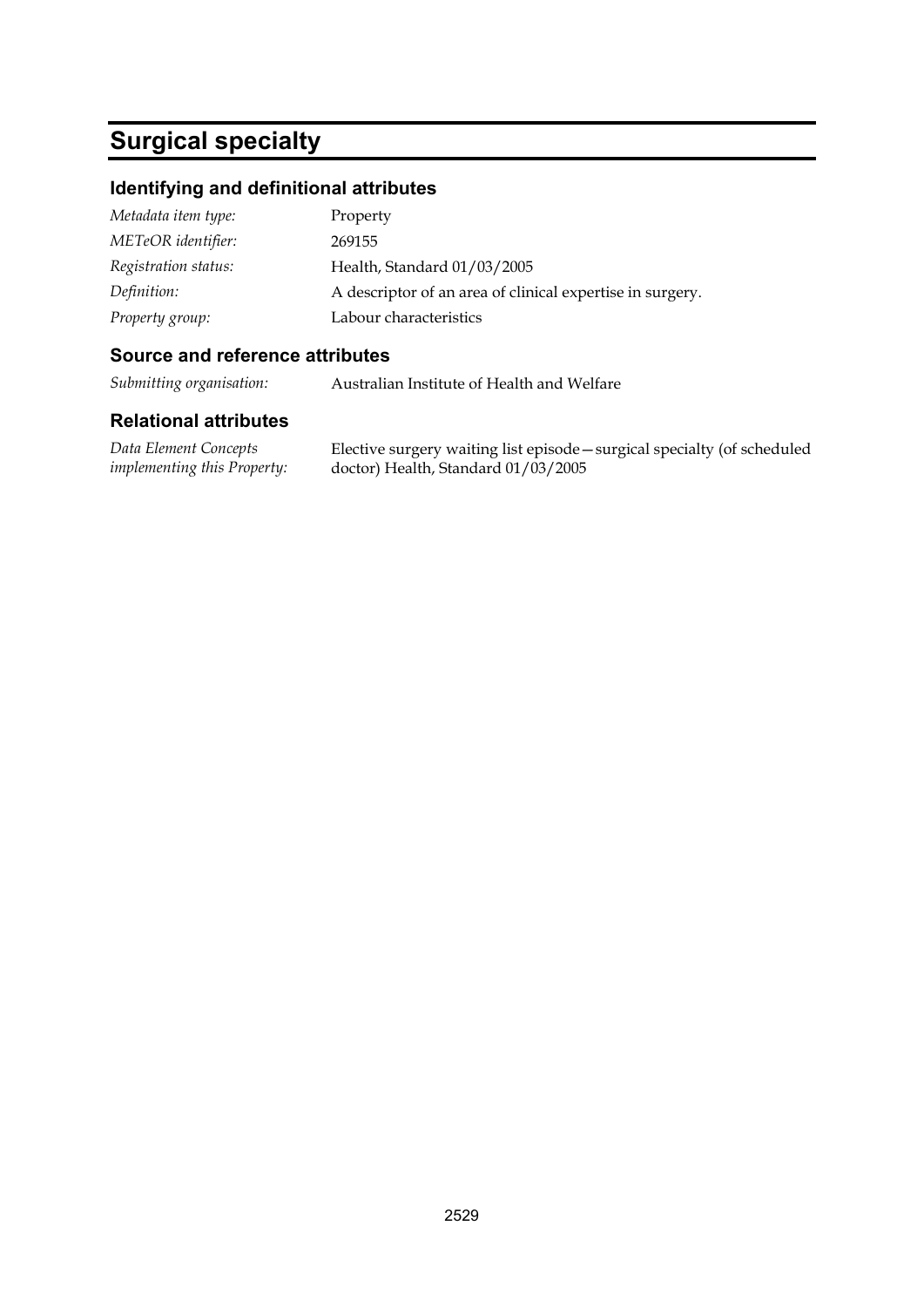# Surgical specialty

## Identifying and definitional attributes

| | |
|---|---|
| *Metadata item type:* | Property |
| *METeOR identifier:* | 269155 |
| *Registration status:* | Health, Standard 01/03/2005 |
| *Definition:* | A descriptor of an area of clinical expertise in surgery. |
| *Property group:* | Labour characteristics |

## Source and reference attributes

| | |
|---|---|
| *Submitting organisation:* | Australian Institute of Health and Welfare |

## Relational attributes

| | |
|---|---|
| *Data Element Concepts implementing this Property:* | Elective surgery waiting list episode—surgical specialty (of scheduled doctor) Health, Standard 01/03/2005 |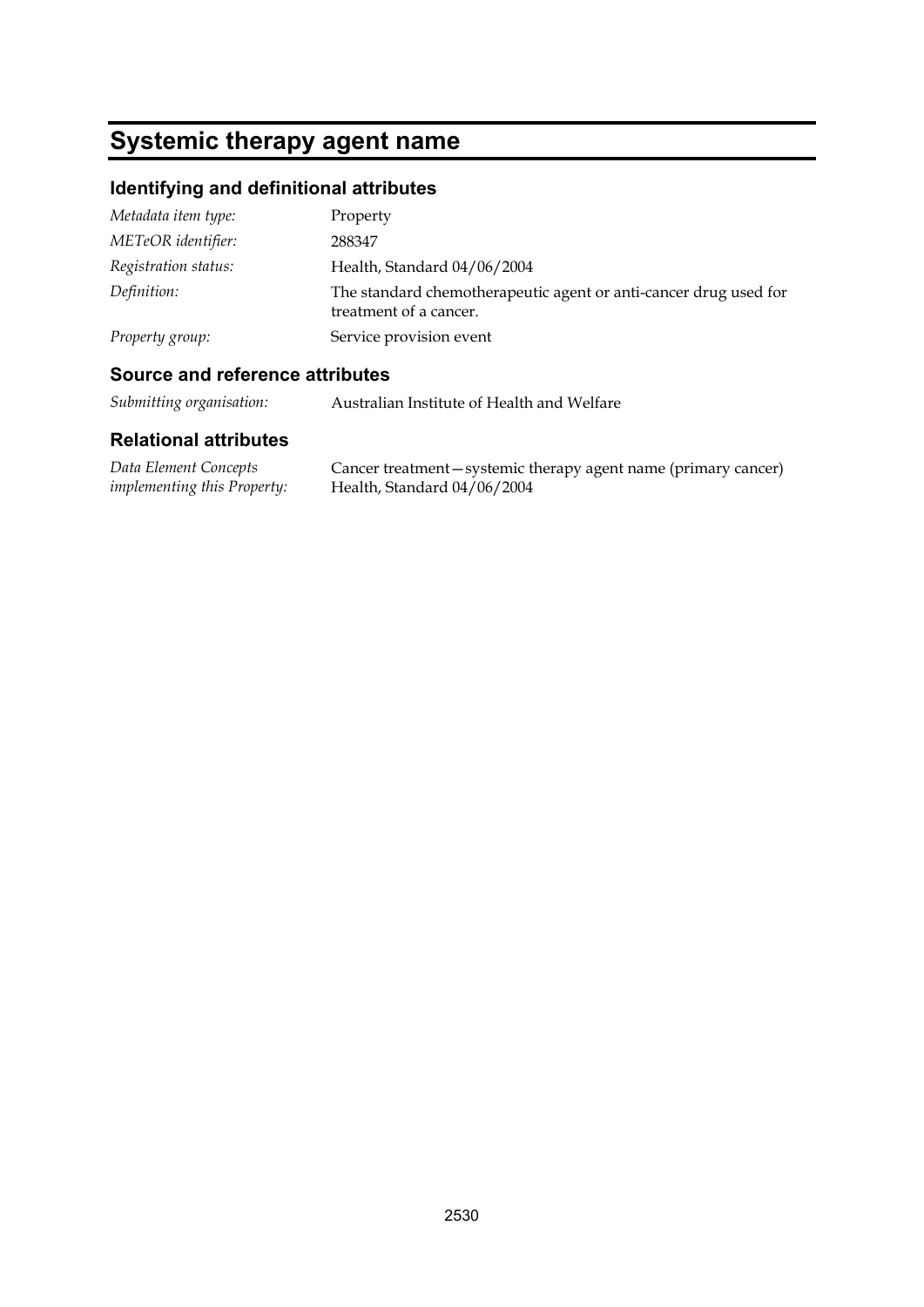# Systemic therapy agent name

## Identifying and definitional attributes

| | |
|---|---|
| *Metadata item type:* | Property |
| *METeOR identifier:* | 288347 |
| *Registration status:* | Health, Standard 04/06/2004 |
| *Definition:* | The standard chemotherapeutic agent or anti-cancer drug used for treatment of a cancer. |
| *Property group:* | Service provision event |

## Source and reference attributes

| | |
|---|---|
| *Submitting organisation:* | Australian Institute of Health and Welfare |

## Relational attributes

| | |
|---|---|
| *Data Element Concepts implementing this Property:* | Cancer treatment—systemic therapy agent name (primary cancer) Health, Standard 04/06/2004 |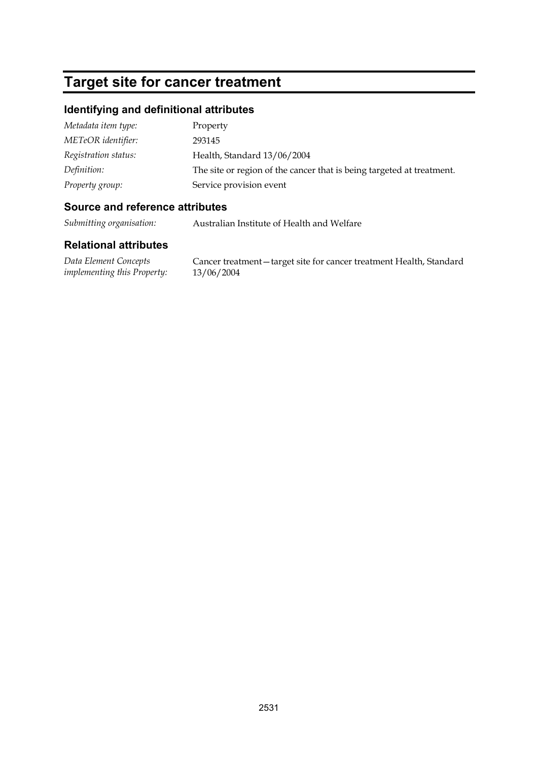# Target site for cancer treatment

## Identifying and definitional attributes

| | |
|---|---|
| *Metadata item type:* | Property |
| *METeOR identifier:* | 293145 |
| *Registration status:* | Health, Standard 13/06/2004 |
| *Definition:* | The site or region of the cancer that is being targeted at treatment. |
| *Property group:* | Service provision event |

## Source and reference attributes

| | |
|---|---|
| *Submitting organisation:* | Australian Institute of Health and Welfare |

## Relational attributes

| | |
|---|---|
| *Data Element Concepts implementing this Property:* | Cancer treatment—target site for cancer treatment Health, Standard 13/06/2004 |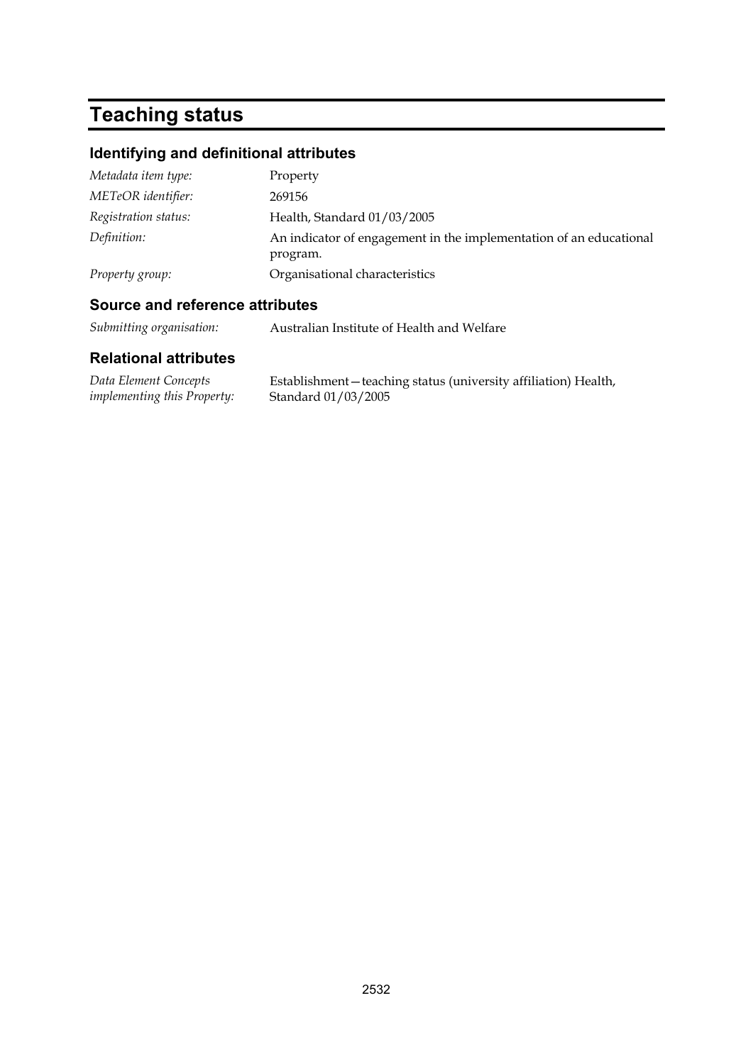# Teaching status

## Identifying and definitional attributes

| | |
|---|---|
| *Metadata item type:* | Property |
| *METeOR identifier:* | 269156 |
| *Registration status:* | Health, Standard 01/03/2005 |
| *Definition:* | An indicator of engagement in the implementation of an educational program. |
| *Property group:* | Organisational characteristics |

## Source and reference attributes

| | |
|---|---|
| *Submitting organisation:* | Australian Institute of Health and Welfare |

## Relational attributes

| | |
|---|---|
| *Data Element Concepts implementing this Property:* | Establishment—teaching status (university affiliation) Health, Standard 01/03/2005 |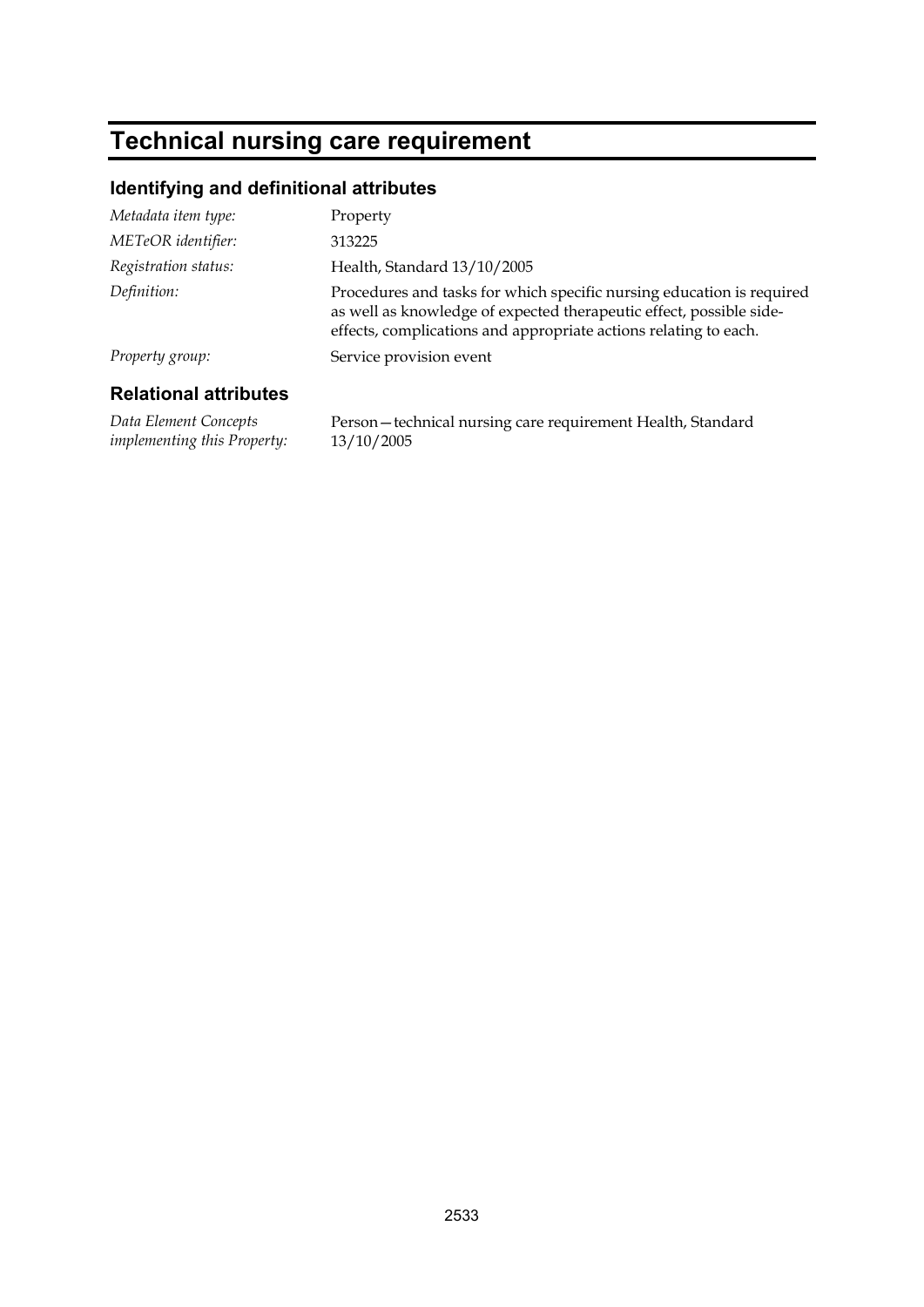# Technical nursing care requirement

## Identifying and definitional attributes

| | |
|---|---|
| *Metadata item type:* | Property |
| *METeOR identifier:* | 313225 |
| *Registration status:* | Health, Standard 13/10/2005 |
| *Definition:* | Procedures and tasks for which specific nursing education is required as well as knowledge of expected therapeutic effect, possible side-effects, complications and appropriate actions relating to each. |
| *Property group:* | Service provision event |

## Relational attributes

| | |
|---|---|
| *Data Element Concepts implementing this Property:* | Person—technical nursing care requirement Health, Standard 13/10/2005 |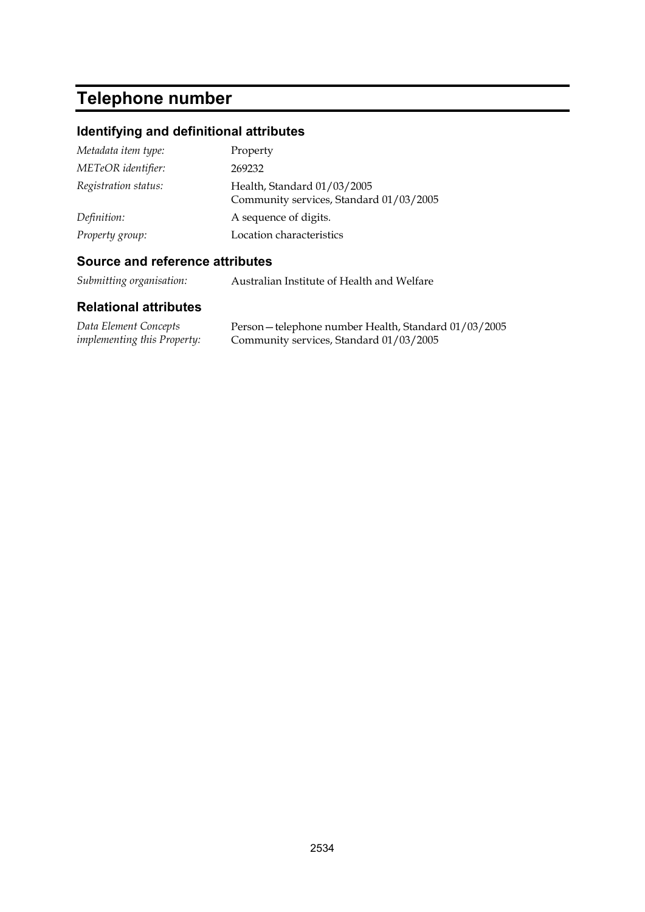# Telephone number

## Identifying and definitional attributes

| | |
|---|---|
| *Metadata item type:* | Property |
| *METeOR identifier:* | 269232 |
| *Registration status:* | Health, Standard 01/03/2005<br>Community services, Standard 01/03/2005 |
| *Definition:* | A sequence of digits. |
| *Property group:* | Location characteristics |

## Source and reference attributes

| | |
|---|---|
| *Submitting organisation:* | Australian Institute of Health and Welfare |

## Relational attributes

| | |
|---|---|
| *Data Element Concepts implementing this Property:* | Person—telephone number Health, Standard 01/03/2005<br>Community services, Standard 01/03/2005 |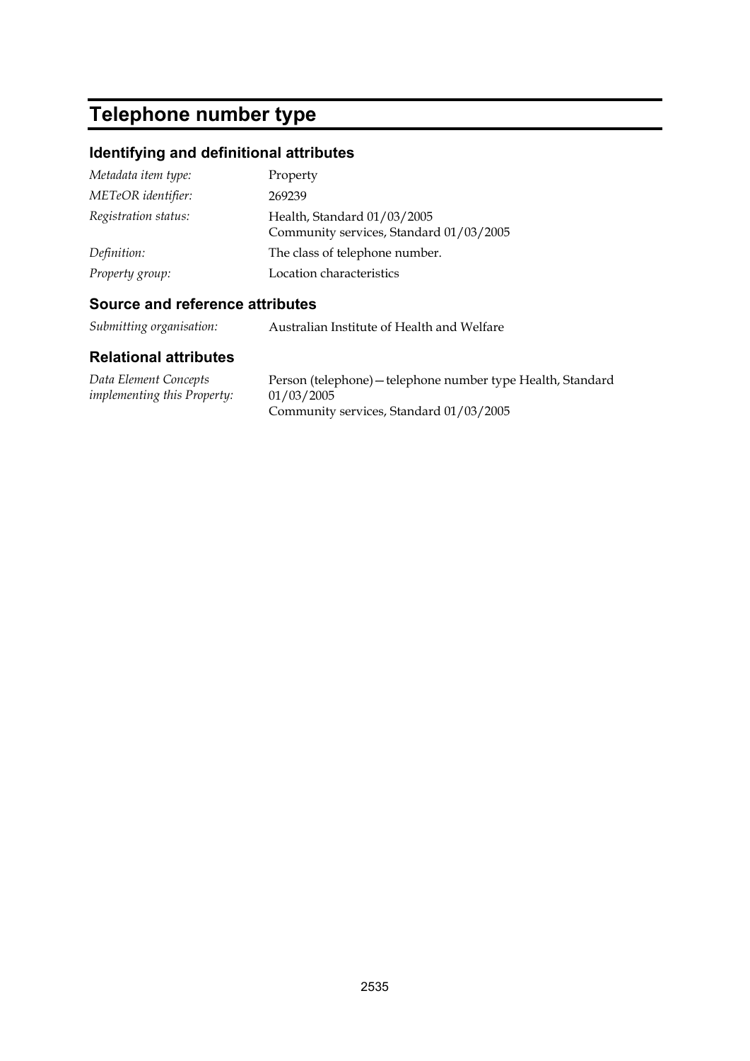# Telephone number type

## Identifying and definitional attributes

| | |
|---|---|
| *Metadata item type:* | Property |
| *METeOR identifier:* | 269239 |
| *Registration status:* | Health, Standard 01/03/2005<br>Community services, Standard 01/03/2005 |
| *Definition:* | The class of telephone number. |
| *Property group:* | Location characteristics |

## Source and reference attributes

| | |
|---|---|
| *Submitting organisation:* | Australian Institute of Health and Welfare |

## Relational attributes

| | |
|---|---|
| *Data Element Concepts implementing this Property:* | Person (telephone)—telephone number type Health, Standard 01/03/2005<br>Community services, Standard 01/03/2005 |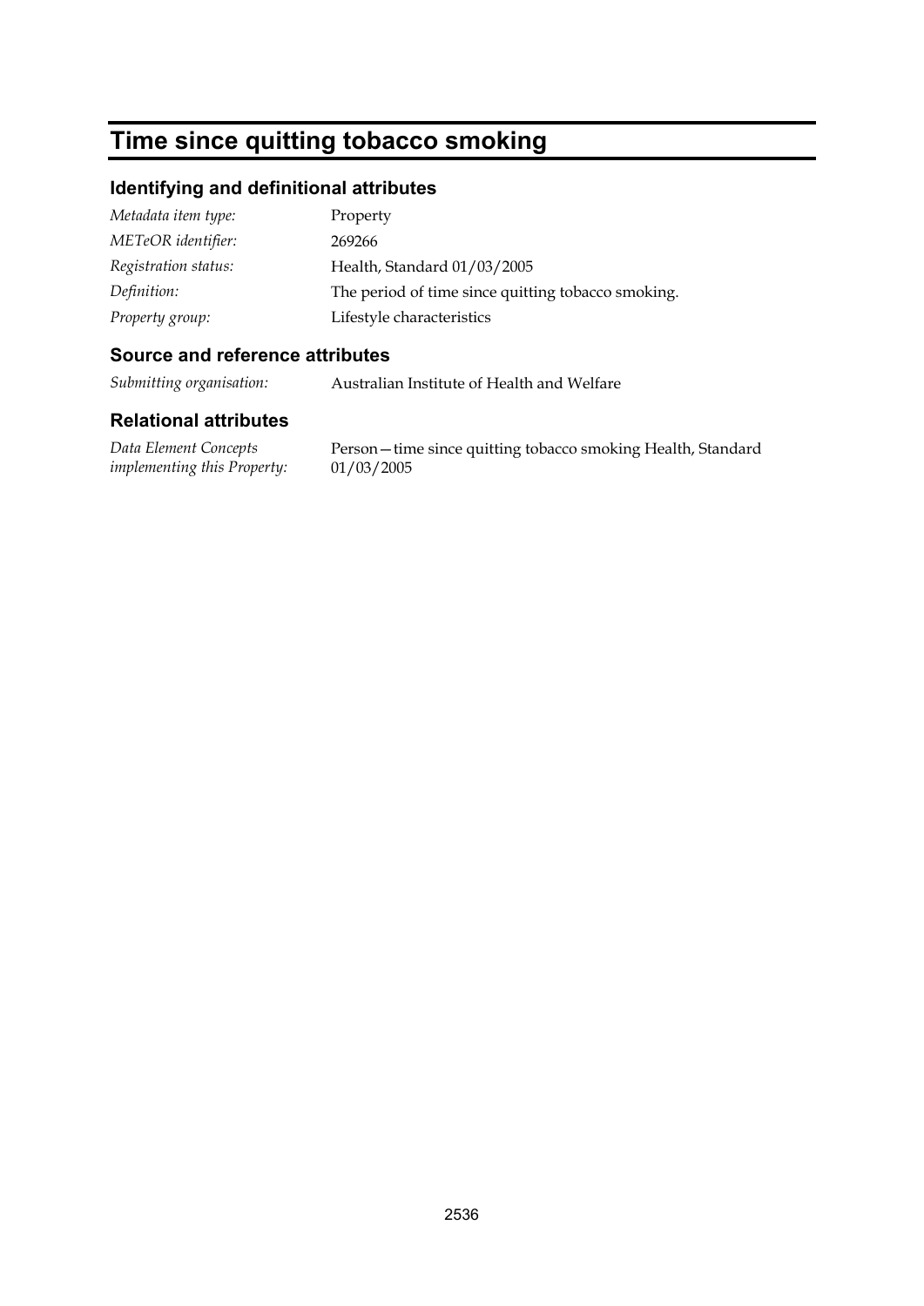# Time since quitting tobacco smoking

## Identifying and definitional attributes

| | |
|---|---|
| *Metadata item type:* | Property |
| *METeOR identifier:* | 269266 |
| *Registration status:* | Health, Standard 01/03/2005 |
| *Definition:* | The period of time since quitting tobacco smoking. |
| *Property group:* | Lifestyle characteristics |

## Source and reference attributes

| | |
|---|---|
| *Submitting organisation:* | Australian Institute of Health and Welfare |

## Relational attributes

| | |
|---|---|
| *Data Element Concepts implementing this Property:* | Person—time since quitting tobacco smoking Health, Standard 01/03/2005 |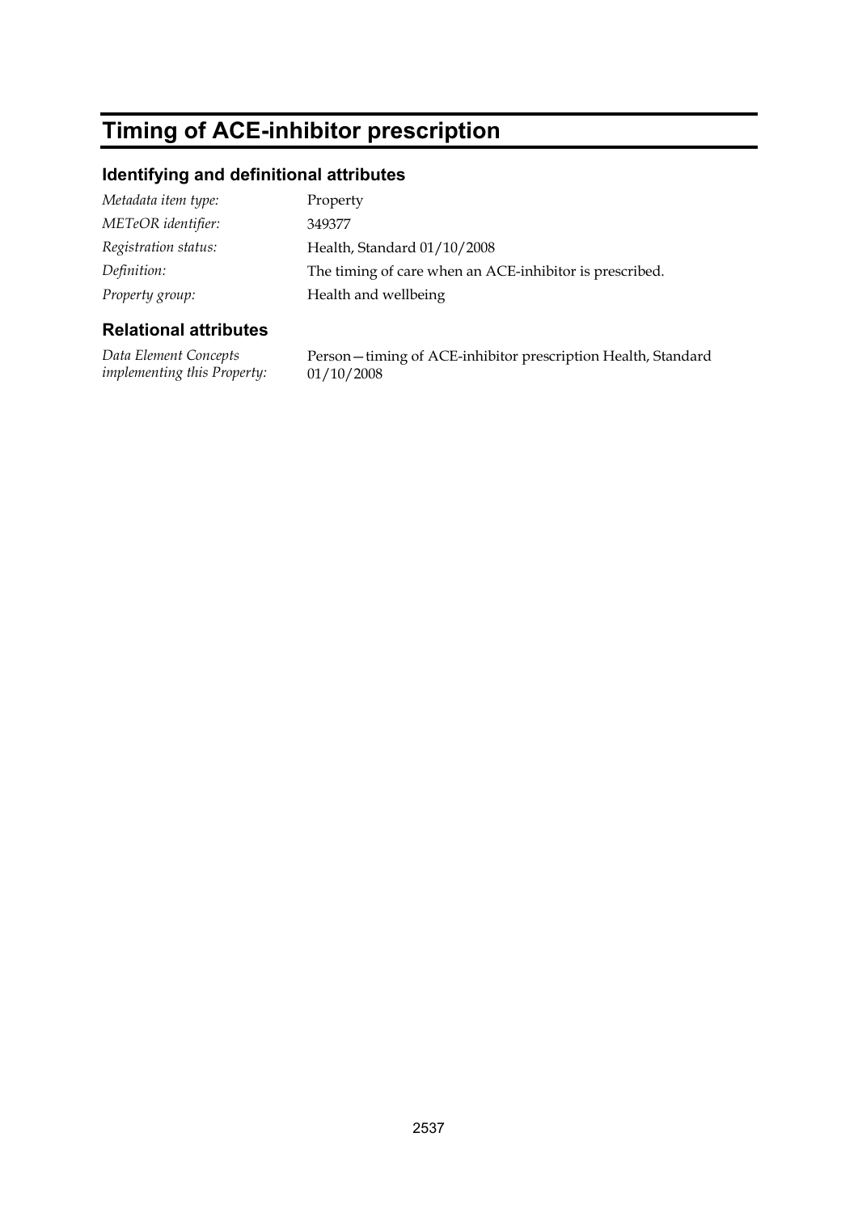# Timing of ACE-inhibitor prescription

## Identifying and definitional attributes

| | |
|---|---|
| *Metadata item type:* | Property |
| *METeOR identifier:* | 349377 |
| *Registration status:* | Health, Standard 01/10/2008 |
| *Definition:* | The timing of care when an ACE-inhibitor is prescribed. |
| *Property group:* | Health and wellbeing |

## Relational attributes

| | |
|---|---|
| *Data Element Concepts implementing this Property:* | Person—timing of ACE-inhibitor prescription Health, Standard 01/10/2008 |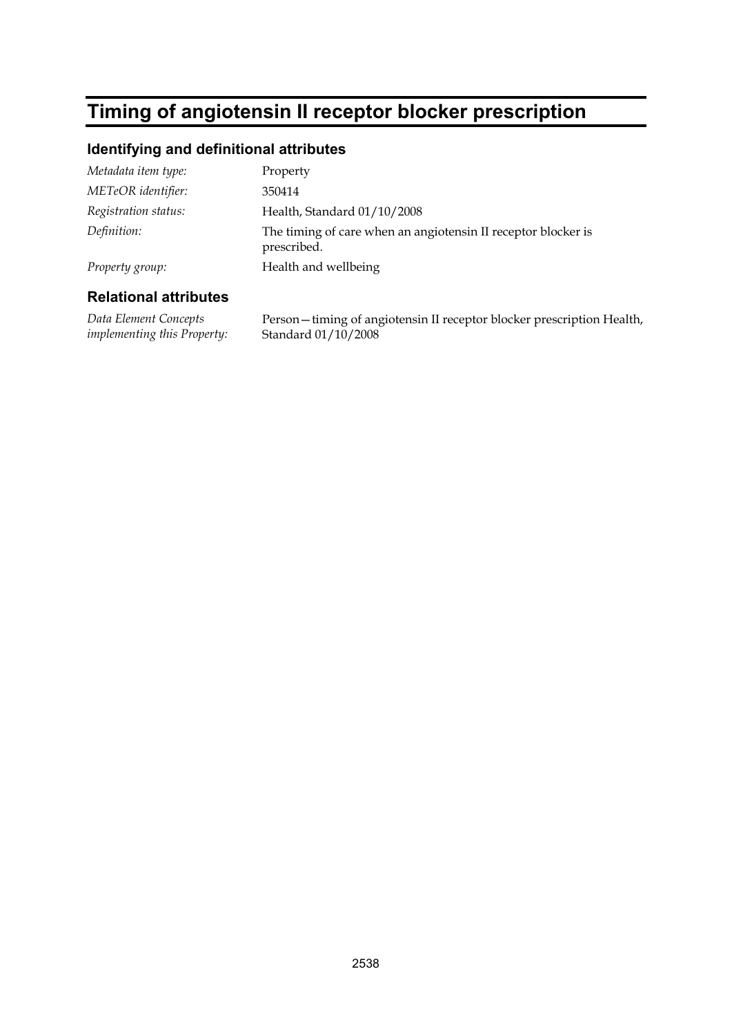# Timing of angiotensin II receptor blocker prescription

## Identifying and definitional attributes

| | |
|---|---|
| *Metadata item type:* | Property |
| *METeOR identifier:* | 350414 |
| *Registration status:* | Health, Standard 01/10/2008 |
| *Definition:* | The timing of care when an angiotensin II receptor blocker is prescribed. |
| *Property group:* | Health and wellbeing |

## Relational attributes

| | |
|---|---|
| *Data Element Concepts implementing this Property:* | Person—timing of angiotensin II receptor blocker prescription Health, Standard 01/10/2008 |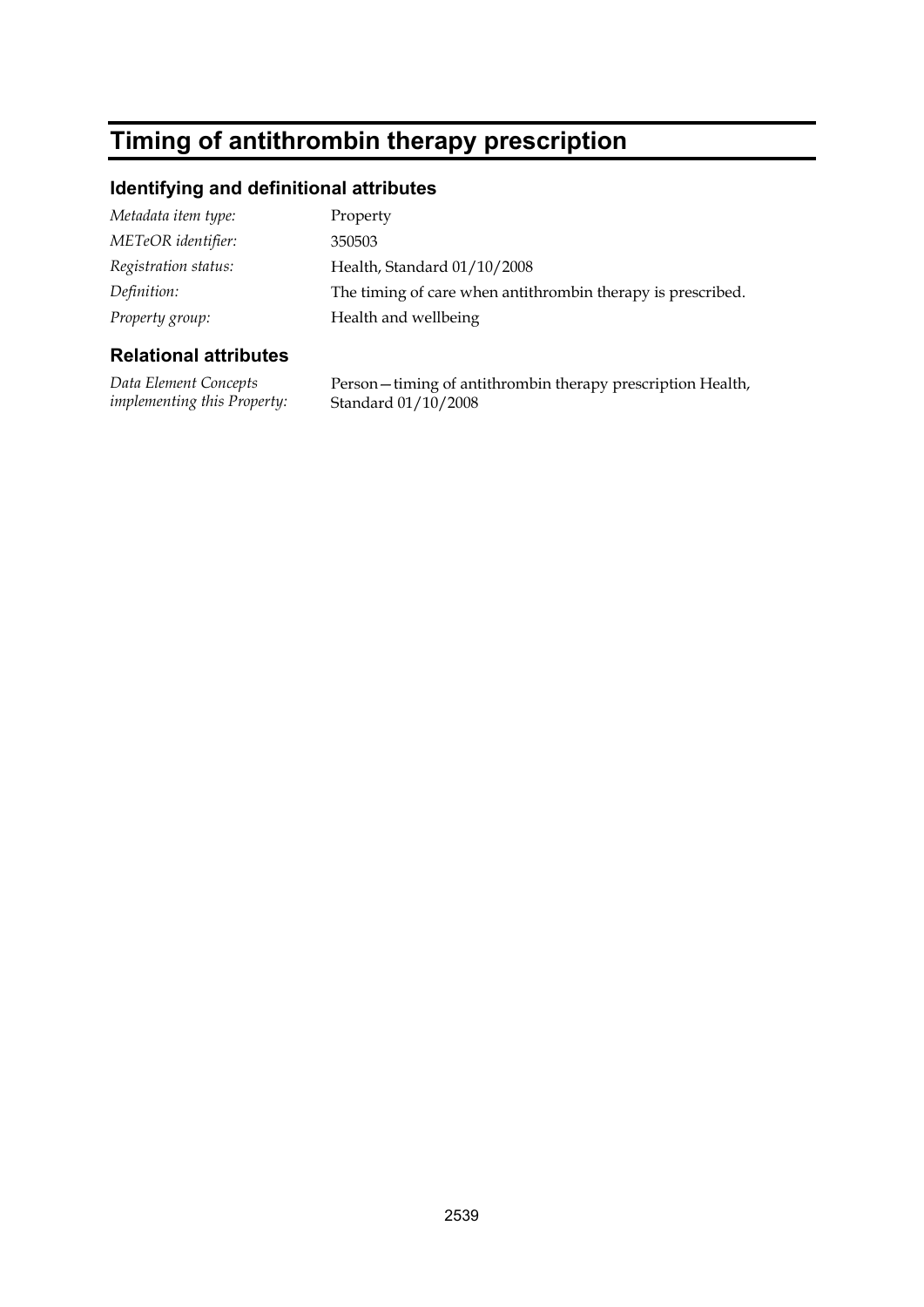# Timing of antithrombin therapy prescription

## Identifying and definitional attributes

| | |
|---|---|
| *Metadata item type:* | Property |
| *METeOR identifier:* | 350503 |
| *Registration status:* | Health, Standard 01/10/2008 |
| *Definition:* | The timing of care when antithrombin therapy is prescribed. |
| *Property group:* | Health and wellbeing |

## Relational attributes

| | |
|---|---|
| *Data Element Concepts implementing this Property:* | Person—timing of antithrombin therapy prescription Health, Standard 01/10/2008 |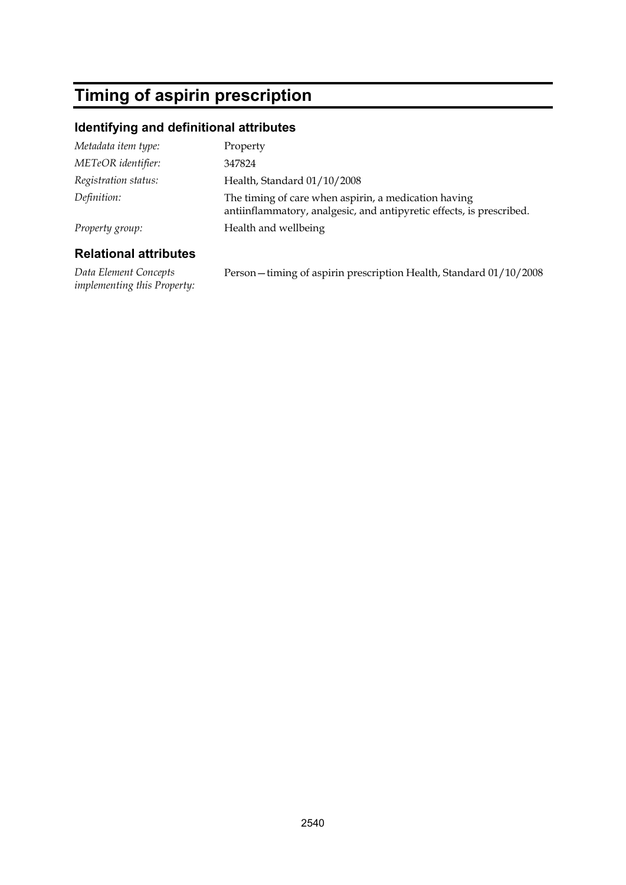# Timing of aspirin prescription

## Identifying and definitional attributes

| | |
|---|---|
| *Metadata item type:* | Property |
| *METeOR identifier:* | 347824 |
| *Registration status:* | Health, Standard 01/10/2008 |
| *Definition:* | The timing of care when aspirin, a medication having antiinflammatory, analgesic, and antipyretic effects, is prescribed. |
| *Property group:* | Health and wellbeing |

## Relational attributes

| | |
|---|---|
| *Data Element Concepts implementing this Property:* | Person—timing of aspirin prescription Health, Standard 01/10/2008 |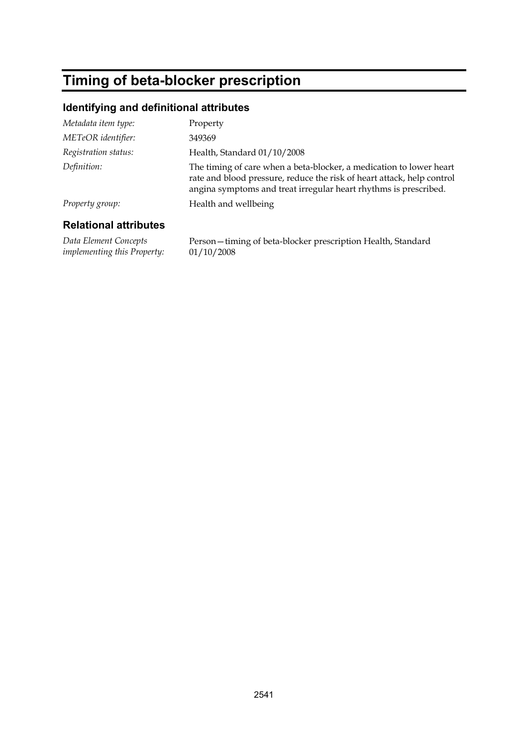# Timing of beta-blocker prescription

## Identifying and definitional attributes

| | |
|---|---|
| *Metadata item type:* | Property |
| *METeOR identifier:* | 349369 |
| *Registration status:* | Health, Standard 01/10/2008 |
| *Definition:* | The timing of care when a beta-blocker, a medication to lower heart rate and blood pressure, reduce the risk of heart attack, help control angina symptoms and treat irregular heart rhythms is prescribed. |
| *Property group:* | Health and wellbeing |

## Relational attributes

| | |
|---|---|
| *Data Element Concepts implementing this Property:* | Person—timing of beta-blocker prescription Health, Standard 01/10/2008 |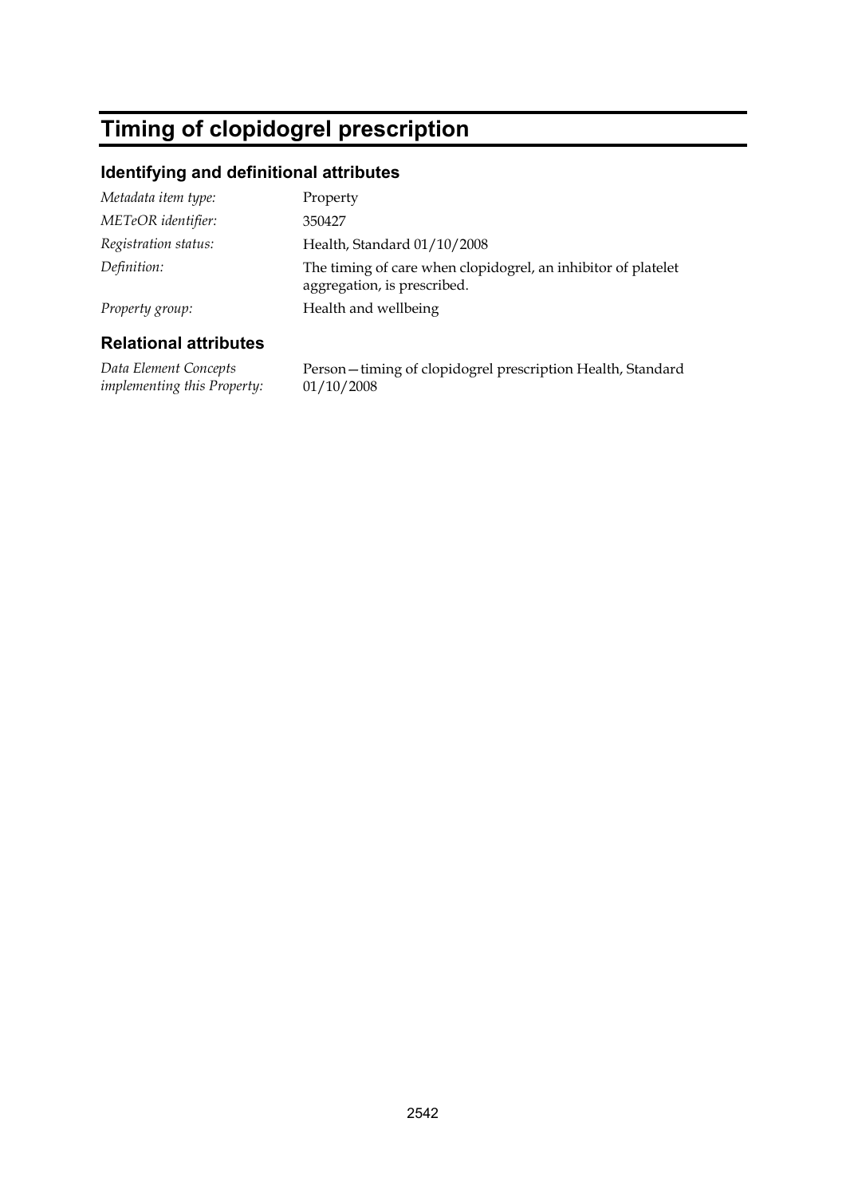# Timing of clopidogrel prescription

## Identifying and definitional attributes

| | |
|---|---|
| *Metadata item type:* | Property |
| *METeOR identifier:* | 350427 |
| *Registration status:* | Health, Standard 01/10/2008 |
| *Definition:* | The timing of care when clopidogrel, an inhibitor of platelet aggregation, is prescribed. |
| *Property group:* | Health and wellbeing |

## Relational attributes

| | |
|---|---|
| *Data Element Concepts implementing this Property:* | Person—timing of clopidogrel prescription Health, Standard 01/10/2008 |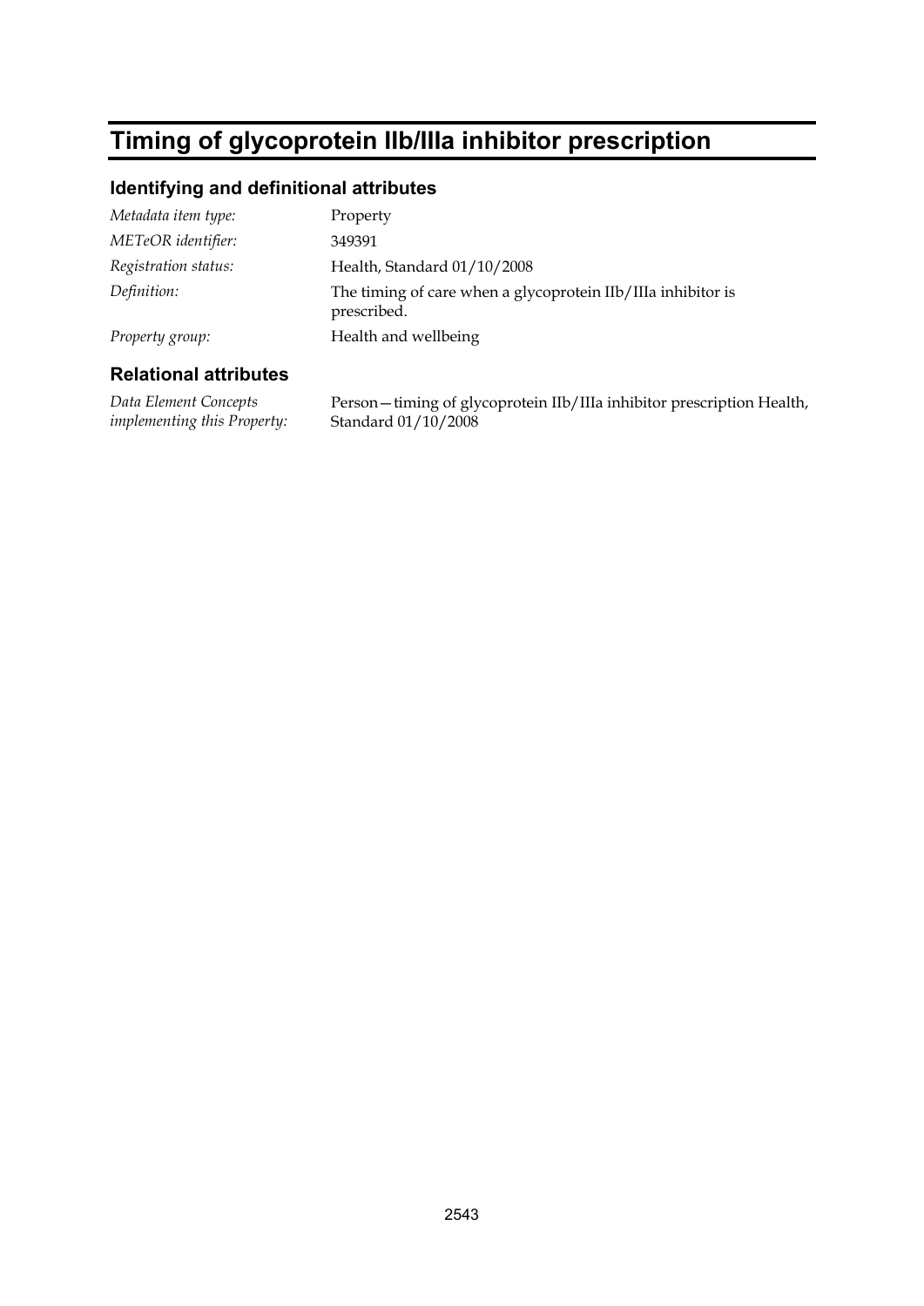# Timing of glycoprotein IIb/IIIa inhibitor prescription

## Identifying and definitional attributes

| | |
|---|---|
| *Metadata item type:* | Property |
| *METeOR identifier:* | 349391 |
| *Registration status:* | Health, Standard 01/10/2008 |
| *Definition:* | The timing of care when a glycoprotein IIb/IIIa inhibitor is prescribed. |
| *Property group:* | Health and wellbeing |

## Relational attributes

| | |
|---|---|
| *Data Element Concepts implementing this Property:* | Person—timing of glycoprotein IIb/IIIa inhibitor prescription Health, Standard 01/10/2008 |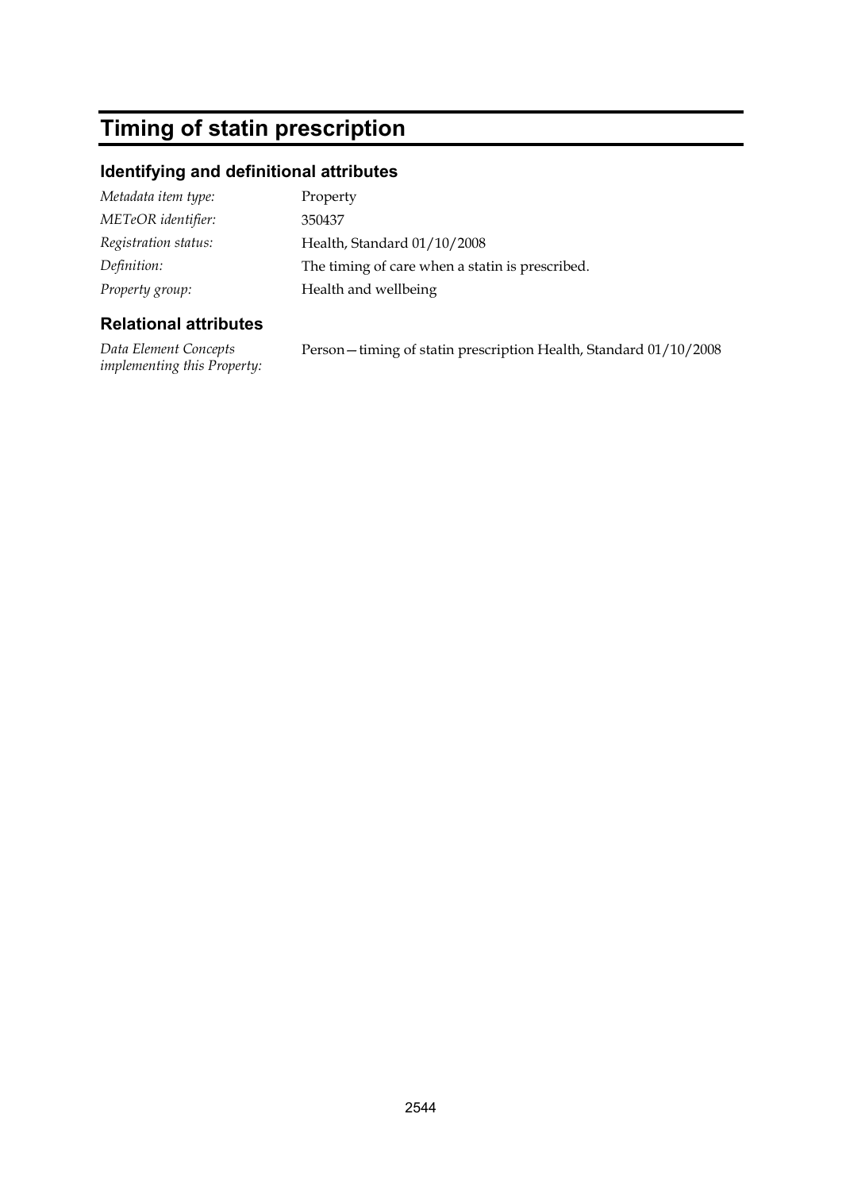# Timing of statin prescription

## Identifying and definitional attributes

| | |
|---|---|
| *Metadata item type:* | Property |
| *METeOR identifier:* | 350437 |
| *Registration status:* | Health, Standard 01/10/2008 |
| *Definition:* | The timing of care when a statin is prescribed. |
| *Property group:* | Health and wellbeing |

## Relational attributes

| | |
|---|---|
| *Data Element Concepts implementing this Property:* | Person—timing of statin prescription Health, Standard 01/10/2008 |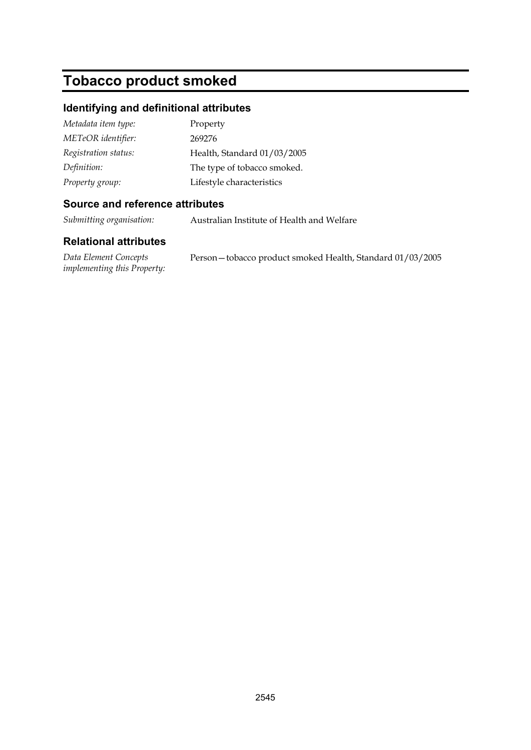# Tobacco product smoked

## Identifying and definitional attributes

*Metadata item type:* Property

*METeOR identifier:* 269276

*Registration status:* Health, Standard 01/03/2005

*Definition:* The type of tobacco smoked.

*Property group:* Lifestyle characteristics

## Source and reference attributes

*Submitting organisation:* Australian Institute of Health and Welfare

## Relational attributes

*Data Element Concepts implementing this Property:* Person—tobacco product smoked Health, Standard 01/03/2005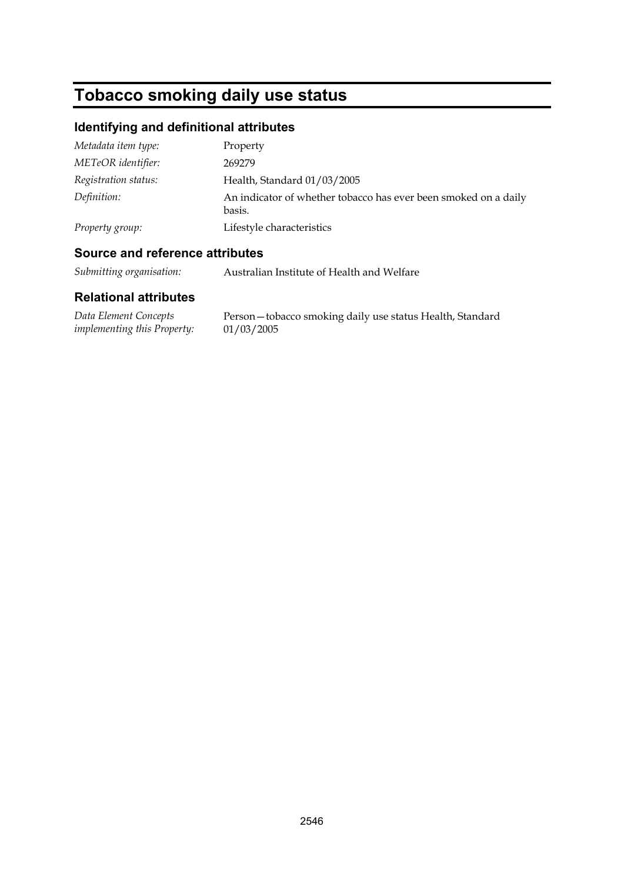# Tobacco smoking daily use status

## Identifying and definitional attributes

| | |
|---|---|
| *Metadata item type:* | Property |
| *METeOR identifier:* | 269279 |
| *Registration status:* | Health, Standard 01/03/2005 |
| *Definition:* | An indicator of whether tobacco has ever been smoked on a daily basis. |
| *Property group:* | Lifestyle characteristics |

## Source and reference attributes

| | |
|---|---|
| *Submitting organisation:* | Australian Institute of Health and Welfare |

## Relational attributes

| | |
|---|---|
| *Data Element Concepts implementing this Property:* | Person—tobacco smoking daily use status Health, Standard 01/03/2005 |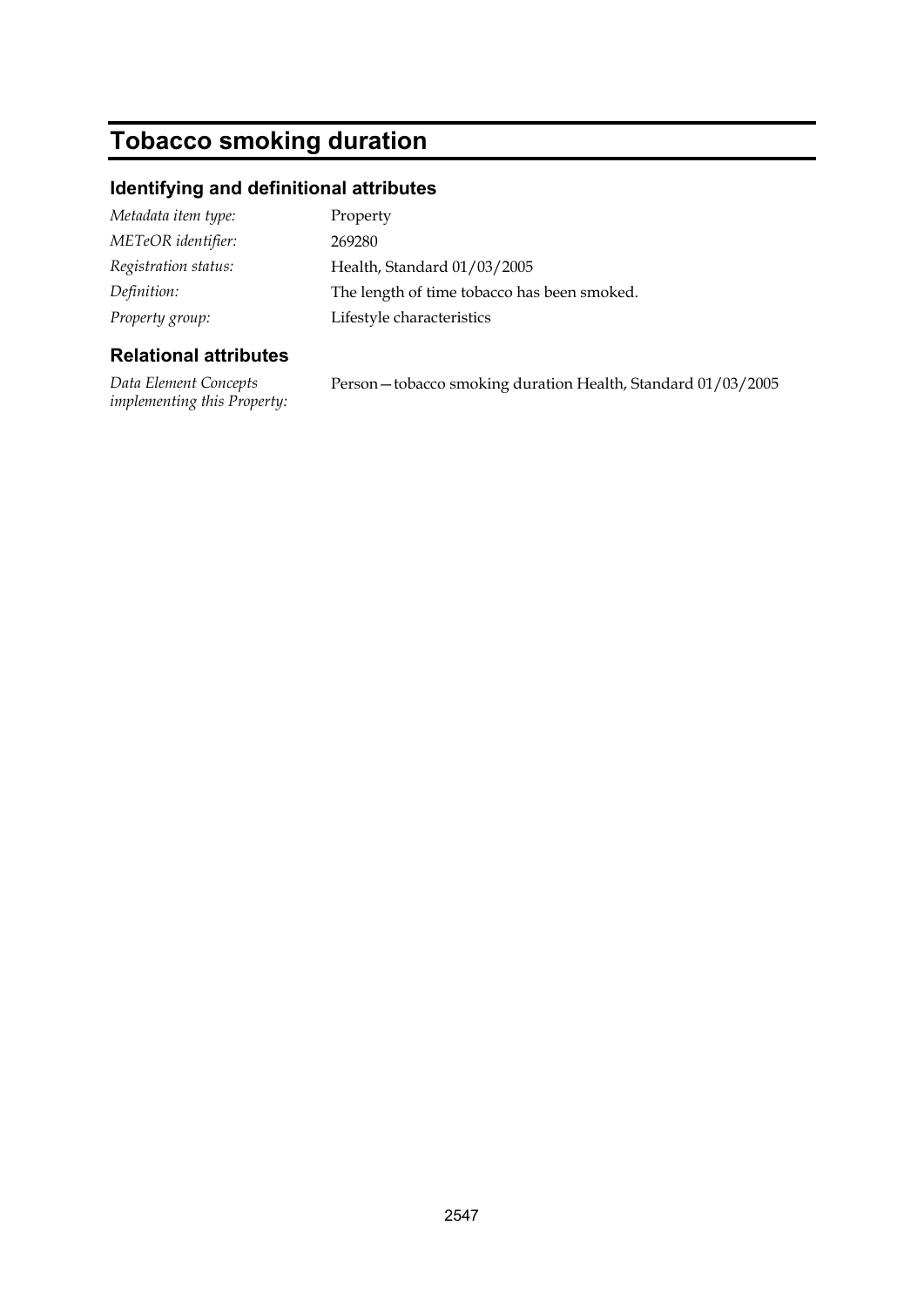# Tobacco smoking duration

## Identifying and definitional attributes

| | |
|---|---|
| *Metadata item type:* | Property |
| *METeOR identifier:* | 269280 |
| *Registration status:* | Health, Standard 01/03/2005 |
| *Definition:* | The length of time tobacco has been smoked. |
| *Property group:* | Lifestyle characteristics |

## Relational attributes

| | |
|---|---|
| *Data Element Concepts implementing this Property:* | Person—tobacco smoking duration Health, Standard 01/03/2005 |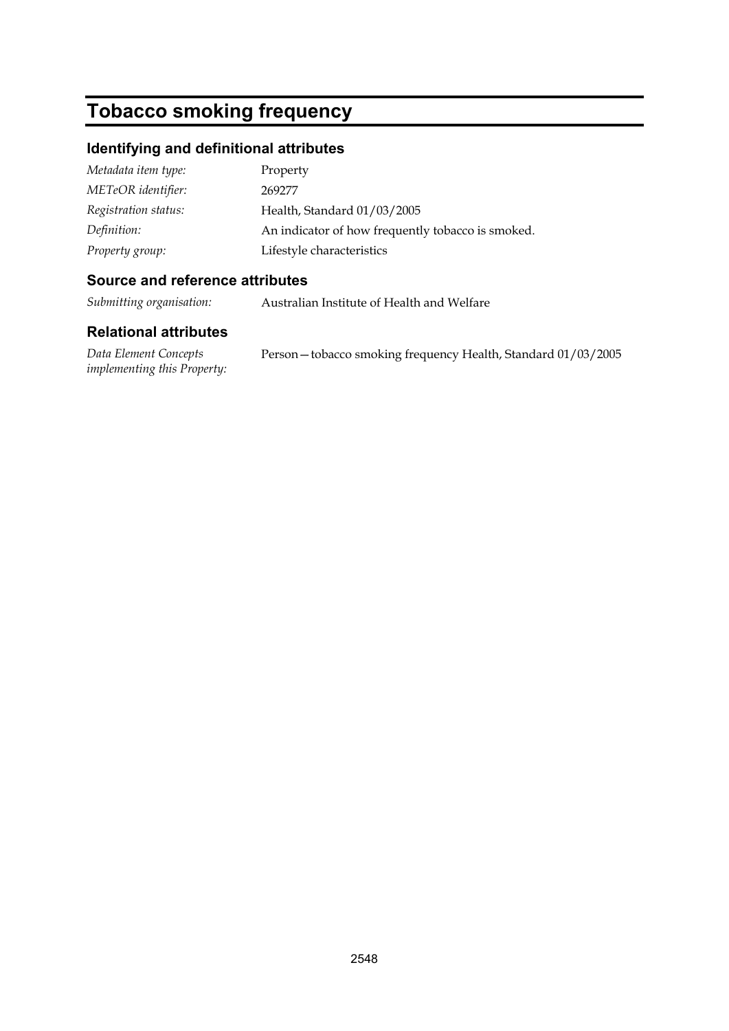# Tobacco smoking frequency

## Identifying and definitional attributes

| | |
|---|---|
| *Metadata item type:* | Property |
| *METeOR identifier:* | 269277 |
| *Registration status:* | Health, Standard 01/03/2005 |
| *Definition:* | An indicator of how frequently tobacco is smoked. |
| *Property group:* | Lifestyle characteristics |

## Source and reference attributes

| | |
|---|---|
| *Submitting organisation:* | Australian Institute of Health and Welfare |

## Relational attributes

| | |
|---|---|
| *Data Element Concepts implementing this Property:* | Person—tobacco smoking frequency Health, Standard 01/03/2005 |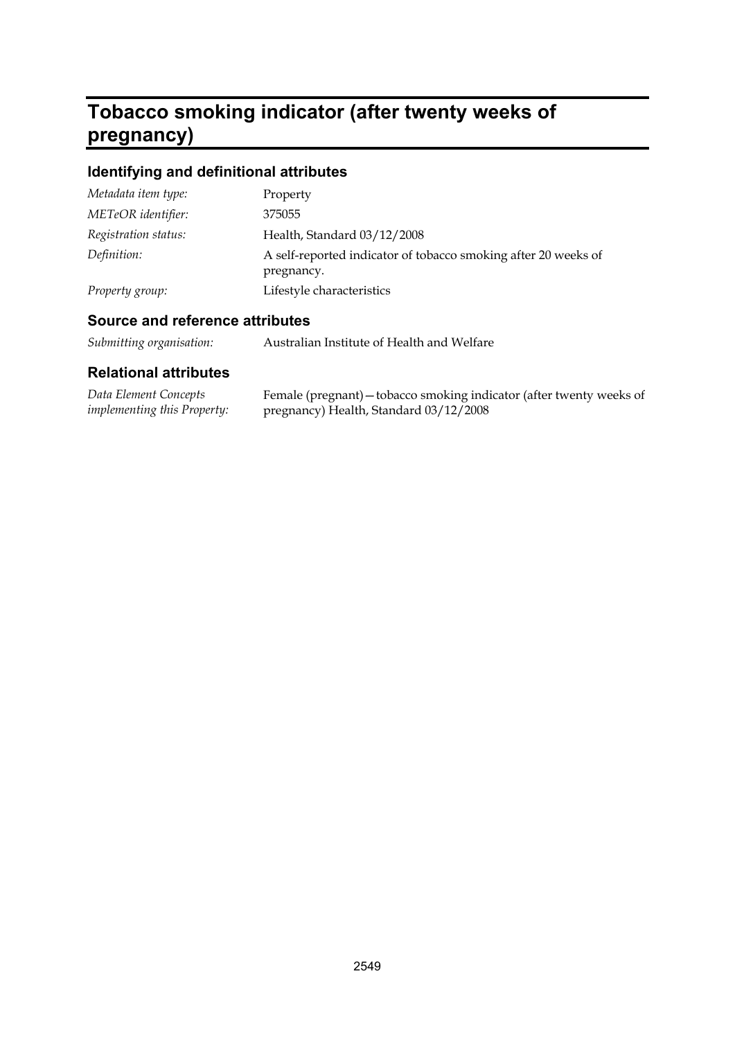# Tobacco smoking indicator (after twenty weeks of pregnancy)

## Identifying and definitional attributes

| | |
|---|---|
| *Metadata item type:* | Property |
| *METeOR identifier:* | 375055 |
| *Registration status:* | Health, Standard 03/12/2008 |
| *Definition:* | A self-reported indicator of tobacco smoking after 20 weeks of pregnancy. |
| *Property group:* | Lifestyle characteristics |

## Source and reference attributes

| | |
|---|---|
| *Submitting organisation:* | Australian Institute of Health and Welfare |

## Relational attributes

| | |
|---|---|
| *Data Element Concepts implementing this Property:* | Female (pregnant)—tobacco smoking indicator (after twenty weeks of pregnancy) Health, Standard 03/12/2008 |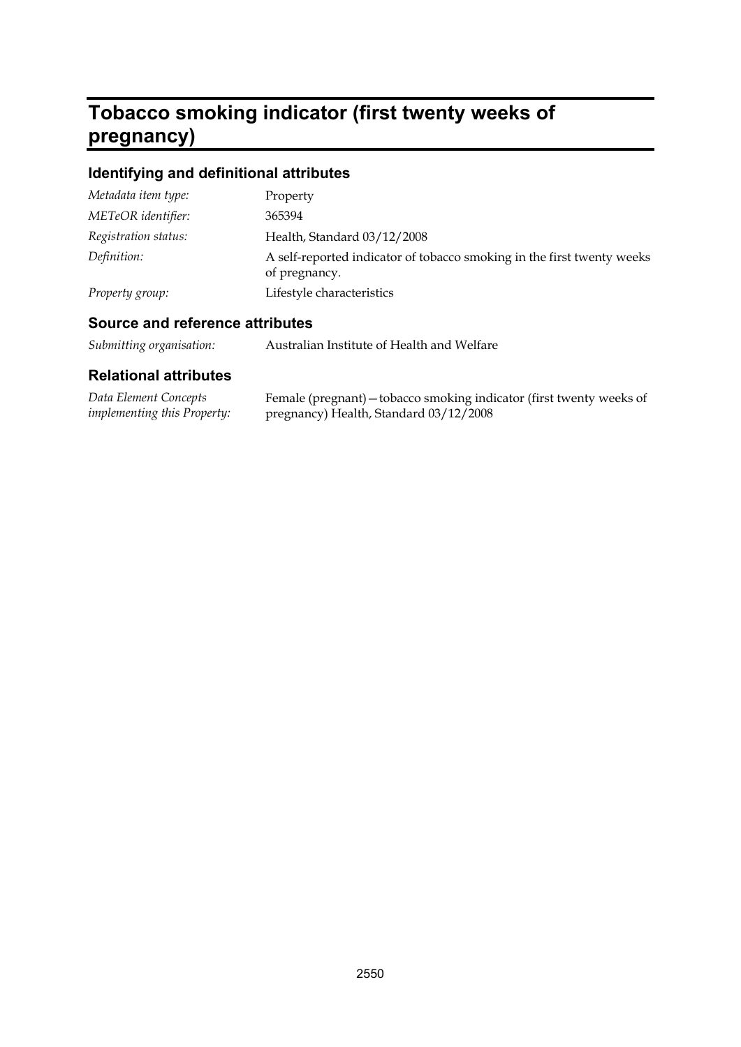# Tobacco smoking indicator (first twenty weeks of pregnancy)

## Identifying and definitional attributes

| | |
|---|---|
| *Metadata item type:* | Property |
| *METeOR identifier:* | 365394 |
| *Registration status:* | Health, Standard 03/12/2008 |
| *Definition:* | A self-reported indicator of tobacco smoking in the first twenty weeks of pregnancy. |
| *Property group:* | Lifestyle characteristics |

## Source and reference attributes

| | |
|---|---|
| *Submitting organisation:* | Australian Institute of Health and Welfare |

## Relational attributes

| | |
|---|---|
| *Data Element Concepts implementing this Property:* | Female (pregnant)—tobacco smoking indicator (first twenty weeks of pregnancy) Health, Standard 03/12/2008 |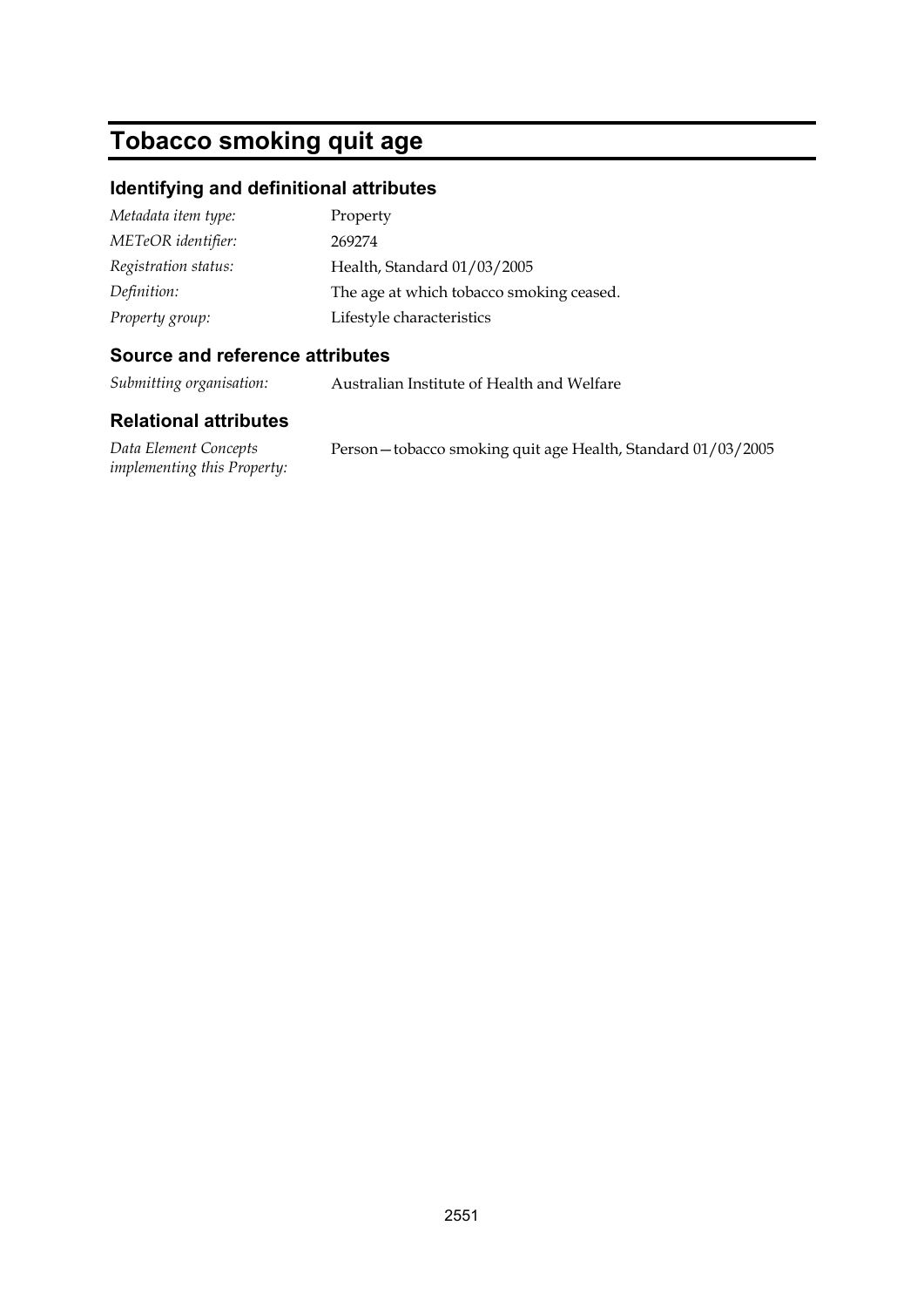# Tobacco smoking quit age

## Identifying and definitional attributes

| | |
|---|---|
| *Metadata item type:* | Property |
| *METeOR identifier:* | 269274 |
| *Registration status:* | Health, Standard 01/03/2005 |
| *Definition:* | The age at which tobacco smoking ceased. |
| *Property group:* | Lifestyle characteristics |

## Source and reference attributes

| | |
|---|---|
| *Submitting organisation:* | Australian Institute of Health and Welfare |

## Relational attributes

| | |
|---|---|
| *Data Element Concepts implementing this Property:* | Person—tobacco smoking quit age Health, Standard 01/03/2005 |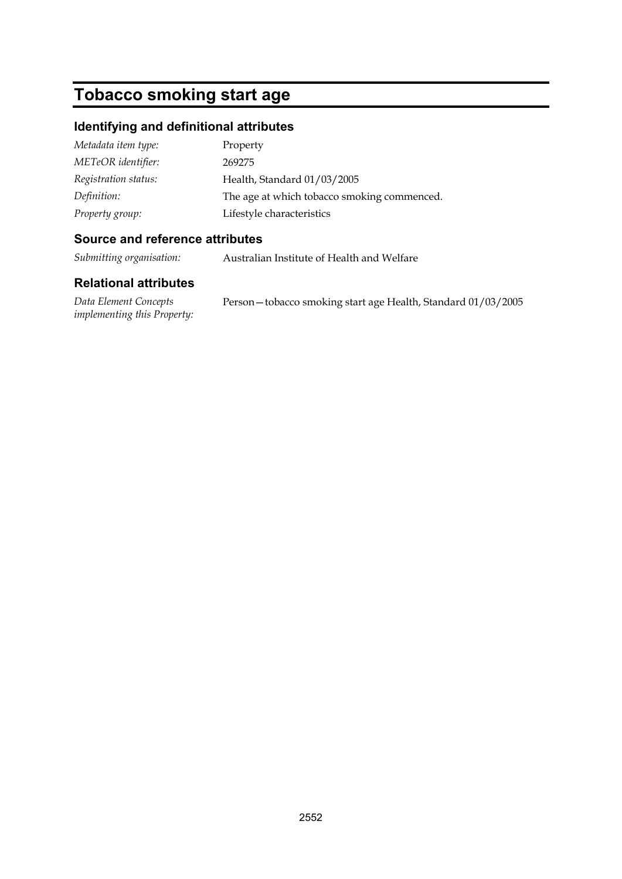# Tobacco smoking start age

## Identifying and definitional attributes

| | |
|---|---|
| *Metadata item type:* | Property |
| *METeOR identifier:* | 269275 |
| *Registration status:* | Health, Standard 01/03/2005 |
| *Definition:* | The age at which tobacco smoking commenced. |
| *Property group:* | Lifestyle characteristics |

## Source and reference attributes

| | |
|---|---|
| *Submitting organisation:* | Australian Institute of Health and Welfare |

## Relational attributes

| | |
|---|---|
| *Data Element Concepts implementing this Property:* | Person—tobacco smoking start age Health, Standard 01/03/2005 |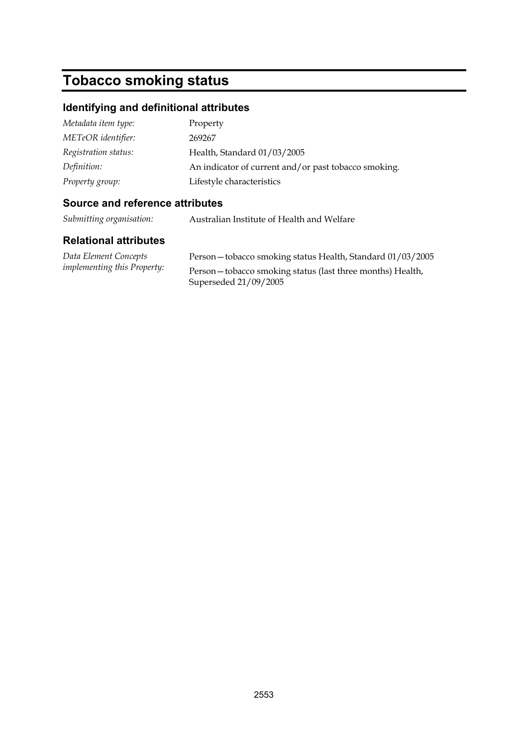# Tobacco smoking status

## Identifying and definitional attributes

| | |
|---|---|
| *Metadata item type:* | Property |
| *METeOR identifier:* | 269267 |
| *Registration status:* | Health, Standard 01/03/2005 |
| *Definition:* | An indicator of current and/or past tobacco smoking. |
| *Property group:* | Lifestyle characteristics |

## Source and reference attributes

| | |
|---|---|
| *Submitting organisation:* | Australian Institute of Health and Welfare |

## Relational attributes

| | |
|---|---|
| *Data Element Concepts implementing this Property:* | Person—tobacco smoking status Health, Standard 01/03/2005<br>Person—tobacco smoking status (last three months) Health, Superseded 21/09/2005 |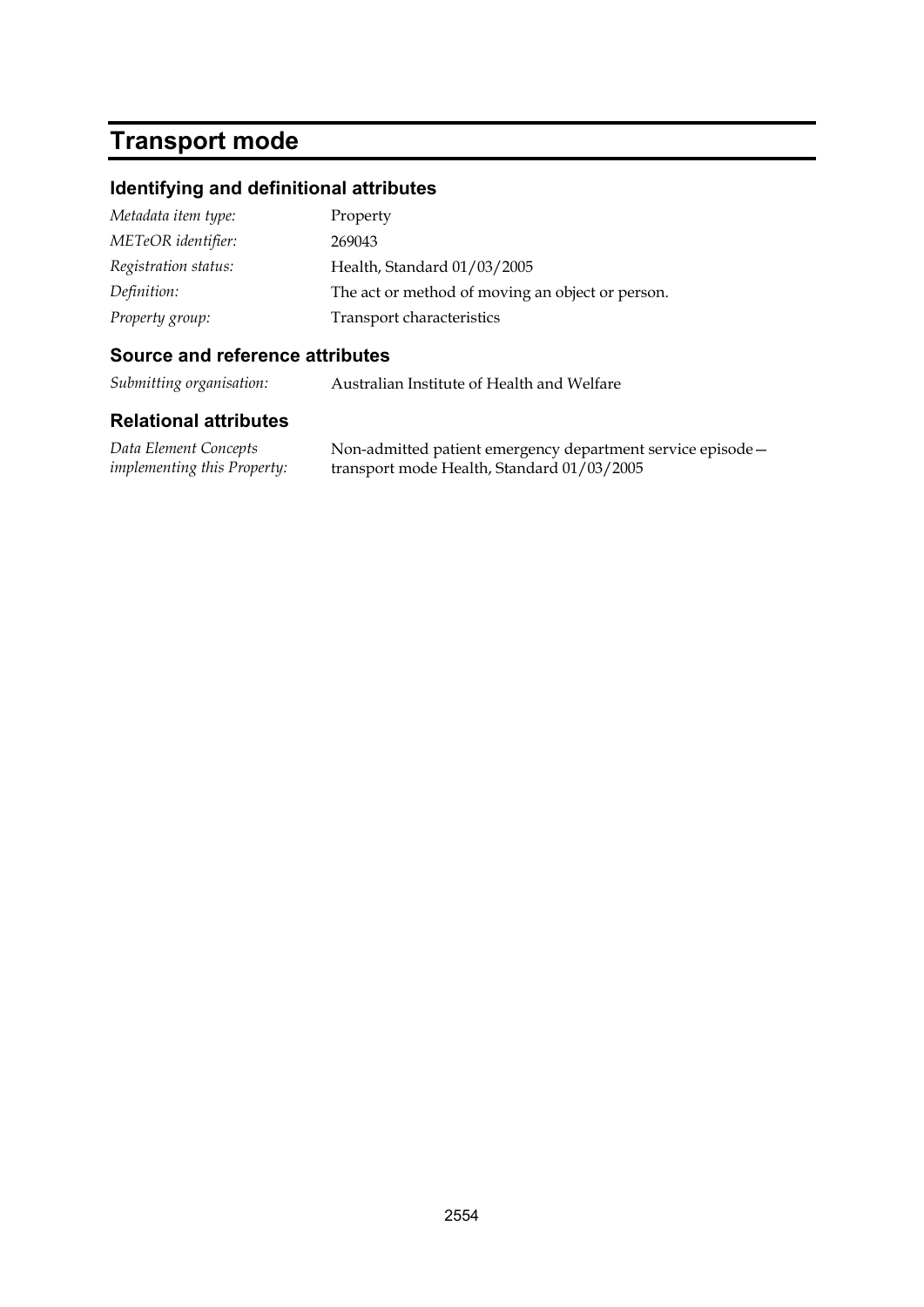# Transport mode

## Identifying and definitional attributes

| | |
|---|---|
| *Metadata item type:* | Property |
| *METeOR identifier:* | 269043 |
| *Registration status:* | Health, Standard 01/03/2005 |
| *Definition:* | The act or method of moving an object or person. |
| *Property group:* | Transport characteristics |

## Source and reference attributes

| | |
|---|---|
| *Submitting organisation:* | Australian Institute of Health and Welfare |

## Relational attributes

| | |
|---|---|
| *Data Element Concepts implementing this Property:* | Non-admitted patient emergency department service episode—transport mode Health, Standard 01/03/2005 |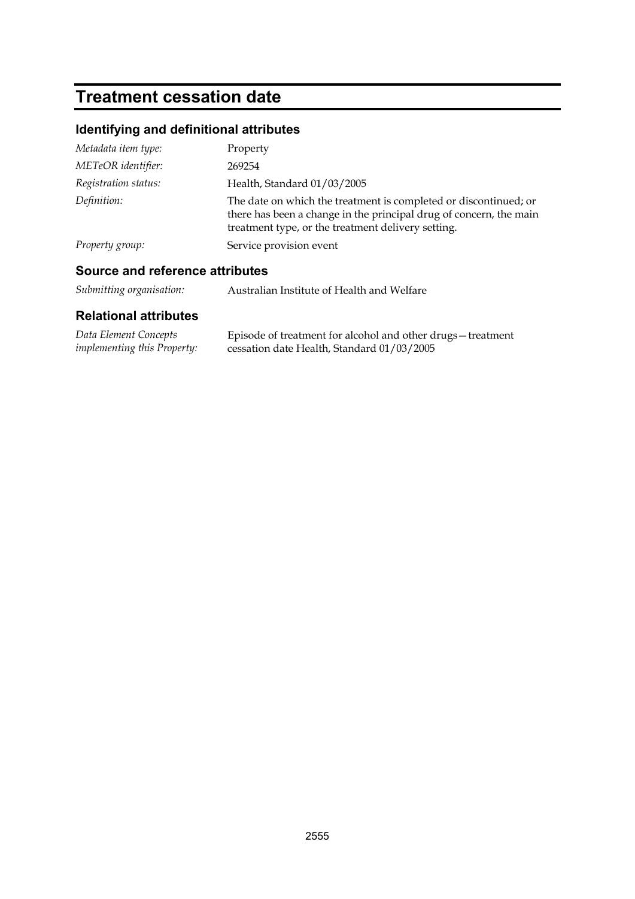# Treatment cessation date

## Identifying and definitional attributes

| | |
|---|---|
| *Metadata item type:* | Property |
| *METeOR identifier:* | 269254 |
| *Registration status:* | Health, Standard 01/03/2005 |
| *Definition:* | The date on which the treatment is completed or discontinued; or there has been a change in the principal drug of concern, the main treatment type, or the treatment delivery setting. |
| *Property group:* | Service provision event |

## Source and reference attributes

| | |
|---|---|
| *Submitting organisation:* | Australian Institute of Health and Welfare |

## Relational attributes

| | |
|---|---|
| *Data Element Concepts implementing this Property:* | Episode of treatment for alcohol and other drugs—treatment cessation date Health, Standard 01/03/2005 |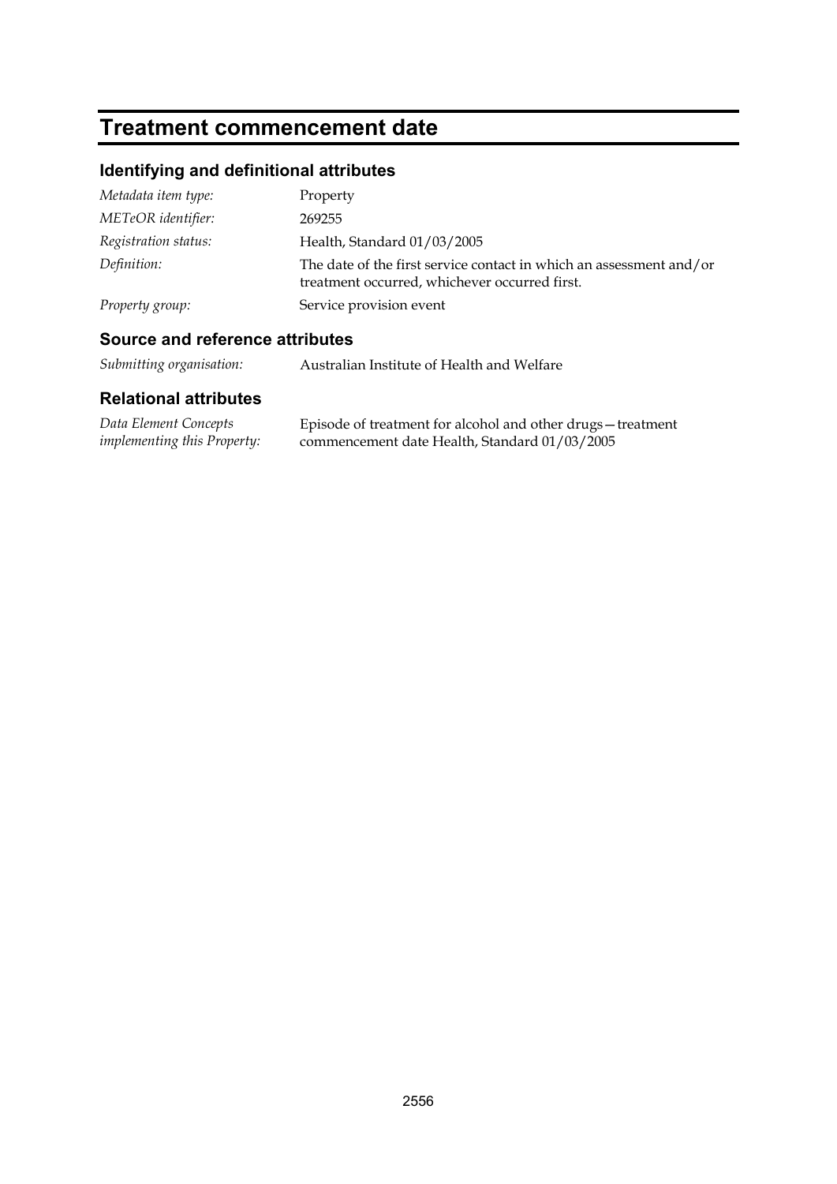# Treatment commencement date

## Identifying and definitional attributes

| | |
|---|---|
| *Metadata item type:* | Property |
| *METeOR identifier:* | 269255 |
| *Registration status:* | Health, Standard 01/03/2005 |
| *Definition:* | The date of the first service contact in which an assessment and/or treatment occurred, whichever occurred first. |
| *Property group:* | Service provision event |

## Source and reference attributes

| | |
|---|---|
| *Submitting organisation:* | Australian Institute of Health and Welfare |

## Relational attributes

| | |
|---|---|
| *Data Element Concepts implementing this Property:* | Episode of treatment for alcohol and other drugs—treatment commencement date Health, Standard 01/03/2005 |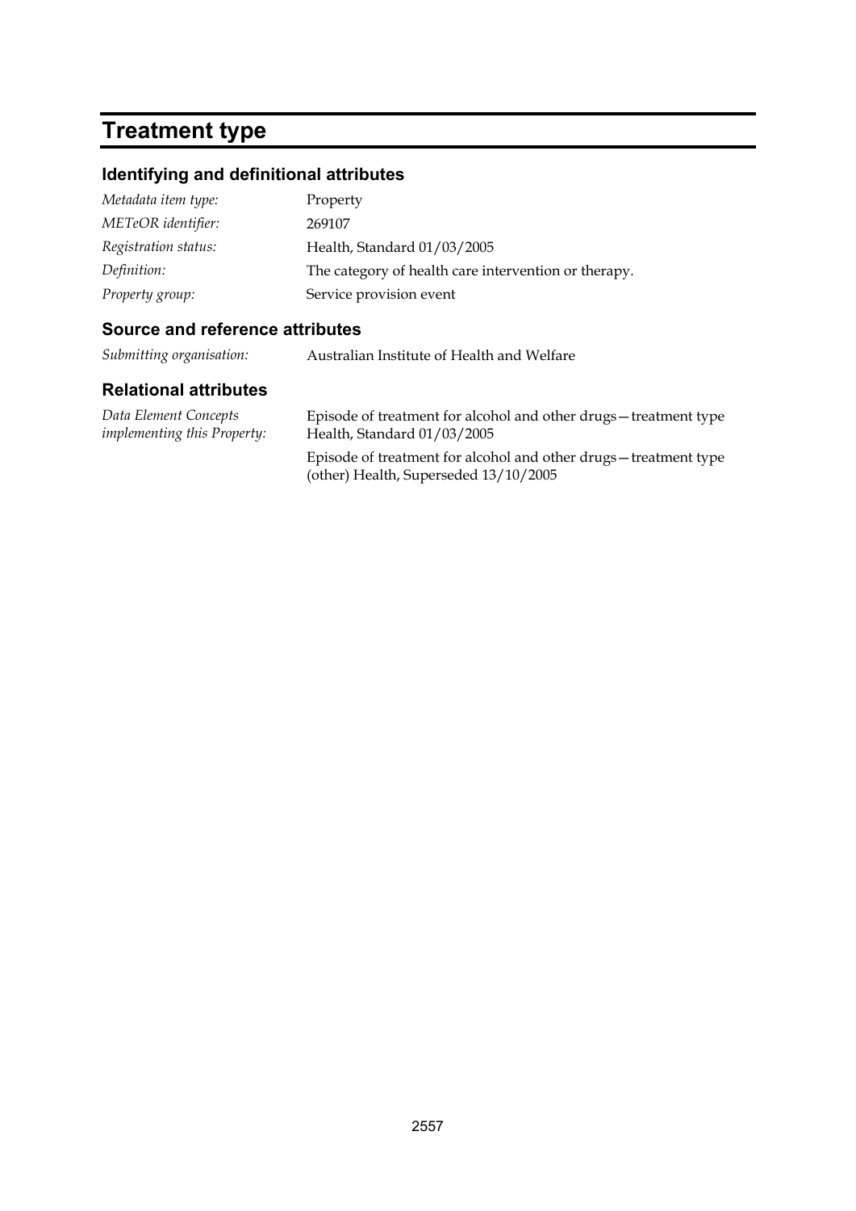# Treatment type

## Identifying and definitional attributes

| | |
|---|---|
| *Metadata item type:* | Property |
| *METeOR identifier:* | 269107 |
| *Registration status:* | Health, Standard 01/03/2005 |
| *Definition:* | The category of health care intervention or therapy. |
| *Property group:* | Service provision event |

## Source and reference attributes

| | |
|---|---|
| *Submitting organisation:* | Australian Institute of Health and Welfare |

## Relational attributes

| | |
|---|---|
| *Data Element Concepts implementing this Property:* | Episode of treatment for alcohol and other drugs—treatment type Health, Standard 01/03/2005 |
| | Episode of treatment for alcohol and other drugs—treatment type (other) Health, Superseded 13/10/2005 |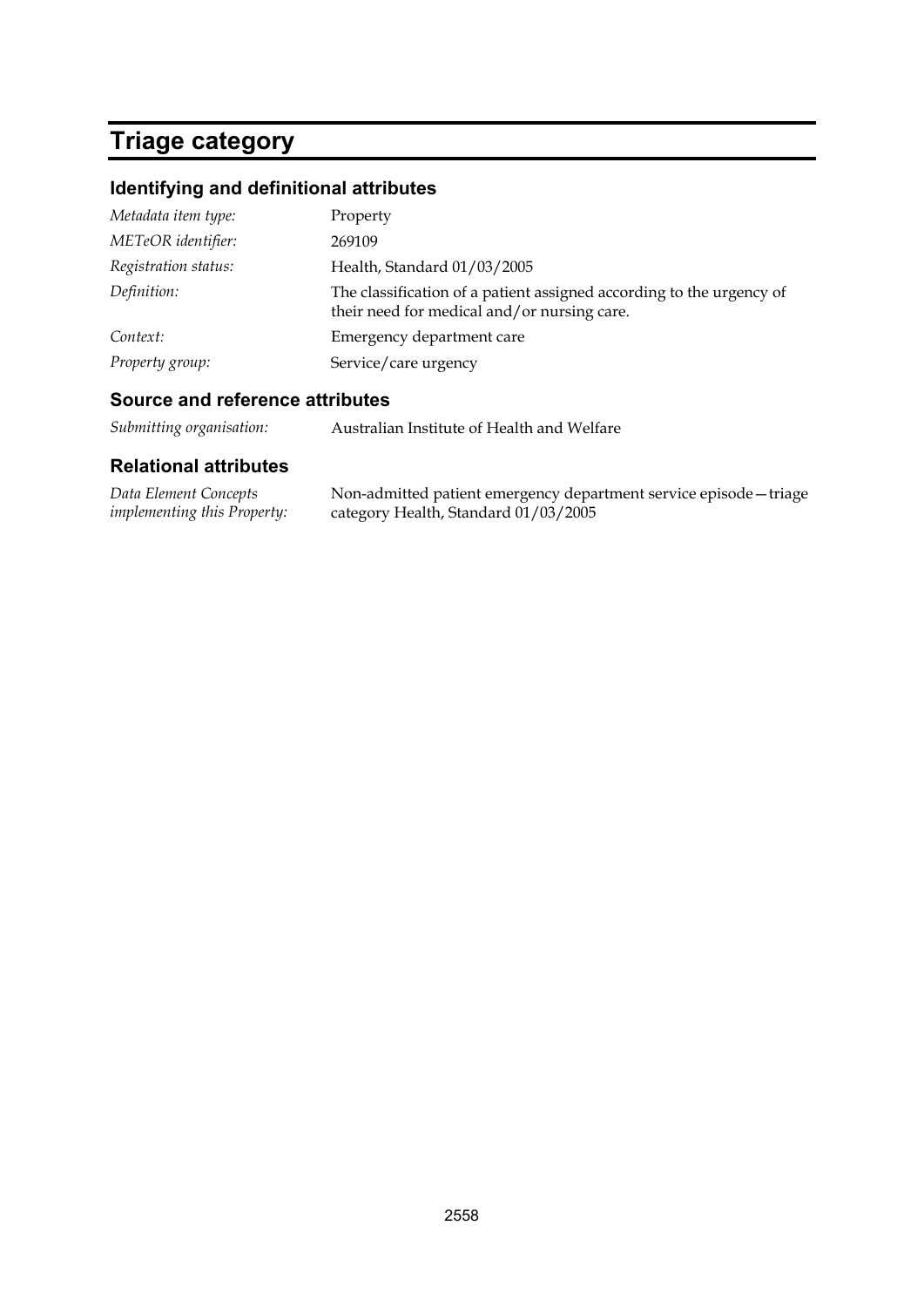# Triage category

## Identifying and definitional attributes

| | |
|---|---|
| *Metadata item type:* | Property |
| *METeOR identifier:* | 269109 |
| *Registration status:* | Health, Standard 01/03/2005 |
| *Definition:* | The classification of a patient assigned according to the urgency of their need for medical and/or nursing care. |
| *Context:* | Emergency department care |
| *Property group:* | Service/care urgency |

## Source and reference attributes

| | |
|---|---|
| *Submitting organisation:* | Australian Institute of Health and Welfare |

## Relational attributes

| | |
|---|---|
| *Data Element Concepts implementing this Property:* | Non-admitted patient emergency department service episode—triage category Health, Standard 01/03/2005 |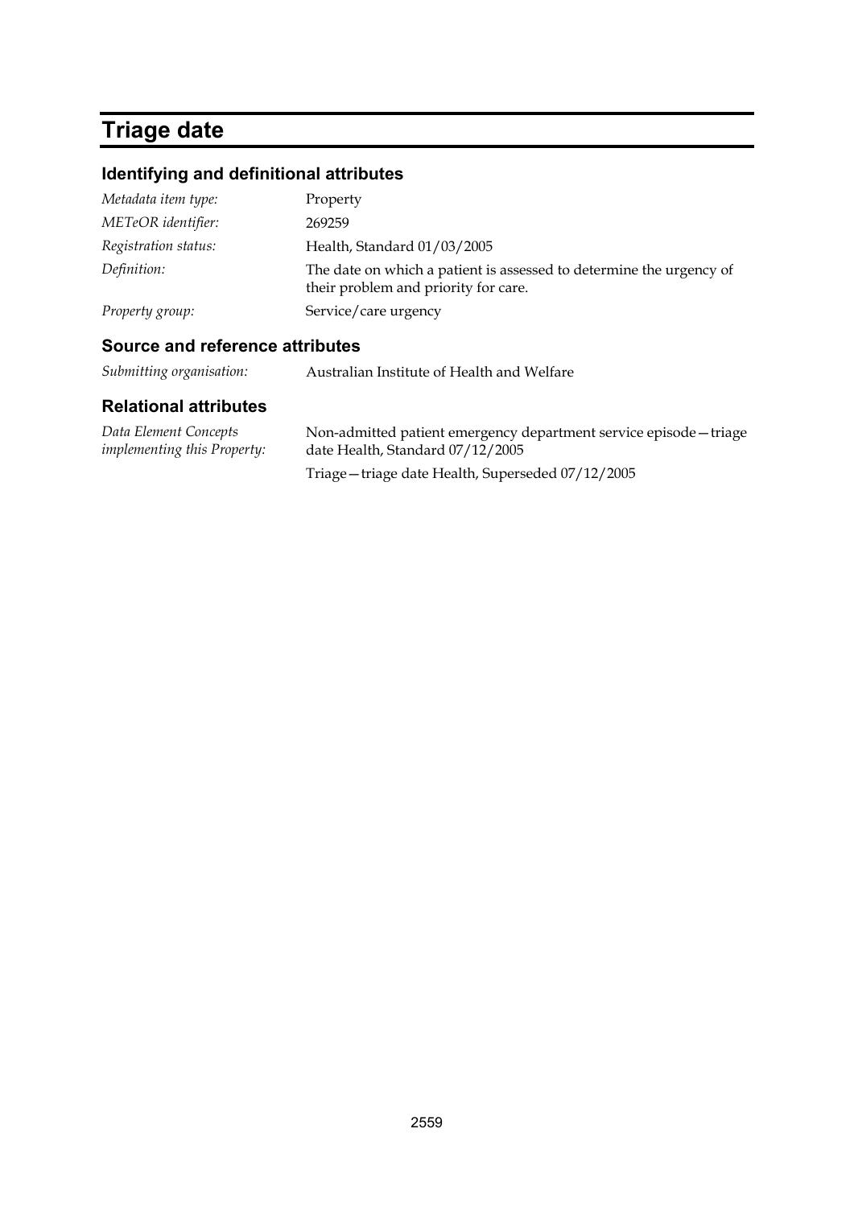# Triage date

## Identifying and definitional attributes

| | |
|---|---|
| *Metadata item type:* | Property |
| *METeOR identifier:* | 269259 |
| *Registration status:* | Health, Standard 01/03/2005 |
| *Definition:* | The date on which a patient is assessed to determine the urgency of their problem and priority for care. |
| *Property group:* | Service/care urgency |

## Source and reference attributes

| | |
|---|---|
| *Submitting organisation:* | Australian Institute of Health and Welfare |

## Relational attributes

| | |
|---|---|
| *Data Element Concepts implementing this Property:* | Non-admitted patient emergency department service episode—triage date Health, Standard 07/12/2005 |
| | Triage—triage date Health, Superseded 07/12/2005 |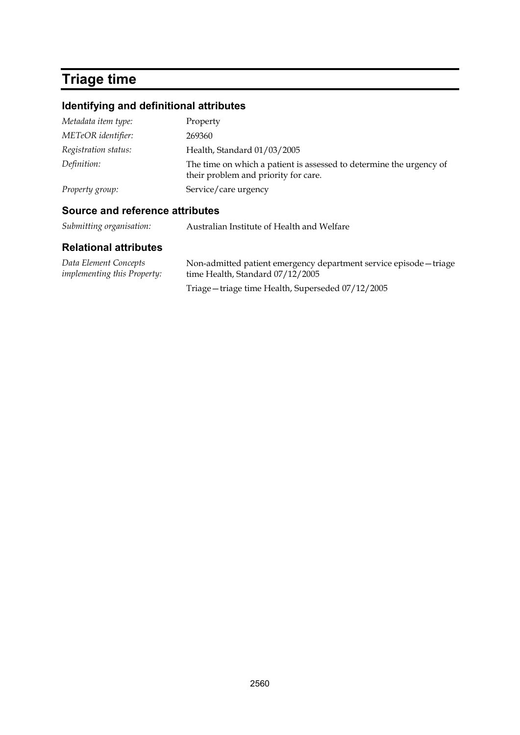# Triage time

## Identifying and definitional attributes

| | |
|---|---|
| *Metadata item type:* | Property |
| *METeOR identifier:* | 269360 |
| *Registration status:* | Health, Standard 01/03/2005 |
| *Definition:* | The time on which a patient is assessed to determine the urgency of their problem and priority for care. |
| *Property group:* | Service/care urgency |

## Source and reference attributes

| | |
|---|---|
| *Submitting organisation:* | Australian Institute of Health and Welfare |

## Relational attributes

| | |
|---|---|
| *Data Element Concepts implementing this Property:* | Non-admitted patient emergency department service episode—triage time Health, Standard 07/12/2005 |
| | Triage—triage time Health, Superseded 07/12/2005 |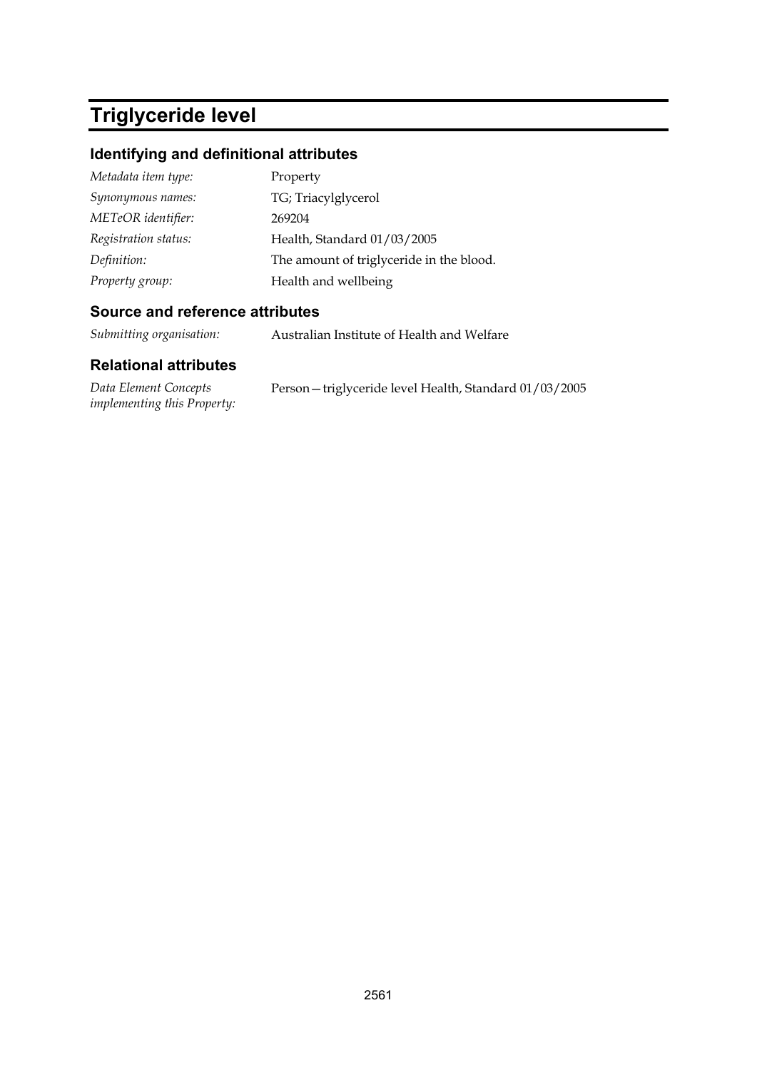# Triglyceride level

## Identifying and definitional attributes

| | |
|---|---|
| *Metadata item type:* | Property |
| *Synonymous names:* | TG; Triacylglycerol |
| *METeOR identifier:* | 269204 |
| *Registration status:* | Health, Standard 01/03/2005 |
| *Definition:* | The amount of triglyceride in the blood. |
| *Property group:* | Health and wellbeing |

## Source and reference attributes

| | |
|---|---|
| *Submitting organisation:* | Australian Institute of Health and Welfare |

## Relational attributes

| | |
|---|---|
| *Data Element Concepts implementing this Property:* | Person—triglyceride level Health, Standard 01/03/2005 |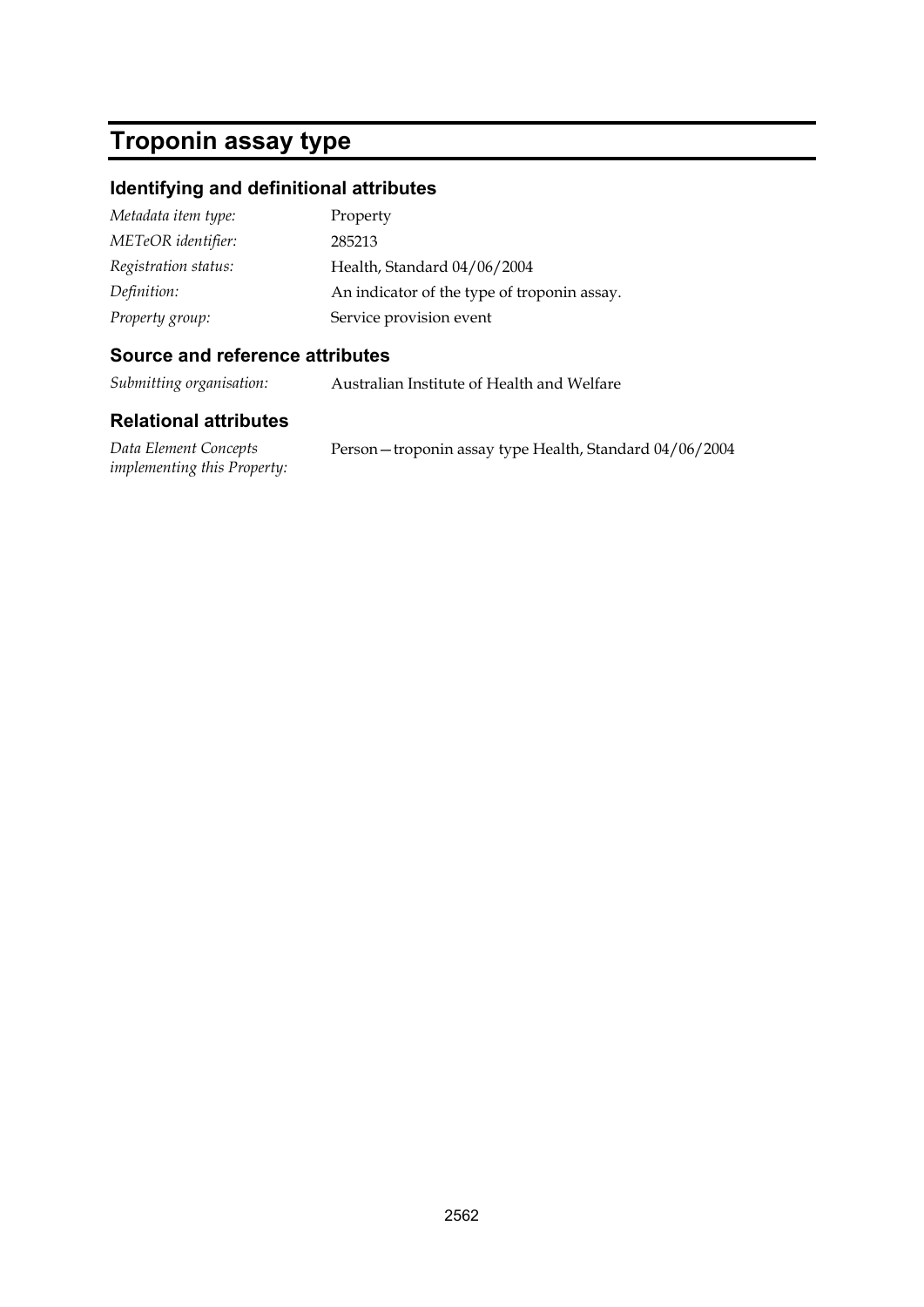# Troponin assay type

## Identifying and definitional attributes

| | |
|---|---|
| *Metadata item type:* | Property |
| *METeOR identifier:* | 285213 |
| *Registration status:* | Health, Standard 04/06/2004 |
| *Definition:* | An indicator of the type of troponin assay. |
| *Property group:* | Service provision event |

## Source and reference attributes

| | |
|---|---|
| *Submitting organisation:* | Australian Institute of Health and Welfare |

## Relational attributes

| | |
|---|---|
| *Data Element Concepts implementing this Property:* | Person—troponin assay type Health, Standard 04/06/2004 |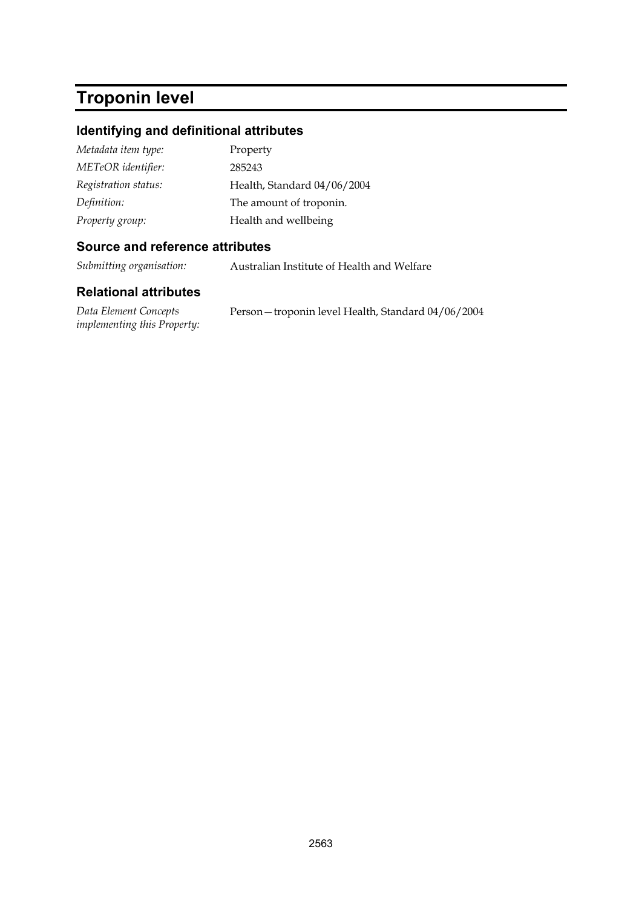# Troponin level

## Identifying and definitional attributes

| | |
|---|---|
| *Metadata item type:* | Property |
| *METeOR identifier:* | 285243 |
| *Registration status:* | Health, Standard 04/06/2004 |
| *Definition:* | The amount of troponin. |
| *Property group:* | Health and wellbeing |

## Source and reference attributes

| | |
|---|---|
| *Submitting organisation:* | Australian Institute of Health and Welfare |

## Relational attributes

| | |
|---|---|
| *Data Element Concepts implementing this Property:* | Person—troponin level Health, Standard 04/06/2004 |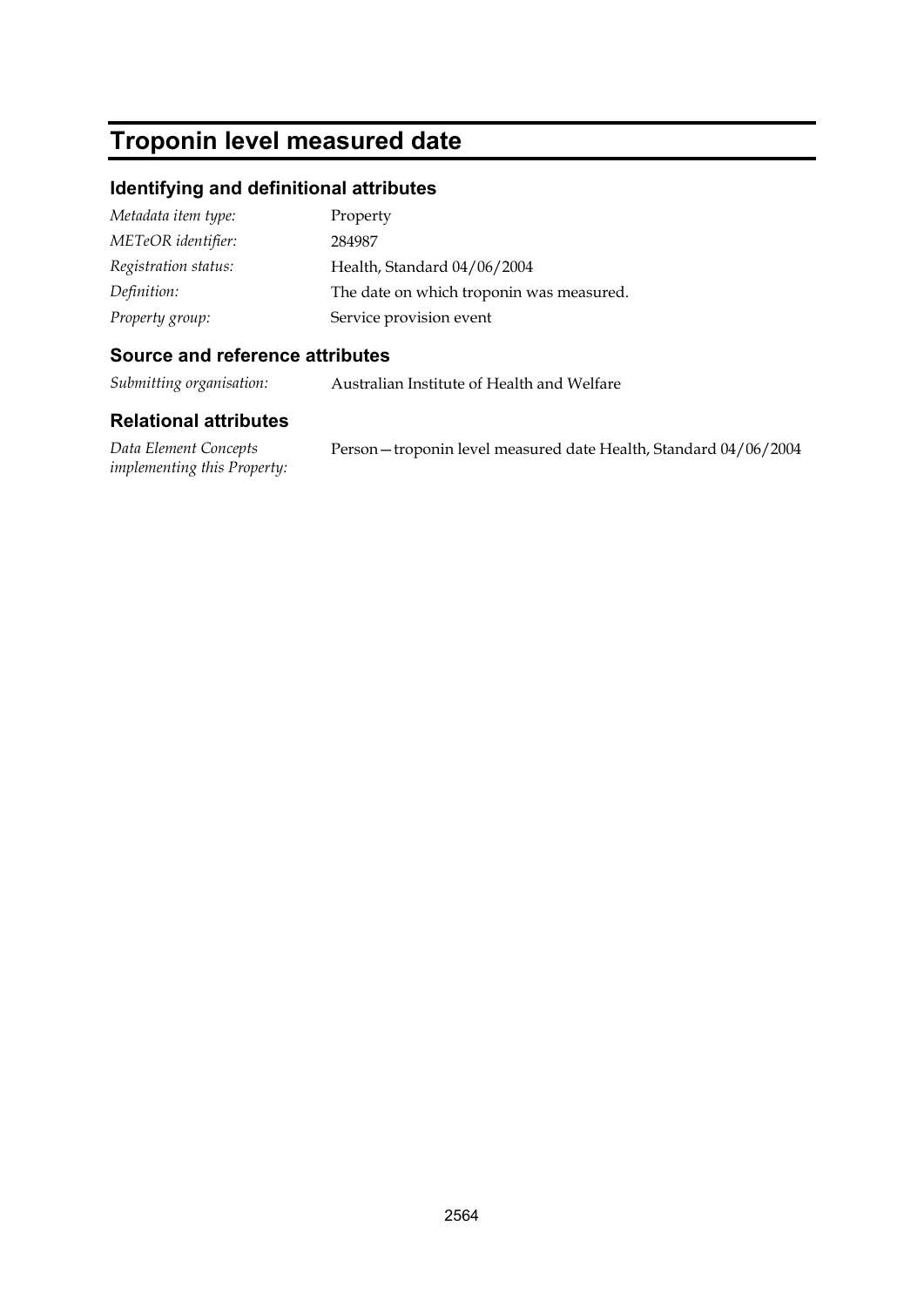# Troponin level measured date

## Identifying and definitional attributes

| | |
|---|---|
| *Metadata item type:* | Property |
| *METeOR identifier:* | 284987 |
| *Registration status:* | Health, Standard 04/06/2004 |
| *Definition:* | The date on which troponin was measured. |
| *Property group:* | Service provision event |

## Source and reference attributes

| | |
|---|---|
| *Submitting organisation:* | Australian Institute of Health and Welfare |

## Relational attributes

| | |
|---|---|
| *Data Element Concepts implementing this Property:* | Person—troponin level measured date Health, Standard 04/06/2004 |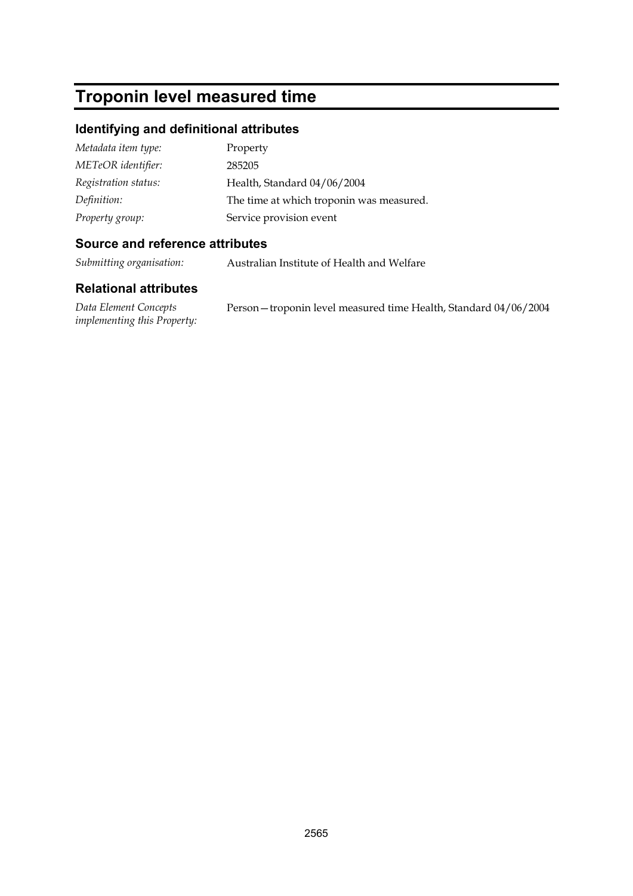# Troponin level measured time

## Identifying and definitional attributes

| | |
|---|---|
| *Metadata item type:* | Property |
| *METeOR identifier:* | 285205 |
| *Registration status:* | Health, Standard 04/06/2004 |
| *Definition:* | The time at which troponin was measured. |
| *Property group:* | Service provision event |

## Source and reference attributes

| | |
|---|---|
| *Submitting organisation:* | Australian Institute of Health and Welfare |

## Relational attributes

| | |
|---|---|
| *Data Element Concepts implementing this Property:* | Person—troponin level measured time Health, Standard 04/06/2004 |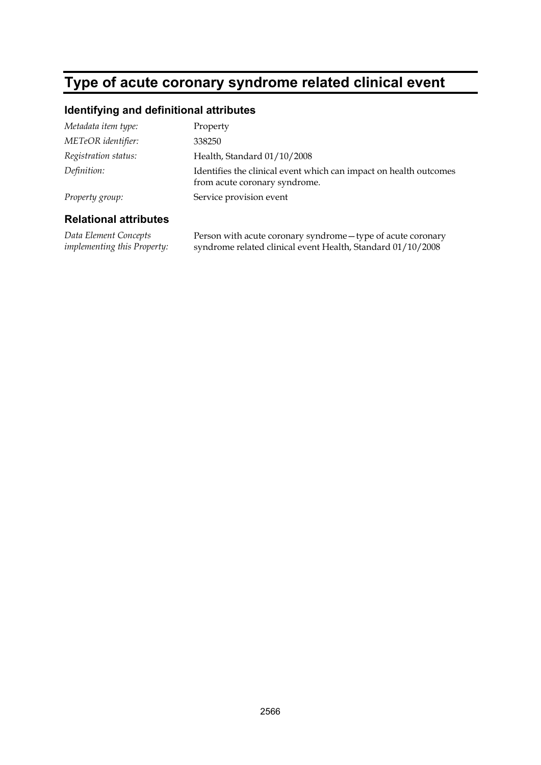# Type of acute coronary syndrome related clinical event

## Identifying and definitional attributes

| | |
|---|---|
| *Metadata item type:* | Property |
| *METeOR identifier:* | 338250 |
| *Registration status:* | Health, Standard 01/10/2008 |
| *Definition:* | Identifies the clinical event which can impact on health outcomes from acute coronary syndrome. |
| *Property group:* | Service provision event |

## Relational attributes

| | |
|---|---|
| *Data Element Concepts implementing this Property:* | Person with acute coronary syndrome—type of acute coronary syndrome related clinical event Health, Standard 01/10/2008 |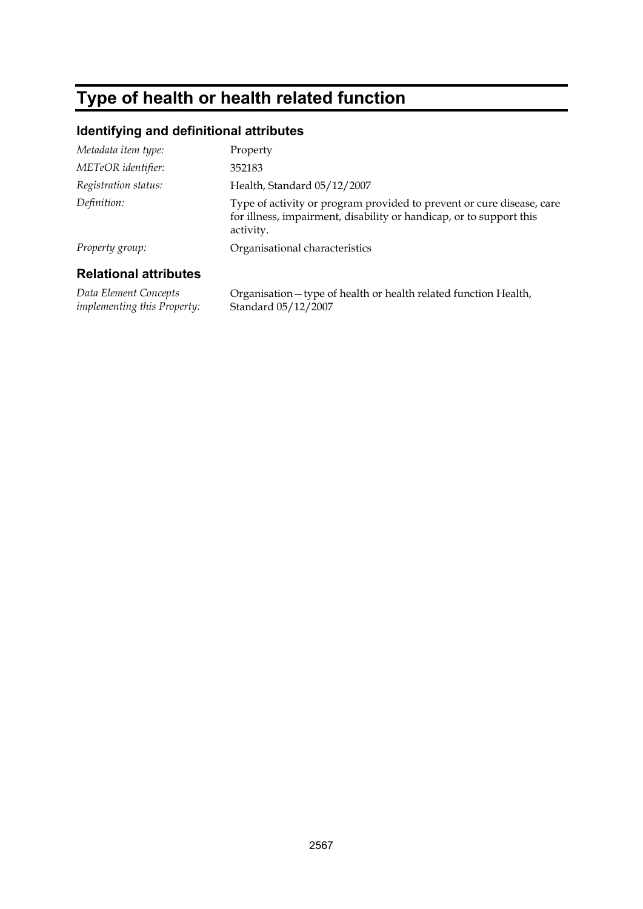# Type of health or health related function

## Identifying and definitional attributes

| | |
|---|---|
| *Metadata item type:* | Property |
| *METeOR identifier:* | 352183 |
| *Registration status:* | Health, Standard 05/12/2007 |
| *Definition:* | Type of activity or program provided to prevent or cure disease, care for illness, impairment, disability or handicap, or to support this activity. |
| *Property group:* | Organisational characteristics |

## Relational attributes

| | |
|---|---|
| *Data Element Concepts implementing this Property:* | Organisation—type of health or health related function Health, Standard 05/12/2007 |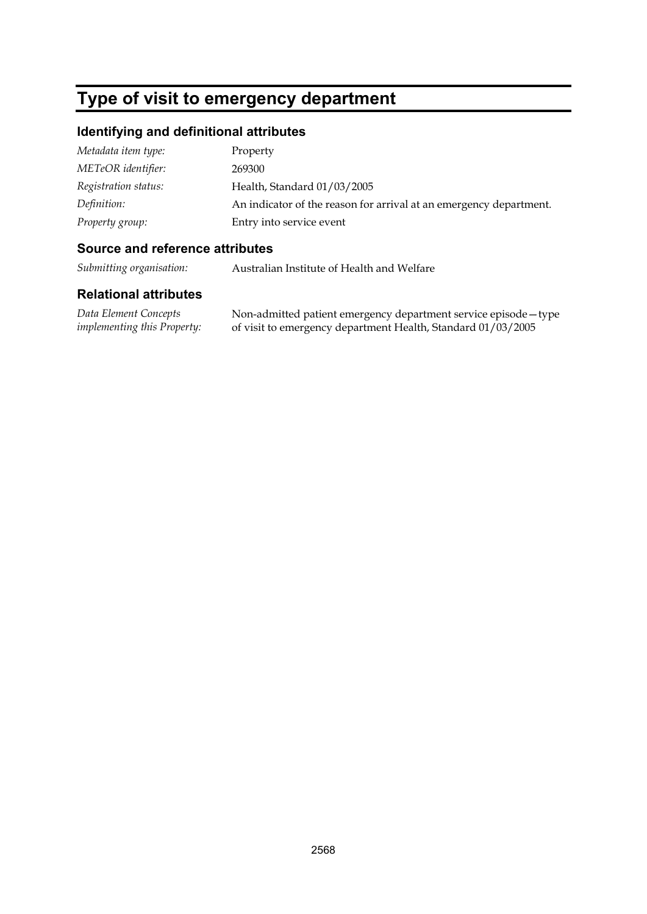# Type of visit to emergency department

## Identifying and definitional attributes

| | |
|---|---|
| *Metadata item type:* | Property |
| *METeOR identifier:* | 269300 |
| *Registration status:* | Health, Standard 01/03/2005 |
| *Definition:* | An indicator of the reason for arrival at an emergency department. |
| *Property group:* | Entry into service event |

## Source and reference attributes

| | |
|---|---|
| *Submitting organisation:* | Australian Institute of Health and Welfare |

## Relational attributes

| | |
|---|---|
| *Data Element Concepts implementing this Property:* | Non-admitted patient emergency department service episode—type of visit to emergency department Health, Standard 01/03/2005 |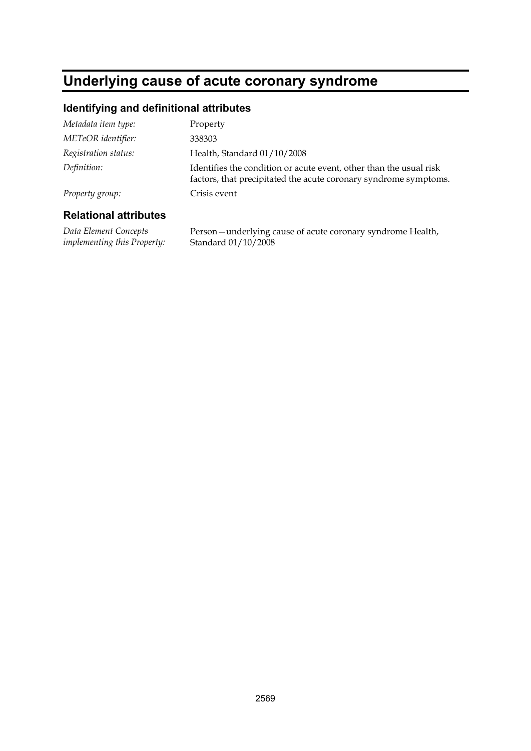# Underlying cause of acute coronary syndrome

## Identifying and definitional attributes

| | |
|---|---|
| *Metadata item type:* | Property |
| *METeOR identifier:* | 338303 |
| *Registration status:* | Health, Standard 01/10/2008 |
| *Definition:* | Identifies the condition or acute event, other than the usual risk factors, that precipitated the acute coronary syndrome symptoms. |
| *Property group:* | Crisis event |

## Relational attributes

| | |
|---|---|
| *Data Element Concepts implementing this Property:* | Person—underlying cause of acute coronary syndrome Health, Standard 01/10/2008 |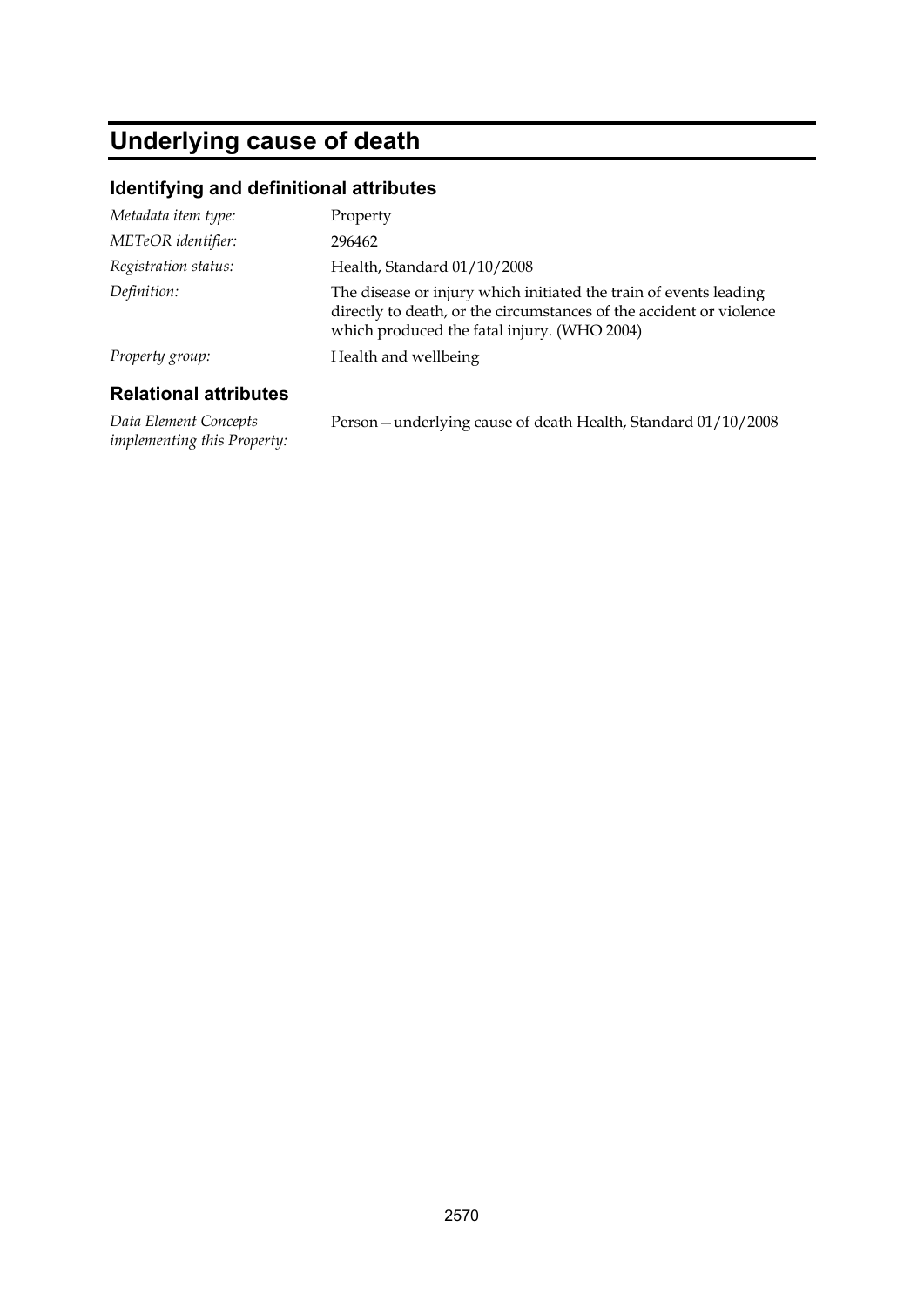# Underlying cause of death

## Identifying and definitional attributes

*Metadata item type:* Property

*METeOR identifier:* 296462

*Registration status:* Health, Standard 01/10/2008

*Definition:* The disease or injury which initiated the train of events leading directly to death, or the circumstances of the accident or violence which produced the fatal injury. (WHO 2004)

*Property group:* Health and wellbeing

## Relational attributes

*Data Element Concepts implementing this Property:* Person—underlying cause of death Health, Standard 01/10/2008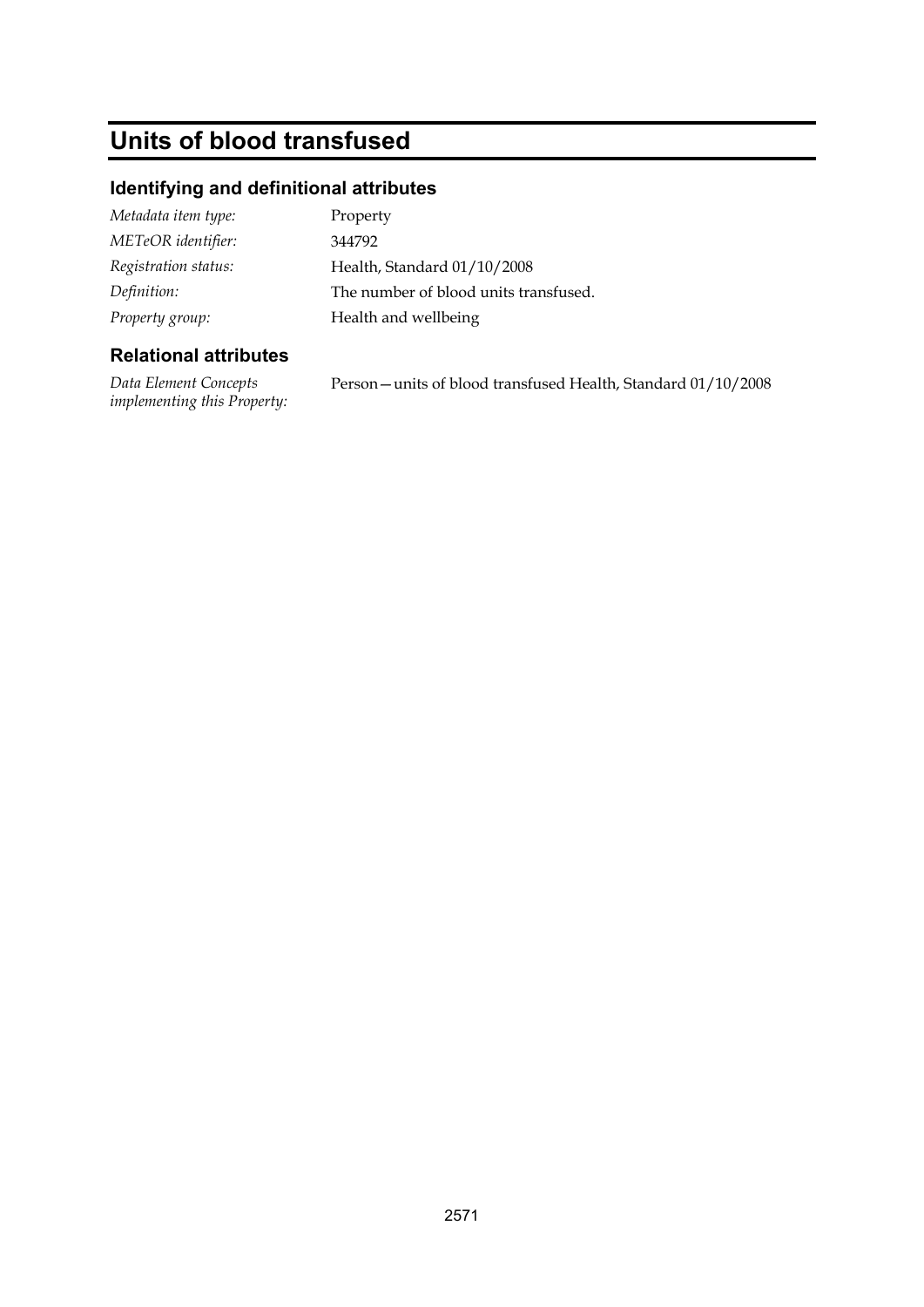# Units of blood transfused

## Identifying and definitional attributes

| | |
|---|---|
| *Metadata item type:* | Property |
| *METeOR identifier:* | 344792 |
| *Registration status:* | Health, Standard 01/10/2008 |
| *Definition:* | The number of blood units transfused. |
| *Property group:* | Health and wellbeing |

## Relational attributes

| | |
|---|---|
| *Data Element Concepts implementing this Property:* | Person—units of blood transfused Health, Standard 01/10/2008 |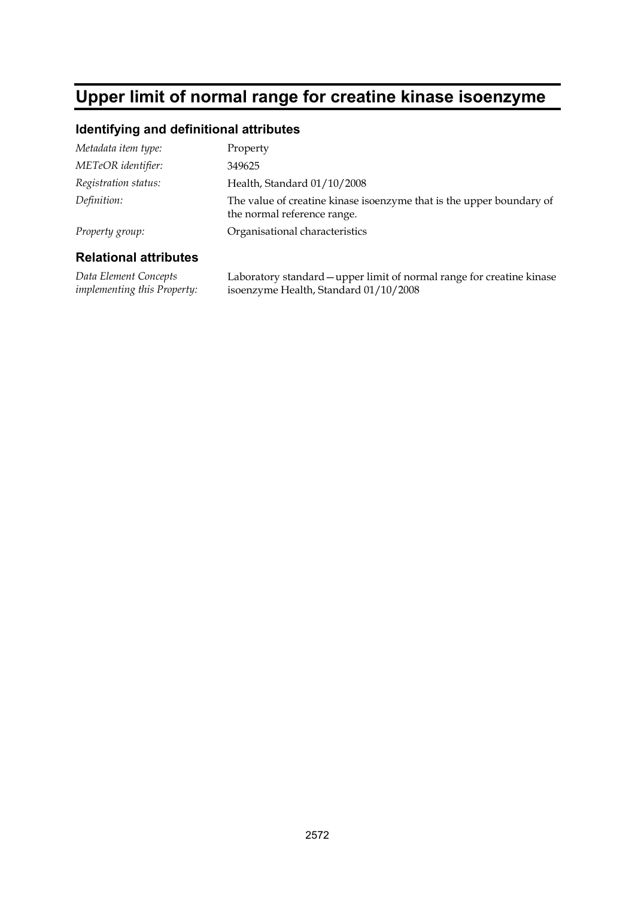# Upper limit of normal range for creatine kinase isoenzyme

## Identifying and definitional attributes

| | |
|---|---|
| *Metadata item type:* | Property |
| *METeOR identifier:* | 349625 |
| *Registration status:* | Health, Standard 01/10/2008 |
| *Definition:* | The value of creatine kinase isoenzyme that is the upper boundary of the normal reference range. |
| *Property group:* | Organisational characteristics |

## Relational attributes

| | |
|---|---|
| *Data Element Concepts implementing this Property:* | Laboratory standard—upper limit of normal range for creatine kinase isoenzyme Health, Standard 01/10/2008 |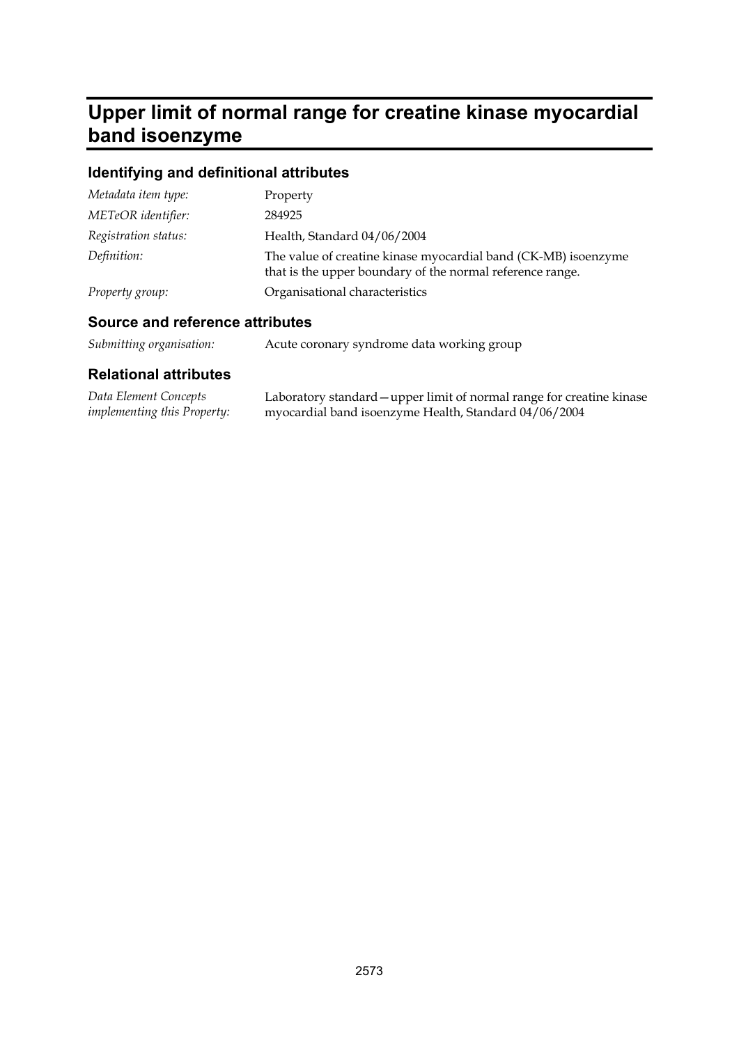# Upper limit of normal range for creatine kinase myocardial band isoenzyme

## Identifying and definitional attributes

| | |
|---|---|
| *Metadata item type:* | Property |
| *METeOR identifier:* | 284925 |
| *Registration status:* | Health, Standard 04/06/2004 |
| *Definition:* | The value of creatine kinase myocardial band (CK-MB) isoenzyme that is the upper boundary of the normal reference range. |
| *Property group:* | Organisational characteristics |

## Source and reference attributes

| | |
|---|---|
| *Submitting organisation:* | Acute coronary syndrome data working group |

## Relational attributes

| | |
|---|---|
| *Data Element Concepts implementing this Property:* | Laboratory standard—upper limit of normal range for creatine kinase myocardial band isoenzyme Health, Standard 04/06/2004 |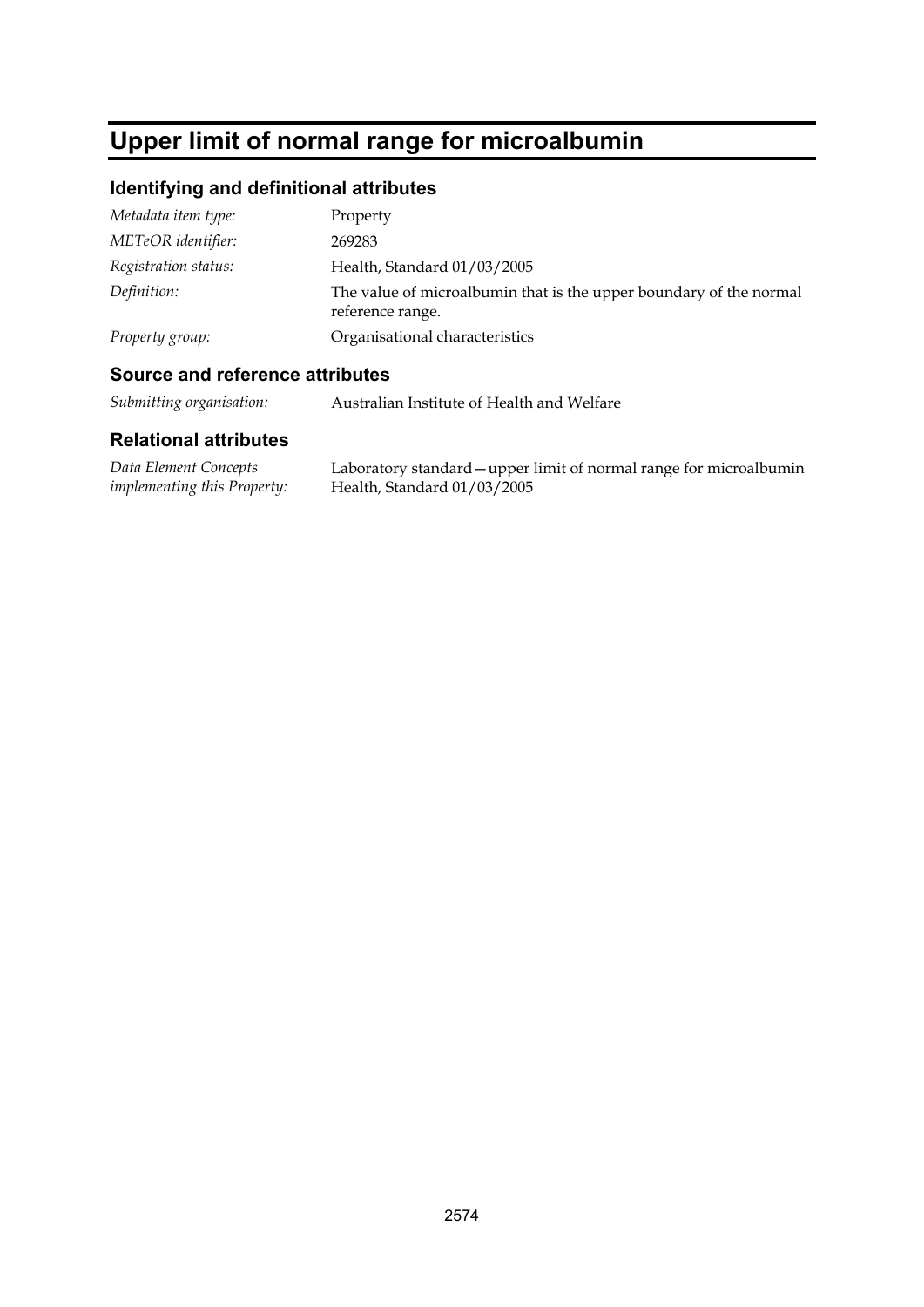# Upper limit of normal range for microalbumin

## Identifying and definitional attributes

| | |
|---|---|
| *Metadata item type:* | Property |
| *METeOR identifier:* | 269283 |
| *Registration status:* | Health, Standard 01/03/2005 |
| *Definition:* | The value of microalbumin that is the upper boundary of the normal reference range. |
| *Property group:* | Organisational characteristics |

## Source and reference attributes

| | |
|---|---|
| *Submitting organisation:* | Australian Institute of Health and Welfare |

## Relational attributes

| | |
|---|---|
| *Data Element Concepts implementing this Property:* | Laboratory standard—upper limit of normal range for microalbumin Health, Standard 01/03/2005 |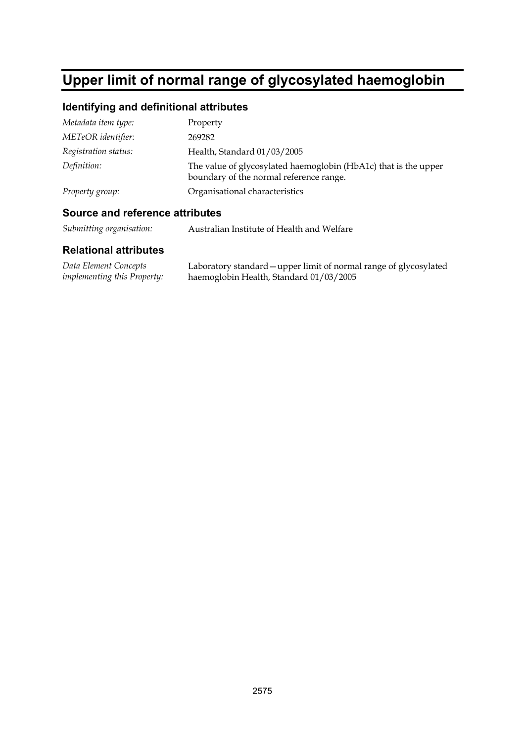# Upper limit of normal range of glycosylated haemoglobin

## Identifying and definitional attributes

| | |
|---|---|
| *Metadata item type:* | Property |
| *METeOR identifier:* | 269282 |
| *Registration status:* | Health, Standard 01/03/2005 |
| *Definition:* | The value of glycosylated haemoglobin (HbA1c) that is the upper boundary of the normal reference range. |
| *Property group:* | Organisational characteristics |

## Source and reference attributes

| | |
|---|---|
| *Submitting organisation:* | Australian Institute of Health and Welfare |

## Relational attributes

| | |
|---|---|
| *Data Element Concepts implementing this Property:* | Laboratory standard—upper limit of normal range of glycosylated haemoglobin Health, Standard 01/03/2005 |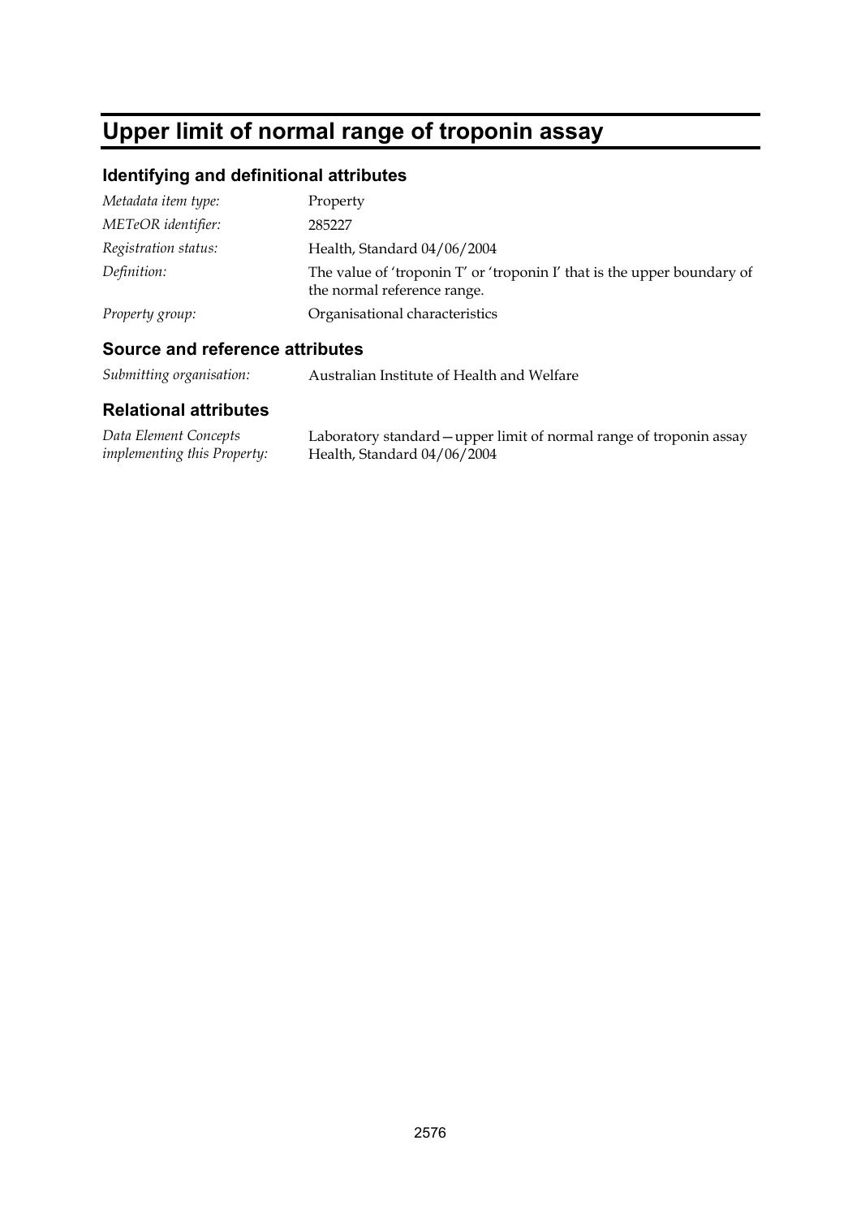# Upper limit of normal range of troponin assay

## Identifying and definitional attributes

| | |
|---|---|
| *Metadata item type:* | Property |
| *METeOR identifier:* | 285227 |
| *Registration status:* | Health, Standard 04/06/2004 |
| *Definition:* | The value of 'troponin T' or 'troponin I' that is the upper boundary of the normal reference range. |
| *Property group:* | Organisational characteristics |

## Source and reference attributes

| | |
|---|---|
| *Submitting organisation:* | Australian Institute of Health and Welfare |

## Relational attributes

| | |
|---|---|
| *Data Element Concepts implementing this Property:* | Laboratory standard—upper limit of normal range of troponin assay Health, Standard 04/06/2004 |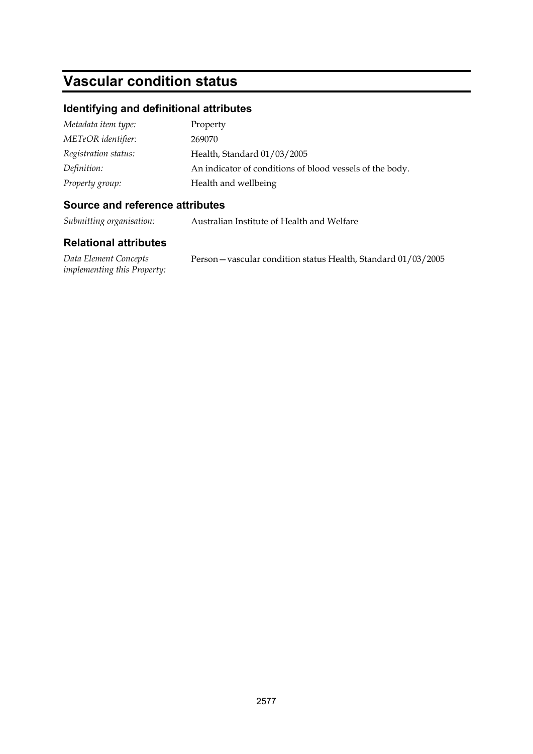# Vascular condition status

## Identifying and definitional attributes

| | |
|---|---|
| *Metadata item type:* | Property |
| *METeOR identifier:* | 269070 |
| *Registration status:* | Health, Standard 01/03/2005 |
| *Definition:* | An indicator of conditions of blood vessels of the body. |
| *Property group:* | Health and wellbeing |

## Source and reference attributes

| | |
|---|---|
| *Submitting organisation:* | Australian Institute of Health and Welfare |

## Relational attributes

| | |
|---|---|
| *Data Element Concepts implementing this Property:* | Person—vascular condition status Health, Standard 01/03/2005 |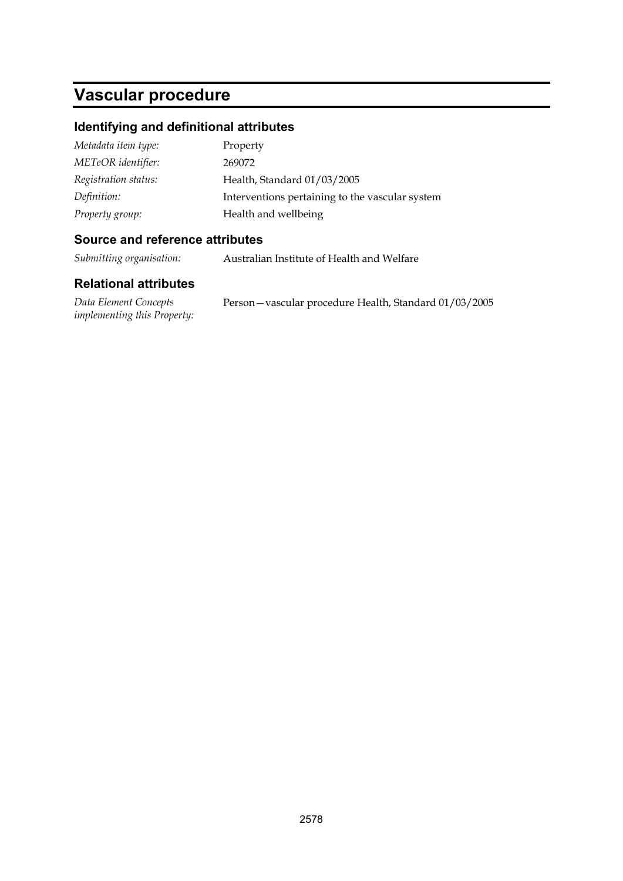# Vascular procedure

## Identifying and definitional attributes

| | |
|---|---|
| *Metadata item type:* | Property |
| *METeOR identifier:* | 269072 |
| *Registration status:* | Health, Standard 01/03/2005 |
| *Definition:* | Interventions pertaining to the vascular system |
| *Property group:* | Health and wellbeing |

## Source and reference attributes

| | |
|---|---|
| *Submitting organisation:* | Australian Institute of Health and Welfare |

## Relational attributes

| | |
|---|---|
| *Data Element Concepts implementing this Property:* | Person—vascular procedure Health, Standard 01/03/2005 |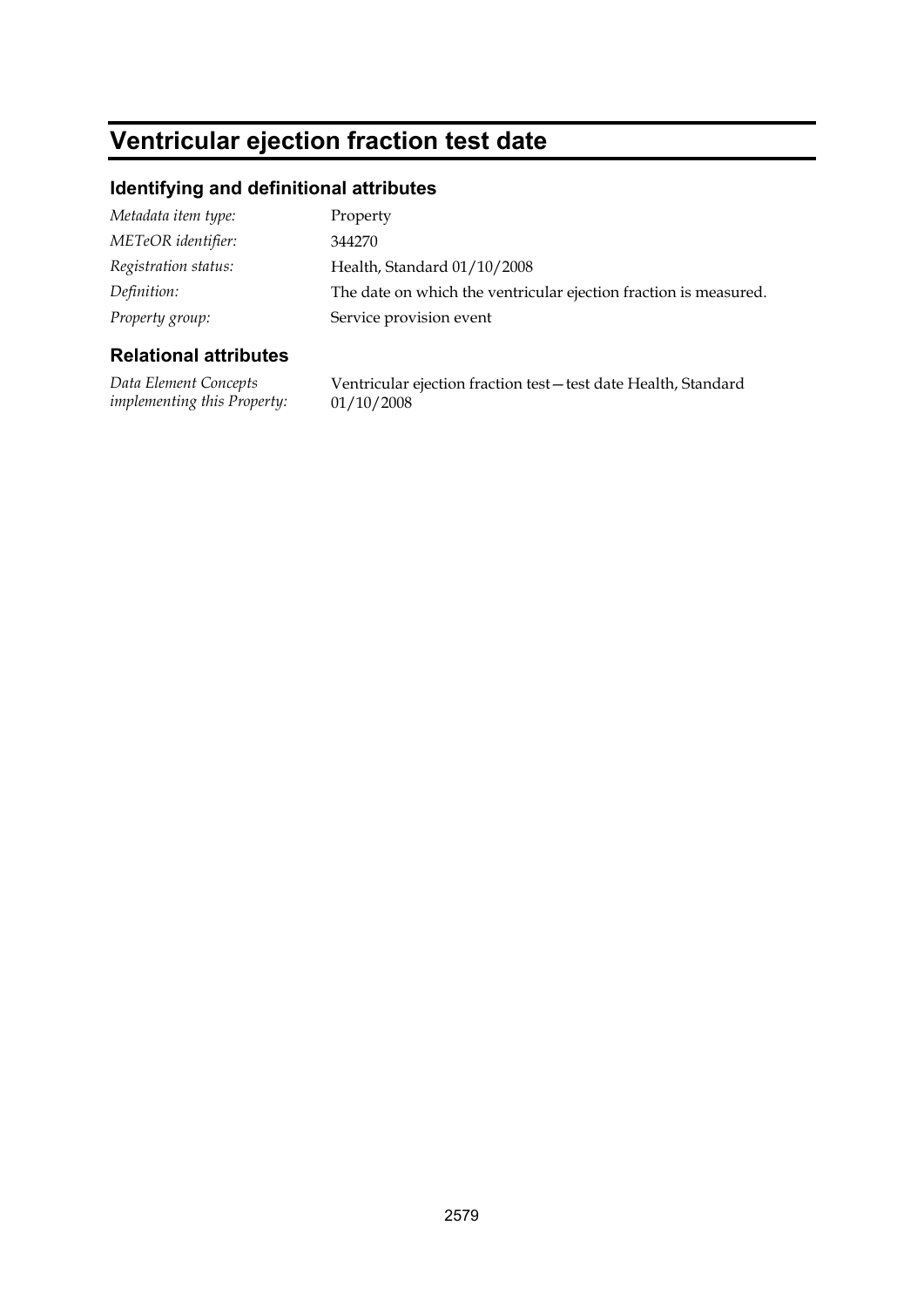# Ventricular ejection fraction test date

## Identifying and definitional attributes

*Metadata item type:* Property

*METeOR identifier:* 344270

*Registration status:* Health, Standard 01/10/2008

*Definition:* The date on which the ventricular ejection fraction is measured.

*Property group:* Service provision event

## Relational attributes

*Data Element Concepts implementing this Property:* Ventricular ejection fraction test—test date Health, Standard 01/10/2008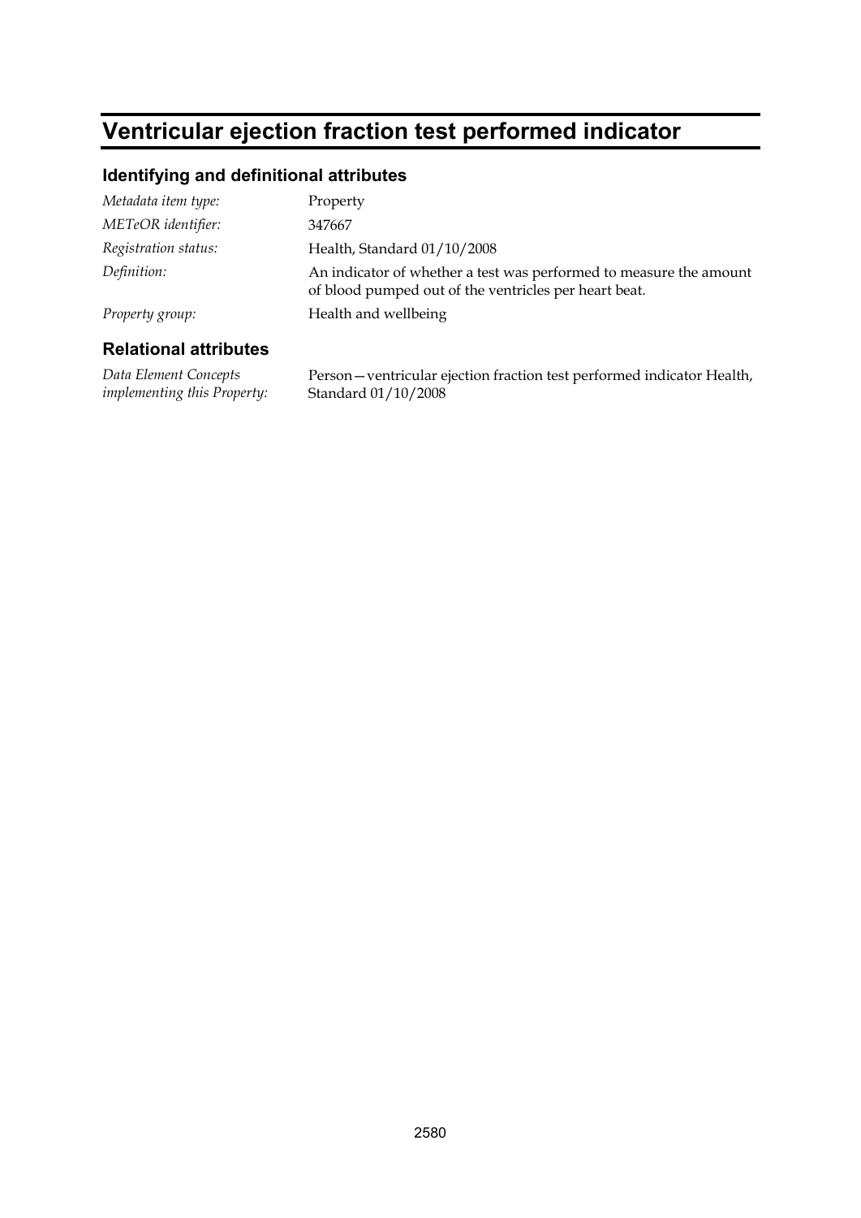# Ventricular ejection fraction test performed indicator

## Identifying and definitional attributes

| | |
|---|---|
| *Metadata item type:* | Property |
| *METeOR identifier:* | 347667 |
| *Registration status:* | Health, Standard 01/10/2008 |
| *Definition:* | An indicator of whether a test was performed to measure the amount of blood pumped out of the ventricles per heart beat. |
| *Property group:* | Health and wellbeing |

## Relational attributes

| | |
|---|---|
| *Data Element Concepts implementing this Property:* | Person—ventricular ejection fraction test performed indicator Health, Standard 01/10/2008 |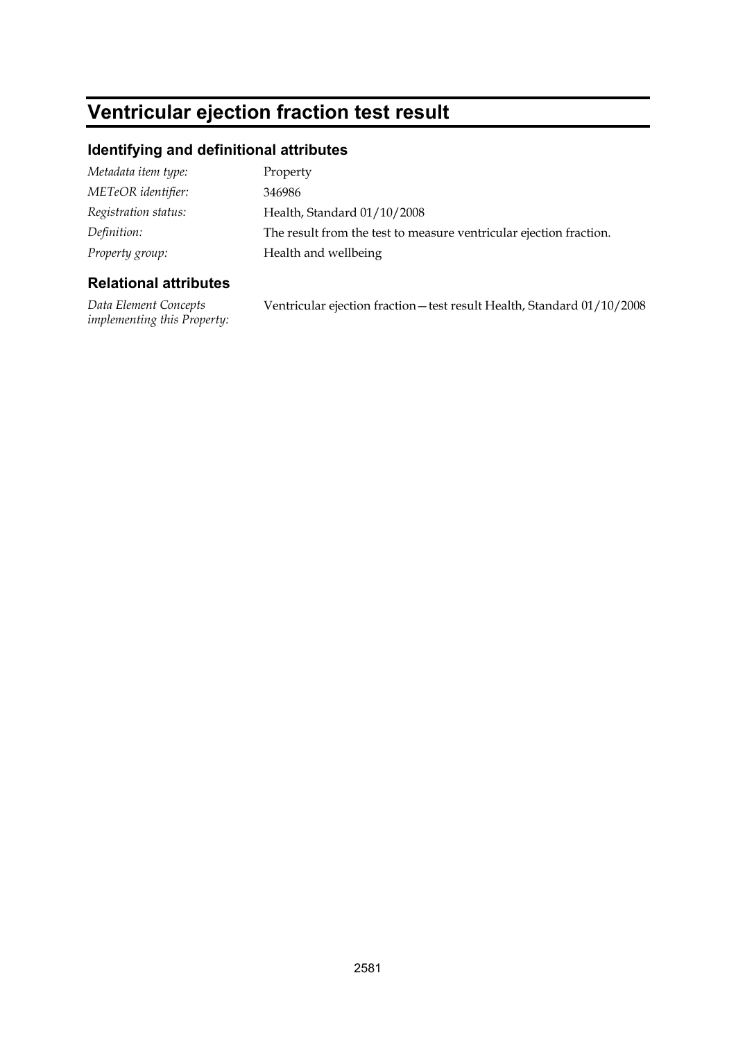# Ventricular ejection fraction test result

## Identifying and definitional attributes

| | |
|---|---|
| *Metadata item type:* | Property |
| *METeOR identifier:* | 346986 |
| *Registration status:* | Health, Standard 01/10/2008 |
| *Definition:* | The result from the test to measure ventricular ejection fraction. |
| *Property group:* | Health and wellbeing |

## Relational attributes

| | |
|---|---|
| *Data Element Concepts implementing this Property:* | Ventricular ejection fraction—test result Health, Standard 01/10/2008 |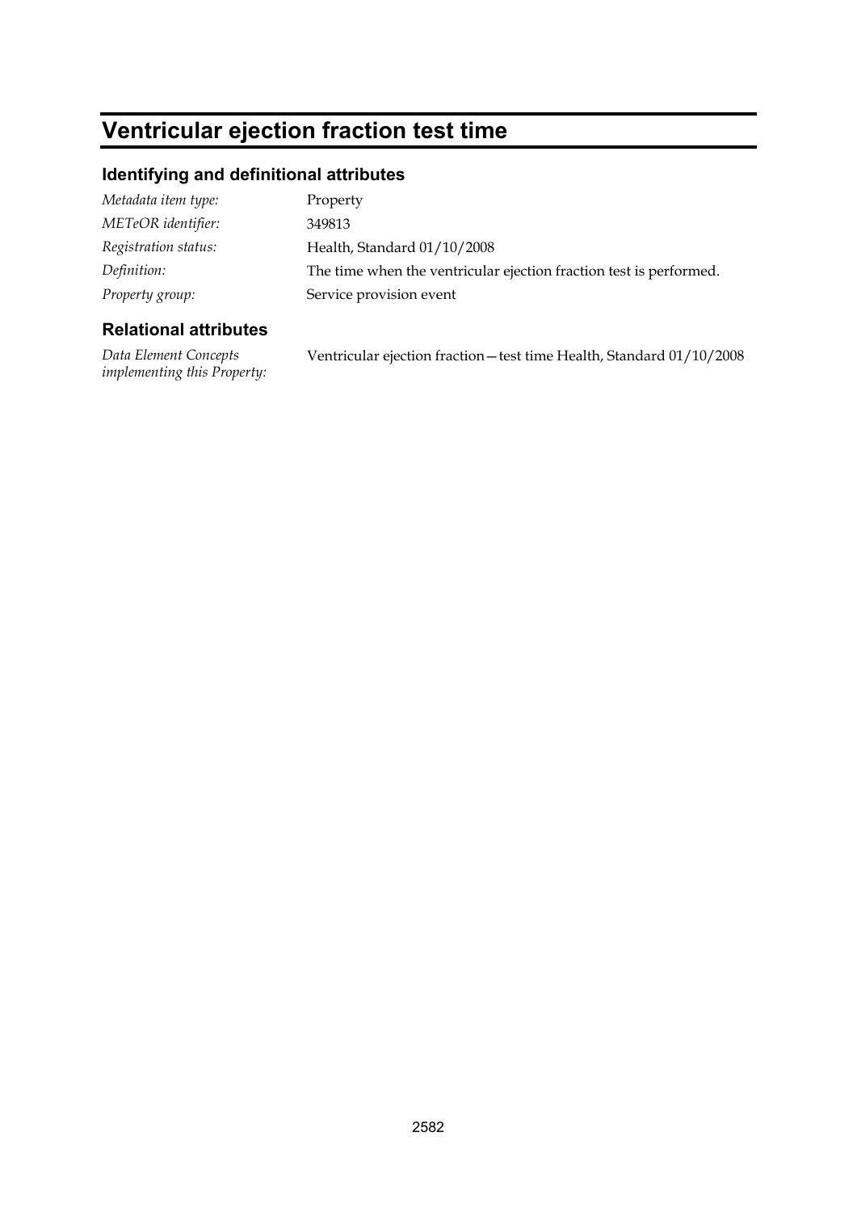# Ventricular ejection fraction test time

## Identifying and definitional attributes

| | |
|---|---|
| *Metadata item type:* | Property |
| *METeOR identifier:* | 349813 |
| *Registration status:* | Health, Standard 01/10/2008 |
| *Definition:* | The time when the ventricular ejection fraction test is performed. |
| *Property group:* | Service provision event |

## Relational attributes

| | |
|---|---|
| *Data Element Concepts implementing this Property:* | Ventricular ejection fraction—test time Health, Standard 01/10/2008 |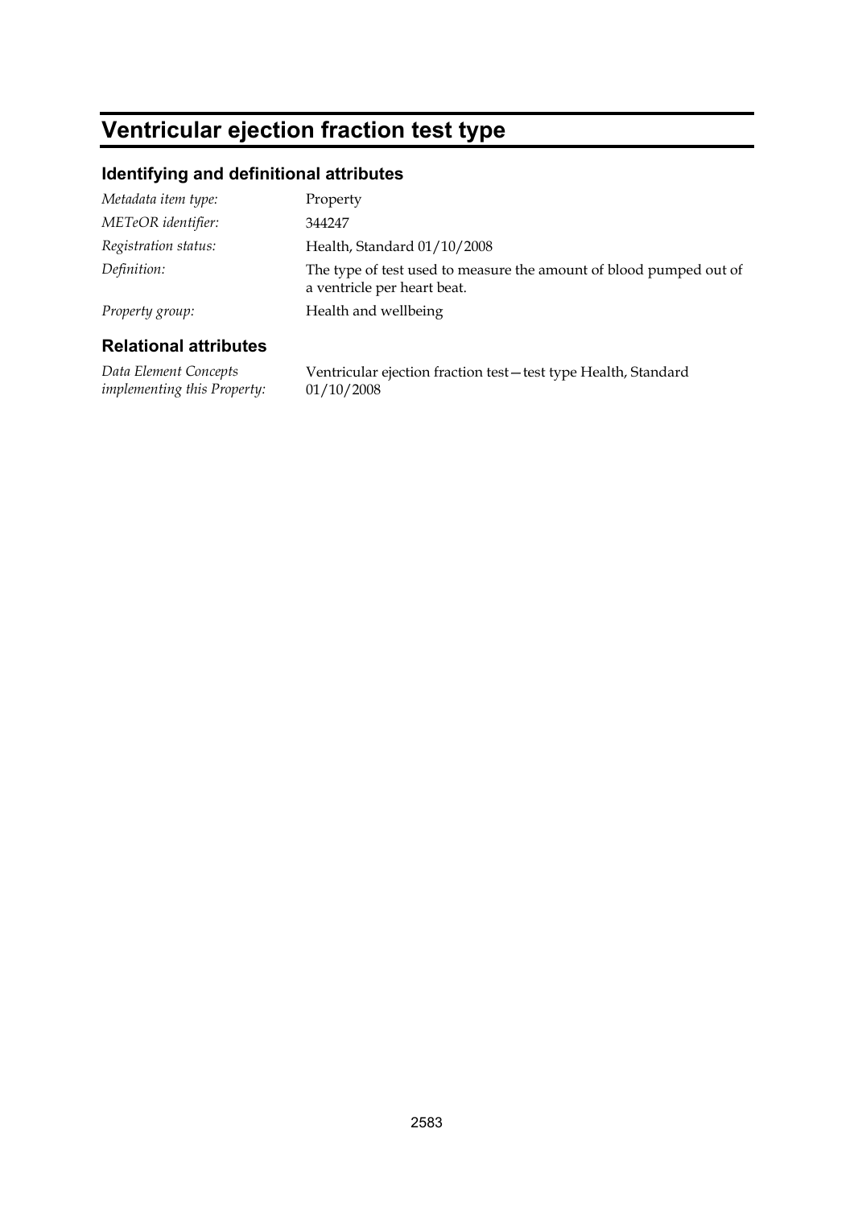# Ventricular ejection fraction test type

## Identifying and definitional attributes

| | |
|---|---|
| *Metadata item type:* | Property |
| *METeOR identifier:* | 344247 |
| *Registration status:* | Health, Standard 01/10/2008 |
| *Definition:* | The type of test used to measure the amount of blood pumped out of a ventricle per heart beat. |
| *Property group:* | Health and wellbeing |

## Relational attributes

| | |
|---|---|
| *Data Element Concepts implementing this Property:* | Ventricular ejection fraction test—test type Health, Standard 01/10/2008 |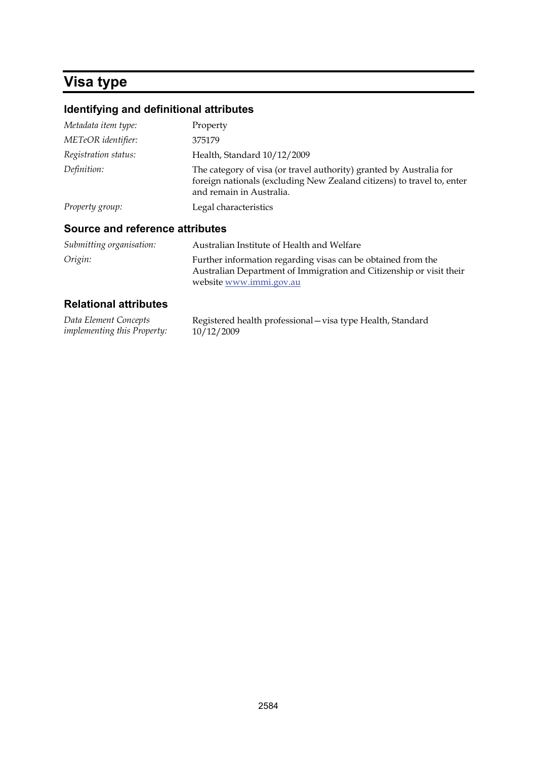# Visa type

## Identifying and definitional attributes

| | |
|---|---|
| *Metadata item type:* | Property |
| *METeOR identifier:* | 375179 |
| *Registration status:* | Health, Standard 10/12/2009 |
| *Definition:* | The category of visa (or travel authority) granted by Australia for foreign nationals (excluding New Zealand citizens) to travel to, enter and remain in Australia. |
| *Property group:* | Legal characteristics |

## Source and reference attributes

| | |
|---|---|
| *Submitting organisation:* | Australian Institute of Health and Welfare |
| *Origin:* | Further information regarding visas can be obtained from the Australian Department of Immigration and Citizenship or visit their website www.immi.gov.au |

## Relational attributes

| | |
|---|---|
| *Data Element Concepts implementing this Property:* | Registered health professional—visa type Health, Standard 10/12/2009 |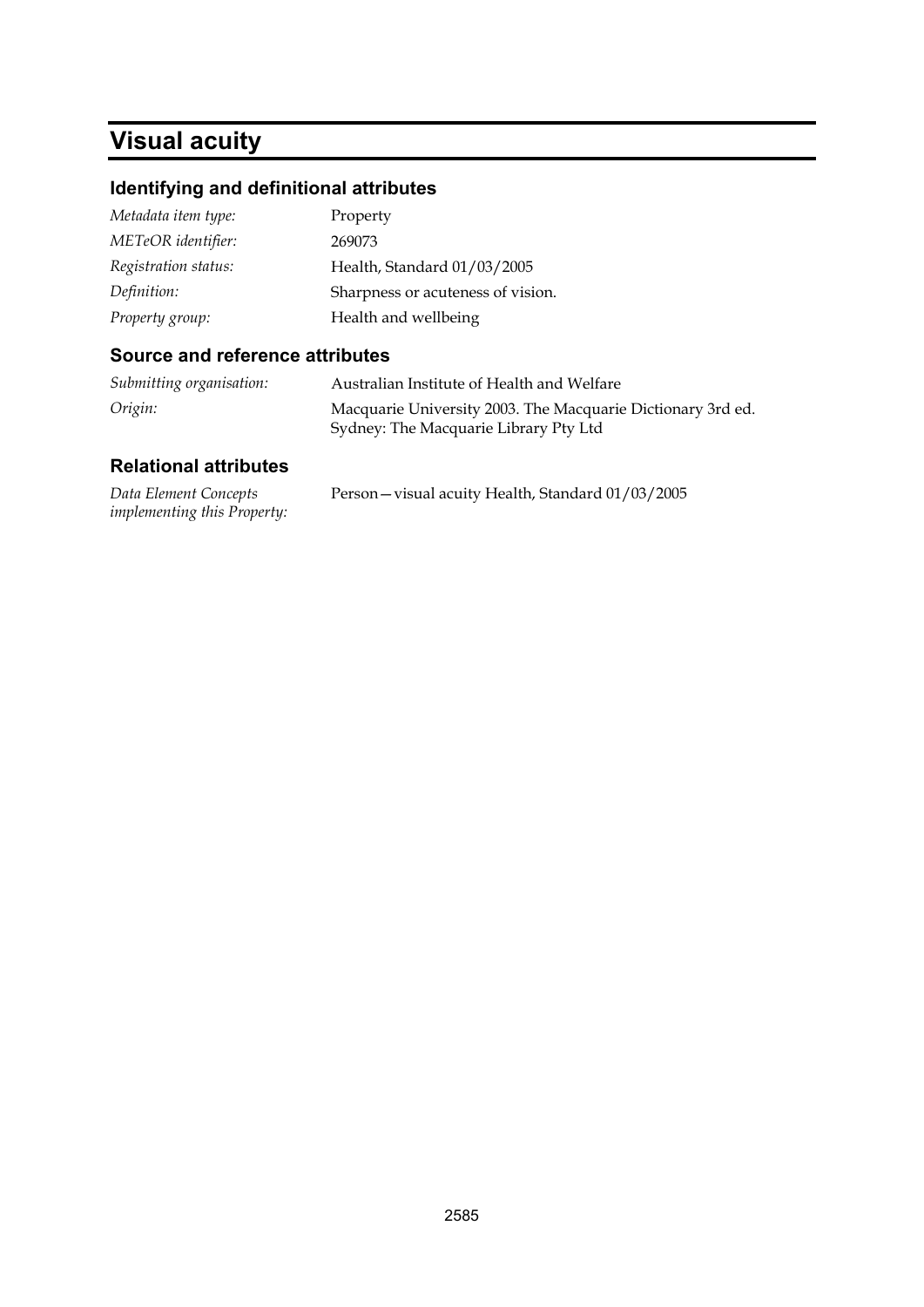# Visual acuity

## Identifying and definitional attributes

| | |
|---|---|
| *Metadata item type:* | Property |
| *METeOR identifier:* | 269073 |
| *Registration status:* | Health, Standard 01/03/2005 |
| *Definition:* | Sharpness or acuteness of vision. |
| *Property group:* | Health and wellbeing |

## Source and reference attributes

| | |
|---|---|
| *Submitting organisation:* | Australian Institute of Health and Welfare |
| *Origin:* | Macquarie University 2003. The Macquarie Dictionary 3rd ed. Sydney: The Macquarie Library Pty Ltd |

## Relational attributes

| | |
|---|---|
| *Data Element Concepts implementing this Property:* | Person—visual acuity Health, Standard 01/03/2005 |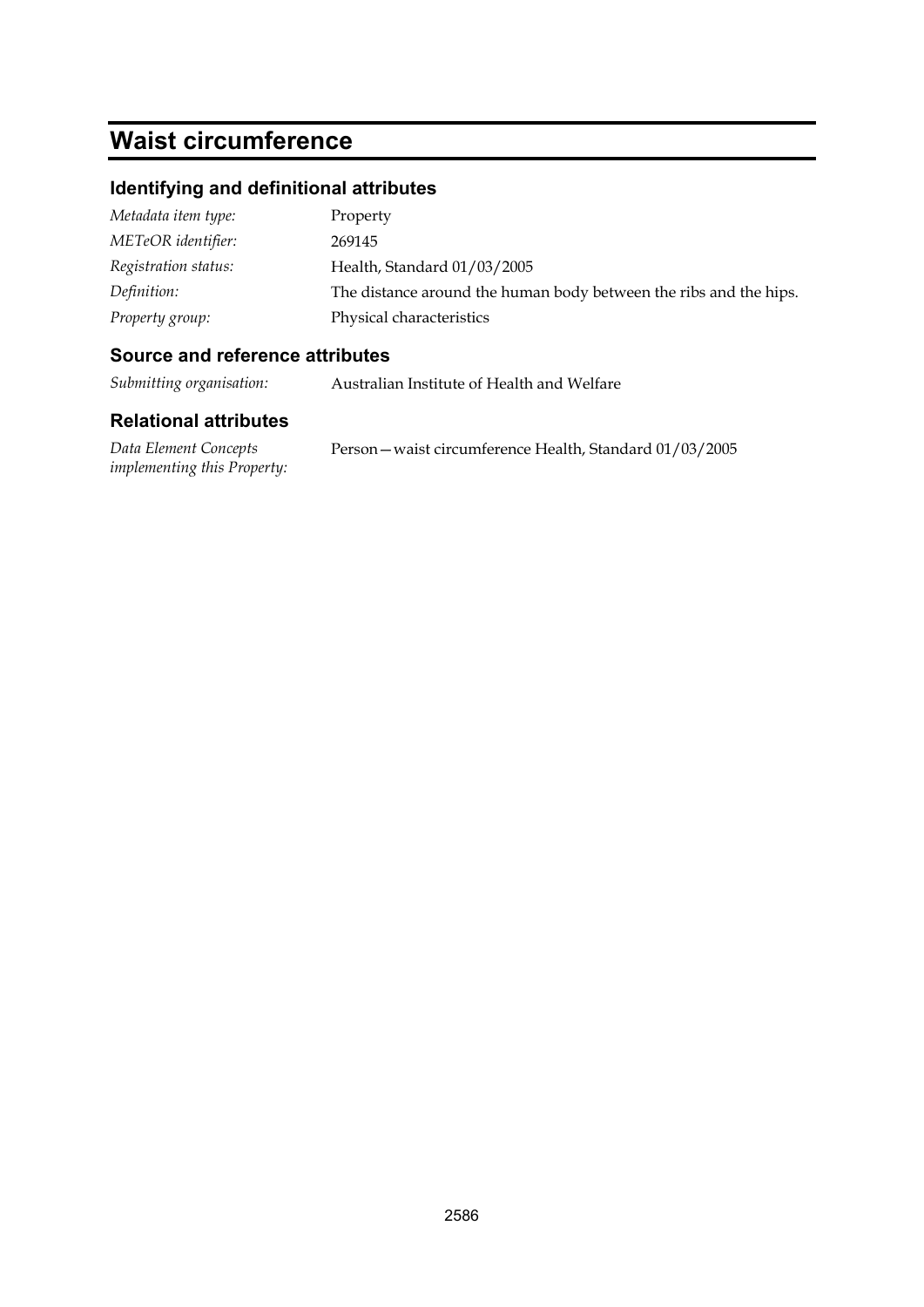# Waist circumference

## Identifying and definitional attributes

| | |
|---|---|
| *Metadata item type:* | Property |
| *METeOR identifier:* | 269145 |
| *Registration status:* | Health, Standard 01/03/2005 |
| *Definition:* | The distance around the human body between the ribs and the hips. |
| *Property group:* | Physical characteristics |

## Source and reference attributes

| | |
|---|---|
| *Submitting organisation:* | Australian Institute of Health and Welfare |

## Relational attributes

| | |
|---|---|
| *Data Element Concepts implementing this Property:* | Person—waist circumference Health, Standard 01/03/2005 |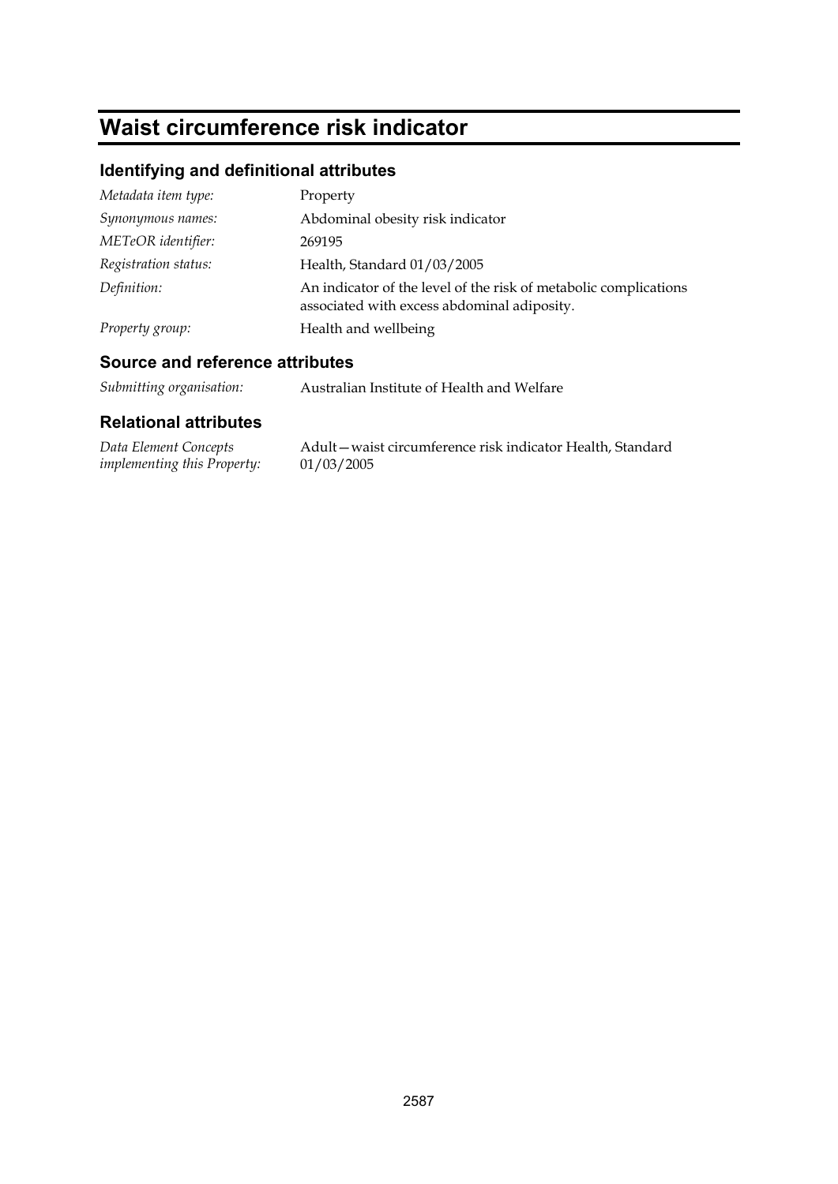# Waist circumference risk indicator

## Identifying and definitional attributes

| | |
|---|---|
| *Metadata item type:* | Property |
| *Synonymous names:* | Abdominal obesity risk indicator |
| *METeOR identifier:* | 269195 |
| *Registration status:* | Health, Standard 01/03/2005 |
| *Definition:* | An indicator of the level of the risk of metabolic complications associated with excess abdominal adiposity. |
| *Property group:* | Health and wellbeing |

## Source and reference attributes

| | |
|---|---|
| *Submitting organisation:* | Australian Institute of Health and Welfare |

## Relational attributes

| | |
|---|---|
| *Data Element Concepts implementing this Property:* | Adult—waist circumference risk indicator Health, Standard 01/03/2005 |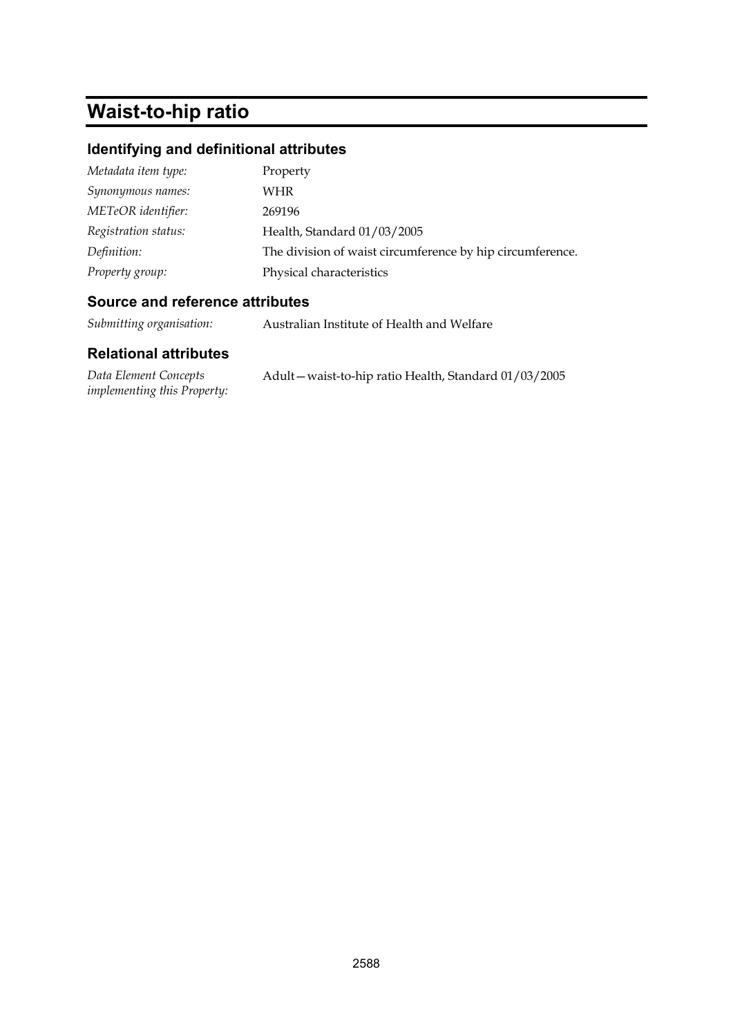# Waist-to-hip ratio

## Identifying and definitional attributes

| | |
|---|---|
| *Metadata item type:* | Property |
| *Synonymous names:* | WHR |
| *METeOR identifier:* | 269196 |
| *Registration status:* | Health, Standard 01/03/2005 |
| *Definition:* | The division of waist circumference by hip circumference. |
| *Property group:* | Physical characteristics |

## Source and reference attributes

| | |
|---|---|
| *Submitting organisation:* | Australian Institute of Health and Welfare |

## Relational attributes

| | |
|---|---|
| *Data Element Concepts implementing this Property:* | Adult—waist-to-hip ratio Health, Standard 01/03/2005 |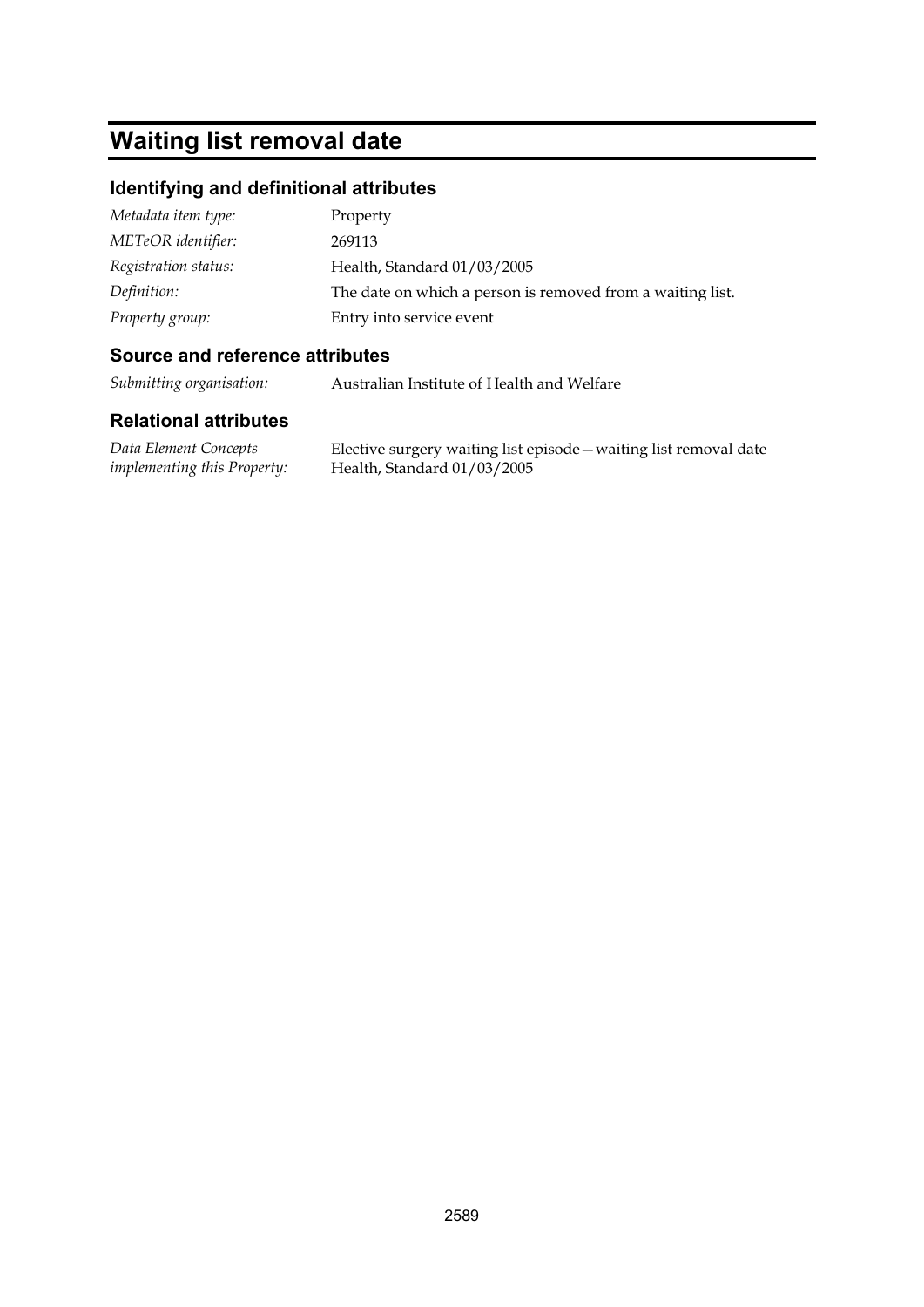# Waiting list removal date

## Identifying and definitional attributes

| | |
|---|---|
| *Metadata item type:* | Property |
| *METeOR identifier:* | 269113 |
| *Registration status:* | Health, Standard 01/03/2005 |
| *Definition:* | The date on which a person is removed from a waiting list. |
| *Property group:* | Entry into service event |

## Source and reference attributes

| | |
|---|---|
| *Submitting organisation:* | Australian Institute of Health and Welfare |

## Relational attributes

| | |
|---|---|
| *Data Element Concepts implementing this Property:* | Elective surgery waiting list episode—waiting list removal date Health, Standard 01/03/2005 |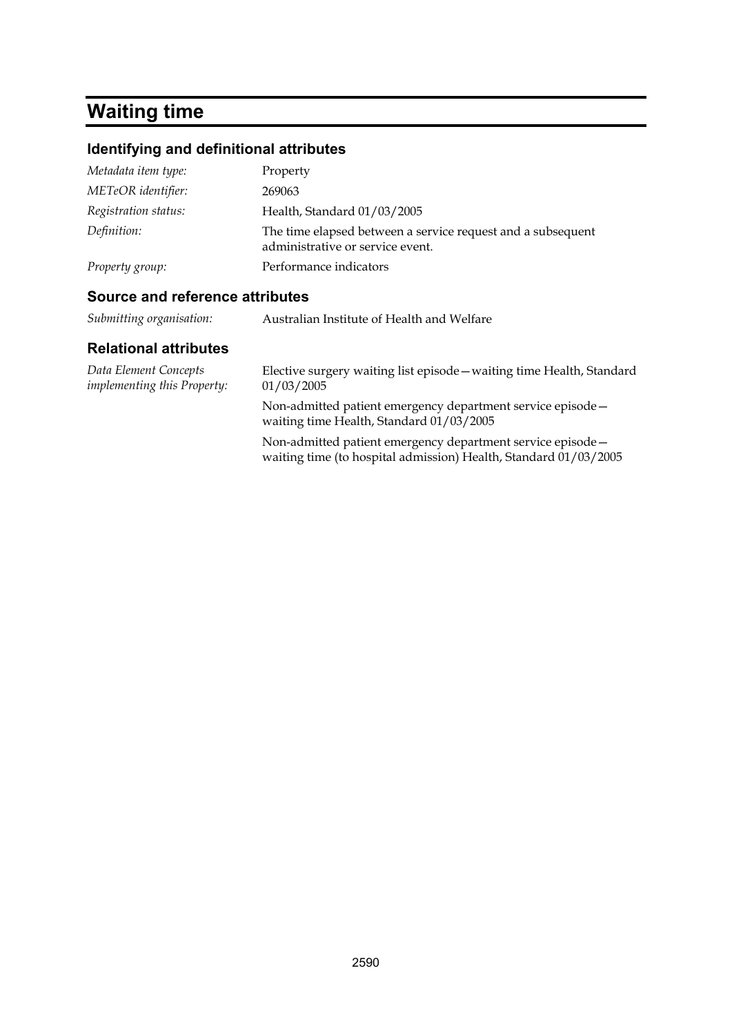# Waiting time

## Identifying and definitional attributes

| | |
|---|---|
| *Metadata item type:* | Property |
| *METeOR identifier:* | 269063 |
| *Registration status:* | Health, Standard 01/03/2005 |
| *Definition:* | The time elapsed between a service request and a subsequent administrative or service event. |
| *Property group:* | Performance indicators |

## Source and reference attributes

| | |
|---|---|
| *Submitting organisation:* | Australian Institute of Health and Welfare |

## Relational attributes

| | |
|---|---|
| *Data Element Concepts implementing this Property:* | Elective surgery waiting list episode—waiting time Health, Standard 01/03/2005 |
| | Non-admitted patient emergency department service episode—waiting time Health, Standard 01/03/2005 |
| | Non-admitted patient emergency department service episode—waiting time (to hospital admission) Health, Standard 01/03/2005 |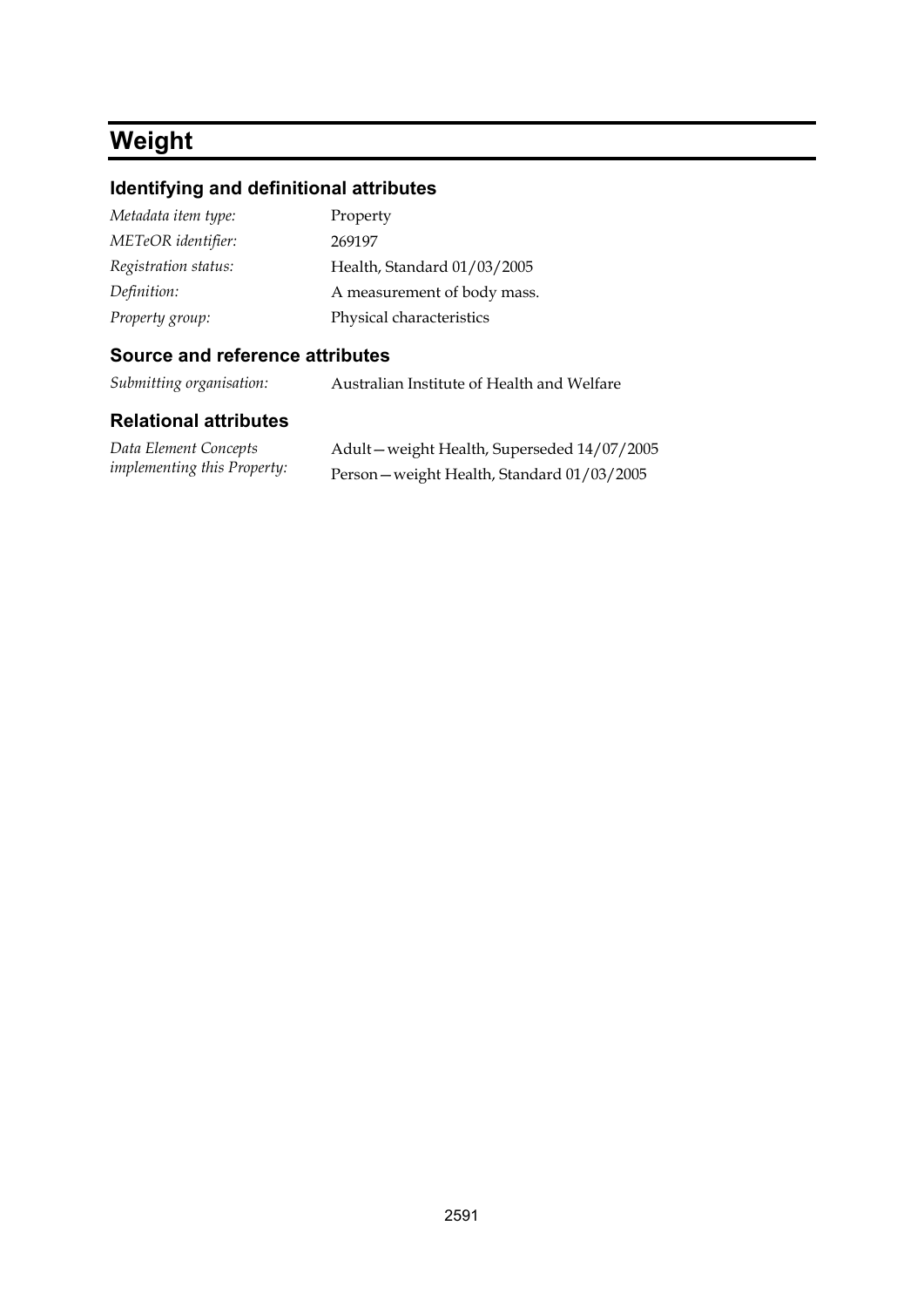# Weight

## Identifying and definitional attributes

| | |
|---|---|
| *Metadata item type:* | Property |
| *METeOR identifier:* | 269197 |
| *Registration status:* | Health, Standard 01/03/2005 |
| *Definition:* | A measurement of body mass. |
| *Property group:* | Physical characteristics |

## Source and reference attributes

| | |
|---|---|
| *Submitting organisation:* | Australian Institute of Health and Welfare |

## Relational attributes

| | |
|---|---|
| *Data Element Concepts implementing this Property:* | Adult—weight Health, Superseded 14/07/2005<br>Person—weight Health, Standard 01/03/2005 |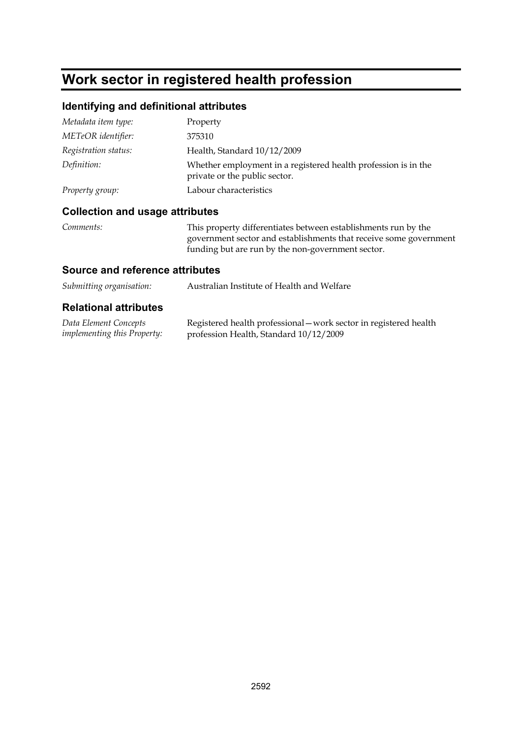# Work sector in registered health profession

## Identifying and definitional attributes

| | |
|---|---|
| *Metadata item type:* | Property |
| *METeOR identifier:* | 375310 |
| *Registration status:* | Health, Standard 10/12/2009 |
| *Definition:* | Whether employment in a registered health profession is in the private or the public sector. |
| *Property group:* | Labour characteristics |

## Collection and usage attributes

| | |
|---|---|
| *Comments:* | This property differentiates between establishments run by the government sector and establishments that receive some government funding but are run by the non-government sector. |

## Source and reference attributes

| | |
|---|---|
| *Submitting organisation:* | Australian Institute of Health and Welfare |

## Relational attributes

| | |
|---|---|
| *Data Element Concepts implementing this Property:* | Registered health professional—work sector in registered health profession Health, Standard 10/12/2009 |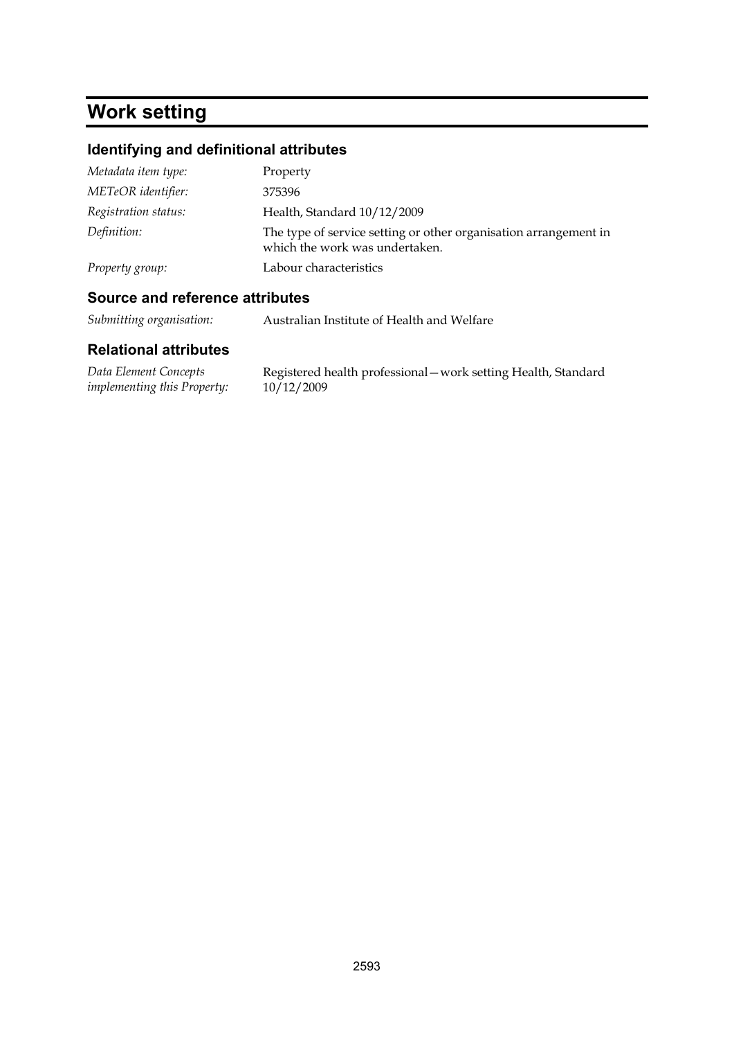# Work setting

## Identifying and definitional attributes

| | |
|---|---|
| *Metadata item type:* | Property |
| *METeOR identifier:* | 375396 |
| *Registration status:* | Health, Standard 10/12/2009 |
| *Definition:* | The type of service setting or other organisation arrangement in which the work was undertaken. |
| *Property group:* | Labour characteristics |

## Source and reference attributes

| | |
|---|---|
| *Submitting organisation:* | Australian Institute of Health and Welfare |

## Relational attributes

| | |
|---|---|
| *Data Element Concepts implementing this Property:* | Registered health professional—work setting Health, Standard 10/12/2009 |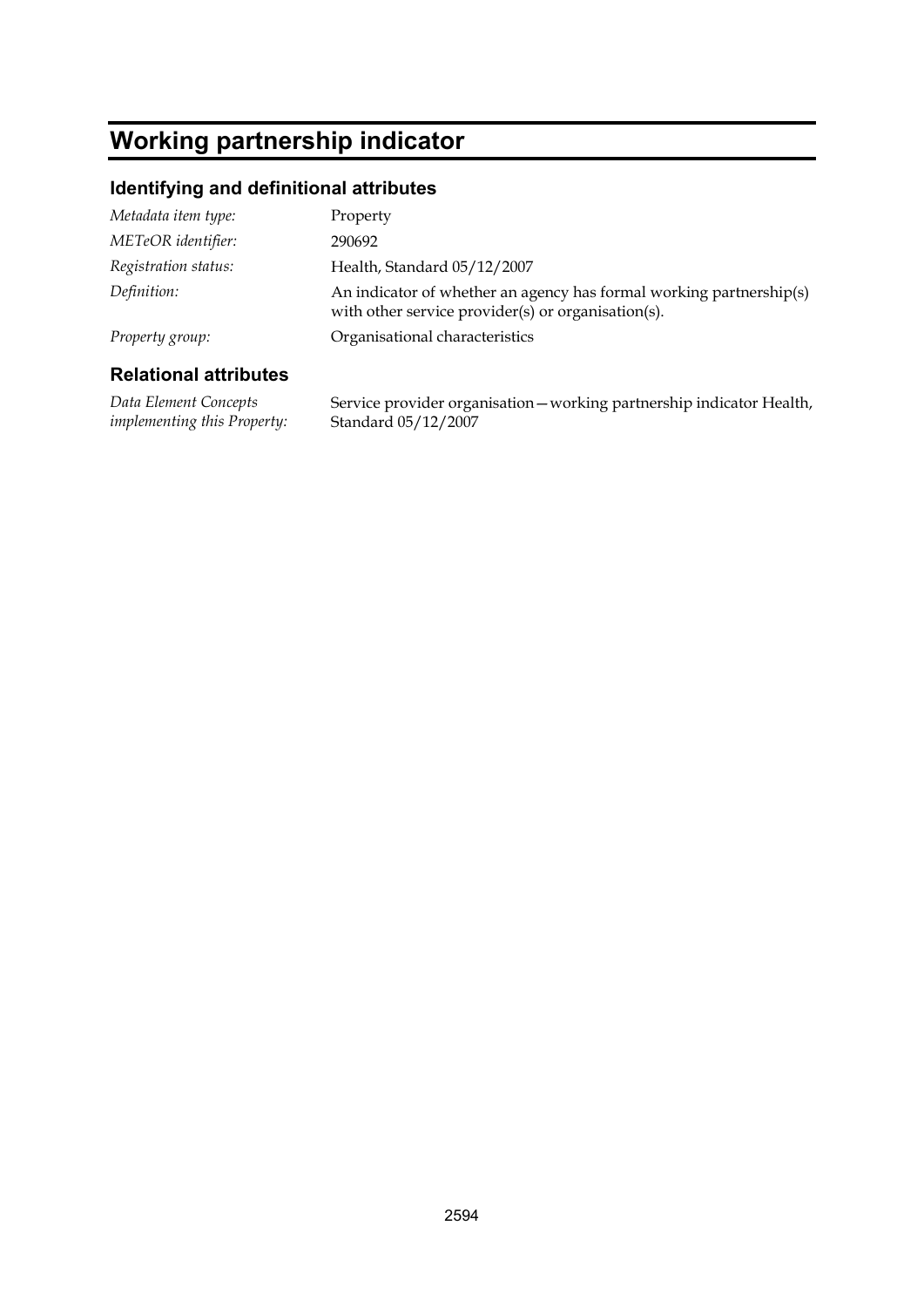# Working partnership indicator

## Identifying and definitional attributes

| | |
|---|---|
| *Metadata item type:* | Property |
| *METeOR identifier:* | 290692 |
| *Registration status:* | Health, Standard 05/12/2007 |
| *Definition:* | An indicator of whether an agency has formal working partnership(s) with other service provider(s) or organisation(s). |
| *Property group:* | Organisational characteristics |

## Relational attributes

| | |
|---|---|
| *Data Element Concepts implementing this Property:* | Service provider organisation—working partnership indicator Health, Standard 05/12/2007 |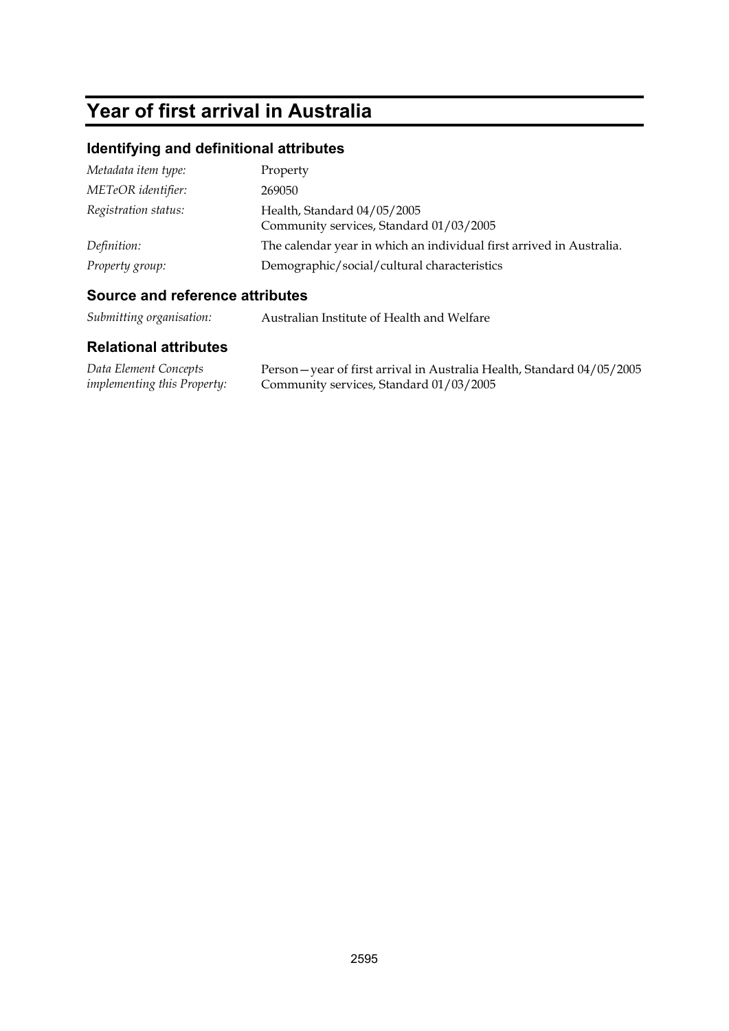# Year of first arrival in Australia

## Identifying and definitional attributes

| | |
|---|---|
| *Metadata item type:* | Property |
| *METeOR identifier:* | 269050 |
| *Registration status:* | Health, Standard 04/05/2005<br>Community services, Standard 01/03/2005 |
| *Definition:* | The calendar year in which an individual first arrived in Australia. |
| *Property group:* | Demographic/social/cultural characteristics |

## Source and reference attributes

| | |
|---|---|
| *Submitting organisation:* | Australian Institute of Health and Welfare |

## Relational attributes

| | |
|---|---|
| *Data Element Concepts implementing this Property:* | Person—year of first arrival in Australia Health, Standard 04/05/2005<br>Community services, Standard 01/03/2005 |